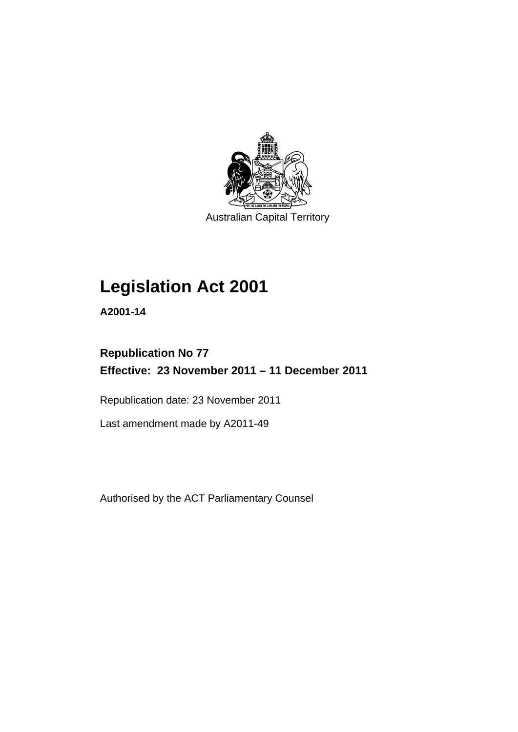Australian Capital Territory

# Legislation Act 2001

**A2001-14**

**Republication No 77**
**Effective: 23 November 2011 – 11 December 2011**

Republication date: 23 November 2011

Last amendment made by A2011-49

Authorised by the ACT Parliamentary Counsel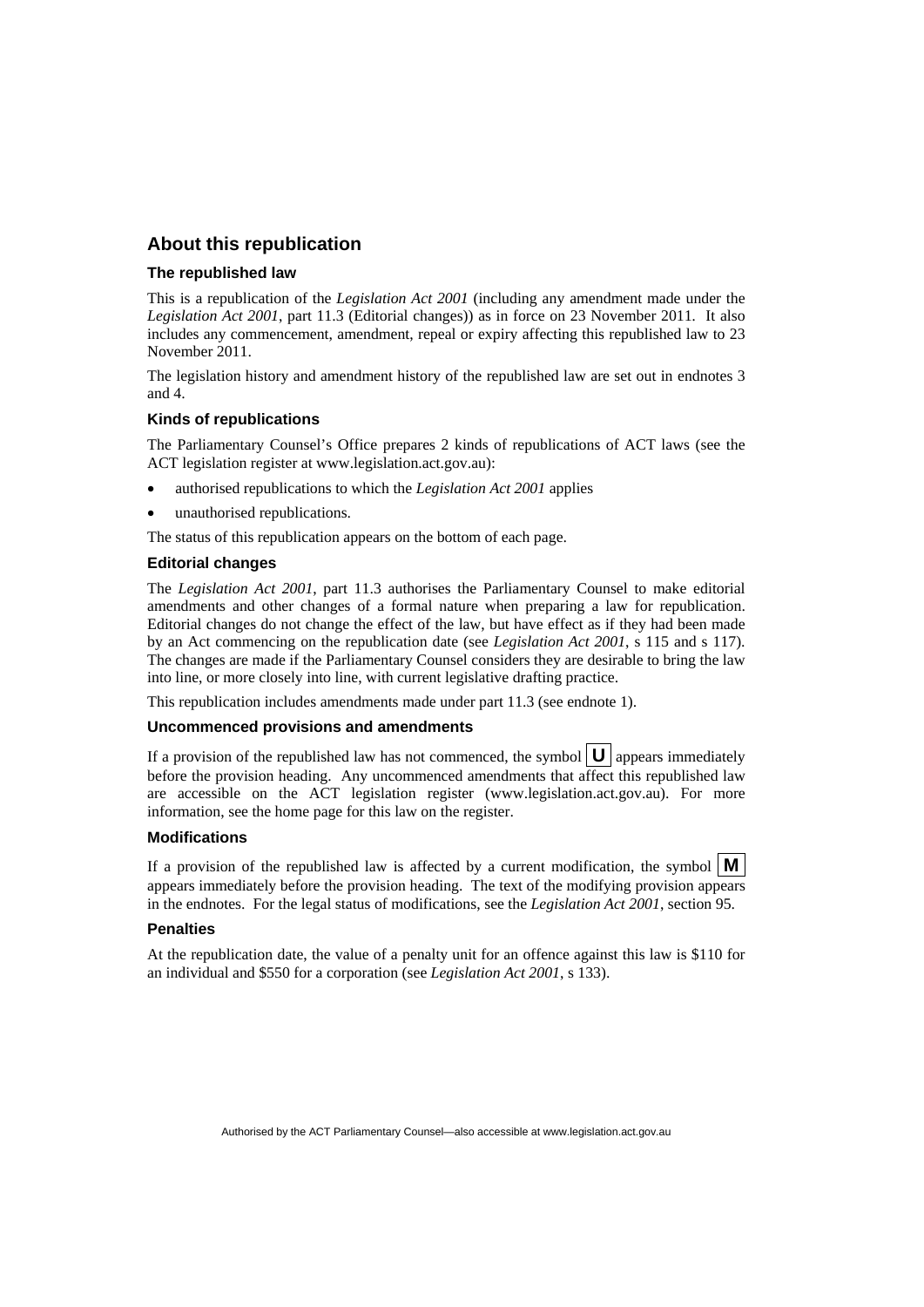## About this republication

### The republished law

This is a republication of the *Legislation Act 2001* (including any amendment made under the *Legislation Act 2001*, part 11.3 (Editorial changes)) as in force on 23 November 2011. It also includes any commencement, amendment, repeal or expiry affecting this republished law to 23 November 2011.

The legislation history and amendment history of the republished law are set out in endnotes 3 and 4.

### Kinds of republications

The Parliamentary Counsel's Office prepares 2 kinds of republications of ACT laws (see the ACT legislation register at www.legislation.act.gov.au):

- authorised republications to which the *Legislation Act 2001* applies
- unauthorised republications.

The status of this republication appears on the bottom of each page.

### Editorial changes

The *Legislation Act 2001*, part 11.3 authorises the Parliamentary Counsel to make editorial amendments and other changes of a formal nature when preparing a law for republication. Editorial changes do not change the effect of the law, but have effect as if they had been made by an Act commencing on the republication date (see *Legislation Act 2001*, s 115 and s 117). The changes are made if the Parliamentary Counsel considers they are desirable to bring the law into line, or more closely into line, with current legislative drafting practice.

This republication includes amendments made under part 11.3 (see endnote 1).

### Uncommenced provisions and amendments

If a provision of the republished law has not commenced, the symbol **U** appears immediately before the provision heading. Any uncommenced amendments that affect this republished law are accessible on the ACT legislation register (www.legislation.act.gov.au). For more information, see the home page for this law on the register.

### Modifications

If a provision of the republished law is affected by a current modification, the symbol **M** appears immediately before the provision heading. The text of the modifying provision appears in the endnotes. For the legal status of modifications, see the *Legislation Act 2001*, section 95.

### Penalties

At the republication date, the value of a penalty unit for an offence against this law is $110 for an individual and $550 for a corporation (see *Legislation Act 2001*, s 133).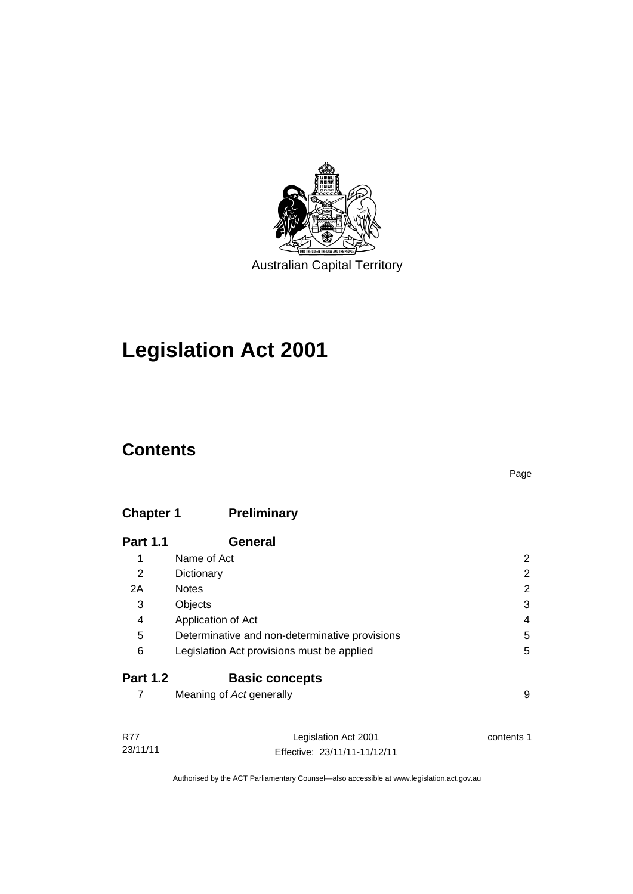Australian Capital Territory

# Legislation Act 2001

## Contents

Page

| | | |
|---|---|---|
| **Chapter 1** | **Preliminary** | |
| **Part 1.1** | **General** | |
| 1 | Name of Act | 2 |
| 2 | Dictionary | 2 |
| 2A | Notes | 2 |
| 3 | Objects | 3 |
| 4 | Application of Act | 4 |
| 5 | Determinative and non-determinative provisions | 5 |
| 6 | Legislation Act provisions must be applied | 5 |
| **Part 1.2** | **Basic concepts** | |
| 7 | Meaning of *Act* generally | 9 |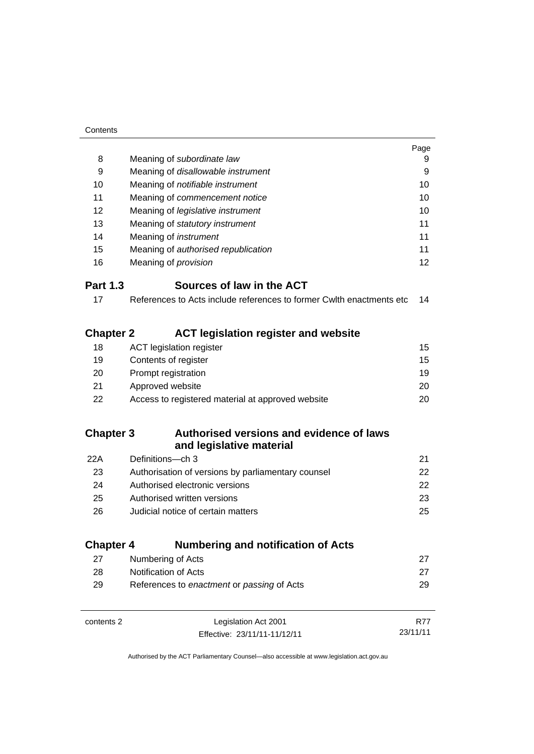| | | Page |
|---|---|---|
| 8 | Meaning of *subordinate law* | 9 |
| 9 | Meaning of *disallowable instrument* | 9 |
| 10 | Meaning of *notifiable instrument* | 10 |
| 11 | Meaning of *commencement notice* | 10 |
| 12 | Meaning of *legislative instrument* | 10 |
| 13 | Meaning of *statutory instrument* | 11 |
| 14 | Meaning of *instrument* | 11 |
| 15 | Meaning of *authorised republication* | 11 |
| 16 | Meaning of *provision* | 12 |

### Part 1.3 Sources of law in the ACT

| | | |
|---|---|---|
| 17 | References to Acts include references to former Cwlth enactments etc | 14 |

## Chapter 2 ACT legislation register and website

| | | |
|---|---|---|
| 18 | ACT legislation register | 15 |
| 19 | Contents of register | 15 |
| 20 | Prompt registration | 19 |
| 21 | Approved website | 20 |
| 22 | Access to registered material at approved website | 20 |

## Chapter 3 Authorised versions and evidence of laws and legislative material

| | | |
|---|---|---|
| 22A | Definitions—ch 3 | 21 |
| 23 | Authorisation of versions by parliamentary counsel | 22 |
| 24 | Authorised electronic versions | 22 |
| 25 | Authorised written versions | 23 |
| 26 | Judicial notice of certain matters | 25 |

## Chapter 4 Numbering and notification of Acts

| | | |
|---|---|---|
| 27 | Numbering of Acts | 27 |
| 28 | Notification of Acts | 27 |
| 29 | References to *enactment* or *passing* of Acts | 29 |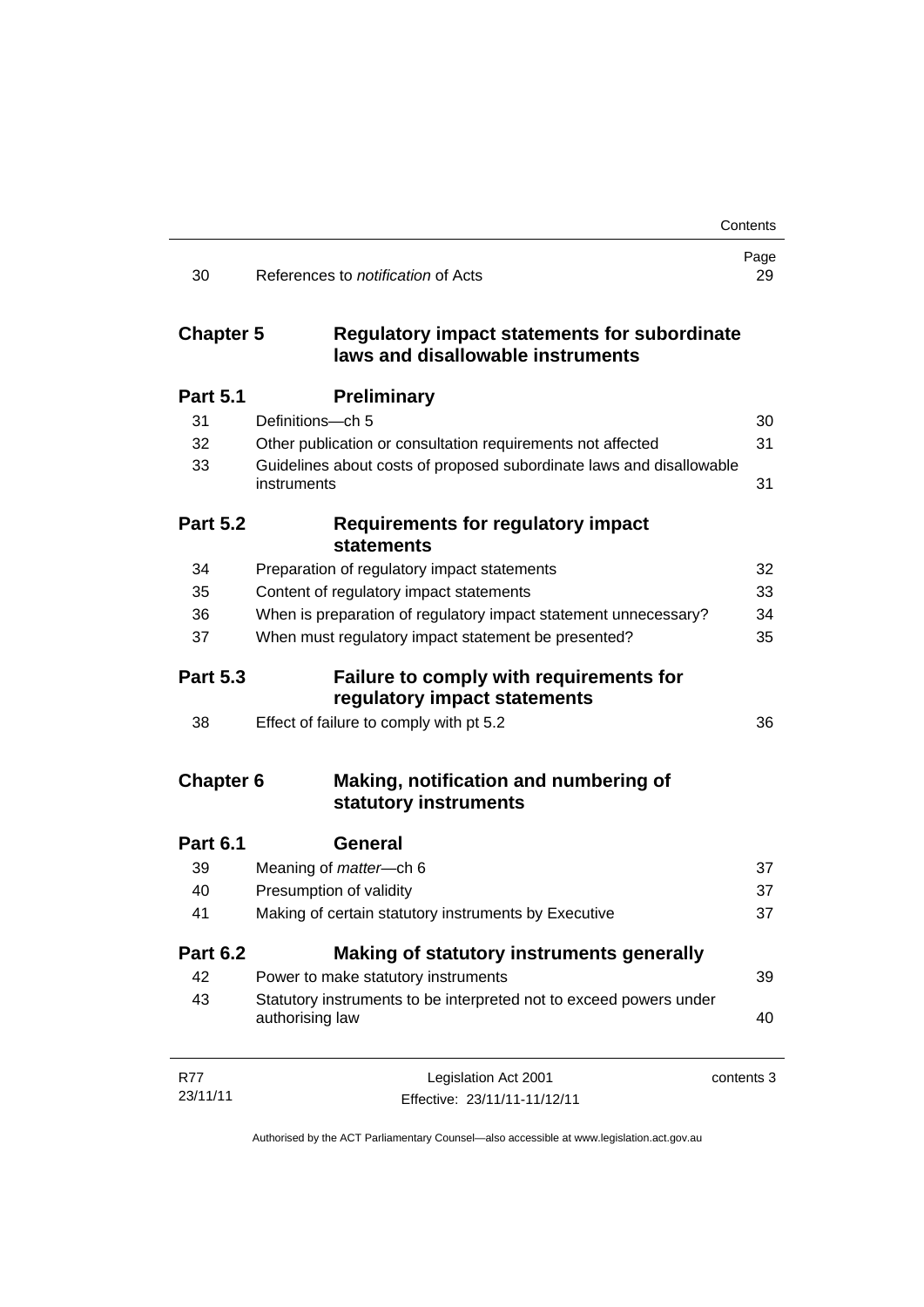| | | Page |
|---|---|---|
| 30 | References to *notification* of Acts | 29 |

## Chapter 5 Regulatory impact statements for subordinate laws and disallowable instruments

### Part 5.1 Preliminary

| | | |
|---|---|---|
| 31 | Definitions—ch 5 | 30 |
| 32 | Other publication or consultation requirements not affected | 31 |
| 33 | Guidelines about costs of proposed subordinate laws and disallowable instruments | 31 |

### Part 5.2 Requirements for regulatory impact statements

| | | |
|---|---|---|
| 34 | Preparation of regulatory impact statements | 32 |
| 35 | Content of regulatory impact statements | 33 |
| 36 | When is preparation of regulatory impact statement unnecessary? | 34 |
| 37 | When must regulatory impact statement be presented? | 35 |

### Part 5.3 Failure to comply with requirements for regulatory impact statements

| | | |
|---|---|---|
| 38 | Effect of failure to comply with pt 5.2 | 36 |

## Chapter 6 Making, notification and numbering of statutory instruments

### Part 6.1 General

| | | |
|---|---|---|
| 39 | Meaning of *matter*—ch 6 | 37 |
| 40 | Presumption of validity | 37 |
| 41 | Making of certain statutory instruments by Executive | 37 |

### Part 6.2 Making of statutory instruments generally

| | | |
|---|---|---|
| 42 | Power to make statutory instruments | 39 |
| 43 | Statutory instruments to be interpreted not to exceed powers under authorising law | 40 |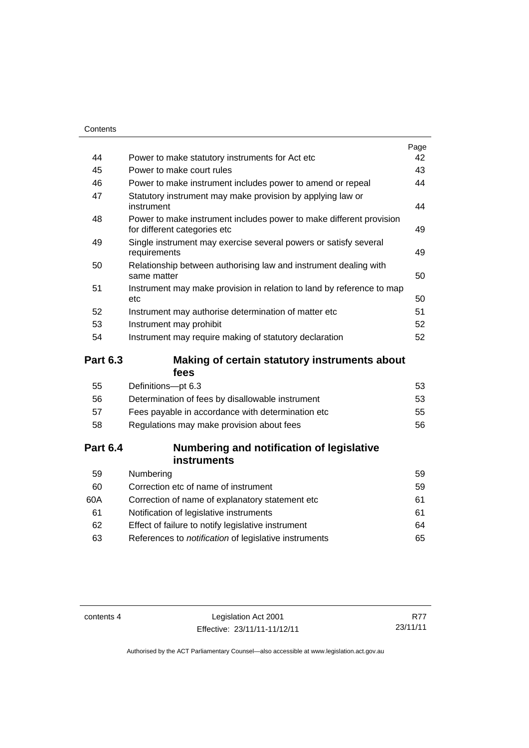| | | Page |
|---|---|---|
| 44 | Power to make statutory instruments for Act etc | 42 |
| 45 | Power to make court rules | 43 |
| 46 | Power to make instrument includes power to amend or repeal | 44 |
| 47 | Statutory instrument may make provision by applying law or instrument | 44 |
| 48 | Power to make instrument includes power to make different provision for different categories etc | 49 |
| 49 | Single instrument may exercise several powers or satisfy several requirements | 49 |
| 50 | Relationship between authorising law and instrument dealing with same matter | 50 |
| 51 | Instrument may make provision in relation to land by reference to map etc | 50 |
| 52 | Instrument may authorise determination of matter etc | 51 |
| 53 | Instrument may prohibit | 52 |
| 54 | Instrument may require making of statutory declaration | 52 |

**Part 6.3 Making of certain statutory instruments about fees**

| | | |
|---|---|---|
| 55 | Definitions—pt 6.3 | 53 |
| 56 | Determination of fees by disallowable instrument | 53 |
| 57 | Fees payable in accordance with determination etc | 55 |
| 58 | Regulations may make provision about fees | 56 |

**Part 6.4 Numbering and notification of legislative instruments**

| | | |
|---|---|---|
| 59 | Numbering | 59 |
| 60 | Correction etc of name of instrument | 59 |
| 60A | Correction of name of explanatory statement etc | 61 |
| 61 | Notification of legislative instruments | 61 |
| 62 | Effect of failure to notify legislative instrument | 64 |
| 63 | References to *notification* of legislative instruments | 65 |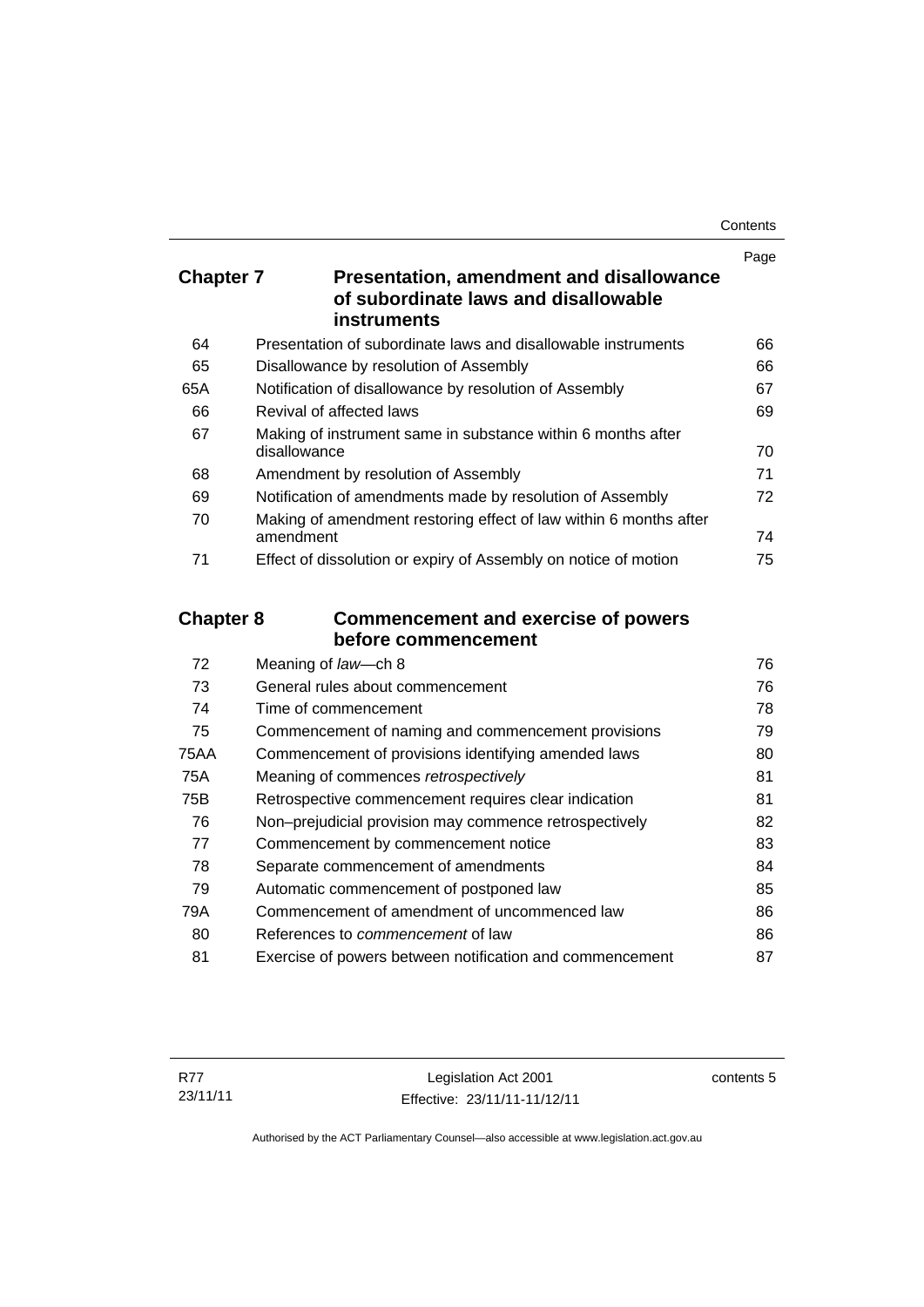| | | Page |
|---|---|---|
| **Chapter 7** | **Presentation, amendment and disallowance of subordinate laws and disallowable instruments** | |
| 64 | Presentation of subordinate laws and disallowable instruments | 66 |
| 65 | Disallowance by resolution of Assembly | 66 |
| 65A | Notification of disallowance by resolution of Assembly | 67 |
| 66 | Revival of affected laws | 69 |
| 67 | Making of instrument same in substance within 6 months after disallowance | 70 |
| 68 | Amendment by resolution of Assembly | 71 |
| 69 | Notification of amendments made by resolution of Assembly | 72 |
| 70 | Making of amendment restoring effect of law within 6 months after amendment | 74 |
| 71 | Effect of dissolution or expiry of Assembly on notice of motion | 75 |
| **Chapter 8** | **Commencement and exercise of powers before commencement** | |
| 72 | Meaning of *law*—ch 8 | 76 |
| 73 | General rules about commencement | 76 |
| 74 | Time of commencement | 78 |
| 75 | Commencement of naming and commencement provisions | 79 |
| 75AA | Commencement of provisions identifying amended laws | 80 |
| 75A | Meaning of commences *retrospectively* | 81 |
| 75B | Retrospective commencement requires clear indication | 81 |
| 76 | Non–prejudicial provision may commence retrospectively | 82 |
| 77 | Commencement by commencement notice | 83 |
| 78 | Separate commencement of amendments | 84 |
| 79 | Automatic commencement of postponed law | 85 |
| 79A | Commencement of amendment of uncommenced law | 86 |
| 80 | References to *commencement* of law | 86 |
| 81 | Exercise of powers between notification and commencement | 87 |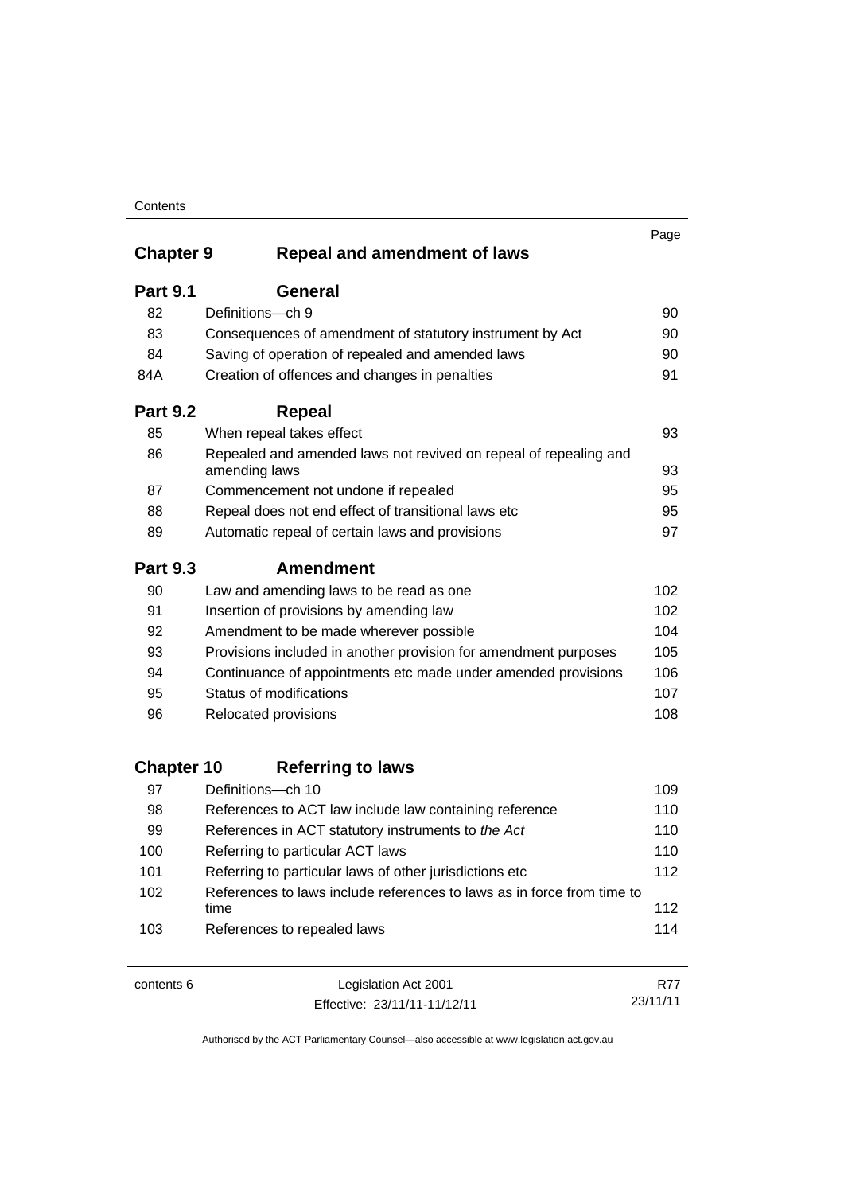| | | Page |
|---|---|---|
| **Chapter 9** | **Repeal and amendment of laws** | |
| **Part 9.1** | **General** | |
| 82 | Definitions—ch 9 | 90 |
| 83 | Consequences of amendment of statutory instrument by Act | 90 |
| 84 | Saving of operation of repealed and amended laws | 90 |
| 84A | Creation of offences and changes in penalties | 91 |
| **Part 9.2** | **Repeal** | |
| 85 | When repeal takes effect | 93 |
| 86 | Repealed and amended laws not revived on repeal of repealing and amending laws | 93 |
| 87 | Commencement not undone if repealed | 95 |
| 88 | Repeal does not end effect of transitional laws etc | 95 |
| 89 | Automatic repeal of certain laws and provisions | 97 |
| **Part 9.3** | **Amendment** | |
| 90 | Law and amending laws to be read as one | 102 |
| 91 | Insertion of provisions by amending law | 102 |
| 92 | Amendment to be made wherever possible | 104 |
| 93 | Provisions included in another provision for amendment purposes | 105 |
| 94 | Continuance of appointments etc made under amended provisions | 106 |
| 95 | Status of modifications | 107 |
| 96 | Relocated provisions | 108 |
| **Chapter 10** | **Referring to laws** | |
| 97 | Definitions—ch 10 | 109 |
| 98 | References to ACT law include law containing reference | 110 |
| 99 | References in ACT statutory instruments to *the Act* | 110 |
| 100 | Referring to particular ACT laws | 110 |
| 101 | Referring to particular laws of other jurisdictions etc | 112 |
| 102 | References to laws include references to laws as in force from time to time | 112 |
| 103 | References to repealed laws | 114 |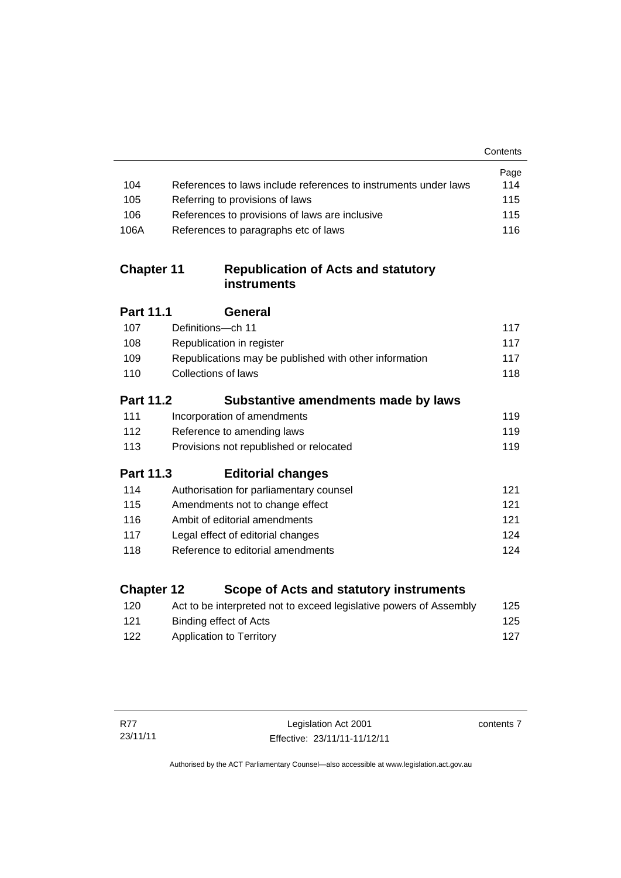| | | Page |
|---|---|---|
| 104 | References to laws include references to instruments under laws | 114 |
| 105 | Referring to provisions of laws | 115 |
| 106 | References to provisions of laws are inclusive | 115 |
| 106A | References to paragraphs etc of laws | 116 |

## Chapter 11 Republication of Acts and statutory instruments

### Part 11.1 General

| | | |
|---|---|---|
| 107 | Definitions—ch 11 | 117 |
| 108 | Republication in register | 117 |
| 109 | Republications may be published with other information | 117 |
| 110 | Collections of laws | 118 |

### Part 11.2 Substantive amendments made by laws

| | | |
|---|---|---|
| 111 | Incorporation of amendments | 119 |
| 112 | Reference to amending laws | 119 |
| 113 | Provisions not republished or relocated | 119 |

### Part 11.3 Editorial changes

| | | |
|---|---|---|
| 114 | Authorisation for parliamentary counsel | 121 |
| 115 | Amendments not to change effect | 121 |
| 116 | Ambit of editorial amendments | 121 |
| 117 | Legal effect of editorial changes | 124 |
| 118 | Reference to editorial amendments | 124 |

## Chapter 12 Scope of Acts and statutory instruments

| | | |
|---|---|---|
| 120 | Act to be interpreted not to exceed legislative powers of Assembly | 125 |
| 121 | Binding effect of Acts | 125 |
| 122 | Application to Territory | 127 |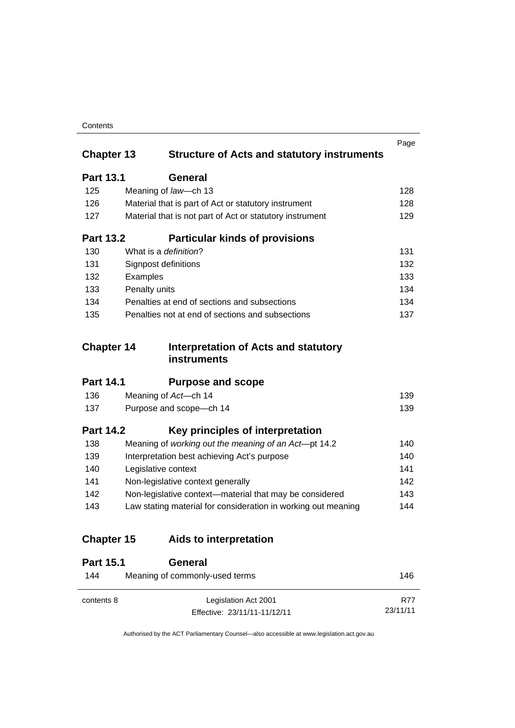| | | Page |
|---|---|---|
| **Chapter 13** | **Structure of Acts and statutory instruments** | |
| **Part 13.1** | **General** | |
| 125 | Meaning of *law*—ch 13 | 128 |
| 126 | Material that is part of Act or statutory instrument | 128 |
| 127 | Material that is not part of Act or statutory instrument | 129 |
| **Part 13.2** | **Particular kinds of provisions** | |
| 130 | What is a *definition*? | 131 |
| 131 | Signpost definitions | 132 |
| 132 | Examples | 133 |
| 133 | Penalty units | 134 |
| 134 | Penalties at end of sections and subsections | 134 |
| 135 | Penalties not at end of sections and subsections | 137 |
| **Chapter 14** | **Interpretation of Acts and statutory instruments** | |
| **Part 14.1** | **Purpose and scope** | |
| 136 | Meaning of *Act*—ch 14 | 139 |
| 137 | Purpose and scope—ch 14 | 139 |
| **Part 14.2** | **Key principles of interpretation** | |
| 138 | Meaning of *working out the meaning of an Act*—pt 14.2 | 140 |
| 139 | Interpretation best achieving Act's purpose | 140 |
| 140 | Legislative context | 141 |
| 141 | Non-legislative context generally | 142 |
| 142 | Non-legislative context—material that may be considered | 143 |
| 143 | Law stating material for consideration in working out meaning | 144 |
| **Chapter 15** | **Aids to interpretation** | |
| **Part 15.1** | **General** | |
| 144 | Meaning of commonly-used terms | 146 |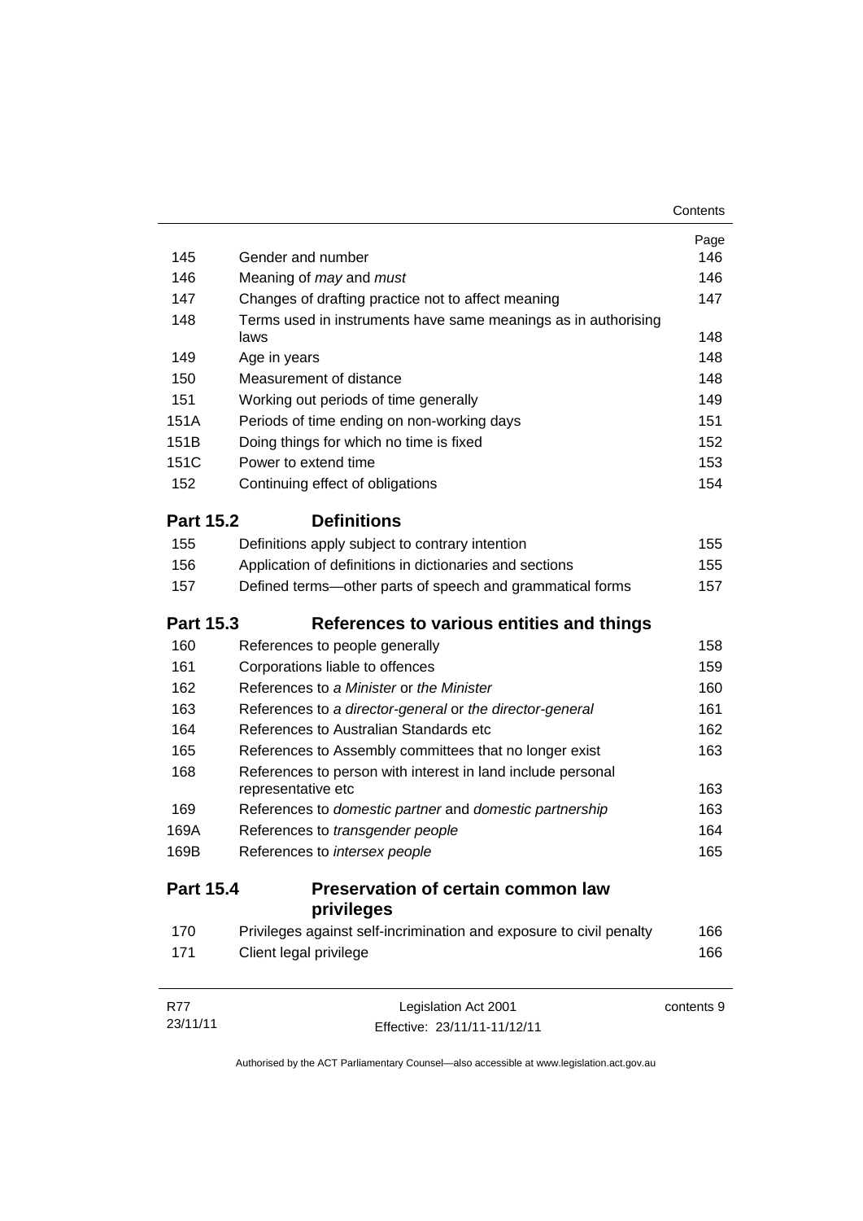| | | Page |
|---|---|---|
| 145 | Gender and number | 146 |
| 146 | Meaning of *may* and *must* | 146 |
| 147 | Changes of drafting practice not to affect meaning | 147 |
| 148 | Terms used in instruments have same meanings as in authorising laws | 148 |
| 149 | Age in years | 148 |
| 150 | Measurement of distance | 148 |
| 151 | Working out periods of time generally | 149 |
| 151A | Periods of time ending on non-working days | 151 |
| 151B | Doing things for which no time is fixed | 152 |
| 151C | Power to extend time | 153 |
| 152 | Continuing effect of obligations | 154 |

## Part 15.2 Definitions

| | | |
|---|---|---|
| 155 | Definitions apply subject to contrary intention | 155 |
| 156 | Application of definitions in dictionaries and sections | 155 |
| 157 | Defined terms—other parts of speech and grammatical forms | 157 |

## Part 15.3 References to various entities and things

| | | |
|---|---|---|
| 160 | References to people generally | 158 |
| 161 | Corporations liable to offences | 159 |
| 162 | References to *a Minister* or *the Minister* | 160 |
| 163 | References to *a director-general* or *the director-general* | 161 |
| 164 | References to Australian Standards etc | 162 |
| 165 | References to Assembly committees that no longer exist | 163 |
| 168 | References to person with interest in land include personal representative etc | 163 |
| 169 | References to *domestic partner* and *domestic partnership* | 163 |
| 169A | References to *transgender people* | 164 |
| 169B | References to *intersex people* | 165 |

## Part 15.4 Preservation of certain common law privileges

| | | |
|---|---|---|
| 170 | Privileges against self-incrimination and exposure to civil penalty | 166 |
| 171 | Client legal privilege | 166 |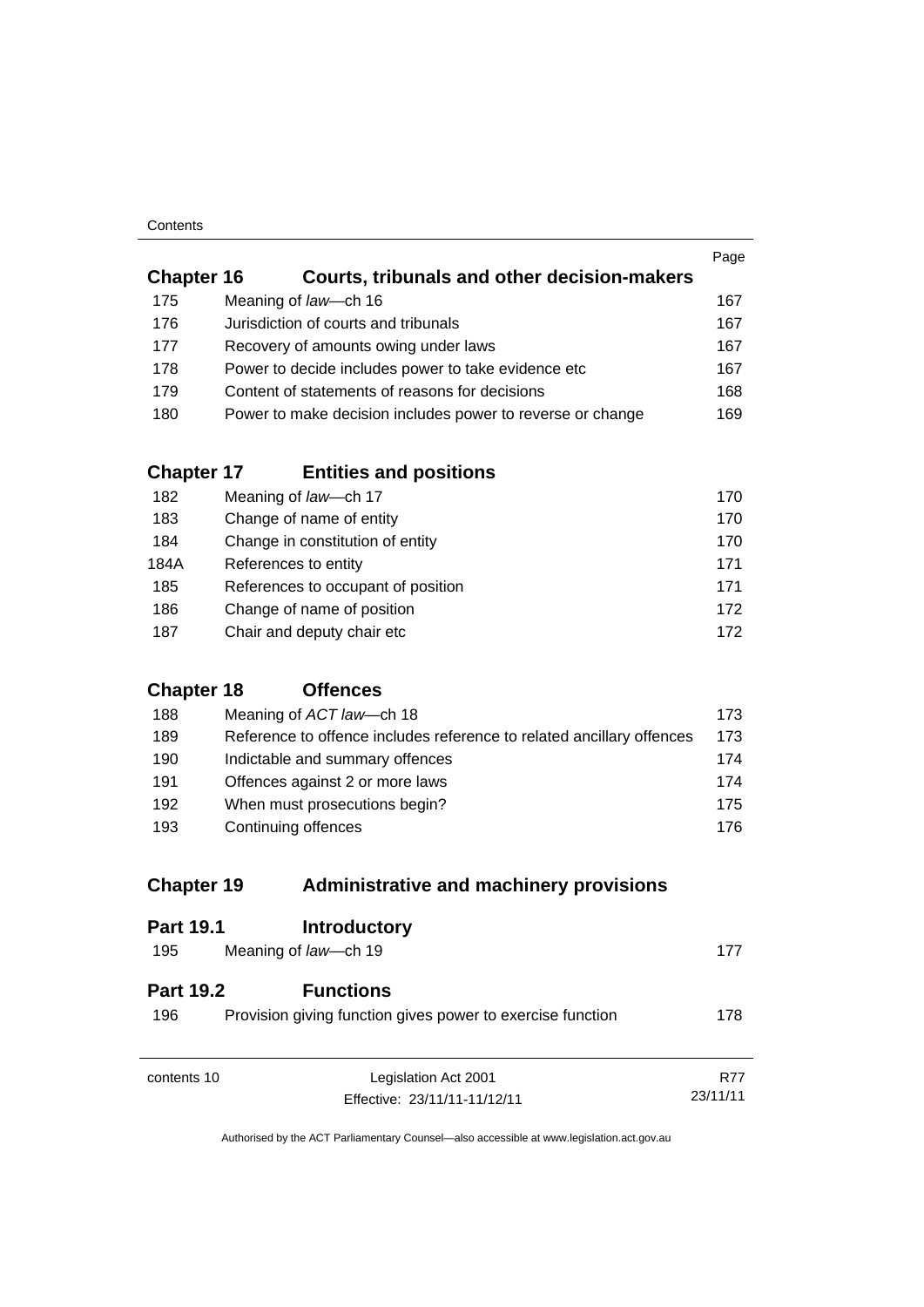| | | Page |
|---|---|---|
| **Chapter 16** | **Courts, tribunals and other decision-makers** | |
| 175 | Meaning of *law*—ch 16 | 167 |
| 176 | Jurisdiction of courts and tribunals | 167 |
| 177 | Recovery of amounts owing under laws | 167 |
| 178 | Power to decide includes power to take evidence etc | 167 |
| 179 | Content of statements of reasons for decisions | 168 |
| 180 | Power to make decision includes power to reverse or change | 169 |
| **Chapter 17** | **Entities and positions** | |
| 182 | Meaning of *law*—ch 17 | 170 |
| 183 | Change of name of entity | 170 |
| 184 | Change in constitution of entity | 170 |
| 184A | References to entity | 171 |
| 185 | References to occupant of position | 171 |
| 186 | Change of name of position | 172 |
| 187 | Chair and deputy chair etc | 172 |
| **Chapter 18** | **Offences** | |
| 188 | Meaning of *ACT law*—ch 18 | 173 |
| 189 | Reference to offence includes reference to related ancillary offences | 173 |
| 190 | Indictable and summary offences | 174 |
| 191 | Offences against 2 or more laws | 174 |
| 192 | When must prosecutions begin? | 175 |
| 193 | Continuing offences | 176 |
| **Chapter 19** | **Administrative and machinery provisions** | |
| **Part 19.1** | **Introductory** | |
| 195 | Meaning of *law*—ch 19 | 177 |
| **Part 19.2** | **Functions** | |
| 196 | Provision giving function gives power to exercise function | 178 |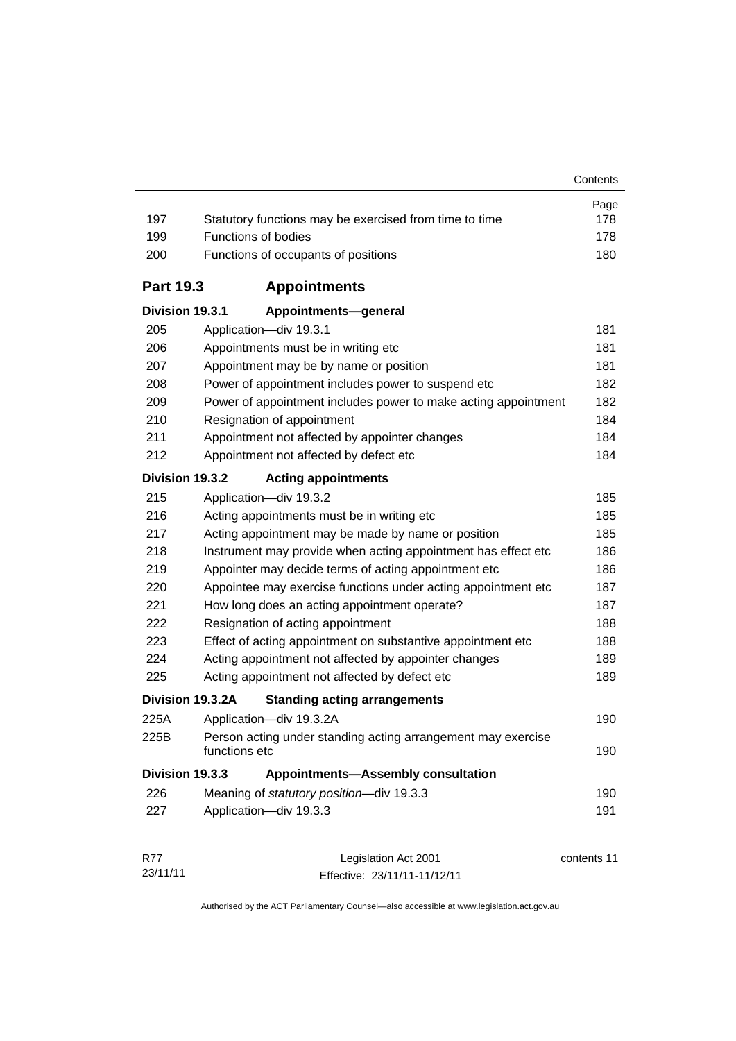| | | Page |
|---|---|---|
| 197 | Statutory functions may be exercised from time to time | 178 |
| 199 | Functions of bodies | 178 |
| 200 | Functions of occupants of positions | 180 |

## Part 19.3 Appointments

### Division 19.3.1 Appointments—general

| | | |
|---|---|---|
| 205 | Application—div 19.3.1 | 181 |
| 206 | Appointments must be in writing etc | 181 |
| 207 | Appointment may be by name or position | 181 |
| 208 | Power of appointment includes power to suspend etc | 182 |
| 209 | Power of appointment includes power to make acting appointment | 182 |
| 210 | Resignation of appointment | 184 |
| 211 | Appointment not affected by appointer changes | 184 |
| 212 | Appointment not affected by defect etc | 184 |

### Division 19.3.2 Acting appointments

| | | |
|---|---|---|
| 215 | Application—div 19.3.2 | 185 |
| 216 | Acting appointments must be in writing etc | 185 |
| 217 | Acting appointment may be made by name or position | 185 |
| 218 | Instrument may provide when acting appointment has effect etc | 186 |
| 219 | Appointer may decide terms of acting appointment etc | 186 |
| 220 | Appointee may exercise functions under acting appointment etc | 187 |
| 221 | How long does an acting appointment operate? | 187 |
| 222 | Resignation of acting appointment | 188 |
| 223 | Effect of acting appointment on substantive appointment etc | 188 |
| 224 | Acting appointment not affected by appointer changes | 189 |
| 225 | Acting appointment not affected by defect etc | 189 |

### Division 19.3.2A Standing acting arrangements

| | | |
|---|---|---|
| 225A | Application—div 19.3.2A | 190 |
| 225B | Person acting under standing acting arrangement may exercise functions etc | 190 |

### Division 19.3.3 Appointments—Assembly consultation

| | | |
|---|---|---|
| 226 | Meaning of *statutory position*—div 19.3.3 | 190 |
| 227 | Application—div 19.3.3 | 191 |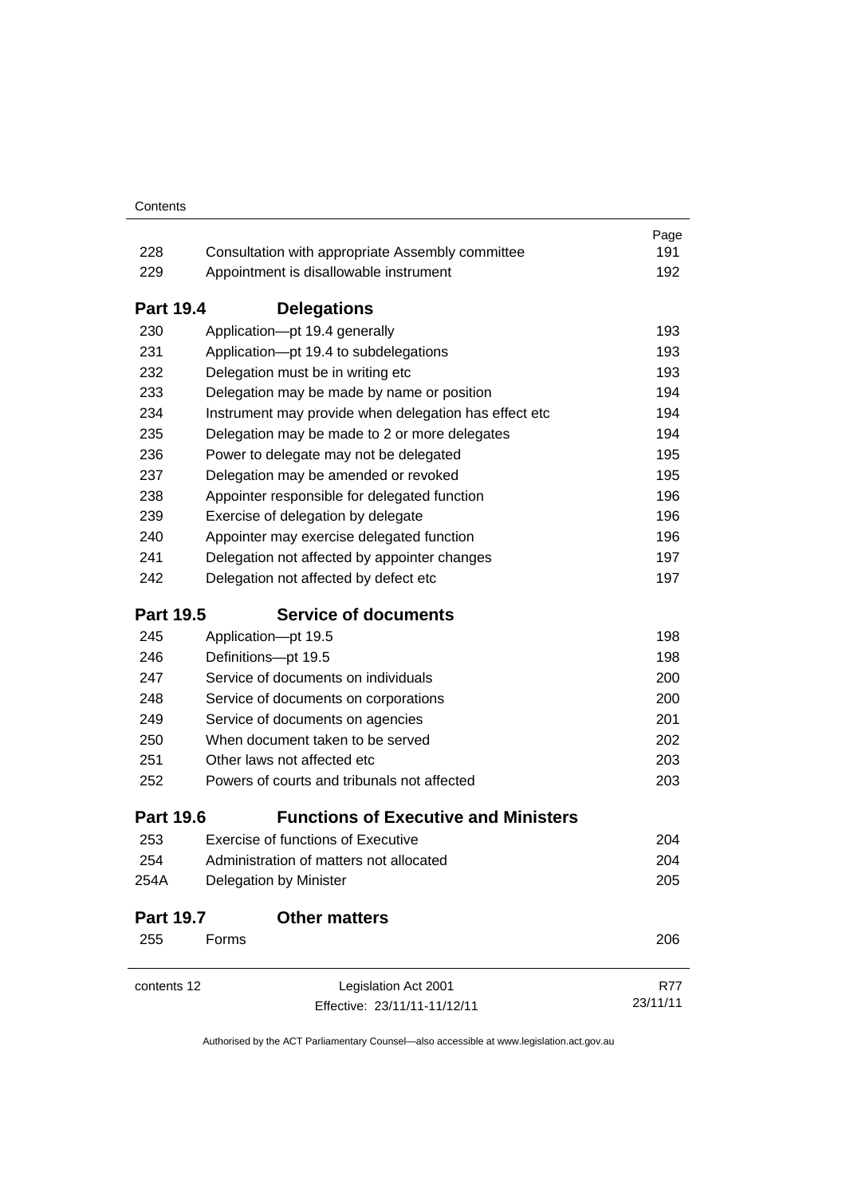| | | Page |
|---|---|---|
| 228 | Consultation with appropriate Assembly committee | 191 |
| 229 | Appointment is disallowable instrument | 192 |

**Part 19.4 Delegations**

| | | |
|---|---|---|
| 230 | Application—pt 19.4 generally | 193 |
| 231 | Application—pt 19.4 to subdelegations | 193 |
| 232 | Delegation must be in writing etc | 193 |
| 233 | Delegation may be made by name or position | 194 |
| 234 | Instrument may provide when delegation has effect etc | 194 |
| 235 | Delegation may be made to 2 or more delegates | 194 |
| 236 | Power to delegate may not be delegated | 195 |
| 237 | Delegation may be amended or revoked | 195 |
| 238 | Appointer responsible for delegated function | 196 |
| 239 | Exercise of delegation by delegate | 196 |
| 240 | Appointer may exercise delegated function | 196 |
| 241 | Delegation not affected by appointer changes | 197 |
| 242 | Delegation not affected by defect etc | 197 |

**Part 19.5 Service of documents**

| | | |
|---|---|---|
| 245 | Application—pt 19.5 | 198 |
| 246 | Definitions—pt 19.5 | 198 |
| 247 | Service of documents on individuals | 200 |
| 248 | Service of documents on corporations | 200 |
| 249 | Service of documents on agencies | 201 |
| 250 | When document taken to be served | 202 |
| 251 | Other laws not affected etc | 203 |
| 252 | Powers of courts and tribunals not affected | 203 |

**Part 19.6 Functions of Executive and Ministers**

| | | |
|---|---|---|
| 253 | Exercise of functions of Executive | 204 |
| 254 | Administration of matters not allocated | 204 |
| 254A | Delegation by Minister | 205 |

**Part 19.7 Other matters**

| | | |
|---|---|---|
| 255 | Forms | 206 |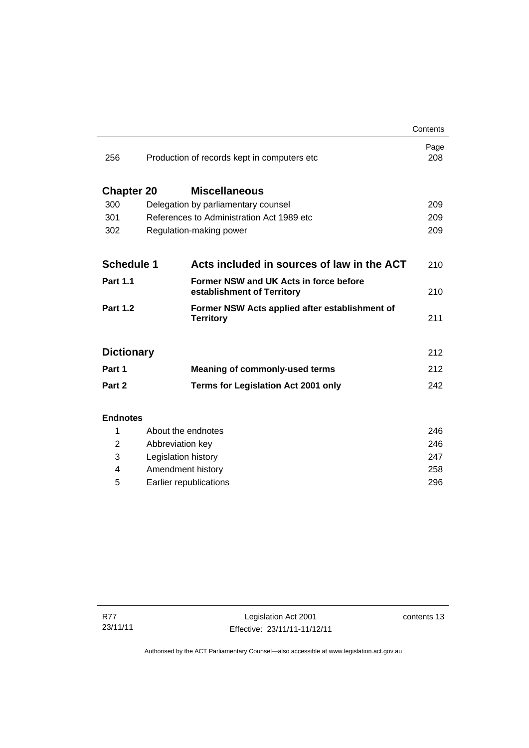| | | Page |
|---|---|---|
| 256 | Production of records kept in computers etc | 208 |

| | | |
|---|---|---|
| **Chapter 20** | **Miscellaneous** | |
| 300 | Delegation by parliamentary counsel | 209 |
| 301 | References to Administration Act 1989 etc | 209 |
| 302 | Regulation-making power | 209 |

| | | |
|---|---|---|
| **Schedule 1** | **Acts included in sources of law in the ACT** | 210 |
| **Part 1.1** | **Former NSW and UK Acts in force before establishment of Territory** | 210 |
| **Part 1.2** | **Former NSW Acts applied after establishment of Territory** | 211 |

| | | |
|---|---|---|
| **Dictionary** | | 212 |
| **Part 1** | **Meaning of commonly-used terms** | 212 |
| **Part 2** | **Terms for Legislation Act 2001 only** | 242 |

**Endnotes**

| | | |
|---|---|---|
| 1 | About the endnotes | 246 |
| 2 | Abbreviation key | 246 |
| 3 | Legislation history | 247 |
| 4 | Amendment history | 258 |
| 5 | Earlier republications | 296 |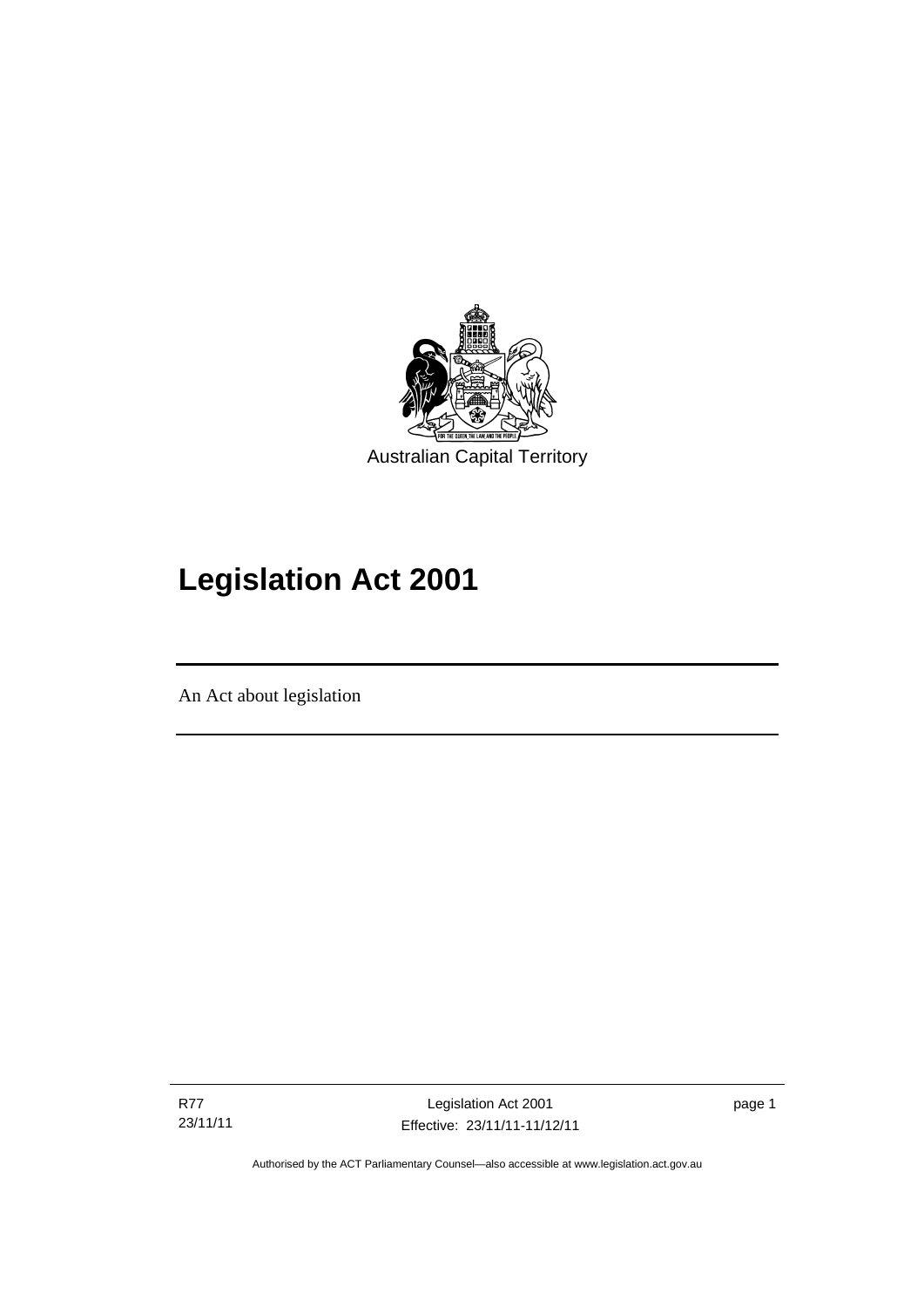Australian Capital Territory

# Legislation Act 2001

An Act about legislation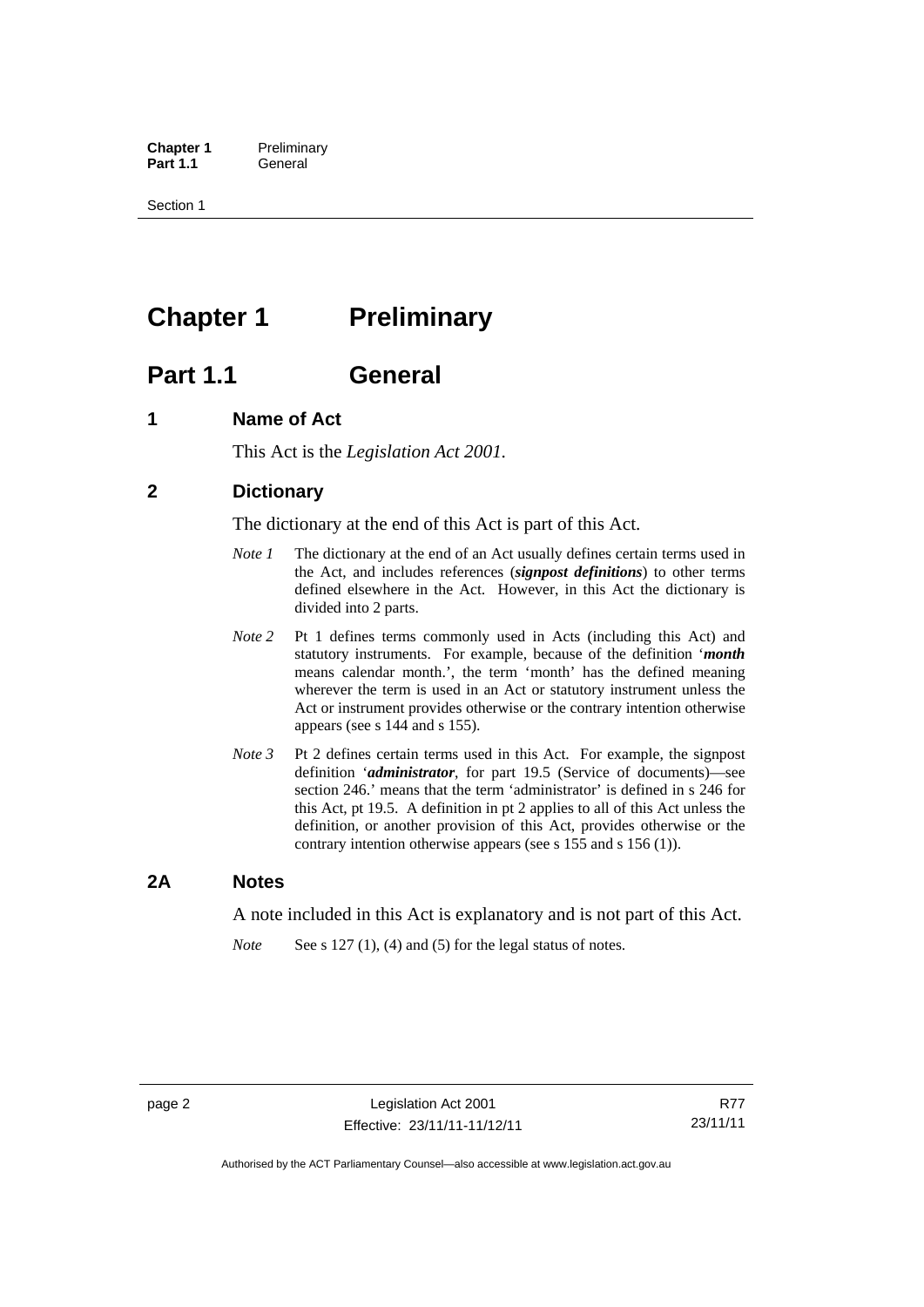# Chapter 1 Preliminary

## Part 1.1 General

### 1 Name of Act

This Act is the *Legislation Act 2001*.

### 2 Dictionary

The dictionary at the end of this Act is part of this Act.

*Note 1* The dictionary at the end of an Act usually defines certain terms used in the Act, and includes references (***signpost definitions***) to other terms defined elsewhere in the Act. However, in this Act the dictionary is divided into 2 parts.

*Note 2* Pt 1 defines terms commonly used in Acts (including this Act) and statutory instruments. For example, because of the definition '***month*** means calendar month.', the term 'month' has the defined meaning wherever the term is used in an Act or statutory instrument unless the Act or instrument provides otherwise or the contrary intention otherwise appears (see s 144 and s 155).

*Note 3* Pt 2 defines certain terms used in this Act. For example, the signpost definition '***administrator***, for part 19.5 (Service of documents)—see section 246.' means that the term 'administrator' is defined in s 246 for this Act, pt 19.5. A definition in pt 2 applies to all of this Act unless the definition, or another provision of this Act, provides otherwise or the contrary intention otherwise appears (see s 155 and s 156 (1)).

### 2A Notes

A note included in this Act is explanatory and is not part of this Act.

*Note* See s 127 (1), (4) and (5) for the legal status of notes.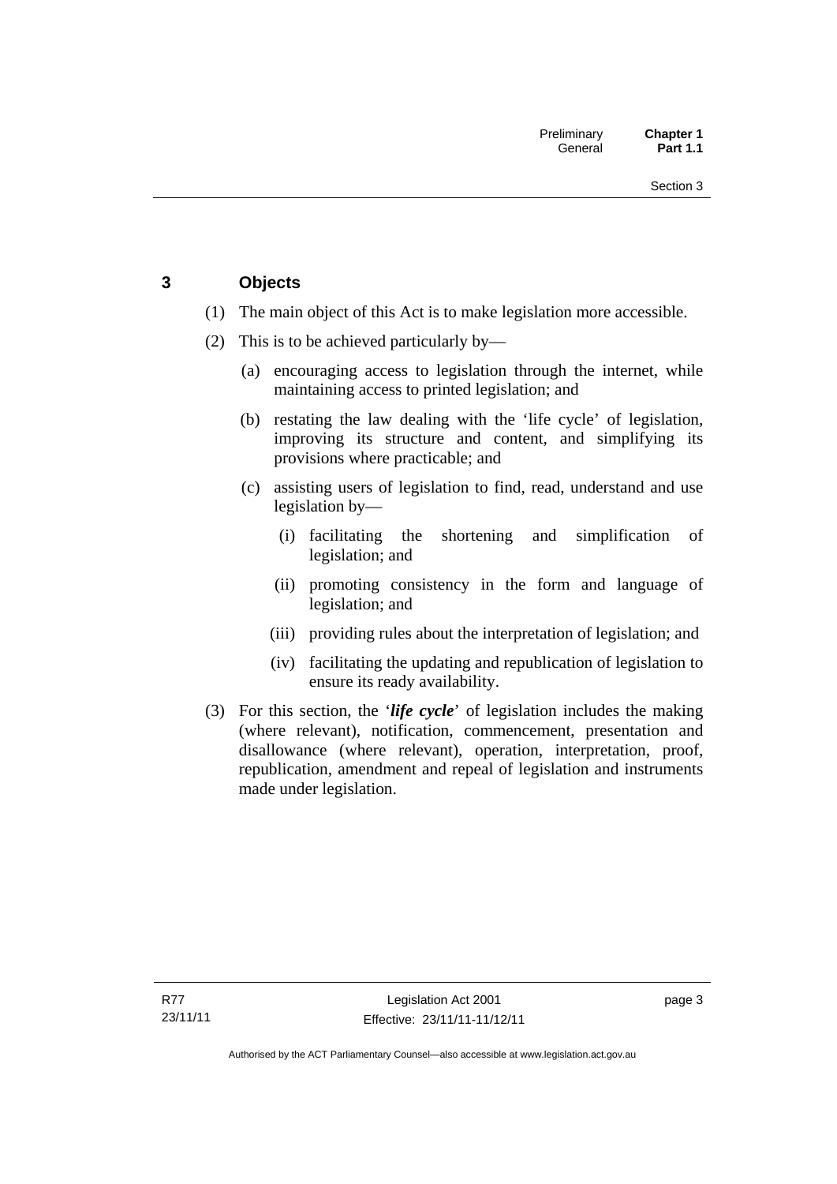## 3 Objects

(1) The main object of this Act is to make legislation more accessible.

(2) This is to be achieved particularly by—

(a) encouraging access to legislation through the internet, while maintaining access to printed legislation; and

(b) restating the law dealing with the 'life cycle' of legislation, improving its structure and content, and simplifying its provisions where practicable; and

(c) assisting users of legislation to find, read, understand and use legislation by—

(i) facilitating the shortening and simplification of legislation; and

(ii) promoting consistency in the form and language of legislation; and

(iii) providing rules about the interpretation of legislation; and

(iv) facilitating the updating and republication of legislation to ensure its ready availability.

(3) For this section, the '***life cycle***' of legislation includes the making (where relevant), notification, commencement, presentation and disallowance (where relevant), operation, interpretation, proof, republication, amendment and repeal of legislation and instruments made under legislation.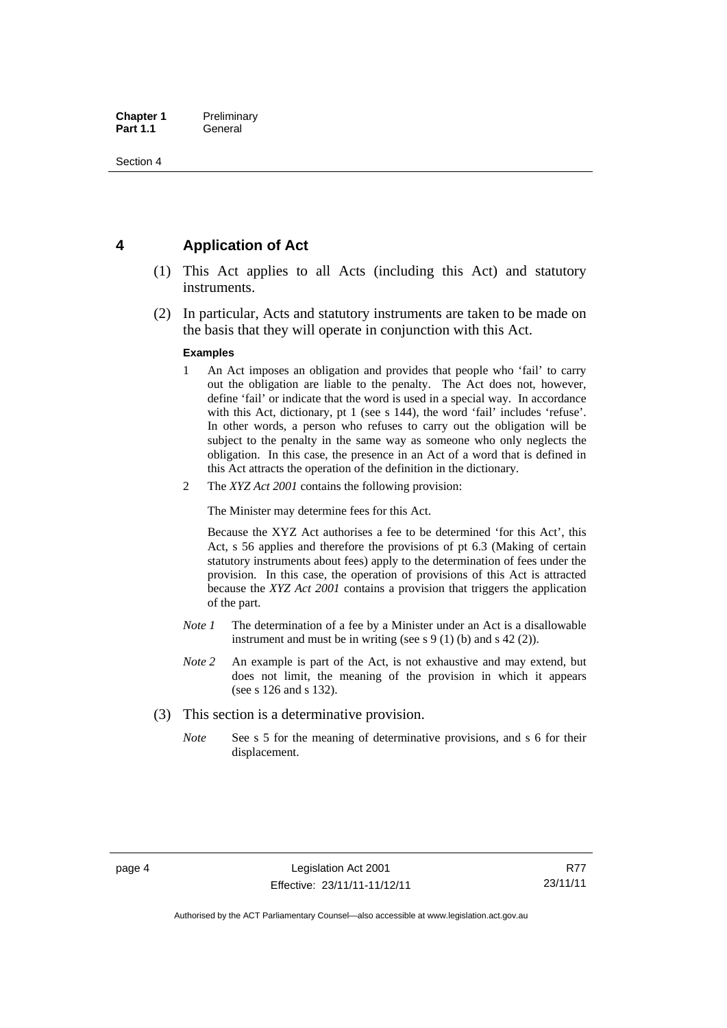## 4 Application of Act

(1) This Act applies to all Acts (including this Act) and statutory instruments.

(2) In particular, Acts and statutory instruments are taken to be made on the basis that they will operate in conjunction with this Act.

**Examples**

1. An Act imposes an obligation and provides that people who 'fail' to carry out the obligation are liable to the penalty. The Act does not, however, define 'fail' or indicate that the word is used in a special way. In accordance with this Act, dictionary, pt 1 (see s 144), the word 'fail' includes 'refuse'. In other words, a person who refuses to carry out the obligation will be subject to the penalty in the same way as someone who only neglects the obligation. In this case, the presence in an Act of a word that is defined in this Act attracts the operation of the definition in the dictionary.

2. The *XYZ Act 2001* contains the following provision:

   The Minister may determine fees for this Act.

   Because the XYZ Act authorises a fee to be determined 'for this Act', this Act, s 56 applies and therefore the provisions of pt 6.3 (Making of certain statutory instruments about fees) apply to the determination of fees under the provision. In this case, the operation of provisions of this Act is attracted because the *XYZ Act 2001* contains a provision that triggers the application of the part.

*Note 1* The determination of a fee by a Minister under an Act is a disallowable instrument and must be in writing (see s 9 (1) (b) and s 42 (2)).

*Note 2* An example is part of the Act, is not exhaustive and may extend, but does not limit, the meaning of the provision in which it appears (see s 126 and s 132).

(3) This section is a determinative provision.

*Note* See s 5 for the meaning of determinative provisions, and s 6 for their displacement.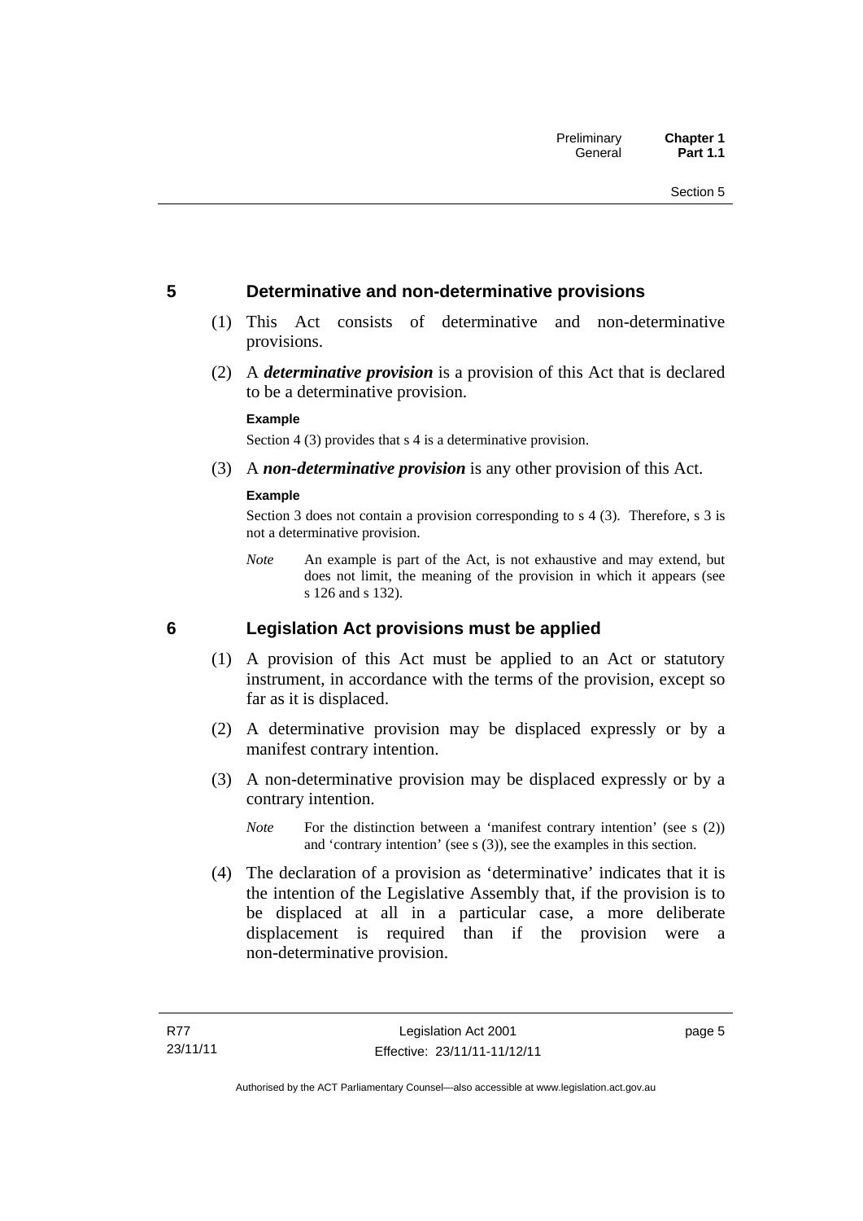## 5 Determinative and non-determinative provisions

(1) This Act consists of determinative and non-determinative provisions.

(2) A ***determinative provision*** is a provision of this Act that is declared to be a determinative provision.

**Example**

Section 4 (3) provides that s 4 is a determinative provision.

(3) A ***non-determinative provision*** is any other provision of this Act.

**Example**

Section 3 does not contain a provision corresponding to s 4 (3). Therefore, s 3 is not a determinative provision.

*Note* An example is part of the Act, is not exhaustive and may extend, but does not limit, the meaning of the provision in which it appears (see s 126 and s 132).

## 6 Legislation Act provisions must be applied

(1) A provision of this Act must be applied to an Act or statutory instrument, in accordance with the terms of the provision, except so far as it is displaced.

(2) A determinative provision may be displaced expressly or by a manifest contrary intention.

(3) A non-determinative provision may be displaced expressly or by a contrary intention.

*Note* For the distinction between a 'manifest contrary intention' (see s (2)) and 'contrary intention' (see s (3)), see the examples in this section.

(4) The declaration of a provision as 'determinative' indicates that it is the intention of the Legislative Assembly that, if the provision is to be displaced at all in a particular case, a more deliberate displacement is required than if the provision were a non-determinative provision.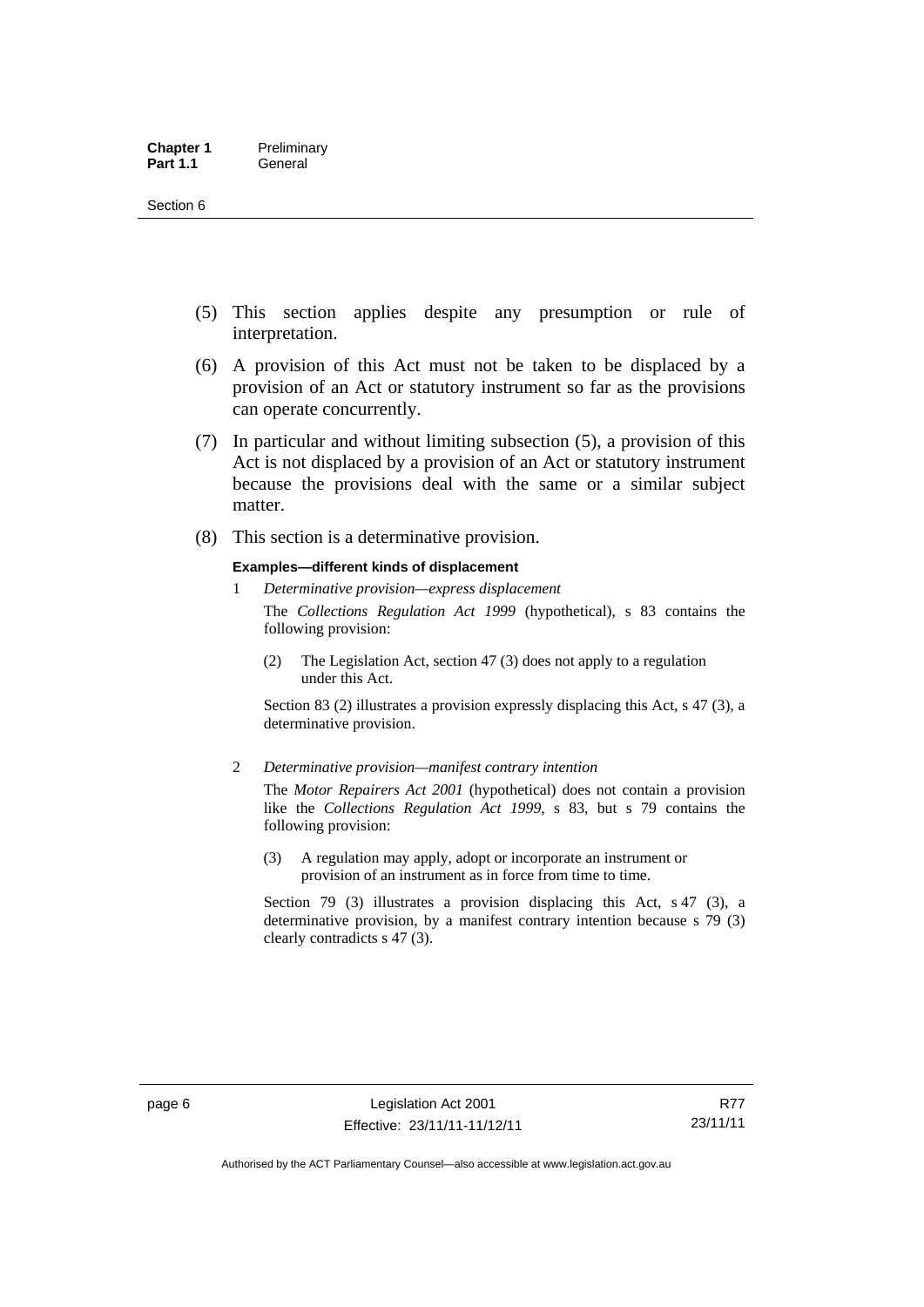(5) This section applies despite any presumption or rule of interpretation.

(6) A provision of this Act must not be taken to be displaced by a provision of an Act or statutory instrument so far as the provisions can operate concurrently.

(7) In particular and without limiting subsection (5), a provision of this Act is not displaced by a provision of an Act or statutory instrument because the provisions deal with the same or a similar subject matter.

(8) This section is a determinative provision.

**Examples—different kinds of displacement**

1 *Determinative provision—express displacement*

The *Collections Regulation Act 1999* (hypothetical), s 83 contains the following provision:

> (2) The Legislation Act, section 47 (3) does not apply to a regulation under this Act.

Section 83 (2) illustrates a provision expressly displacing this Act, s 47 (3), a determinative provision.

2 *Determinative provision—manifest contrary intention*

The *Motor Repairers Act 2001* (hypothetical) does not contain a provision like the *Collections Regulation Act 1999*, s 83, but s 79 contains the following provision:

> (3) A regulation may apply, adopt or incorporate an instrument or provision of an instrument as in force from time to time.

Section 79 (3) illustrates a provision displacing this Act, s 47 (3), a determinative provision, by a manifest contrary intention because s 79 (3) clearly contradicts s 47 (3).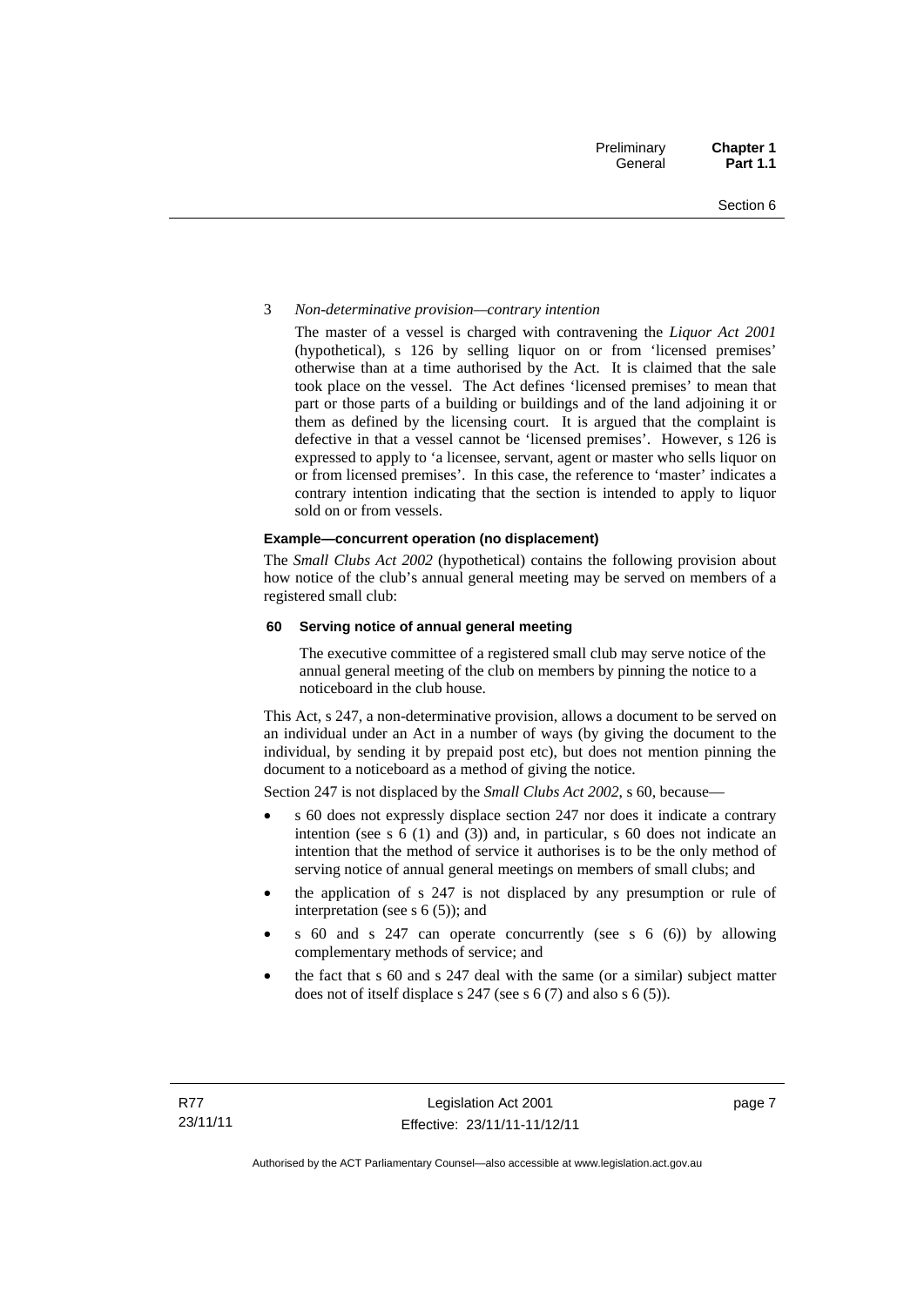3 *Non-determinative provision—contrary intention*

The master of a vessel is charged with contravening the *Liquor Act 2001* (hypothetical), s 126 by selling liquor on or from 'licensed premises' otherwise than at a time authorised by the Act. It is claimed that the sale took place on the vessel. The Act defines 'licensed premises' to mean that part or those parts of a building or buildings and of the land adjoining it or them as defined by the licensing court. It is argued that the complaint is defective in that a vessel cannot be 'licensed premises'. However, s 126 is expressed to apply to 'a licensee, servant, agent or master who sells liquor on or from licensed premises'. In this case, the reference to 'master' indicates a contrary intention indicating that the section is intended to apply to liquor sold on or from vessels.

**Example—concurrent operation (no displacement)**

The *Small Clubs Act 2002* (hypothetical) contains the following provision about how notice of the club's annual general meeting may be served on members of a registered small club:

**60 Serving notice of annual general meeting**

The executive committee of a registered small club may serve notice of the annual general meeting of the club on members by pinning the notice to a noticeboard in the club house.

This Act, s 247, a non-determinative provision, allows a document to be served on an individual under an Act in a number of ways (by giving the document to the individual, by sending it by prepaid post etc), but does not mention pinning the document to a noticeboard as a method of giving the notice.

Section 247 is not displaced by the *Small Clubs Act 2002*, s 60, because—

- s 60 does not expressly displace section 247 nor does it indicate a contrary intention (see s 6 (1) and (3)) and, in particular, s 60 does not indicate an intention that the method of service it authorises is to be the only method of serving notice of annual general meetings on members of small clubs; and
- the application of s 247 is not displaced by any presumption or rule of interpretation (see s 6 (5)); and
- s 60 and s 247 can operate concurrently (see s 6 (6)) by allowing complementary methods of service; and
- the fact that s 60 and s 247 deal with the same (or a similar) subject matter does not of itself displace s 247 (see s 6 (7) and also s 6 (5)).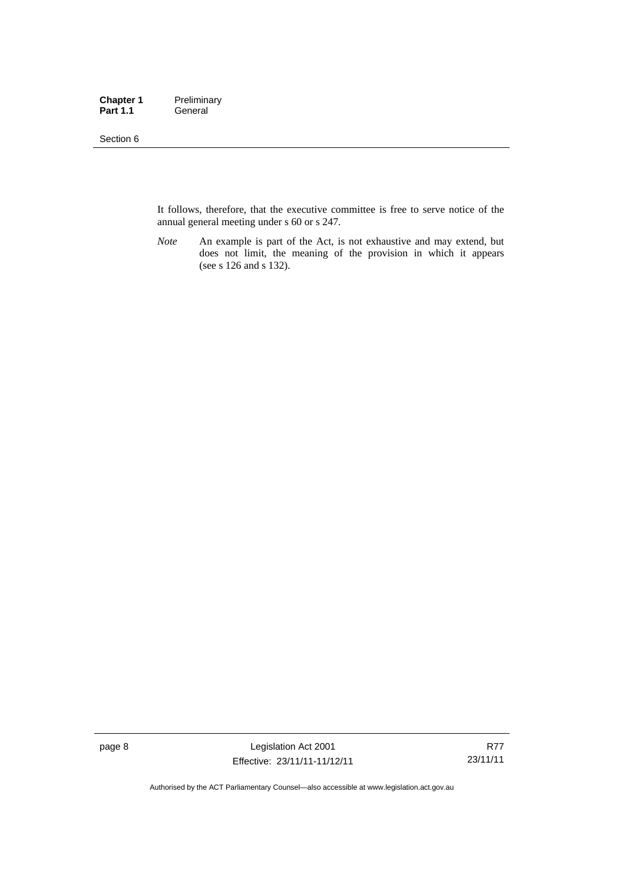It follows, therefore, that the executive committee is free to serve notice of the annual general meeting under s 60 or s 247.

*Note* An example is part of the Act, is not exhaustive and may extend, but does not limit, the meaning of the provision in which it appears (see s 126 and s 132).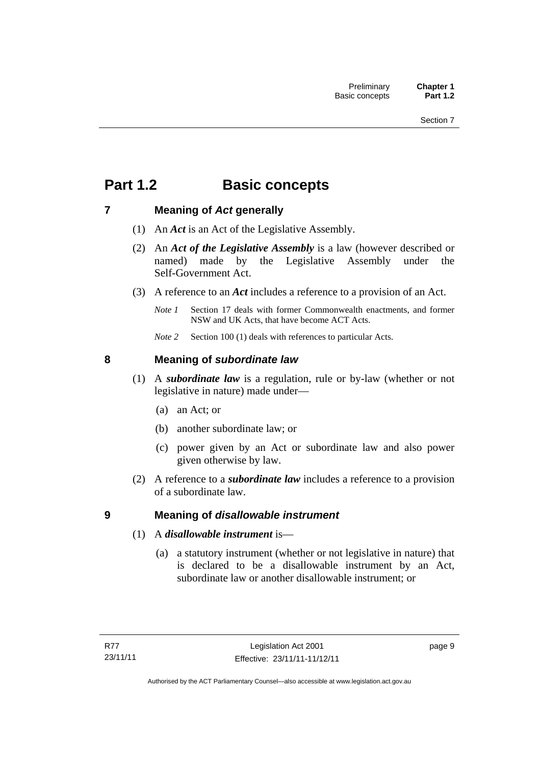# Part 1.2 Basic concepts

## 7 Meaning of *Act* generally

(1) An ***Act*** is an Act of the Legislative Assembly.

(2) An ***Act of the Legislative Assembly*** is a law (however described or named) made by the Legislative Assembly under the Self-Government Act.

(3) A reference to an ***Act*** includes a reference to a provision of an Act.

*Note 1* Section 17 deals with former Commonwealth enactments, and former NSW and UK Acts, that have become ACT Acts.

*Note 2* Section 100 (1) deals with references to particular Acts.

## 8 Meaning of *subordinate law*

(1) A ***subordinate law*** is a regulation, rule or by-law (whether or not legislative in nature) made under—

(a) an Act; or

(b) another subordinate law; or

(c) power given by an Act or subordinate law and also power given otherwise by law.

(2) A reference to a ***subordinate law*** includes a reference to a provision of a subordinate law.

## 9 Meaning of *disallowable instrument*

(1) A ***disallowable instrument*** is—

(a) a statutory instrument (whether or not legislative in nature) that is declared to be a disallowable instrument by an Act, subordinate law or another disallowable instrument; or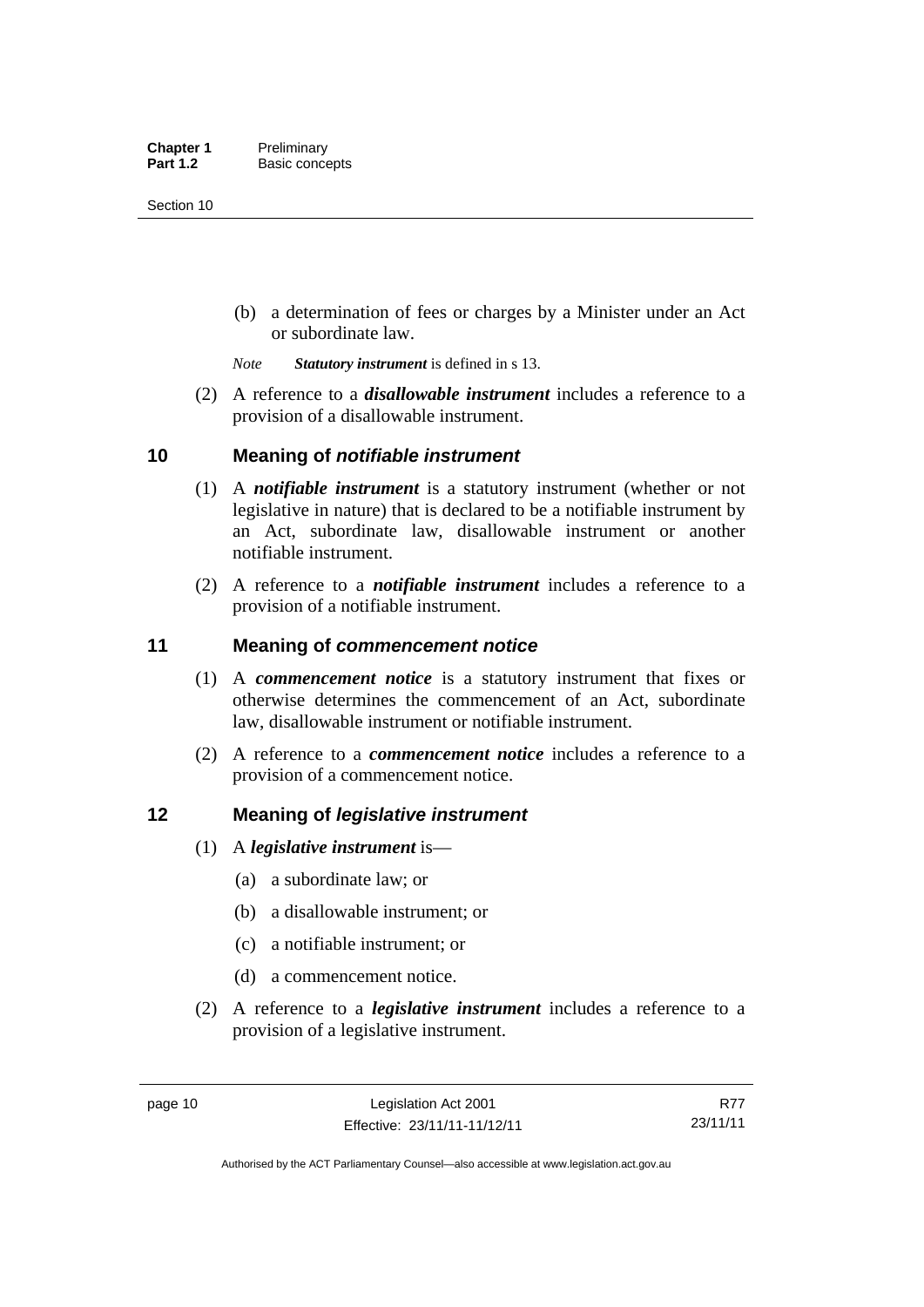(b) a determination of fees or charges by a Minister under an Act or subordinate law.

*Note* ***Statutory instrument*** is defined in s 13.

(2) A reference to a ***disallowable instrument*** includes a reference to a provision of a disallowable instrument.

## 10 Meaning of *notifiable instrument*

(1) A ***notifiable instrument*** is a statutory instrument (whether or not legislative in nature) that is declared to be a notifiable instrument by an Act, subordinate law, disallowable instrument or another notifiable instrument.

(2) A reference to a ***notifiable instrument*** includes a reference to a provision of a notifiable instrument.

## 11 Meaning of *commencement notice*

(1) A ***commencement notice*** is a statutory instrument that fixes or otherwise determines the commencement of an Act, subordinate law, disallowable instrument or notifiable instrument.

(2) A reference to a ***commencement notice*** includes a reference to a provision of a commencement notice.

## 12 Meaning of *legislative instrument*

(1) A ***legislative instrument*** is—

(a) a subordinate law; or

(b) a disallowable instrument; or

(c) a notifiable instrument; or

(d) a commencement notice.

(2) A reference to a ***legislative instrument*** includes a reference to a provision of a legislative instrument.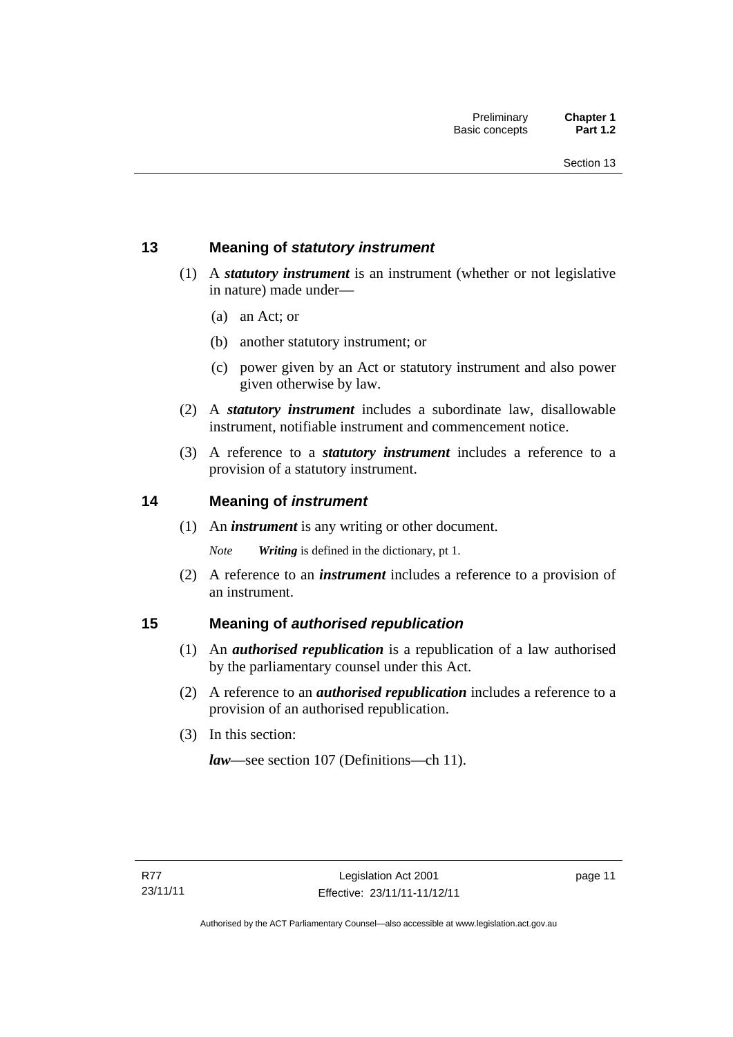## 13 Meaning of *statutory instrument*

(1) A ***statutory instrument*** is an instrument (whether or not legislative in nature) made under—

(a) an Act; or

(b) another statutory instrument; or

(c) power given by an Act or statutory instrument and also power given otherwise by law.

(2) A ***statutory instrument*** includes a subordinate law, disallowable instrument, notifiable instrument and commencement notice.

(3) A reference to a ***statutory instrument*** includes a reference to a provision of a statutory instrument.

## 14 Meaning of *instrument*

(1) An ***instrument*** is any writing or other document.

*Note* ***Writing*** is defined in the dictionary, pt 1.

(2) A reference to an ***instrument*** includes a reference to a provision of an instrument.

## 15 Meaning of *authorised republication*

(1) An ***authorised republication*** is a republication of a law authorised by the parliamentary counsel under this Act.

(2) A reference to an ***authorised republication*** includes a reference to a provision of an authorised republication.

(3) In this section:

***law***—see section 107 (Definitions—ch 11).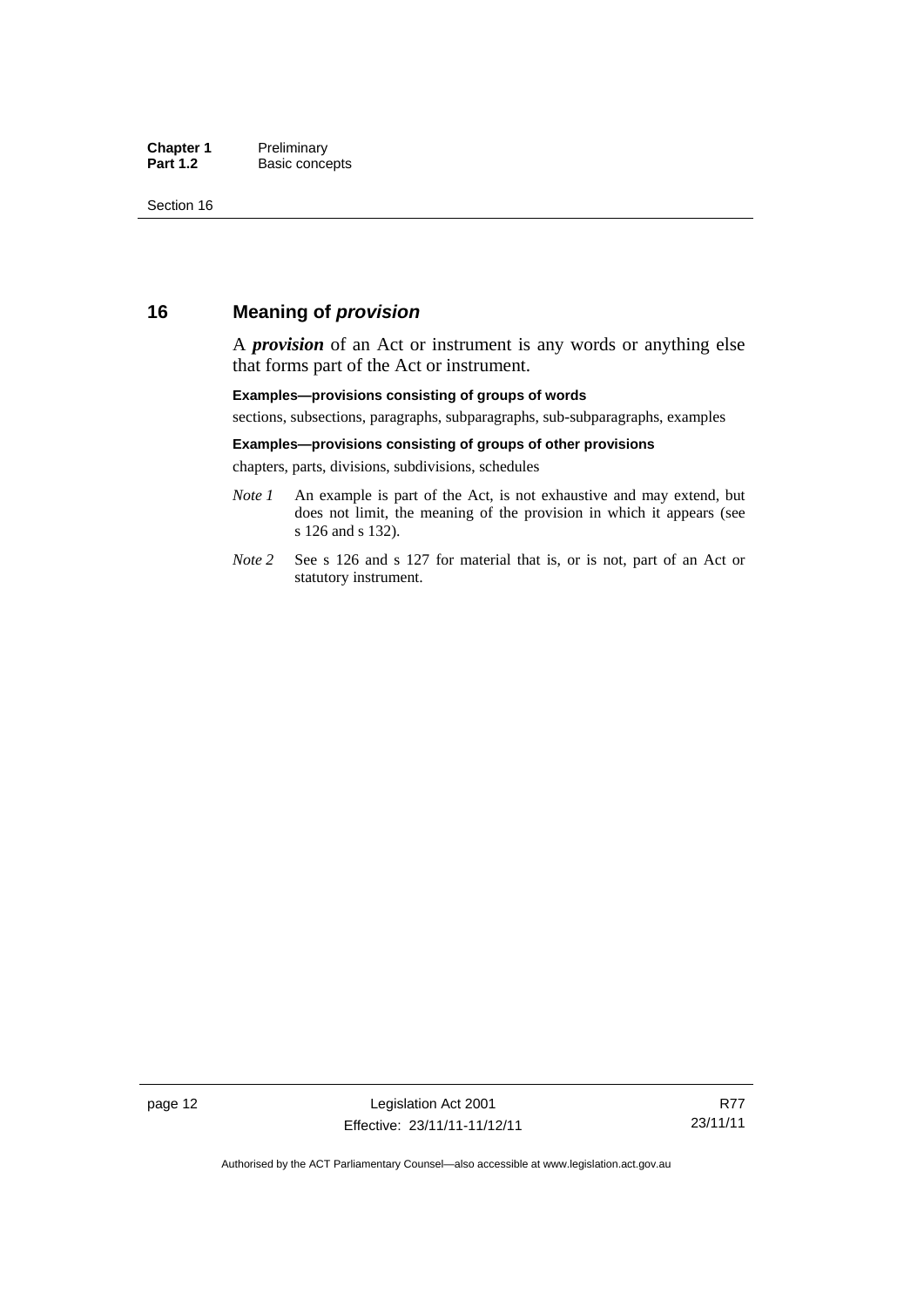## 16 Meaning of ***provision***

A ***provision*** of an Act or instrument is any words or anything else that forms part of the Act or instrument.

**Examples—provisions consisting of groups of words**

sections, subsections, paragraphs, subparagraphs, sub-subparagraphs, examples

**Examples—provisions consisting of groups of other provisions**

chapters, parts, divisions, subdivisions, schedules

*Note 1* An example is part of the Act, is not exhaustive and may extend, but does not limit, the meaning of the provision in which it appears (see s 126 and s 132).

*Note 2* See s 126 and s 127 for material that is, or is not, part of an Act or statutory instrument.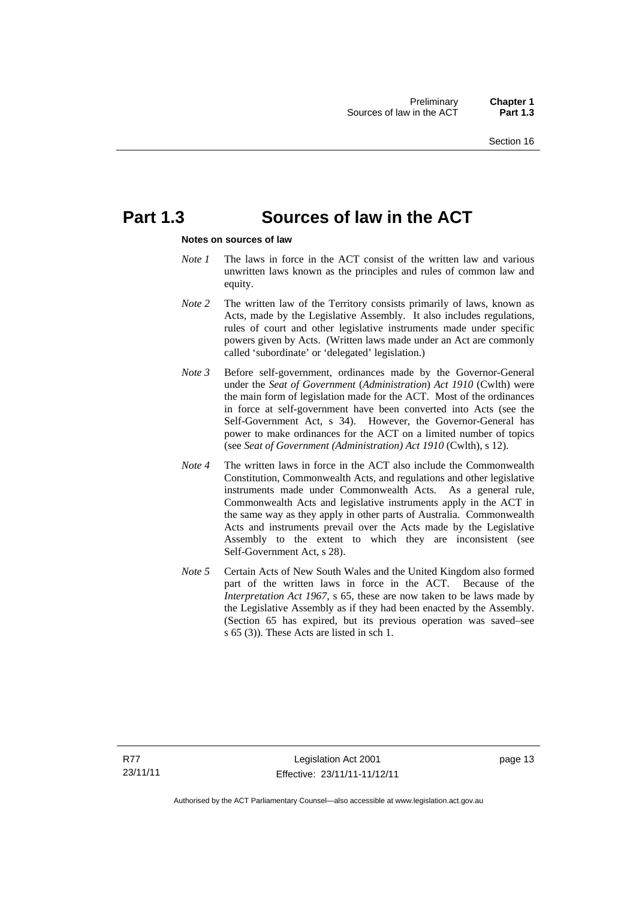# Part 1.3 Sources of law in the ACT

**Notes on sources of law**

*Note 1* The laws in force in the ACT consist of the written law and various unwritten laws known as the principles and rules of common law and equity.

*Note 2* The written law of the Territory consists primarily of laws, known as Acts, made by the Legislative Assembly. It also includes regulations, rules of court and other legislative instruments made under specific powers given by Acts. (Written laws made under an Act are commonly called 'subordinate' or 'delegated' legislation.)

*Note 3* Before self-government, ordinances made by the Governor-General under the *Seat of Government* (*Administration*) *Act 1910* (Cwlth) were the main form of legislation made for the ACT. Most of the ordinances in force at self-government have been converted into Acts (see the Self-Government Act, s 34). However, the Governor-General has power to make ordinances for the ACT on a limited number of topics (see *Seat of Government (Administration) Act 1910* (Cwlth), s 12).

*Note 4* The written laws in force in the ACT also include the Commonwealth Constitution, Commonwealth Acts, and regulations and other legislative instruments made under Commonwealth Acts. As a general rule, Commonwealth Acts and legislative instruments apply in the ACT in the same way as they apply in other parts of Australia. Commonwealth Acts and instruments prevail over the Acts made by the Legislative Assembly to the extent to which they are inconsistent (see Self-Government Act, s 28).

*Note 5* Certain Acts of New South Wales and the United Kingdom also formed part of the written laws in force in the ACT. Because of the *Interpretation Act 1967*, s 65, these are now taken to be laws made by the Legislative Assembly as if they had been enacted by the Assembly. (Section 65 has expired, but its previous operation was saved–see s 65 (3)). These Acts are listed in sch 1.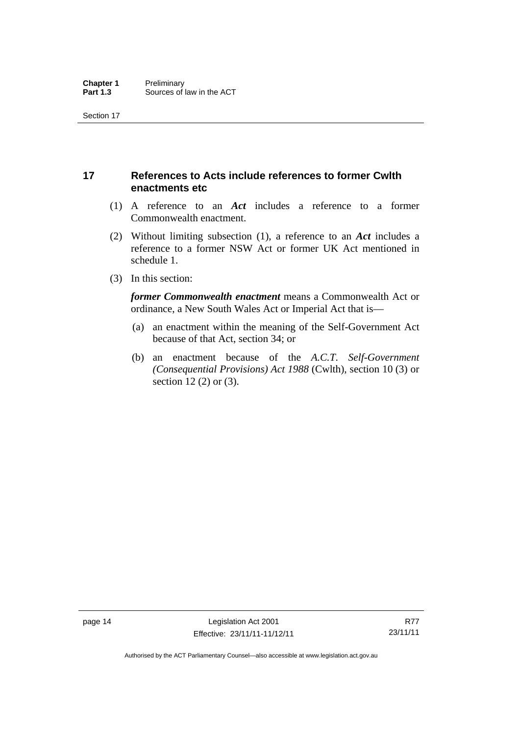## 17 References to Acts include references to former Cwlth enactments etc

(1) A reference to an ***Act*** includes a reference to a former Commonwealth enactment.

(2) Without limiting subsection (1), a reference to an ***Act*** includes a reference to a former NSW Act or former UK Act mentioned in schedule 1.

(3) In this section:

***former Commonwealth enactment*** means a Commonwealth Act or ordinance, a New South Wales Act or Imperial Act that is—

(a) an enactment within the meaning of the Self-Government Act because of that Act, section 34; or

(b) an enactment because of the *A.C.T. Self-Government (Consequential Provisions) Act 1988* (Cwlth), section 10 (3) or section 12 (2) or (3).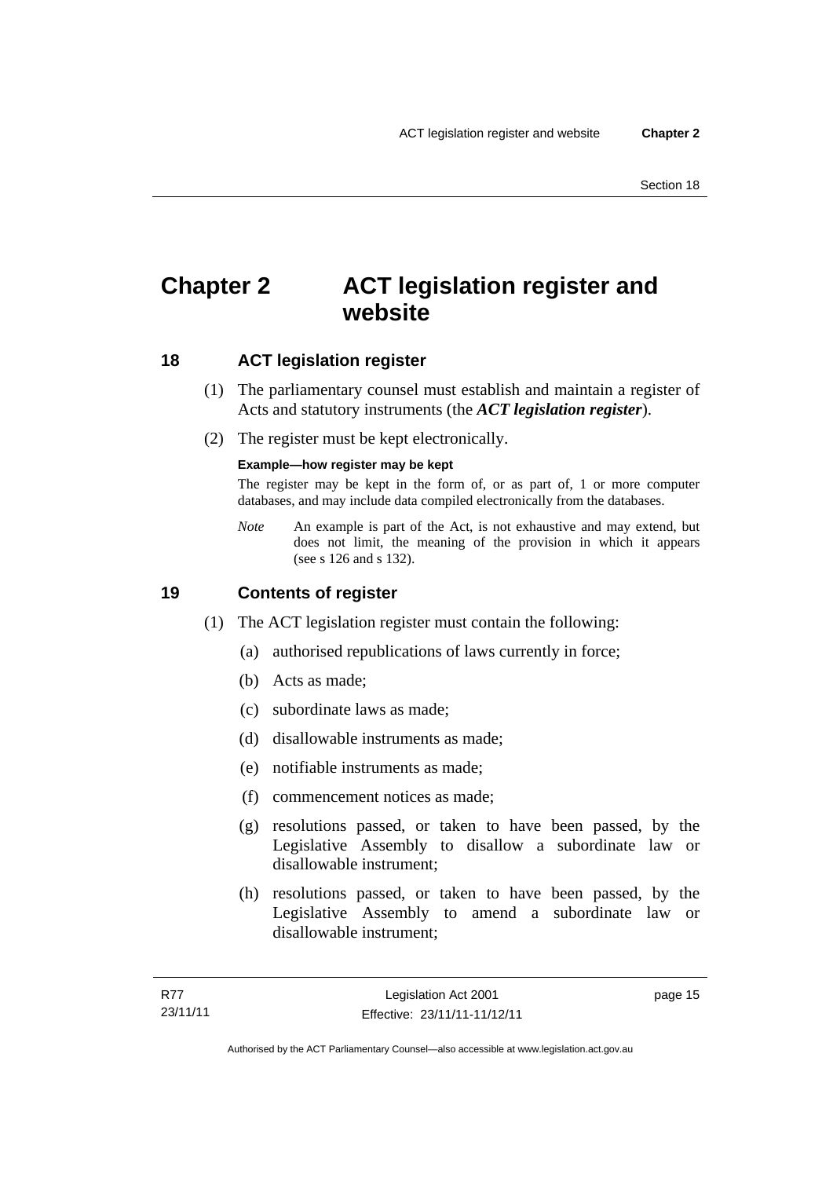# Chapter 2 ACT legislation register and website

## 18 ACT legislation register

(1) The parliamentary counsel must establish and maintain a register of Acts and statutory instruments (the ***ACT legislation register***).

(2) The register must be kept electronically.

**Example—how register may be kept**

The register may be kept in the form of, or as part of, 1 or more computer databases, and may include data compiled electronically from the databases.

*Note* An example is part of the Act, is not exhaustive and may extend, but does not limit, the meaning of the provision in which it appears (see s 126 and s 132).

## 19 Contents of register

(1) The ACT legislation register must contain the following:

(a) authorised republications of laws currently in force;

(b) Acts as made;

(c) subordinate laws as made;

(d) disallowable instruments as made;

(e) notifiable instruments as made;

(f) commencement notices as made;

(g) resolutions passed, or taken to have been passed, by the Legislative Assembly to disallow a subordinate law or disallowable instrument;

(h) resolutions passed, or taken to have been passed, by the Legislative Assembly to amend a subordinate law or disallowable instrument;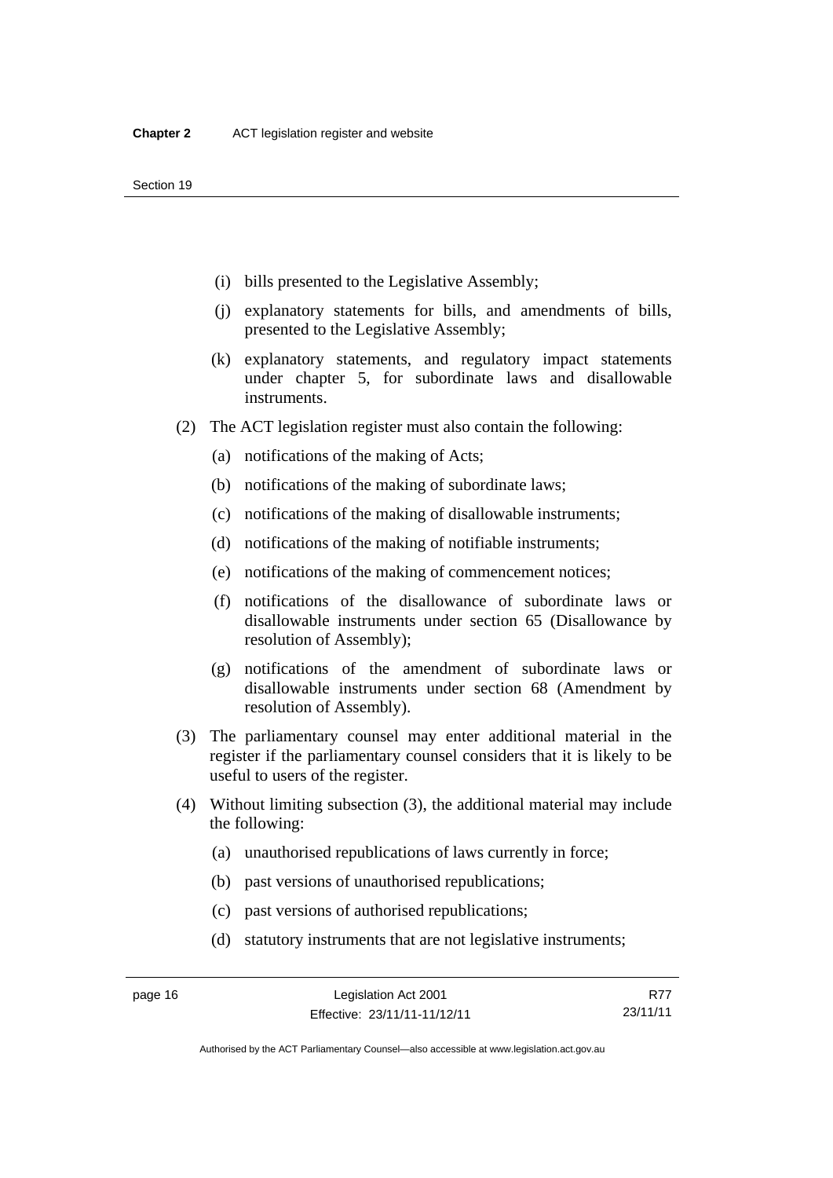(i) bills presented to the Legislative Assembly;

(j) explanatory statements for bills, and amendments of bills, presented to the Legislative Assembly;

(k) explanatory statements, and regulatory impact statements under chapter 5, for subordinate laws and disallowable instruments.

(2) The ACT legislation register must also contain the following:

(a) notifications of the making of Acts;

(b) notifications of the making of subordinate laws;

(c) notifications of the making of disallowable instruments;

(d) notifications of the making of notifiable instruments;

(e) notifications of the making of commencement notices;

(f) notifications of the disallowance of subordinate laws or disallowable instruments under section 65 (Disallowance by resolution of Assembly);

(g) notifications of the amendment of subordinate laws or disallowable instruments under section 68 (Amendment by resolution of Assembly).

(3) The parliamentary counsel may enter additional material in the register if the parliamentary counsel considers that it is likely to be useful to users of the register.

(4) Without limiting subsection (3), the additional material may include the following:

(a) unauthorised republications of laws currently in force;

(b) past versions of unauthorised republications;

(c) past versions of authorised republications;

(d) statutory instruments that are not legislative instruments;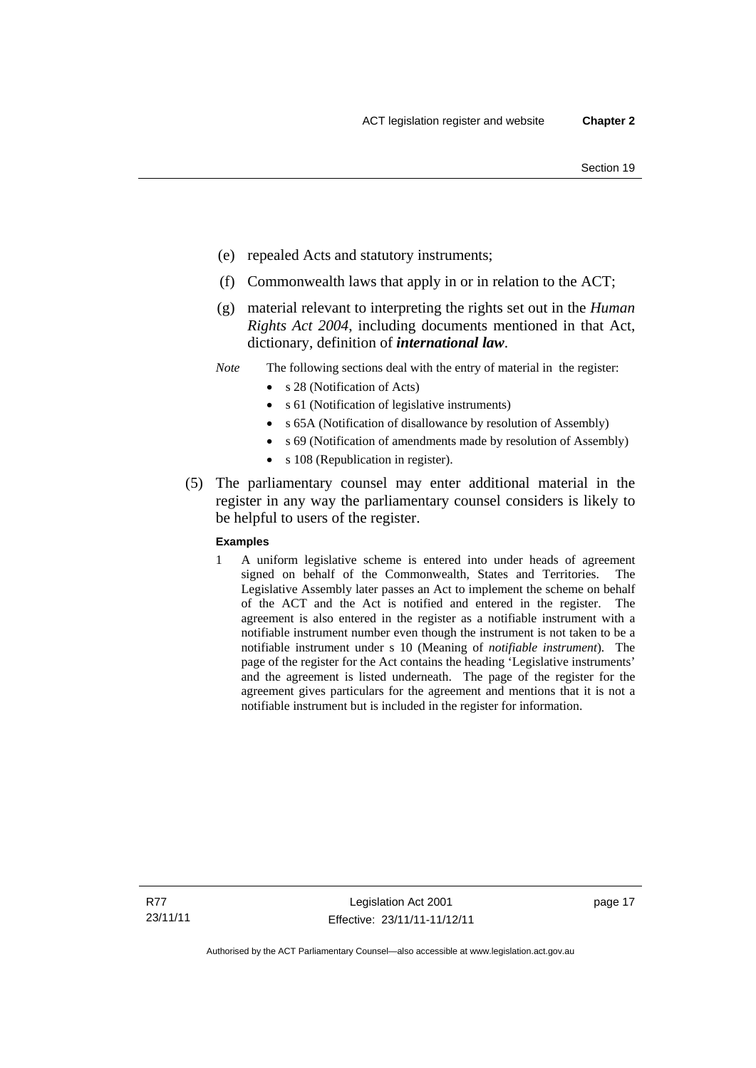(e) repealed Acts and statutory instruments;

(f) Commonwealth laws that apply in or in relation to the ACT;

(g) material relevant to interpreting the rights set out in the *Human Rights Act 2004*, including documents mentioned in that Act, dictionary, definition of ***international law***.

*Note* The following sections deal with the entry of material in the register:

- s 28 (Notification of Acts)
- s 61 (Notification of legislative instruments)
- s 65A (Notification of disallowance by resolution of Assembly)
- s 69 (Notification of amendments made by resolution of Assembly)
- s 108 (Republication in register).

(5) The parliamentary counsel may enter additional material in the register in any way the parliamentary counsel considers is likely to be helpful to users of the register.

**Examples**

1 A uniform legislative scheme is entered into under heads of agreement signed on behalf of the Commonwealth, States and Territories. The Legislative Assembly later passes an Act to implement the scheme on behalf of the ACT and the Act is notified and entered in the register. The agreement is also entered in the register as a notifiable instrument with a notifiable instrument number even though the instrument is not taken to be a notifiable instrument under s 10 (Meaning of *notifiable instrument*). The page of the register for the Act contains the heading 'Legislative instruments' and the agreement is listed underneath. The page of the register for the agreement gives particulars for the agreement and mentions that it is not a notifiable instrument but is included in the register for information.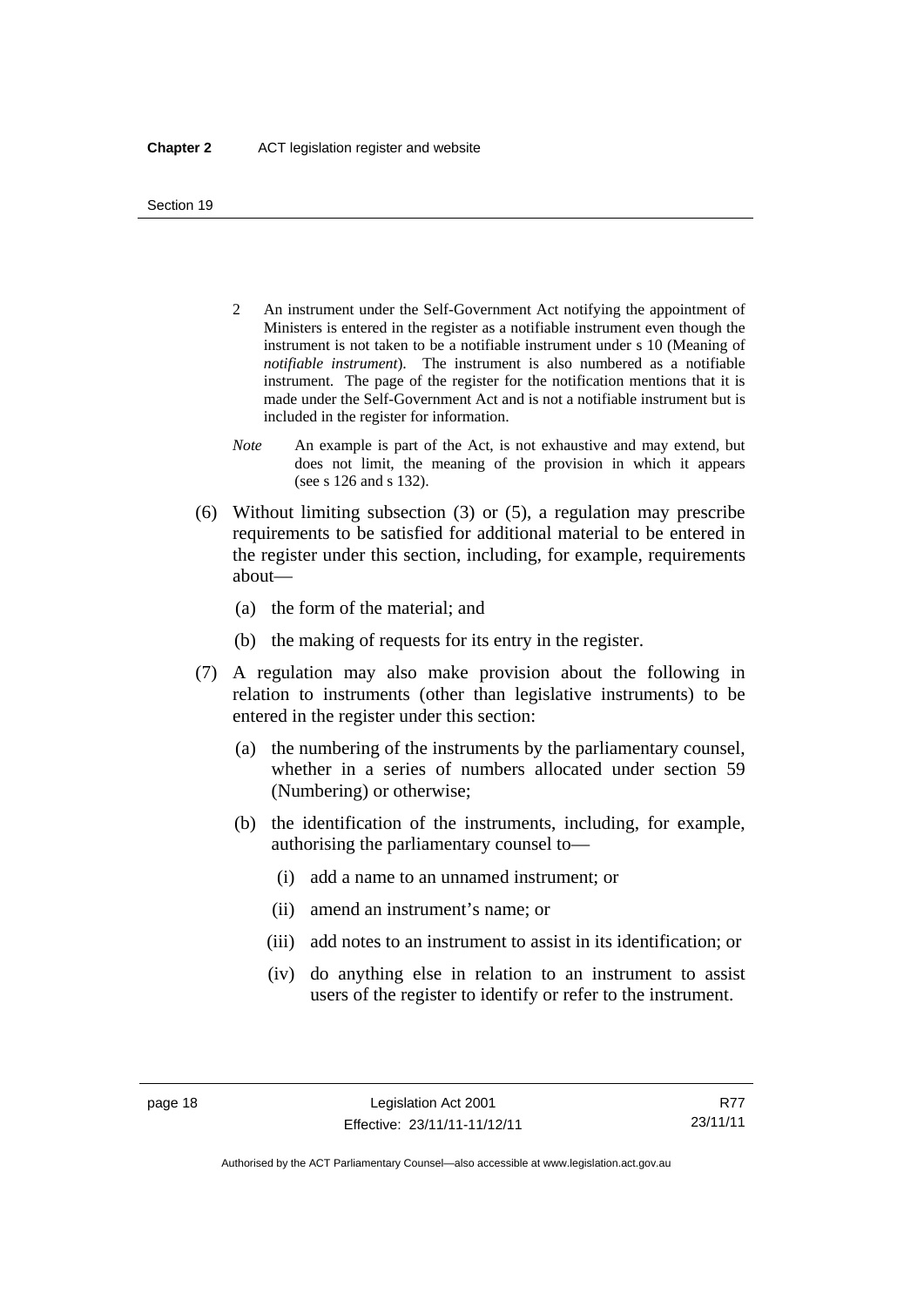2 An instrument under the Self-Government Act notifying the appointment of Ministers is entered in the register as a notifiable instrument even though the instrument is not taken to be a notifiable instrument under s 10 (Meaning of *notifiable instrument*). The instrument is also numbered as a notifiable instrument. The page of the register for the notification mentions that it is made under the Self-Government Act and is not a notifiable instrument but is included in the register for information.

*Note* An example is part of the Act, is not exhaustive and may extend, but does not limit, the meaning of the provision in which it appears (see s 126 and s 132).

(6) Without limiting subsection (3) or (5), a regulation may prescribe requirements to be satisfied for additional material to be entered in the register under this section, including, for example, requirements about—

(a) the form of the material; and

(b) the making of requests for its entry in the register.

(7) A regulation may also make provision about the following in relation to instruments (other than legislative instruments) to be entered in the register under this section:

(a) the numbering of the instruments by the parliamentary counsel, whether in a series of numbers allocated under section 59 (Numbering) or otherwise;

(b) the identification of the instruments, including, for example, authorising the parliamentary counsel to—

(i) add a name to an unnamed instrument; or

(ii) amend an instrument's name; or

(iii) add notes to an instrument to assist in its identification; or

(iv) do anything else in relation to an instrument to assist users of the register to identify or refer to the instrument.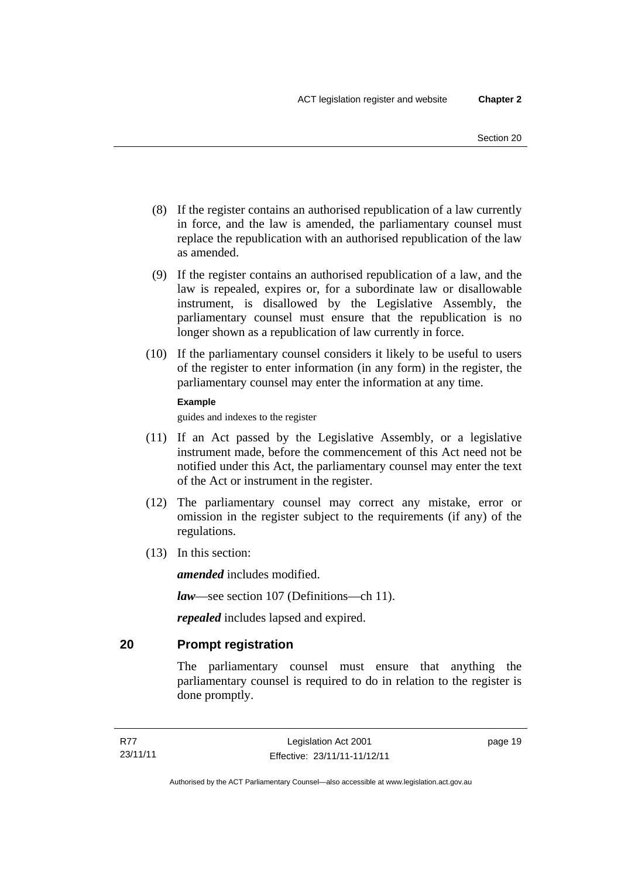(8) If the register contains an authorised republication of a law currently in force, and the law is amended, the parliamentary counsel must replace the republication with an authorised republication of the law as amended.

(9) If the register contains an authorised republication of a law, and the law is repealed, expires or, for a subordinate law or disallowable instrument, is disallowed by the Legislative Assembly, the parliamentary counsel must ensure that the republication is no longer shown as a republication of law currently in force.

(10) If the parliamentary counsel considers it likely to be useful to users of the register to enter information (in any form) in the register, the parliamentary counsel may enter the information at any time.

**Example**

guides and indexes to the register

(11) If an Act passed by the Legislative Assembly, or a legislative instrument made, before the commencement of this Act need not be notified under this Act, the parliamentary counsel may enter the text of the Act or instrument in the register.

(12) The parliamentary counsel may correct any mistake, error or omission in the register subject to the requirements (if any) of the regulations.

(13) In this section:

***amended*** includes modified.

***law***—see section 107 (Definitions—ch 11).

***repealed*** includes lapsed and expired.

## 20 Prompt registration

The parliamentary counsel must ensure that anything the parliamentary counsel is required to do in relation to the register is done promptly.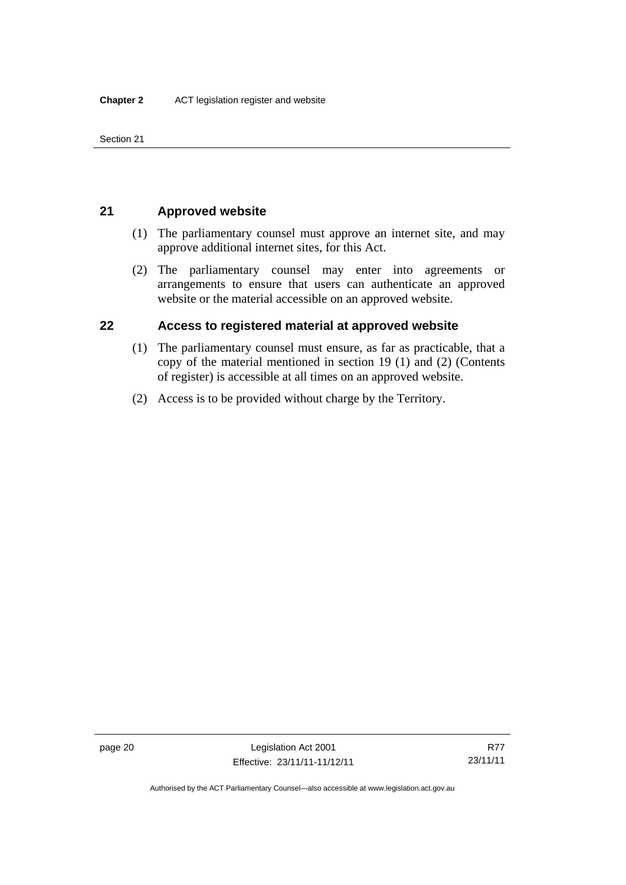## 21 Approved website

(1) The parliamentary counsel must approve an internet site, and may approve additional internet sites, for this Act.

(2) The parliamentary counsel may enter into agreements or arrangements to ensure that users can authenticate an approved website or the material accessible on an approved website.

## 22 Access to registered material at approved website

(1) The parliamentary counsel must ensure, as far as practicable, that a copy of the material mentioned in section 19 (1) and (2) (Contents of register) is accessible at all times on an approved website.

(2) Access is to be provided without charge by the Territory.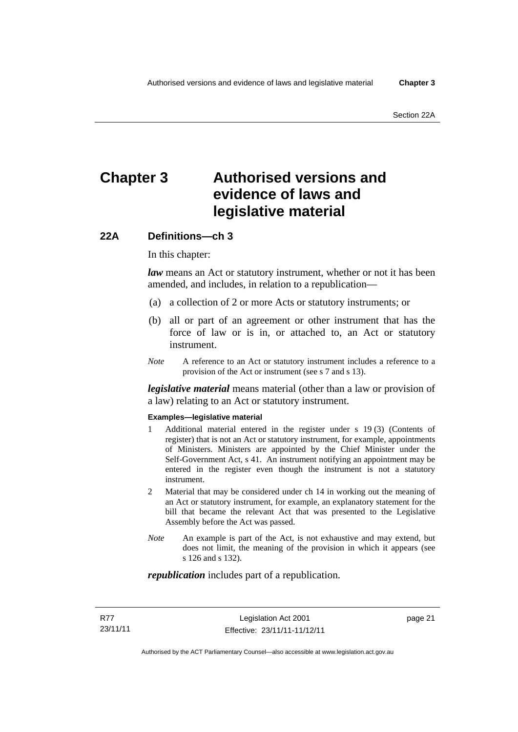# Chapter 3 Authorised versions and evidence of laws and legislative material

## 22A Definitions—ch 3

In this chapter:

***law*** means an Act or statutory instrument, whether or not it has been amended, and includes, in relation to a republication—

(a) a collection of 2 or more Acts or statutory instruments; or

(b) all or part of an agreement or other instrument that has the force of law or is in, or attached to, an Act or statutory instrument.

*Note* A reference to an Act or statutory instrument includes a reference to a provision of the Act or instrument (see s 7 and s 13).

***legislative material*** means material (other than a law or provision of a law) relating to an Act or statutory instrument.

**Examples—legislative material**

1 Additional material entered in the register under s 19 (3) (Contents of register) that is not an Act or statutory instrument, for example, appointments of Ministers. Ministers are appointed by the Chief Minister under the Self-Government Act, s 41. An instrument notifying an appointment may be entered in the register even though the instrument is not a statutory instrument.

2 Material that may be considered under ch 14 in working out the meaning of an Act or statutory instrument, for example, an explanatory statement for the bill that became the relevant Act that was presented to the Legislative Assembly before the Act was passed.

*Note* An example is part of the Act, is not exhaustive and may extend, but does not limit, the meaning of the provision in which it appears (see s 126 and s 132).

***republication*** includes part of a republication.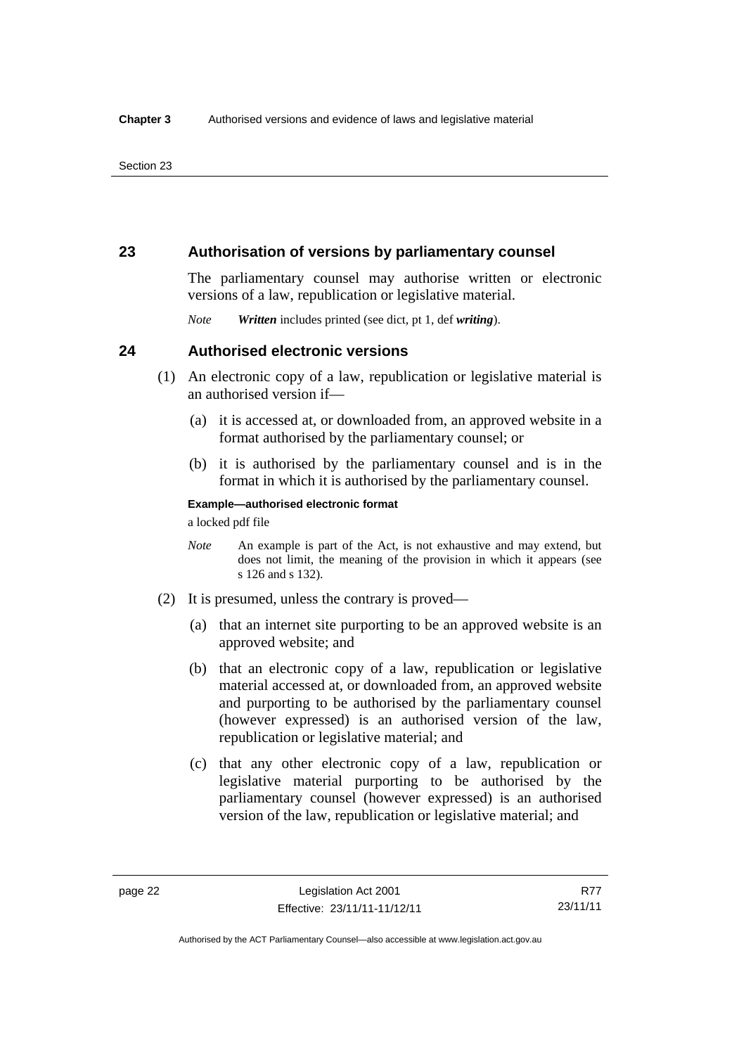## 23 Authorisation of versions by parliamentary counsel

The parliamentary counsel may authorise written or electronic versions of a law, republication or legislative material.

*Note* ***Written*** includes printed (see dict, pt 1, def ***writing***).

## 24 Authorised electronic versions

(1) An electronic copy of a law, republication or legislative material is an authorised version if—

(a) it is accessed at, or downloaded from, an approved website in a format authorised by the parliamentary counsel; or

(b) it is authorised by the parliamentary counsel and is in the format in which it is authorised by the parliamentary counsel.

**Example—authorised electronic format**

a locked pdf file

*Note* An example is part of the Act, is not exhaustive and may extend, but does not limit, the meaning of the provision in which it appears (see s 126 and s 132).

(2) It is presumed, unless the contrary is proved—

(a) that an internet site purporting to be an approved website is an approved website; and

(b) that an electronic copy of a law, republication or legislative material accessed at, or downloaded from, an approved website and purporting to be authorised by the parliamentary counsel (however expressed) is an authorised version of the law, republication or legislative material; and

(c) that any other electronic copy of a law, republication or legislative material purporting to be authorised by the parliamentary counsel (however expressed) is an authorised version of the law, republication or legislative material; and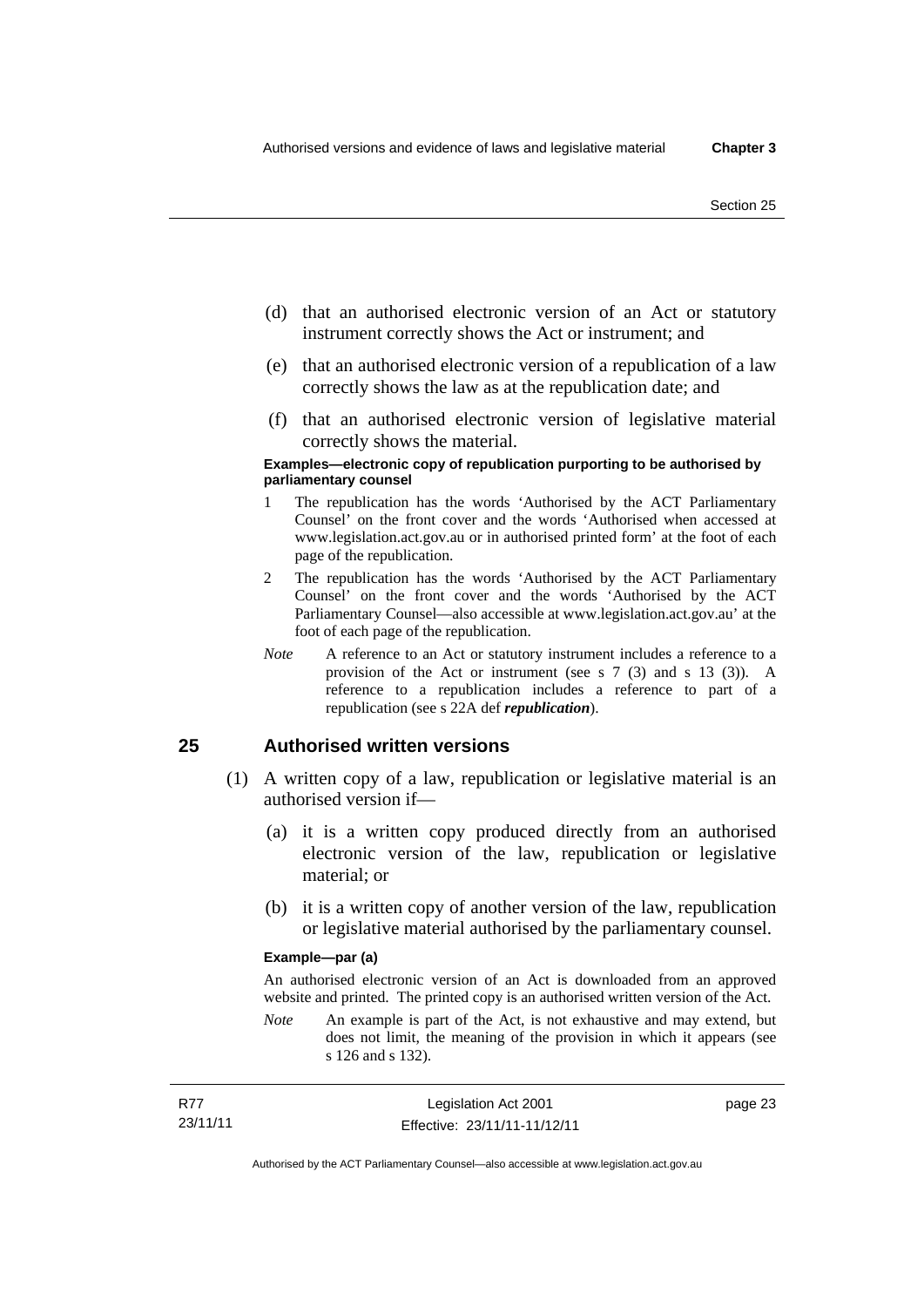(d) that an authorised electronic version of an Act or statutory instrument correctly shows the Act or instrument; and

(e) that an authorised electronic version of a republication of a law correctly shows the law as at the republication date; and

(f) that an authorised electronic version of legislative material correctly shows the material.

**Examples—electronic copy of republication purporting to be authorised by parliamentary counsel**

1 The republication has the words 'Authorised by the ACT Parliamentary Counsel' on the front cover and the words 'Authorised when accessed at www.legislation.act.gov.au or in authorised printed form' at the foot of each page of the republication.

2 The republication has the words 'Authorised by the ACT Parliamentary Counsel' on the front cover and the words 'Authorised by the ACT Parliamentary Counsel—also accessible at www.legislation.act.gov.au' at the foot of each page of the republication.

*Note* A reference to an Act or statutory instrument includes a reference to a provision of the Act or instrument (see s 7 (3) and s 13 (3)). A reference to a republication includes a reference to part of a republication (see s 22A def ***republication***).

## 25 Authorised written versions

(1) A written copy of a law, republication or legislative material is an authorised version if—

(a) it is a written copy produced directly from an authorised electronic version of the law, republication or legislative material; or

(b) it is a written copy of another version of the law, republication or legislative material authorised by the parliamentary counsel.

**Example—par (a)**

An authorised electronic version of an Act is downloaded from an approved website and printed. The printed copy is an authorised written version of the Act.

*Note* An example is part of the Act, is not exhaustive and may extend, but does not limit, the meaning of the provision in which it appears (see s 126 and s 132).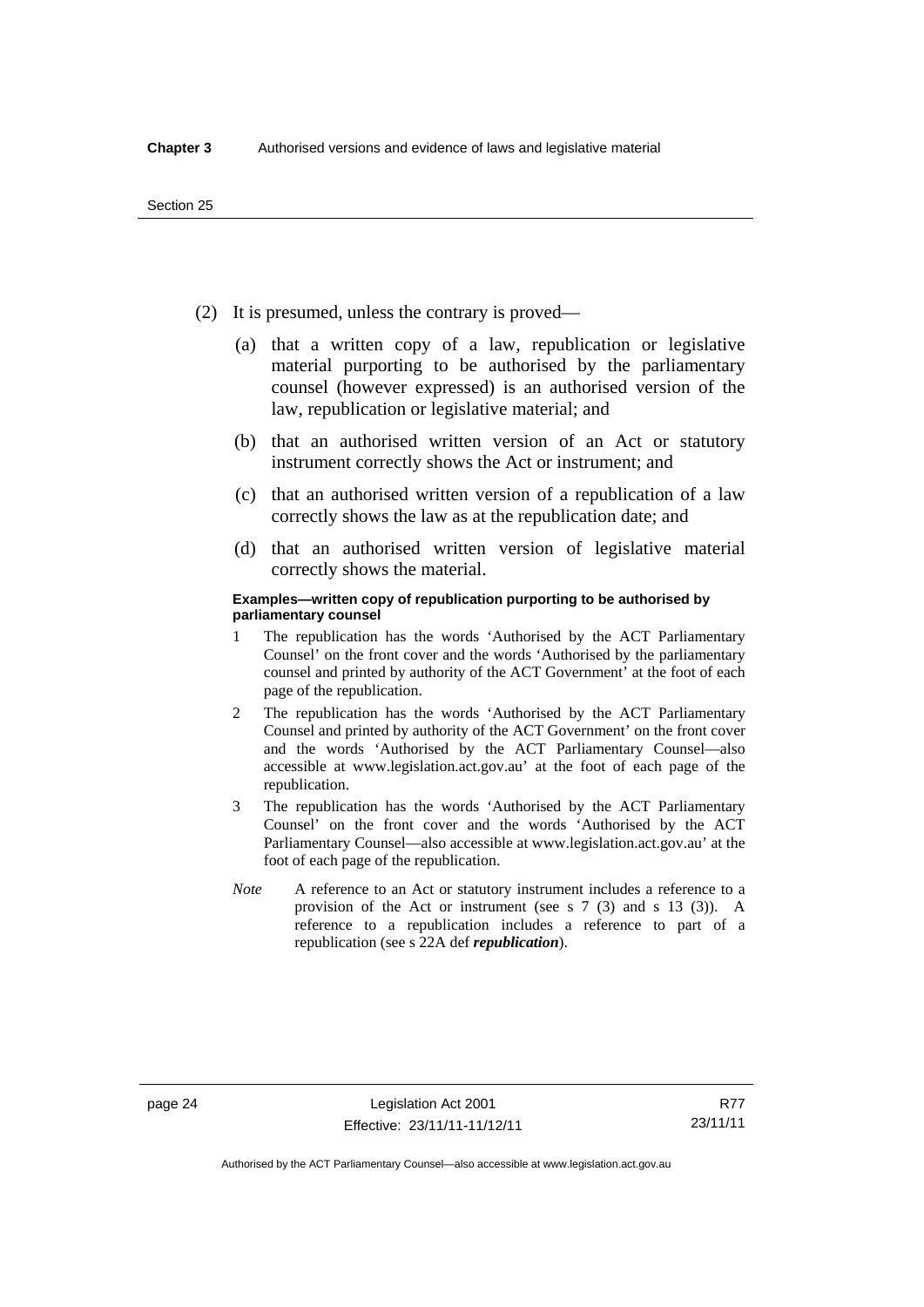(2) It is presumed, unless the contrary is proved—

(a) that a written copy of a law, republication or legislative material purporting to be authorised by the parliamentary counsel (however expressed) is an authorised version of the law, republication or legislative material; and

(b) that an authorised written version of an Act or statutory instrument correctly shows the Act or instrument; and

(c) that an authorised written version of a republication of a law correctly shows the law as at the republication date; and

(d) that an authorised written version of legislative material correctly shows the material.

**Examples—written copy of republication purporting to be authorised by parliamentary counsel**

1 The republication has the words 'Authorised by the ACT Parliamentary Counsel' on the front cover and the words 'Authorised by the parliamentary counsel and printed by authority of the ACT Government' at the foot of each page of the republication.

2 The republication has the words 'Authorised by the ACT Parliamentary Counsel and printed by authority of the ACT Government' on the front cover and the words 'Authorised by the ACT Parliamentary Counsel—also accessible at www.legislation.act.gov.au' at the foot of each page of the republication.

3 The republication has the words 'Authorised by the ACT Parliamentary Counsel' on the front cover and the words 'Authorised by the ACT Parliamentary Counsel—also accessible at www.legislation.act.gov.au' at the foot of each page of the republication.

*Note* A reference to an Act or statutory instrument includes a reference to a provision of the Act or instrument (see s 7 (3) and s 13 (3)). A reference to a republication includes a reference to part of a republication (see s 22A def ***republication***).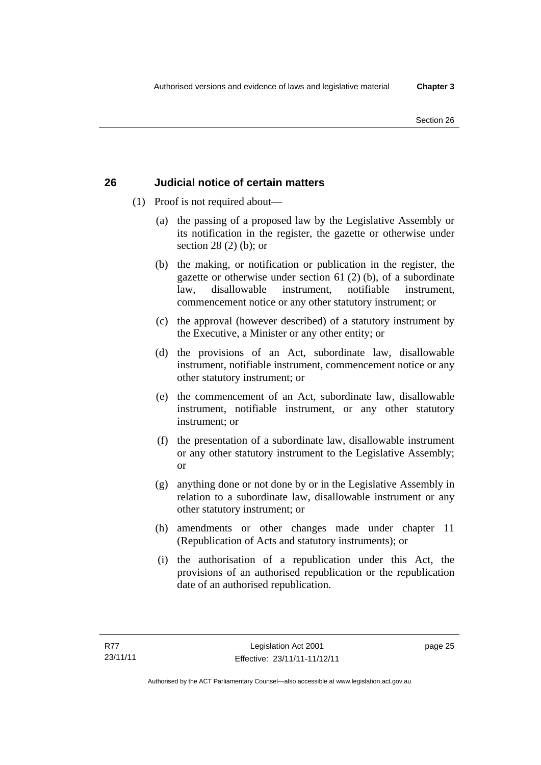## 26 Judicial notice of certain matters

(1) Proof is not required about—

(a) the passing of a proposed law by the Legislative Assembly or its notification in the register, the gazette or otherwise under section 28 (2) (b); or

(b) the making, or notification or publication in the register, the gazette or otherwise under section 61 (2) (b), of a subordinate law, disallowable instrument, notifiable instrument, commencement notice or any other statutory instrument; or

(c) the approval (however described) of a statutory instrument by the Executive, a Minister or any other entity; or

(d) the provisions of an Act, subordinate law, disallowable instrument, notifiable instrument, commencement notice or any other statutory instrument; or

(e) the commencement of an Act, subordinate law, disallowable instrument, notifiable instrument, or any other statutory instrument; or

(f) the presentation of a subordinate law, disallowable instrument or any other statutory instrument to the Legislative Assembly; or

(g) anything done or not done by or in the Legislative Assembly in relation to a subordinate law, disallowable instrument or any other statutory instrument; or

(h) amendments or other changes made under chapter 11 (Republication of Acts and statutory instruments); or

(i) the authorisation of a republication under this Act, the provisions of an authorised republication or the republication date of an authorised republication.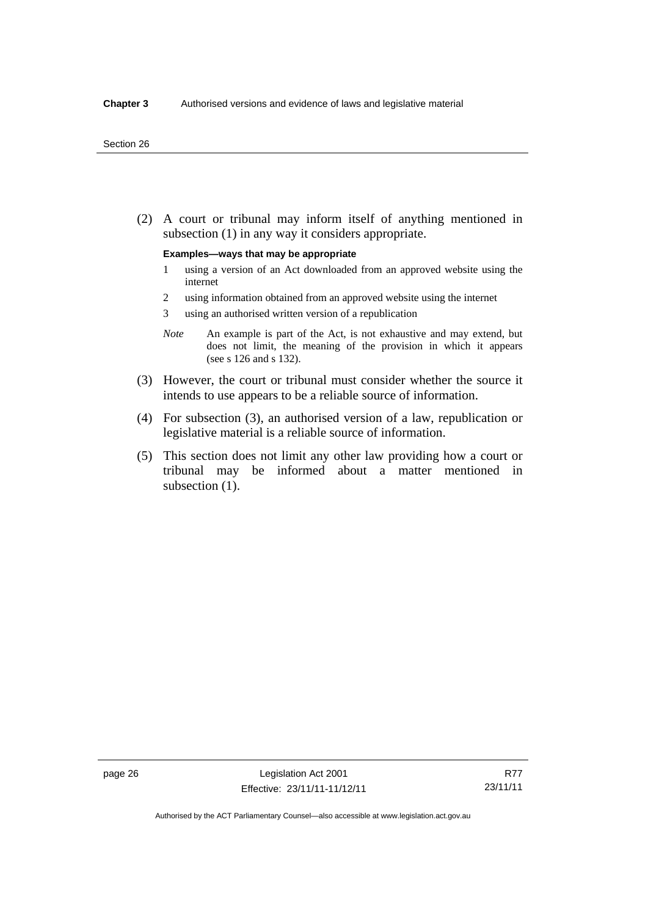(2) A court or tribunal may inform itself of anything mentioned in subsection (1) in any way it considers appropriate.

**Examples—ways that may be appropriate**

1 using a version of an Act downloaded from an approved website using the internet

2 using information obtained from an approved website using the internet

3 using an authorised written version of a republication

*Note* An example is part of the Act, is not exhaustive and may extend, but does not limit, the meaning of the provision in which it appears (see s 126 and s 132).

(3) However, the court or tribunal must consider whether the source it intends to use appears to be a reliable source of information.

(4) For subsection (3), an authorised version of a law, republication or legislative material is a reliable source of information.

(5) This section does not limit any other law providing how a court or tribunal may be informed about a matter mentioned in subsection (1).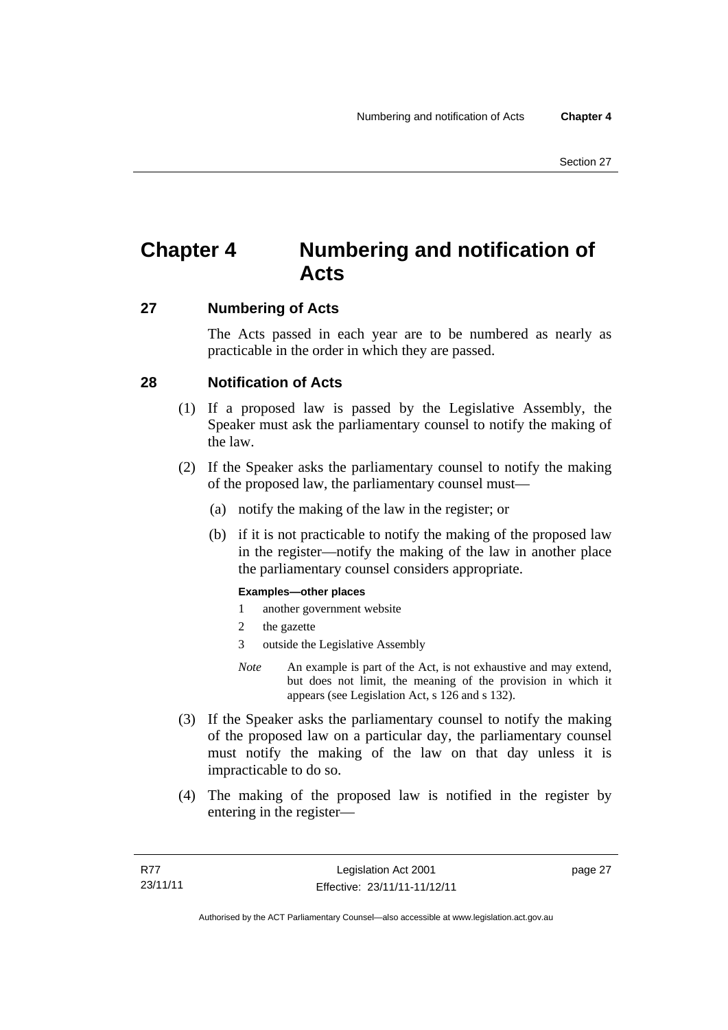# Chapter 4 Numbering and notification of Acts

## 27 Numbering of Acts

The Acts passed in each year are to be numbered as nearly as practicable in the order in which they are passed.

## 28 Notification of Acts

(1) If a proposed law is passed by the Legislative Assembly, the Speaker must ask the parliamentary counsel to notify the making of the law.

(2) If the Speaker asks the parliamentary counsel to notify the making of the proposed law, the parliamentary counsel must—

(a) notify the making of the law in the register; or

(b) if it is not practicable to notify the making of the proposed law in the register—notify the making of the law in another place the parliamentary counsel considers appropriate.

**Examples—other places**

1 another government website

2 the gazette

3 outside the Legislative Assembly

*Note* An example is part of the Act, is not exhaustive and may extend, but does not limit, the meaning of the provision in which it appears (see Legislation Act, s 126 and s 132).

(3) If the Speaker asks the parliamentary counsel to notify the making of the proposed law on a particular day, the parliamentary counsel must notify the making of the law on that day unless it is impracticable to do so.

(4) The making of the proposed law is notified in the register by entering in the register—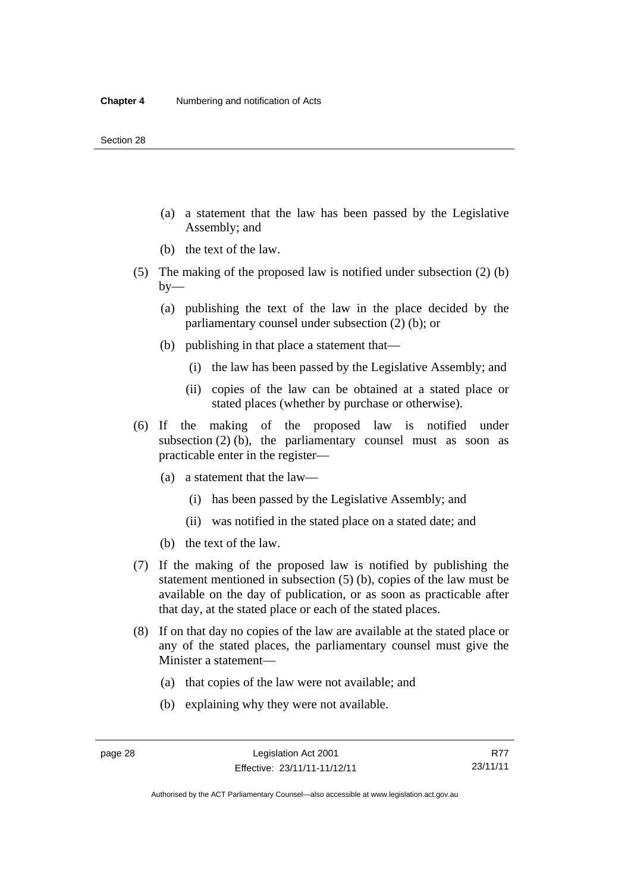(a) a statement that the law has been passed by the Legislative Assembly; and

(b) the text of the law.

(5) The making of the proposed law is notified under subsection (2) (b) by—

(a) publishing the text of the law in the place decided by the parliamentary counsel under subsection (2) (b); or

(b) publishing in that place a statement that—

(i) the law has been passed by the Legislative Assembly; and

(ii) copies of the law can be obtained at a stated place or stated places (whether by purchase or otherwise).

(6) If the making of the proposed law is notified under subsection (2) (b), the parliamentary counsel must as soon as practicable enter in the register—

(a) a statement that the law—

(i) has been passed by the Legislative Assembly; and

(ii) was notified in the stated place on a stated date; and

(b) the text of the law.

(7) If the making of the proposed law is notified by publishing the statement mentioned in subsection (5) (b), copies of the law must be available on the day of publication, or as soon as practicable after that day, at the stated place or each of the stated places.

(8) If on that day no copies of the law are available at the stated place or any of the stated places, the parliamentary counsel must give the Minister a statement—

(a) that copies of the law were not available; and

(b) explaining why they were not available.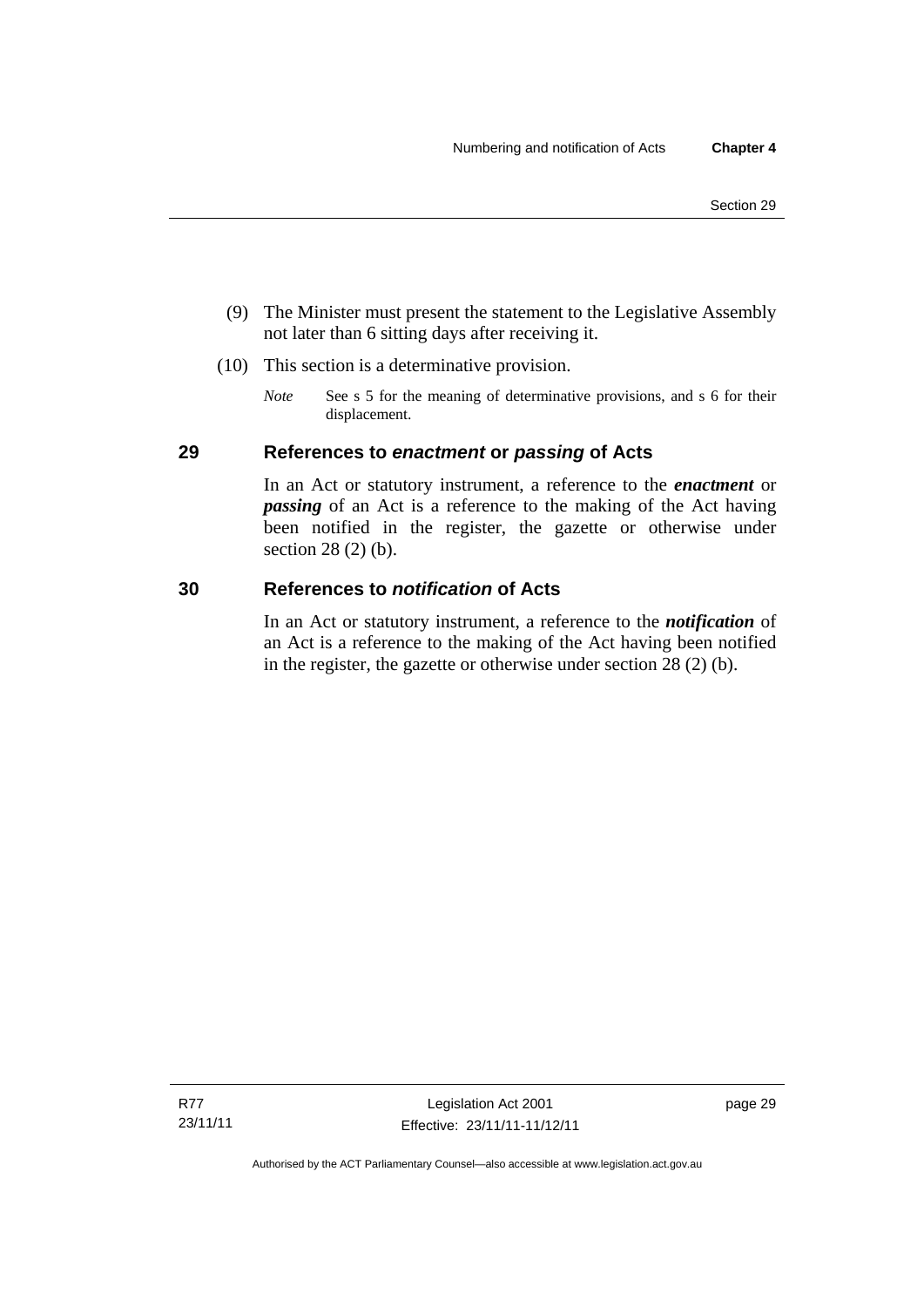(9) The Minister must present the statement to the Legislative Assembly not later than 6 sitting days after receiving it.

(10) This section is a determinative provision.

*Note* See s 5 for the meaning of determinative provisions, and s 6 for their displacement.

## 29 References to *enactment* or *passing* of Acts

In an Act or statutory instrument, a reference to the ***enactment*** or ***passing*** of an Act is a reference to the making of the Act having been notified in the register, the gazette or otherwise under section 28 (2) (b).

## 30 References to *notification* of Acts

In an Act or statutory instrument, a reference to the ***notification*** of an Act is a reference to the making of the Act having been notified in the register, the gazette or otherwise under section 28 (2) (b).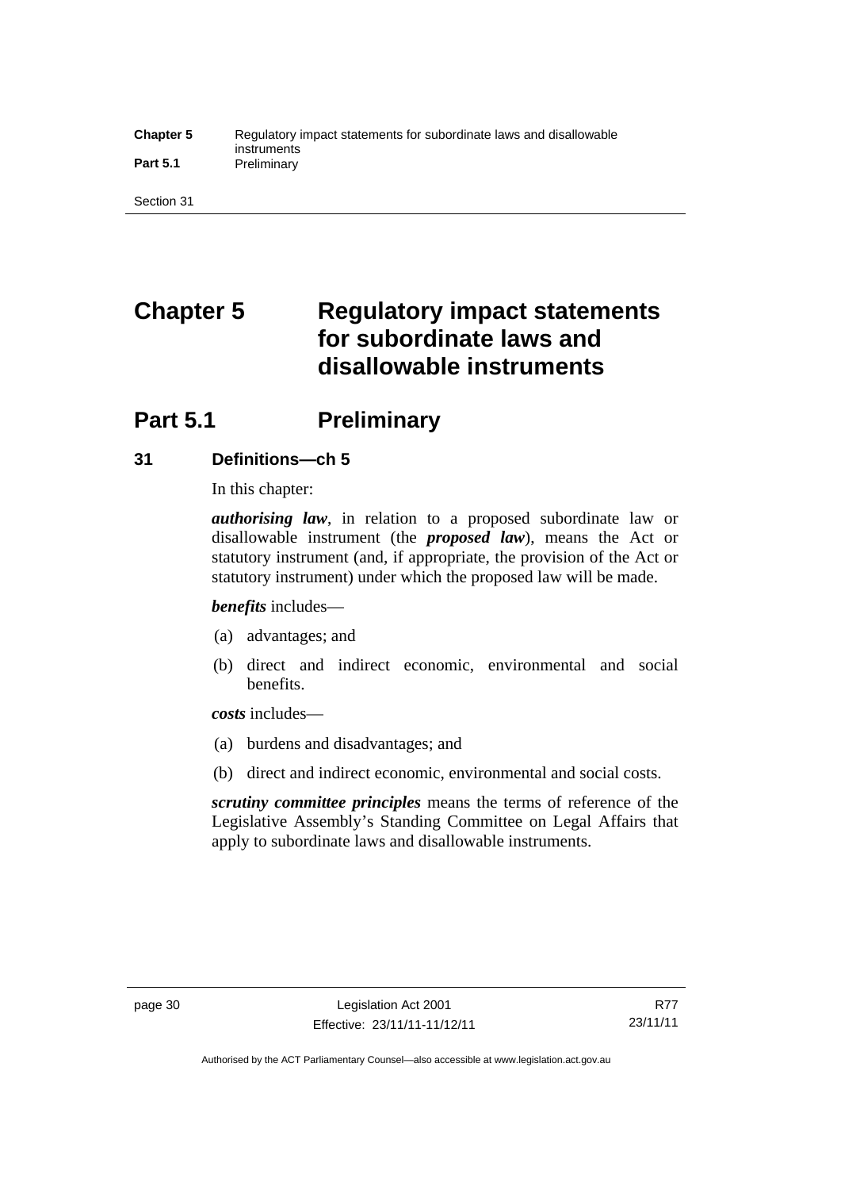# Chapter 5 Regulatory impact statements for subordinate laws and disallowable instruments

## Part 5.1 Preliminary

### 31 Definitions—ch 5

In this chapter:

***authorising law***, in relation to a proposed subordinate law or disallowable instrument (the ***proposed law***), means the Act or statutory instrument (and, if appropriate, the provision of the Act or statutory instrument) under which the proposed law will be made.

***benefits*** includes—

(a) advantages; and

(b) direct and indirect economic, environmental and social benefits.

***costs*** includes—

(a) burdens and disadvantages; and

(b) direct and indirect economic, environmental and social costs.

***scrutiny committee principles*** means the terms of reference of the Legislative Assembly's Standing Committee on Legal Affairs that apply to subordinate laws and disallowable instruments.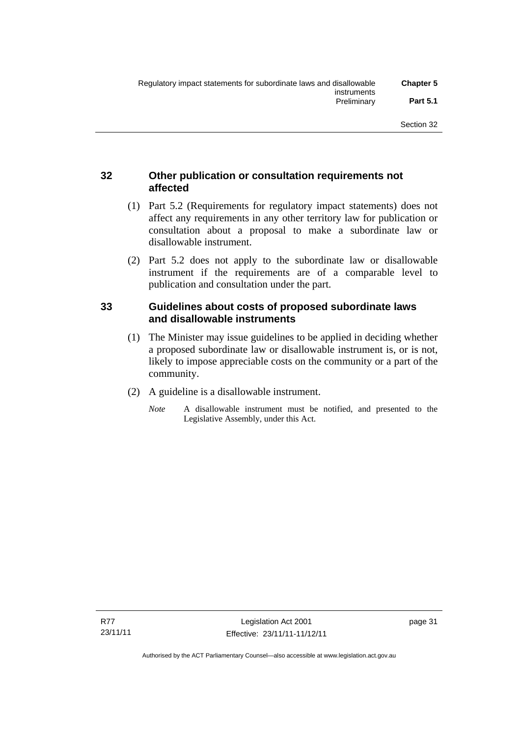## 32 Other publication or consultation requirements not affected

(1) Part 5.2 (Requirements for regulatory impact statements) does not affect any requirements in any other territory law for publication or consultation about a proposal to make a subordinate law or disallowable instrument.

(2) Part 5.2 does not apply to the subordinate law or disallowable instrument if the requirements are of a comparable level to publication and consultation under the part.

## 33 Guidelines about costs of proposed subordinate laws and disallowable instruments

(1) The Minister may issue guidelines to be applied in deciding whether a proposed subordinate law or disallowable instrument is, or is not, likely to impose appreciable costs on the community or a part of the community.

(2) A guideline is a disallowable instrument.

*Note* A disallowable instrument must be notified, and presented to the Legislative Assembly, under this Act.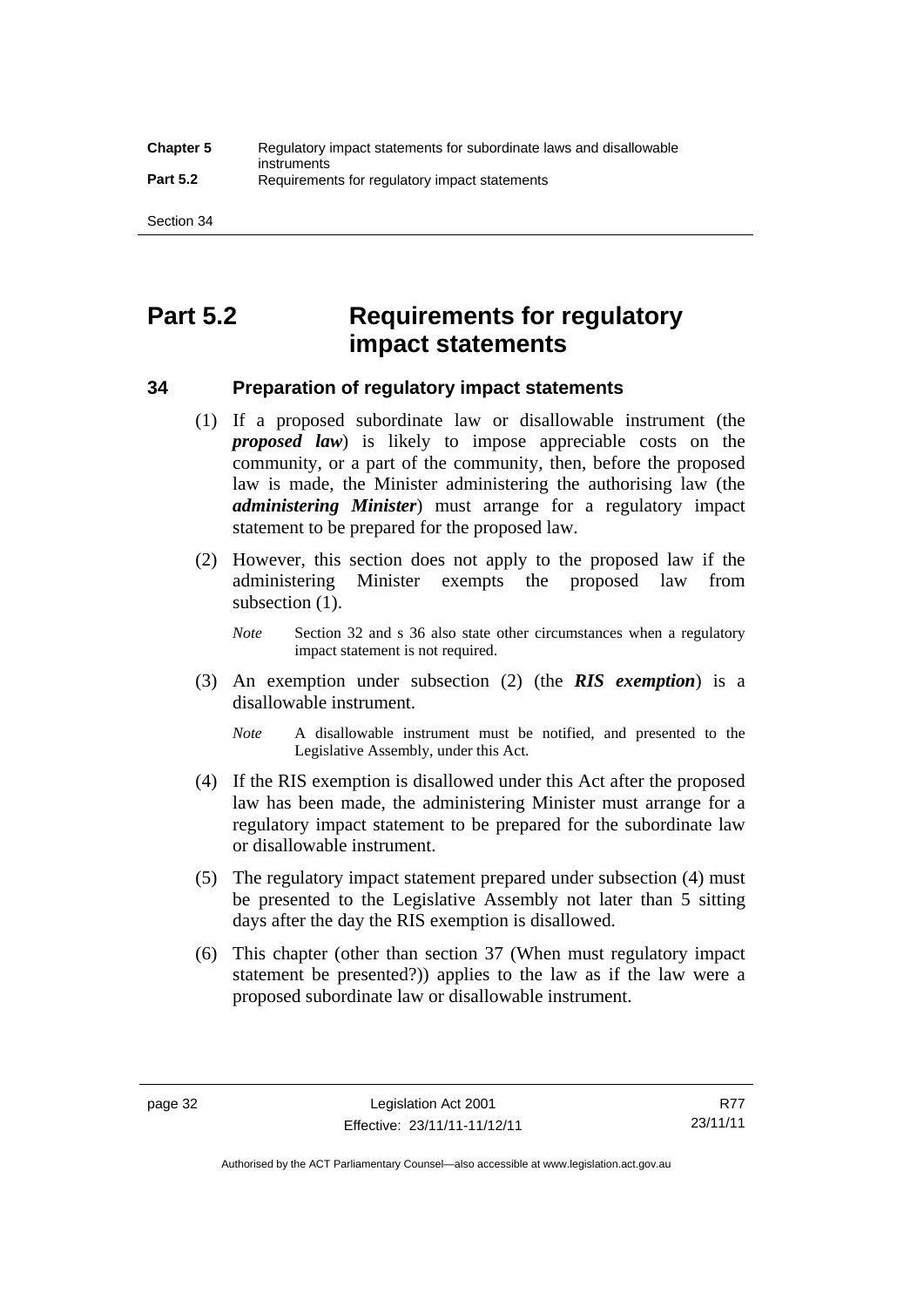# Part 5.2 Requirements for regulatory impact statements

## 34 Preparation of regulatory impact statements

(1) If a proposed subordinate law or disallowable instrument (the ***proposed law***) is likely to impose appreciable costs on the community, or a part of the community, then, before the proposed law is made, the Minister administering the authorising law (the ***administering Minister***) must arrange for a regulatory impact statement to be prepared for the proposed law.

(2) However, this section does not apply to the proposed law if the administering Minister exempts the proposed law from subsection (1).

*Note* Section 32 and s 36 also state other circumstances when a regulatory impact statement is not required.

(3) An exemption under subsection (2) (the ***RIS exemption***) is a disallowable instrument.

*Note* A disallowable instrument must be notified, and presented to the Legislative Assembly, under this Act.

(4) If the RIS exemption is disallowed under this Act after the proposed law has been made, the administering Minister must arrange for a regulatory impact statement to be prepared for the subordinate law or disallowable instrument.

(5) The regulatory impact statement prepared under subsection (4) must be presented to the Legislative Assembly not later than 5 sitting days after the day the RIS exemption is disallowed.

(6) This chapter (other than section 37 (When must regulatory impact statement be presented?)) applies to the law as if the law were a proposed subordinate law or disallowable instrument.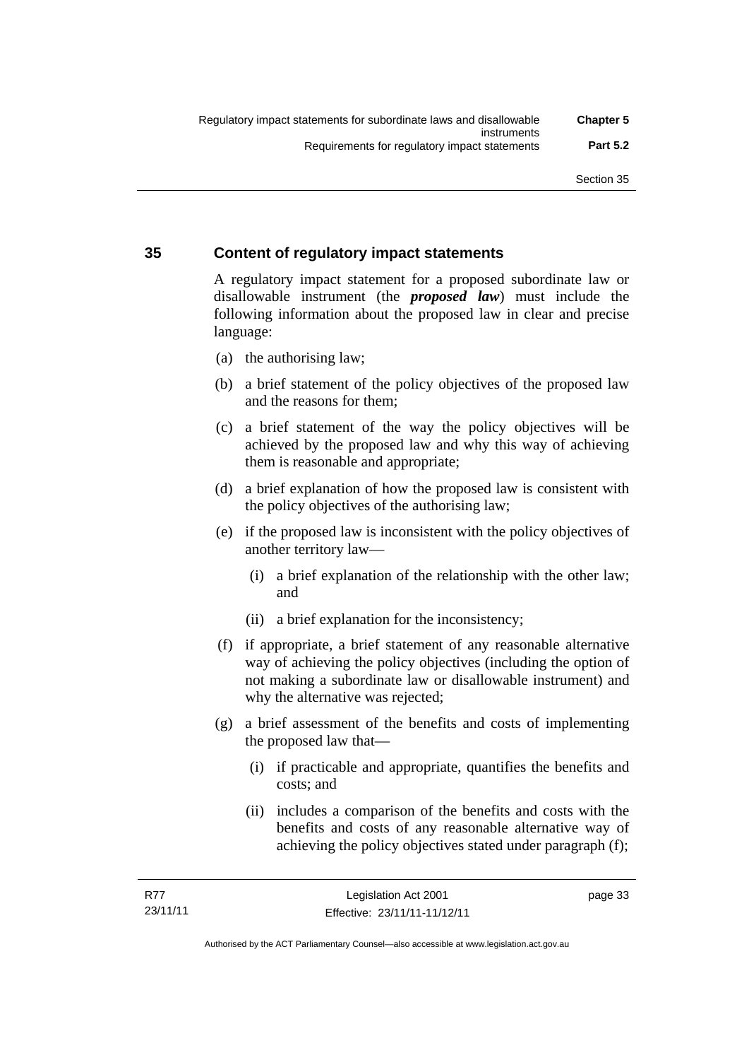## 35 Content of regulatory impact statements

A regulatory impact statement for a proposed subordinate law or disallowable instrument (the ***proposed law***) must include the following information about the proposed law in clear and precise language:

(a) the authorising law;

(b) a brief statement of the policy objectives of the proposed law and the reasons for them;

(c) a brief statement of the way the policy objectives will be achieved by the proposed law and why this way of achieving them is reasonable and appropriate;

(d) a brief explanation of how the proposed law is consistent with the policy objectives of the authorising law;

(e) if the proposed law is inconsistent with the policy objectives of another territory law—

  (i) a brief explanation of the relationship with the other law; and

  (ii) a brief explanation for the inconsistency;

(f) if appropriate, a brief statement of any reasonable alternative way of achieving the policy objectives (including the option of not making a subordinate law or disallowable instrument) and why the alternative was rejected;

(g) a brief assessment of the benefits and costs of implementing the proposed law that—

  (i) if practicable and appropriate, quantifies the benefits and costs; and

  (ii) includes a comparison of the benefits and costs with the benefits and costs of any reasonable alternative way of achieving the policy objectives stated under paragraph (f);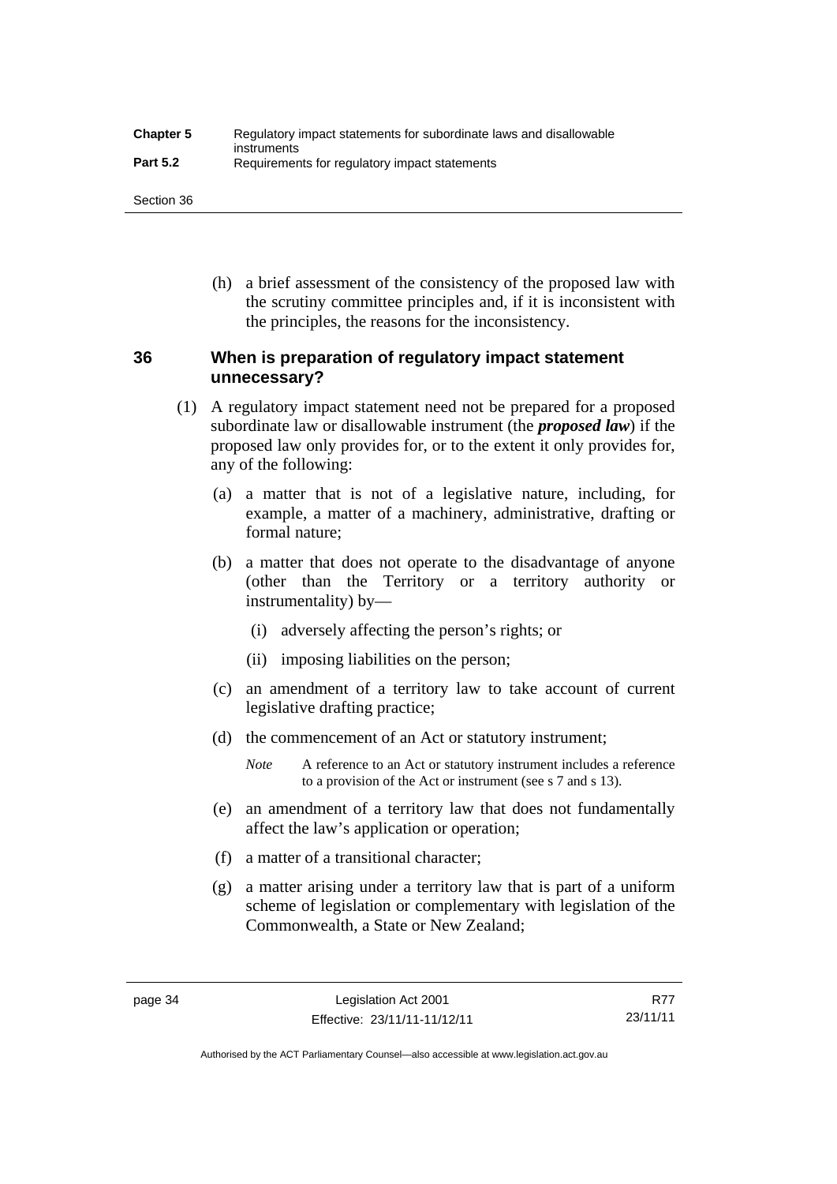(h) a brief assessment of the consistency of the proposed law with the scrutiny committee principles and, if it is inconsistent with the principles, the reasons for the inconsistency.

## 36 When is preparation of regulatory impact statement unnecessary?

(1) A regulatory impact statement need not be prepared for a proposed subordinate law or disallowable instrument (the ***proposed law***) if the proposed law only provides for, or to the extent it only provides for, any of the following:

(a) a matter that is not of a legislative nature, including, for example, a matter of a machinery, administrative, drafting or formal nature;

(b) a matter that does not operate to the disadvantage of anyone (other than the Territory or a territory authority or instrumentality) by—

(i) adversely affecting the person's rights; or

(ii) imposing liabilities on the person;

(c) an amendment of a territory law to take account of current legislative drafting practice;

(d) the commencement of an Act or statutory instrument;

*Note* A reference to an Act or statutory instrument includes a reference to a provision of the Act or instrument (see s 7 and s 13).

(e) an amendment of a territory law that does not fundamentally affect the law's application or operation;

(f) a matter of a transitional character;

(g) a matter arising under a territory law that is part of a uniform scheme of legislation or complementary with legislation of the Commonwealth, a State or New Zealand;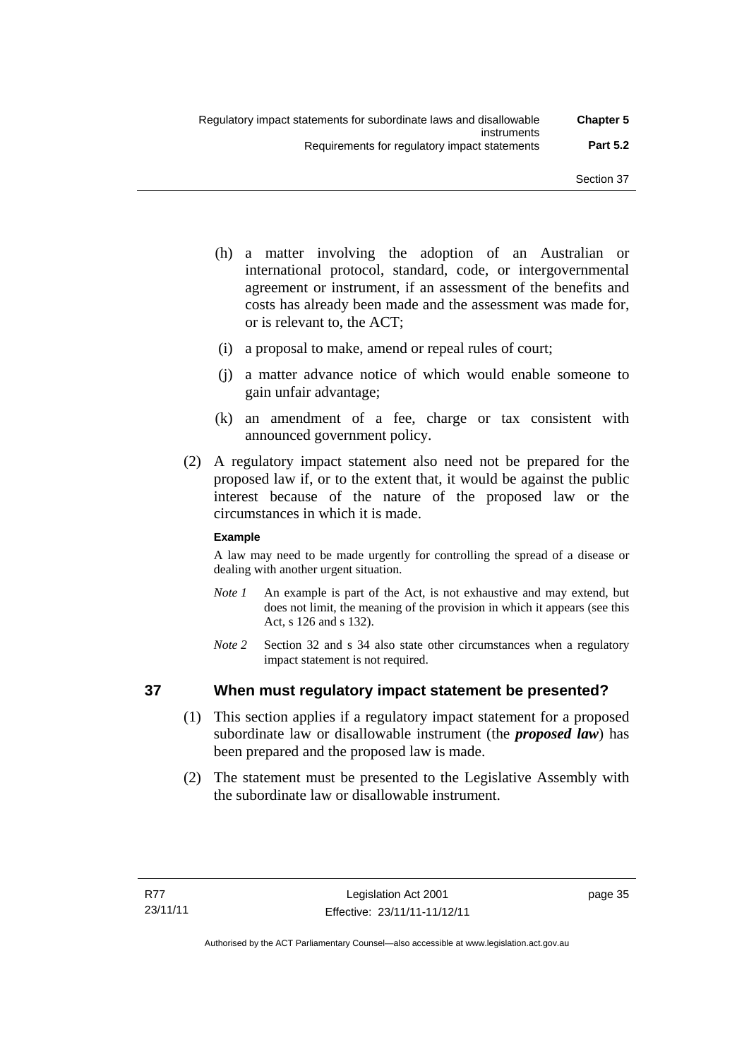(h) a matter involving the adoption of an Australian or international protocol, standard, code, or intergovernmental agreement or instrument, if an assessment of the benefits and costs has already been made and the assessment was made for, or is relevant to, the ACT;

(i) a proposal to make, amend or repeal rules of court;

(j) a matter advance notice of which would enable someone to gain unfair advantage;

(k) an amendment of a fee, charge or tax consistent with announced government policy.

(2) A regulatory impact statement also need not be prepared for the proposed law if, or to the extent that, it would be against the public interest because of the nature of the proposed law or the circumstances in which it is made.

**Example**

A law may need to be made urgently for controlling the spread of a disease or dealing with another urgent situation.

*Note 1* An example is part of the Act, is not exhaustive and may extend, but does not limit, the meaning of the provision in which it appears (see this Act, s 126 and s 132).

*Note 2* Section 32 and s 34 also state other circumstances when a regulatory impact statement is not required.

## 37 When must regulatory impact statement be presented?

(1) This section applies if a regulatory impact statement for a proposed subordinate law or disallowable instrument (the ***proposed law***) has been prepared and the proposed law is made.

(2) The statement must be presented to the Legislative Assembly with the subordinate law or disallowable instrument.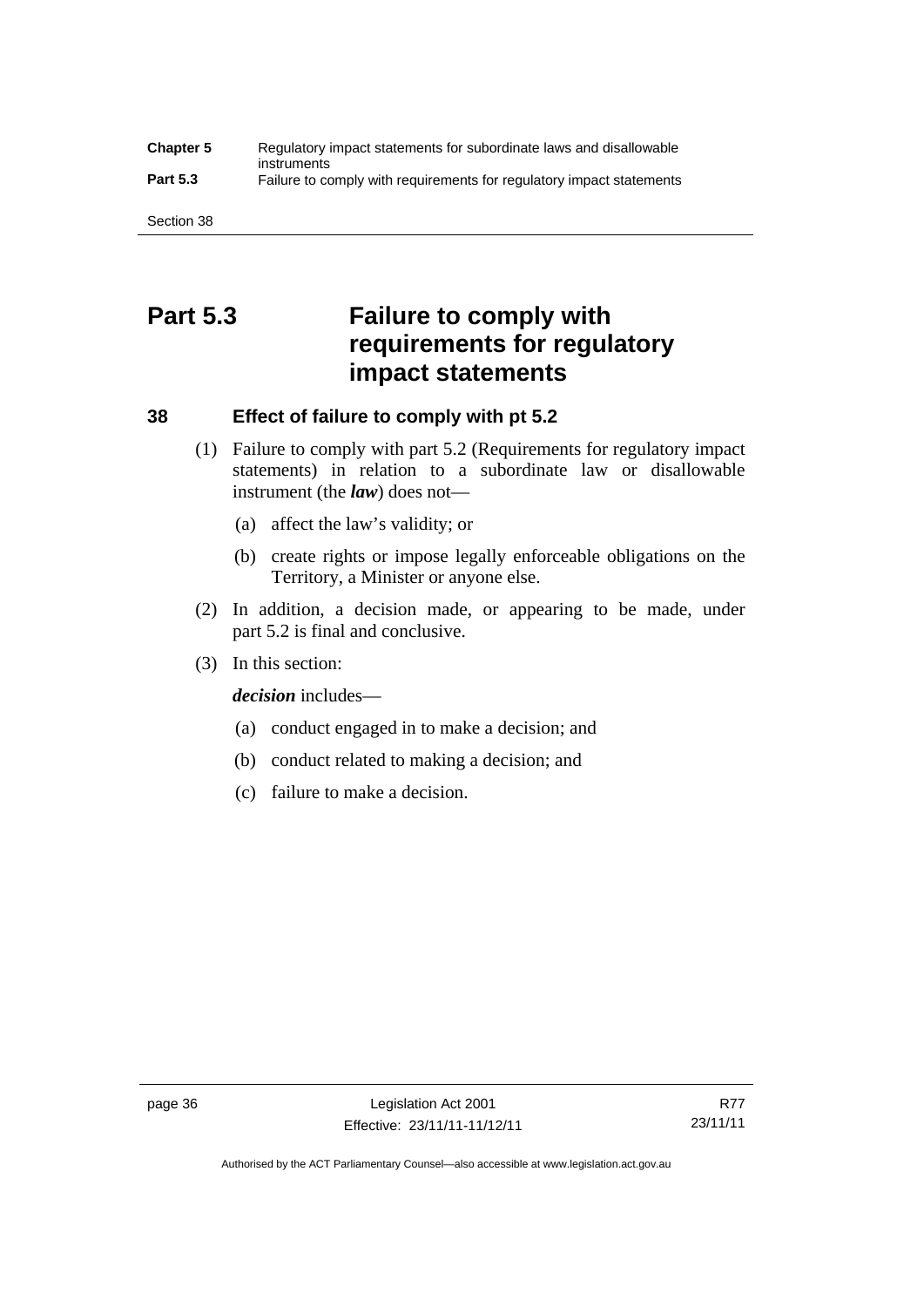# Part 5.3 Failure to comply with requirements for regulatory impact statements

## 38 Effect of failure to comply with pt 5.2

(1) Failure to comply with part 5.2 (Requirements for regulatory impact statements) in relation to a subordinate law or disallowable instrument (the ***law***) does not—

(a) affect the law's validity; or

(b) create rights or impose legally enforceable obligations on the Territory, a Minister or anyone else.

(2) In addition, a decision made, or appearing to be made, under part 5.2 is final and conclusive.

(3) In this section:

***decision*** includes—

(a) conduct engaged in to make a decision; and

(b) conduct related to making a decision; and

(c) failure to make a decision.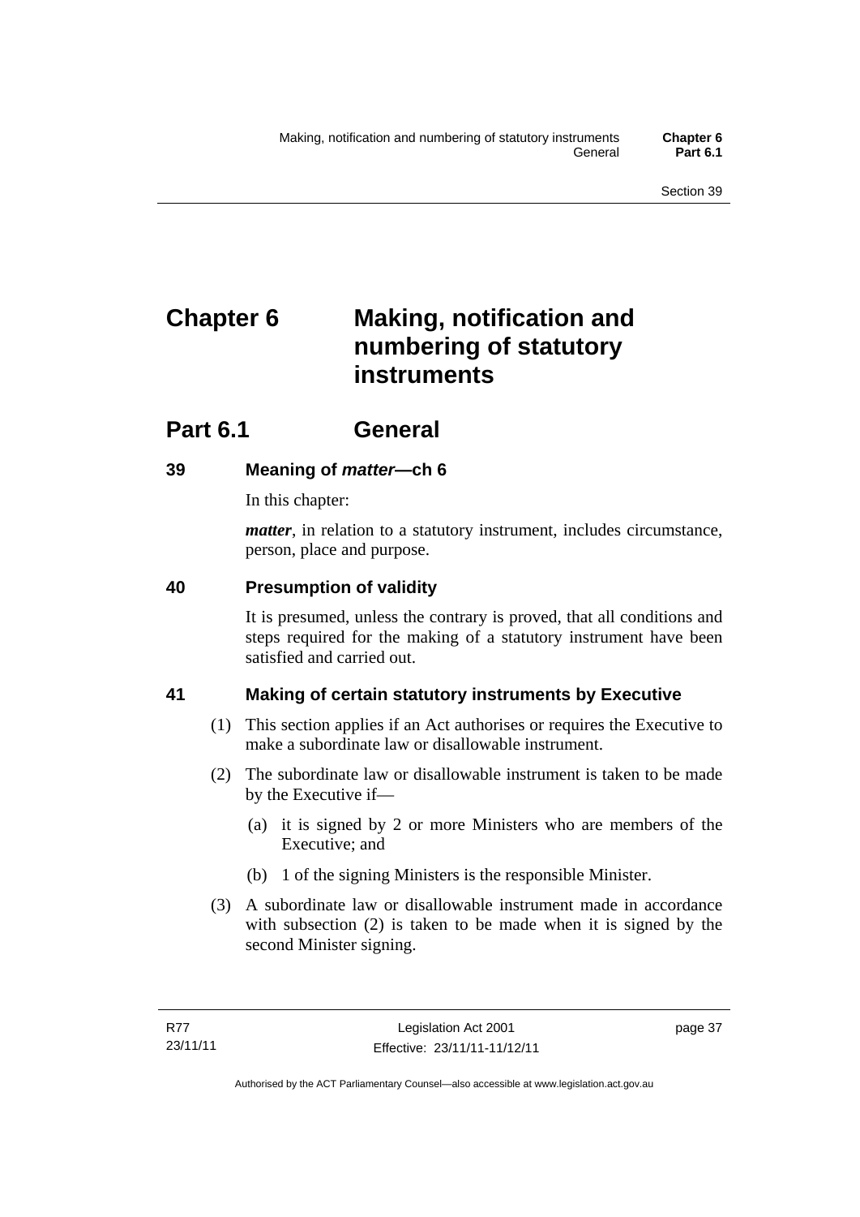# Chapter 6 Making, notification and numbering of statutory instruments

## Part 6.1 General

### 39 Meaning of *matter*—ch 6

In this chapter:

***matter***, in relation to a statutory instrument, includes circumstance, person, place and purpose.

### 40 Presumption of validity

It is presumed, unless the contrary is proved, that all conditions and steps required for the making of a statutory instrument have been satisfied and carried out.

### 41 Making of certain statutory instruments by Executive

(1) This section applies if an Act authorises or requires the Executive to make a subordinate law or disallowable instrument.

(2) The subordinate law or disallowable instrument is taken to be made by the Executive if—

(a) it is signed by 2 or more Ministers who are members of the Executive; and

(b) 1 of the signing Ministers is the responsible Minister.

(3) A subordinate law or disallowable instrument made in accordance with subsection (2) is taken to be made when it is signed by the second Minister signing.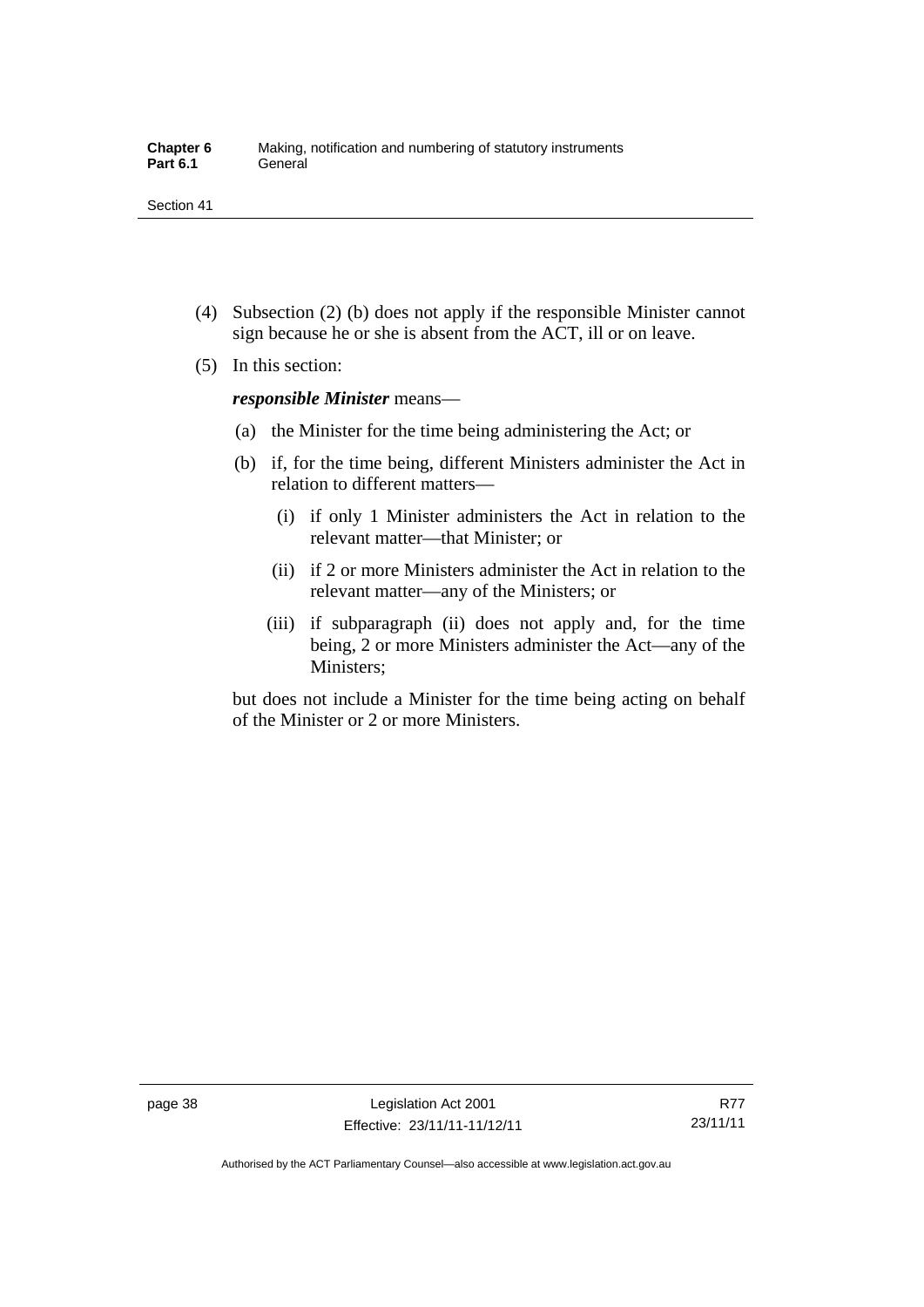(4) Subsection (2) (b) does not apply if the responsible Minister cannot sign because he or she is absent from the ACT, ill or on leave.

(5) In this section:

***responsible Minister*** means—

(a) the Minister for the time being administering the Act; or

(b) if, for the time being, different Ministers administer the Act in relation to different matters—

(i) if only 1 Minister administers the Act in relation to the relevant matter—that Minister; or

(ii) if 2 or more Ministers administer the Act in relation to the relevant matter—any of the Ministers; or

(iii) if subparagraph (ii) does not apply and, for the time being, 2 or more Ministers administer the Act—any of the Ministers;

but does not include a Minister for the time being acting on behalf of the Minister or 2 or more Ministers.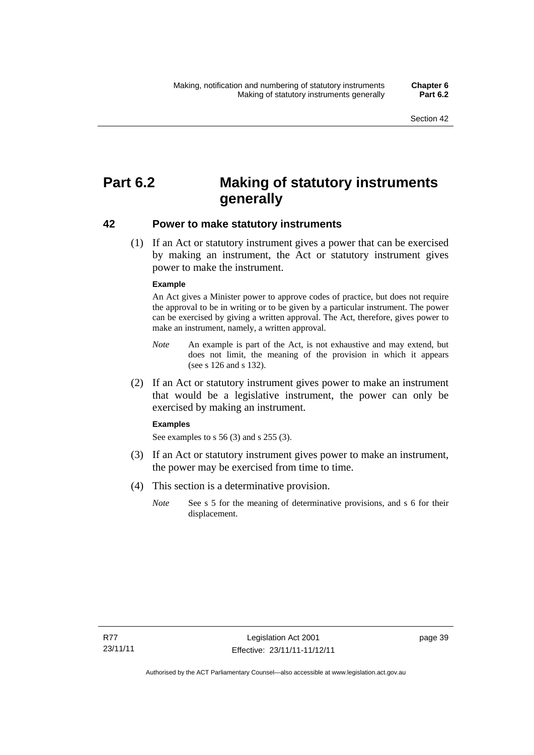# Part 6.2 Making of statutory instruments generally

## 42 Power to make statutory instruments

(1) If an Act or statutory instrument gives a power that can be exercised by making an instrument, the Act or statutory instrument gives power to make the instrument.

**Example**

An Act gives a Minister power to approve codes of practice, but does not require the approval to be in writing or to be given by a particular instrument. The power can be exercised by giving a written approval. The Act, therefore, gives power to make an instrument, namely, a written approval.

*Note* An example is part of the Act, is not exhaustive and may extend, but does not limit, the meaning of the provision in which it appears (see s 126 and s 132).

(2) If an Act or statutory instrument gives power to make an instrument that would be a legislative instrument, the power can only be exercised by making an instrument.

**Examples**

See examples to s 56 (3) and s 255 (3).

(3) If an Act or statutory instrument gives power to make an instrument, the power may be exercised from time to time.

(4) This section is a determinative provision.

*Note* See s 5 for the meaning of determinative provisions, and s 6 for their displacement.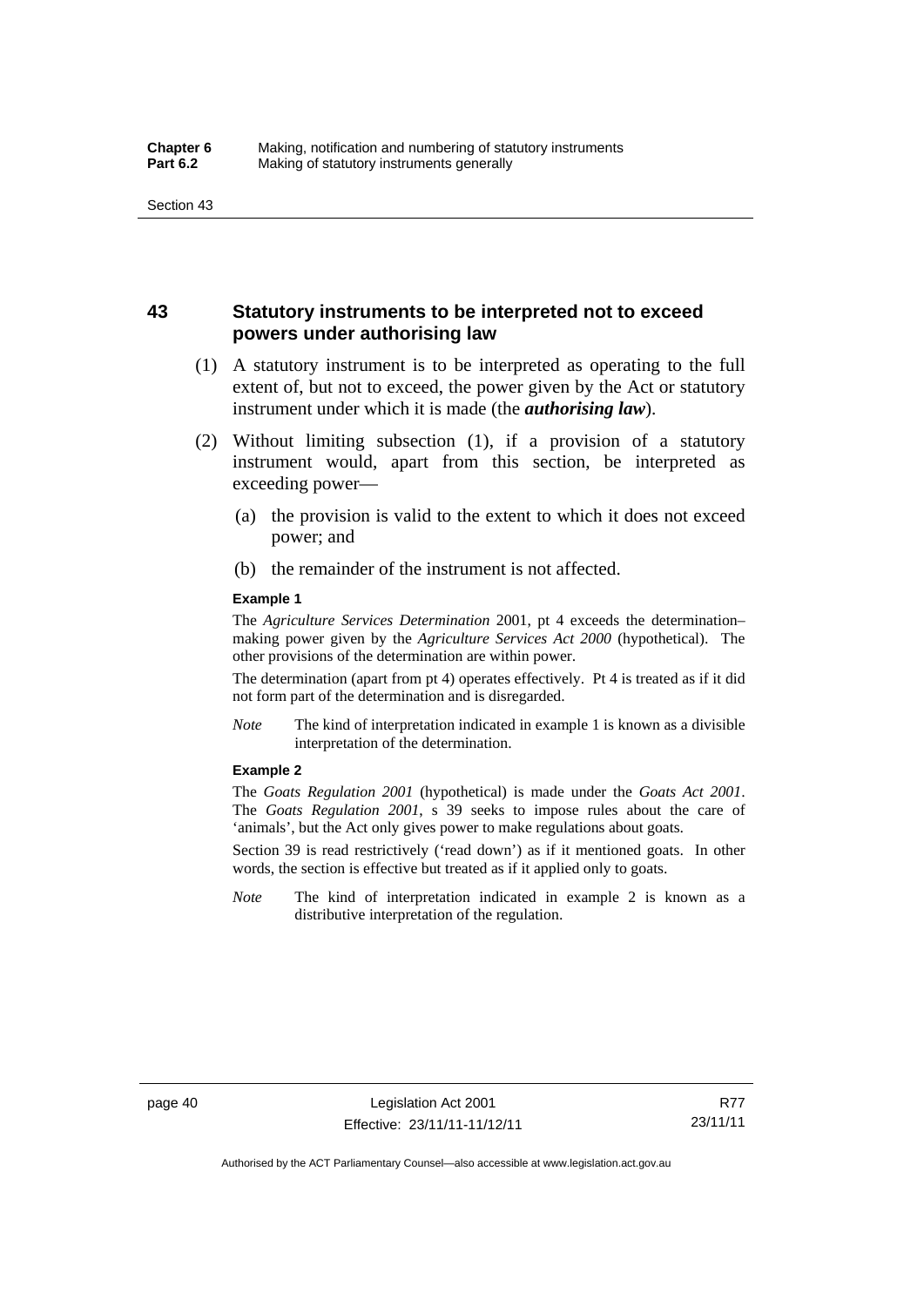## 43 Statutory instruments to be interpreted not to exceed powers under authorising law

(1) A statutory instrument is to be interpreted as operating to the full extent of, but not to exceed, the power given by the Act or statutory instrument under which it is made (the ***authorising law***).

(2) Without limiting subsection (1), if a provision of a statutory instrument would, apart from this section, be interpreted as exceeding power—

(a) the provision is valid to the extent to which it does not exceed power; and

(b) the remainder of the instrument is not affected.

**Example 1**

The *Agriculture Services Determination* 2001, pt 4 exceeds the determination–making power given by the *Agriculture Services Act 2000* (hypothetical). The other provisions of the determination are within power.

The determination (apart from pt 4) operates effectively. Pt 4 is treated as if it did not form part of the determination and is disregarded.

*Note* The kind of interpretation indicated in example 1 is known as a divisible interpretation of the determination.

**Example 2**

The *Goats Regulation 2001* (hypothetical) is made under the *Goats Act 2001*. The *Goats Regulation 2001*, s 39 seeks to impose rules about the care of 'animals', but the Act only gives power to make regulations about goats.

Section 39 is read restrictively ('read down') as if it mentioned goats. In other words, the section is effective but treated as if it applied only to goats.

*Note* The kind of interpretation indicated in example 2 is known as a distributive interpretation of the regulation.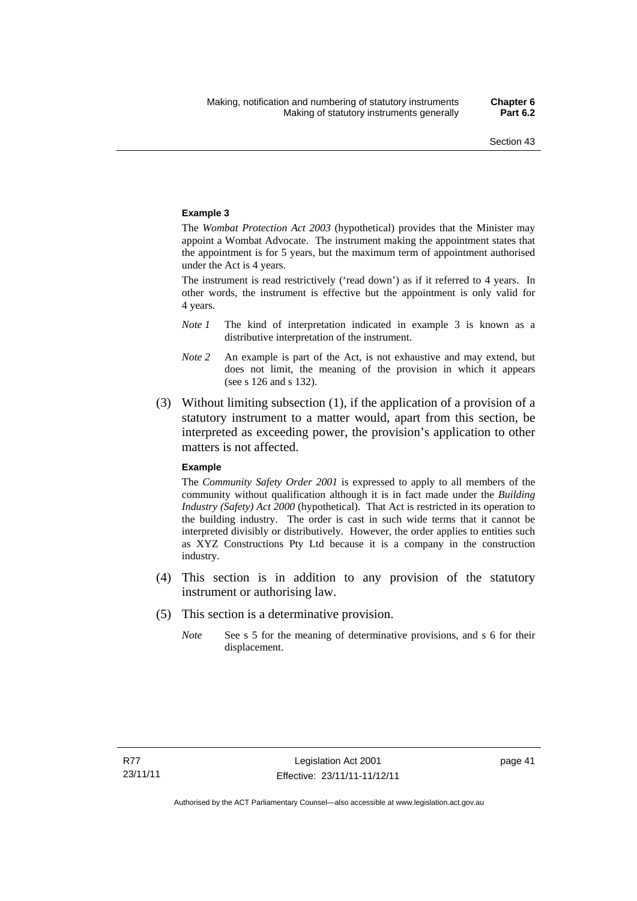**Example 3**

The *Wombat Protection Act 2003* (hypothetical) provides that the Minister may appoint a Wombat Advocate. The instrument making the appointment states that the appointment is for 5 years, but the maximum term of appointment authorised under the Act is 4 years.

The instrument is read restrictively ('read down') as if it referred to 4 years. In other words, the instrument is effective but the appointment is only valid for 4 years.

*Note 1* The kind of interpretation indicated in example 3 is known as a distributive interpretation of the instrument.

*Note 2* An example is part of the Act, is not exhaustive and may extend, but does not limit, the meaning of the provision in which it appears (see s 126 and s 132).

(3) Without limiting subsection (1), if the application of a provision of a statutory instrument to a matter would, apart from this section, be interpreted as exceeding power, the provision's application to other matters is not affected.

**Example**

The *Community Safety Order 2001* is expressed to apply to all members of the community without qualification although it is in fact made under the *Building Industry (Safety) Act 2000* (hypothetical). That Act is restricted in its operation to the building industry. The order is cast in such wide terms that it cannot be interpreted divisibly or distributively. However, the order applies to entities such as XYZ Constructions Pty Ltd because it is a company in the construction industry.

(4) This section is in addition to any provision of the statutory instrument or authorising law.

(5) This section is a determinative provision.

*Note* See s 5 for the meaning of determinative provisions, and s 6 for their displacement.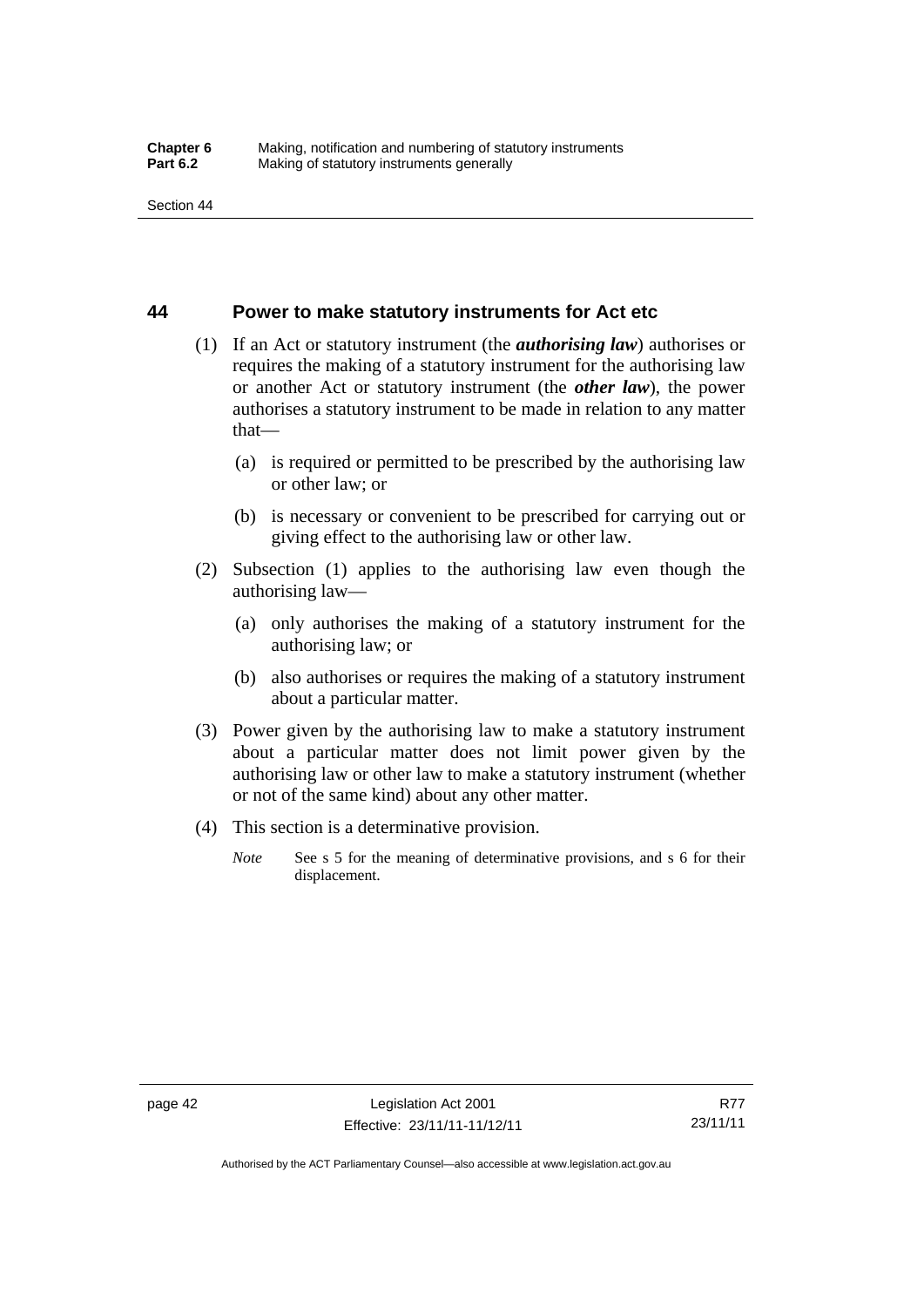## 44 Power to make statutory instruments for Act etc

(1) If an Act or statutory instrument (the ***authorising law***) authorises or requires the making of a statutory instrument for the authorising law or another Act or statutory instrument (the ***other law***), the power authorises a statutory instrument to be made in relation to any matter that—

  (a) is required or permitted to be prescribed by the authorising law or other law; or

  (b) is necessary or convenient to be prescribed for carrying out or giving effect to the authorising law or other law.

(2) Subsection (1) applies to the authorising law even though the authorising law—

  (a) only authorises the making of a statutory instrument for the authorising law; or

  (b) also authorises or requires the making of a statutory instrument about a particular matter.

(3) Power given by the authorising law to make a statutory instrument about a particular matter does not limit power given by the authorising law or other law to make a statutory instrument (whether or not of the same kind) about any other matter.

(4) This section is a determinative provision.

*Note* See s 5 for the meaning of determinative provisions, and s 6 for their displacement.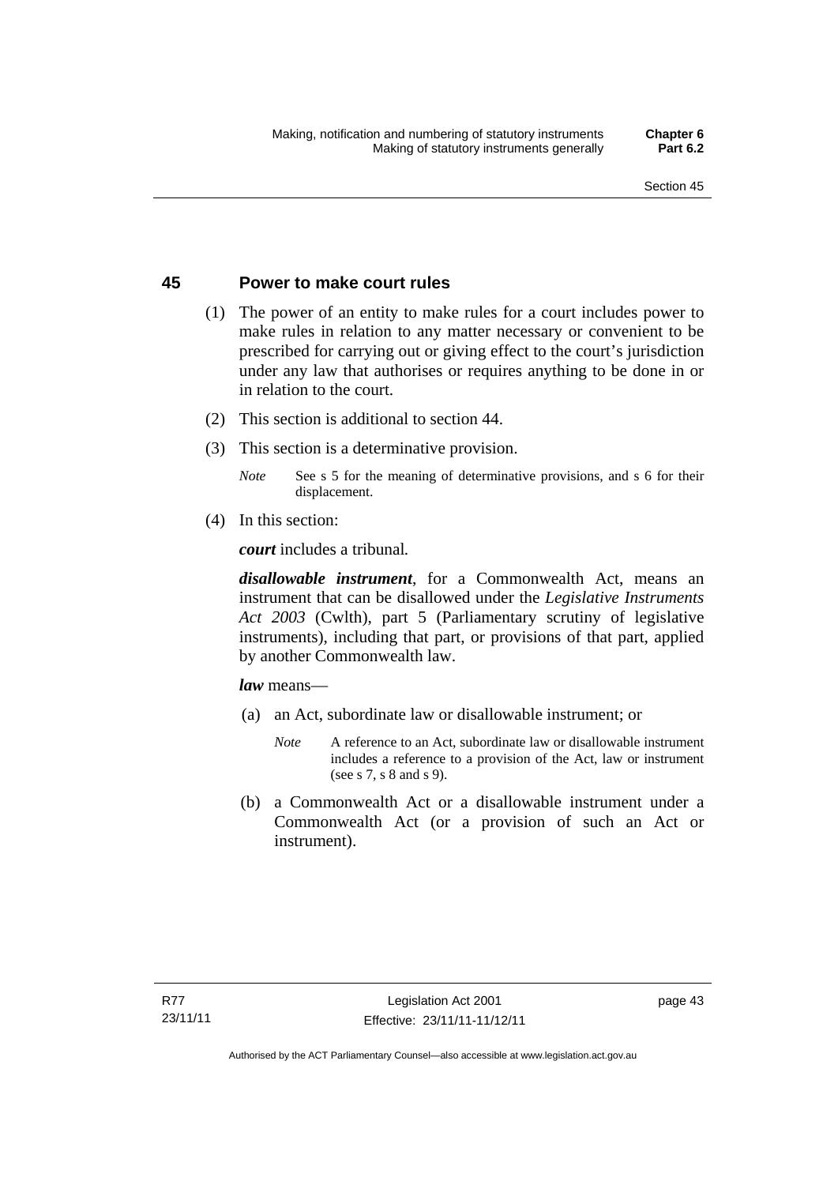## 45 Power to make court rules

(1) The power of an entity to make rules for a court includes power to make rules in relation to any matter necessary or convenient to be prescribed for carrying out or giving effect to the court's jurisdiction under any law that authorises or requires anything to be done in or in relation to the court.

(2) This section is additional to section 44.

(3) This section is a determinative provision.

*Note* See s 5 for the meaning of determinative provisions, and s 6 for their displacement.

(4) In this section:

***court*** includes a tribunal.

***disallowable instrument***, for a Commonwealth Act, means an instrument that can be disallowed under the *Legislative Instruments Act 2003* (Cwlth), part 5 (Parliamentary scrutiny of legislative instruments), including that part, or provisions of that part, applied by another Commonwealth law.

***law*** means—

(a) an Act, subordinate law or disallowable instrument; or

*Note* A reference to an Act, subordinate law or disallowable instrument includes a reference to a provision of the Act, law or instrument (see s 7, s 8 and s 9).

(b) a Commonwealth Act or a disallowable instrument under a Commonwealth Act (or a provision of such an Act or instrument).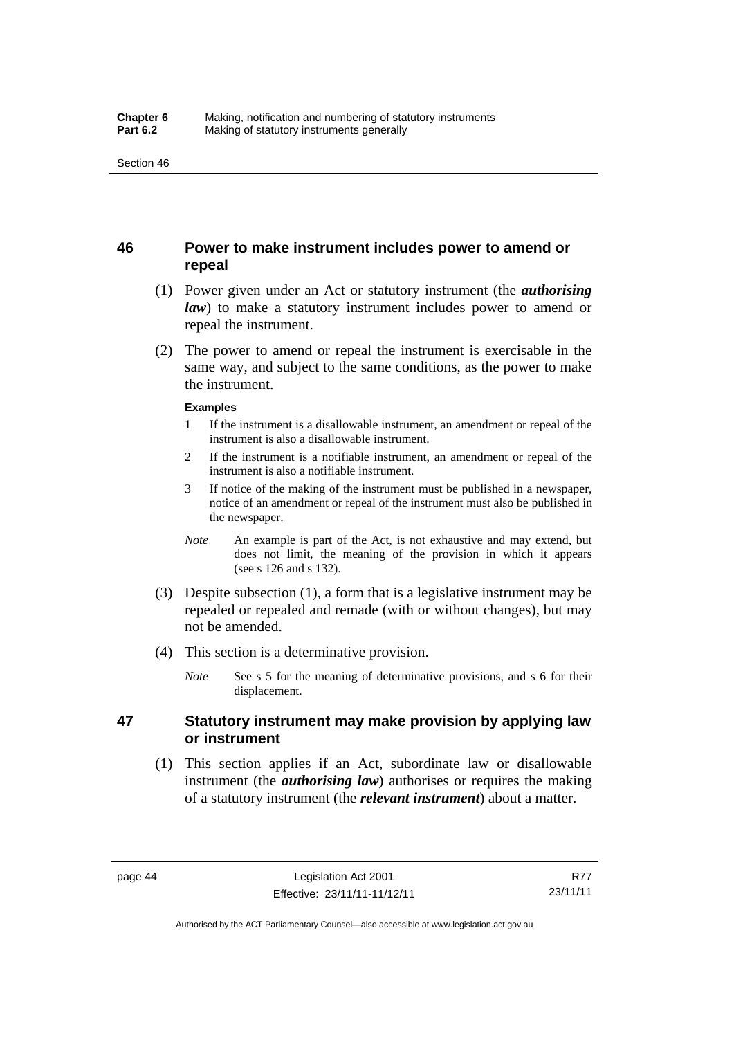## 46 Power to make instrument includes power to amend or repeal

(1) Power given under an Act or statutory instrument (the ***authorising law***) to make a statutory instrument includes power to amend or repeal the instrument.

(2) The power to amend or repeal the instrument is exercisable in the same way, and subject to the same conditions, as the power to make the instrument.

**Examples**

1 If the instrument is a disallowable instrument, an amendment or repeal of the instrument is also a disallowable instrument.

2 If the instrument is a notifiable instrument, an amendment or repeal of the instrument is also a notifiable instrument.

3 If notice of the making of the instrument must be published in a newspaper, notice of an amendment or repeal of the instrument must also be published in the newspaper.

*Note* An example is part of the Act, is not exhaustive and may extend, but does not limit, the meaning of the provision in which it appears (see s 126 and s 132).

(3) Despite subsection (1), a form that is a legislative instrument may be repealed or repealed and remade (with or without changes), but may not be amended.

(4) This section is a determinative provision.

*Note* See s 5 for the meaning of determinative provisions, and s 6 for their displacement.

## 47 Statutory instrument may make provision by applying law or instrument

(1) This section applies if an Act, subordinate law or disallowable instrument (the ***authorising law***) authorises or requires the making of a statutory instrument (the ***relevant instrument***) about a matter.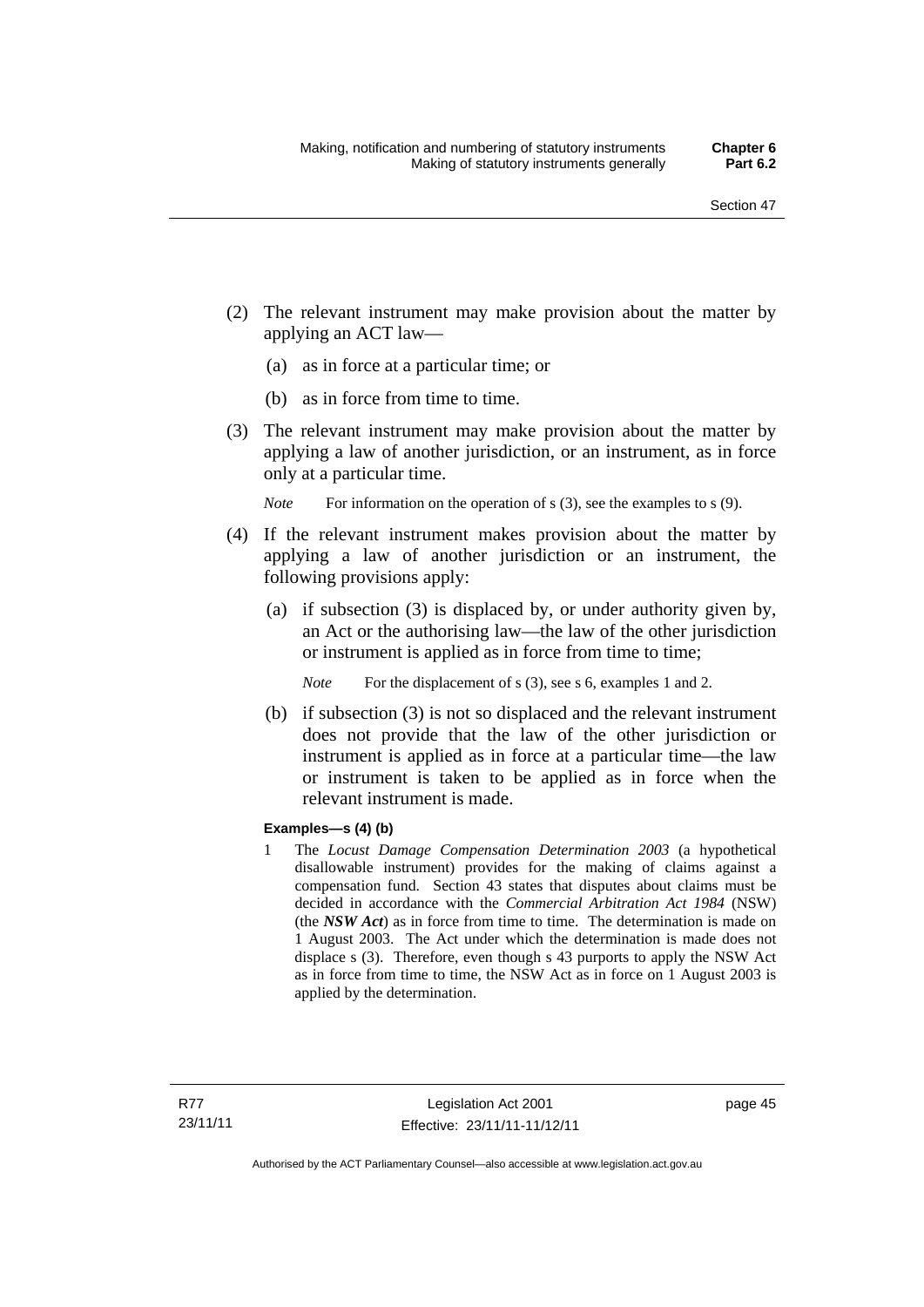(2) The relevant instrument may make provision about the matter by applying an ACT law—

(a) as in force at a particular time; or

(b) as in force from time to time.

(3) The relevant instrument may make provision about the matter by applying a law of another jurisdiction, or an instrument, as in force only at a particular time.

*Note* For information on the operation of s (3), see the examples to s (9).

(4) If the relevant instrument makes provision about the matter by applying a law of another jurisdiction or an instrument, the following provisions apply:

(a) if subsection (3) is displaced by, or under authority given by, an Act or the authorising law—the law of the other jurisdiction or instrument is applied as in force from time to time;

*Note* For the displacement of s (3), see s 6, examples 1 and 2.

(b) if subsection (3) is not so displaced and the relevant instrument does not provide that the law of the other jurisdiction or instrument is applied as in force at a particular time—the law or instrument is taken to be applied as in force when the relevant instrument is made.

**Examples—s (4) (b)**

1 The *Locust Damage Compensation Determination 2003* (a hypothetical disallowable instrument) provides for the making of claims against a compensation fund. Section 43 states that disputes about claims must be decided in accordance with the *Commercial Arbitration Act 1984* (NSW) (the ***NSW Act***) as in force from time to time. The determination is made on 1 August 2003. The Act under which the determination is made does not displace s (3). Therefore, even though s 43 purports to apply the NSW Act as in force from time to time, the NSW Act as in force on 1 August 2003 is applied by the determination.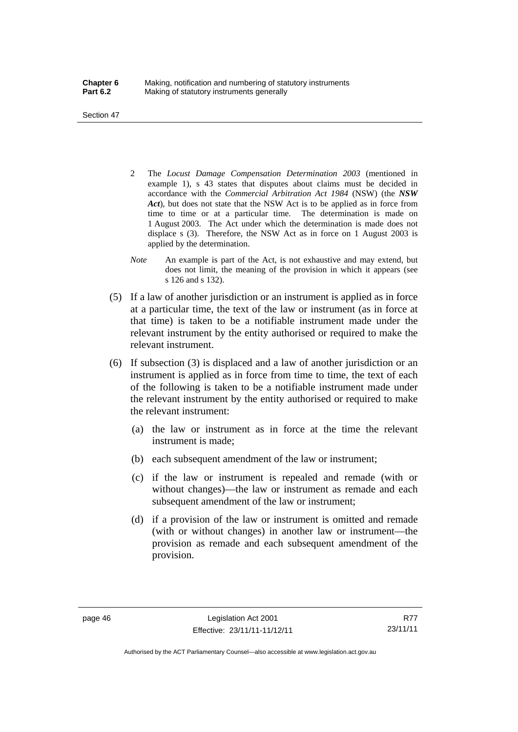2 The *Locust Damage Compensation Determination 2003* (mentioned in example 1), s 43 states that disputes about claims must be decided in accordance with the *Commercial Arbitration Act 1984* (NSW) (the ***NSW Act***), but does not state that the NSW Act is to be applied as in force from time to time or at a particular time. The determination is made on 1 August 2003. The Act under which the determination is made does not displace s (3). Therefore, the NSW Act as in force on 1 August 2003 is applied by the determination.

*Note* An example is part of the Act, is not exhaustive and may extend, but does not limit, the meaning of the provision in which it appears (see s 126 and s 132).

(5) If a law of another jurisdiction or an instrument is applied as in force at a particular time, the text of the law or instrument (as in force at that time) is taken to be a notifiable instrument made under the relevant instrument by the entity authorised or required to make the relevant instrument.

(6) If subsection (3) is displaced and a law of another jurisdiction or an instrument is applied as in force from time to time, the text of each of the following is taken to be a notifiable instrument made under the relevant instrument by the entity authorised or required to make the relevant instrument:

(a) the law or instrument as in force at the time the relevant instrument is made;

(b) each subsequent amendment of the law or instrument;

(c) if the law or instrument is repealed and remade (with or without changes)—the law or instrument as remade and each subsequent amendment of the law or instrument;

(d) if a provision of the law or instrument is omitted and remade (with or without changes) in another law or instrument—the provision as remade and each subsequent amendment of the provision.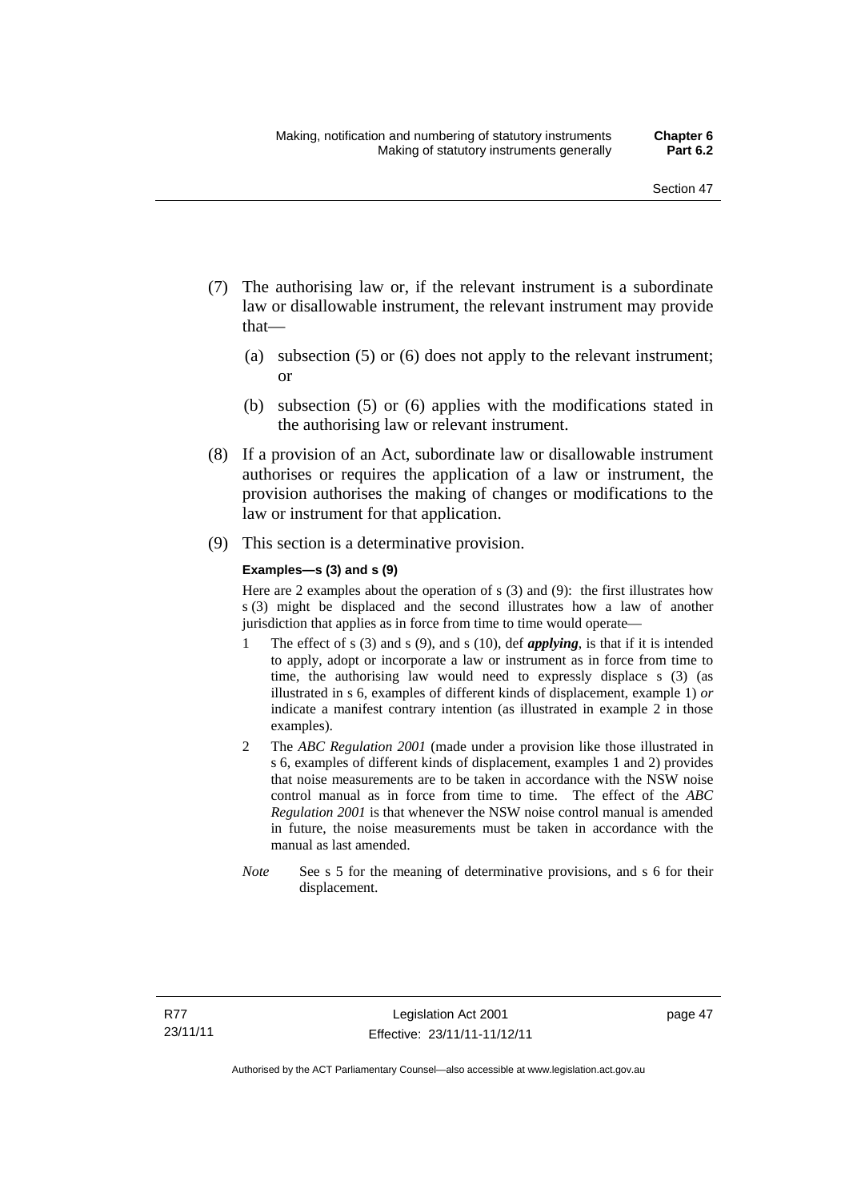(7) The authorising law or, if the relevant instrument is a subordinate law or disallowable instrument, the relevant instrument may provide that—

  (a) subsection (5) or (6) does not apply to the relevant instrument; or

  (b) subsection (5) or (6) applies with the modifications stated in the authorising law or relevant instrument.

(8) If a provision of an Act, subordinate law or disallowable instrument authorises or requires the application of a law or instrument, the provision authorises the making of changes or modifications to the law or instrument for that application.

(9) This section is a determinative provision.

**Examples—s (3) and s (9)**

Here are 2 examples about the operation of s (3) and (9): the first illustrates how s (3) might be displaced and the second illustrates how a law of another jurisdiction that applies as in force from time to time would operate—

1 The effect of s (3) and s (9), and s (10), def ***applying***, is that if it is intended to apply, adopt or incorporate a law or instrument as in force from time to time, the authorising law would need to expressly displace s (3) (as illustrated in s 6, examples of different kinds of displacement, example 1) *or* indicate a manifest contrary intention (as illustrated in example 2 in those examples).

2 The *ABC Regulation 2001* (made under a provision like those illustrated in s 6, examples of different kinds of displacement, examples 1 and 2) provides that noise measurements are to be taken in accordance with the NSW noise control manual as in force from time to time. The effect of the *ABC Regulation 2001* is that whenever the NSW noise control manual is amended in future, the noise measurements must be taken in accordance with the manual as last amended.

*Note* See s 5 for the meaning of determinative provisions, and s 6 for their displacement.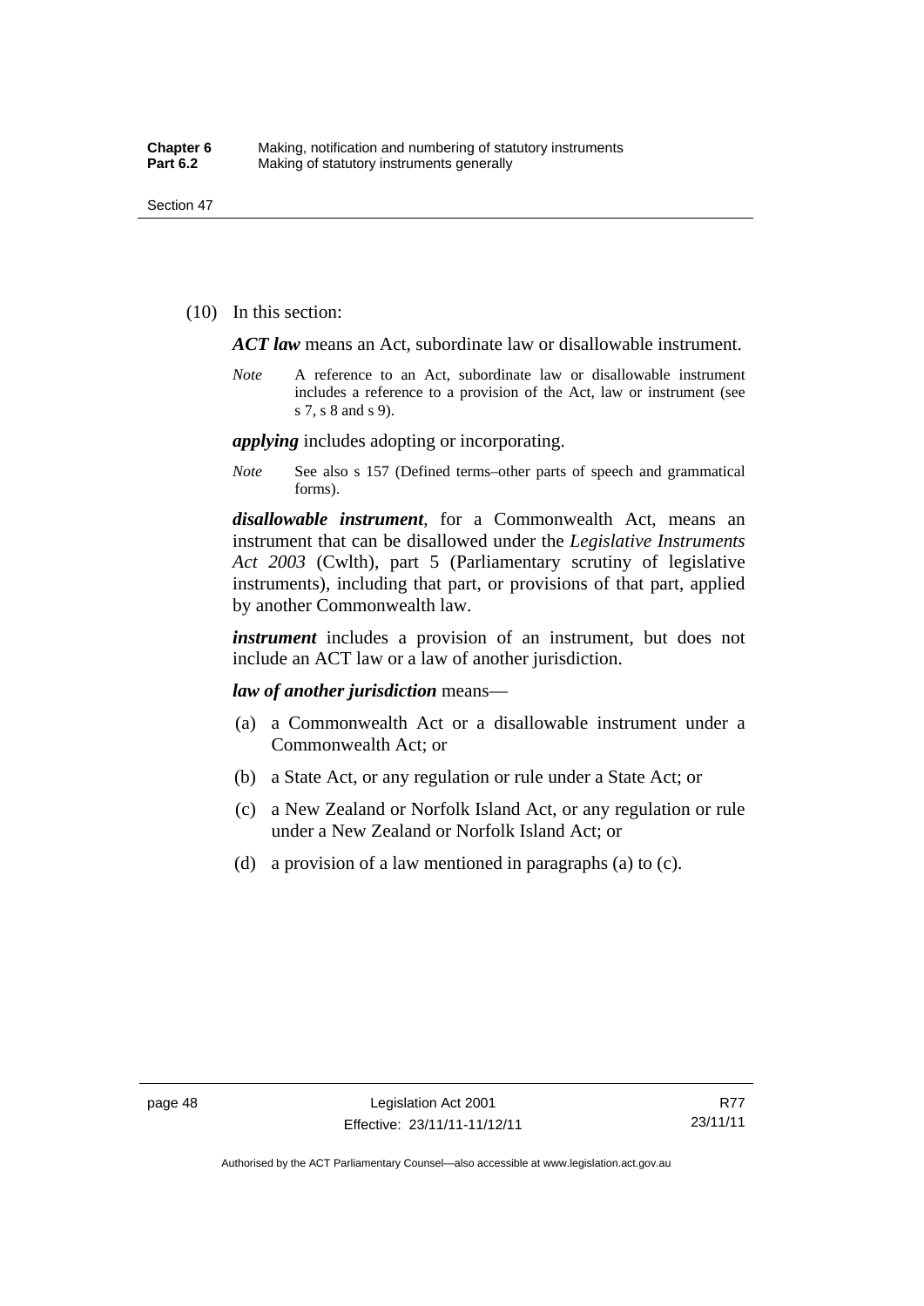(10) In this section:

***ACT law*** means an Act, subordinate law or disallowable instrument.

*Note* A reference to an Act, subordinate law or disallowable instrument includes a reference to a provision of the Act, law or instrument (see s 7, s 8 and s 9).

***applying*** includes adopting or incorporating.

*Note* See also s 157 (Defined terms–other parts of speech and grammatical forms).

***disallowable instrument***, for a Commonwealth Act, means an instrument that can be disallowed under the *Legislative Instruments Act 2003* (Cwlth), part 5 (Parliamentary scrutiny of legislative instruments), including that part, or provisions of that part, applied by another Commonwealth law.

***instrument*** includes a provision of an instrument, but does not include an ACT law or a law of another jurisdiction.

***law of another jurisdiction*** means—

(a) a Commonwealth Act or a disallowable instrument under a Commonwealth Act; or

(b) a State Act, or any regulation or rule under a State Act; or

(c) a New Zealand or Norfolk Island Act, or any regulation or rule under a New Zealand or Norfolk Island Act; or

(d) a provision of a law mentioned in paragraphs (a) to (c).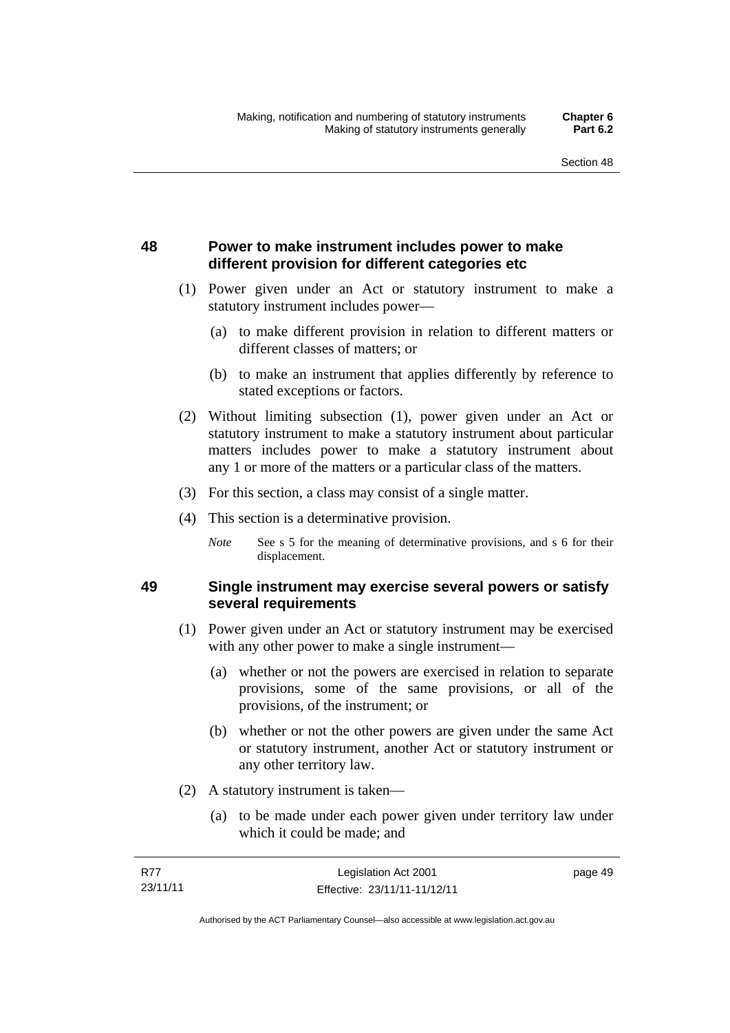## 48 Power to make instrument includes power to make different provision for different categories etc

(1) Power given under an Act or statutory instrument to make a statutory instrument includes power—

(a) to make different provision in relation to different matters or different classes of matters; or

(b) to make an instrument that applies differently by reference to stated exceptions or factors.

(2) Without limiting subsection (1), power given under an Act or statutory instrument to make a statutory instrument about particular matters includes power to make a statutory instrument about any 1 or more of the matters or a particular class of the matters.

(3) For this section, a class may consist of a single matter.

(4) This section is a determinative provision.

*Note* See s 5 for the meaning of determinative provisions, and s 6 for their displacement.

## 49 Single instrument may exercise several powers or satisfy several requirements

(1) Power given under an Act or statutory instrument may be exercised with any other power to make a single instrument—

(a) whether or not the powers are exercised in relation to separate provisions, some of the same provisions, or all of the provisions, of the instrument; or

(b) whether or not the other powers are given under the same Act or statutory instrument, another Act or statutory instrument or any other territory law.

(2) A statutory instrument is taken—

(a) to be made under each power given under territory law under which it could be made; and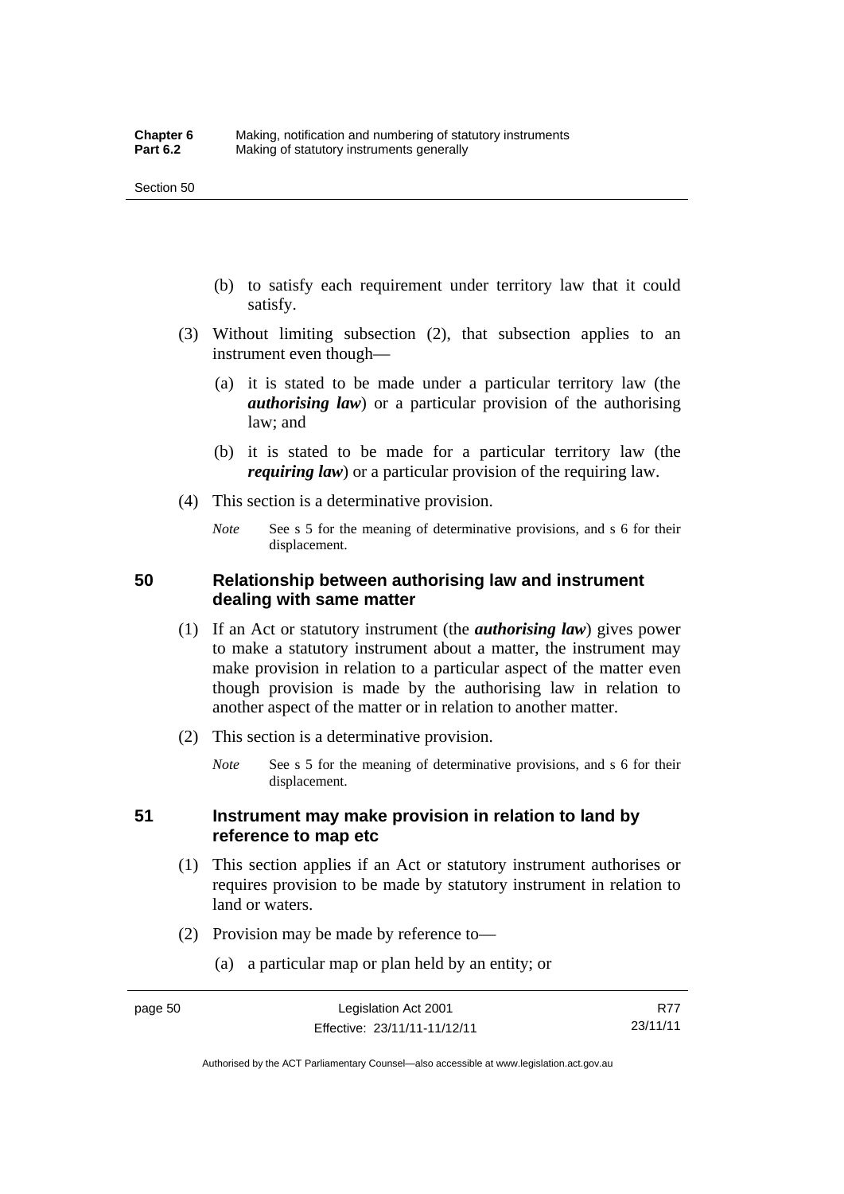(b) to satisfy each requirement under territory law that it could satisfy.

(3) Without limiting subsection (2), that subsection applies to an instrument even though—

(a) it is stated to be made under a particular territory law (the ***authorising law***) or a particular provision of the authorising law; and

(b) it is stated to be made for a particular territory law (the ***requiring law***) or a particular provision of the requiring law.

(4) This section is a determinative provision.

*Note* See s 5 for the meaning of determinative provisions, and s 6 for their displacement.

## 50 Relationship between authorising law and instrument dealing with same matter

(1) If an Act or statutory instrument (the ***authorising law***) gives power to make a statutory instrument about a matter, the instrument may make provision in relation to a particular aspect of the matter even though provision is made by the authorising law in relation to another aspect of the matter or in relation to another matter.

(2) This section is a determinative provision.

*Note* See s 5 for the meaning of determinative provisions, and s 6 for their displacement.

## 51 Instrument may make provision in relation to land by reference to map etc

(1) This section applies if an Act or statutory instrument authorises or requires provision to be made by statutory instrument in relation to land or waters.

(2) Provision may be made by reference to—

(a) a particular map or plan held by an entity; or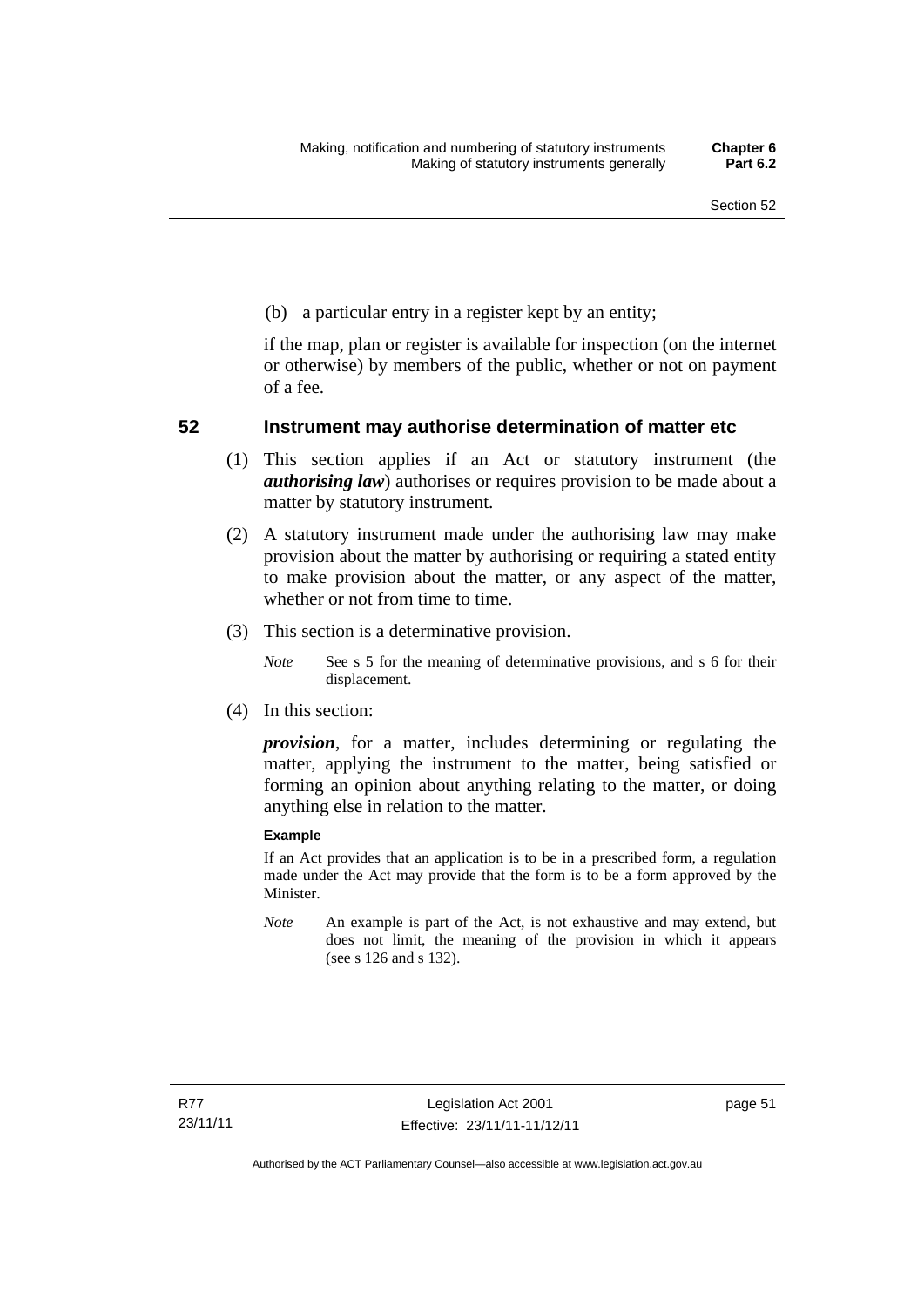(b) a particular entry in a register kept by an entity;

if the map, plan or register is available for inspection (on the internet or otherwise) by members of the public, whether or not on payment of a fee.

## 52 Instrument may authorise determination of matter etc

(1) This section applies if an Act or statutory instrument (the ***authorising law***) authorises or requires provision to be made about a matter by statutory instrument.

(2) A statutory instrument made under the authorising law may make provision about the matter by authorising or requiring a stated entity to make provision about the matter, or any aspect of the matter, whether or not from time to time.

(3) This section is a determinative provision.

*Note* See s 5 for the meaning of determinative provisions, and s 6 for their displacement.

(4) In this section:

***provision***, for a matter, includes determining or regulating the matter, applying the instrument to the matter, being satisfied or forming an opinion about anything relating to the matter, or doing anything else in relation to the matter.

**Example**

If an Act provides that an application is to be in a prescribed form, a regulation made under the Act may provide that the form is to be a form approved by the Minister.

*Note* An example is part of the Act, is not exhaustive and may extend, but does not limit, the meaning of the provision in which it appears (see s 126 and s 132).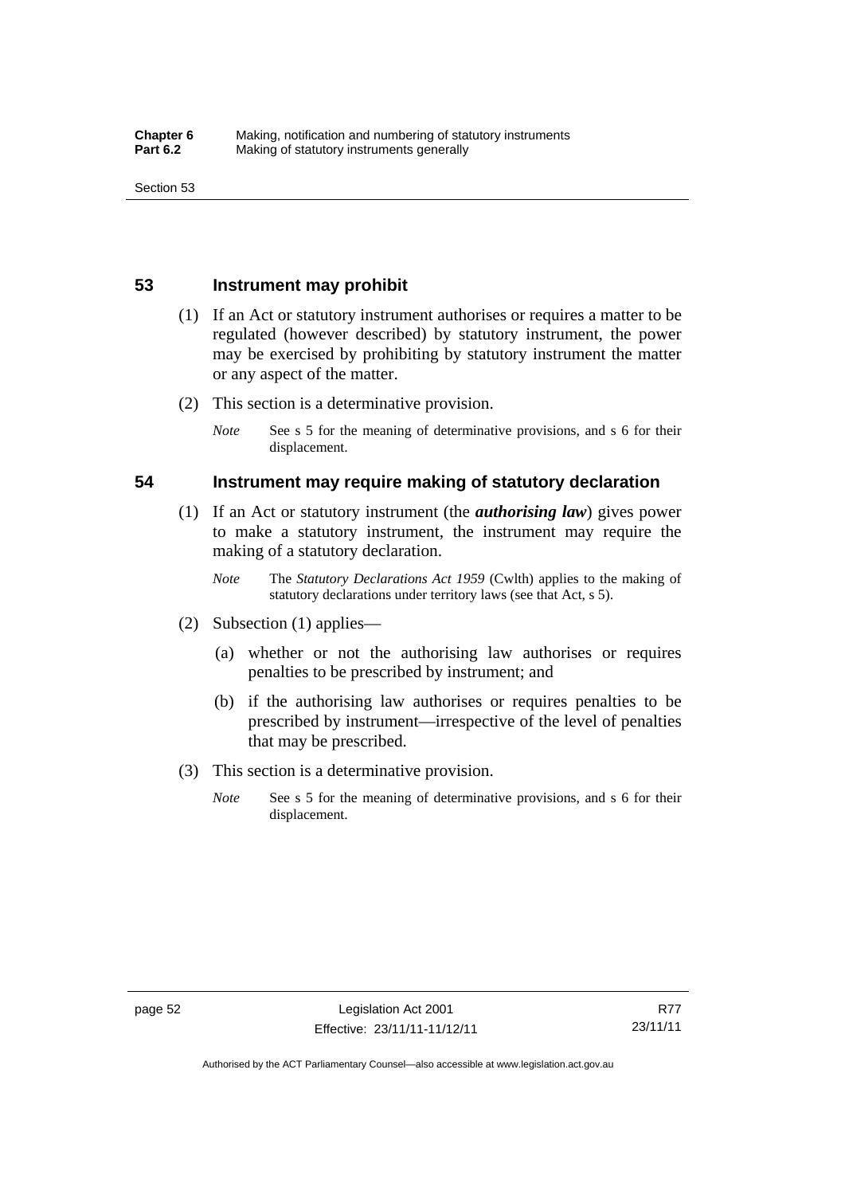## 53 Instrument may prohibit

(1) If an Act or statutory instrument authorises or requires a matter to be regulated (however described) by statutory instrument, the power may be exercised by prohibiting by statutory instrument the matter or any aspect of the matter.

(2) This section is a determinative provision.

*Note* See s 5 for the meaning of determinative provisions, and s 6 for their displacement.

## 54 Instrument may require making of statutory declaration

(1) If an Act or statutory instrument (the ***authorising law***) gives power to make a statutory instrument, the instrument may require the making of a statutory declaration.

*Note* The *Statutory Declarations Act 1959* (Cwlth) applies to the making of statutory declarations under territory laws (see that Act, s 5).

(2) Subsection (1) applies—

(a) whether or not the authorising law authorises or requires penalties to be prescribed by instrument; and

(b) if the authorising law authorises or requires penalties to be prescribed by instrument—irrespective of the level of penalties that may be prescribed.

(3) This section is a determinative provision.

*Note* See s 5 for the meaning of determinative provisions, and s 6 for their displacement.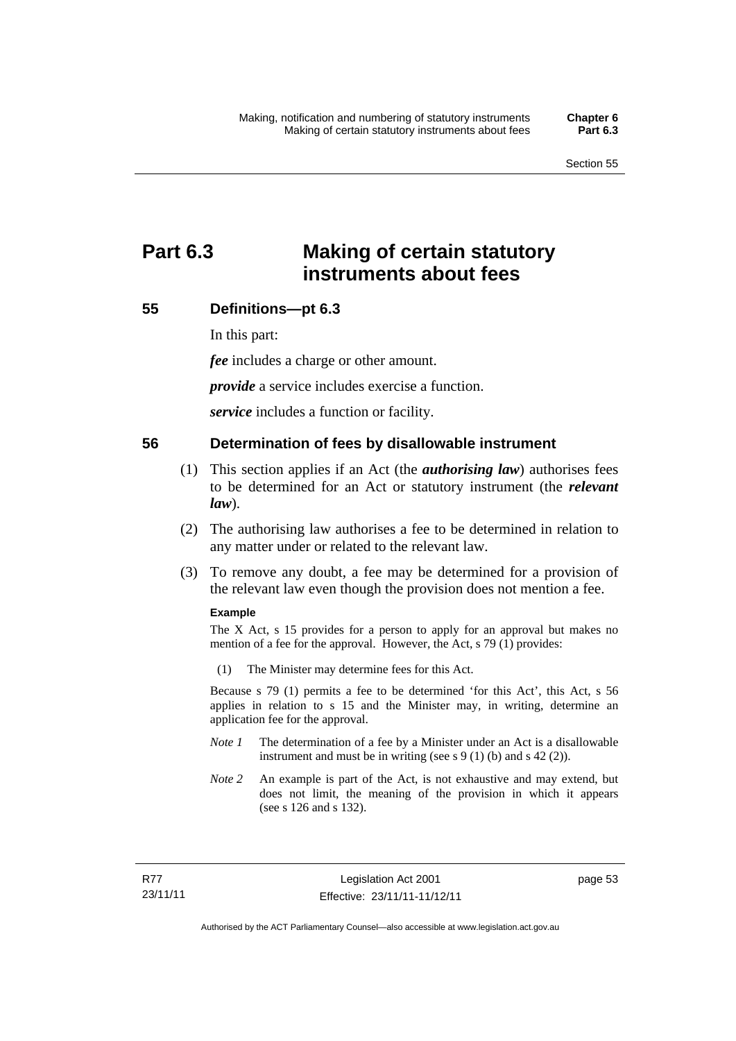# Part 6.3 Making of certain statutory instruments about fees

## 55 Definitions—pt 6.3

In this part:

***fee*** includes a charge or other amount.

***provide*** a service includes exercise a function.

***service*** includes a function or facility.

## 56 Determination of fees by disallowable instrument

(1) This section applies if an Act (the ***authorising law***) authorises fees to be determined for an Act or statutory instrument (the ***relevant law***).

(2) The authorising law authorises a fee to be determined in relation to any matter under or related to the relevant law.

(3) To remove any doubt, a fee may be determined for a provision of the relevant law even though the provision does not mention a fee.

**Example**

The X Act, s 15 provides for a person to apply for an approval but makes no mention of a fee for the approval. However, the Act, s 79 (1) provides:

(1) The Minister may determine fees for this Act.

Because s 79 (1) permits a fee to be determined 'for this Act', this Act, s 56 applies in relation to s 15 and the Minister may, in writing, determine an application fee for the approval.

*Note 1* The determination of a fee by a Minister under an Act is a disallowable instrument and must be in writing (see s 9 (1) (b) and s 42 (2)).

*Note 2* An example is part of the Act, is not exhaustive and may extend, but does not limit, the meaning of the provision in which it appears (see s 126 and s 132).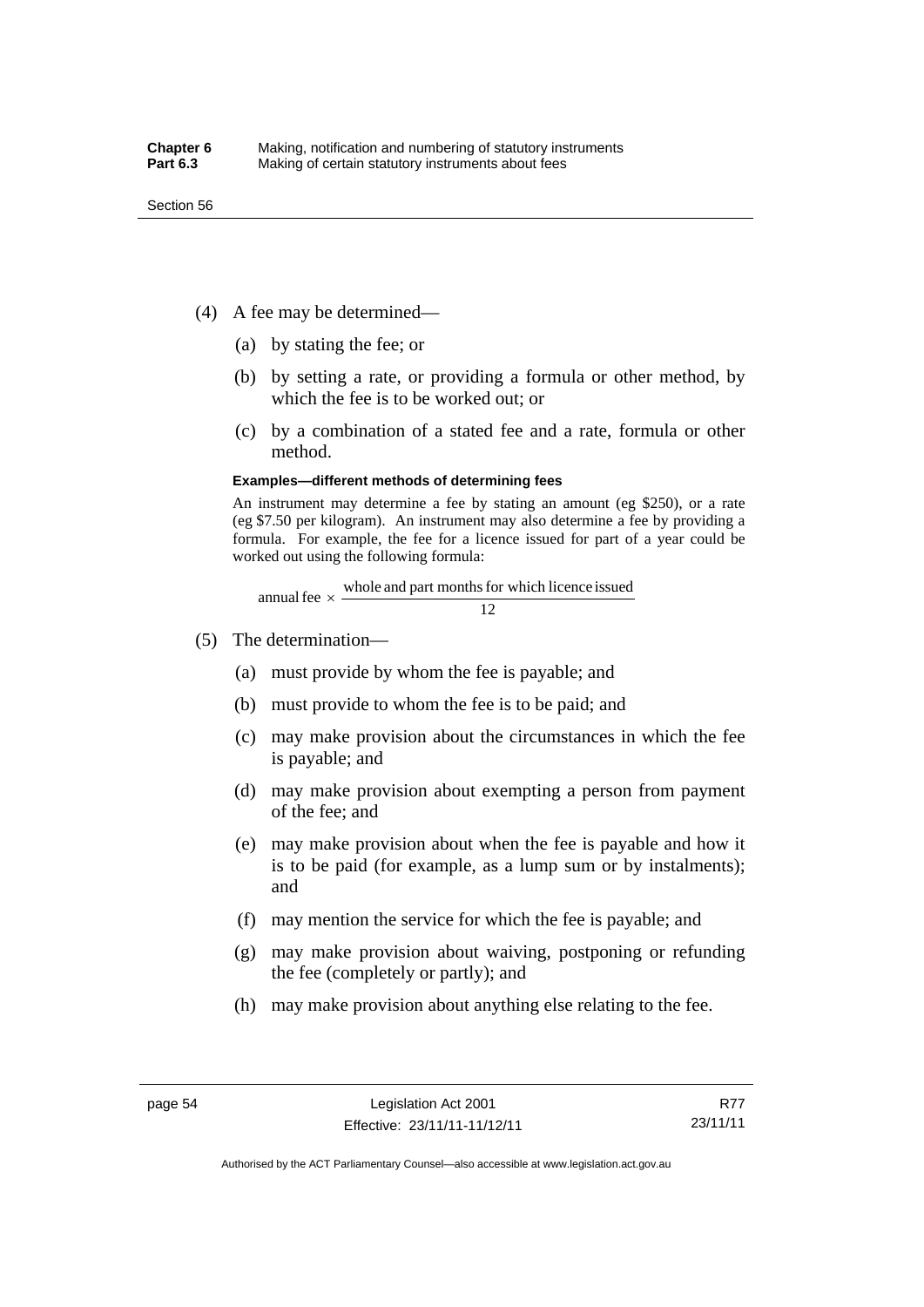(4) A fee may be determined—

(a) by stating the fee; or

(b) by setting a rate, or providing a formula or other method, by which the fee is to be worked out; or

(c) by a combination of a stated fee and a rate, formula or other method.

**Examples—different methods of determining fees**

An instrument may determine a fee by stating an amount (eg \$250), or a rate (eg \$7.50 per kilogram). An instrument may also determine a fee by providing a formula. For example, the fee for a licence issued for part of a year could be worked out using the following formula:

$$\text{annual fee} \times \frac{\text{whole and part months for which licence issued}}{12}$$

(5) The determination—

(a) must provide by whom the fee is payable; and

(b) must provide to whom the fee is to be paid; and

(c) may make provision about the circumstances in which the fee is payable; and

(d) may make provision about exempting a person from payment of the fee; and

(e) may make provision about when the fee is payable and how it is to be paid (for example, as a lump sum or by instalments); and

(f) may mention the service for which the fee is payable; and

(g) may make provision about waiving, postponing or refunding the fee (completely or partly); and

(h) may make provision about anything else relating to the fee.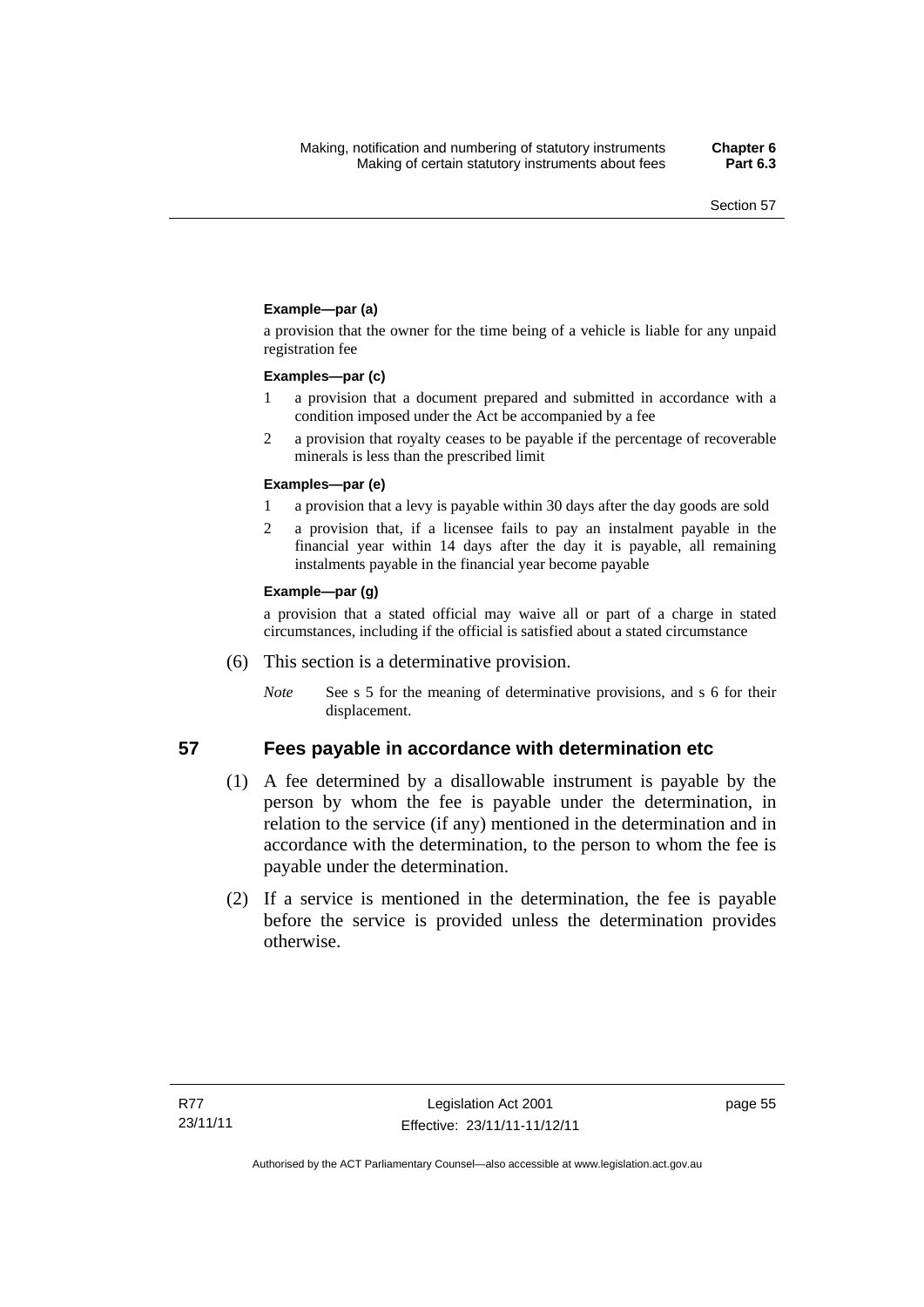**Example—par (a)**

a provision that the owner for the time being of a vehicle is liable for any unpaid registration fee

**Examples—par (c)**

1 a provision that a document prepared and submitted in accordance with a condition imposed under the Act be accompanied by a fee

2 a provision that royalty ceases to be payable if the percentage of recoverable minerals is less than the prescribed limit

**Examples—par (e)**

1 a provision that a levy is payable within 30 days after the day goods are sold

2 a provision that, if a licensee fails to pay an instalment payable in the financial year within 14 days after the day it is payable, all remaining instalments payable in the financial year become payable

**Example—par (g)**

a provision that a stated official may waive all or part of a charge in stated circumstances, including if the official is satisfied about a stated circumstance

(6) This section is a determinative provision.

*Note* See s 5 for the meaning of determinative provisions, and s 6 for their displacement.

## 57 Fees payable in accordance with determination etc

(1) A fee determined by a disallowable instrument is payable by the person by whom the fee is payable under the determination, in relation to the service (if any) mentioned in the determination and in accordance with the determination, to the person to whom the fee is payable under the determination.

(2) If a service is mentioned in the determination, the fee is payable before the service is provided unless the determination provides otherwise.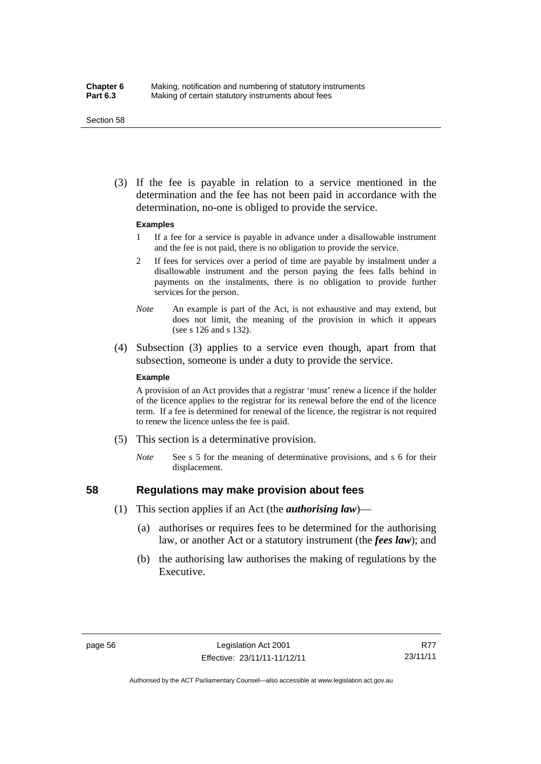(3) If the fee is payable in relation to a service mentioned in the determination and the fee has not been paid in accordance with the determination, no-one is obliged to provide the service.

**Examples**

1 If a fee for a service is payable in advance under a disallowable instrument and the fee is not paid, there is no obligation to provide the service.

2 If fees for services over a period of time are payable by instalment under a disallowable instrument and the person paying the fees falls behind in payments on the instalments, there is no obligation to provide further services for the person.

*Note* An example is part of the Act, is not exhaustive and may extend, but does not limit, the meaning of the provision in which it appears (see s 126 and s 132).

(4) Subsection (3) applies to a service even though, apart from that subsection, someone is under a duty to provide the service.

**Example**

A provision of an Act provides that a registrar 'must' renew a licence if the holder of the licence applies to the registrar for its renewal before the end of the licence term. If a fee is determined for renewal of the licence, the registrar is not required to renew the licence unless the fee is paid.

(5) This section is a determinative provision.

*Note* See s 5 for the meaning of determinative provisions, and s 6 for their displacement.

## 58 Regulations may make provision about fees

(1) This section applies if an Act (the ***authorising law***)—

(a) authorises or requires fees to be determined for the authorising law, or another Act or a statutory instrument (the ***fees law***); and

(b) the authorising law authorises the making of regulations by the Executive.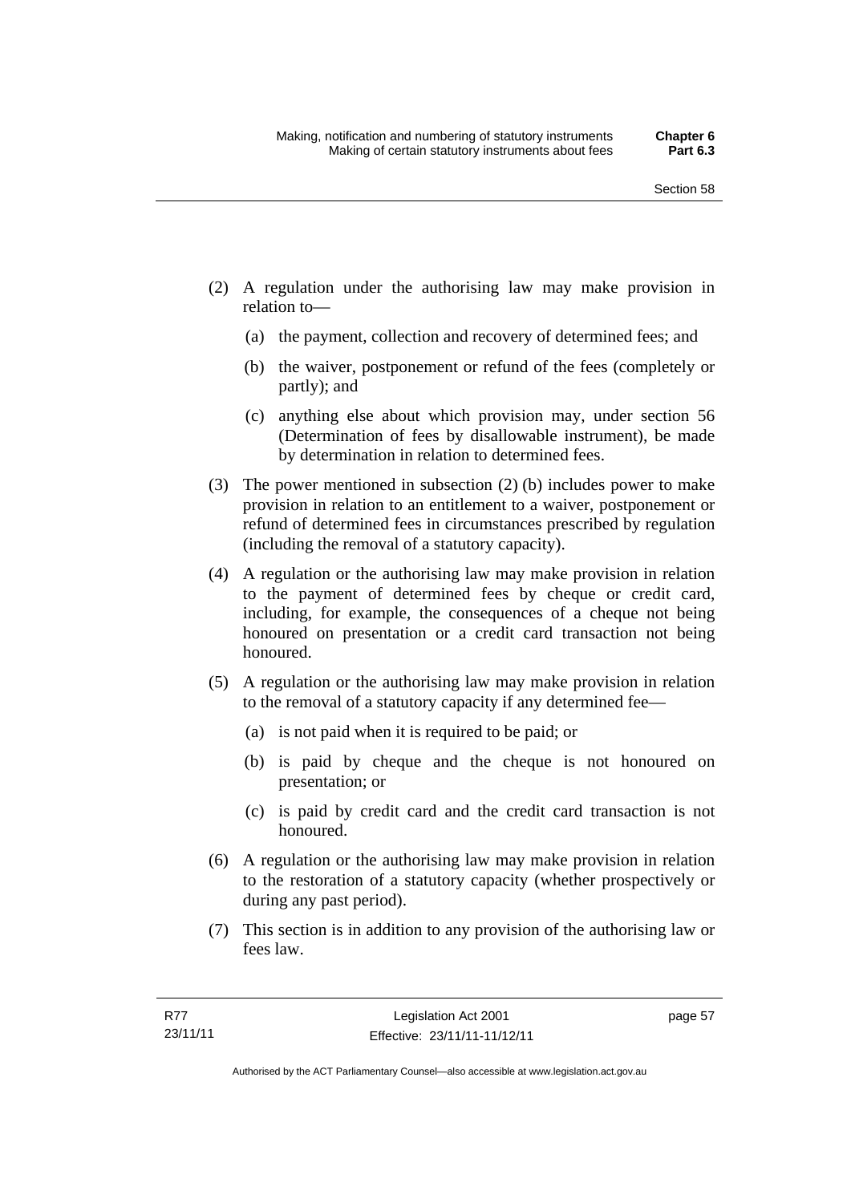(2) A regulation under the authorising law may make provision in relation to—

(a) the payment, collection and recovery of determined fees; and

(b) the waiver, postponement or refund of the fees (completely or partly); and

(c) anything else about which provision may, under section 56 (Determination of fees by disallowable instrument), be made by determination in relation to determined fees.

(3) The power mentioned in subsection (2) (b) includes power to make provision in relation to an entitlement to a waiver, postponement or refund of determined fees in circumstances prescribed by regulation (including the removal of a statutory capacity).

(4) A regulation or the authorising law may make provision in relation to the payment of determined fees by cheque or credit card, including, for example, the consequences of a cheque not being honoured on presentation or a credit card transaction not being honoured.

(5) A regulation or the authorising law may make provision in relation to the removal of a statutory capacity if any determined fee—

(a) is not paid when it is required to be paid; or

(b) is paid by cheque and the cheque is not honoured on presentation; or

(c) is paid by credit card and the credit card transaction is not honoured.

(6) A regulation or the authorising law may make provision in relation to the restoration of a statutory capacity (whether prospectively or during any past period).

(7) This section is in addition to any provision of the authorising law or fees law.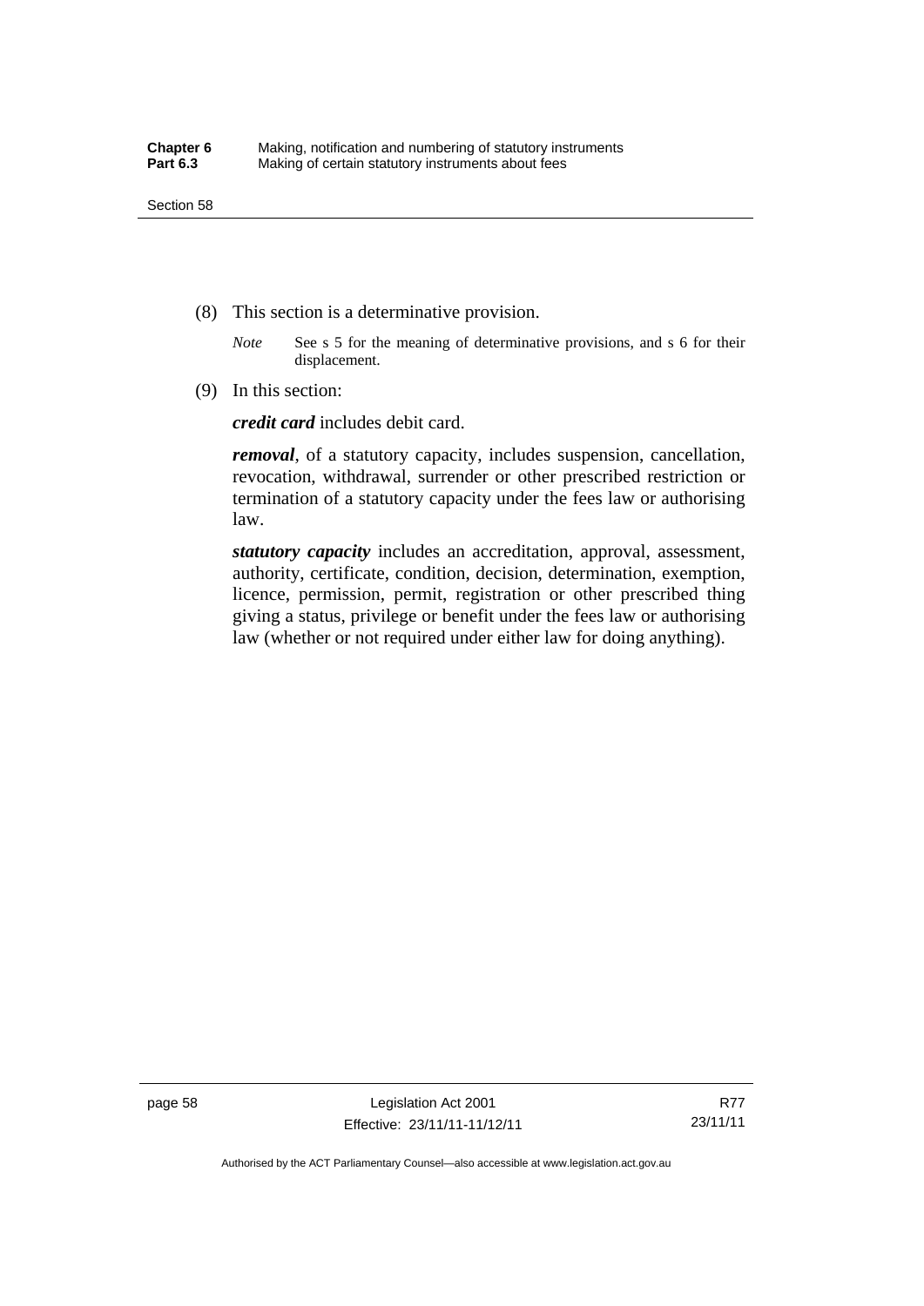(8) This section is a determinative provision.

*Note* See s 5 for the meaning of determinative provisions, and s 6 for their displacement.

(9) In this section:

***credit card*** includes debit card.

***removal***, of a statutory capacity, includes suspension, cancellation, revocation, withdrawal, surrender or other prescribed restriction or termination of a statutory capacity under the fees law or authorising law.

***statutory capacity*** includes an accreditation, approval, assessment, authority, certificate, condition, decision, determination, exemption, licence, permission, permit, registration or other prescribed thing giving a status, privilege or benefit under the fees law or authorising law (whether or not required under either law for doing anything).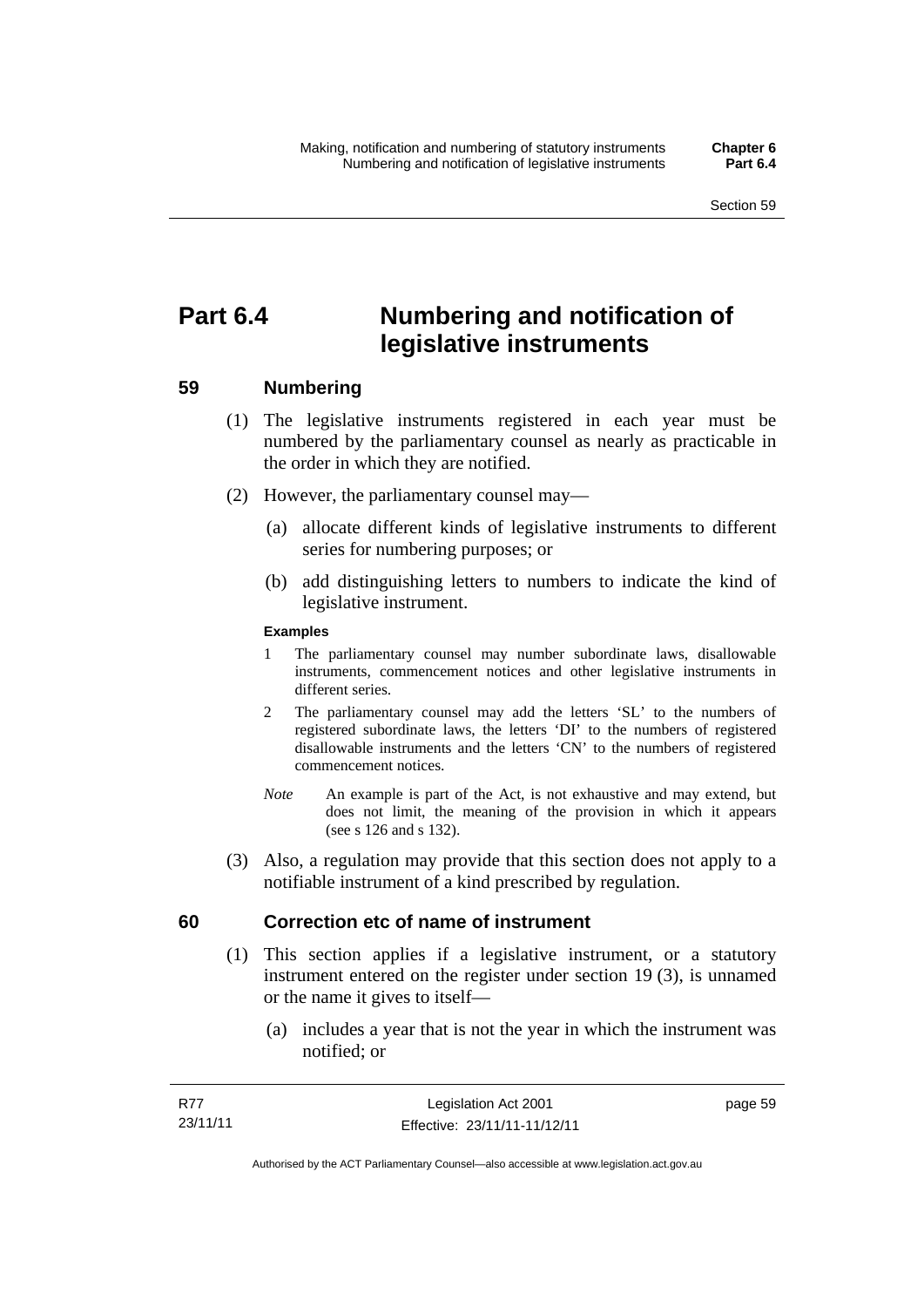# Part 6.4 Numbering and notification of legislative instruments

## 59 Numbering

(1) The legislative instruments registered in each year must be numbered by the parliamentary counsel as nearly as practicable in the order in which they are notified.

(2) However, the parliamentary counsel may—

(a) allocate different kinds of legislative instruments to different series for numbering purposes; or

(b) add distinguishing letters to numbers to indicate the kind of legislative instrument.

**Examples**

1 The parliamentary counsel may number subordinate laws, disallowable instruments, commencement notices and other legislative instruments in different series.

2 The parliamentary counsel may add the letters 'SL' to the numbers of registered subordinate laws, the letters 'DI' to the numbers of registered disallowable instruments and the letters 'CN' to the numbers of registered commencement notices.

*Note* An example is part of the Act, is not exhaustive and may extend, but does not limit, the meaning of the provision in which it appears (see s 126 and s 132).

(3) Also, a regulation may provide that this section does not apply to a notifiable instrument of a kind prescribed by regulation.

## 60 Correction etc of name of instrument

(1) This section applies if a legislative instrument, or a statutory instrument entered on the register under section 19 (3), is unnamed or the name it gives to itself—

(a) includes a year that is not the year in which the instrument was notified; or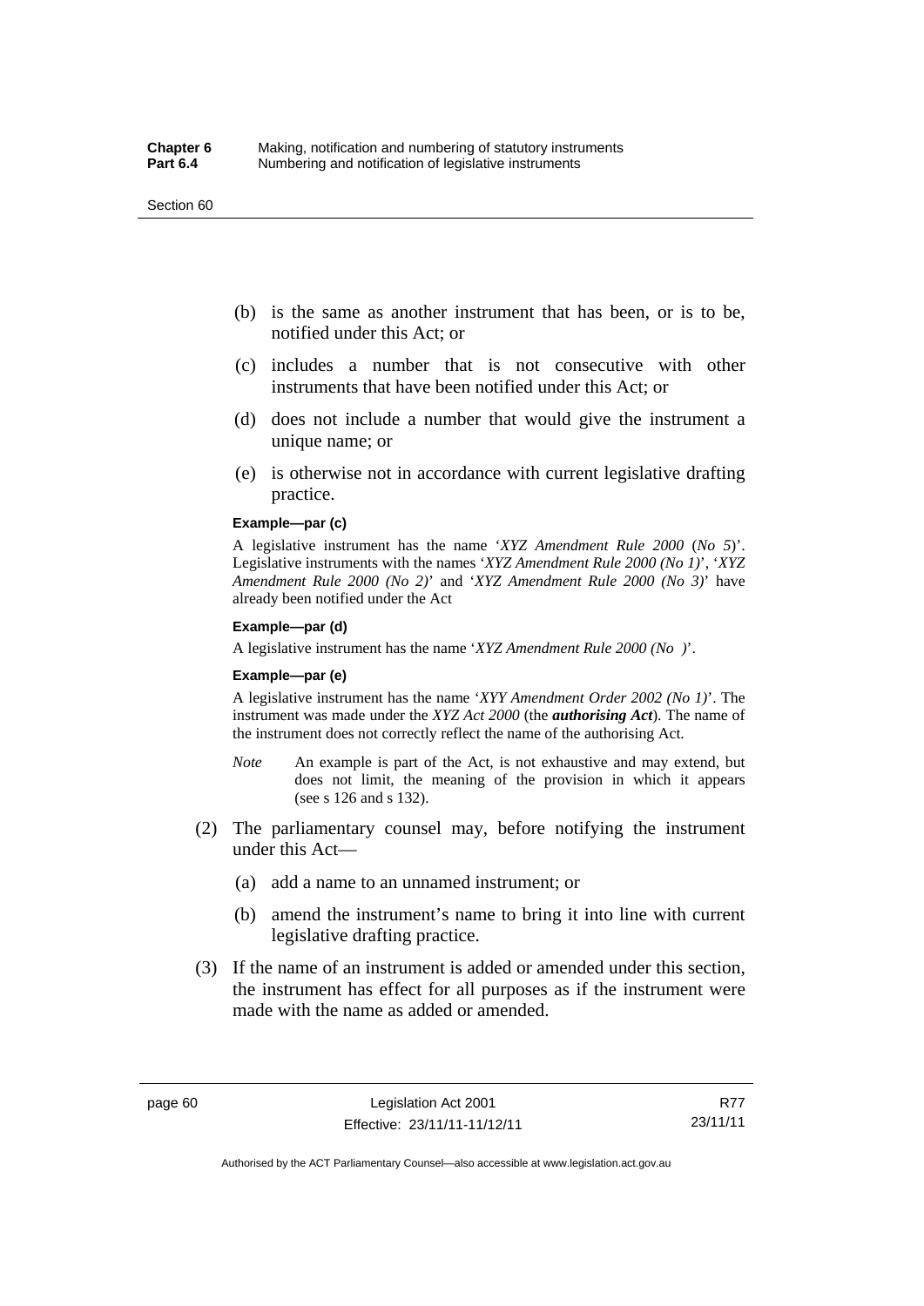(b) is the same as another instrument that has been, or is to be, notified under this Act; or

(c) includes a number that is not consecutive with other instruments that have been notified under this Act; or

(d) does not include a number that would give the instrument a unique name; or

(e) is otherwise not in accordance with current legislative drafting practice.

**Example—par (c)**

A legislative instrument has the name '*XYZ Amendment Rule 2000* (*No 5*)'. Legislative instruments with the names '*XYZ Amendment Rule 2000 (No 1)*', '*XYZ Amendment Rule 2000 (No 2)*' and '*XYZ Amendment Rule 2000 (No 3)*' have already been notified under the Act

**Example—par (d)**

A legislative instrument has the name '*XYZ Amendment Rule 2000 (No )*'.

**Example—par (e)**

A legislative instrument has the name '*XYY Amendment Order 2002 (No 1)*'. The instrument was made under the *XYZ Act 2000* (the ***authorising Act***). The name of the instrument does not correctly reflect the name of the authorising Act.

*Note* An example is part of the Act, is not exhaustive and may extend, but does not limit, the meaning of the provision in which it appears (see s 126 and s 132).

(2) The parliamentary counsel may, before notifying the instrument under this Act—

(a) add a name to an unnamed instrument; or

(b) amend the instrument's name to bring it into line with current legislative drafting practice.

(3) If the name of an instrument is added or amended under this section, the instrument has effect for all purposes as if the instrument were made with the name as added or amended.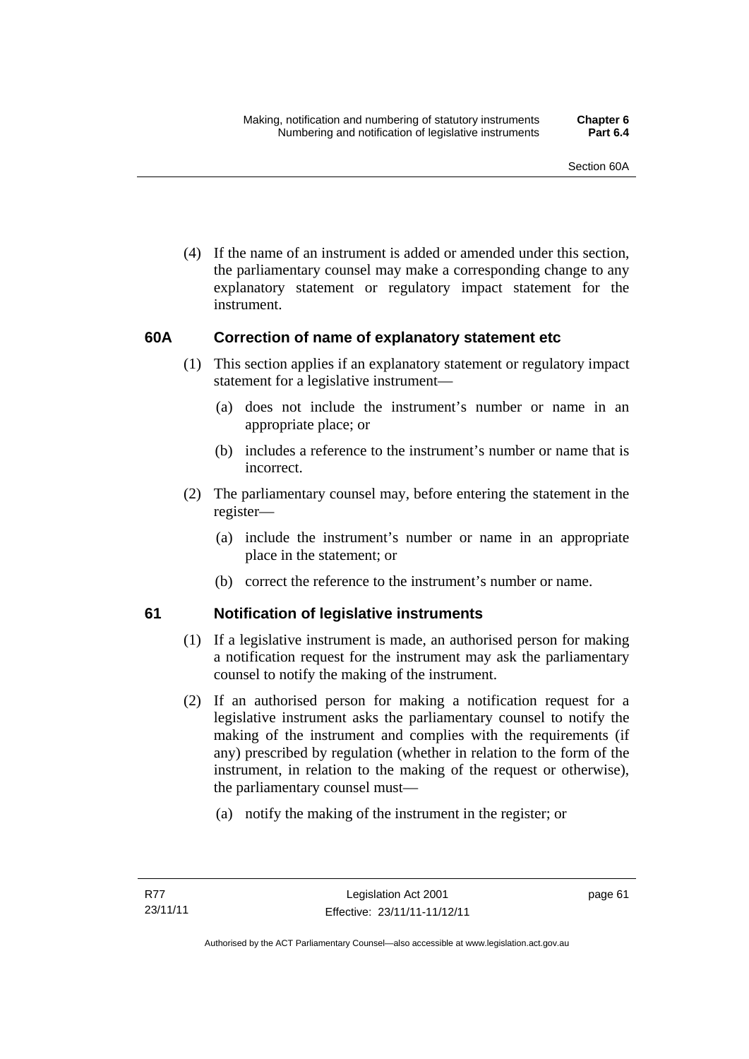(4) If the name of an instrument is added or amended under this section, the parliamentary counsel may make a corresponding change to any explanatory statement or regulatory impact statement for the instrument.

## 60A Correction of name of explanatory statement etc

(1) This section applies if an explanatory statement or regulatory impact statement for a legislative instrument—

(a) does not include the instrument's number or name in an appropriate place; or

(b) includes a reference to the instrument's number or name that is incorrect.

(2) The parliamentary counsel may, before entering the statement in the register—

(a) include the instrument's number or name in an appropriate place in the statement; or

(b) correct the reference to the instrument's number or name.

## 61 Notification of legislative instruments

(1) If a legislative instrument is made, an authorised person for making a notification request for the instrument may ask the parliamentary counsel to notify the making of the instrument.

(2) If an authorised person for making a notification request for a legislative instrument asks the parliamentary counsel to notify the making of the instrument and complies with the requirements (if any) prescribed by regulation (whether in relation to the form of the instrument, in relation to the making of the request or otherwise), the parliamentary counsel must—

(a) notify the making of the instrument in the register; or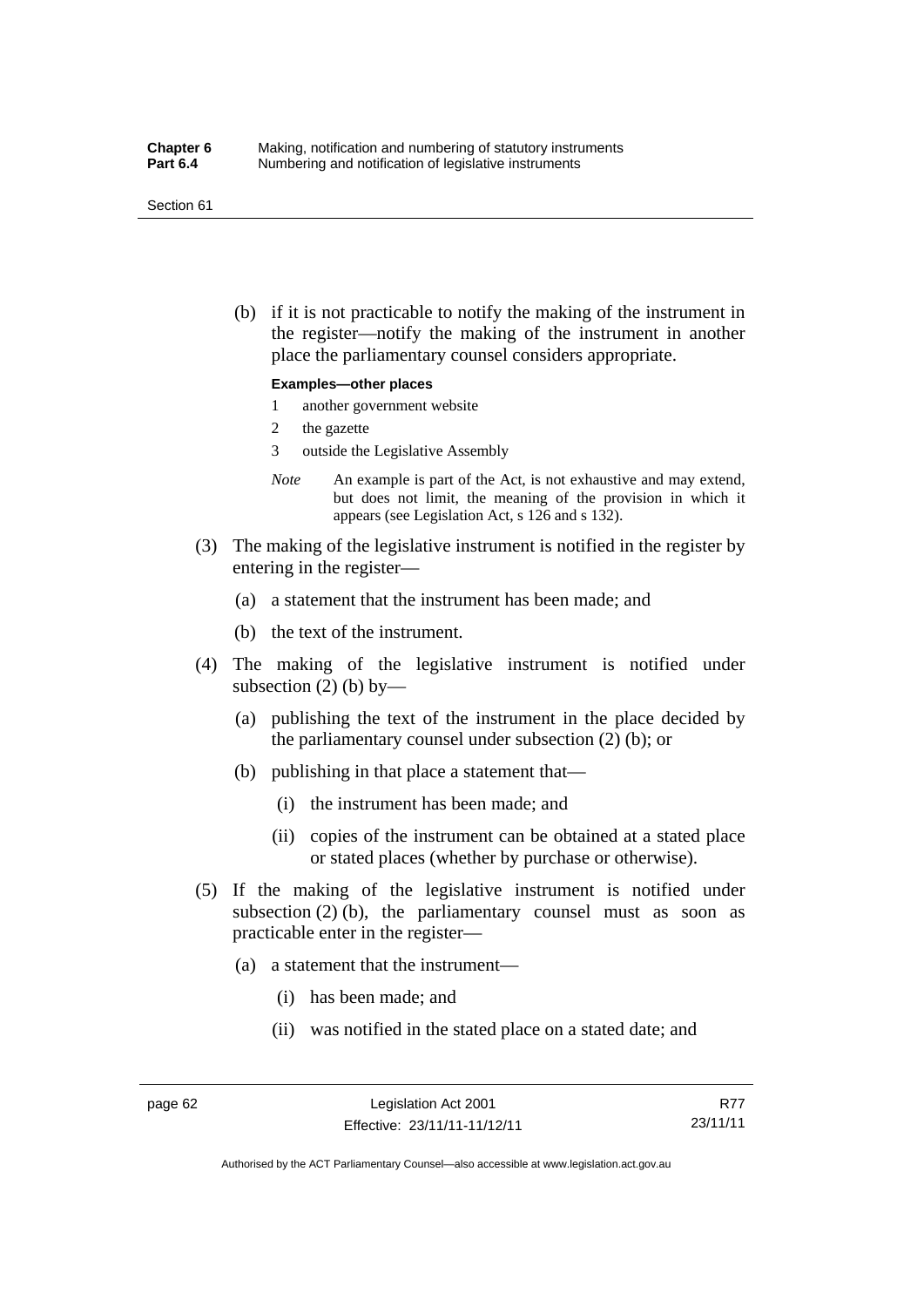(b) if it is not practicable to notify the making of the instrument in the register—notify the making of the instrument in another place the parliamentary counsel considers appropriate.

**Examples—other places**

1 another government website
2 the gazette
3 outside the Legislative Assembly

*Note* An example is part of the Act, is not exhaustive and may extend, but does not limit, the meaning of the provision in which it appears (see Legislation Act, s 126 and s 132).

(3) The making of the legislative instrument is notified in the register by entering in the register—

(a) a statement that the instrument has been made; and

(b) the text of the instrument.

(4) The making of the legislative instrument is notified under subsection (2) (b) by—

(a) publishing the text of the instrument in the place decided by the parliamentary counsel under subsection (2) (b); or

(b) publishing in that place a statement that—

(i) the instrument has been made; and

(ii) copies of the instrument can be obtained at a stated place or stated places (whether by purchase or otherwise).

(5) If the making of the legislative instrument is notified under subsection (2) (b), the parliamentary counsel must as soon as practicable enter in the register—

(a) a statement that the instrument—

(i) has been made; and

(ii) was notified in the stated place on a stated date; and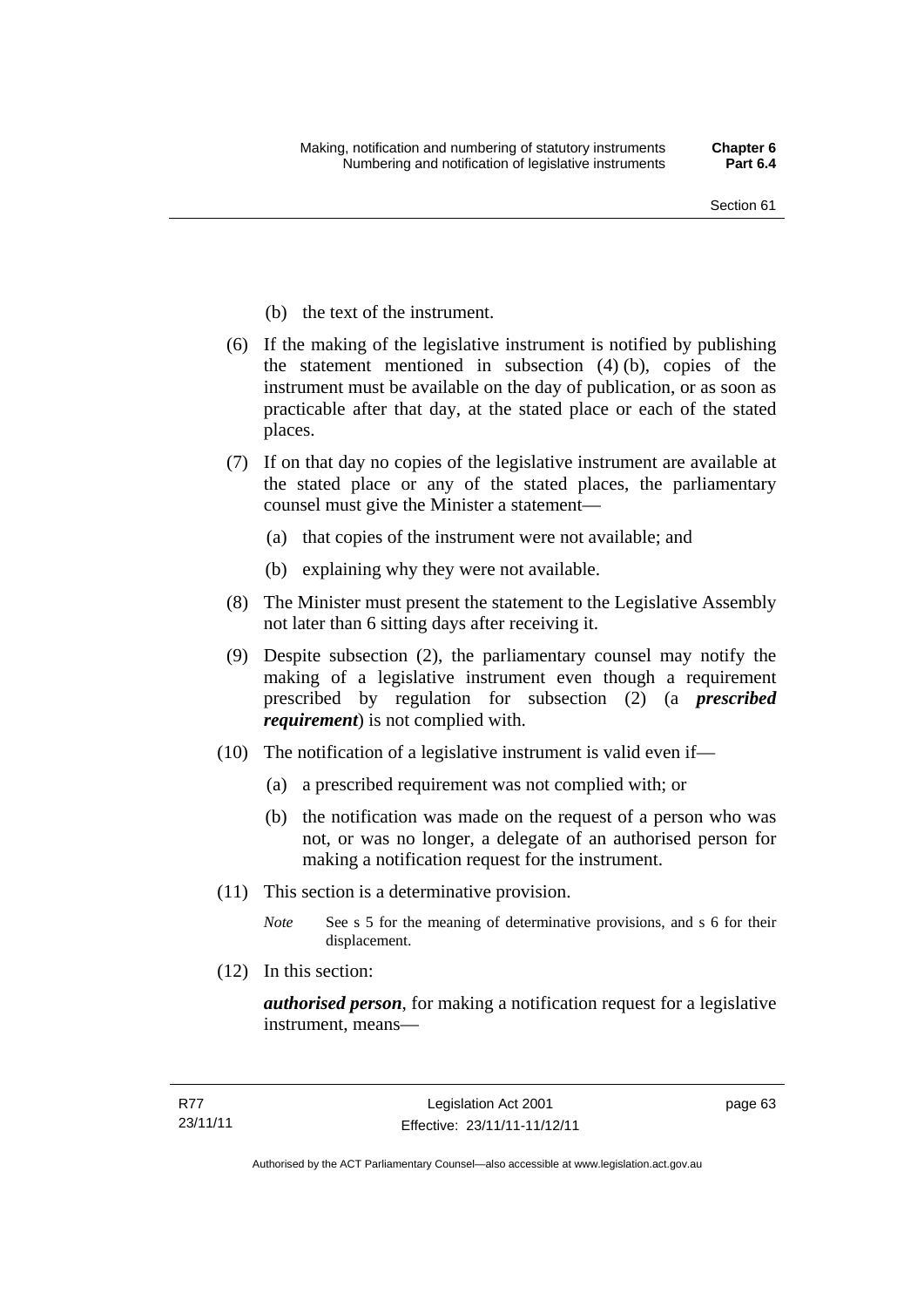(b) the text of the instrument.

(6) If the making of the legislative instrument is notified by publishing the statement mentioned in subsection (4) (b), copies of the instrument must be available on the day of publication, or as soon as practicable after that day, at the stated place or each of the stated places.

(7) If on that day no copies of the legislative instrument are available at the stated place or any of the stated places, the parliamentary counsel must give the Minister a statement—

(a) that copies of the instrument were not available; and

(b) explaining why they were not available.

(8) The Minister must present the statement to the Legislative Assembly not later than 6 sitting days after receiving it.

(9) Despite subsection (2), the parliamentary counsel may notify the making of a legislative instrument even though a requirement prescribed by regulation for subsection (2) (a ***prescribed requirement***) is not complied with.

(10) The notification of a legislative instrument is valid even if—

(a) a prescribed requirement was not complied with; or

(b) the notification was made on the request of a person who was not, or was no longer, a delegate of an authorised person for making a notification request for the instrument.

(11) This section is a determinative provision.

*Note* See s 5 for the meaning of determinative provisions, and s 6 for their displacement.

(12) In this section:

***authorised person***, for making a notification request for a legislative instrument, means—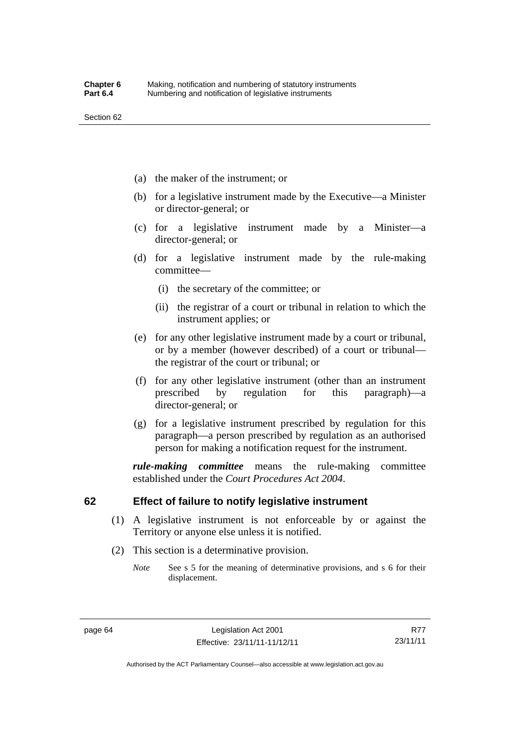(a) the maker of the instrument; or

(b) for a legislative instrument made by the Executive—a Minister or director-general; or

(c) for a legislative instrument made by a Minister—a director-general; or

(d) for a legislative instrument made by the rule-making committee—

  (i) the secretary of the committee; or

  (ii) the registrar of a court or tribunal in relation to which the instrument applies; or

(e) for any other legislative instrument made by a court or tribunal, or by a member (however described) of a court or tribunal—the registrar of the court or tribunal; or

(f) for any other legislative instrument (other than an instrument prescribed by regulation for this paragraph)—a director-general; or

(g) for a legislative instrument prescribed by regulation for this paragraph—a person prescribed by regulation as an authorised person for making a notification request for the instrument.

***rule-making committee*** means the rule-making committee established under the *Court Procedures Act 2004*.

## 62 Effect of failure to notify legislative instrument

(1) A legislative instrument is not enforceable by or against the Territory or anyone else unless it is notified.

(2) This section is a determinative provision.

*Note* See s 5 for the meaning of determinative provisions, and s 6 for their displacement.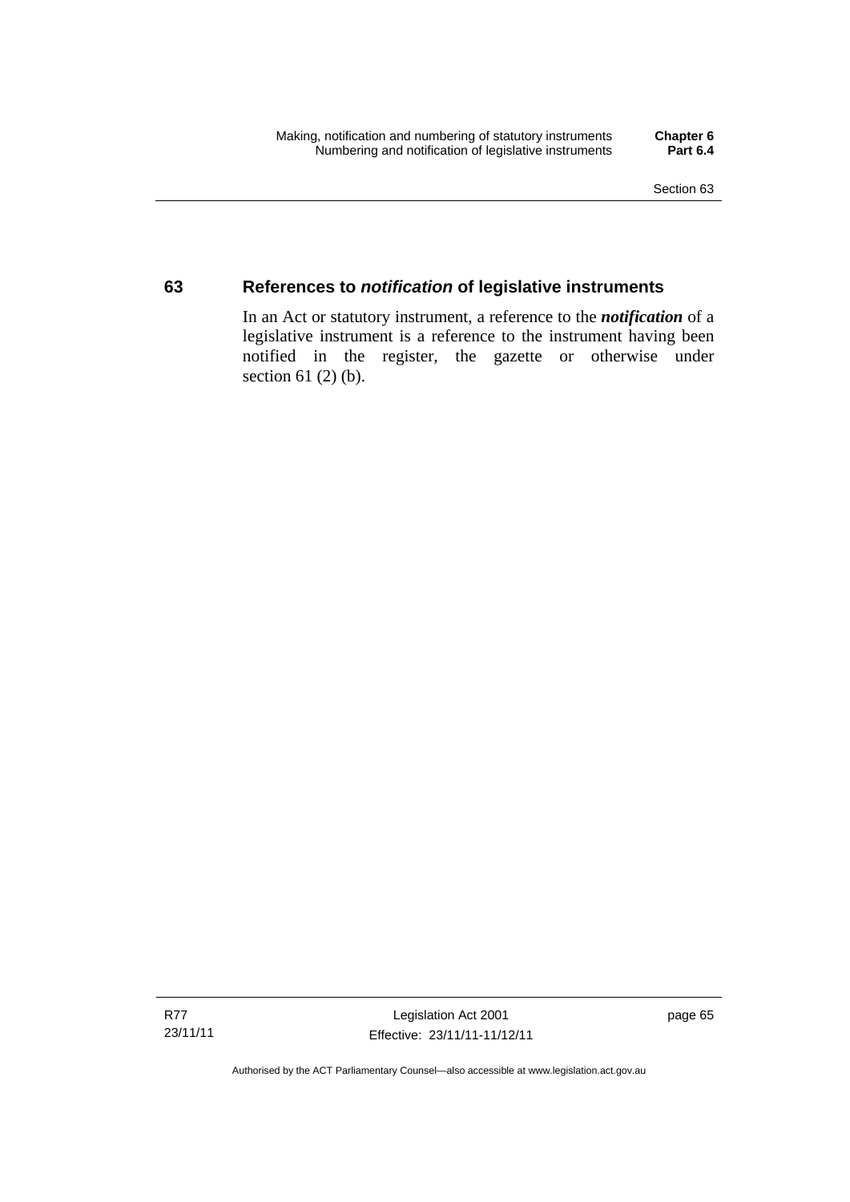## 63 References to *notification* of legislative instruments

In an Act or statutory instrument, a reference to the ***notification*** of a legislative instrument is a reference to the instrument having been notified in the register, the gazette or otherwise under section 61 (2) (b).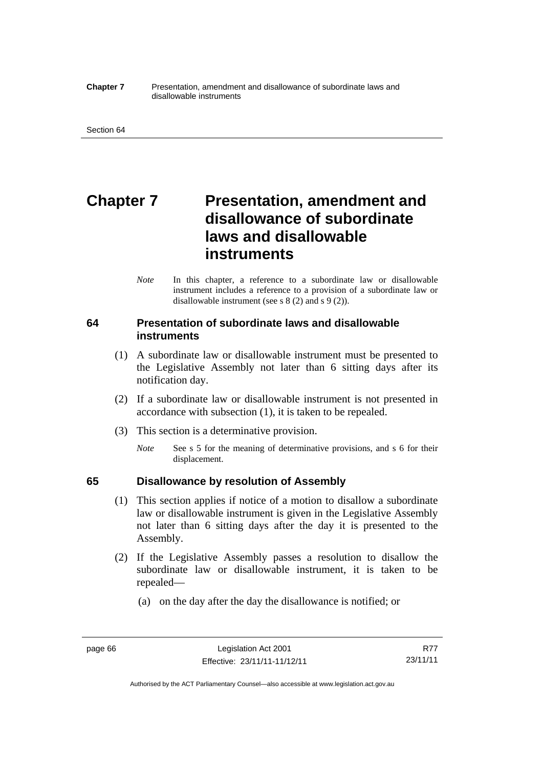# Chapter 7 Presentation, amendment and disallowance of subordinate laws and disallowable instruments

*Note* In this chapter, a reference to a subordinate law or disallowable instrument includes a reference to a provision of a subordinate law or disallowable instrument (see s 8 (2) and s 9 (2)).

## 64 Presentation of subordinate laws and disallowable instruments

(1) A subordinate law or disallowable instrument must be presented to the Legislative Assembly not later than 6 sitting days after its notification day.

(2) If a subordinate law or disallowable instrument is not presented in accordance with subsection (1), it is taken to be repealed.

(3) This section is a determinative provision.

*Note* See s 5 for the meaning of determinative provisions, and s 6 for their displacement.

## 65 Disallowance by resolution of Assembly

(1) This section applies if notice of a motion to disallow a subordinate law or disallowable instrument is given in the Legislative Assembly not later than 6 sitting days after the day it is presented to the Assembly.

(2) If the Legislative Assembly passes a resolution to disallow the subordinate law or disallowable instrument, it is taken to be repealed—

(a) on the day after the day the disallowance is notified; or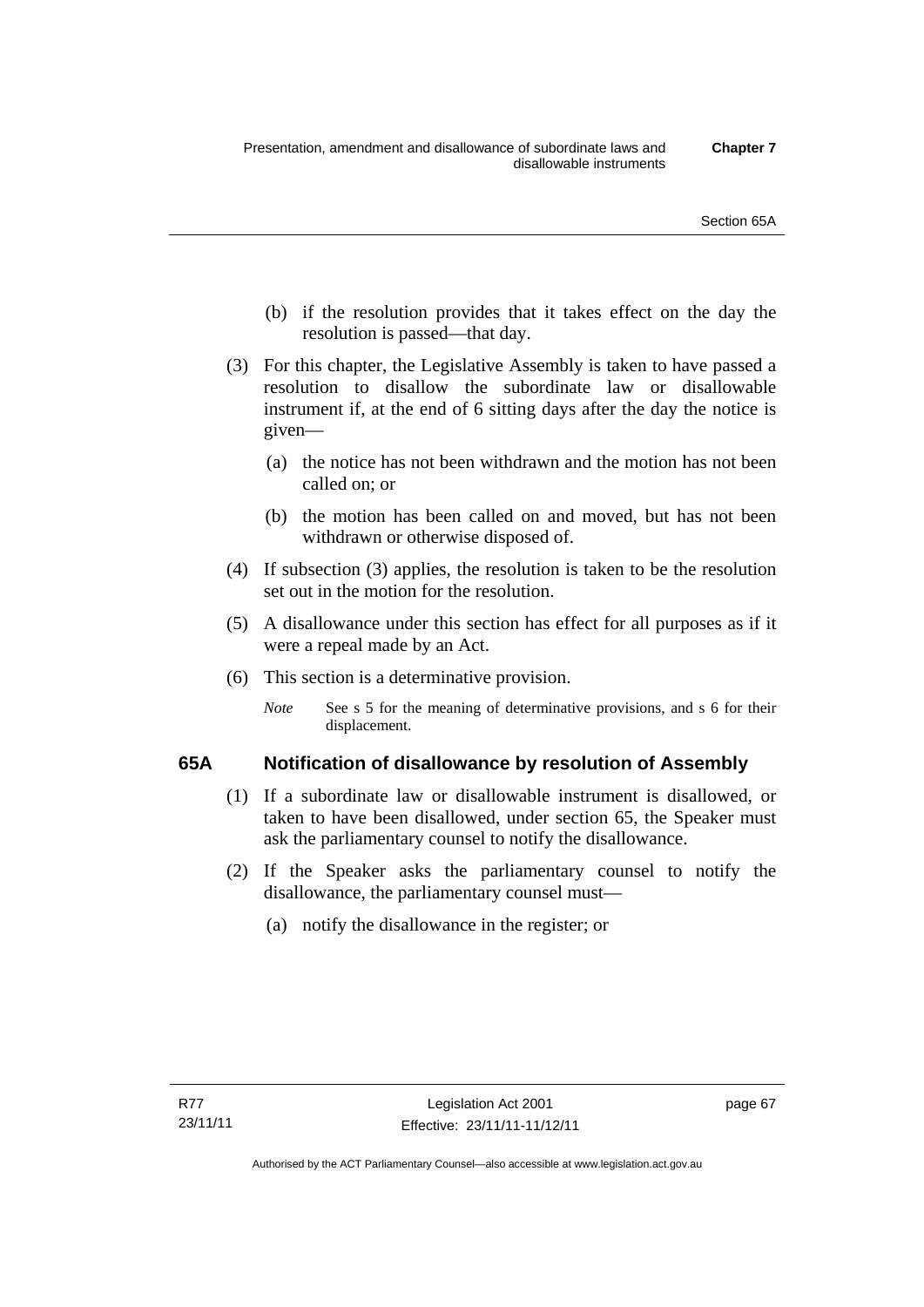(b) if the resolution provides that it takes effect on the day the resolution is passed—that day.

(3) For this chapter, the Legislative Assembly is taken to have passed a resolution to disallow the subordinate law or disallowable instrument if, at the end of 6 sitting days after the day the notice is given—

(a) the notice has not been withdrawn and the motion has not been called on; or

(b) the motion has been called on and moved, but has not been withdrawn or otherwise disposed of.

(4) If subsection (3) applies, the resolution is taken to be the resolution set out in the motion for the resolution.

(5) A disallowance under this section has effect for all purposes as if it were a repeal made by an Act.

(6) This section is a determinative provision.

*Note* See s 5 for the meaning of determinative provisions, and s 6 for their displacement.

### 65A Notification of disallowance by resolution of Assembly

(1) If a subordinate law or disallowable instrument is disallowed, or taken to have been disallowed, under section 65, the Speaker must ask the parliamentary counsel to notify the disallowance.

(2) If the Speaker asks the parliamentary counsel to notify the disallowance, the parliamentary counsel must—

(a) notify the disallowance in the register; or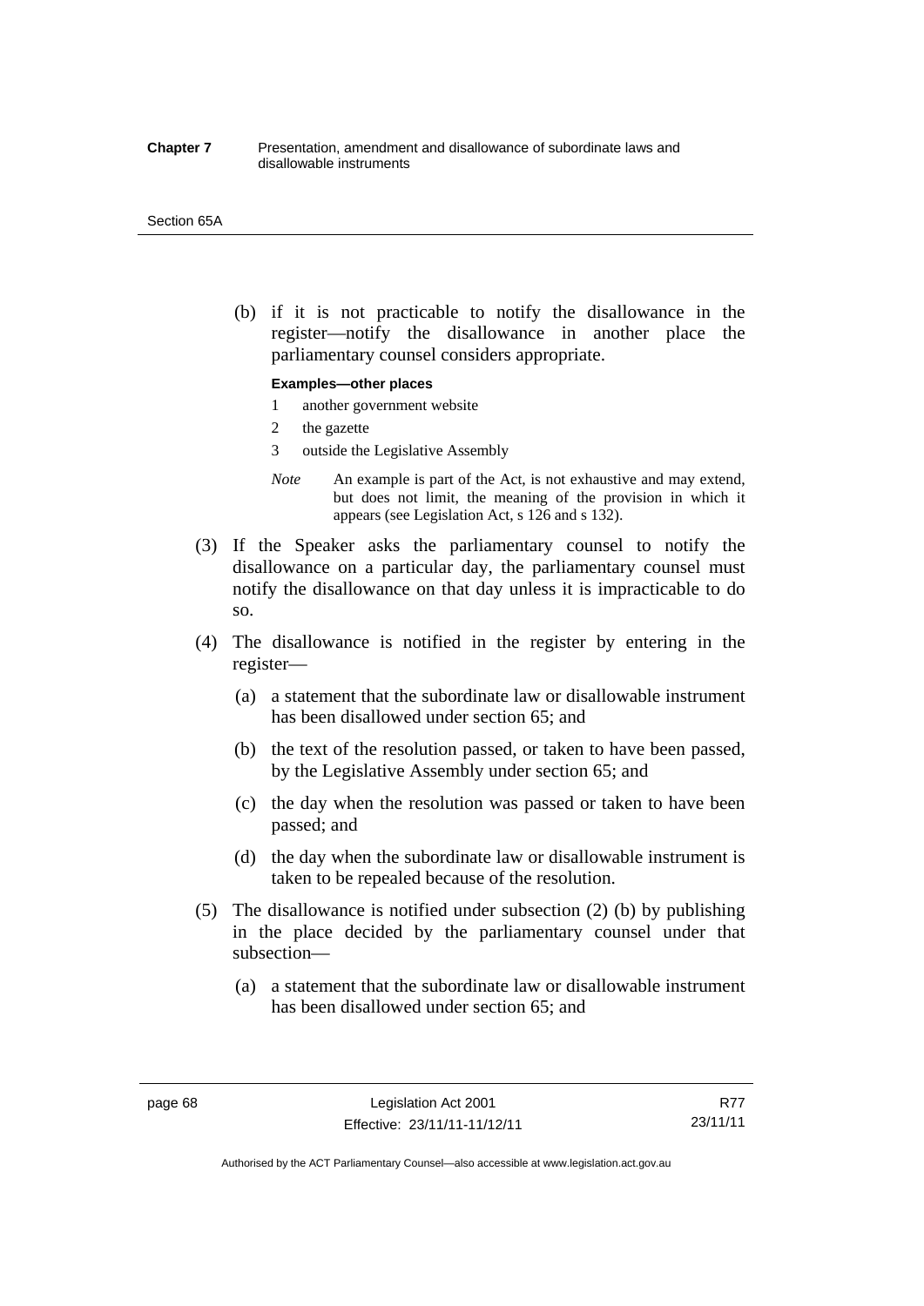(b) if it is not practicable to notify the disallowance in the register—notify the disallowance in another place the parliamentary counsel considers appropriate.

**Examples—other places**

1 another government website
2 the gazette
3 outside the Legislative Assembly

*Note* An example is part of the Act, is not exhaustive and may extend, but does not limit, the meaning of the provision in which it appears (see Legislation Act, s 126 and s 132).

(3) If the Speaker asks the parliamentary counsel to notify the disallowance on a particular day, the parliamentary counsel must notify the disallowance on that day unless it is impracticable to do so.

(4) The disallowance is notified in the register by entering in the register—

(a) a statement that the subordinate law or disallowable instrument has been disallowed under section 65; and

(b) the text of the resolution passed, or taken to have been passed, by the Legislative Assembly under section 65; and

(c) the day when the resolution was passed or taken to have been passed; and

(d) the day when the subordinate law or disallowable instrument is taken to be repealed because of the resolution.

(5) The disallowance is notified under subsection (2) (b) by publishing in the place decided by the parliamentary counsel under that subsection—

(a) a statement that the subordinate law or disallowable instrument has been disallowed under section 65; and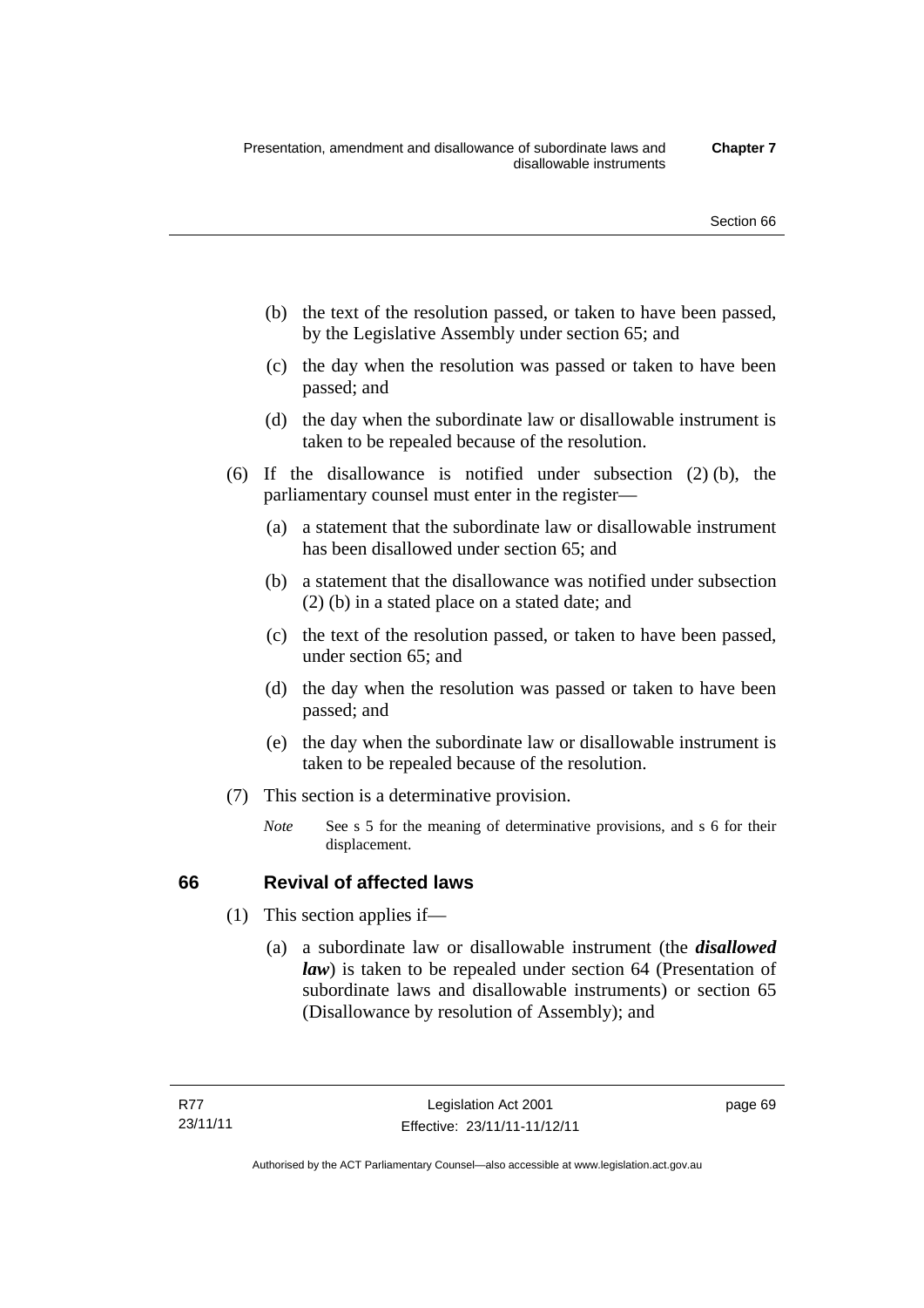(b) the text of the resolution passed, or taken to have been passed, by the Legislative Assembly under section 65; and

(c) the day when the resolution was passed or taken to have been passed; and

(d) the day when the subordinate law or disallowable instrument is taken to be repealed because of the resolution.

(6) If the disallowance is notified under subsection (2) (b), the parliamentary counsel must enter in the register—

(a) a statement that the subordinate law or disallowable instrument has been disallowed under section 65; and

(b) a statement that the disallowance was notified under subsection (2) (b) in a stated place on a stated date; and

(c) the text of the resolution passed, or taken to have been passed, under section 65; and

(d) the day when the resolution was passed or taken to have been passed; and

(e) the day when the subordinate law or disallowable instrument is taken to be repealed because of the resolution.

(7) This section is a determinative provision.

*Note* See s 5 for the meaning of determinative provisions, and s 6 for their displacement.

## 66 Revival of affected laws

(1) This section applies if—

(a) a subordinate law or disallowable instrument (the ***disallowed law***) is taken to be repealed under section 64 (Presentation of subordinate laws and disallowable instruments) or section 65 (Disallowance by resolution of Assembly); and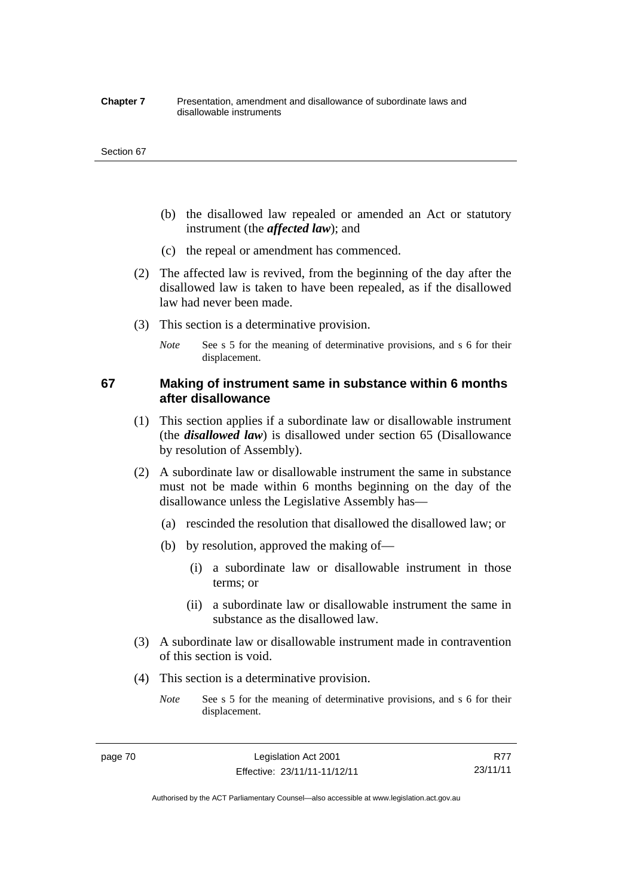(b) the disallowed law repealed or amended an Act or statutory instrument (the ***affected law***); and

(c) the repeal or amendment has commenced.

(2) The affected law is revived, from the beginning of the day after the disallowed law is taken to have been repealed, as if the disallowed law had never been made.

(3) This section is a determinative provision.

*Note* See s 5 for the meaning of determinative provisions, and s 6 for their displacement.

## 67 Making of instrument same in substance within 6 months after disallowance

(1) This section applies if a subordinate law or disallowable instrument (the ***disallowed law***) is disallowed under section 65 (Disallowance by resolution of Assembly).

(2) A subordinate law or disallowable instrument the same in substance must not be made within 6 months beginning on the day of the disallowance unless the Legislative Assembly has—

(a) rescinded the resolution that disallowed the disallowed law; or

(b) by resolution, approved the making of—

(i) a subordinate law or disallowable instrument in those terms; or

(ii) a subordinate law or disallowable instrument the same in substance as the disallowed law.

(3) A subordinate law or disallowable instrument made in contravention of this section is void.

(4) This section is a determinative provision.

*Note* See s 5 for the meaning of determinative provisions, and s 6 for their displacement.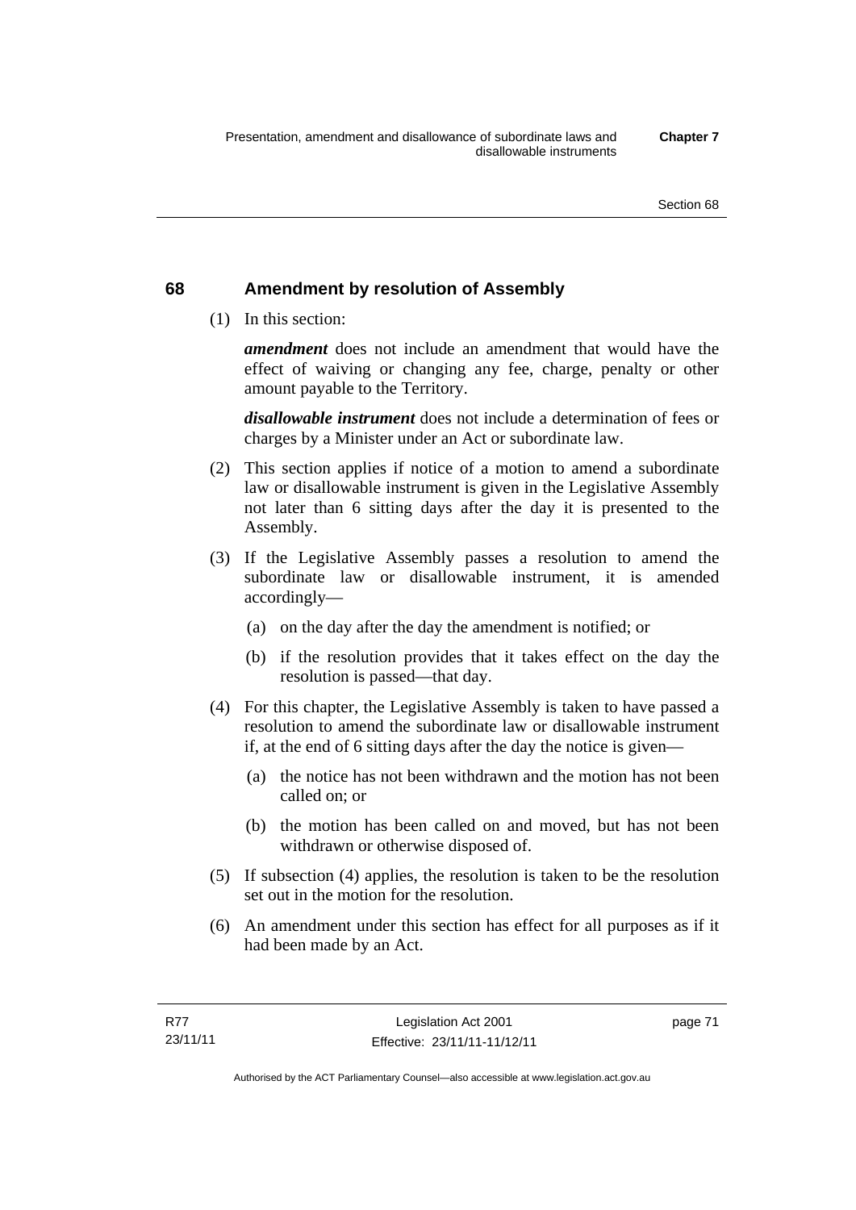## 68 Amendment by resolution of Assembly

(1) In this section:

***amendment*** does not include an amendment that would have the effect of waiving or changing any fee, charge, penalty or other amount payable to the Territory.

***disallowable instrument*** does not include a determination of fees or charges by a Minister under an Act or subordinate law.

(2) This section applies if notice of a motion to amend a subordinate law or disallowable instrument is given in the Legislative Assembly not later than 6 sitting days after the day it is presented to the Assembly.

(3) If the Legislative Assembly passes a resolution to amend the subordinate law or disallowable instrument, it is amended accordingly—

(a) on the day after the day the amendment is notified; or

(b) if the resolution provides that it takes effect on the day the resolution is passed—that day.

(4) For this chapter, the Legislative Assembly is taken to have passed a resolution to amend the subordinate law or disallowable instrument if, at the end of 6 sitting days after the day the notice is given—

(a) the notice has not been withdrawn and the motion has not been called on; or

(b) the motion has been called on and moved, but has not been withdrawn or otherwise disposed of.

(5) If subsection (4) applies, the resolution is taken to be the resolution set out in the motion for the resolution.

(6) An amendment under this section has effect for all purposes as if it had been made by an Act.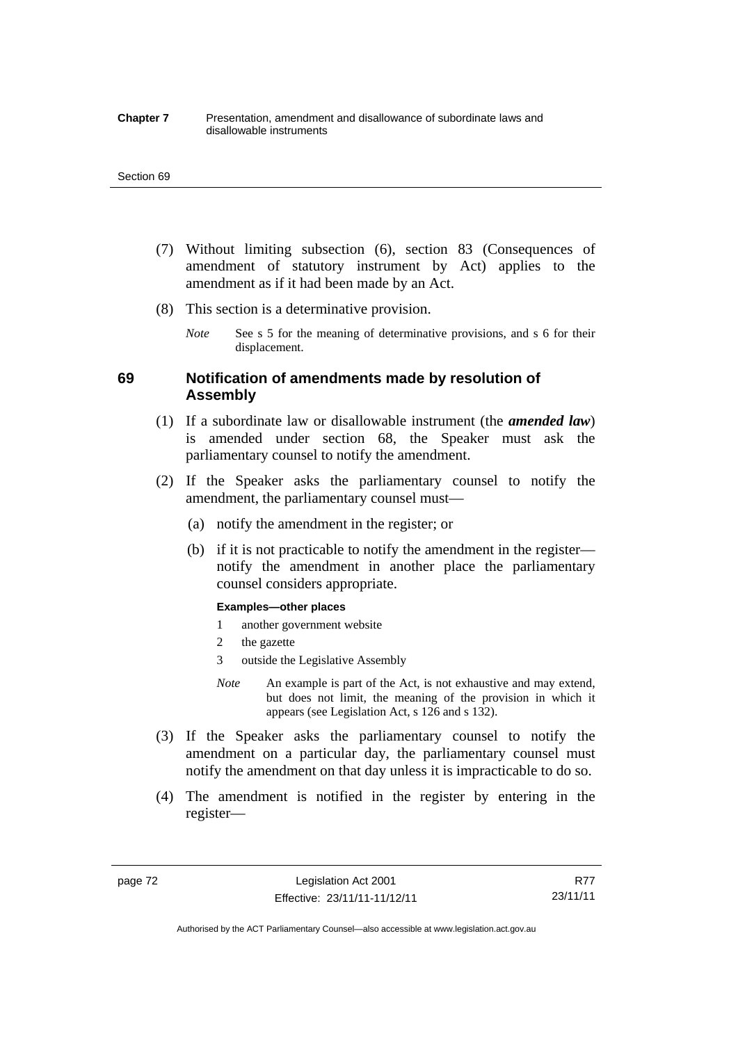(7) Without limiting subsection (6), section 83 (Consequences of amendment of statutory instrument by Act) applies to the amendment as if it had been made by an Act.

(8) This section is a determinative provision.

*Note* See s 5 for the meaning of determinative provisions, and s 6 for their displacement.

## 69 Notification of amendments made by resolution of Assembly

(1) If a subordinate law or disallowable instrument (the ***amended law***) is amended under section 68, the Speaker must ask the parliamentary counsel to notify the amendment.

(2) If the Speaker asks the parliamentary counsel to notify the amendment, the parliamentary counsel must—

(a) notify the amendment in the register; or

(b) if it is not practicable to notify the amendment in the register—notify the amendment in another place the parliamentary counsel considers appropriate.

**Examples—other places**

1 another government website

2 the gazette

3 outside the Legislative Assembly

*Note* An example is part of the Act, is not exhaustive and may extend, but does not limit, the meaning of the provision in which it appears (see Legislation Act, s 126 and s 132).

(3) If the Speaker asks the parliamentary counsel to notify the amendment on a particular day, the parliamentary counsel must notify the amendment on that day unless it is impracticable to do so.

(4) The amendment is notified in the register by entering in the register—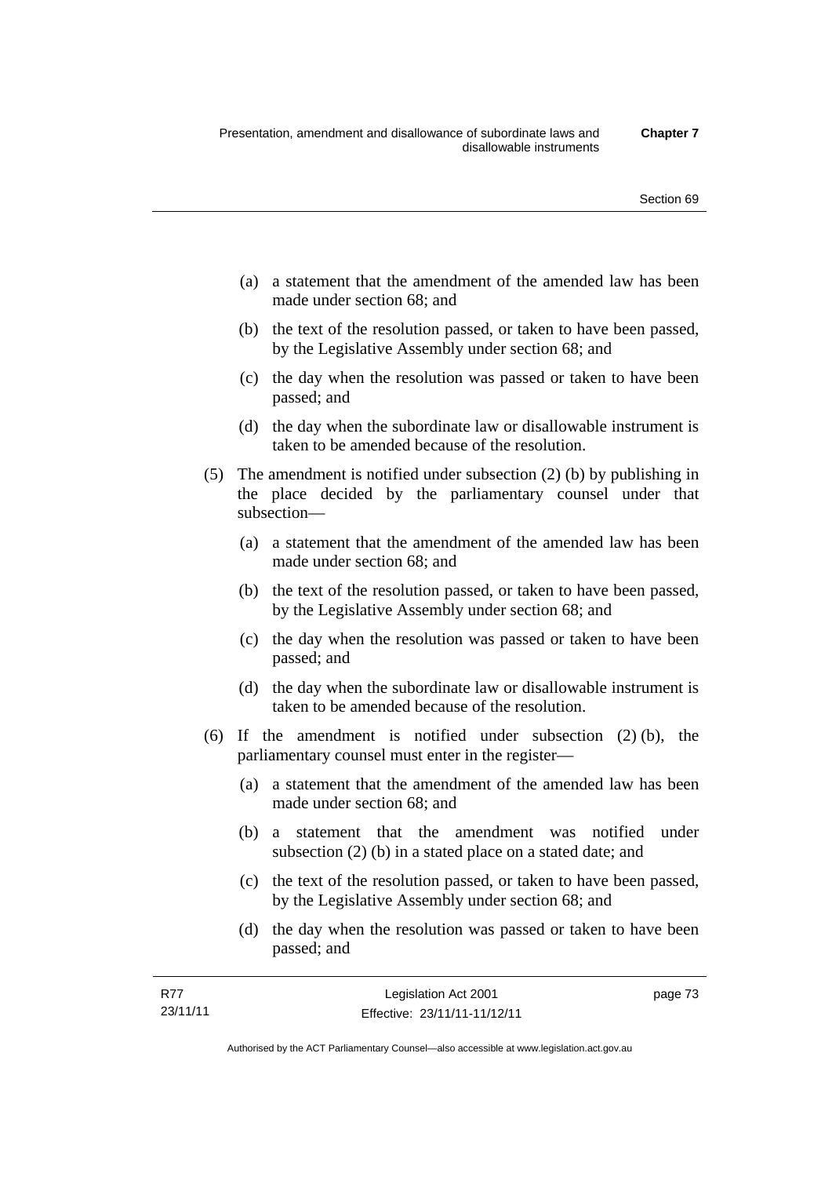(a) a statement that the amendment of the amended law has been made under section 68; and

(b) the text of the resolution passed, or taken to have been passed, by the Legislative Assembly under section 68; and

(c) the day when the resolution was passed or taken to have been passed; and

(d) the day when the subordinate law or disallowable instrument is taken to be amended because of the resolution.

(5) The amendment is notified under subsection (2) (b) by publishing in the place decided by the parliamentary counsel under that subsection—

(a) a statement that the amendment of the amended law has been made under section 68; and

(b) the text of the resolution passed, or taken to have been passed, by the Legislative Assembly under section 68; and

(c) the day when the resolution was passed or taken to have been passed; and

(d) the day when the subordinate law or disallowable instrument is taken to be amended because of the resolution.

(6) If the amendment is notified under subsection (2) (b), the parliamentary counsel must enter in the register—

(a) a statement that the amendment of the amended law has been made under section 68; and

(b) a statement that the amendment was notified under subsection (2) (b) in a stated place on a stated date; and

(c) the text of the resolution passed, or taken to have been passed, by the Legislative Assembly under section 68; and

(d) the day when the resolution was passed or taken to have been passed; and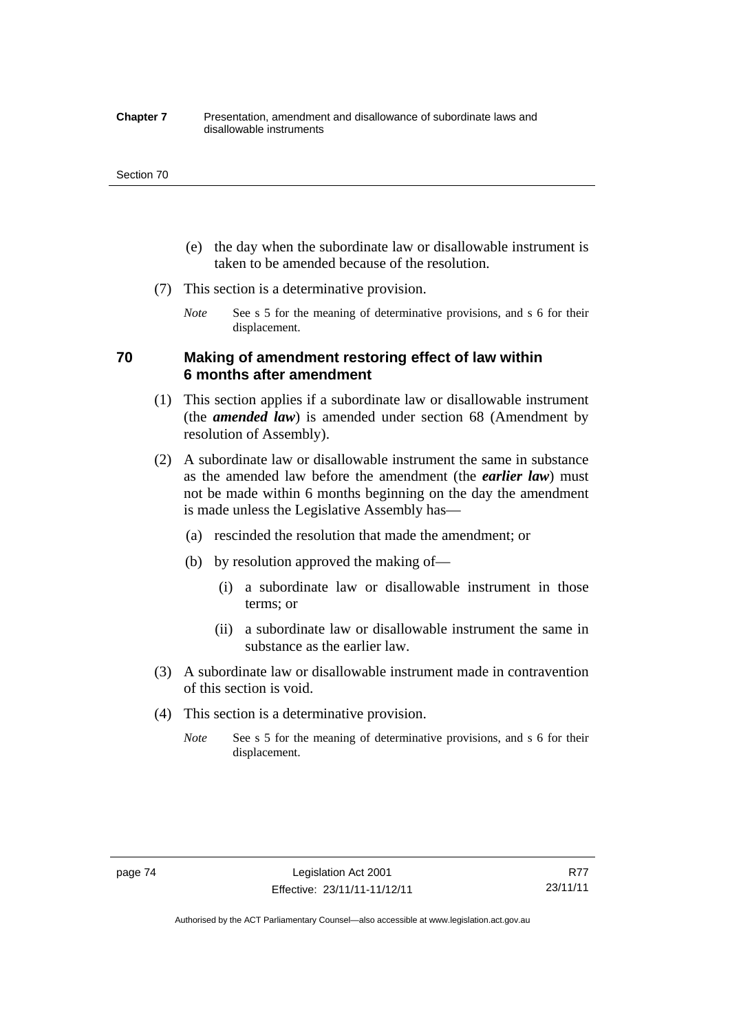(e) the day when the subordinate law or disallowable instrument is taken to be amended because of the resolution.

(7) This section is a determinative provision.

*Note* See s 5 for the meaning of determinative provisions, and s 6 for their displacement.

### 70 Making of amendment restoring effect of law within 6 months after amendment

(1) This section applies if a subordinate law or disallowable instrument (the ***amended law***) is amended under section 68 (Amendment by resolution of Assembly).

(2) A subordinate law or disallowable instrument the same in substance as the amended law before the amendment (the ***earlier law***) must not be made within 6 months beginning on the day the amendment is made unless the Legislative Assembly has—

(a) rescinded the resolution that made the amendment; or

(b) by resolution approved the making of—

(i) a subordinate law or disallowable instrument in those terms; or

(ii) a subordinate law or disallowable instrument the same in substance as the earlier law.

(3) A subordinate law or disallowable instrument made in contravention of this section is void.

(4) This section is a determinative provision.

*Note* See s 5 for the meaning of determinative provisions, and s 6 for their displacement.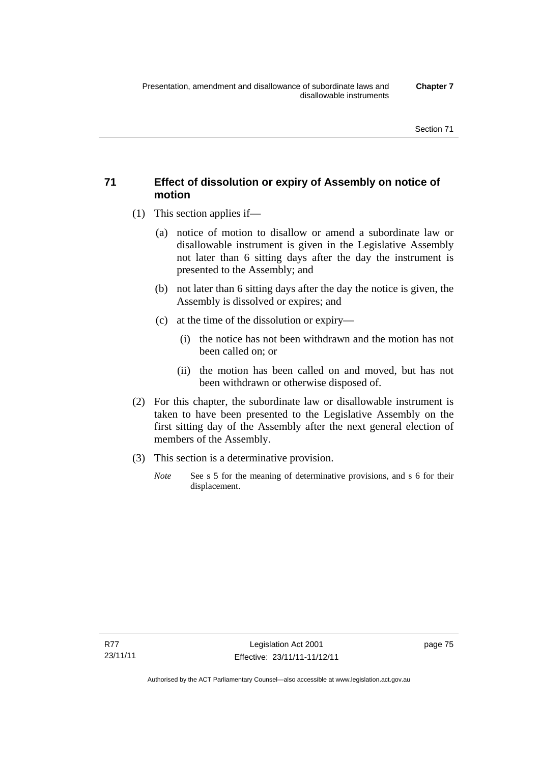## 71 Effect of dissolution or expiry of Assembly on notice of motion

(1) This section applies if—

(a) notice of motion to disallow or amend a subordinate law or disallowable instrument is given in the Legislative Assembly not later than 6 sitting days after the day the instrument is presented to the Assembly; and

(b) not later than 6 sitting days after the day the notice is given, the Assembly is dissolved or expires; and

(c) at the time of the dissolution or expiry—

(i) the notice has not been withdrawn and the motion has not been called on; or

(ii) the motion has been called on and moved, but has not been withdrawn or otherwise disposed of.

(2) For this chapter, the subordinate law or disallowable instrument is taken to have been presented to the Legislative Assembly on the first sitting day of the Assembly after the next general election of members of the Assembly.

(3) This section is a determinative provision.

*Note* See s 5 for the meaning of determinative provisions, and s 6 for their displacement.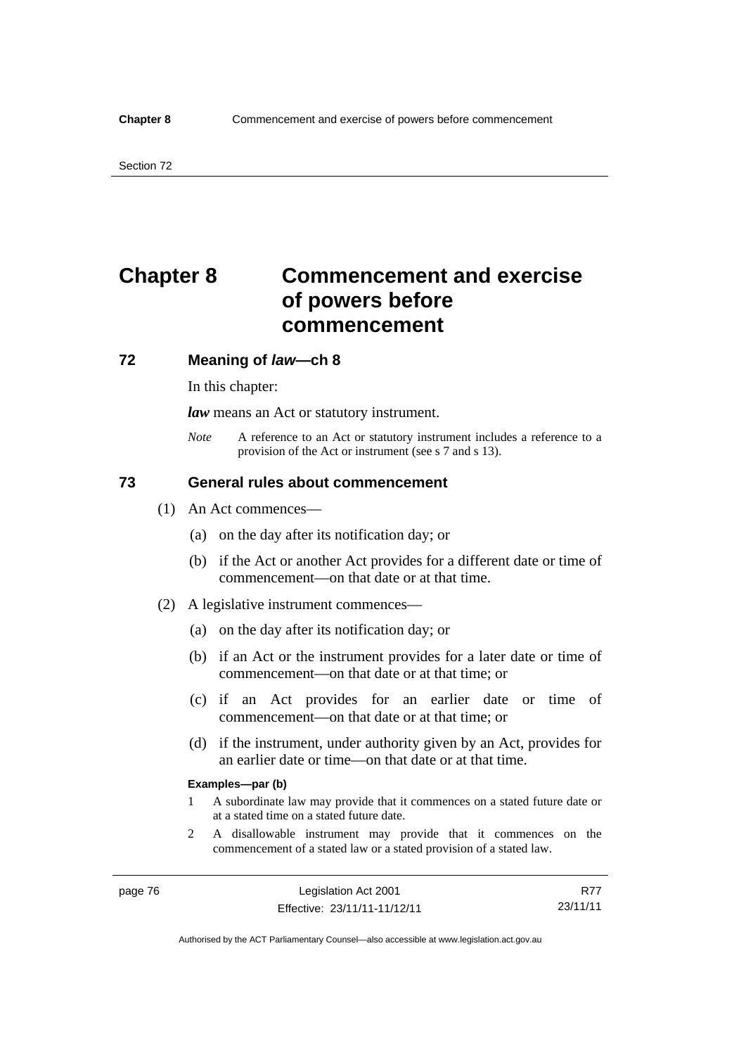# Chapter 8 Commencement and exercise of powers before commencement

## 72 Meaning of *law*—ch 8

In this chapter:

***law*** means an Act or statutory instrument.

*Note* A reference to an Act or statutory instrument includes a reference to a provision of the Act or instrument (see s 7 and s 13).

## 73 General rules about commencement

(1) An Act commences—

(a) on the day after its notification day; or

(b) if the Act or another Act provides for a different date or time of commencement—on that date or at that time.

(2) A legislative instrument commences—

(a) on the day after its notification day; or

(b) if an Act or the instrument provides for a later date or time of commencement—on that date or at that time; or

(c) if an Act provides for an earlier date or time of commencement—on that date or at that time; or

(d) if the instrument, under authority given by an Act, provides for an earlier date or time—on that date or at that time.

**Examples—par (b)**

1 A subordinate law may provide that it commences on a stated future date or at a stated time on a stated future date.

2 A disallowable instrument may provide that it commences on the commencement of a stated law or a stated provision of a stated law.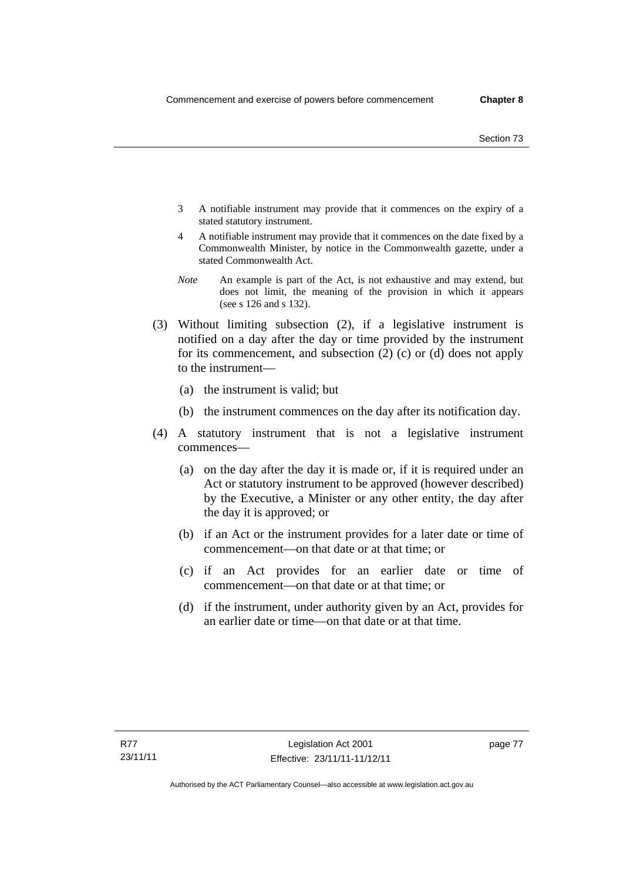3 A notifiable instrument may provide that it commences on the expiry of a stated statutory instrument.

4 A notifiable instrument may provide that it commences on the date fixed by a Commonwealth Minister, by notice in the Commonwealth gazette, under a stated Commonwealth Act.

*Note* An example is part of the Act, is not exhaustive and may extend, but does not limit, the meaning of the provision in which it appears (see s 126 and s 132).

(3) Without limiting subsection (2), if a legislative instrument is notified on a day after the day or time provided by the instrument for its commencement, and subsection (2) (c) or (d) does not apply to the instrument—

(a) the instrument is valid; but

(b) the instrument commences on the day after its notification day.

(4) A statutory instrument that is not a legislative instrument commences—

(a) on the day after the day it is made or, if it is required under an Act or statutory instrument to be approved (however described) by the Executive, a Minister or any other entity, the day after the day it is approved; or

(b) if an Act or the instrument provides for a later date or time of commencement—on that date or at that time; or

(c) if an Act provides for an earlier date or time of commencement—on that date or at that time; or

(d) if the instrument, under authority given by an Act, provides for an earlier date or time—on that date or at that time.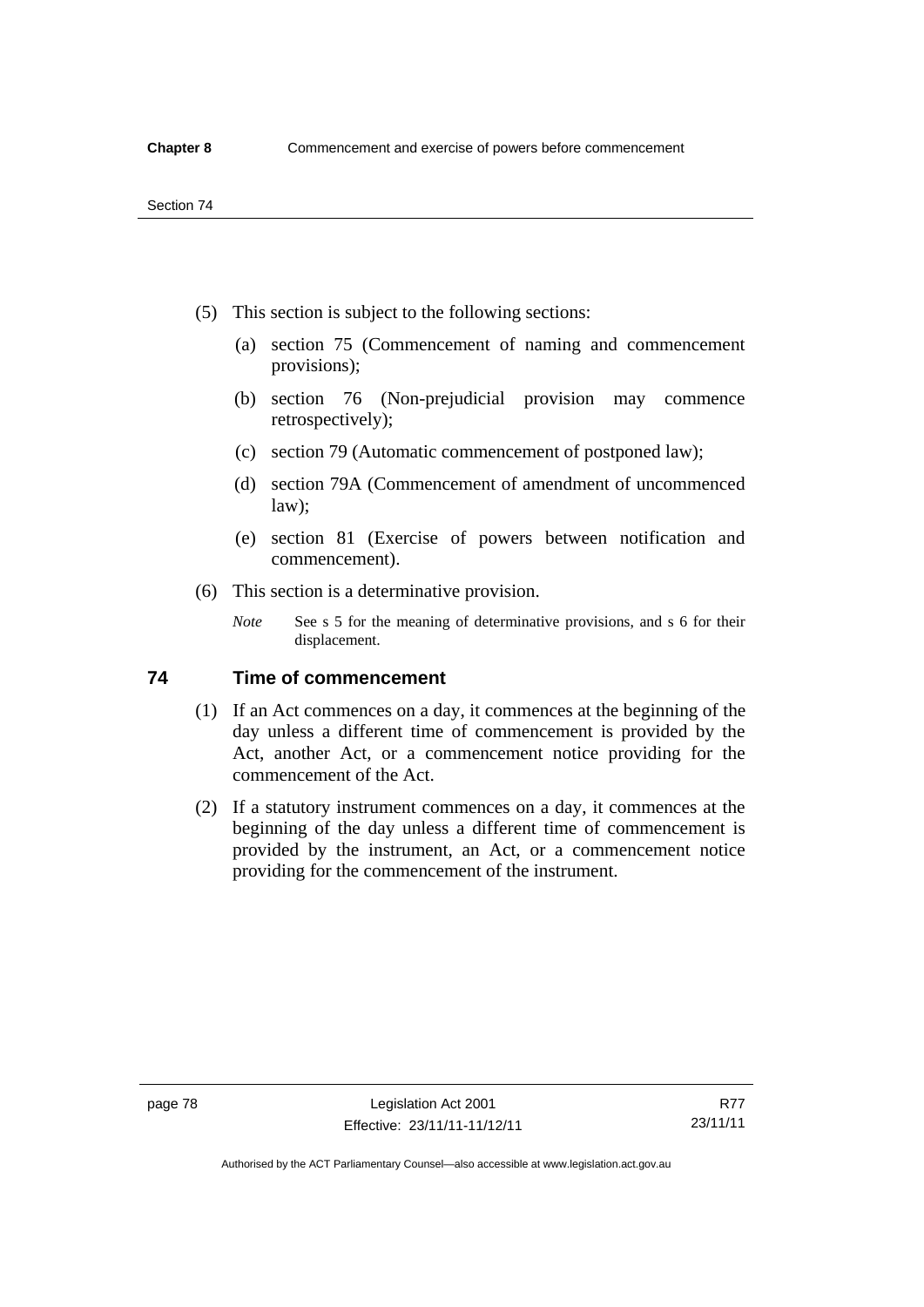(5) This section is subject to the following sections:

(a) section 75 (Commencement of naming and commencement provisions);

(b) section 76 (Non-prejudicial provision may commence retrospectively);

(c) section 79 (Automatic commencement of postponed law);

(d) section 79A (Commencement of amendment of uncommenced law);

(e) section 81 (Exercise of powers between notification and commencement).

(6) This section is a determinative provision.

*Note* See s 5 for the meaning of determinative provisions, and s 6 for their displacement.

## 74 Time of commencement

(1) If an Act commences on a day, it commences at the beginning of the day unless a different time of commencement is provided by the Act, another Act, or a commencement notice providing for the commencement of the Act.

(2) If a statutory instrument commences on a day, it commences at the beginning of the day unless a different time of commencement is provided by the instrument, an Act, or a commencement notice providing for the commencement of the instrument.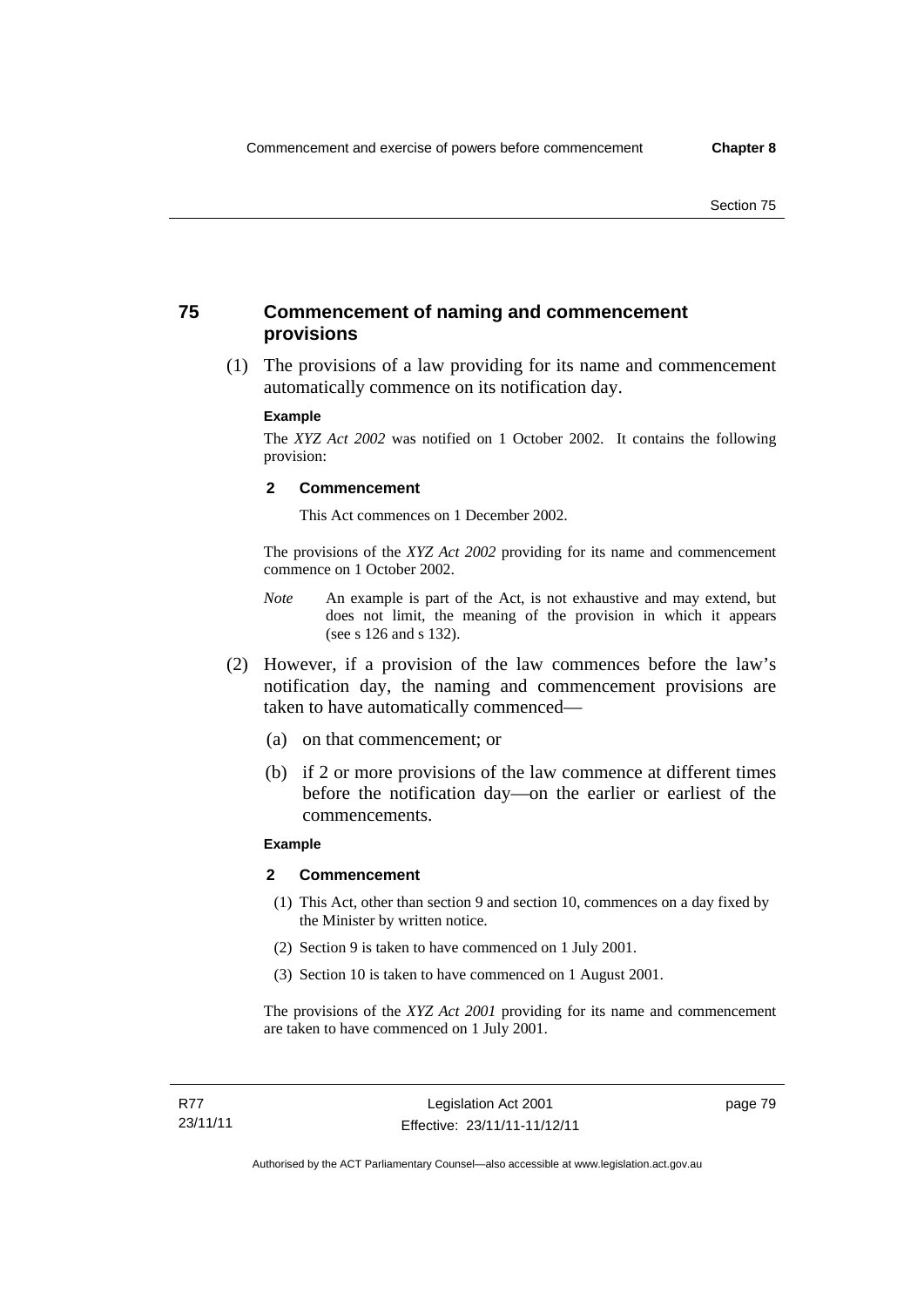## 75 Commencement of naming and commencement provisions

(1) The provisions of a law providing for its name and commencement automatically commence on its notification day.

**Example**

The *XYZ Act 2002* was notified on 1 October 2002. It contains the following provision:

**2 Commencement**

This Act commences on 1 December 2002.

The provisions of the *XYZ Act 2002* providing for its name and commencement commence on 1 October 2002.

*Note* An example is part of the Act, is not exhaustive and may extend, but does not limit, the meaning of the provision in which it appears (see s 126 and s 132).

(2) However, if a provision of the law commences before the law's notification day, the naming and commencement provisions are taken to have automatically commenced—

(a) on that commencement; or

(b) if 2 or more provisions of the law commence at different times before the notification day—on the earlier or earliest of the commencements.

**Example**

**2 Commencement**

(1) This Act, other than section 9 and section 10, commences on a day fixed by the Minister by written notice.

(2) Section 9 is taken to have commenced on 1 July 2001.

(3) Section 10 is taken to have commenced on 1 August 2001.

The provisions of the *XYZ Act 2001* providing for its name and commencement are taken to have commenced on 1 July 2001.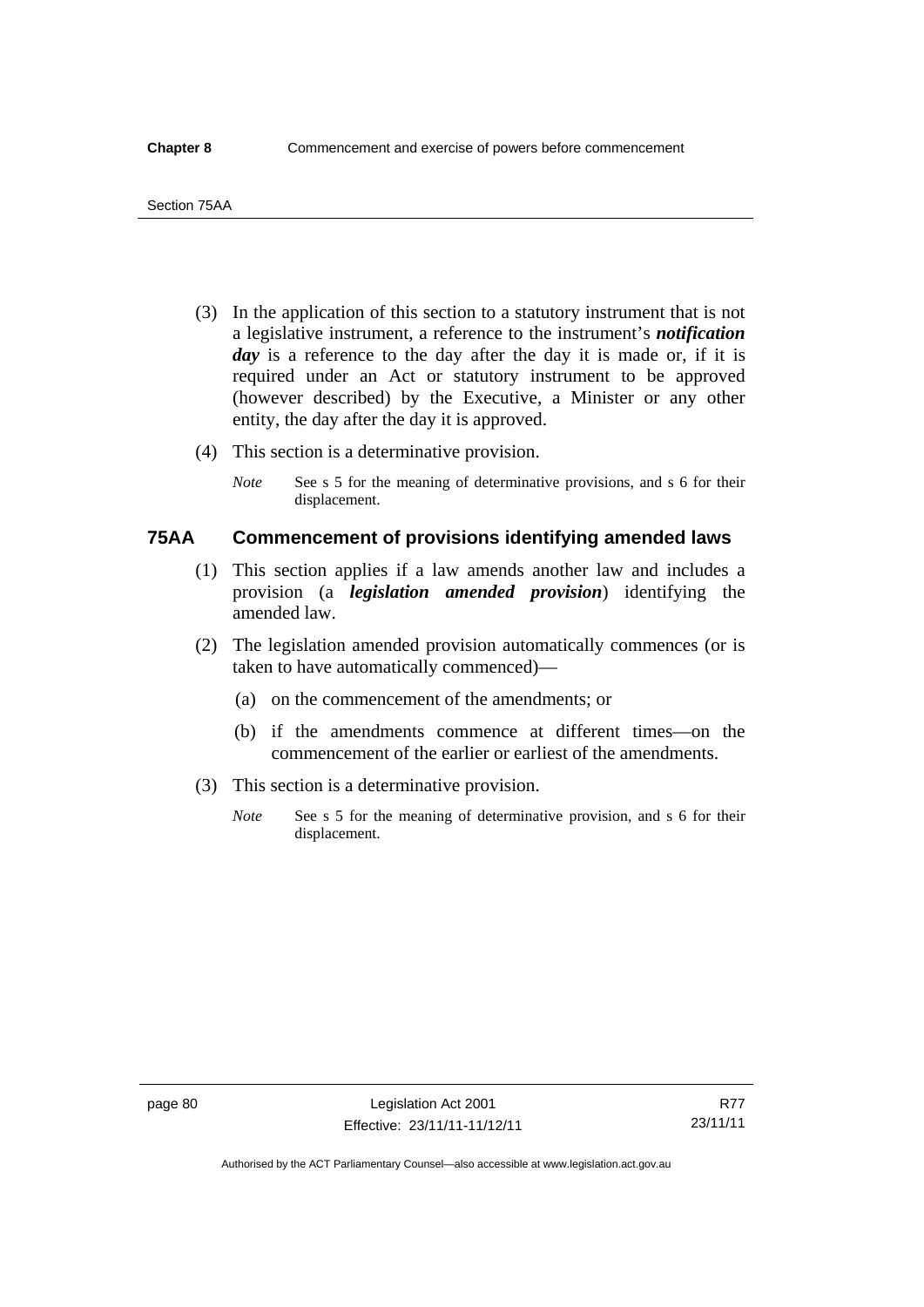(3) In the application of this section to a statutory instrument that is not a legislative instrument, a reference to the instrument's ***notification day*** is a reference to the day after the day it is made or, if it is required under an Act or statutory instrument to be approved (however described) by the Executive, a Minister or any other entity, the day after the day it is approved.

(4) This section is a determinative provision.

*Note* See s 5 for the meaning of determinative provisions, and s 6 for their displacement.

## 75AA Commencement of provisions identifying amended laws

(1) This section applies if a law amends another law and includes a provision (a ***legislation amended provision***) identifying the amended law.

(2) The legislation amended provision automatically commences (or is taken to have automatically commenced)—

(a) on the commencement of the amendments; or

(b) if the amendments commence at different times—on the commencement of the earlier or earliest of the amendments.

(3) This section is a determinative provision.

*Note* See s 5 for the meaning of determinative provision, and s 6 for their displacement.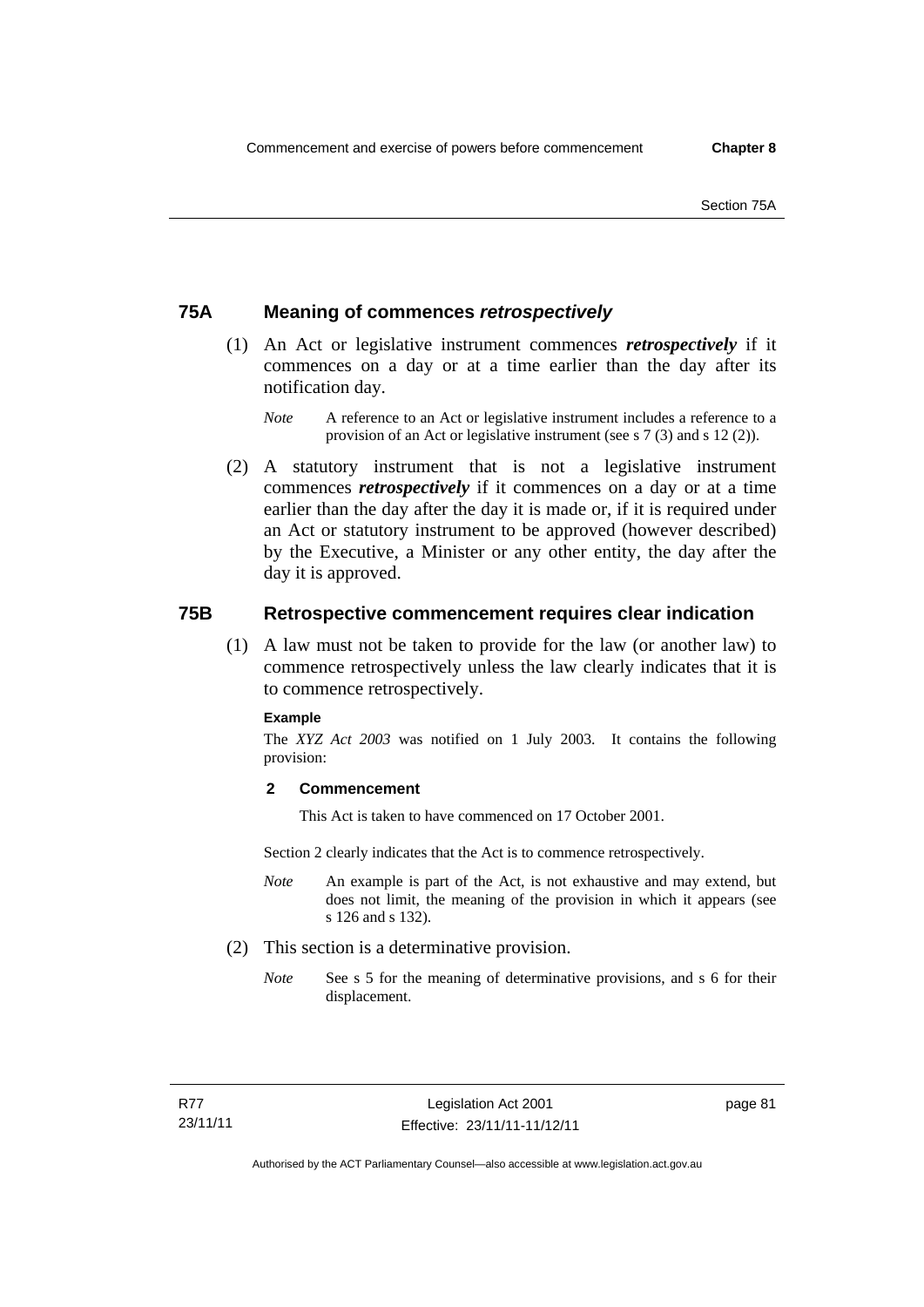## 75A Meaning of commences *retrospectively*

(1) An Act or legislative instrument commences ***retrospectively*** if it commences on a day or at a time earlier than the day after its notification day.

*Note* A reference to an Act or legislative instrument includes a reference to a provision of an Act or legislative instrument (see s 7 (3) and s 12 (2)).

(2) A statutory instrument that is not a legislative instrument commences ***retrospectively*** if it commences on a day or at a time earlier than the day after the day it is made or, if it is required under an Act or statutory instrument to be approved (however described) by the Executive, a Minister or any other entity, the day after the day it is approved.

## 75B Retrospective commencement requires clear indication

(1) A law must not be taken to provide for the law (or another law) to commence retrospectively unless the law clearly indicates that it is to commence retrospectively.

**Example**

The *XYZ Act 2003* was notified on 1 July 2003. It contains the following provision:

**2 Commencement**

This Act is taken to have commenced on 17 October 2001.

Section 2 clearly indicates that the Act is to commence retrospectively.

*Note* An example is part of the Act, is not exhaustive and may extend, but does not limit, the meaning of the provision in which it appears (see s 126 and s 132).

(2) This section is a determinative provision.

*Note* See s 5 for the meaning of determinative provisions, and s 6 for their displacement.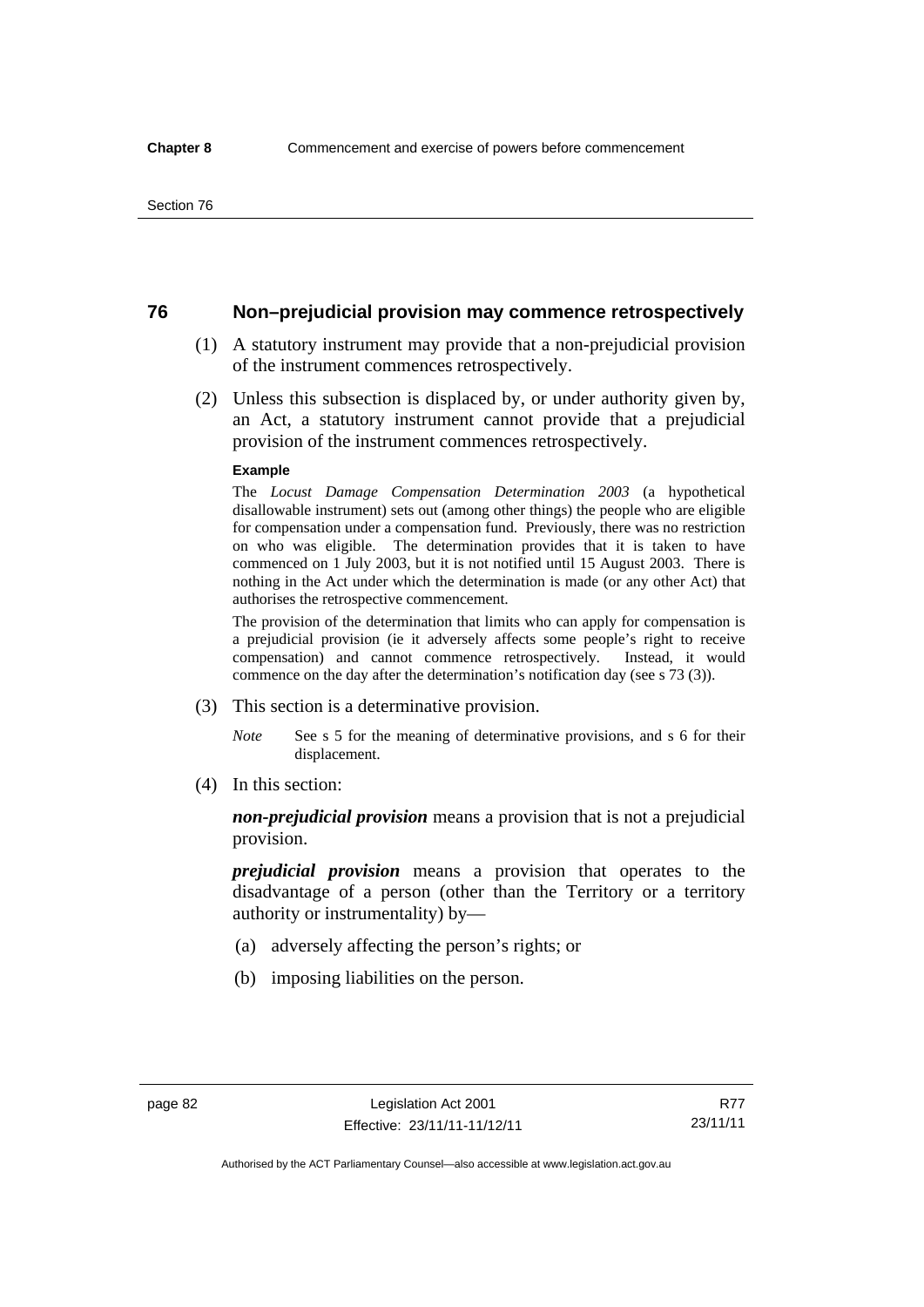## 76 Non–prejudicial provision may commence retrospectively

(1) A statutory instrument may provide that a non-prejudicial provision of the instrument commences retrospectively.

(2) Unless this subsection is displaced by, or under authority given by, an Act, a statutory instrument cannot provide that a prejudicial provision of the instrument commences retrospectively.

**Example**

The *Locust Damage Compensation Determination 2003* (a hypothetical disallowable instrument) sets out (among other things) the people who are eligible for compensation under a compensation fund. Previously, there was no restriction on who was eligible. The determination provides that it is taken to have commenced on 1 July 2003, but it is not notified until 15 August 2003. There is nothing in the Act under which the determination is made (or any other Act) that authorises the retrospective commencement.

The provision of the determination that limits who can apply for compensation is a prejudicial provision (ie it adversely affects some people's right to receive compensation) and cannot commence retrospectively. Instead, it would commence on the day after the determination's notification day (see s 73 (3)).

(3) This section is a determinative provision.

*Note* See s 5 for the meaning of determinative provisions, and s 6 for their displacement.

(4) In this section:

***non-prejudicial provision*** means a provision that is not a prejudicial provision.

***prejudicial provision*** means a provision that operates to the disadvantage of a person (other than the Territory or a territory authority or instrumentality) by—

(a) adversely affecting the person's rights; or

(b) imposing liabilities on the person.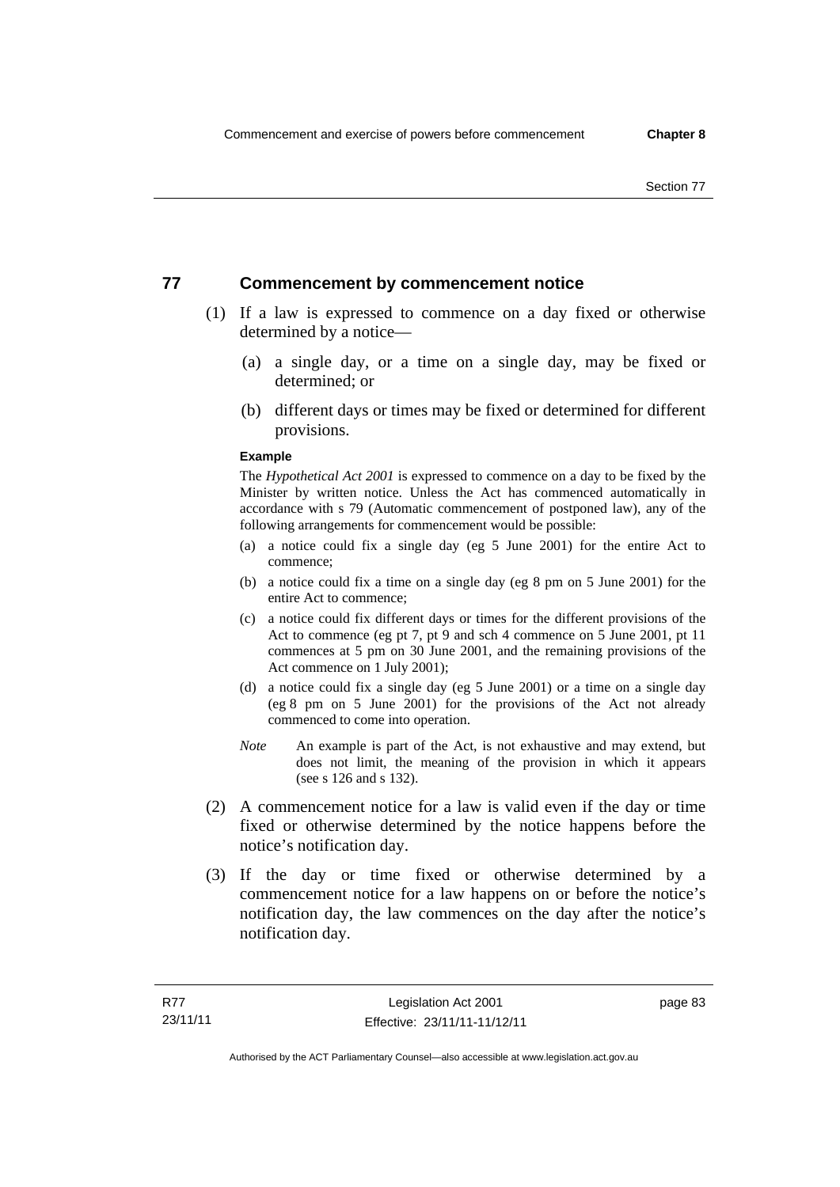## 77 Commencement by commencement notice

(1) If a law is expressed to commence on a day fixed or otherwise determined by a notice—

(a) a single day, or a time on a single day, may be fixed or determined; or

(b) different days or times may be fixed or determined for different provisions.

**Example**

The *Hypothetical Act 2001* is expressed to commence on a day to be fixed by the Minister by written notice. Unless the Act has commenced automatically in accordance with s 79 (Automatic commencement of postponed law), any of the following arrangements for commencement would be possible:

(a) a notice could fix a single day (eg 5 June 2001) for the entire Act to commence;

(b) a notice could fix a time on a single day (eg 8 pm on 5 June 2001) for the entire Act to commence;

(c) a notice could fix different days or times for the different provisions of the Act to commence (eg pt 7, pt 9 and sch 4 commence on 5 June 2001, pt 11 commences at 5 pm on 30 June 2001, and the remaining provisions of the Act commence on 1 July 2001);

(d) a notice could fix a single day (eg 5 June 2001) or a time on a single day (eg 8 pm on 5 June 2001) for the provisions of the Act not already commenced to come into operation.

*Note* An example is part of the Act, is not exhaustive and may extend, but does not limit, the meaning of the provision in which it appears (see s 126 and s 132).

(2) A commencement notice for a law is valid even if the day or time fixed or otherwise determined by the notice happens before the notice's notification day.

(3) If the day or time fixed or otherwise determined by a commencement notice for a law happens on or before the notice's notification day, the law commences on the day after the notice's notification day.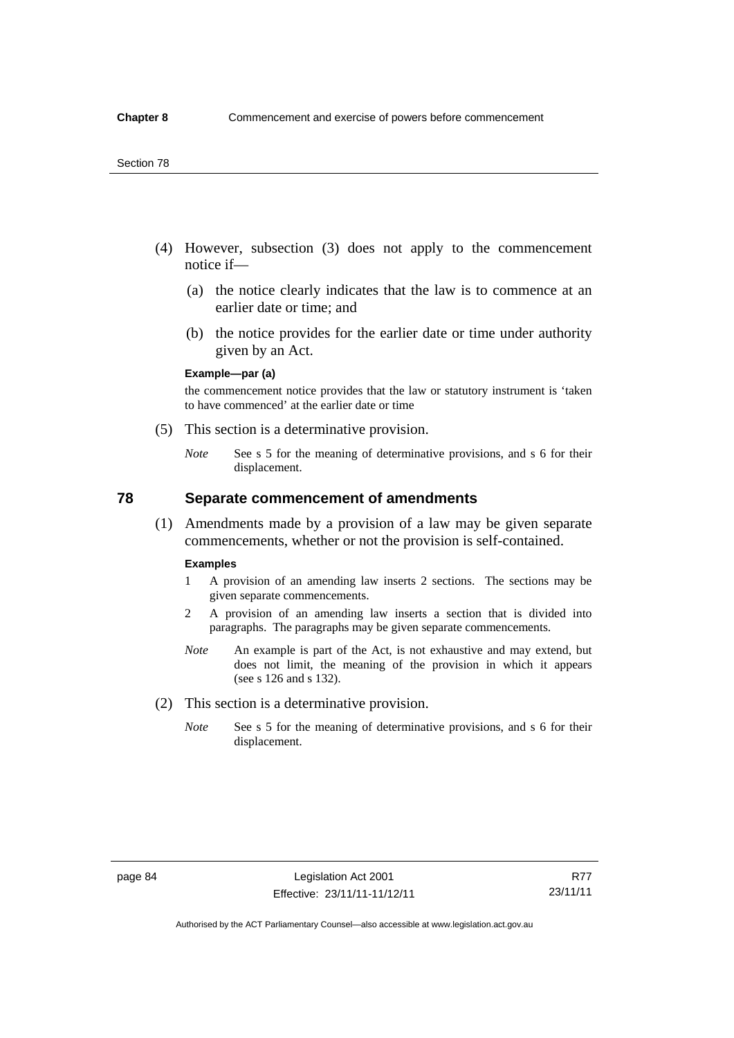(4) However, subsection (3) does not apply to the commencement notice if—

(a) the notice clearly indicates that the law is to commence at an earlier date or time; and

(b) the notice provides for the earlier date or time under authority given by an Act.

**Example—par (a)**

the commencement notice provides that the law or statutory instrument is 'taken to have commenced' at the earlier date or time

(5) This section is a determinative provision.

*Note* See s 5 for the meaning of determinative provisions, and s 6 for their displacement.

## 78 Separate commencement of amendments

(1) Amendments made by a provision of a law may be given separate commencements, whether or not the provision is self-contained.

**Examples**

1 A provision of an amending law inserts 2 sections. The sections may be given separate commencements.

2 A provision of an amending law inserts a section that is divided into paragraphs. The paragraphs may be given separate commencements.

*Note* An example is part of the Act, is not exhaustive and may extend, but does not limit, the meaning of the provision in which it appears (see s 126 and s 132).

(2) This section is a determinative provision.

*Note* See s 5 for the meaning of determinative provisions, and s 6 for their displacement.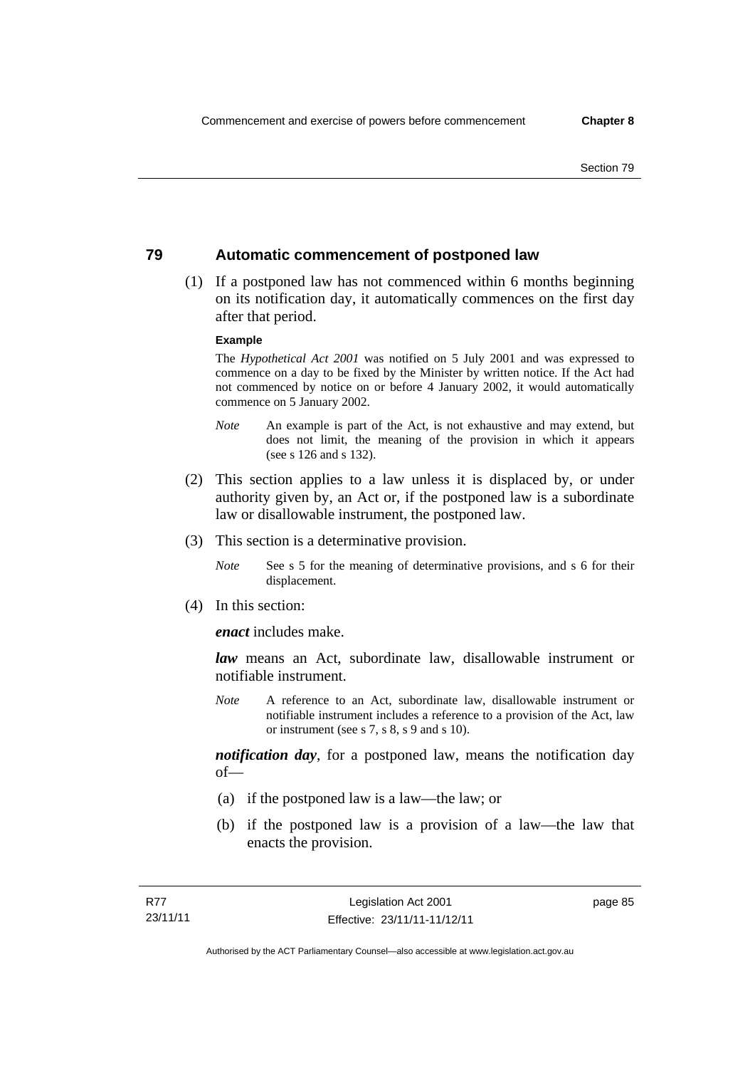## 79 Automatic commencement of postponed law

(1) If a postponed law has not commenced within 6 months beginning on its notification day, it automatically commences on the first day after that period.

**Example**

The *Hypothetical Act 2001* was notified on 5 July 2001 and was expressed to commence on a day to be fixed by the Minister by written notice. If the Act had not commenced by notice on or before 4 January 2002, it would automatically commence on 5 January 2002.

*Note* An example is part of the Act, is not exhaustive and may extend, but does not limit, the meaning of the provision in which it appears (see s 126 and s 132).

(2) This section applies to a law unless it is displaced by, or under authority given by, an Act or, if the postponed law is a subordinate law or disallowable instrument, the postponed law.

(3) This section is a determinative provision.

*Note* See s 5 for the meaning of determinative provisions, and s 6 for their displacement.

(4) In this section:

***enact*** includes make.

***law*** means an Act, subordinate law, disallowable instrument or notifiable instrument.

*Note* A reference to an Act, subordinate law, disallowable instrument or notifiable instrument includes a reference to a provision of the Act, law or instrument (see s 7, s 8, s 9 and s 10).

***notification day***, for a postponed law, means the notification day of—

(a) if the postponed law is a law—the law; or

(b) if the postponed law is a provision of a law—the law that enacts the provision.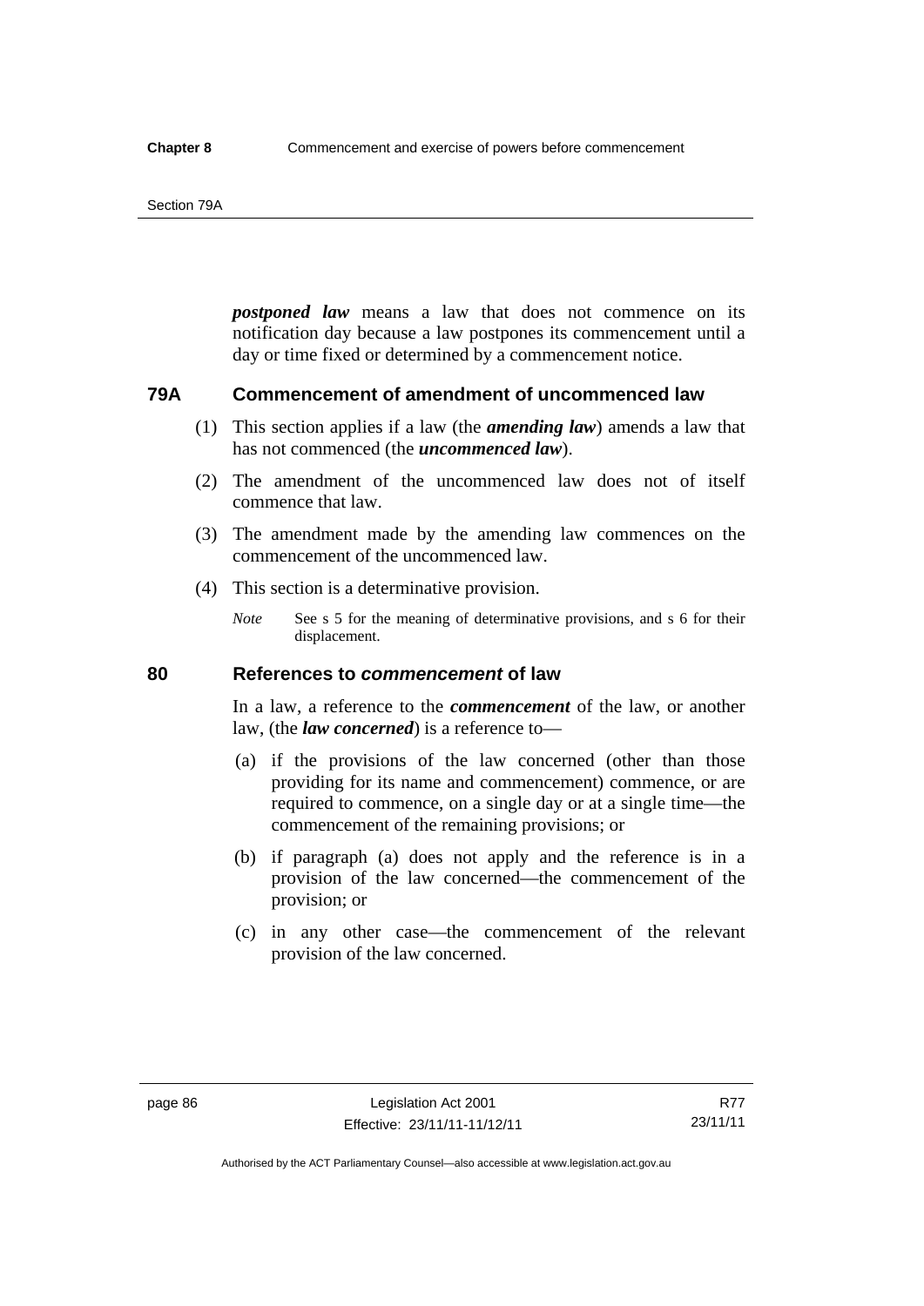***postponed law*** means a law that does not commence on its notification day because a law postpones its commencement until a day or time fixed or determined by a commencement notice.

## 79A Commencement of amendment of uncommenced law

(1) This section applies if a law (the ***amending law***) amends a law that has not commenced (the ***uncommenced law***).

(2) The amendment of the uncommenced law does not of itself commence that law.

(3) The amendment made by the amending law commences on the commencement of the uncommenced law.

(4) This section is a determinative provision.

*Note* See s 5 for the meaning of determinative provisions, and s 6 for their displacement.

## 80 References to *commencement* of law

In a law, a reference to the ***commencement*** of the law, or another law, (the ***law concerned***) is a reference to—

(a) if the provisions of the law concerned (other than those providing for its name and commencement) commence, or are required to commence, on a single day or at a single time—the commencement of the remaining provisions; or

(b) if paragraph (a) does not apply and the reference is in a provision of the law concerned—the commencement of the provision; or

(c) in any other case—the commencement of the relevant provision of the law concerned.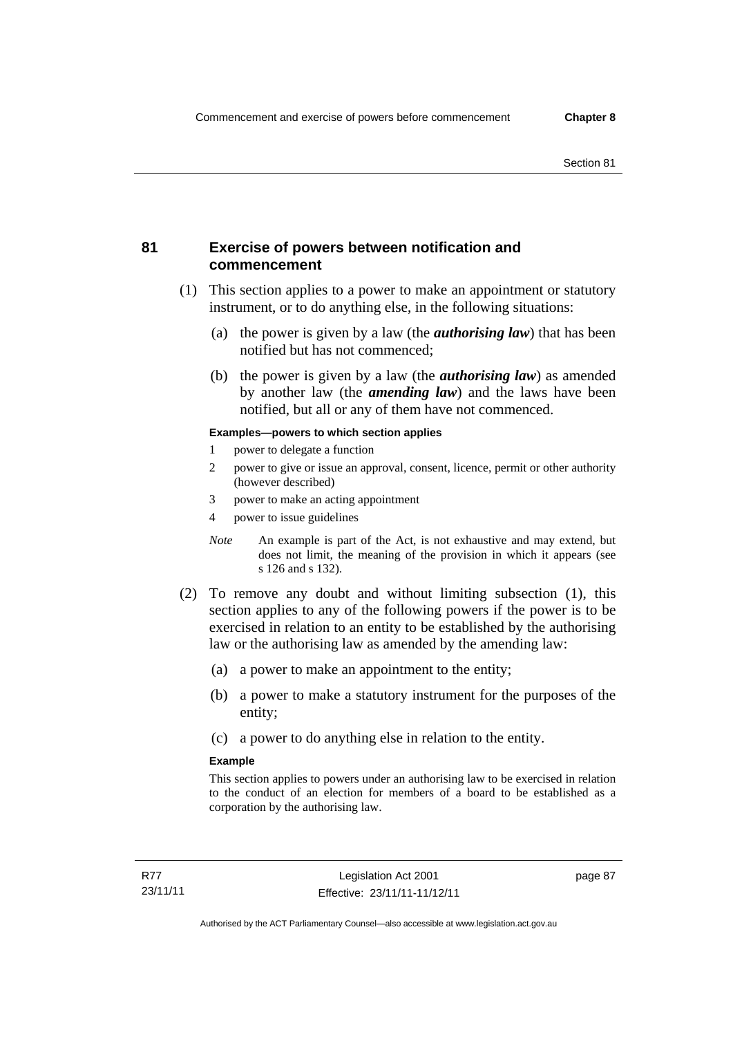## 81 Exercise of powers between notification and commencement

(1) This section applies to a power to make an appointment or statutory instrument, or to do anything else, in the following situations:

(a) the power is given by a law (the ***authorising law***) that has been notified but has not commenced;

(b) the power is given by a law (the ***authorising law***) as amended by another law (the ***amending law***) and the laws have been notified, but all or any of them have not commenced.

**Examples—powers to which section applies**

1 power to delegate a function

2 power to give or issue an approval, consent, licence, permit or other authority (however described)

3 power to make an acting appointment

4 power to issue guidelines

*Note* An example is part of the Act, is not exhaustive and may extend, but does not limit, the meaning of the provision in which it appears (see s 126 and s 132).

(2) To remove any doubt and without limiting subsection (1), this section applies to any of the following powers if the power is to be exercised in relation to an entity to be established by the authorising law or the authorising law as amended by the amending law:

(a) a power to make an appointment to the entity;

(b) a power to make a statutory instrument for the purposes of the entity;

(c) a power to do anything else in relation to the entity.

**Example**

This section applies to powers under an authorising law to be exercised in relation to the conduct of an election for members of a board to be established as a corporation by the authorising law.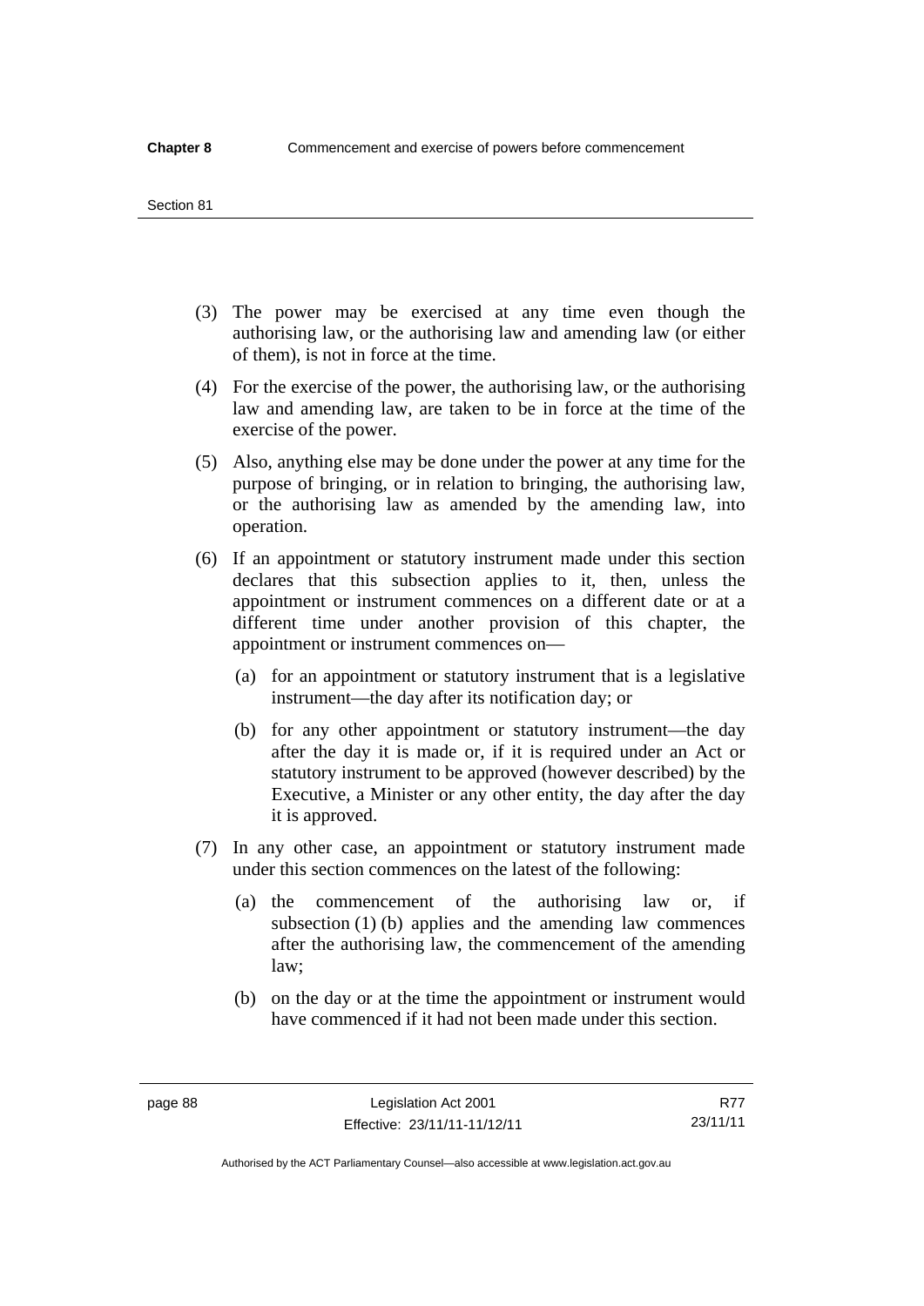(3) The power may be exercised at any time even though the authorising law, or the authorising law and amending law (or either of them), is not in force at the time.

(4) For the exercise of the power, the authorising law, or the authorising law and amending law, are taken to be in force at the time of the exercise of the power.

(5) Also, anything else may be done under the power at any time for the purpose of bringing, or in relation to bringing, the authorising law, or the authorising law as amended by the amending law, into operation.

(6) If an appointment or statutory instrument made under this section declares that this subsection applies to it, then, unless the appointment or instrument commences on a different date or at a different time under another provision of this chapter, the appointment or instrument commences on—

(a) for an appointment or statutory instrument that is a legislative instrument—the day after its notification day; or

(b) for any other appointment or statutory instrument—the day after the day it is made or, if it is required under an Act or statutory instrument to be approved (however described) by the Executive, a Minister or any other entity, the day after the day it is approved.

(7) In any other case, an appointment or statutory instrument made under this section commences on the latest of the following:

(a) the commencement of the authorising law or, if subsection (1) (b) applies and the amending law commences after the authorising law, the commencement of the amending law;

(b) on the day or at the time the appointment or instrument would have commenced if it had not been made under this section.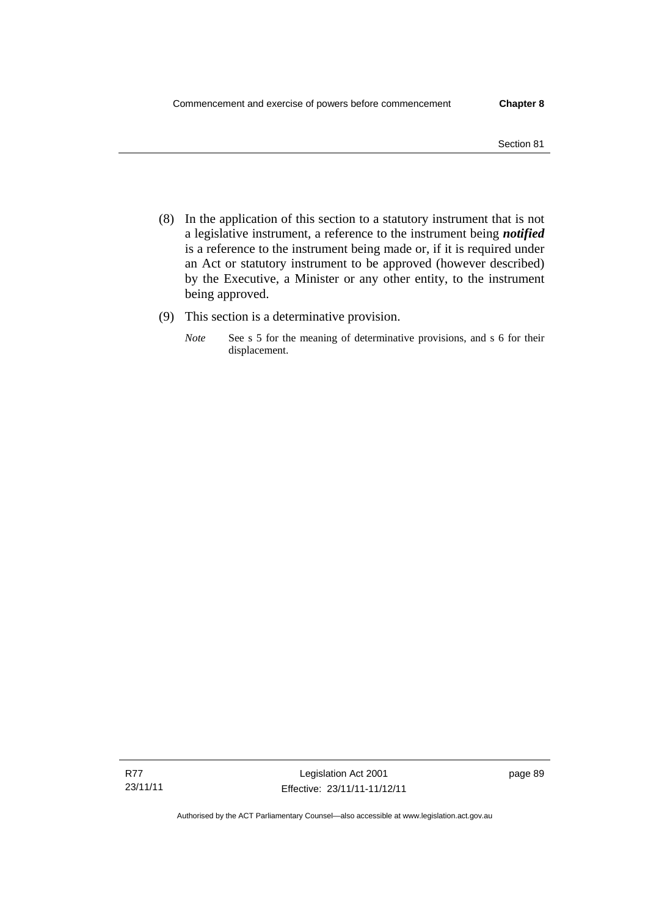(8) In the application of this section to a statutory instrument that is not a legislative instrument, a reference to the instrument being ***notified*** is a reference to the instrument being made or, if it is required under an Act or statutory instrument to be approved (however described) by the Executive, a Minister or any other entity, to the instrument being approved.

(9) This section is a determinative provision.

*Note* See s 5 for the meaning of determinative provisions, and s 6 for their displacement.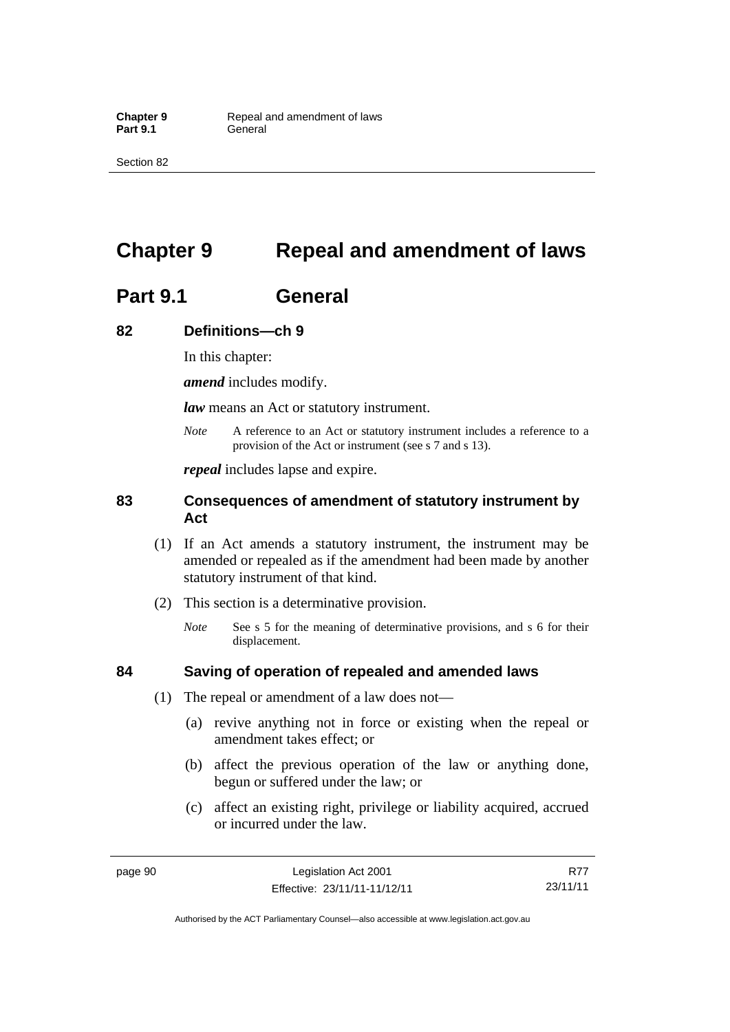# Chapter 9 Repeal and amendment of laws

## Part 9.1 General

### 82 Definitions—ch 9

In this chapter:

***amend*** includes modify.

***law*** means an Act or statutory instrument.

*Note* A reference to an Act or statutory instrument includes a reference to a provision of the Act or instrument (see s 7 and s 13).

***repeal*** includes lapse and expire.

### 83 Consequences of amendment of statutory instrument by Act

(1) If an Act amends a statutory instrument, the instrument may be amended or repealed as if the amendment had been made by another statutory instrument of that kind.

(2) This section is a determinative provision.

*Note* See s 5 for the meaning of determinative provisions, and s 6 for their displacement.

### 84 Saving of operation of repealed and amended laws

(1) The repeal or amendment of a law does not—

(a) revive anything not in force or existing when the repeal or amendment takes effect; or

(b) affect the previous operation of the law or anything done, begun or suffered under the law; or

(c) affect an existing right, privilege or liability acquired, accrued or incurred under the law.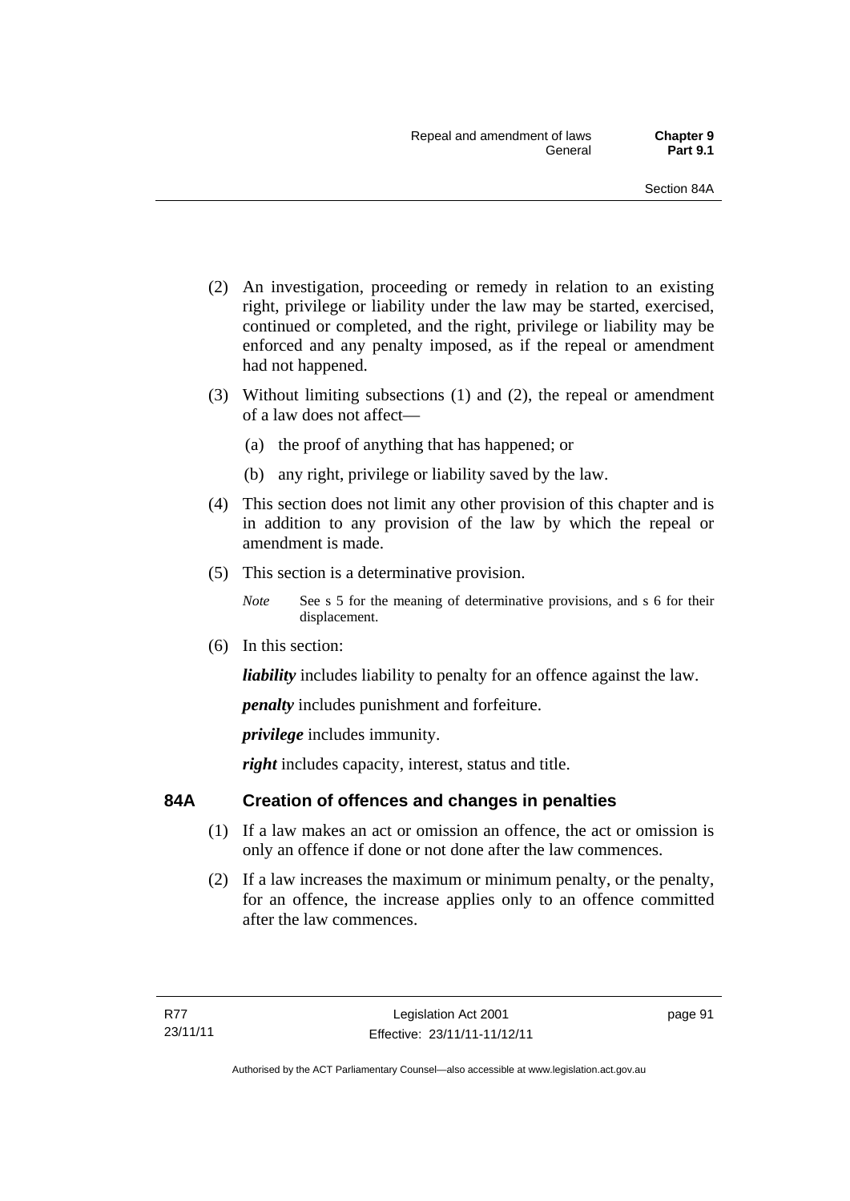(2) An investigation, proceeding or remedy in relation to an existing right, privilege or liability under the law may be started, exercised, continued or completed, and the right, privilege or liability may be enforced and any penalty imposed, as if the repeal or amendment had not happened.

(3) Without limiting subsections (1) and (2), the repeal or amendment of a law does not affect—

(a) the proof of anything that has happened; or

(b) any right, privilege or liability saved by the law.

(4) This section does not limit any other provision of this chapter and is in addition to any provision of the law by which the repeal or amendment is made.

(5) This section is a determinative provision.

*Note* See s 5 for the meaning of determinative provisions, and s 6 for their displacement.

(6) In this section:

***liability*** includes liability to penalty for an offence against the law.

***penalty*** includes punishment and forfeiture.

***privilege*** includes immunity.

***right*** includes capacity, interest, status and title.

## 84A Creation of offences and changes in penalties

(1) If a law makes an act or omission an offence, the act or omission is only an offence if done or not done after the law commences.

(2) If a law increases the maximum or minimum penalty, or the penalty, for an offence, the increase applies only to an offence committed after the law commences.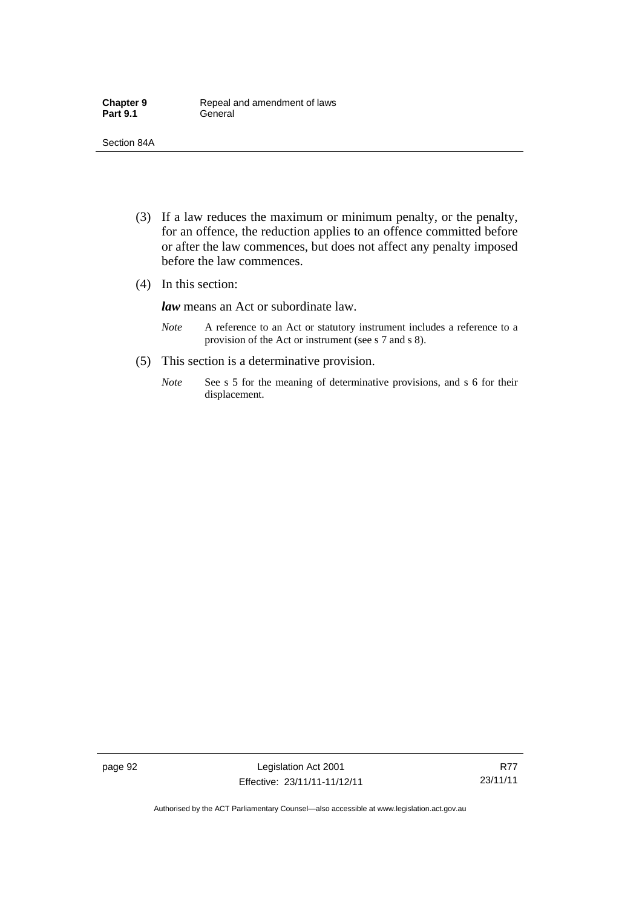(3) If a law reduces the maximum or minimum penalty, or the penalty, for an offence, the reduction applies to an offence committed before or after the law commences, but does not affect any penalty imposed before the law commences.

(4) In this section:

***law*** means an Act or subordinate law.

*Note* A reference to an Act or statutory instrument includes a reference to a provision of the Act or instrument (see s 7 and s 8).

(5) This section is a determinative provision.

*Note* See s 5 for the meaning of determinative provisions, and s 6 for their displacement.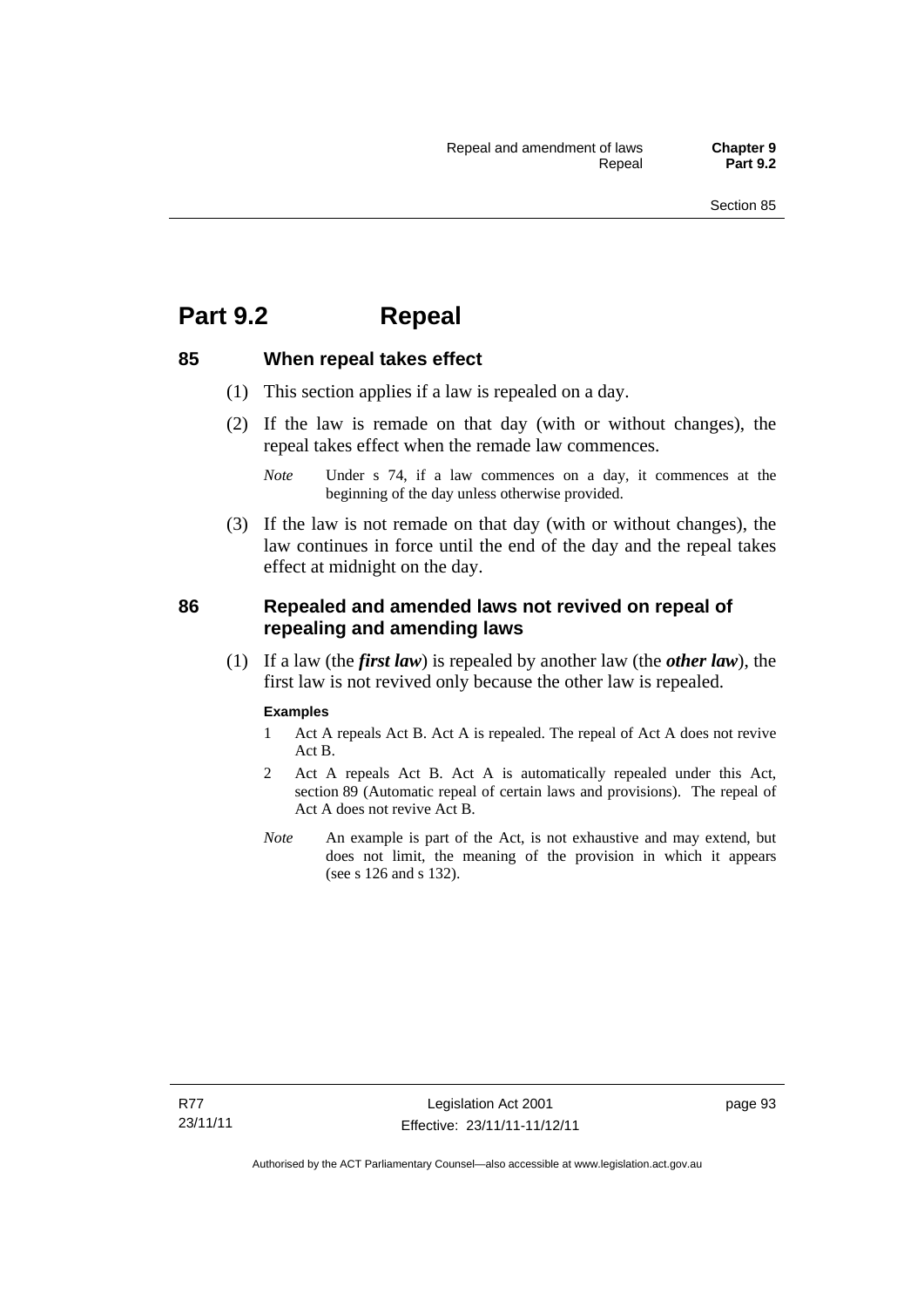# Part 9.2 Repeal

## 85 When repeal takes effect

(1) This section applies if a law is repealed on a day.

(2) If the law is remade on that day (with or without changes), the repeal takes effect when the remade law commences.

*Note* Under s 74, if a law commences on a day, it commences at the beginning of the day unless otherwise provided.

(3) If the law is not remade on that day (with or without changes), the law continues in force until the end of the day and the repeal takes effect at midnight on the day.

## 86 Repealed and amended laws not revived on repeal of repealing and amending laws

(1) If a law (the ***first law***) is repealed by another law (the ***other law***), the first law is not revived only because the other law is repealed.

**Examples**

1 Act A repeals Act B. Act A is repealed. The repeal of Act A does not revive Act B.

2 Act A repeals Act B. Act A is automatically repealed under this Act, section 89 (Automatic repeal of certain laws and provisions). The repeal of Act A does not revive Act B.

*Note* An example is part of the Act, is not exhaustive and may extend, but does not limit, the meaning of the provision in which it appears (see s 126 and s 132).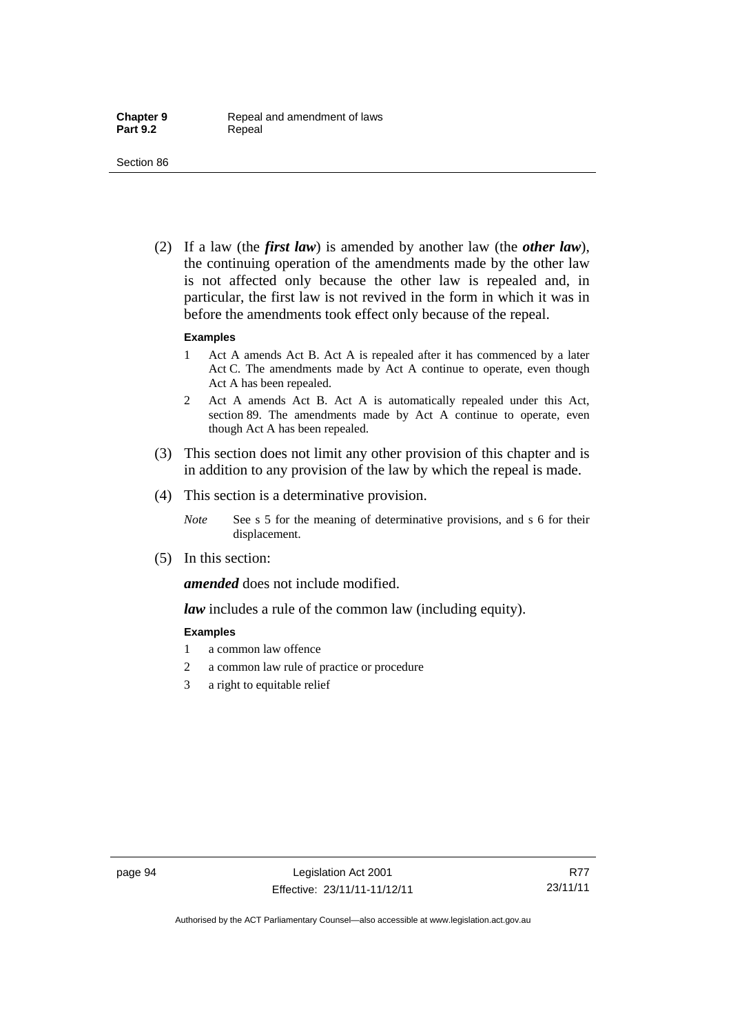(2) If a law (the ***first law***) is amended by another law (the ***other law***), the continuing operation of the amendments made by the other law is not affected only because the other law is repealed and, in particular, the first law is not revived in the form in which it was in before the amendments took effect only because of the repeal.

**Examples**

1. Act A amends Act B. Act A is repealed after it has commenced by a later Act C. The amendments made by Act A continue to operate, even though Act A has been repealed.
2. Act A amends Act B. Act A is automatically repealed under this Act, section 89. The amendments made by Act A continue to operate, even though Act A has been repealed.

(3) This section does not limit any other provision of this chapter and is in addition to any provision of the law by which the repeal is made.

(4) This section is a determinative provision.

*Note* See s 5 for the meaning of determinative provisions, and s 6 for their displacement.

(5) In this section:

***amended*** does not include modified.

***law*** includes a rule of the common law (including equity).

**Examples**

1. a common law offence
2. a common law rule of practice or procedure
3. a right to equitable relief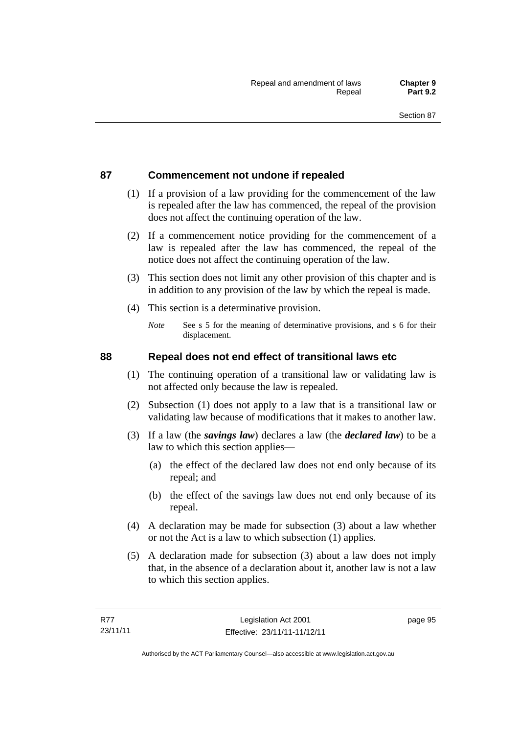## 87 Commencement not undone if repealed

(1) If a provision of a law providing for the commencement of the law is repealed after the law has commenced, the repeal of the provision does not affect the continuing operation of the law.

(2) If a commencement notice providing for the commencement of a law is repealed after the law has commenced, the repeal of the notice does not affect the continuing operation of the law.

(3) This section does not limit any other provision of this chapter and is in addition to any provision of the law by which the repeal is made.

(4) This section is a determinative provision.

*Note* See s 5 for the meaning of determinative provisions, and s 6 for their displacement.

## 88 Repeal does not end effect of transitional laws etc

(1) The continuing operation of a transitional law or validating law is not affected only because the law is repealed.

(2) Subsection (1) does not apply to a law that is a transitional law or validating law because of modifications that it makes to another law.

(3) If a law (the ***savings law***) declares a law (the ***declared law***) to be a law to which this section applies—

(a) the effect of the declared law does not end only because of its repeal; and

(b) the effect of the savings law does not end only because of its repeal.

(4) A declaration may be made for subsection (3) about a law whether or not the Act is a law to which subsection (1) applies.

(5) A declaration made for subsection (3) about a law does not imply that, in the absence of a declaration about it, another law is not a law to which this section applies.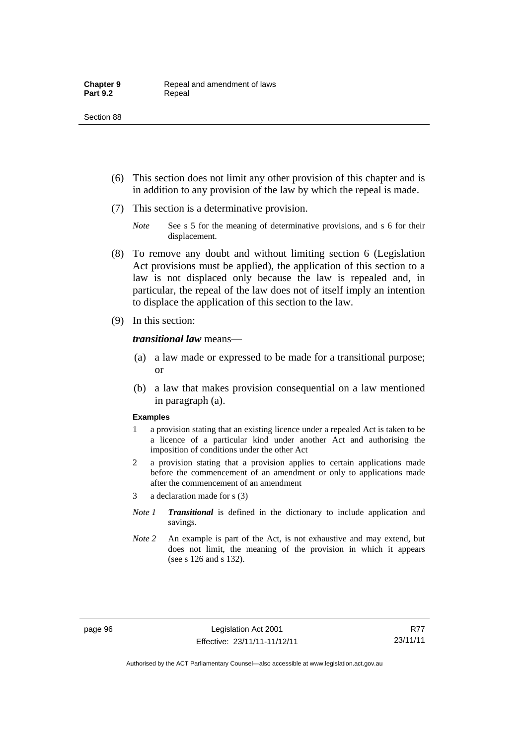(6) This section does not limit any other provision of this chapter and is in addition to any provision of the law by which the repeal is made.

(7) This section is a determinative provision.

*Note* See s 5 for the meaning of determinative provisions, and s 6 for their displacement.

(8) To remove any doubt and without limiting section 6 (Legislation Act provisions must be applied), the application of this section to a law is not displaced only because the law is repealed and, in particular, the repeal of the law does not of itself imply an intention to displace the application of this section to the law.

(9) In this section:

***transitional law*** means—

(a) a law made or expressed to be made for a transitional purpose; or

(b) a law that makes provision consequential on a law mentioned in paragraph (a).

**Examples**

1 a provision stating that an existing licence under a repealed Act is taken to be a licence of a particular kind under another Act and authorising the imposition of conditions under the other Act

2 a provision stating that a provision applies to certain applications made before the commencement of an amendment or only to applications made after the commencement of an amendment

3 a declaration made for s (3)

*Note 1* ***Transitional*** is defined in the dictionary to include application and savings.

*Note 2* An example is part of the Act, is not exhaustive and may extend, but does not limit, the meaning of the provision in which it appears (see s 126 and s 132).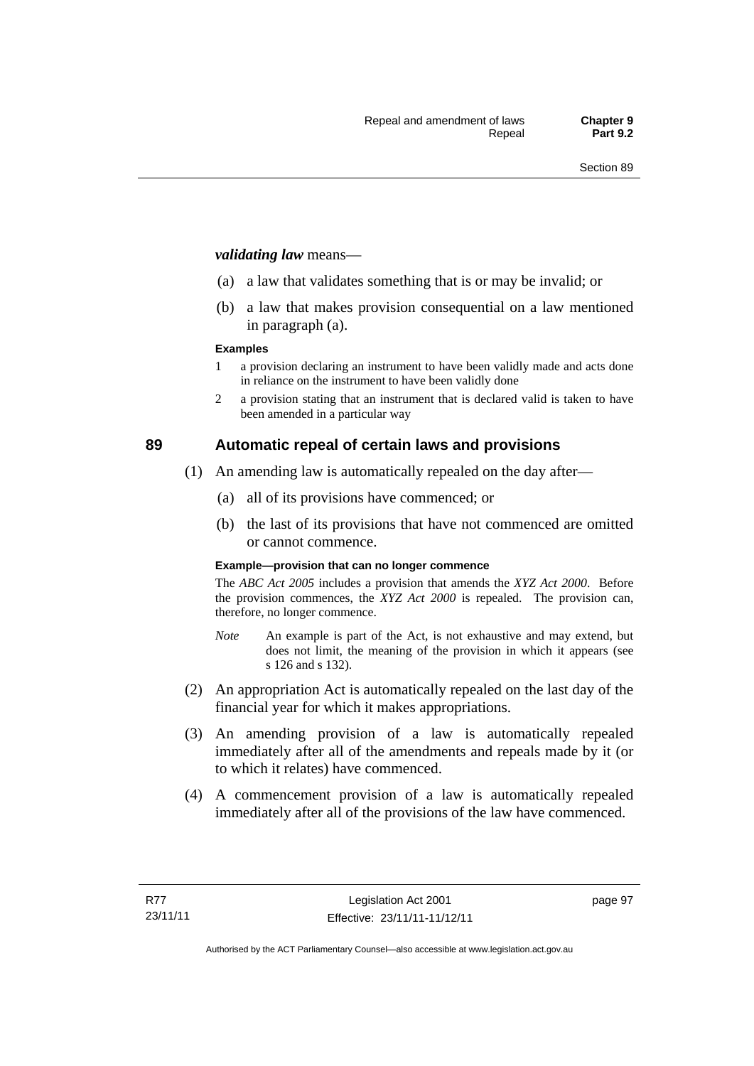***validating law*** means—

(a) a law that validates something that is or may be invalid; or

(b) a law that makes provision consequential on a law mentioned in paragraph (a).

**Examples**

1 a provision declaring an instrument to have been validly made and acts done in reliance on the instrument to have been validly done

2 a provision stating that an instrument that is declared valid is taken to have been amended in a particular way

## 89 Automatic repeal of certain laws and provisions

(1) An amending law is automatically repealed on the day after—

(a) all of its provisions have commenced; or

(b) the last of its provisions that have not commenced are omitted or cannot commence.

**Example—provision that can no longer commence**

The *ABC Act 2005* includes a provision that amends the *XYZ Act 2000*. Before the provision commences, the *XYZ Act 2000* is repealed. The provision can, therefore, no longer commence.

*Note* An example is part of the Act, is not exhaustive and may extend, but does not limit, the meaning of the provision in which it appears (see s 126 and s 132).

(2) An appropriation Act is automatically repealed on the last day of the financial year for which it makes appropriations.

(3) An amending provision of a law is automatically repealed immediately after all of the amendments and repeals made by it (or to which it relates) have commenced.

(4) A commencement provision of a law is automatically repealed immediately after all of the provisions of the law have commenced.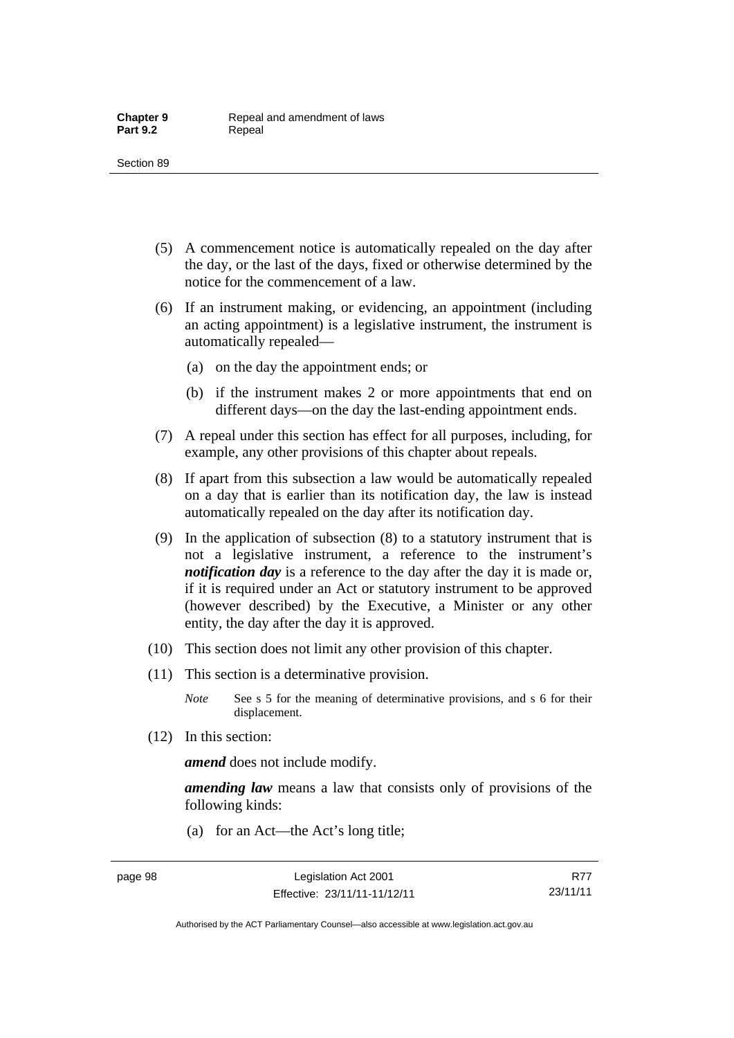(5) A commencement notice is automatically repealed on the day after the day, or the last of the days, fixed or otherwise determined by the notice for the commencement of a law.

(6) If an instrument making, or evidencing, an appointment (including an acting appointment) is a legislative instrument, the instrument is automatically repealed—

(a) on the day the appointment ends; or

(b) if the instrument makes 2 or more appointments that end on different days—on the day the last-ending appointment ends.

(7) A repeal under this section has effect for all purposes, including, for example, any other provisions of this chapter about repeals.

(8) If apart from this subsection a law would be automatically repealed on a day that is earlier than its notification day, the law is instead automatically repealed on the day after its notification day.

(9) In the application of subsection (8) to a statutory instrument that is not a legislative instrument, a reference to the instrument's ***notification day*** is a reference to the day after the day it is made or, if it is required under an Act or statutory instrument to be approved (however described) by the Executive, a Minister or any other entity, the day after the day it is approved.

(10) This section does not limit any other provision of this chapter.

(11) This section is a determinative provision.

*Note* See s 5 for the meaning of determinative provisions, and s 6 for their displacement.

(12) In this section:

***amend*** does not include modify.

***amending law*** means a law that consists only of provisions of the following kinds:

(a) for an Act—the Act's long title;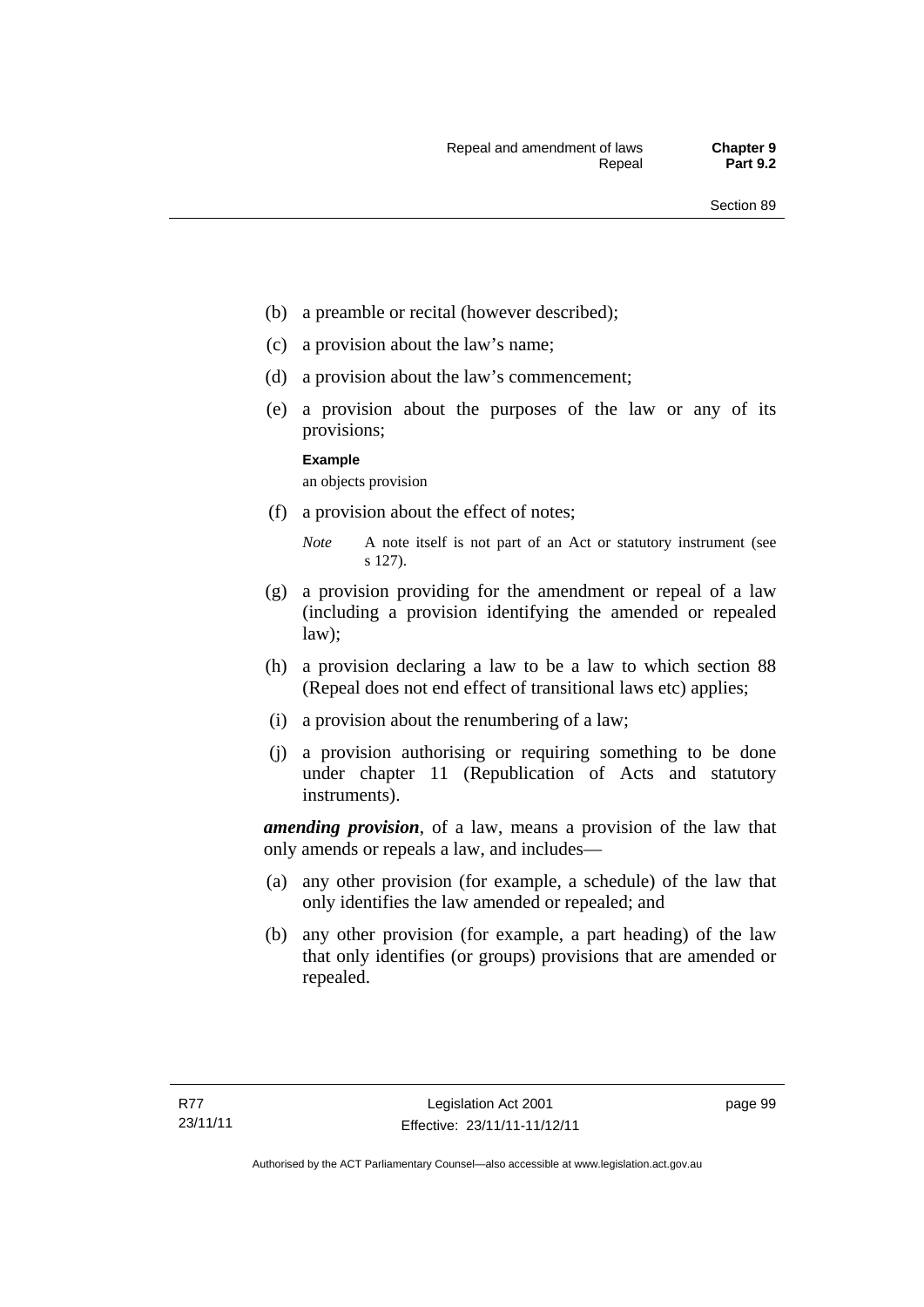(b) a preamble or recital (however described);

(c) a provision about the law's name;

(d) a provision about the law's commencement;

(e) a provision about the purposes of the law or any of its provisions;

**Example**

an objects provision

(f) a provision about the effect of notes;

*Note* A note itself is not part of an Act or statutory instrument (see s 127).

(g) a provision providing for the amendment or repeal of a law (including a provision identifying the amended or repealed law);

(h) a provision declaring a law to be a law to which section 88 (Repeal does not end effect of transitional laws etc) applies;

(i) a provision about the renumbering of a law;

(j) a provision authorising or requiring something to be done under chapter 11 (Republication of Acts and statutory instruments).

***amending provision***, of a law, means a provision of the law that only amends or repeals a law, and includes—

(a) any other provision (for example, a schedule) of the law that only identifies the law amended or repealed; and

(b) any other provision (for example, a part heading) of the law that only identifies (or groups) provisions that are amended or repealed.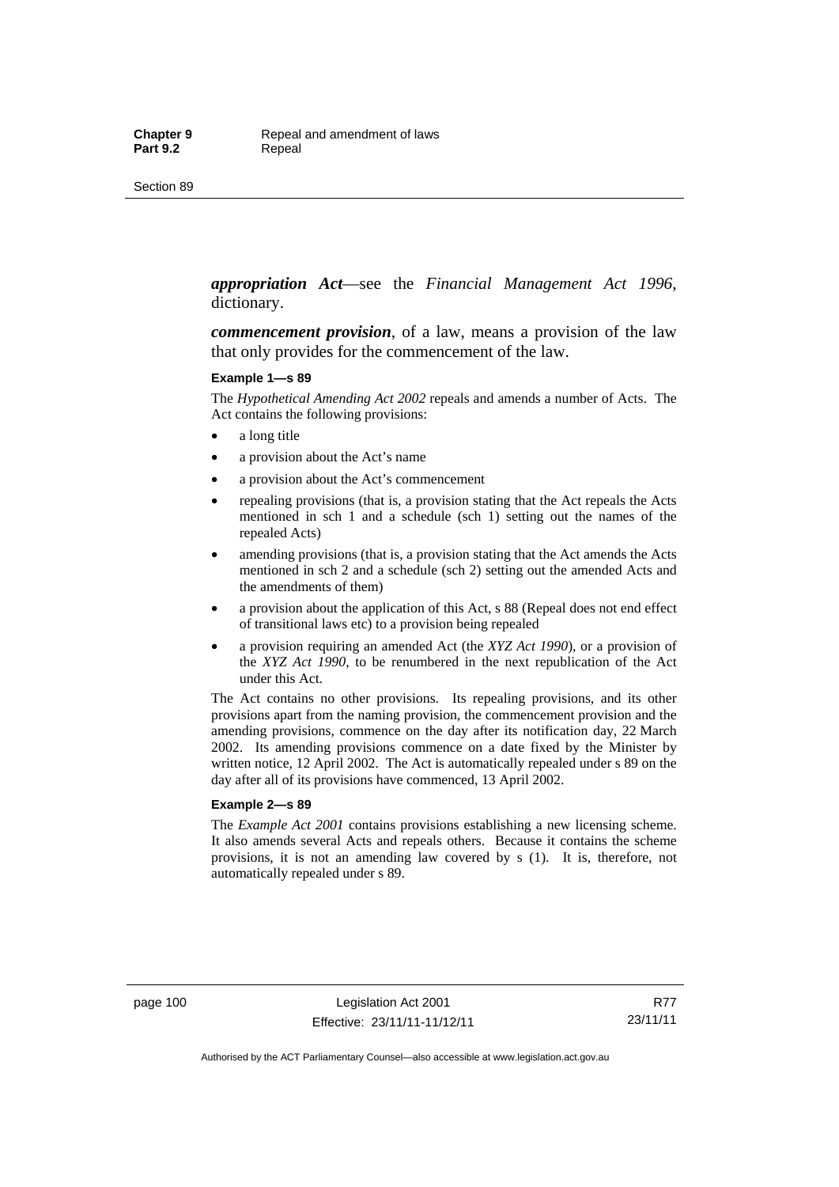***appropriation Act***—see the *Financial Management Act 1996*, dictionary.

***commencement provision***, of a law, means a provision of the law that only provides for the commencement of the law.

**Example 1—s 89**

The *Hypothetical Amending Act 2002* repeals and amends a number of Acts. The Act contains the following provisions:

- a long title
- a provision about the Act's name
- a provision about the Act's commencement
- repealing provisions (that is, a provision stating that the Act repeals the Acts mentioned in sch 1 and a schedule (sch 1) setting out the names of the repealed Acts)
- amending provisions (that is, a provision stating that the Act amends the Acts mentioned in sch 2 and a schedule (sch 2) setting out the amended Acts and the amendments of them)
- a provision about the application of this Act, s 88 (Repeal does not end effect of transitional laws etc) to a provision being repealed
- a provision requiring an amended Act (the *XYZ Act 1990*), or a provision of the *XYZ Act 1990*, to be renumbered in the next republication of the Act under this Act.

The Act contains no other provisions. Its repealing provisions, and its other provisions apart from the naming provision, the commencement provision and the amending provisions, commence on the day after its notification day, 22 March 2002. Its amending provisions commence on a date fixed by the Minister by written notice, 12 April 2002. The Act is automatically repealed under s 89 on the day after all of its provisions have commenced, 13 April 2002.

**Example 2—s 89**

The *Example Act 2001* contains provisions establishing a new licensing scheme. It also amends several Acts and repeals others. Because it contains the scheme provisions, it is not an amending law covered by s (1). It is, therefore, not automatically repealed under s 89.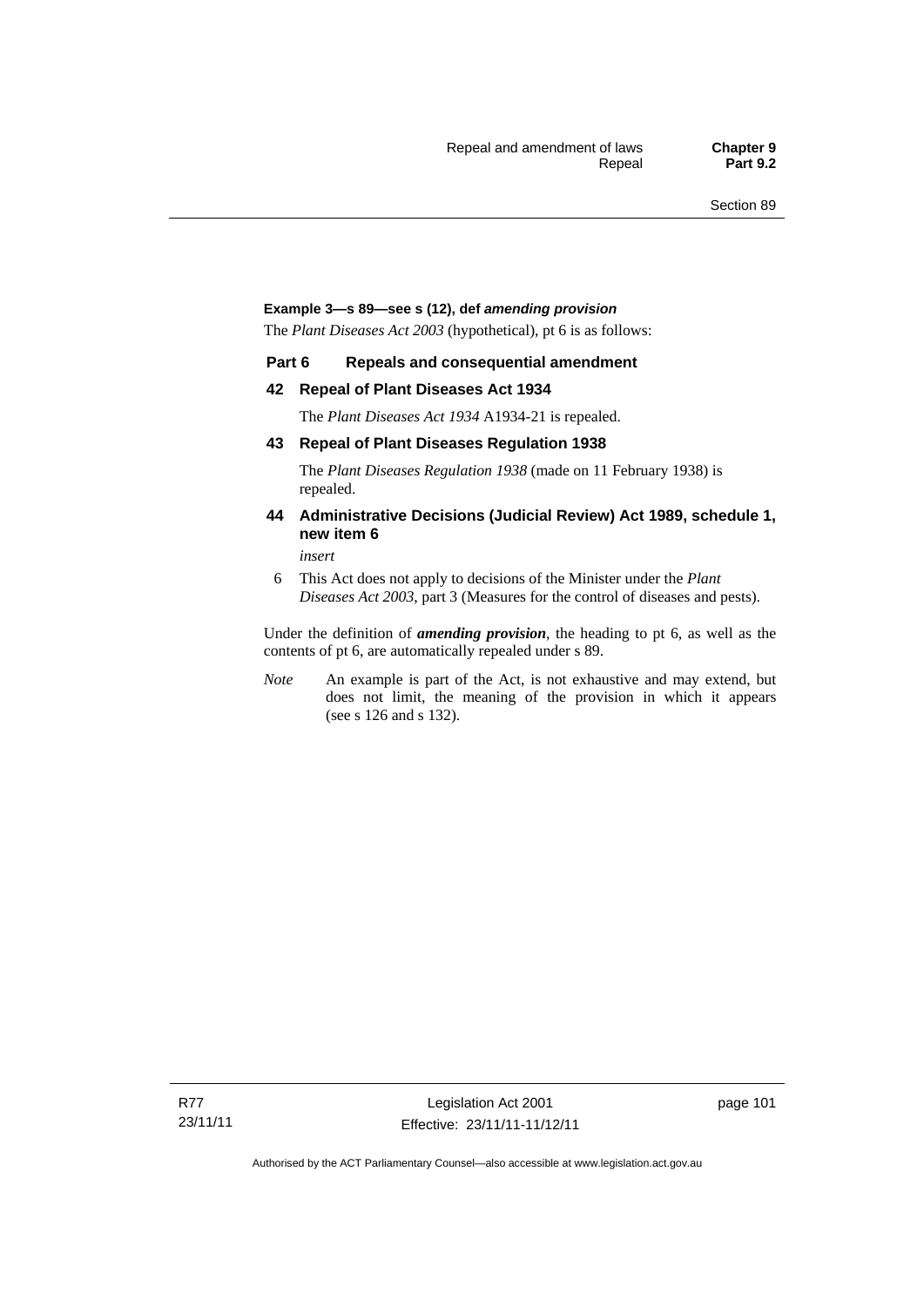**Example 3—s 89—see s (12), def *amending provision***

The *Plant Diseases Act 2003* (hypothetical), pt 6 is as follows:

**Part 6 Repeals and consequential amendment**

**42 Repeal of Plant Diseases Act 1934**

The *Plant Diseases Act 1934* A1934-21 is repealed.

**43 Repeal of Plant Diseases Regulation 1938**

The *Plant Diseases Regulation 1938* (made on 11 February 1938) is repealed.

**44 Administrative Decisions (Judicial Review) Act 1989, schedule 1, new item 6**

*insert*

6 This Act does not apply to decisions of the Minister under the *Plant Diseases Act 2003*, part 3 (Measures for the control of diseases and pests).

Under the definition of ***amending provision***, the heading to pt 6, as well as the contents of pt 6, are automatically repealed under s 89.

*Note* An example is part of the Act, is not exhaustive and may extend, but does not limit, the meaning of the provision in which it appears (see s 126 and s 132).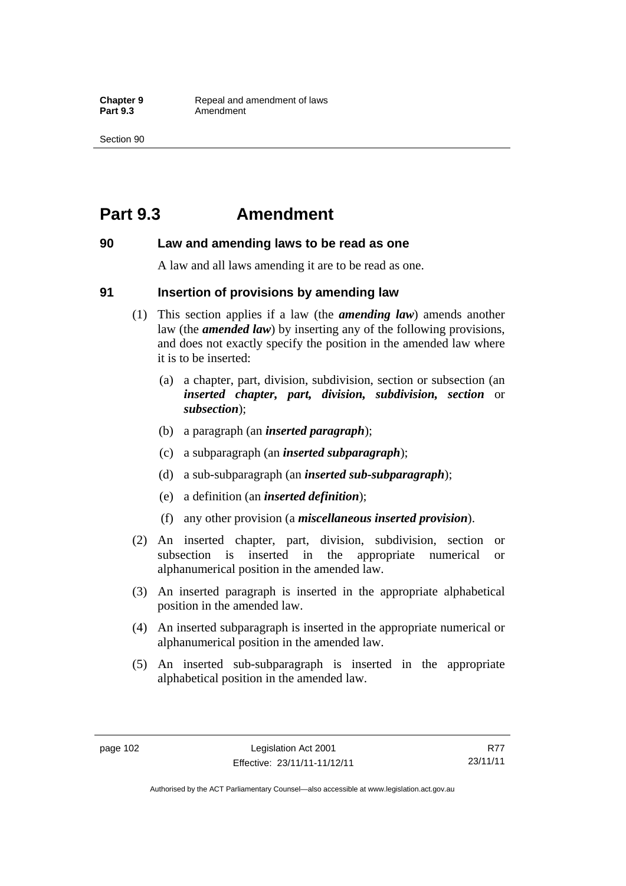# Part 9.3 Amendment

### 90 Law and amending laws to be read as one

A law and all laws amending it are to be read as one.

### 91 Insertion of provisions by amending law

(1) This section applies if a law (the ***amending law***) amends another law (the ***amended law***) by inserting any of the following provisions, and does not exactly specify the position in the amended law where it is to be inserted:

(a) a chapter, part, division, subdivision, section or subsection (an ***inserted chapter, part, division, subdivision, section*** or ***subsection***);

(b) a paragraph (an ***inserted paragraph***);

(c) a subparagraph (an ***inserted subparagraph***);

(d) a sub-subparagraph (an ***inserted sub-subparagraph***);

(e) a definition (an ***inserted definition***);

(f) any other provision (a ***miscellaneous inserted provision***).

(2) An inserted chapter, part, division, subdivision, section or subsection is inserted in the appropriate numerical or alphanumerical position in the amended law.

(3) An inserted paragraph is inserted in the appropriate alphabetical position in the amended law.

(4) An inserted subparagraph is inserted in the appropriate numerical or alphanumerical position in the amended law.

(5) An inserted sub-subparagraph is inserted in the appropriate alphabetical position in the amended law.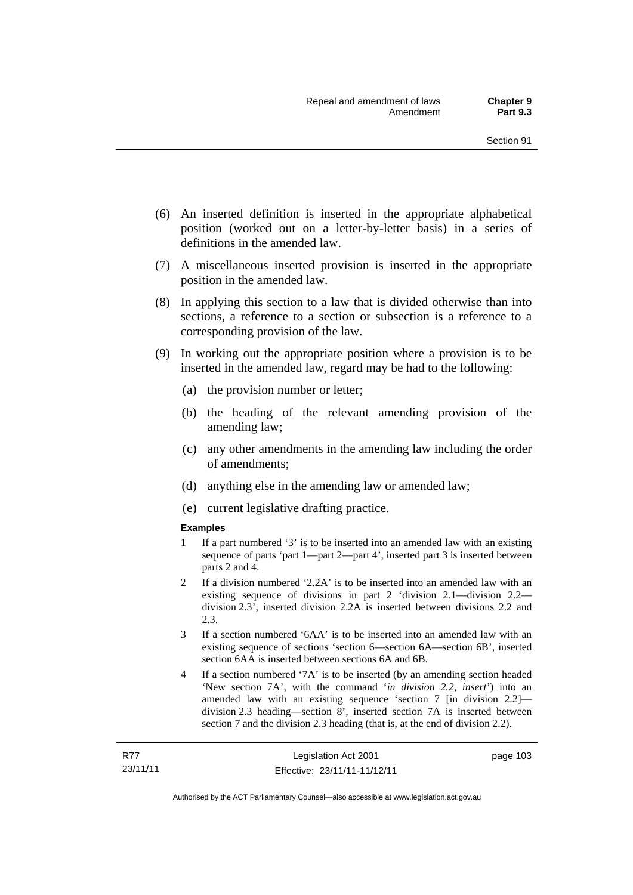(6) An inserted definition is inserted in the appropriate alphabetical position (worked out on a letter-by-letter basis) in a series of definitions in the amended law.

(7) A miscellaneous inserted provision is inserted in the appropriate position in the amended law.

(8) In applying this section to a law that is divided otherwise than into sections, a reference to a section or subsection is a reference to a corresponding provision of the law.

(9) In working out the appropriate position where a provision is to be inserted in the amended law, regard may be had to the following:

(a) the provision number or letter;

(b) the heading of the relevant amending provision of the amending law;

(c) any other amendments in the amending law including the order of amendments;

(d) anything else in the amending law or amended law;

(e) current legislative drafting practice.

**Examples**

1 If a part numbered '3' is to be inserted into an amended law with an existing sequence of parts 'part 1—part 2—part 4', inserted part 3 is inserted between parts 2 and 4.

2 If a division numbered '2.2A' is to be inserted into an amended law with an existing sequence of divisions in part 2 'division 2.1—division 2.2—division 2.3', inserted division 2.2A is inserted between divisions 2.2 and 2.3.

3 If a section numbered '6AA' is to be inserted into an amended law with an existing sequence of sections 'section 6—section 6A—section 6B', inserted section 6AA is inserted between sections 6A and 6B.

4 If a section numbered '7A' is to be inserted (by an amending section headed 'New section 7A', with the command '*in division 2.2, insert*') into an amended law with an existing sequence 'section 7 [in division 2.2]—division 2.3 heading—section 8', inserted section 7A is inserted between section 7 and the division 2.3 heading (that is, at the end of division 2.2).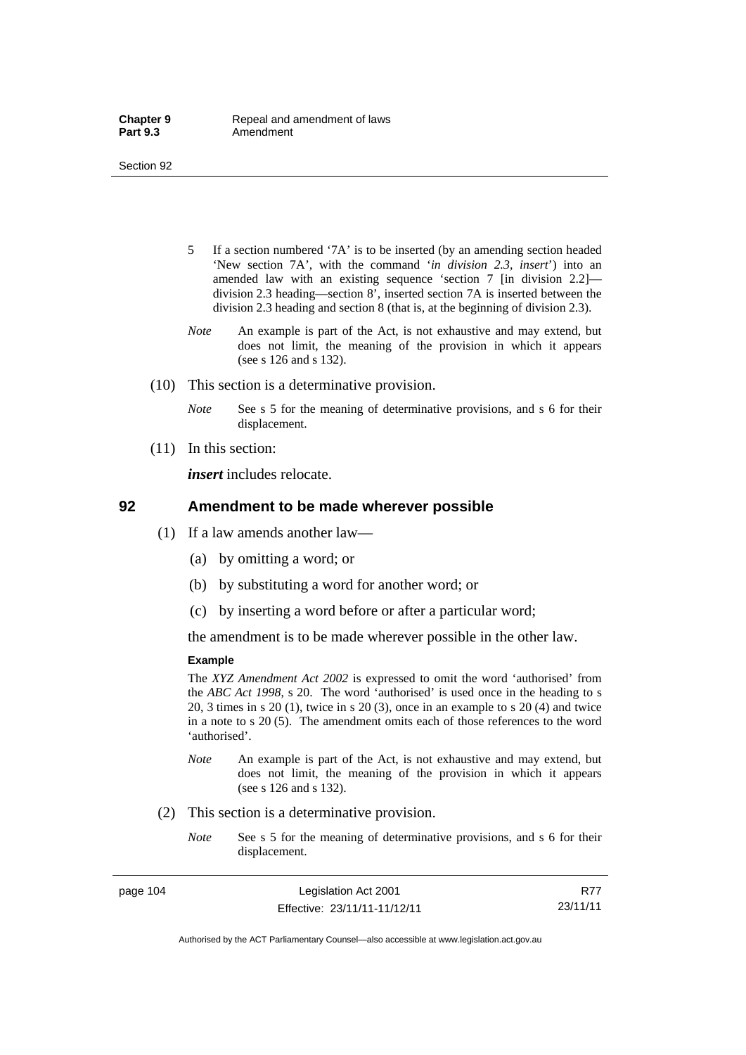5 If a section numbered '7A' is to be inserted (by an amending section headed 'New section 7A', with the command '*in division 2.3, insert*') into an amended law with an existing sequence 'section 7 [in division 2.2]—division 2.3 heading—section 8', inserted section 7A is inserted between the division 2.3 heading and section 8 (that is, at the beginning of division 2.3).

*Note* An example is part of the Act, is not exhaustive and may extend, but does not limit, the meaning of the provision in which it appears (see s 126 and s 132).

(10) This section is a determinative provision.

*Note* See s 5 for the meaning of determinative provisions, and s 6 for their displacement.

(11) In this section:

***insert*** includes relocate.

## 92 Amendment to be made wherever possible

(1) If a law amends another law—

(a) by omitting a word; or

(b) by substituting a word for another word; or

(c) by inserting a word before or after a particular word;

the amendment is to be made wherever possible in the other law.

**Example**

The *XYZ Amendment Act 2002* is expressed to omit the word 'authorised' from the *ABC Act 1998*, s 20. The word 'authorised' is used once in the heading to s 20, 3 times in s 20 (1), twice in s 20 (3), once in an example to s 20 (4) and twice in a note to s 20 (5). The amendment omits each of those references to the word 'authorised'.

*Note* An example is part of the Act, is not exhaustive and may extend, but does not limit, the meaning of the provision in which it appears (see s 126 and s 132).

(2) This section is a determinative provision.

*Note* See s 5 for the meaning of determinative provisions, and s 6 for their displacement.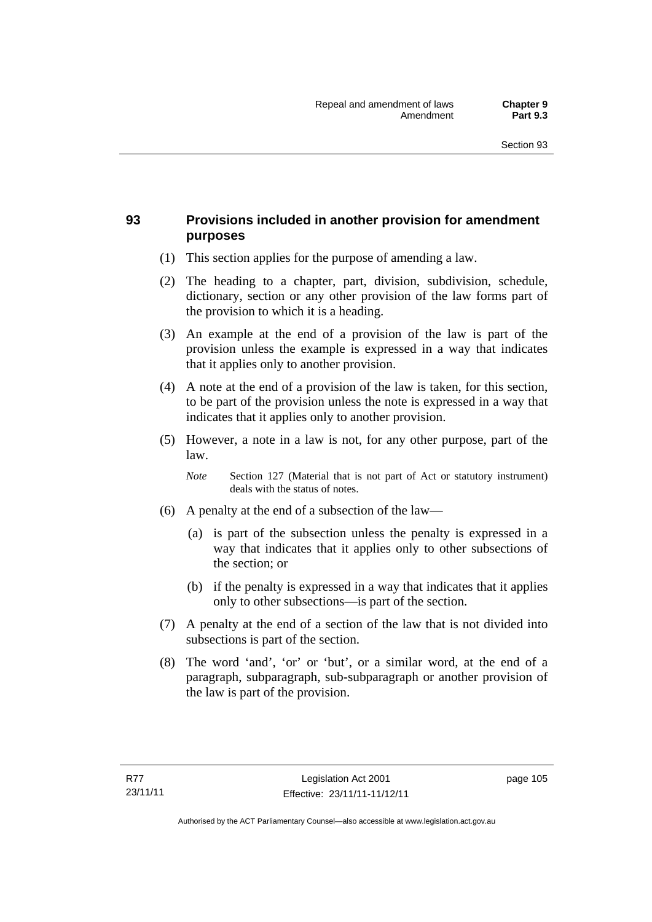## 93 Provisions included in another provision for amendment purposes

(1) This section applies for the purpose of amending a law.

(2) The heading to a chapter, part, division, subdivision, schedule, dictionary, section or any other provision of the law forms part of the provision to which it is a heading.

(3) An example at the end of a provision of the law is part of the provision unless the example is expressed in a way that indicates that it applies only to another provision.

(4) A note at the end of a provision of the law is taken, for this section, to be part of the provision unless the note is expressed in a way that indicates that it applies only to another provision.

(5) However, a note in a law is not, for any other purpose, part of the law.

*Note* Section 127 (Material that is not part of Act or statutory instrument) deals with the status of notes.

(6) A penalty at the end of a subsection of the law—

(a) is part of the subsection unless the penalty is expressed in a way that indicates that it applies only to other subsections of the section; or

(b) if the penalty is expressed in a way that indicates that it applies only to other subsections—is part of the section.

(7) A penalty at the end of a section of the law that is not divided into subsections is part of the section.

(8) The word 'and', 'or' or 'but', or a similar word, at the end of a paragraph, subparagraph, sub-subparagraph or another provision of the law is part of the provision.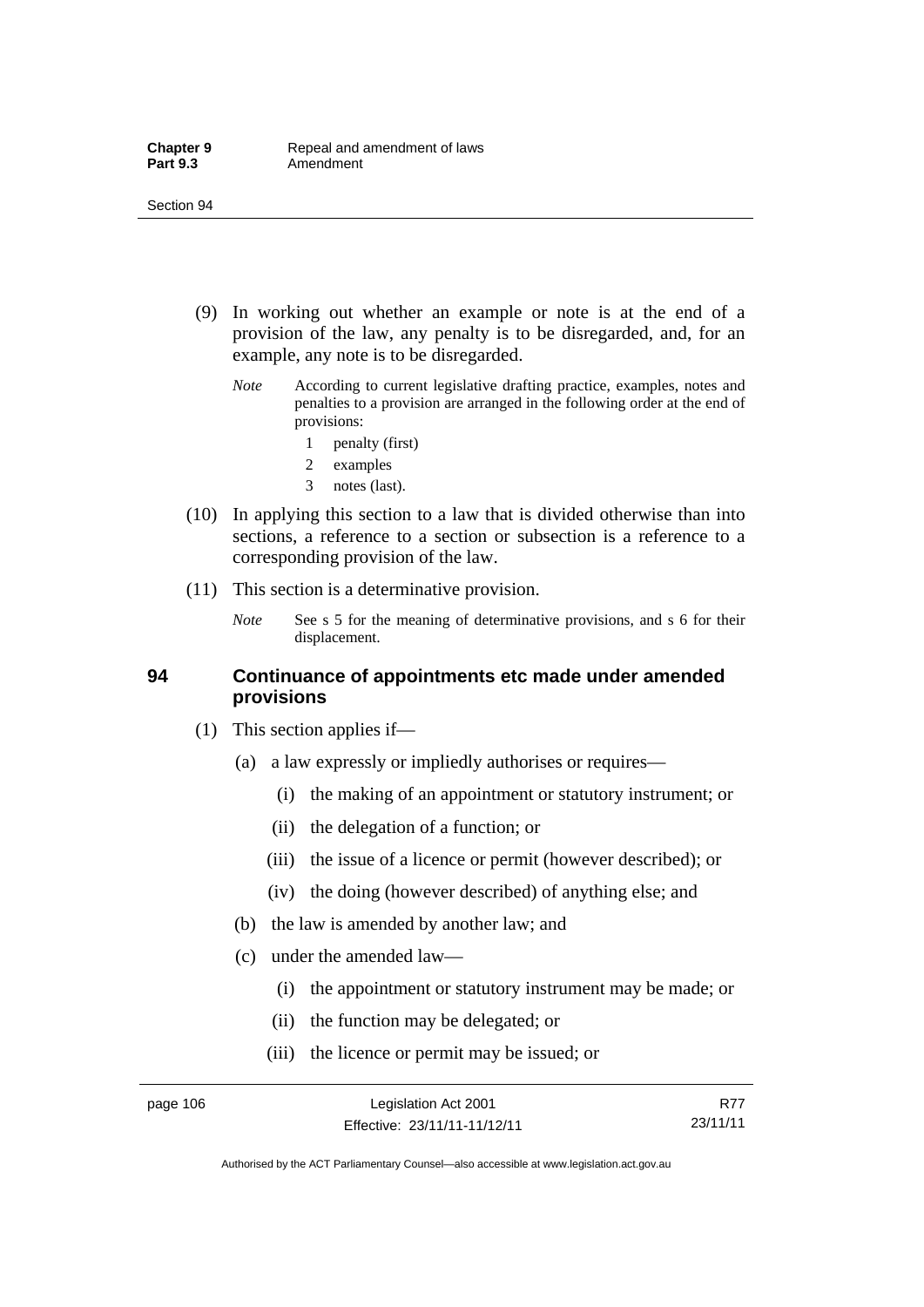(9) In working out whether an example or note is at the end of a provision of the law, any penalty is to be disregarded, and, for an example, any note is to be disregarded.

*Note* According to current legislative drafting practice, examples, notes and penalties to a provision are arranged in the following order at the end of provisions:

1 penalty (first)

2 examples

3 notes (last).

(10) In applying this section to a law that is divided otherwise than into sections, a reference to a section or subsection is a reference to a corresponding provision of the law.

(11) This section is a determinative provision.

*Note* See s 5 for the meaning of determinative provisions, and s 6 for their displacement.

## 94 Continuance of appointments etc made under amended provisions

(1) This section applies if—

(a) a law expressly or impliedly authorises or requires—

(i) the making of an appointment or statutory instrument; or

(ii) the delegation of a function; or

(iii) the issue of a licence or permit (however described); or

(iv) the doing (however described) of anything else; and

(b) the law is amended by another law; and

(c) under the amended law—

(i) the appointment or statutory instrument may be made; or

(ii) the function may be delegated; or

(iii) the licence or permit may be issued; or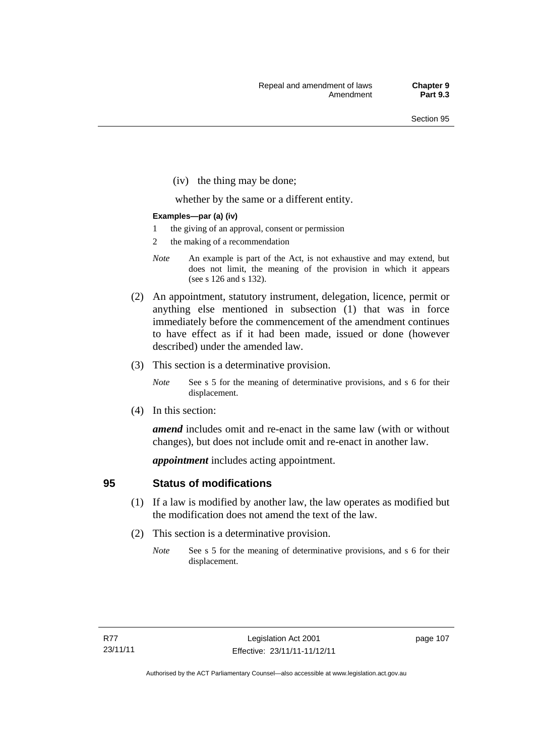(iv) the thing may be done;

whether by the same or a different entity.

**Examples—par (a) (iv)**

1 the giving of an approval, consent or permission
2 the making of a recommendation

*Note* An example is part of the Act, is not exhaustive and may extend, but does not limit, the meaning of the provision in which it appears (see s 126 and s 132).

(2) An appointment, statutory instrument, delegation, licence, permit or anything else mentioned in subsection (1) that was in force immediately before the commencement of the amendment continues to have effect as if it had been made, issued or done (however described) under the amended law.

(3) This section is a determinative provision.

*Note* See s 5 for the meaning of determinative provisions, and s 6 for their displacement.

(4) In this section:

***amend*** includes omit and re-enact in the same law (with or without changes), but does not include omit and re-enact in another law.

***appointment*** includes acting appointment.

## 95 Status of modifications

(1) If a law is modified by another law, the law operates as modified but the modification does not amend the text of the law.

(2) This section is a determinative provision.

*Note* See s 5 for the meaning of determinative provisions, and s 6 for their displacement.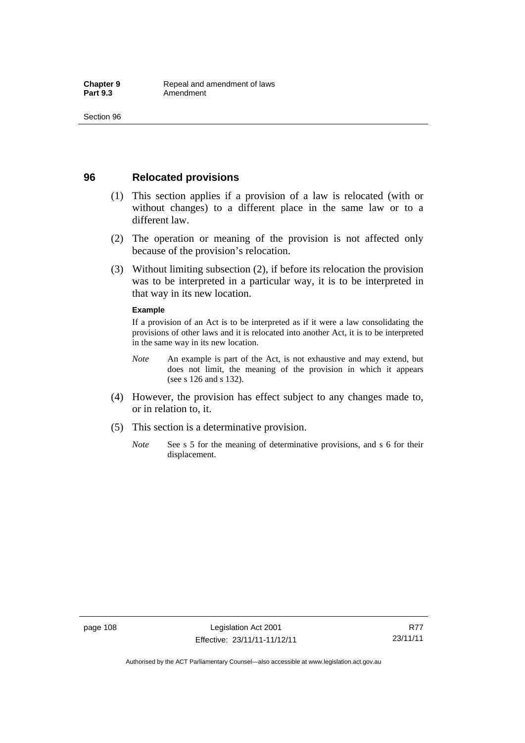## 96 Relocated provisions

(1) This section applies if a provision of a law is relocated (with or without changes) to a different place in the same law or to a different law.

(2) The operation or meaning of the provision is not affected only because of the provision's relocation.

(3) Without limiting subsection (2), if before its relocation the provision was to be interpreted in a particular way, it is to be interpreted in that way in its new location.

**Example**

If a provision of an Act is to be interpreted as if it were a law consolidating the provisions of other laws and it is relocated into another Act, it is to be interpreted in the same way in its new location.

*Note* An example is part of the Act, is not exhaustive and may extend, but does not limit, the meaning of the provision in which it appears (see s 126 and s 132).

(4) However, the provision has effect subject to any changes made to, or in relation to, it.

(5) This section is a determinative provision.

*Note* See s 5 for the meaning of determinative provisions, and s 6 for their displacement.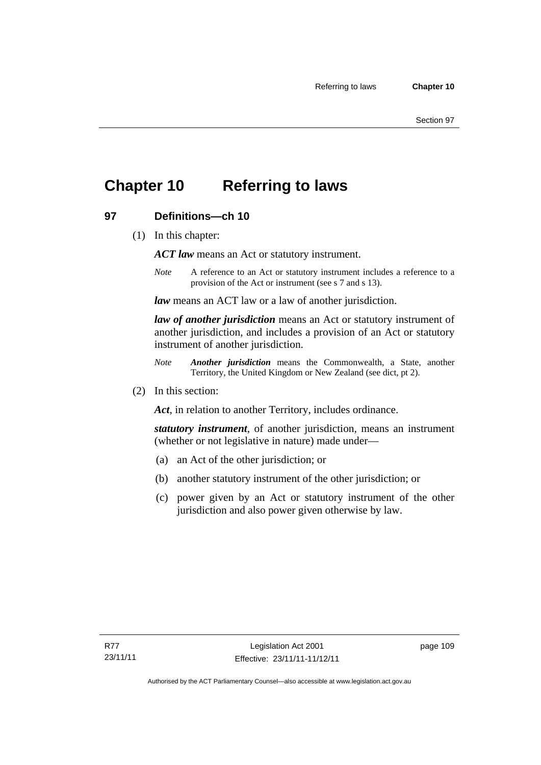# Chapter 10 Referring to laws

## 97 Definitions—ch 10

(1) In this chapter:

***ACT law*** means an Act or statutory instrument.

*Note* A reference to an Act or statutory instrument includes a reference to a provision of the Act or instrument (see s 7 and s 13).

***law*** means an ACT law or a law of another jurisdiction.

***law of another jurisdiction*** means an Act or statutory instrument of another jurisdiction, and includes a provision of an Act or statutory instrument of another jurisdiction.

*Note* ***Another jurisdiction*** means the Commonwealth, a State, another Territory, the United Kingdom or New Zealand (see dict, pt 2).

(2) In this section:

***Act***, in relation to another Territory, includes ordinance.

***statutory instrument***, of another jurisdiction, means an instrument (whether or not legislative in nature) made under—

(a) an Act of the other jurisdiction; or

(b) another statutory instrument of the other jurisdiction; or

(c) power given by an Act or statutory instrument of the other jurisdiction and also power given otherwise by law.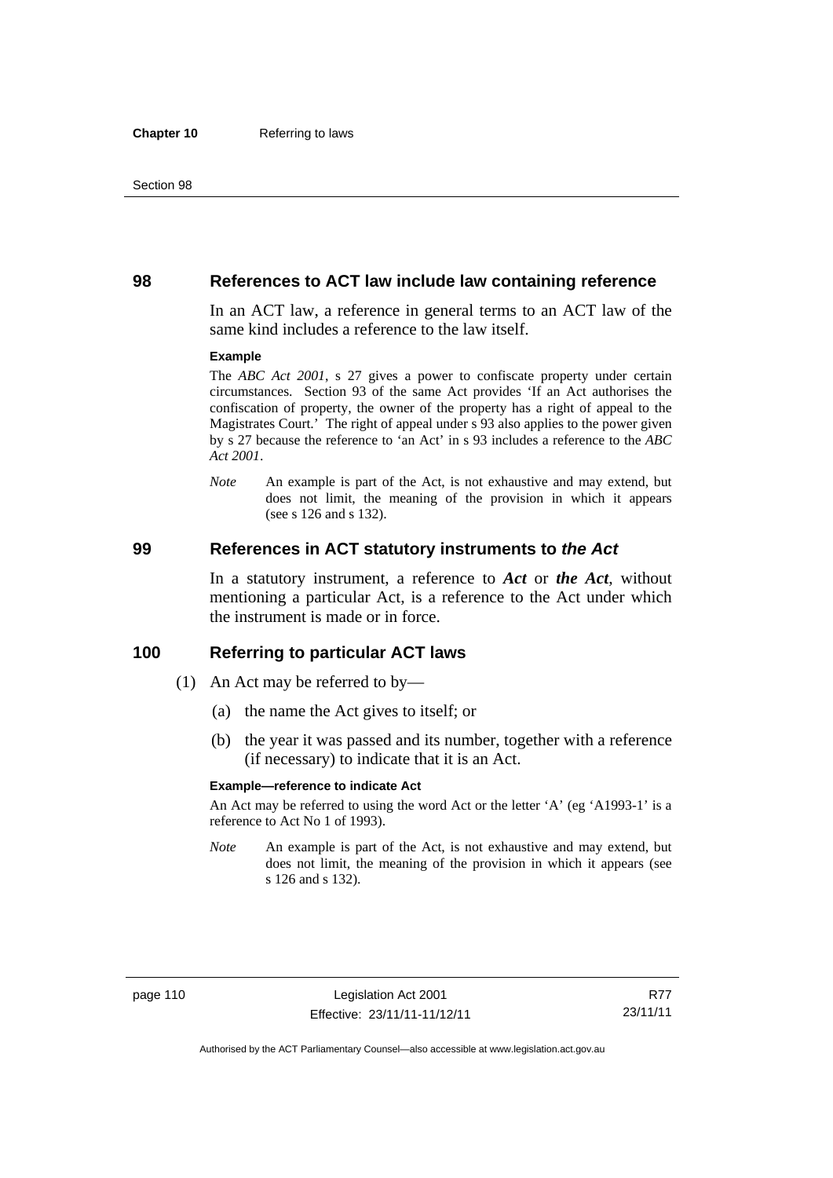## 98 References to ACT law include law containing reference

In an ACT law, a reference in general terms to an ACT law of the same kind includes a reference to the law itself.

**Example**

The *ABC Act 2001*, s 27 gives a power to confiscate property under certain circumstances. Section 93 of the same Act provides 'If an Act authorises the confiscation of property, the owner of the property has a right of appeal to the Magistrates Court.' The right of appeal under s 93 also applies to the power given by s 27 because the reference to 'an Act' in s 93 includes a reference to the *ABC Act 2001*.

*Note* An example is part of the Act, is not exhaustive and may extend, but does not limit, the meaning of the provision in which it appears (see s 126 and s 132).

## 99 References in ACT statutory instruments to *the Act*

In a statutory instrument, a reference to ***Act*** or ***the Act***, without mentioning a particular Act, is a reference to the Act under which the instrument is made or in force.

## 100 Referring to particular ACT laws

(1) An Act may be referred to by—

(a) the name the Act gives to itself; or

(b) the year it was passed and its number, together with a reference (if necessary) to indicate that it is an Act.

**Example—reference to indicate Act**

An Act may be referred to using the word Act or the letter 'A' (eg 'A1993-1' is a reference to Act No 1 of 1993).

*Note* An example is part of the Act, is not exhaustive and may extend, but does not limit, the meaning of the provision in which it appears (see s 126 and s 132).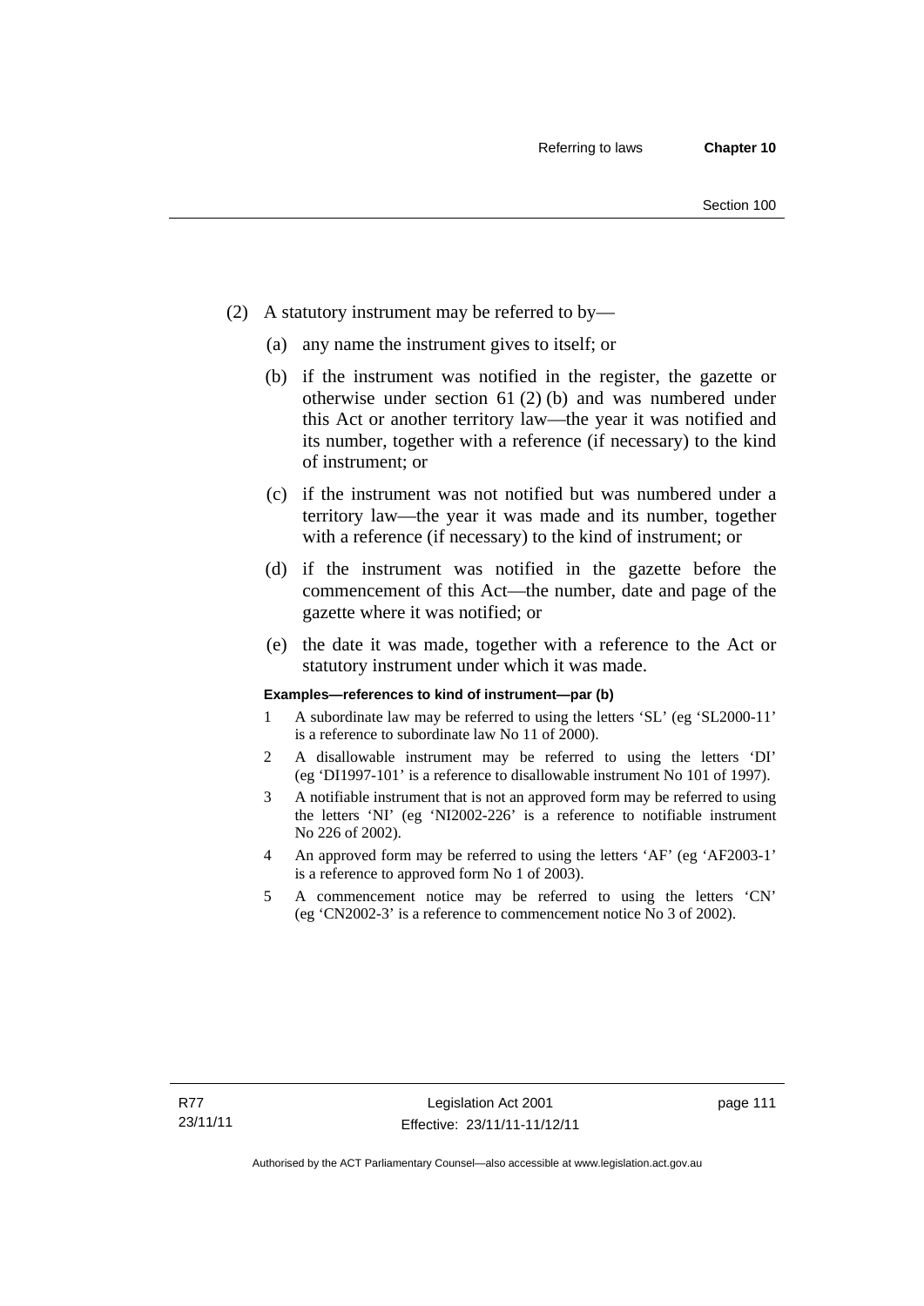(2) A statutory instrument may be referred to by—

(a) any name the instrument gives to itself; or

(b) if the instrument was notified in the register, the gazette or otherwise under section 61 (2) (b) and was numbered under this Act or another territory law—the year it was notified and its number, together with a reference (if necessary) to the kind of instrument; or

(c) if the instrument was not notified but was numbered under a territory law—the year it was made and its number, together with a reference (if necessary) to the kind of instrument; or

(d) if the instrument was notified in the gazette before the commencement of this Act—the number, date and page of the gazette where it was notified; or

(e) the date it was made, together with a reference to the Act or statutory instrument under which it was made.

**Examples—references to kind of instrument—par (b)**

1 A subordinate law may be referred to using the letters 'SL' (eg 'SL2000-11' is a reference to subordinate law No 11 of 2000).

2 A disallowable instrument may be referred to using the letters 'DI' (eg 'DI1997-101' is a reference to disallowable instrument No 101 of 1997).

3 A notifiable instrument that is not an approved form may be referred to using the letters 'NI' (eg 'NI2002-226' is a reference to notifiable instrument No 226 of 2002).

4 An approved form may be referred to using the letters 'AF' (eg 'AF2003-1' is a reference to approved form No 1 of 2003).

5 A commencement notice may be referred to using the letters 'CN' (eg 'CN2002-3' is a reference to commencement notice No 3 of 2002).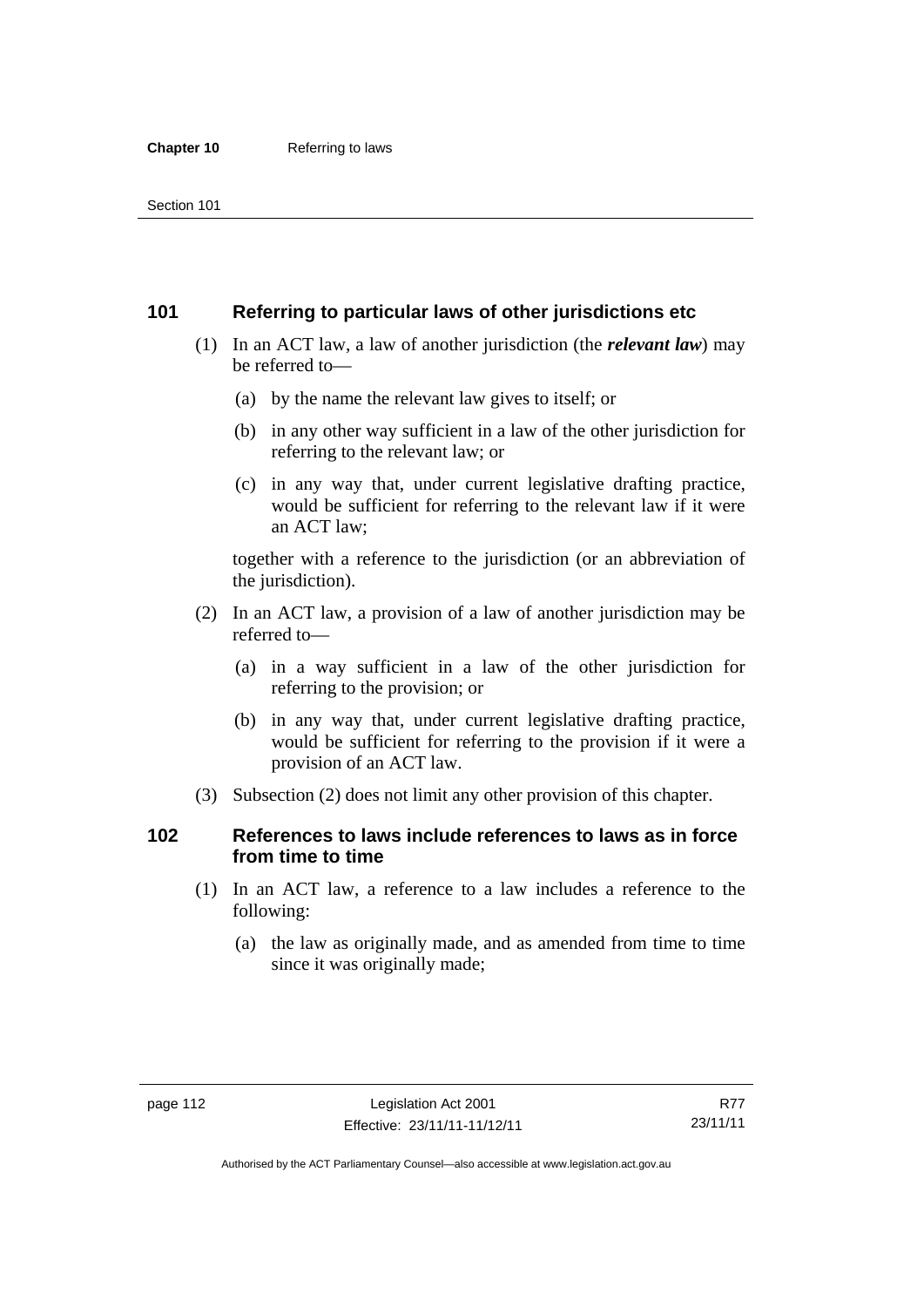## 101 Referring to particular laws of other jurisdictions etc

(1) In an ACT law, a law of another jurisdiction (the ***relevant law***) may be referred to—

(a) by the name the relevant law gives to itself; or

(b) in any other way sufficient in a law of the other jurisdiction for referring to the relevant law; or

(c) in any way that, under current legislative drafting practice, would be sufficient for referring to the relevant law if it were an ACT law;

together with a reference to the jurisdiction (or an abbreviation of the jurisdiction).

(2) In an ACT law, a provision of a law of another jurisdiction may be referred to—

(a) in a way sufficient in a law of the other jurisdiction for referring to the provision; or

(b) in any way that, under current legislative drafting practice, would be sufficient for referring to the provision if it were a provision of an ACT law.

(3) Subsection (2) does not limit any other provision of this chapter.

## 102 References to laws include references to laws as in force from time to time

(1) In an ACT law, a reference to a law includes a reference to the following:

(a) the law as originally made, and as amended from time to time since it was originally made;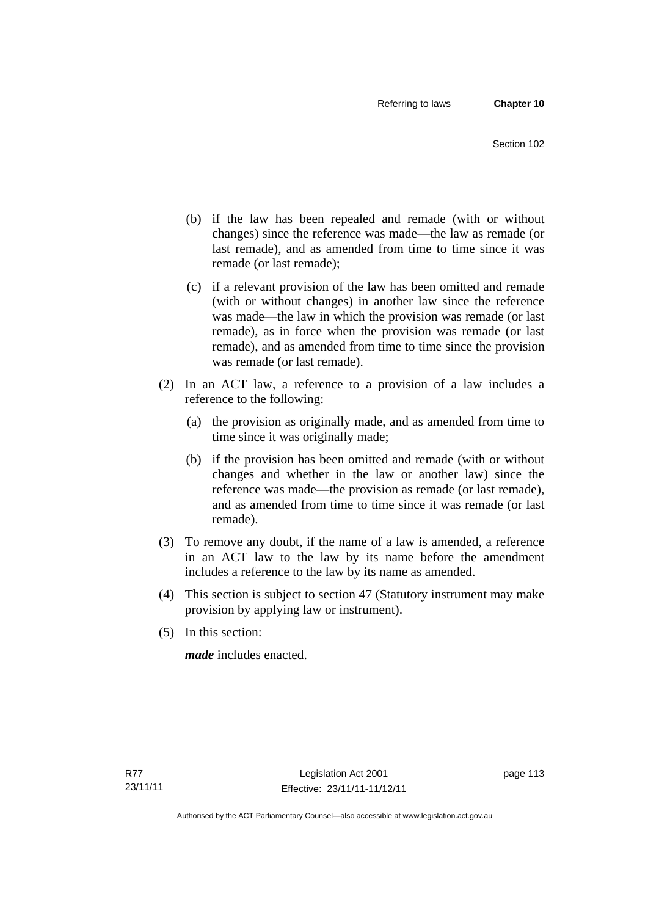(b) if the law has been repealed and remade (with or without changes) since the reference was made—the law as remade (or last remade), and as amended from time to time since it was remade (or last remade);

(c) if a relevant provision of the law has been omitted and remade (with or without changes) in another law since the reference was made—the law in which the provision was remade (or last remade), as in force when the provision was remade (or last remade), and as amended from time to time since the provision was remade (or last remade).

(2) In an ACT law, a reference to a provision of a law includes a reference to the following:

(a) the provision as originally made, and as amended from time to time since it was originally made;

(b) if the provision has been omitted and remade (with or without changes and whether in the law or another law) since the reference was made—the provision as remade (or last remade), and as amended from time to time since it was remade (or last remade).

(3) To remove any doubt, if the name of a law is amended, a reference in an ACT law to the law by its name before the amendment includes a reference to the law by its name as amended.

(4) This section is subject to section 47 (Statutory instrument may make provision by applying law or instrument).

(5) In this section:

***made*** includes enacted.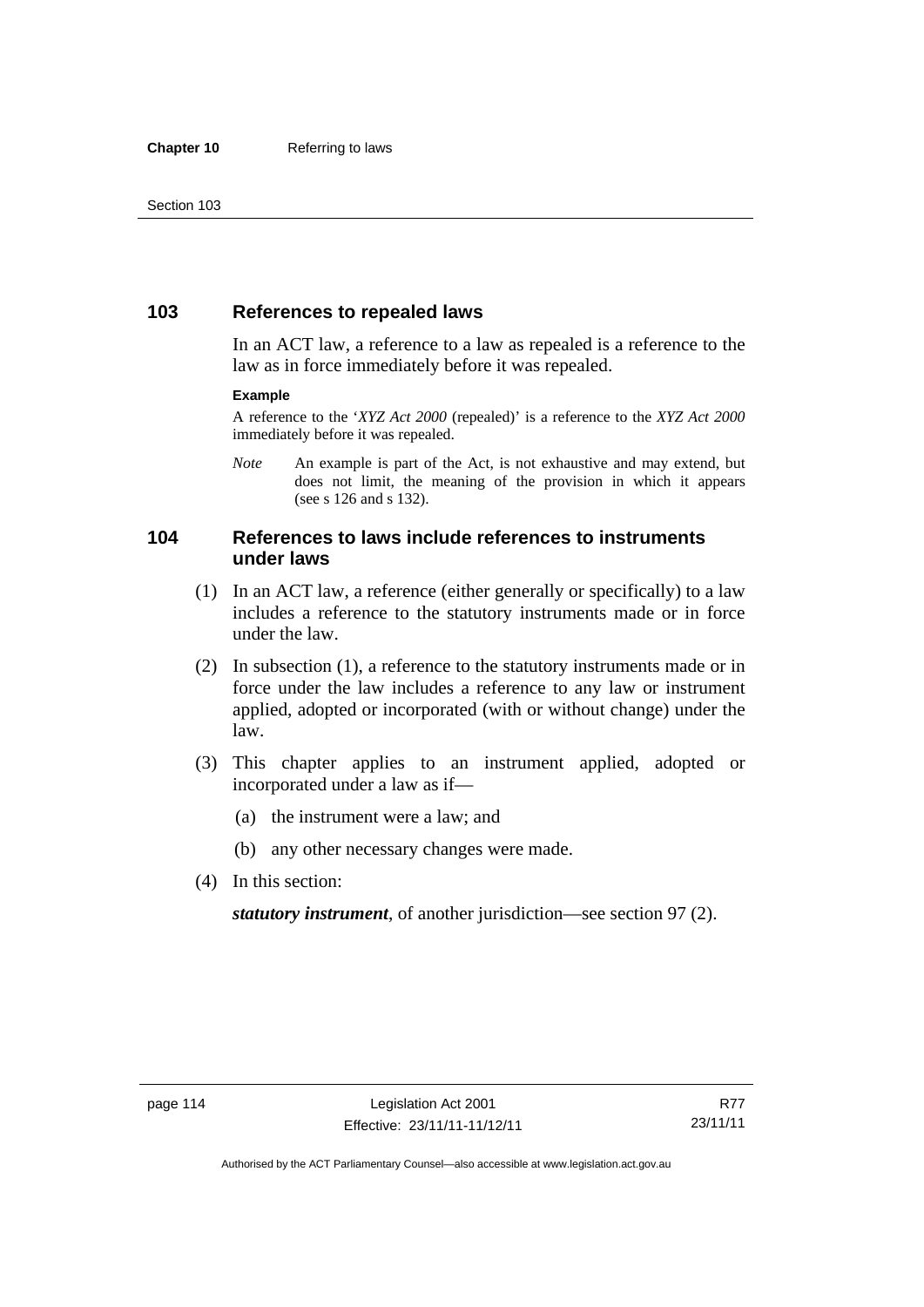## 103 References to repealed laws

In an ACT law, a reference to a law as repealed is a reference to the law as in force immediately before it was repealed.

**Example**

A reference to the '*XYZ Act 2000* (repealed)' is a reference to the *XYZ Act 2000* immediately before it was repealed.

*Note* An example is part of the Act, is not exhaustive and may extend, but does not limit, the meaning of the provision in which it appears (see s 126 and s 132).

## 104 References to laws include references to instruments under laws

(1) In an ACT law, a reference (either generally or specifically) to a law includes a reference to the statutory instruments made or in force under the law.

(2) In subsection (1), a reference to the statutory instruments made or in force under the law includes a reference to any law or instrument applied, adopted or incorporated (with or without change) under the law.

(3) This chapter applies to an instrument applied, adopted or incorporated under a law as if—

(a) the instrument were a law; and

(b) any other necessary changes were made.

(4) In this section:

***statutory instrument***, of another jurisdiction—see section 97 (2).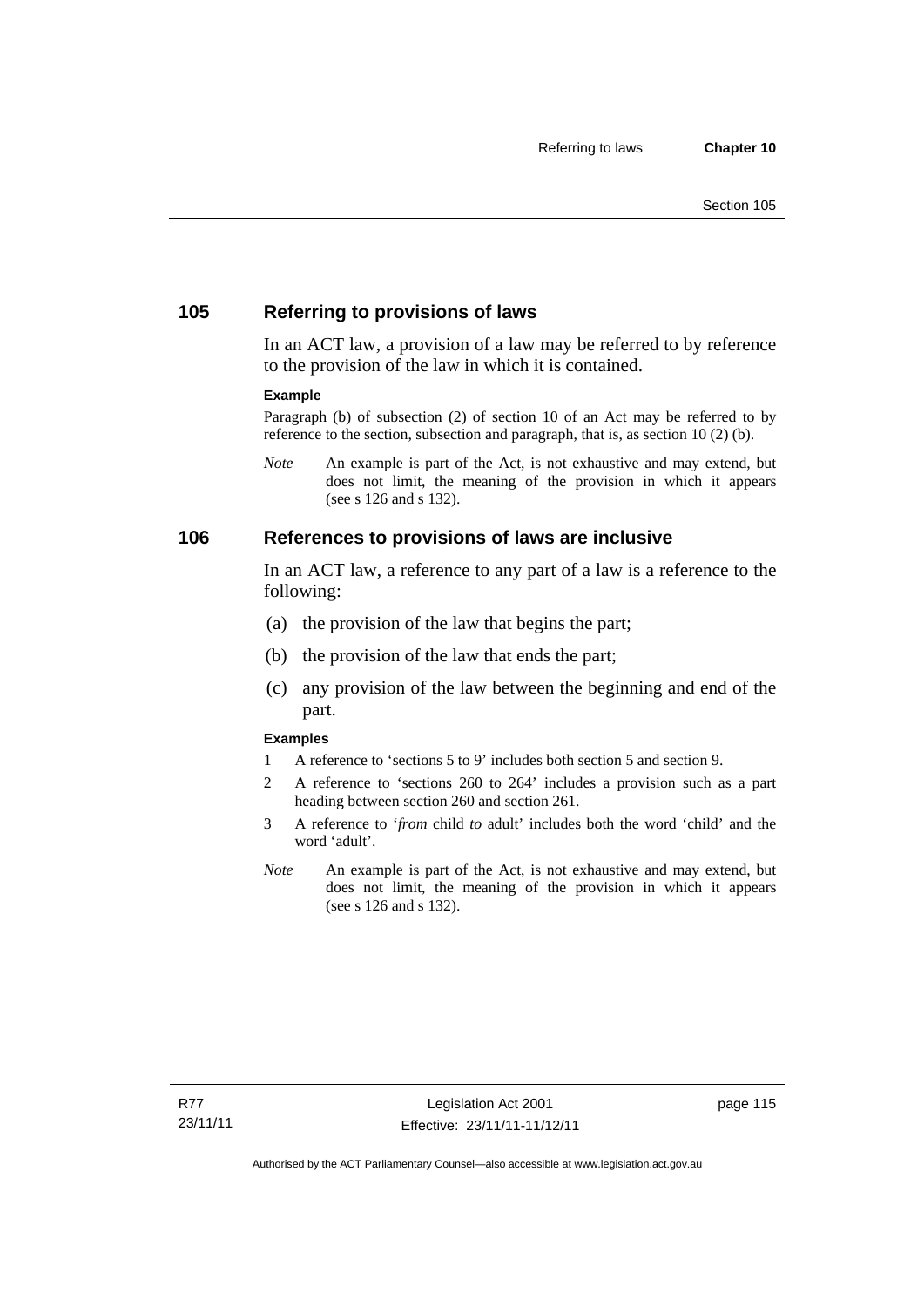## 105 Referring to provisions of laws

In an ACT law, a provision of a law may be referred to by reference to the provision of the law in which it is contained.

**Example**

Paragraph (b) of subsection (2) of section 10 of an Act may be referred to by reference to the section, subsection and paragraph, that is, as section 10 (2) (b).

*Note* An example is part of the Act, is not exhaustive and may extend, but does not limit, the meaning of the provision in which it appears (see s 126 and s 132).

## 106 References to provisions of laws are inclusive

In an ACT law, a reference to any part of a law is a reference to the following:

(a) the provision of the law that begins the part;

(b) the provision of the law that ends the part;

(c) any provision of the law between the beginning and end of the part.

**Examples**

1 A reference to 'sections 5 to 9' includes both section 5 and section 9.

2 A reference to 'sections 260 to 264' includes a provision such as a part heading between section 260 and section 261.

3 A reference to '*from* child *to* adult' includes both the word 'child' and the word 'adult'.

*Note* An example is part of the Act, is not exhaustive and may extend, but does not limit, the meaning of the provision in which it appears (see s 126 and s 132).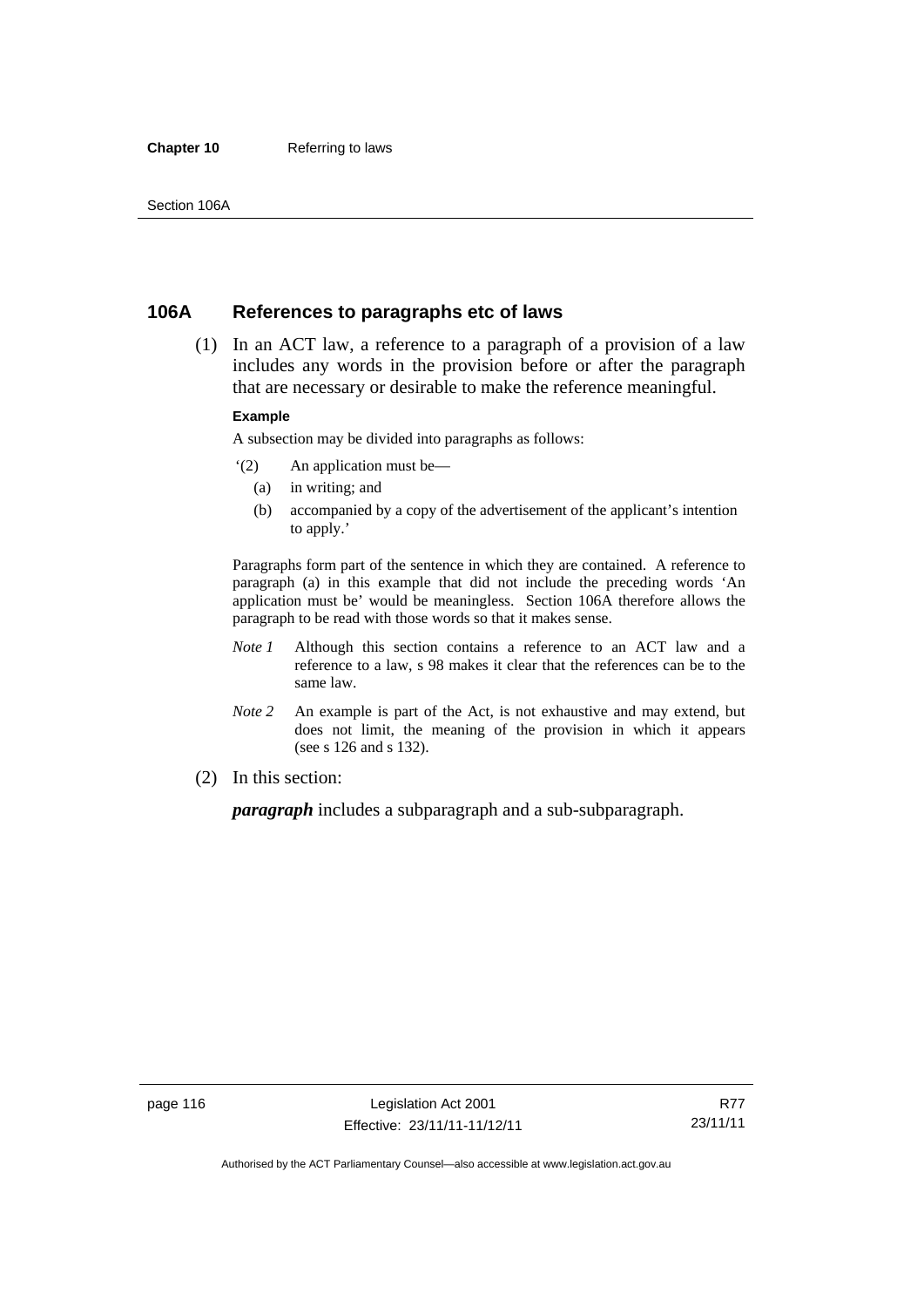## 106A References to paragraphs etc of laws

(1) In an ACT law, a reference to a paragraph of a provision of a law includes any words in the provision before or after the paragraph that are necessary or desirable to make the reference meaningful.

**Example**

A subsection may be divided into paragraphs as follows:

'(2) An application must be—

(a) in writing; and

(b) accompanied by a copy of the advertisement of the applicant's intention to apply.'

Paragraphs form part of the sentence in which they are contained. A reference to paragraph (a) in this example that did not include the preceding words 'An application must be' would be meaningless. Section 106A therefore allows the paragraph to be read with those words so that it makes sense.

*Note 1* Although this section contains a reference to an ACT law and a reference to a law, s 98 makes it clear that the references can be to the same law.

*Note 2* An example is part of the Act, is not exhaustive and may extend, but does not limit, the meaning of the provision in which it appears (see s 126 and s 132).

(2) In this section:

***paragraph*** includes a subparagraph and a sub-subparagraph.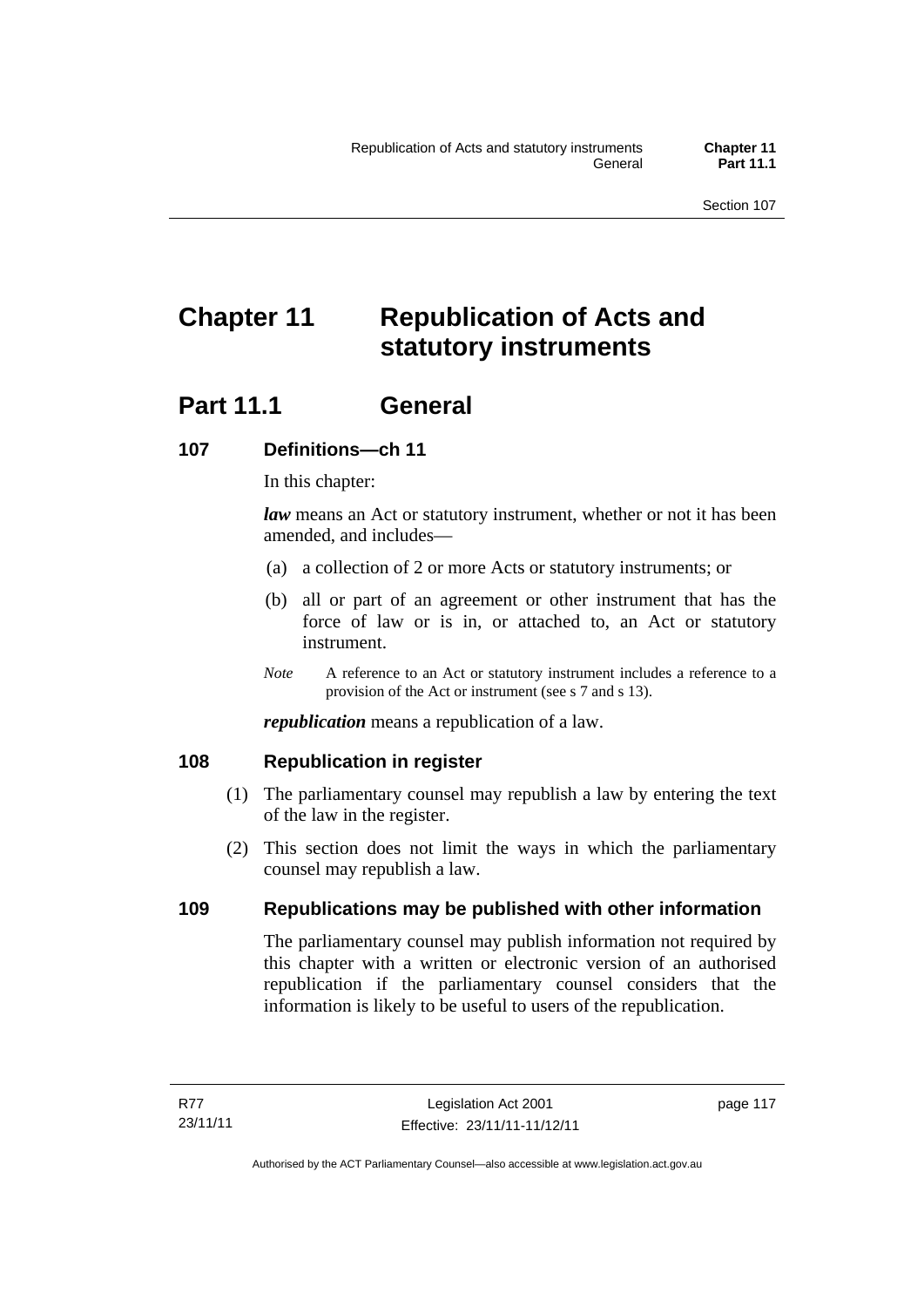# Chapter 11 Republication of Acts and statutory instruments

## Part 11.1 General

### 107 Definitions—ch 11

In this chapter:

***law*** means an Act or statutory instrument, whether or not it has been amended, and includes—

(a) a collection of 2 or more Acts or statutory instruments; or

(b) all or part of an agreement or other instrument that has the force of law or is in, or attached to, an Act or statutory instrument.

*Note* A reference to an Act or statutory instrument includes a reference to a provision of the Act or instrument (see s 7 and s 13).

***republication*** means a republication of a law.

### 108 Republication in register

(1) The parliamentary counsel may republish a law by entering the text of the law in the register.

(2) This section does not limit the ways in which the parliamentary counsel may republish a law.

### 109 Republications may be published with other information

The parliamentary counsel may publish information not required by this chapter with a written or electronic version of an authorised republication if the parliamentary counsel considers that the information is likely to be useful to users of the republication.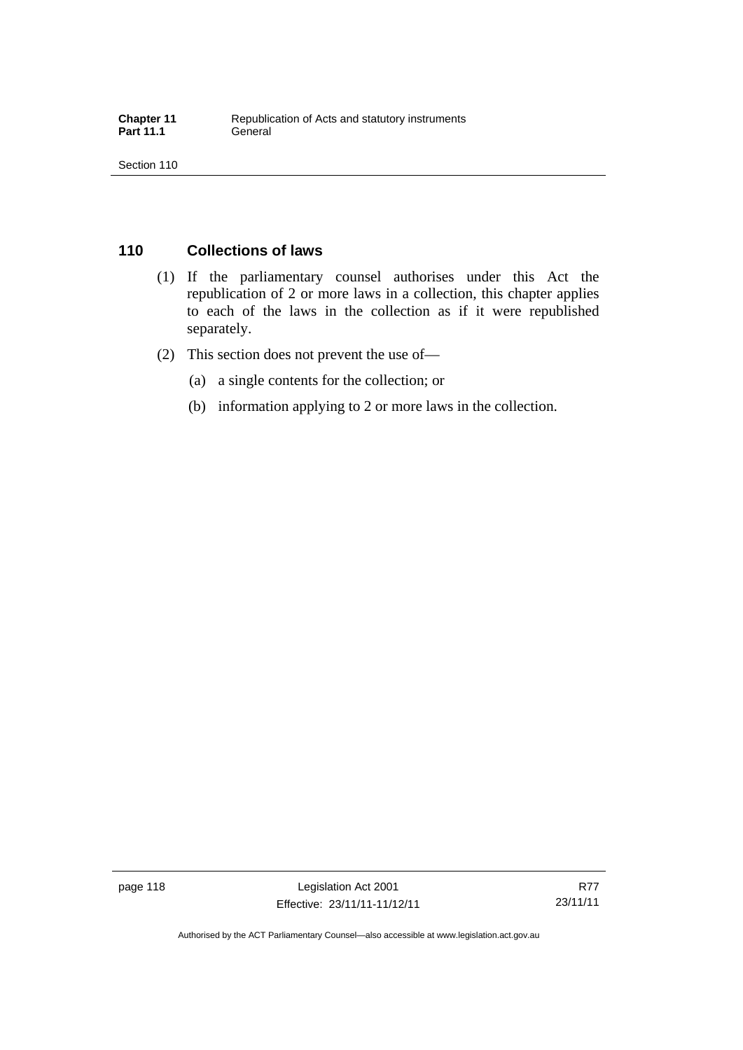## 110 Collections of laws

(1) If the parliamentary counsel authorises under this Act the republication of 2 or more laws in a collection, this chapter applies to each of the laws in the collection as if it were republished separately.

(2) This section does not prevent the use of—

(a) a single contents for the collection; or

(b) information applying to 2 or more laws in the collection.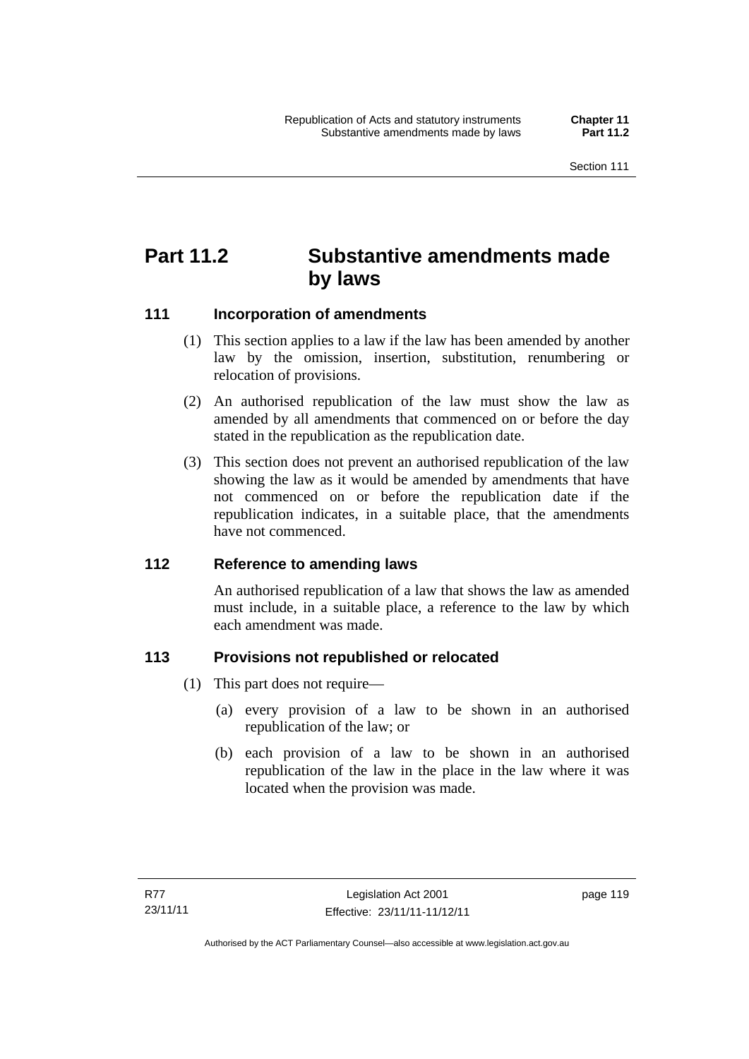# Part 11.2 Substantive amendments made by laws

## 111 Incorporation of amendments

(1) This section applies to a law if the law has been amended by another law by the omission, insertion, substitution, renumbering or relocation of provisions.

(2) An authorised republication of the law must show the law as amended by all amendments that commenced on or before the day stated in the republication as the republication date.

(3) This section does not prevent an authorised republication of the law showing the law as it would be amended by amendments that have not commenced on or before the republication date if the republication indicates, in a suitable place, that the amendments have not commenced.

## 112 Reference to amending laws

An authorised republication of a law that shows the law as amended must include, in a suitable place, a reference to the law by which each amendment was made.

## 113 Provisions not republished or relocated

(1) This part does not require—

(a) every provision of a law to be shown in an authorised republication of the law; or

(b) each provision of a law to be shown in an authorised republication of the law in the place in the law where it was located when the provision was made.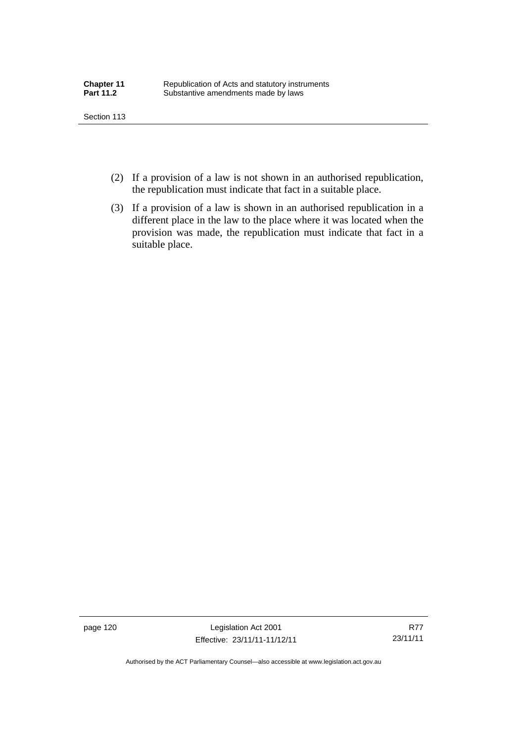(2) If a provision of a law is not shown in an authorised republication, the republication must indicate that fact in a suitable place.

(3) If a provision of a law is shown in an authorised republication in a different place in the law to the place where it was located when the provision was made, the republication must indicate that fact in a suitable place.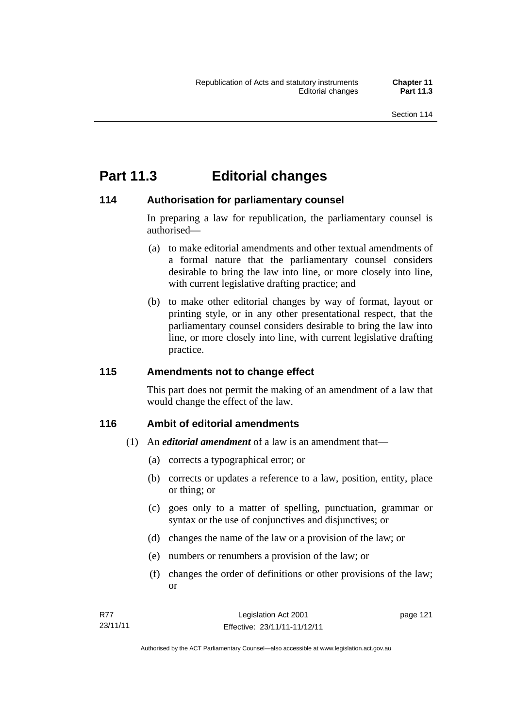# Part 11.3 Editorial changes

## 114 Authorisation for parliamentary counsel

In preparing a law for republication, the parliamentary counsel is authorised—

(a) to make editorial amendments and other textual amendments of a formal nature that the parliamentary counsel considers desirable to bring the law into line, or more closely into line, with current legislative drafting practice; and

(b) to make other editorial changes by way of format, layout or printing style, or in any other presentational respect, that the parliamentary counsel considers desirable to bring the law into line, or more closely into line, with current legislative drafting practice.

## 115 Amendments not to change effect

This part does not permit the making of an amendment of a law that would change the effect of the law.

## 116 Ambit of editorial amendments

(1) An ***editorial amendment*** of a law is an amendment that—

(a) corrects a typographical error; or

(b) corrects or updates a reference to a law, position, entity, place or thing; or

(c) goes only to a matter of spelling, punctuation, grammar or syntax or the use of conjunctives and disjunctives; or

(d) changes the name of the law or a provision of the law; or

(e) numbers or renumbers a provision of the law; or

(f) changes the order of definitions or other provisions of the law; or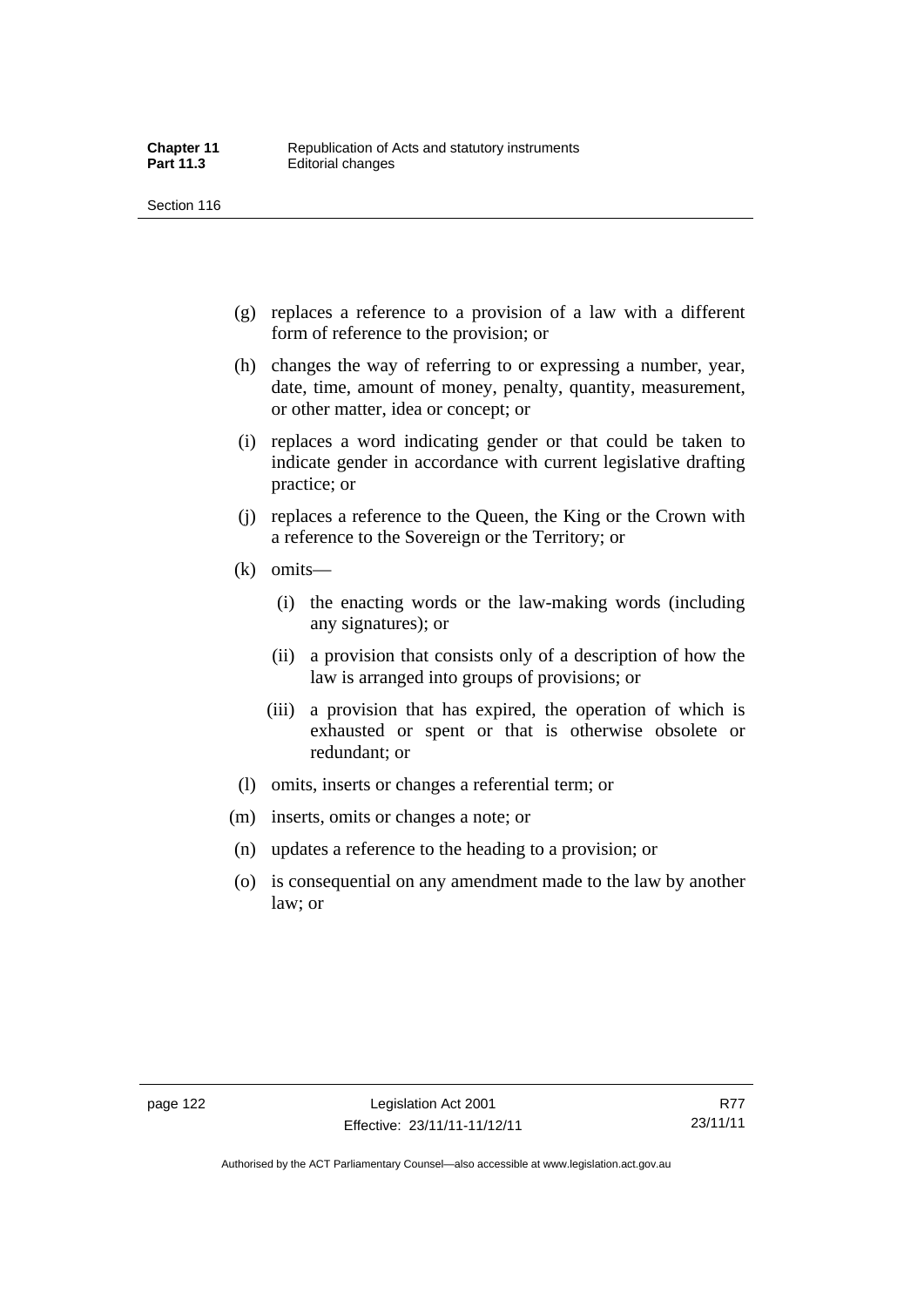(g) replaces a reference to a provision of a law with a different form of reference to the provision; or

(h) changes the way of referring to or expressing a number, year, date, time, amount of money, penalty, quantity, measurement, or other matter, idea or concept; or

(i) replaces a word indicating gender or that could be taken to indicate gender in accordance with current legislative drafting practice; or

(j) replaces a reference to the Queen, the King or the Crown with a reference to the Sovereign or the Territory; or

(k) omits—

 (i) the enacting words or the law-making words (including any signatures); or

 (ii) a provision that consists only of a description of how the law is arranged into groups of provisions; or

 (iii) a provision that has expired, the operation of which is exhausted or spent or that is otherwise obsolete or redundant; or

(l) omits, inserts or changes a referential term; or

(m) inserts, omits or changes a note; or

(n) updates a reference to the heading to a provision; or

(o) is consequential on any amendment made to the law by another law; or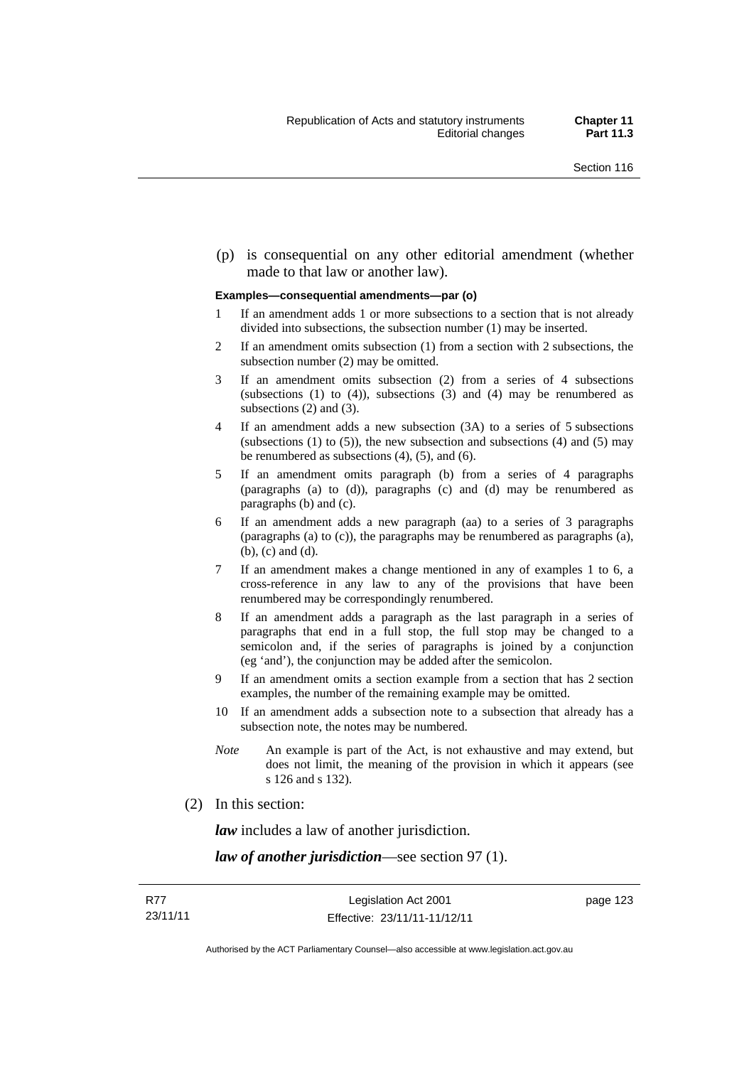(p) is consequential on any other editorial amendment (whether made to that law or another law).

**Examples—consequential amendments—par (o)**

1 If an amendment adds 1 or more subsections to a section that is not already divided into subsections, the subsection number (1) may be inserted.

2 If an amendment omits subsection (1) from a section with 2 subsections, the subsection number (2) may be omitted.

3 If an amendment omits subsection (2) from a series of 4 subsections (subsections (1) to (4)), subsections (3) and (4) may be renumbered as subsections (2) and (3).

4 If an amendment adds a new subsection (3A) to a series of 5 subsections (subsections (1) to (5)), the new subsection and subsections (4) and (5) may be renumbered as subsections (4), (5), and (6).

5 If an amendment omits paragraph (b) from a series of 4 paragraphs (paragraphs (a) to (d)), paragraphs (c) and (d) may be renumbered as paragraphs (b) and (c).

6 If an amendment adds a new paragraph (aa) to a series of 3 paragraphs (paragraphs (a) to (c)), the paragraphs may be renumbered as paragraphs (a), (b), (c) and (d).

7 If an amendment makes a change mentioned in any of examples 1 to 6, a cross-reference in any law to any of the provisions that have been renumbered may be correspondingly renumbered.

8 If an amendment adds a paragraph as the last paragraph in a series of paragraphs that end in a full stop, the full stop may be changed to a semicolon and, if the series of paragraphs is joined by a conjunction (eg 'and'), the conjunction may be added after the semicolon.

9 If an amendment omits a section example from a section that has 2 section examples, the number of the remaining example may be omitted.

10 If an amendment adds a subsection note to a subsection that already has a subsection note, the notes may be numbered.

*Note* An example is part of the Act, is not exhaustive and may extend, but does not limit, the meaning of the provision in which it appears (see s 126 and s 132).

(2) In this section:

***law*** includes a law of another jurisdiction.

***law of another jurisdiction***—see section 97 (1).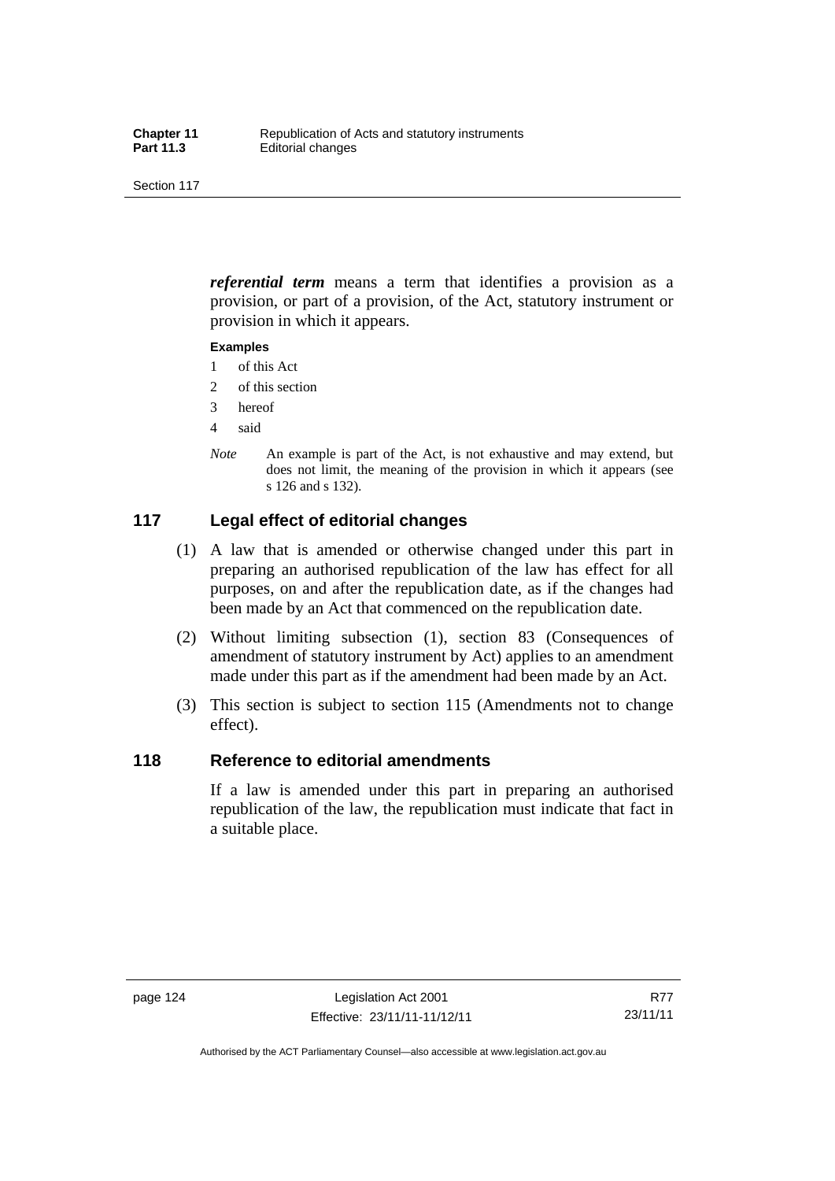***referential term*** means a term that identifies a provision as a provision, or part of a provision, of the Act, statutory instrument or provision in which it appears.

**Examples**

1 of this Act
2 of this section
3 hereof
4 said

*Note* An example is part of the Act, is not exhaustive and may extend, but does not limit, the meaning of the provision in which it appears (see s 126 and s 132).

## 117 Legal effect of editorial changes

(1) A law that is amended or otherwise changed under this part in preparing an authorised republication of the law has effect for all purposes, on and after the republication date, as if the changes had been made by an Act that commenced on the republication date.

(2) Without limiting subsection (1), section 83 (Consequences of amendment of statutory instrument by Act) applies to an amendment made under this part as if the amendment had been made by an Act.

(3) This section is subject to section 115 (Amendments not to change effect).

## 118 Reference to editorial amendments

If a law is amended under this part in preparing an authorised republication of the law, the republication must indicate that fact in a suitable place.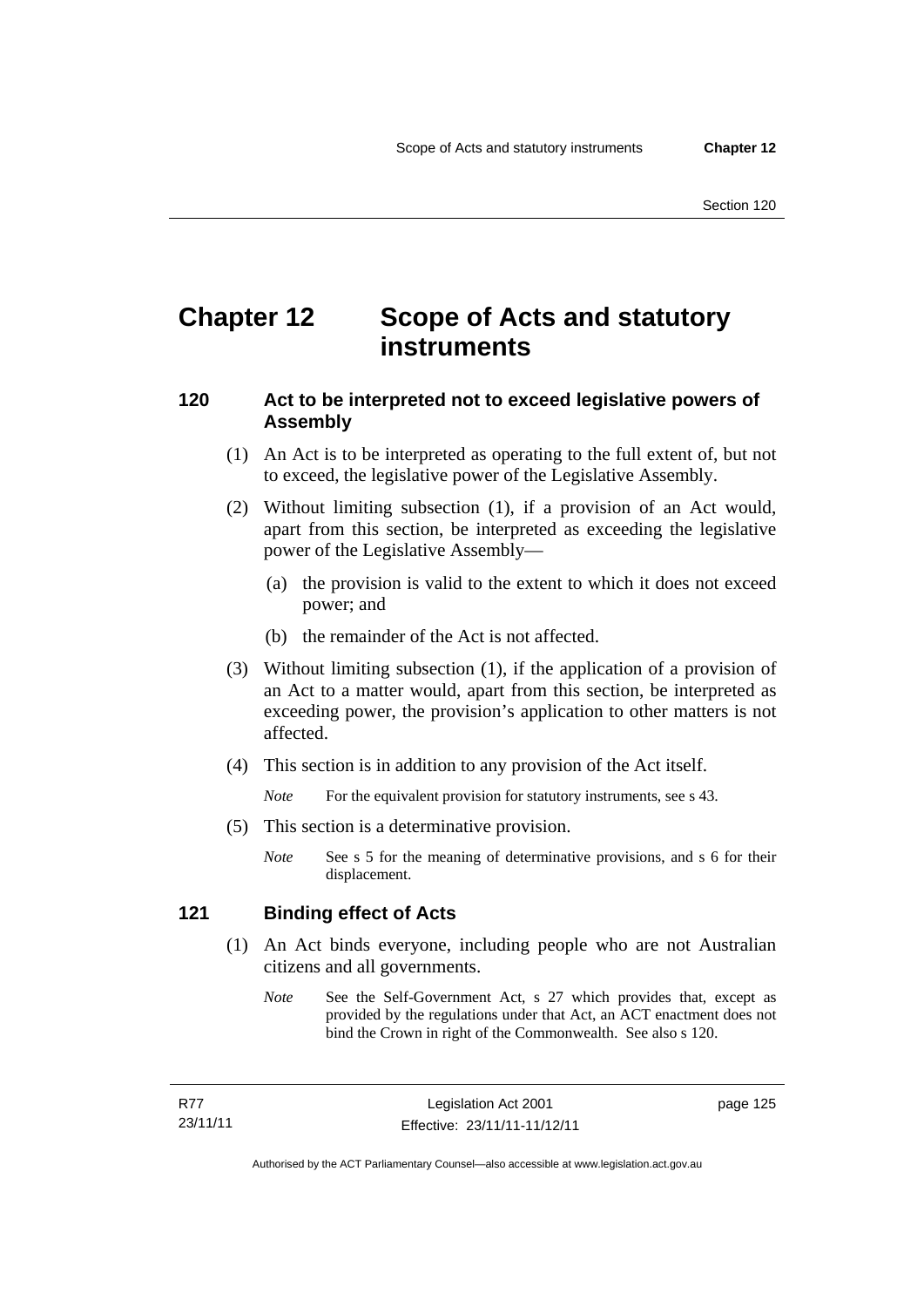# Chapter 12 Scope of Acts and statutory instruments

## 120 Act to be interpreted not to exceed legislative powers of Assembly

(1) An Act is to be interpreted as operating to the full extent of, but not to exceed, the legislative power of the Legislative Assembly.

(2) Without limiting subsection (1), if a provision of an Act would, apart from this section, be interpreted as exceeding the legislative power of the Legislative Assembly—

(a) the provision is valid to the extent to which it does not exceed power; and

(b) the remainder of the Act is not affected.

(3) Without limiting subsection (1), if the application of a provision of an Act to a matter would, apart from this section, be interpreted as exceeding power, the provision's application to other matters is not affected.

(4) This section is in addition to any provision of the Act itself.

*Note* For the equivalent provision for statutory instruments, see s 43.

(5) This section is a determinative provision.

*Note* See s 5 for the meaning of determinative provisions, and s 6 for their displacement.

## 121 Binding effect of Acts

(1) An Act binds everyone, including people who are not Australian citizens and all governments.

*Note* See the Self-Government Act, s 27 which provides that, except as provided by the regulations under that Act, an ACT enactment does not bind the Crown in right of the Commonwealth. See also s 120.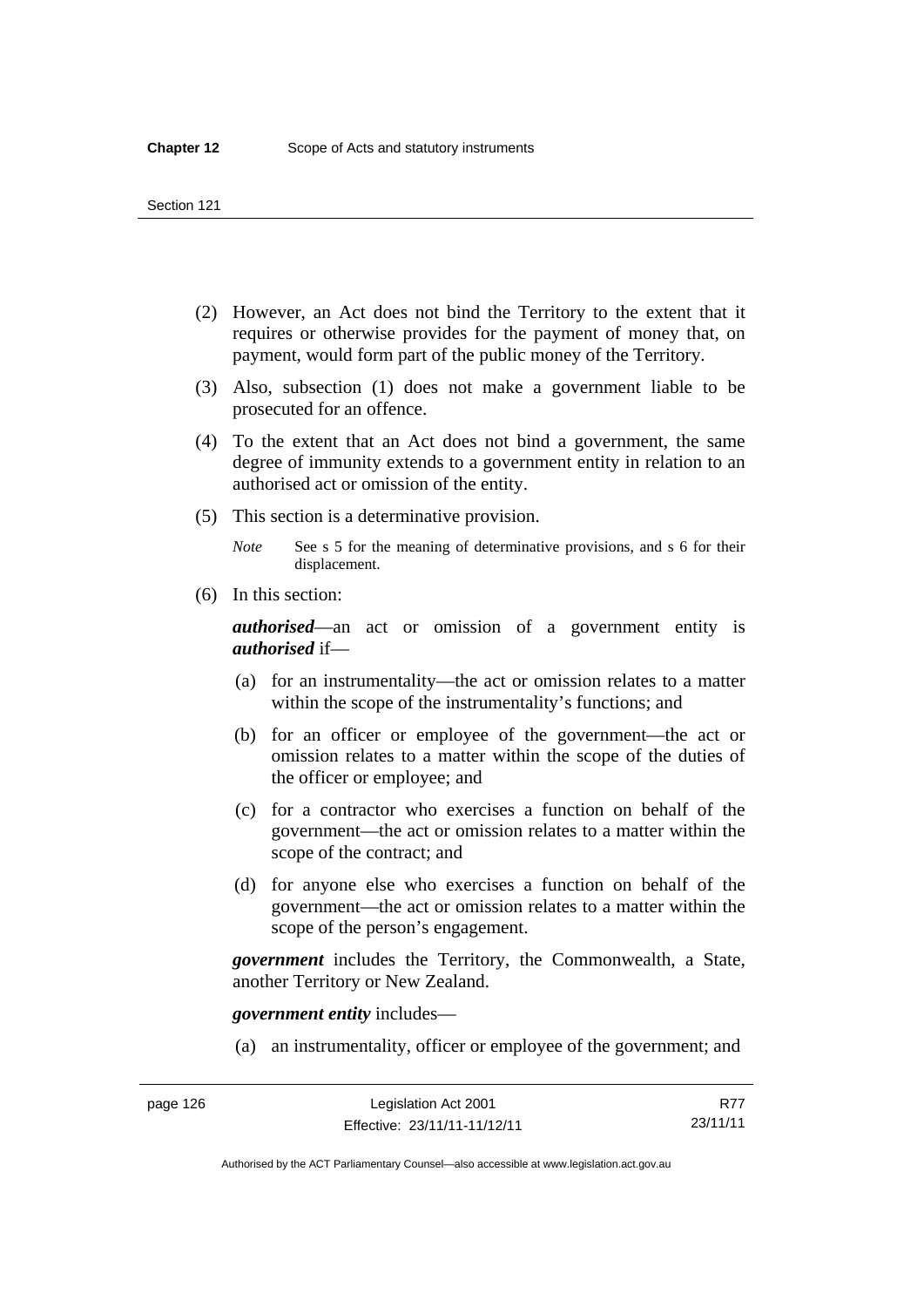(2) However, an Act does not bind the Territory to the extent that it requires or otherwise provides for the payment of money that, on payment, would form part of the public money of the Territory.

(3) Also, subsection (1) does not make a government liable to be prosecuted for an offence.

(4) To the extent that an Act does not bind a government, the same degree of immunity extends to a government entity in relation to an authorised act or omission of the entity.

(5) This section is a determinative provision.

*Note* See s 5 for the meaning of determinative provisions, and s 6 for their displacement.

(6) In this section:

***authorised***—an act or omission of a government entity is ***authorised*** if—

(a) for an instrumentality—the act or omission relates to a matter within the scope of the instrumentality's functions; and

(b) for an officer or employee of the government—the act or omission relates to a matter within the scope of the duties of the officer or employee; and

(c) for a contractor who exercises a function on behalf of the government—the act or omission relates to a matter within the scope of the contract; and

(d) for anyone else who exercises a function on behalf of the government—the act or omission relates to a matter within the scope of the person's engagement.

***government*** includes the Territory, the Commonwealth, a State, another Territory or New Zealand.

***government entity*** includes—

(a) an instrumentality, officer or employee of the government; and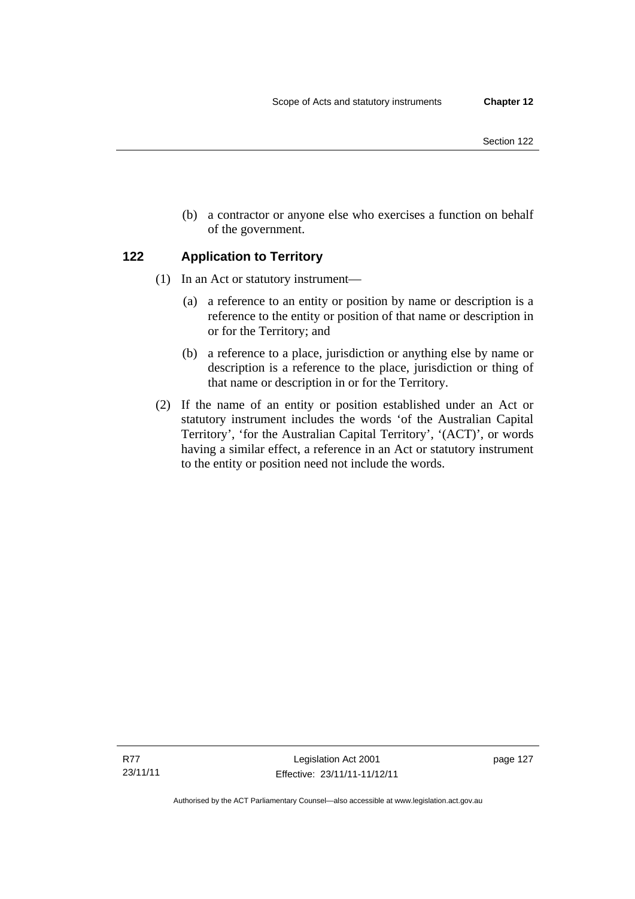(b) a contractor or anyone else who exercises a function on behalf of the government.

## 122 Application to Territory

(1) In an Act or statutory instrument—

(a) a reference to an entity or position by name or description is a reference to the entity or position of that name or description in or for the Territory; and

(b) a reference to a place, jurisdiction or anything else by name or description is a reference to the place, jurisdiction or thing of that name or description in or for the Territory.

(2) If the name of an entity or position established under an Act or statutory instrument includes the words 'of the Australian Capital Territory', 'for the Australian Capital Territory', '(ACT)', or words having a similar effect, a reference in an Act or statutory instrument to the entity or position need not include the words.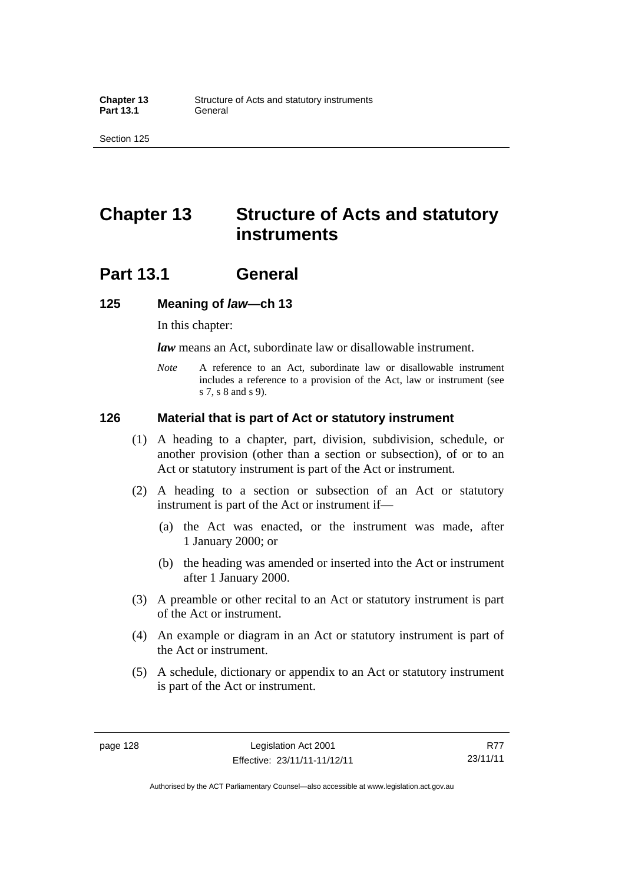# Chapter 13 Structure of Acts and statutory instruments

## Part 13.1 General

### 125 Meaning of *law*—ch 13

In this chapter:

***law*** means an Act, subordinate law or disallowable instrument.

*Note* A reference to an Act, subordinate law or disallowable instrument includes a reference to a provision of the Act, law or instrument (see s 7, s 8 and s 9).

### 126 Material that is part of Act or statutory instrument

(1) A heading to a chapter, part, division, subdivision, schedule, or another provision (other than a section or subsection), of or to an Act or statutory instrument is part of the Act or instrument.

(2) A heading to a section or subsection of an Act or statutory instrument is part of the Act or instrument if—

(a) the Act was enacted, or the instrument was made, after 1 January 2000; or

(b) the heading was amended or inserted into the Act or instrument after 1 January 2000.

(3) A preamble or other recital to an Act or statutory instrument is part of the Act or instrument.

(4) An example or diagram in an Act or statutory instrument is part of the Act or instrument.

(5) A schedule, dictionary or appendix to an Act or statutory instrument is part of the Act or instrument.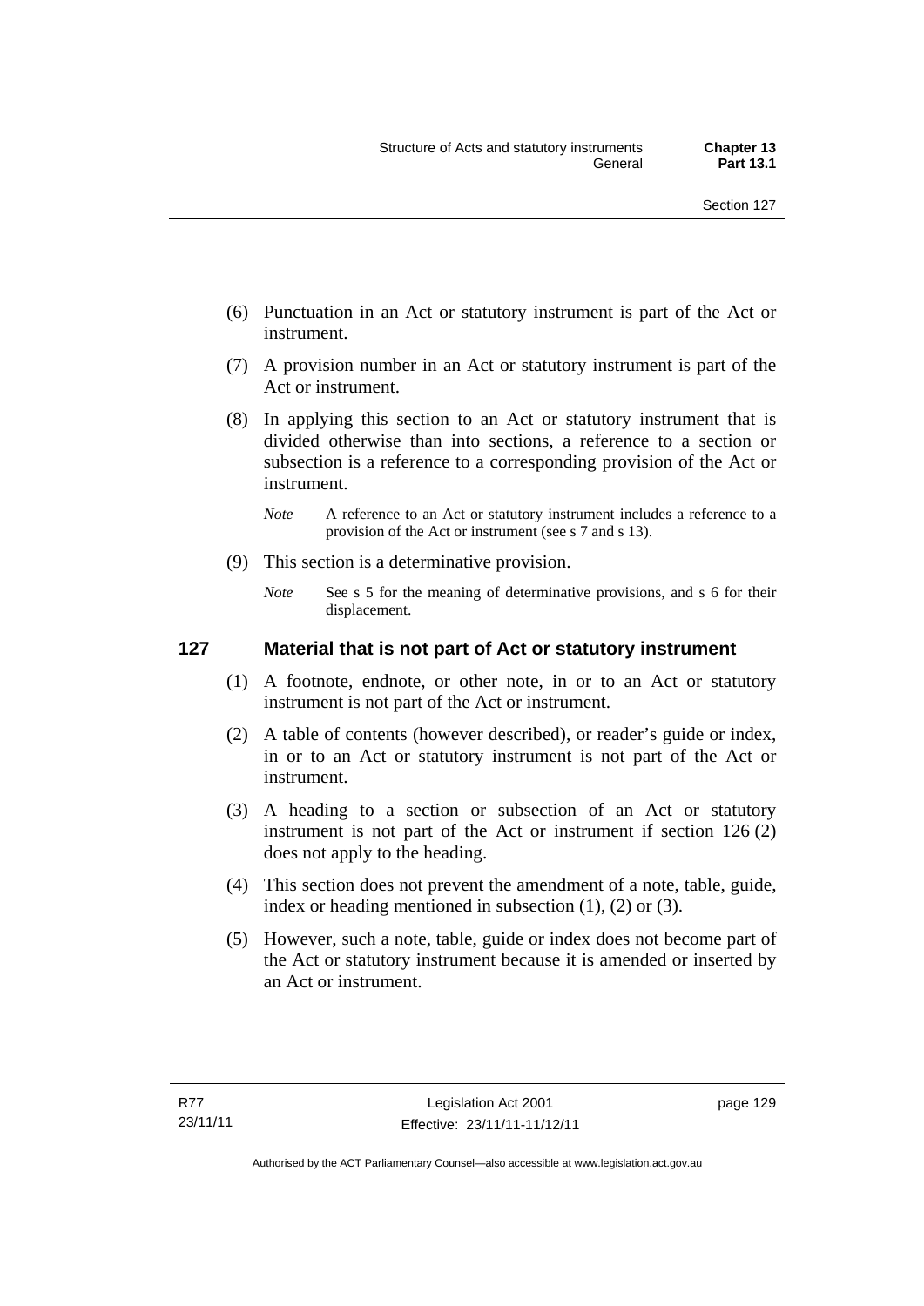(6) Punctuation in an Act or statutory instrument is part of the Act or instrument.

(7) A provision number in an Act or statutory instrument is part of the Act or instrument.

(8) In applying this section to an Act or statutory instrument that is divided otherwise than into sections, a reference to a section or subsection is a reference to a corresponding provision of the Act or instrument.

*Note* A reference to an Act or statutory instrument includes a reference to a provision of the Act or instrument (see s 7 and s 13).

(9) This section is a determinative provision.

*Note* See s 5 for the meaning of determinative provisions, and s 6 for their displacement.

## 127 Material that is not part of Act or statutory instrument

(1) A footnote, endnote, or other note, in or to an Act or statutory instrument is not part of the Act or instrument.

(2) A table of contents (however described), or reader's guide or index, in or to an Act or statutory instrument is not part of the Act or instrument.

(3) A heading to a section or subsection of an Act or statutory instrument is not part of the Act or instrument if section 126 (2) does not apply to the heading.

(4) This section does not prevent the amendment of a note, table, guide, index or heading mentioned in subsection (1), (2) or (3).

(5) However, such a note, table, guide or index does not become part of the Act or statutory instrument because it is amended or inserted by an Act or instrument.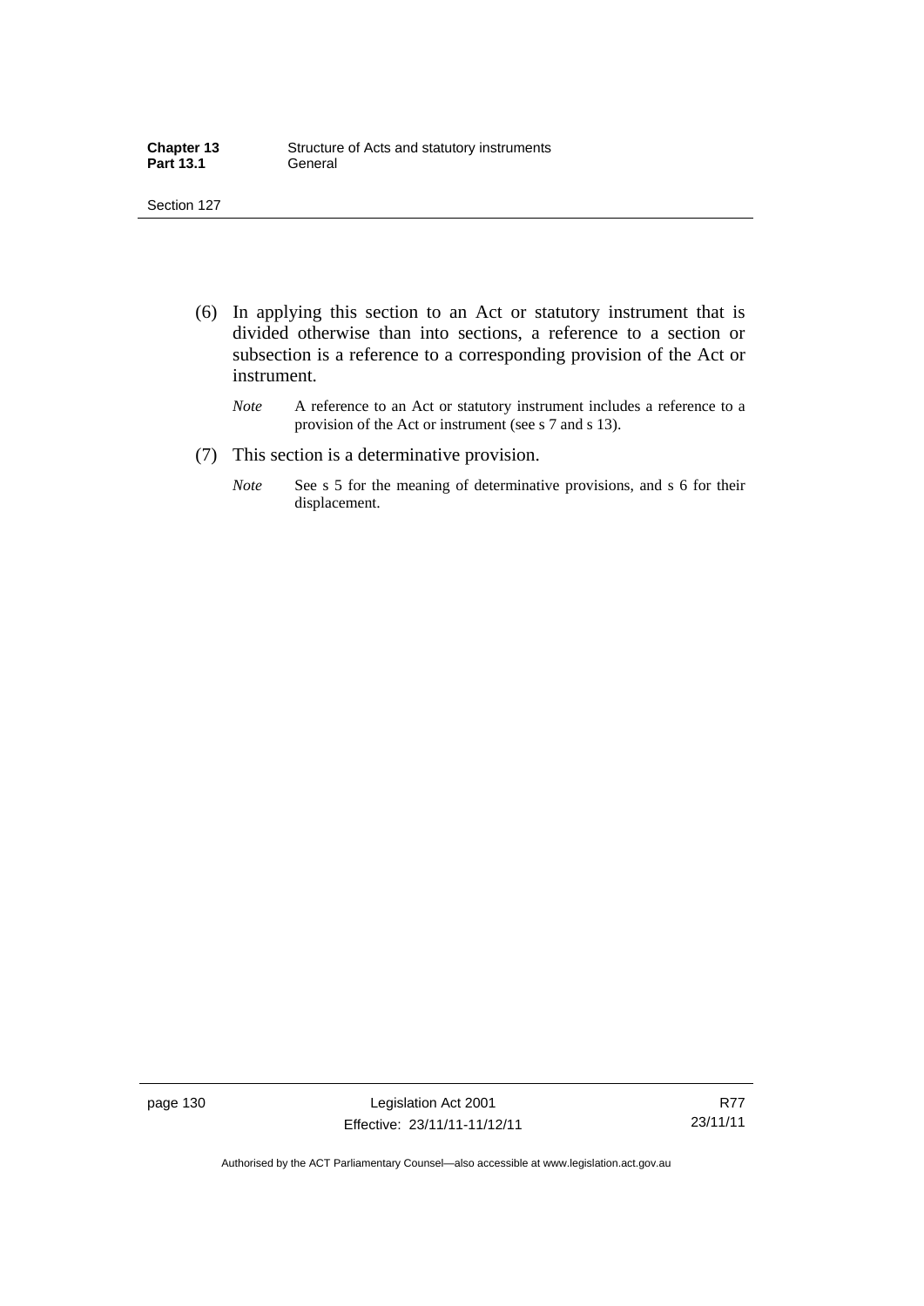(6) In applying this section to an Act or statutory instrument that is divided otherwise than into sections, a reference to a section or subsection is a reference to a corresponding provision of the Act or instrument.

*Note* A reference to an Act or statutory instrument includes a reference to a provision of the Act or instrument (see s 7 and s 13).

(7) This section is a determinative provision.

*Note* See s 5 for the meaning of determinative provisions, and s 6 for their displacement.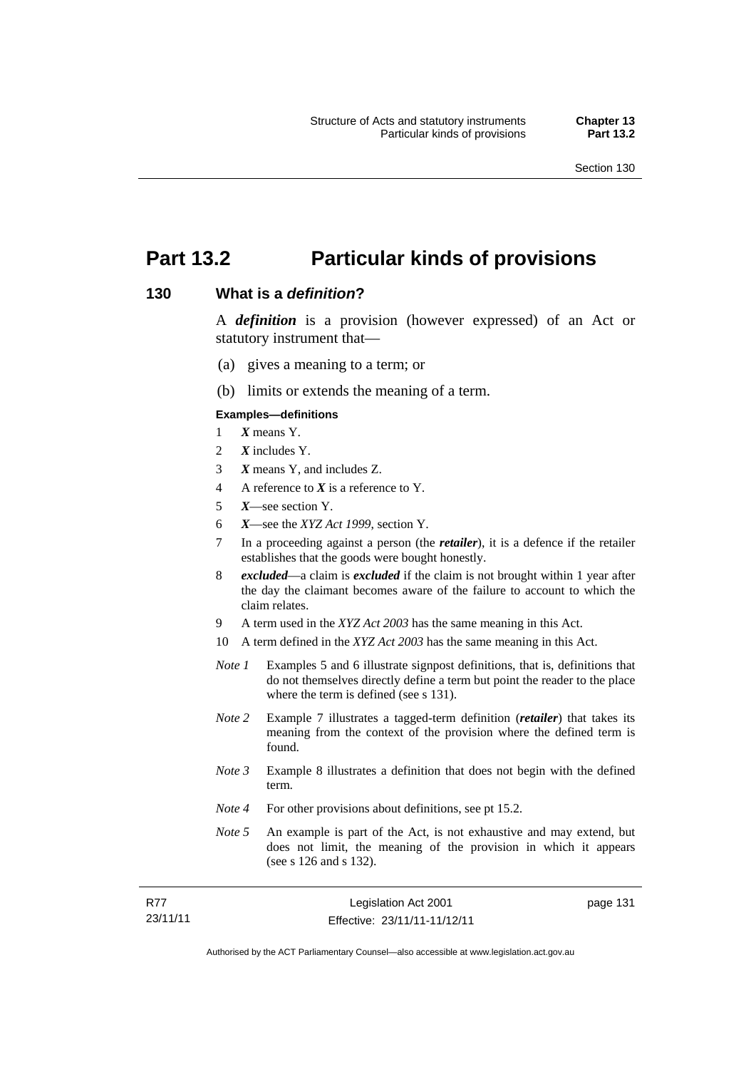# Part 13.2 Particular kinds of provisions

## 130 What is a *definition*?

A ***definition*** is a provision (however expressed) of an Act or statutory instrument that—

(a) gives a meaning to a term; or

(b) limits or extends the meaning of a term.

**Examples—definitions**

1 ***X*** means Y.
2 ***X*** includes Y.
3 ***X*** means Y, and includes Z.
4 A reference to ***X*** is a reference to Y.
5 ***X***—see section Y.
6 ***X***—see the *XYZ Act 1999*, section Y.
7 In a proceeding against a person (the ***retailer***), it is a defence if the retailer establishes that the goods were bought honestly.
8 ***excluded***—a claim is ***excluded*** if the claim is not brought within 1 year after the day the claimant becomes aware of the failure to account to which the claim relates.
9 A term used in the *XYZ Act 2003* has the same meaning in this Act.
10 A term defined in the *XYZ Act 2003* has the same meaning in this Act.

*Note 1* Examples 5 and 6 illustrate signpost definitions, that is, definitions that do not themselves directly define a term but point the reader to the place where the term is defined (see s 131).

*Note 2* Example 7 illustrates a tagged-term definition (***retailer***) that takes its meaning from the context of the provision where the defined term is found.

*Note 3* Example 8 illustrates a definition that does not begin with the defined term.

*Note 4* For other provisions about definitions, see pt 15.2.

*Note 5* An example is part of the Act, is not exhaustive and may extend, but does not limit, the meaning of the provision in which it appears (see s 126 and s 132).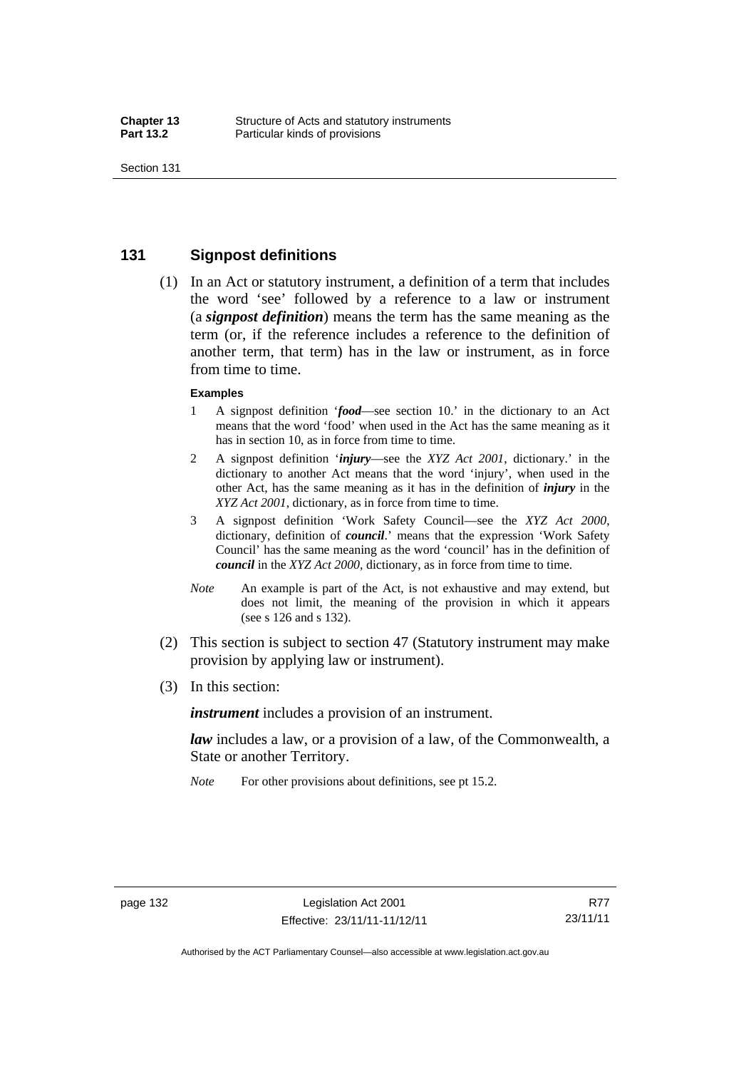## 131 Signpost definitions

(1) In an Act or statutory instrument, a definition of a term that includes the word 'see' followed by a reference to a law or instrument (a ***signpost definition***) means the term has the same meaning as the term (or, if the reference includes a reference to the definition of another term, that term) has in the law or instrument, as in force from time to time.

**Examples**

1 A signpost definition '***food***—see section 10.' in the dictionary to an Act means that the word 'food' when used in the Act has the same meaning as it has in section 10, as in force from time to time.

2 A signpost definition '***injury***—see the *XYZ Act 2001*, dictionary.' in the dictionary to another Act means that the word 'injury', when used in the other Act, has the same meaning as it has in the definition of ***injury*** in the *XYZ Act 2001*, dictionary, as in force from time to time.

3 A signpost definition 'Work Safety Council—see the *XYZ Act 2000*, dictionary, definition of ***council***.' means that the expression 'Work Safety Council' has the same meaning as the word 'council' has in the definition of ***council*** in the *XYZ Act 2000*, dictionary, as in force from time to time.

*Note* An example is part of the Act, is not exhaustive and may extend, but does not limit, the meaning of the provision in which it appears (see s 126 and s 132).

(2) This section is subject to section 47 (Statutory instrument may make provision by applying law or instrument).

(3) In this section:

***instrument*** includes a provision of an instrument.

***law*** includes a law, or a provision of a law, of the Commonwealth, a State or another Territory.

*Note* For other provisions about definitions, see pt 15.2.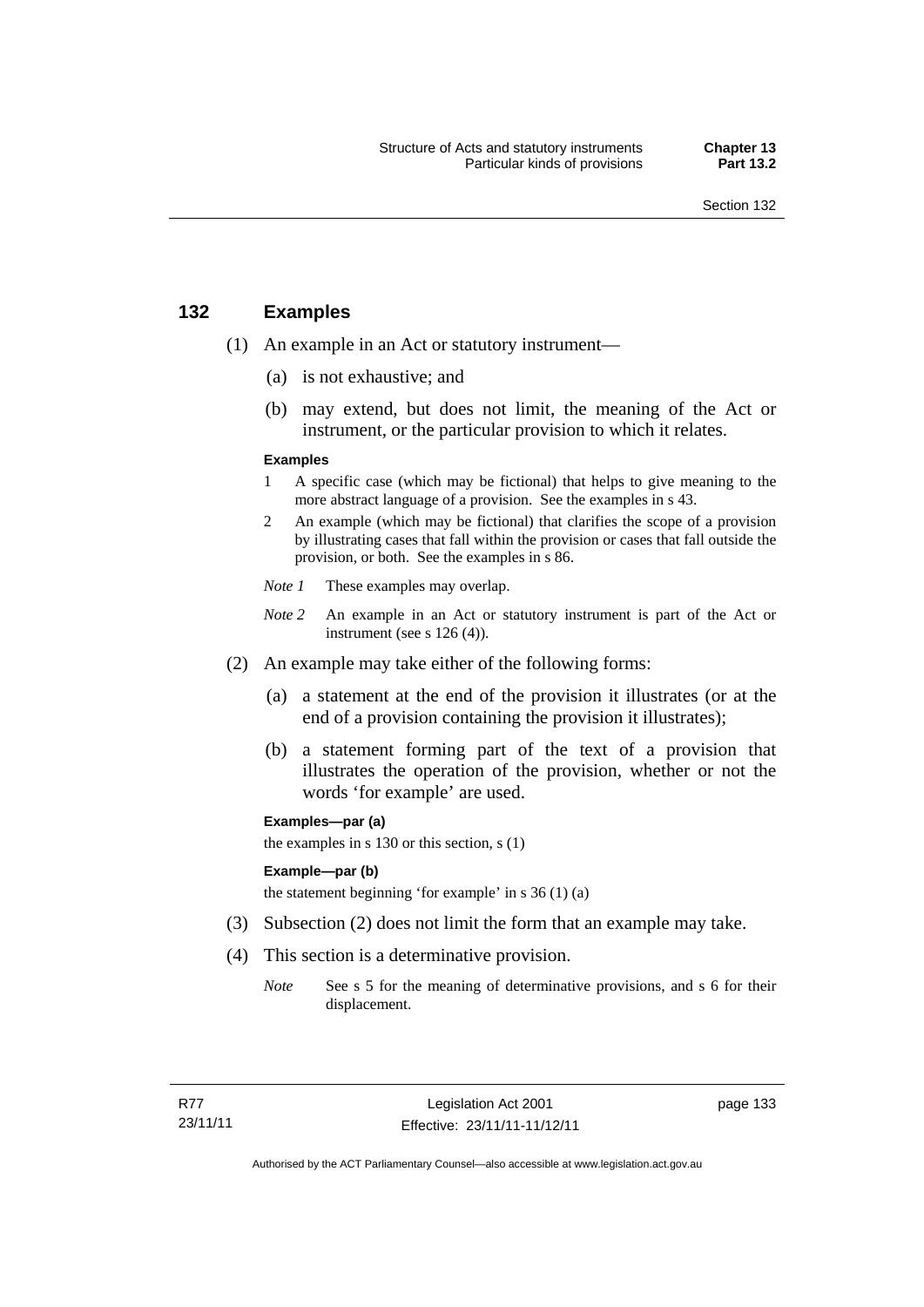## 132 Examples

(1) An example in an Act or statutory instrument—

(a) is not exhaustive; and

(b) may extend, but does not limit, the meaning of the Act or instrument, or the particular provision to which it relates.

**Examples**

1 A specific case (which may be fictional) that helps to give meaning to the more abstract language of a provision. See the examples in s 43.

2 An example (which may be fictional) that clarifies the scope of a provision by illustrating cases that fall within the provision or cases that fall outside the provision, or both. See the examples in s 86.

*Note 1* These examples may overlap.

*Note 2* An example in an Act or statutory instrument is part of the Act or instrument (see s 126 (4)).

(2) An example may take either of the following forms:

(a) a statement at the end of the provision it illustrates (or at the end of a provision containing the provision it illustrates);

(b) a statement forming part of the text of a provision that illustrates the operation of the provision, whether or not the words 'for example' are used.

**Examples—par (a)**

the examples in s 130 or this section, s (1)

**Example—par (b)**

the statement beginning 'for example' in s 36 (1) (a)

(3) Subsection (2) does not limit the form that an example may take.

(4) This section is a determinative provision.

*Note* See s 5 for the meaning of determinative provisions, and s 6 for their displacement.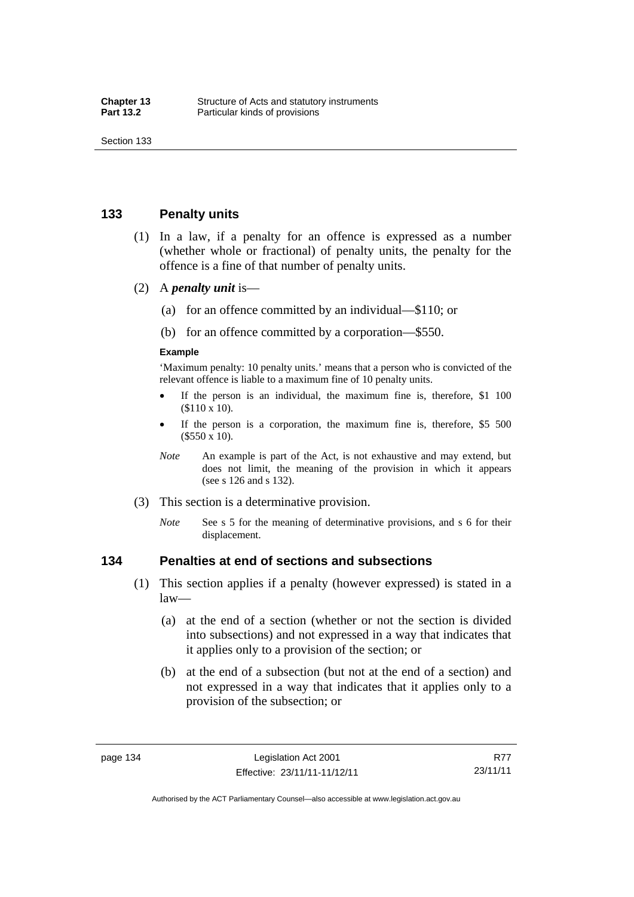## 133 Penalty units

(1) In a law, if a penalty for an offence is expressed as a number (whether whole or fractional) of penalty units, the penalty for the offence is a fine of that number of penalty units.

(2) A ***penalty unit*** is—

(a) for an offence committed by an individual—$110; or

(b) for an offence committed by a corporation—$550.

**Example**

'Maximum penalty: 10 penalty units.' means that a person who is convicted of the relevant offence is liable to a maximum fine of 10 penalty units.

- If the person is an individual, the maximum fine is, therefore, $1 100 ($110 x 10).
- If the person is a corporation, the maximum fine is, therefore, $5 500 ($550 x 10).

*Note* An example is part of the Act, is not exhaustive and may extend, but does not limit, the meaning of the provision in which it appears (see s 126 and s 132).

(3) This section is a determinative provision.

*Note* See s 5 for the meaning of determinative provisions, and s 6 for their displacement.

## 134 Penalties at end of sections and subsections

(1) This section applies if a penalty (however expressed) is stated in a law—

(a) at the end of a section (whether or not the section is divided into subsections) and not expressed in a way that indicates that it applies only to a provision of the section; or

(b) at the end of a subsection (but not at the end of a section) and not expressed in a way that indicates that it applies only to a provision of the subsection; or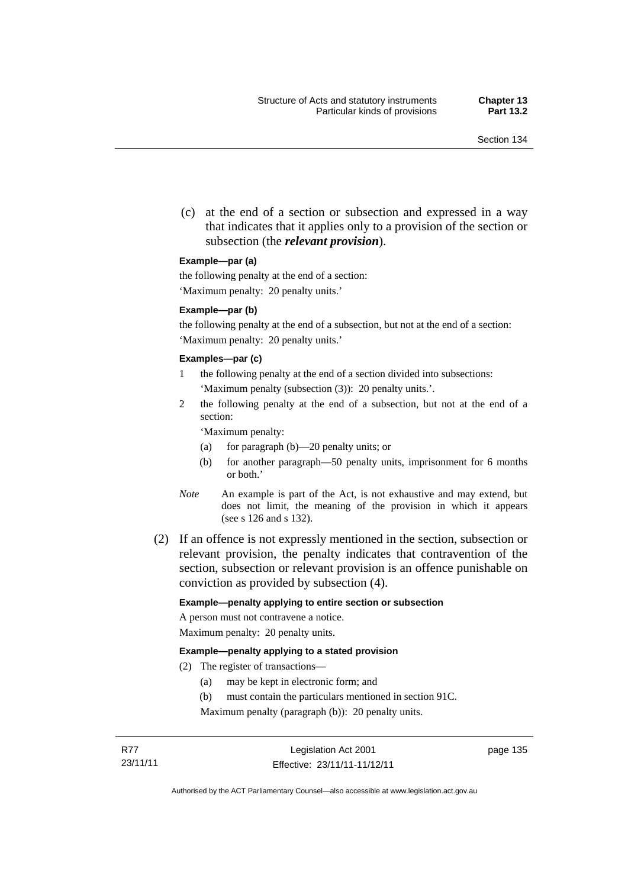(c) at the end of a section or subsection and expressed in a way that indicates that it applies only to a provision of the section or subsection (the ***relevant provision***).

**Example—par (a)**

the following penalty at the end of a section:

'Maximum penalty: 20 penalty units.'

**Example—par (b)**

the following penalty at the end of a subsection, but not at the end of a section:

'Maximum penalty: 20 penalty units.'

**Examples—par (c)**

1 the following penalty at the end of a section divided into subsections:

'Maximum penalty (subsection (3)): 20 penalty units.'.

2 the following penalty at the end of a subsection, but not at the end of a section:

'Maximum penalty:

(a) for paragraph (b)—20 penalty units; or

(b) for another paragraph—50 penalty units, imprisonment for 6 months or both.'

*Note* An example is part of the Act, is not exhaustive and may extend, but does not limit, the meaning of the provision in which it appears (see s 126 and s 132).

(2) If an offence is not expressly mentioned in the section, subsection or relevant provision, the penalty indicates that contravention of the section, subsection or relevant provision is an offence punishable on conviction as provided by subsection (4).

**Example—penalty applying to entire section or subsection**

A person must not contravene a notice.

Maximum penalty: 20 penalty units.

**Example—penalty applying to a stated provision**

(2) The register of transactions—

(a) may be kept in electronic form; and

(b) must contain the particulars mentioned in section 91C.

Maximum penalty (paragraph (b)): 20 penalty units.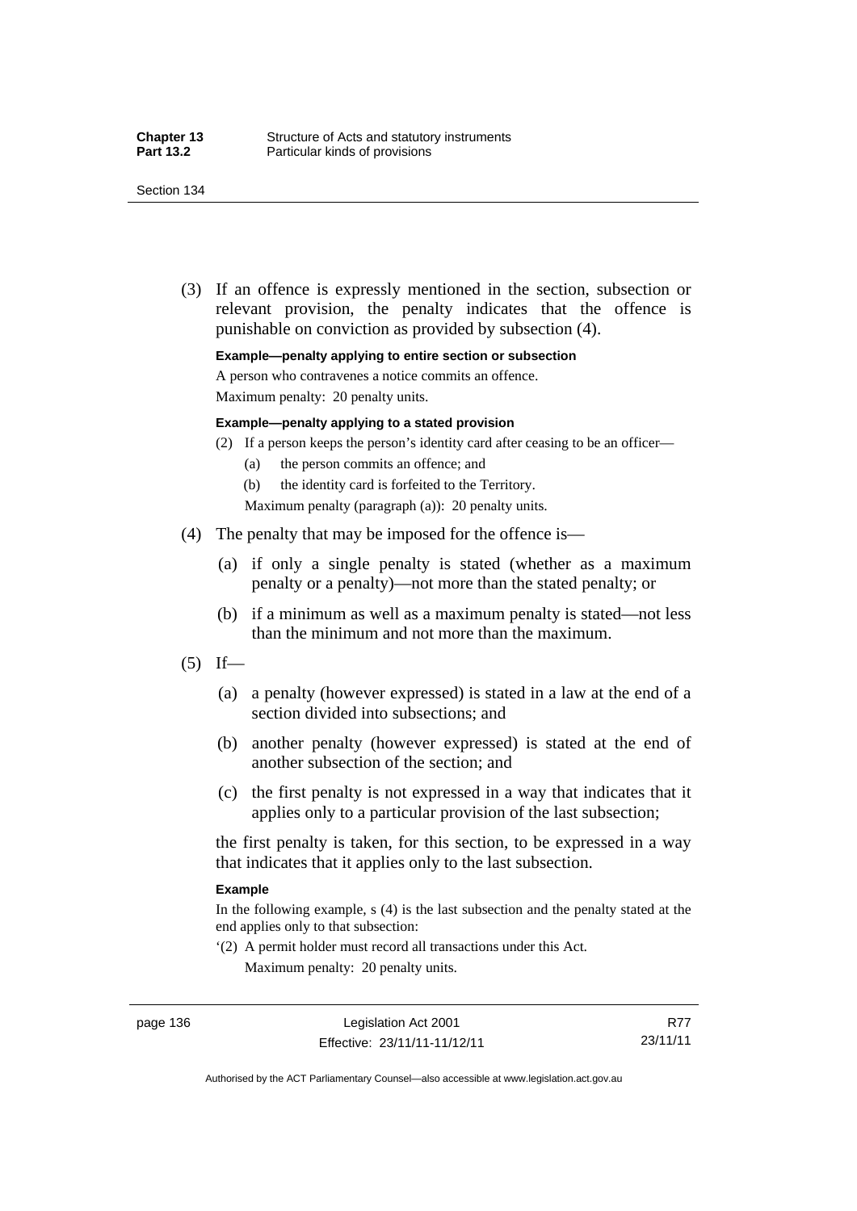(3) If an offence is expressly mentioned in the section, subsection or relevant provision, the penalty indicates that the offence is punishable on conviction as provided by subsection (4).

**Example—penalty applying to entire section or subsection**

A person who contravenes a notice commits an offence.

Maximum penalty: 20 penalty units.

**Example—penalty applying to a stated provision**

(2) If a person keeps the person's identity card after ceasing to be an officer—

(a) the person commits an offence; and

(b) the identity card is forfeited to the Territory.

Maximum penalty (paragraph (a)): 20 penalty units.

(4) The penalty that may be imposed for the offence is—

(a) if only a single penalty is stated (whether as a maximum penalty or a penalty)—not more than the stated penalty; or

(b) if a minimum as well as a maximum penalty is stated—not less than the minimum and not more than the maximum.

(5) If—

(a) a penalty (however expressed) is stated in a law at the end of a section divided into subsections; and

(b) another penalty (however expressed) is stated at the end of another subsection of the section; and

(c) the first penalty is not expressed in a way that indicates that it applies only to a particular provision of the last subsection;

the first penalty is taken, for this section, to be expressed in a way that indicates that it applies only to the last subsection.

**Example**

In the following example, s (4) is the last subsection and the penalty stated at the end applies only to that subsection:

'(2) A permit holder must record all transactions under this Act.

Maximum penalty: 20 penalty units.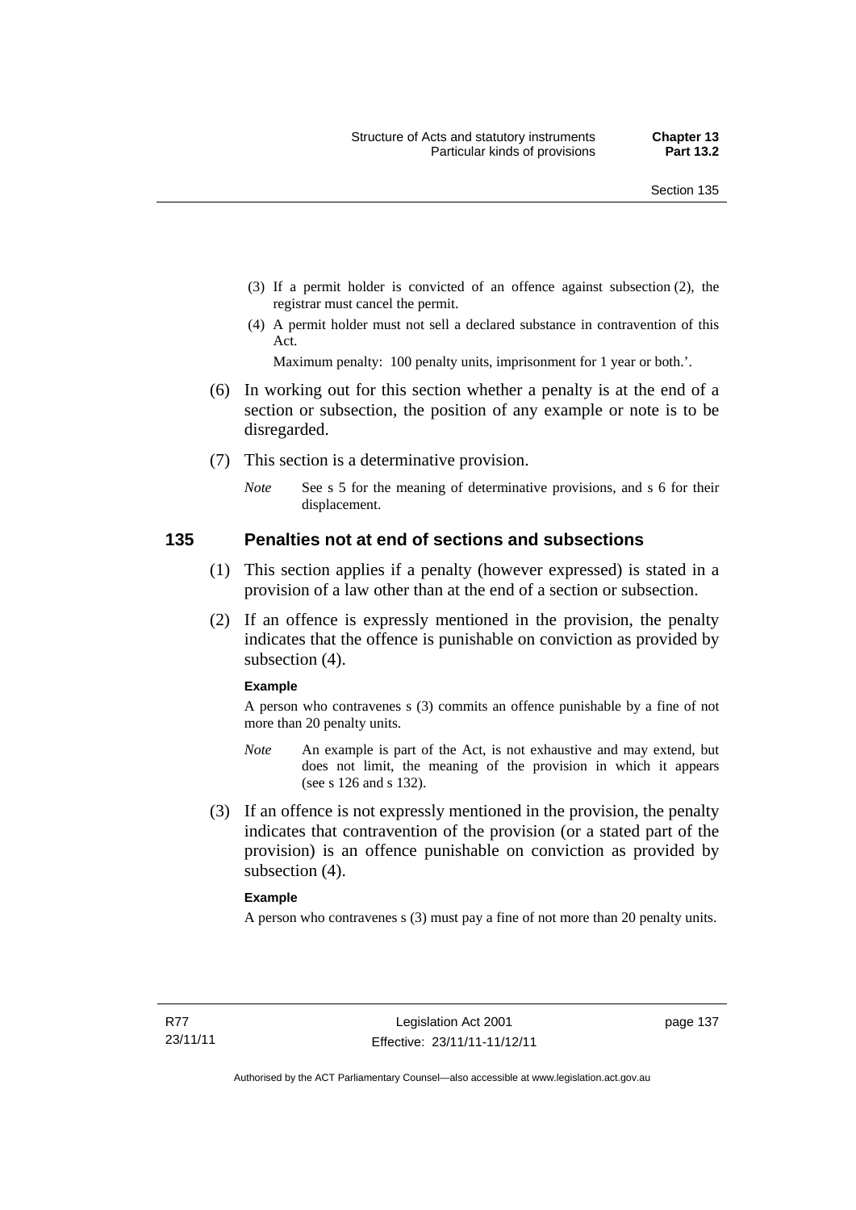(3) If a permit holder is convicted of an offence against subsection (2), the registrar must cancel the permit.

(4) A permit holder must not sell a declared substance in contravention of this Act.

Maximum penalty: 100 penalty units, imprisonment for 1 year or both.'.

(6) In working out for this section whether a penalty is at the end of a section or subsection, the position of any example or note is to be disregarded.

(7) This section is a determinative provision.

*Note* See s 5 for the meaning of determinative provisions, and s 6 for their displacement.

## 135 Penalties not at end of sections and subsections

(1) This section applies if a penalty (however expressed) is stated in a provision of a law other than at the end of a section or subsection.

(2) If an offence is expressly mentioned in the provision, the penalty indicates that the offence is punishable on conviction as provided by subsection (4).

**Example**

A person who contravenes s (3) commits an offence punishable by a fine of not more than 20 penalty units.

*Note* An example is part of the Act, is not exhaustive and may extend, but does not limit, the meaning of the provision in which it appears (see s 126 and s 132).

(3) If an offence is not expressly mentioned in the provision, the penalty indicates that contravention of the provision (or a stated part of the provision) is an offence punishable on conviction as provided by subsection (4).

**Example**

A person who contravenes s (3) must pay a fine of not more than 20 penalty units.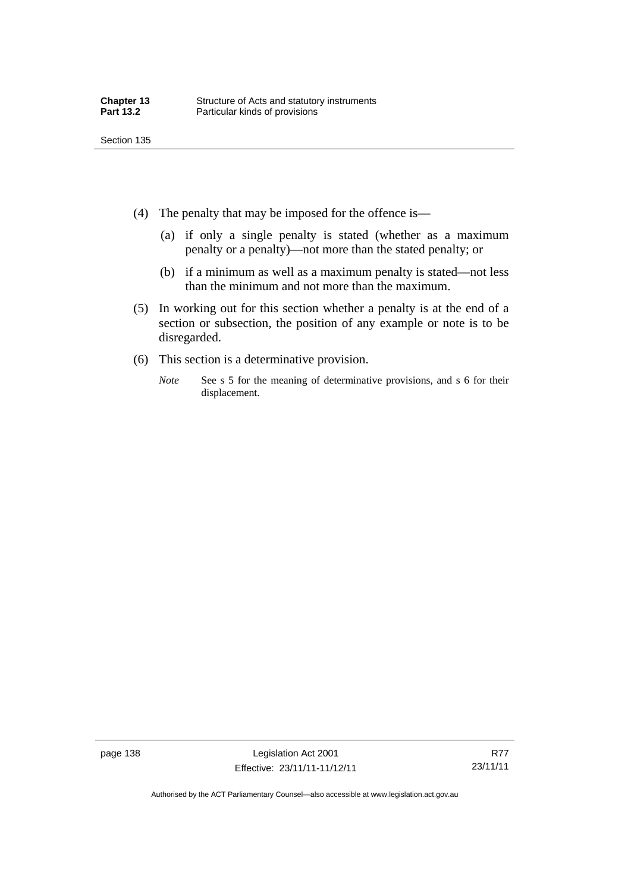(4) The penalty that may be imposed for the offence is—

 (a) if only a single penalty is stated (whether as a maximum penalty or a penalty)—not more than the stated penalty; or

 (b) if a minimum as well as a maximum penalty is stated—not less than the minimum and not more than the maximum.

(5) In working out for this section whether a penalty is at the end of a section or subsection, the position of any example or note is to be disregarded.

(6) This section is a determinative provision.

*Note* See s 5 for the meaning of determinative provisions, and s 6 for their displacement.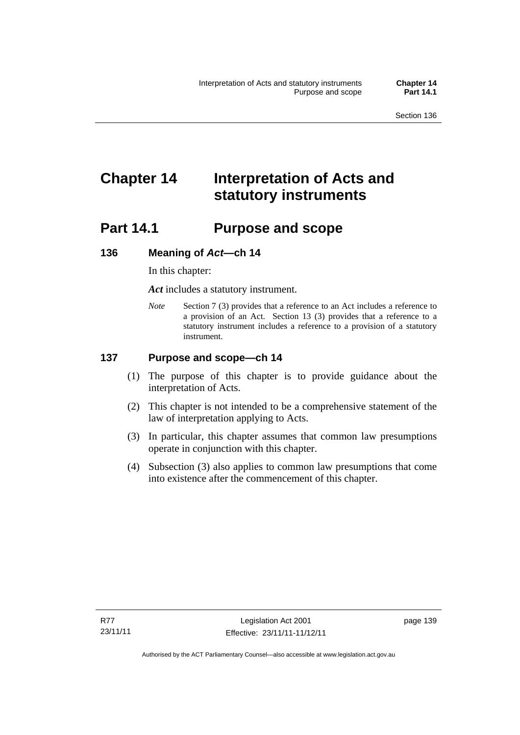# Chapter 14 Interpretation of Acts and statutory instruments

## Part 14.1 Purpose and scope

### 136 Meaning of *Act*—ch 14

In this chapter:

***Act*** includes a statutory instrument.

*Note* Section 7 (3) provides that a reference to an Act includes a reference to a provision of an Act. Section 13 (3) provides that a reference to a statutory instrument includes a reference to a provision of a statutory instrument.

### 137 Purpose and scope—ch 14

(1) The purpose of this chapter is to provide guidance about the interpretation of Acts.

(2) This chapter is not intended to be a comprehensive statement of the law of interpretation applying to Acts.

(3) In particular, this chapter assumes that common law presumptions operate in conjunction with this chapter.

(4) Subsection (3) also applies to common law presumptions that come into existence after the commencement of this chapter.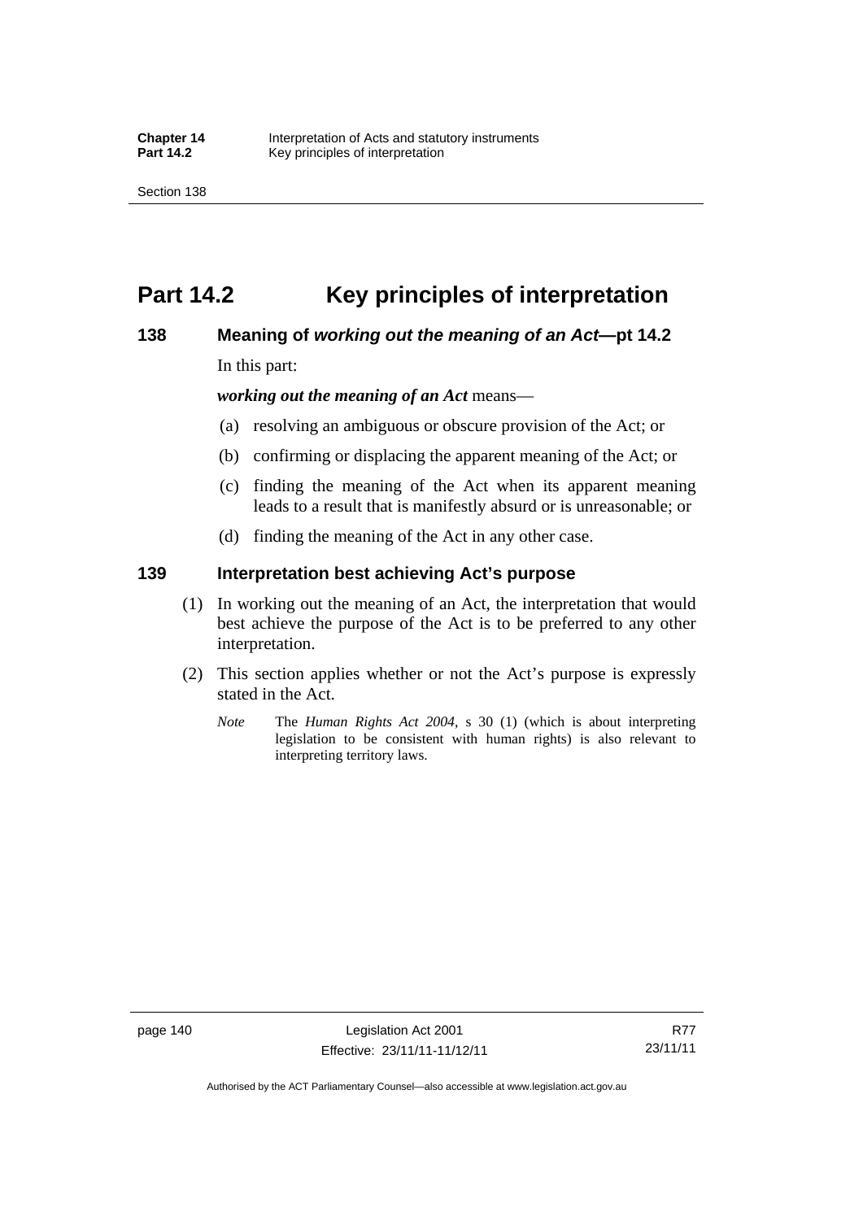# Part 14.2 Key principles of interpretation

### 138 Meaning of *working out the meaning of an Act*—pt 14.2

In this part:

***working out the meaning of an Act*** means—

(a) resolving an ambiguous or obscure provision of the Act; or

(b) confirming or displacing the apparent meaning of the Act; or

(c) finding the meaning of the Act when its apparent meaning leads to a result that is manifestly absurd or is unreasonable; or

(d) finding the meaning of the Act in any other case.

### 139 Interpretation best achieving Act's purpose

(1) In working out the meaning of an Act, the interpretation that would best achieve the purpose of the Act is to be preferred to any other interpretation.

(2) This section applies whether or not the Act's purpose is expressly stated in the Act.

*Note* The *Human Rights Act 2004*, s 30 (1) (which is about interpreting legislation to be consistent with human rights) is also relevant to interpreting territory laws.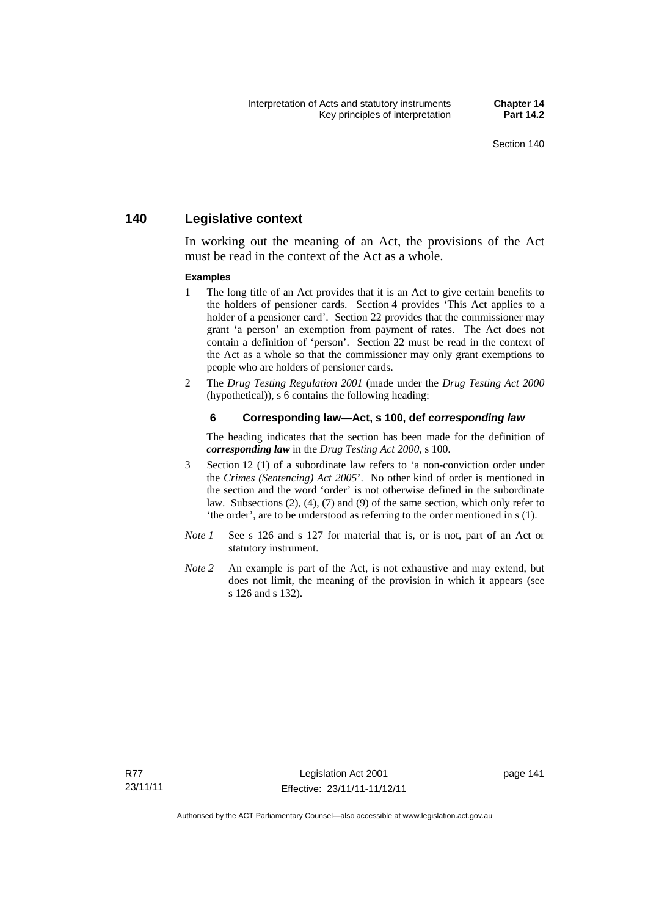## 140 Legislative context

In working out the meaning of an Act, the provisions of the Act must be read in the context of the Act as a whole.

**Examples**

1. The long title of an Act provides that it is an Act to give certain benefits to the holders of pensioner cards. Section 4 provides 'This Act applies to a holder of a pensioner card'. Section 22 provides that the commissioner may grant 'a person' an exemption from payment of rates. The Act does not contain a definition of 'person'. Section 22 must be read in the context of the Act as a whole so that the commissioner may only grant exemptions to people who are holders of pensioner cards.
2. The *Drug Testing Regulation 2001* (made under the *Drug Testing Act 2000* (hypothetical)), s 6 contains the following heading:

   **6 Corresponding law—Act, s 100, def *corresponding law***

   The heading indicates that the section has been made for the definition of ***corresponding law*** in the *Drug Testing Act 2000*, s 100.
3. Section 12 (1) of a subordinate law refers to 'a non-conviction order under the *Crimes (Sentencing) Act 2005*'. No other kind of order is mentioned in the section and the word 'order' is not otherwise defined in the subordinate law. Subsections (2), (4), (7) and (9) of the same section, which only refer to 'the order', are to be understood as referring to the order mentioned in s (1).

*Note 1* See s 126 and s 127 for material that is, or is not, part of an Act or statutory instrument.

*Note 2* An example is part of the Act, is not exhaustive and may extend, but does not limit, the meaning of the provision in which it appears (see s 126 and s 132).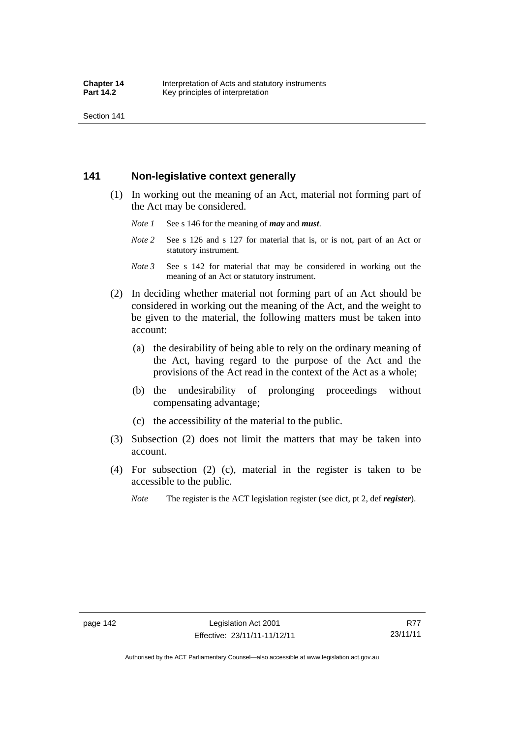## 141 Non-legislative context generally

(1) In working out the meaning of an Act, material not forming part of the Act may be considered.

*Note 1* See s 146 for the meaning of ***may*** and ***must***.

*Note 2* See s 126 and s 127 for material that is, or is not, part of an Act or statutory instrument.

*Note 3* See s 142 for material that may be considered in working out the meaning of an Act or statutory instrument.

(2) In deciding whether material not forming part of an Act should be considered in working out the meaning of the Act, and the weight to be given to the material, the following matters must be taken into account:

(a) the desirability of being able to rely on the ordinary meaning of the Act, having regard to the purpose of the Act and the provisions of the Act read in the context of the Act as a whole;

(b) the undesirability of prolonging proceedings without compensating advantage;

(c) the accessibility of the material to the public.

(3) Subsection (2) does not limit the matters that may be taken into account.

(4) For subsection (2) (c), material in the register is taken to be accessible to the public.

*Note* The register is the ACT legislation register (see dict, pt 2, def ***register***).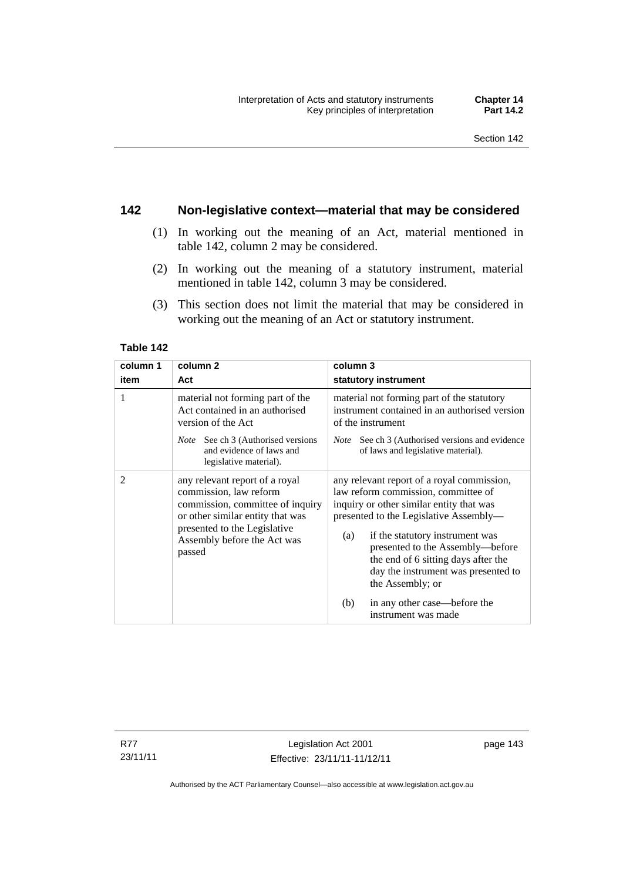## 142 Non-legislative context—material that may be considered

(1) In working out the meaning of an Act, material mentioned in table 142, column 2 may be considered.

(2) In working out the meaning of a statutory instrument, material mentioned in table 142, column 3 may be considered.

(3) This section does not limit the material that may be considered in working out the meaning of an Act or statutory instrument.

**Table 142**

| column 1<br>item | column 2<br>Act | column 3<br>statutory instrument |
|---|---|---|
| 1 | material not forming part of the Act contained in an authorised version of the Act<br>*Note* See ch 3 (Authorised versions and evidence of laws and legislative material). | material not forming part of the statutory instrument contained in an authorised version of the instrument<br>*Note* See ch 3 (Authorised versions and evidence of laws and legislative material). |
| 2 | any relevant report of a royal commission, law reform commission, committee of inquiry or other similar entity that was presented to the Legislative Assembly before the Act was passed | any relevant report of a royal commission, law reform commission, committee of inquiry or other similar entity that was presented to the Legislative Assembly—<br>(a) if the statutory instrument was presented to the Assembly—before the end of 6 sitting days after the day the instrument was presented to the Assembly; or<br>(b) in any other case—before the instrument was made |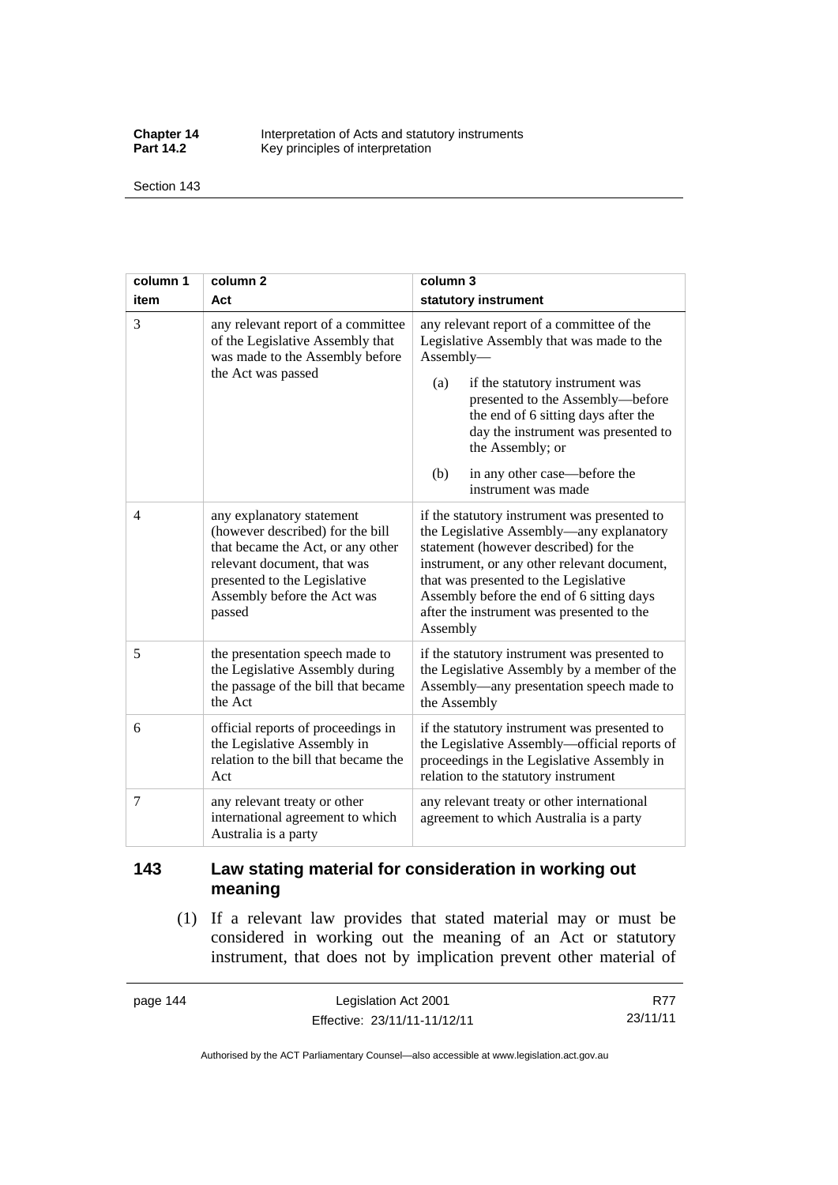| column 1 item | column 2 Act | column 3 statutory instrument |
|---|---|---|
| 3 | any relevant report of a committee of the Legislative Assembly that was made to the Assembly before the Act was passed | any relevant report of a committee of the Legislative Assembly that was made to the Assembly— (a) if the statutory instrument was presented to the Assembly—before the end of 6 sitting days after the day the instrument was presented to the Assembly; or (b) in any other case—before the instrument was made |
| 4 | any explanatory statement (however described) for the bill that became the Act, or any other relevant document, that was presented to the Legislative Assembly before the Act was passed | if the statutory instrument was presented to the Legislative Assembly—any explanatory statement (however described) for the instrument, or any other relevant document, that was presented to the Legislative Assembly before the end of 6 sitting days after the instrument was presented to the Assembly |
| 5 | the presentation speech made to the Legislative Assembly during the passage of the bill that became the Act | if the statutory instrument was presented to the Legislative Assembly by a member of the Assembly—any presentation speech made to the Assembly |
| 6 | official reports of proceedings in the Legislative Assembly in relation to the bill that became the Act | if the statutory instrument was presented to the Legislative Assembly—official reports of proceedings in the Legislative Assembly in relation to the statutory instrument |
| 7 | any relevant treaty or other international agreement to which Australia is a party | any relevant treaty or other international agreement to which Australia is a party |

## 143 Law stating material for consideration in working out meaning

(1) If a relevant law provides that stated material may or must be considered in working out the meaning of an Act or statutory instrument, that does not by implication prevent other material of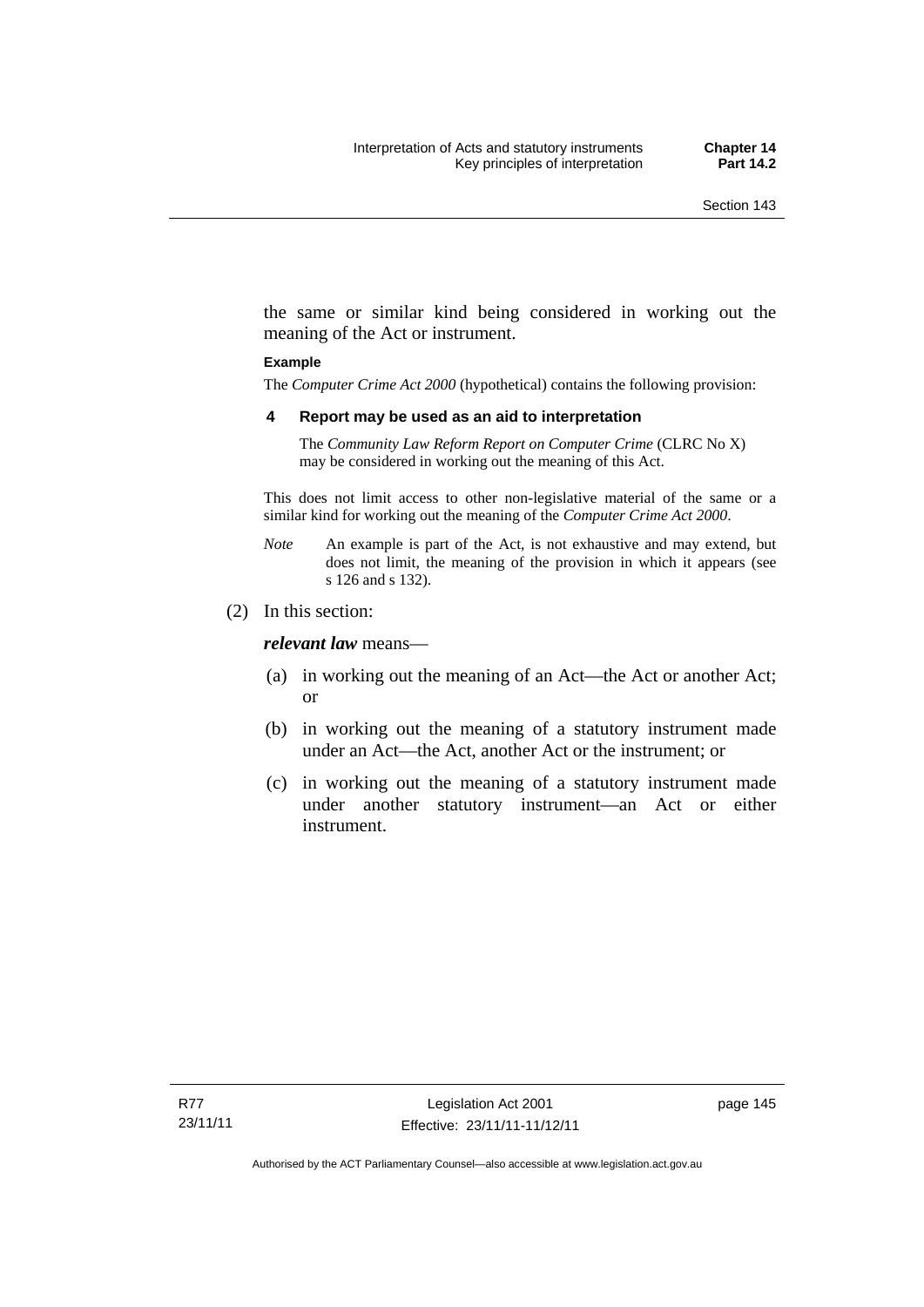the same or similar kind being considered in working out the meaning of the Act or instrument.

**Example**

The *Computer Crime Act 2000* (hypothetical) contains the following provision:

**4 Report may be used as an aid to interpretation**

The *Community Law Reform Report on Computer Crime* (CLRC No X) may be considered in working out the meaning of this Act.

This does not limit access to other non-legislative material of the same or a similar kind for working out the meaning of the *Computer Crime Act 2000*.

*Note* An example is part of the Act, is not exhaustive and may extend, but does not limit, the meaning of the provision in which it appears (see s 126 and s 132).

(2) In this section:

***relevant law*** means—

(a) in working out the meaning of an Act—the Act or another Act; or

(b) in working out the meaning of a statutory instrument made under an Act—the Act, another Act or the instrument; or

(c) in working out the meaning of a statutory instrument made under another statutory instrument—an Act or either instrument.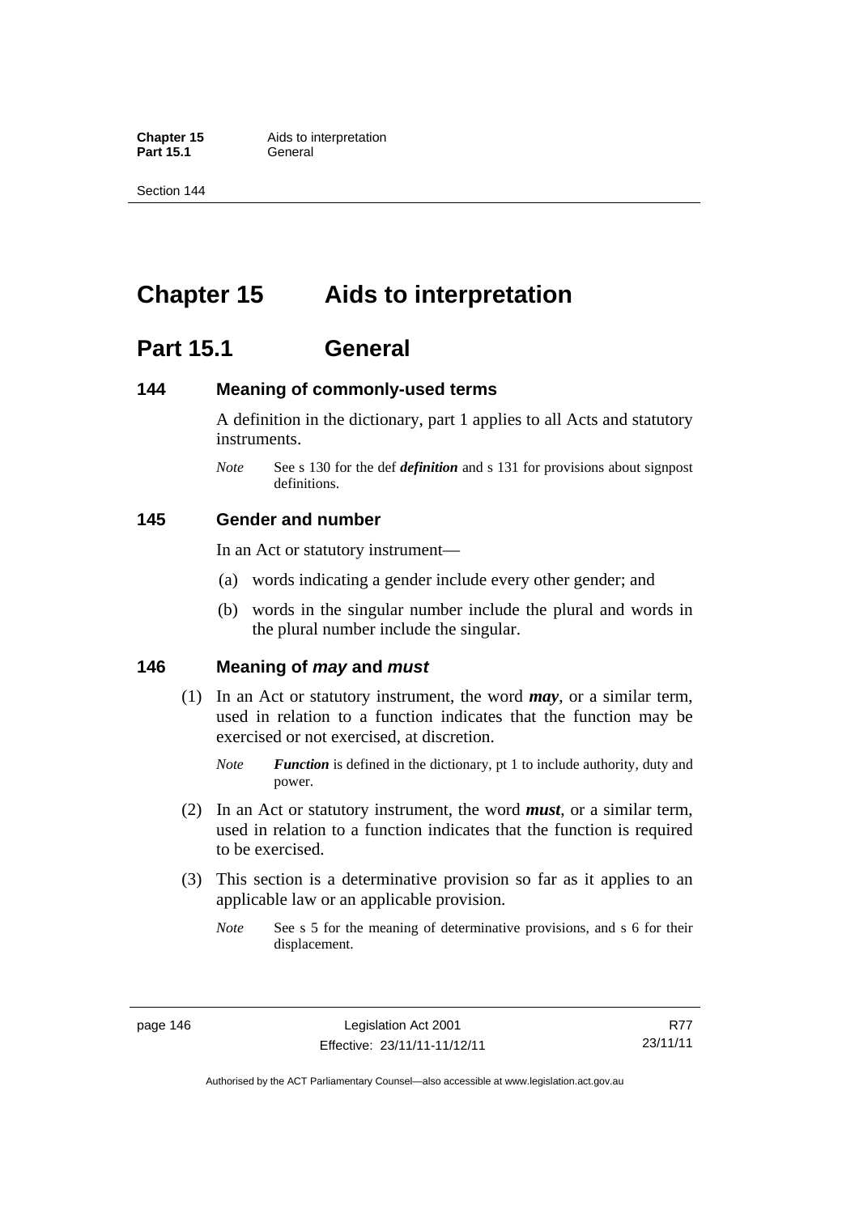# Chapter 15 Aids to interpretation

## Part 15.1 General

### 144 Meaning of commonly-used terms

A definition in the dictionary, part 1 applies to all Acts and statutory instruments.

*Note* See s 130 for the def ***definition*** and s 131 for provisions about signpost definitions.

### 145 Gender and number

In an Act or statutory instrument—

(a) words indicating a gender include every other gender; and

(b) words in the singular number include the plural and words in the plural number include the singular.

### 146 Meaning of *may* and *must*

(1) In an Act or statutory instrument, the word ***may***, or a similar term, used in relation to a function indicates that the function may be exercised or not exercised, at discretion.

*Note* ***Function*** is defined in the dictionary, pt 1 to include authority, duty and power.

(2) In an Act or statutory instrument, the word ***must***, or a similar term, used in relation to a function indicates that the function is required to be exercised.

(3) This section is a determinative provision so far as it applies to an applicable law or an applicable provision.

*Note* See s 5 for the meaning of determinative provisions, and s 6 for their displacement.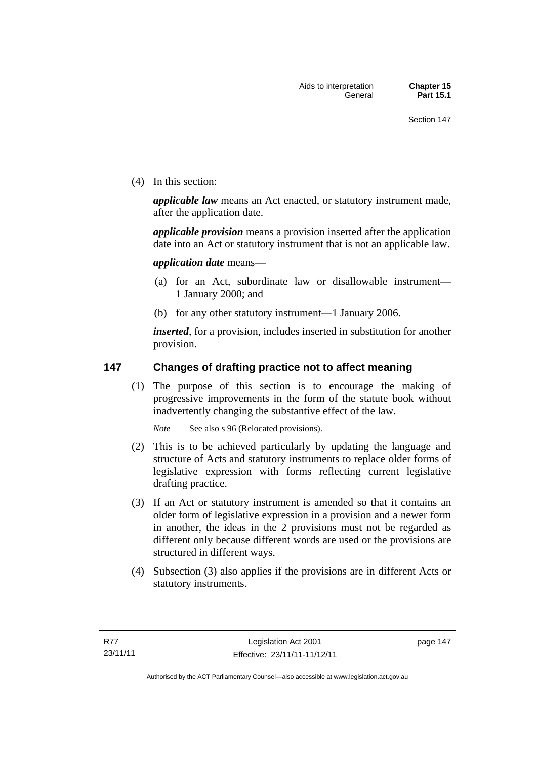(4) In this section:

***applicable law*** means an Act enacted, or statutory instrument made, after the application date.

***applicable provision*** means a provision inserted after the application date into an Act or statutory instrument that is not an applicable law.

***application date*** means—

(a) for an Act, subordinate law or disallowable instrument—1 January 2000; and

(b) for any other statutory instrument—1 January 2006.

***inserted***, for a provision, includes inserted in substitution for another provision.

## 147 Changes of drafting practice not to affect meaning

(1) The purpose of this section is to encourage the making of progressive improvements in the form of the statute book without inadvertently changing the substantive effect of the law.

*Note* See also s 96 (Relocated provisions).

(2) This is to be achieved particularly by updating the language and structure of Acts and statutory instruments to replace older forms of legislative expression with forms reflecting current legislative drafting practice.

(3) If an Act or statutory instrument is amended so that it contains an older form of legislative expression in a provision and a newer form in another, the ideas in the 2 provisions must not be regarded as different only because different words are used or the provisions are structured in different ways.

(4) Subsection (3) also applies if the provisions are in different Acts or statutory instruments.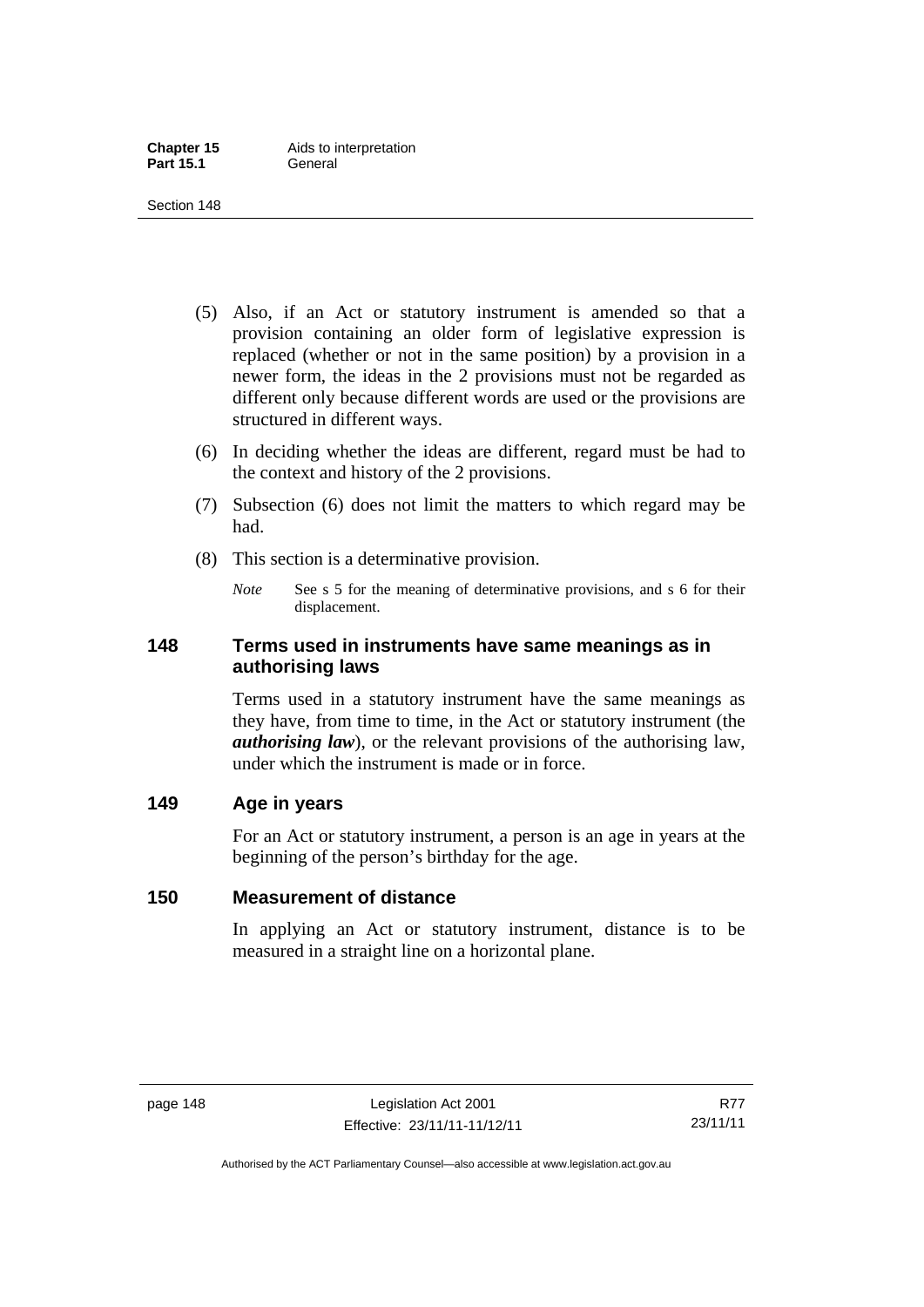(5) Also, if an Act or statutory instrument is amended so that a provision containing an older form of legislative expression is replaced (whether or not in the same position) by a provision in a newer form, the ideas in the 2 provisions must not be regarded as different only because different words are used or the provisions are structured in different ways.

(6) In deciding whether the ideas are different, regard must be had to the context and history of the 2 provisions.

(7) Subsection (6) does not limit the matters to which regard may be had.

(8) This section is a determinative provision.

*Note* See s 5 for the meaning of determinative provisions, and s 6 for their displacement.

## 148 Terms used in instruments have same meanings as in authorising laws

Terms used in a statutory instrument have the same meanings as they have, from time to time, in the Act or statutory instrument (the ***authorising law***), or the relevant provisions of the authorising law, under which the instrument is made or in force.

## 149 Age in years

For an Act or statutory instrument, a person is an age in years at the beginning of the person's birthday for the age.

## 150 Measurement of distance

In applying an Act or statutory instrument, distance is to be measured in a straight line on a horizontal plane.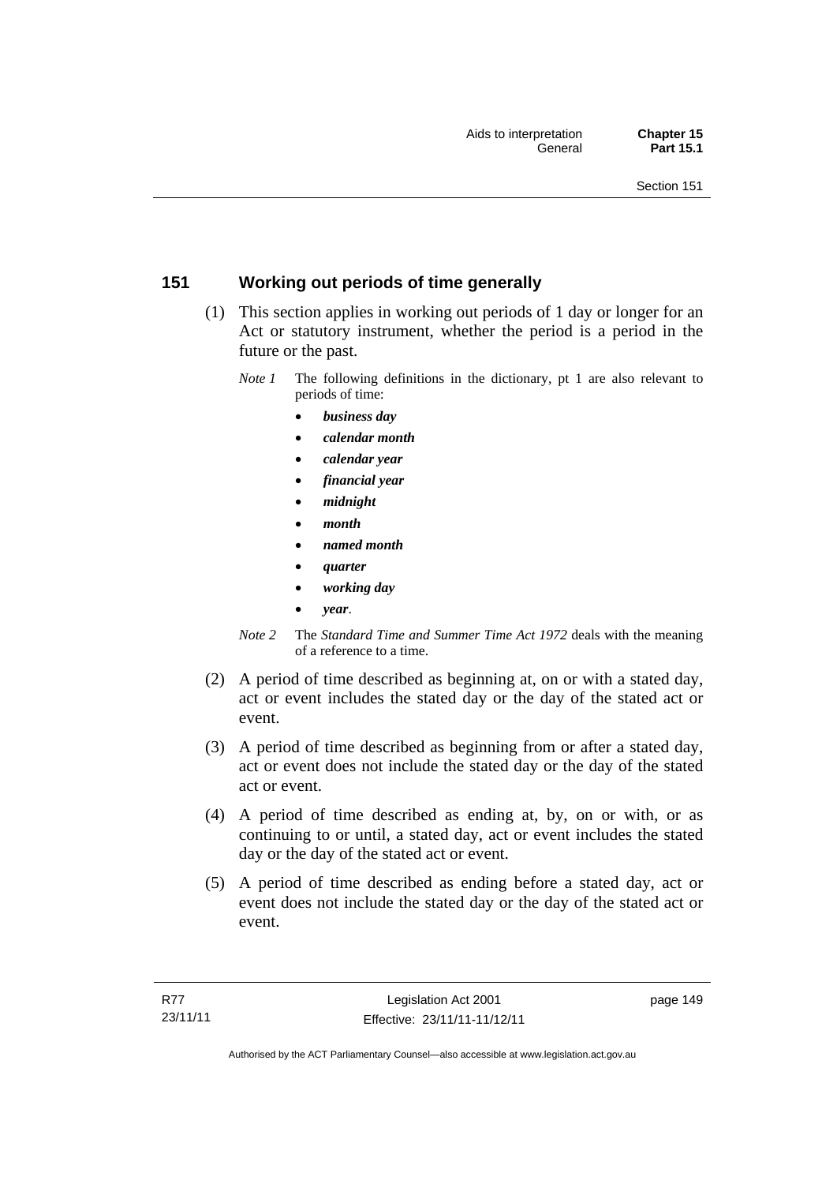## 151 Working out periods of time generally

(1) This section applies in working out periods of 1 day or longer for an Act or statutory instrument, whether the period is a period in the future or the past.

*Note 1* The following definitions in the dictionary, pt 1 are also relevant to periods of time:

- ***business day***
- ***calendar month***
- ***calendar year***
- ***financial year***
- ***midnight***
- ***month***
- ***named month***
- ***quarter***
- ***working day***
- ***year***.

*Note 2* The *Standard Time and Summer Time Act 1972* deals with the meaning of a reference to a time.

(2) A period of time described as beginning at, on or with a stated day, act or event includes the stated day or the day of the stated act or event.

(3) A period of time described as beginning from or after a stated day, act or event does not include the stated day or the day of the stated act or event.

(4) A period of time described as ending at, by, on or with, or as continuing to or until, a stated day, act or event includes the stated day or the day of the stated act or event.

(5) A period of time described as ending before a stated day, act or event does not include the stated day or the day of the stated act or event.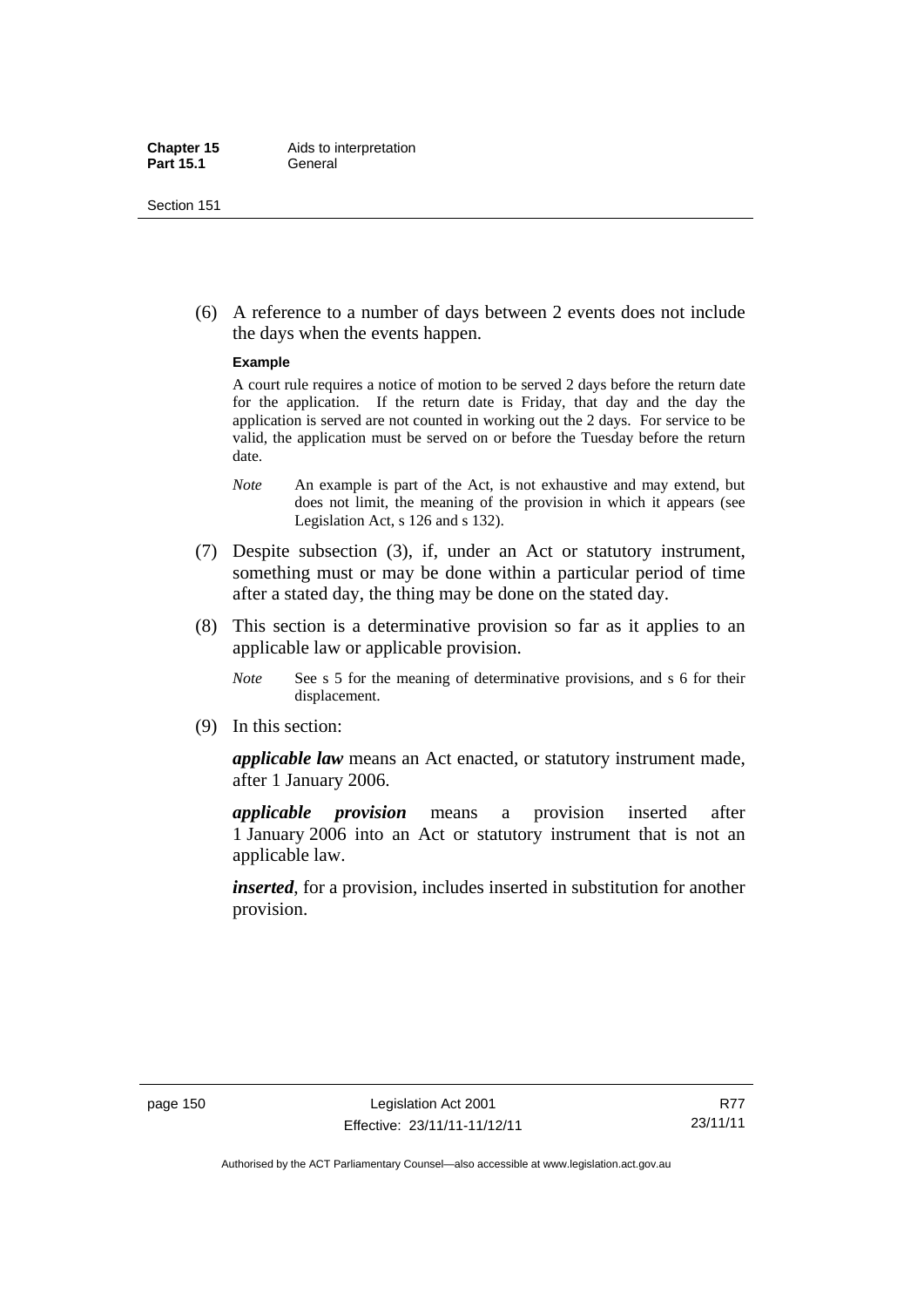(6) A reference to a number of days between 2 events does not include the days when the events happen.

**Example**

A court rule requires a notice of motion to be served 2 days before the return date for the application. If the return date is Friday, that day and the day the application is served are not counted in working out the 2 days. For service to be valid, the application must be served on or before the Tuesday before the return date.

*Note* An example is part of the Act, is not exhaustive and may extend, but does not limit, the meaning of the provision in which it appears (see Legislation Act, s 126 and s 132).

(7) Despite subsection (3), if, under an Act or statutory instrument, something must or may be done within a particular period of time after a stated day, the thing may be done on the stated day.

(8) This section is a determinative provision so far as it applies to an applicable law or applicable provision.

*Note* See s 5 for the meaning of determinative provisions, and s 6 for their displacement.

(9) In this section:

***applicable law*** means an Act enacted, or statutory instrument made, after 1 January 2006.

***applicable provision*** means a provision inserted after 1 January 2006 into an Act or statutory instrument that is not an applicable law.

***inserted***, for a provision, includes inserted in substitution for another provision.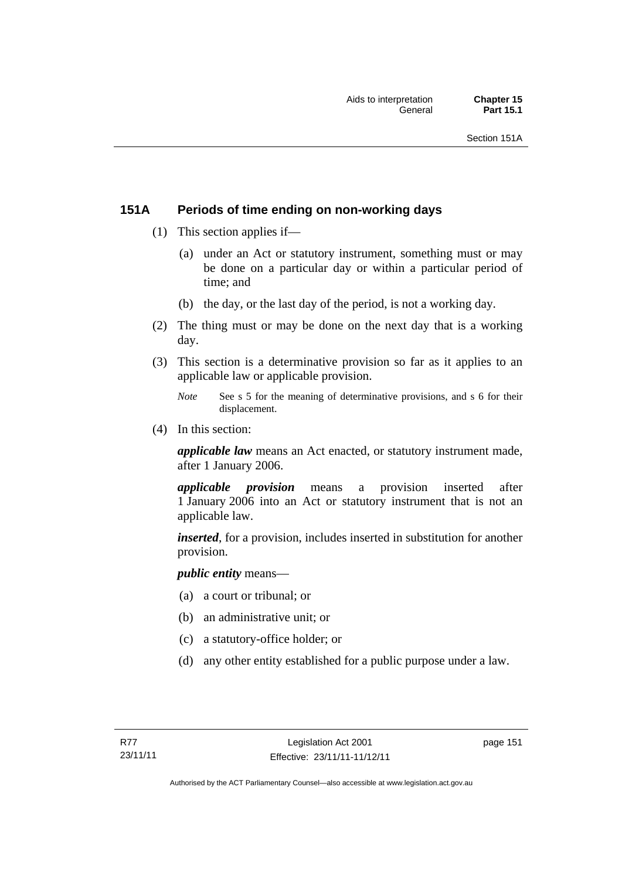## 151A Periods of time ending on non-working days

(1) This section applies if—

  (a) under an Act or statutory instrument, something must or may be done on a particular day or within a particular period of time; and

  (b) the day, or the last day of the period, is not a working day.

(2) The thing must or may be done on the next day that is a working day.

(3) This section is a determinative provision so far as it applies to an applicable law or applicable provision.

*Note* See s 5 for the meaning of determinative provisions, and s 6 for their displacement.

(4) In this section:

***applicable law*** means an Act enacted, or statutory instrument made, after 1 January 2006.

***applicable provision*** means a provision inserted after 1 January 2006 into an Act or statutory instrument that is not an applicable law.

***inserted***, for a provision, includes inserted in substitution for another provision.

***public entity*** means—

  (a) a court or tribunal; or

  (b) an administrative unit; or

  (c) a statutory-office holder; or

  (d) any other entity established for a public purpose under a law.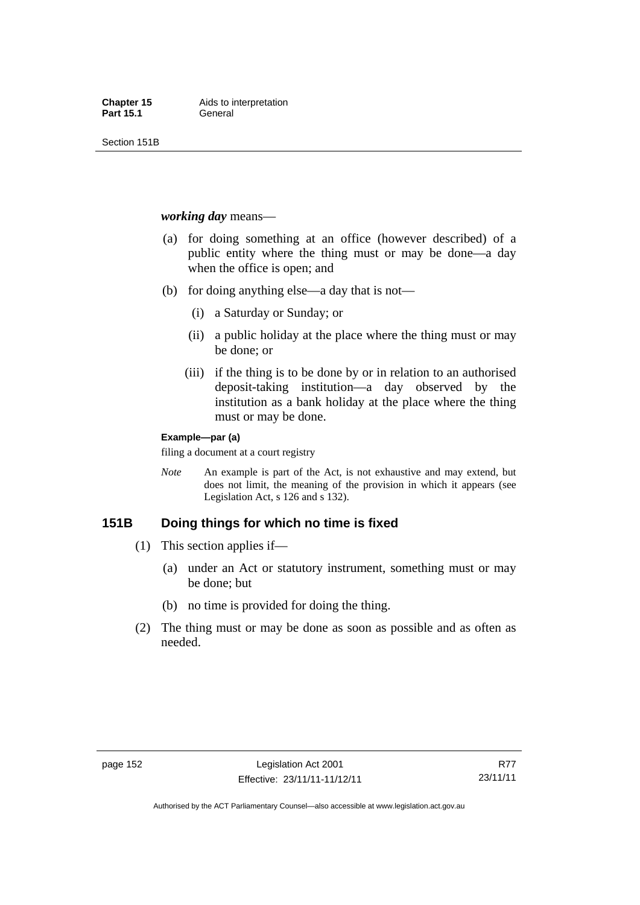***working day*** means—

(a) for doing something at an office (however described) of a public entity where the thing must or may be done—a day when the office is open; and

(b) for doing anything else—a day that is not—

  (i) a Saturday or Sunday; or

  (ii) a public holiday at the place where the thing must or may be done; or

  (iii) if the thing is to be done by or in relation to an authorised deposit-taking institution—a day observed by the institution as a bank holiday at the place where the thing must or may be done.

**Example—par (a)**

filing a document at a court registry

*Note* An example is part of the Act, is not exhaustive and may extend, but does not limit, the meaning of the provision in which it appears (see Legislation Act, s 126 and s 132).

## 151B Doing things for which no time is fixed

(1) This section applies if—

  (a) under an Act or statutory instrument, something must or may be done; but

  (b) no time is provided for doing the thing.

(2) The thing must or may be done as soon as possible and as often as needed.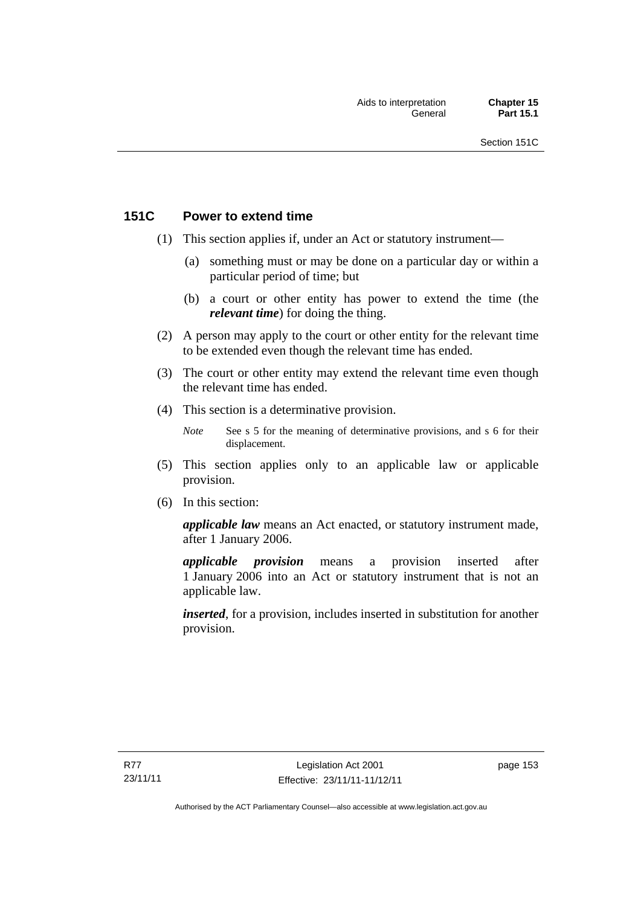## 151C Power to extend time

(1) This section applies if, under an Act or statutory instrument—

(a) something must or may be done on a particular day or within a particular period of time; but

(b) a court or other entity has power to extend the time (the ***relevant time***) for doing the thing.

(2) A person may apply to the court or other entity for the relevant time to be extended even though the relevant time has ended.

(3) The court or other entity may extend the relevant time even though the relevant time has ended.

(4) This section is a determinative provision.

*Note* See s 5 for the meaning of determinative provisions, and s 6 for their displacement.

(5) This section applies only to an applicable law or applicable provision.

(6) In this section:

***applicable law*** means an Act enacted, or statutory instrument made, after 1 January 2006.

***applicable provision*** means a provision inserted after 1 January 2006 into an Act or statutory instrument that is not an applicable law.

***inserted***, for a provision, includes inserted in substitution for another provision.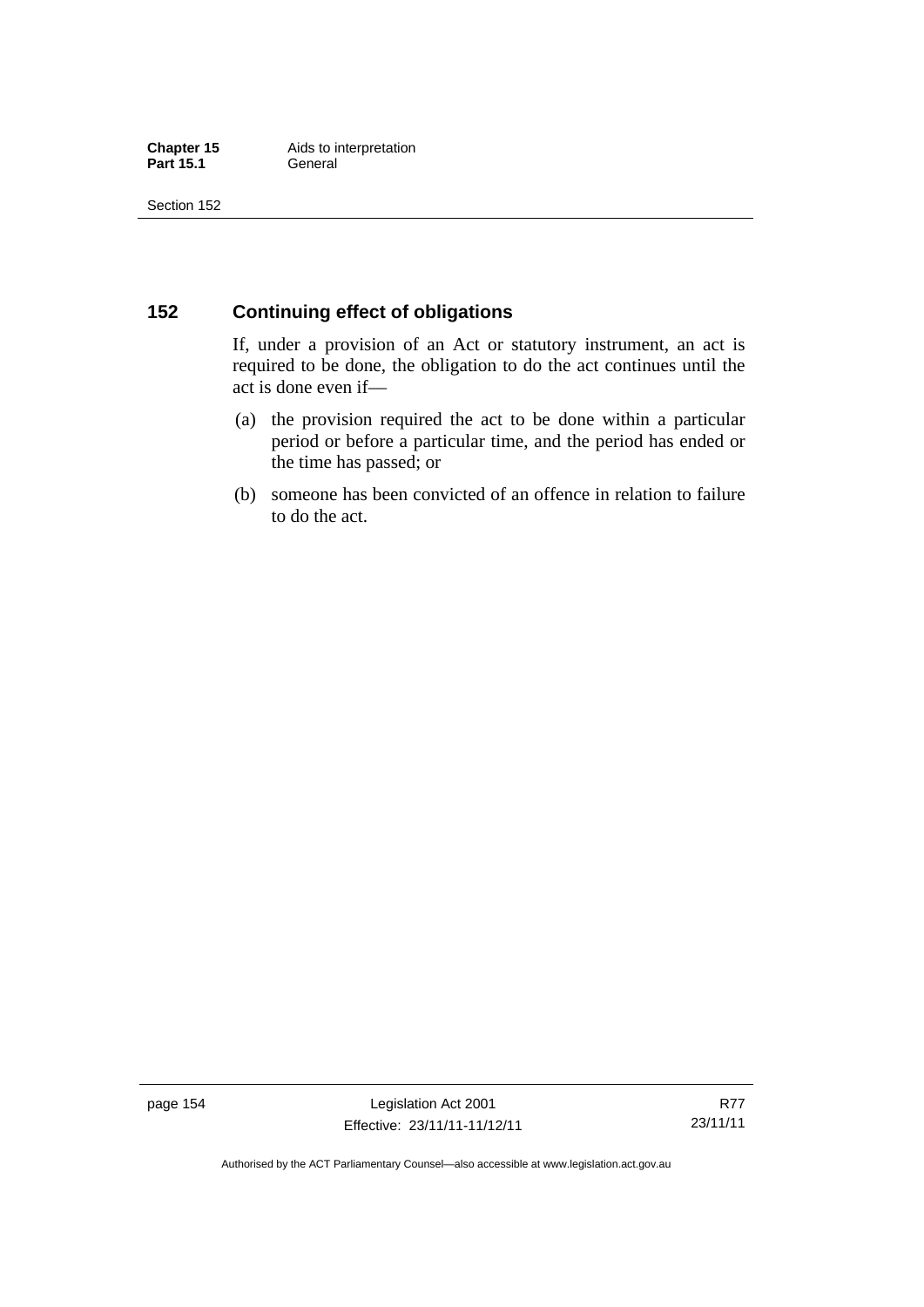## 152 Continuing effect of obligations

If, under a provision of an Act or statutory instrument, an act is required to be done, the obligation to do the act continues until the act is done even if—

(a) the provision required the act to be done within a particular period or before a particular time, and the period has ended or the time has passed; or

(b) someone has been convicted of an offence in relation to failure to do the act.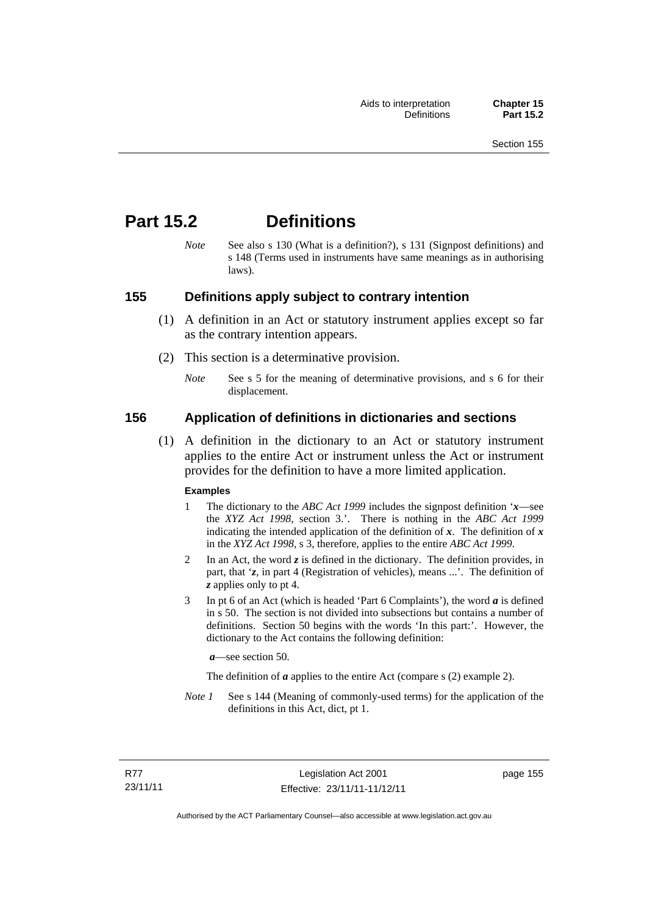# Part 15.2 Definitions

*Note* See also s 130 (What is a definition?), s 131 (Signpost definitions) and s 148 (Terms used in instruments have same meanings as in authorising laws).

## 155 Definitions apply subject to contrary intention

(1) A definition in an Act or statutory instrument applies except so far as the contrary intention appears.

(2) This section is a determinative provision.

*Note* See s 5 for the meaning of determinative provisions, and s 6 for their displacement.

## 156 Application of definitions in dictionaries and sections

(1) A definition in the dictionary to an Act or statutory instrument applies to the entire Act or instrument unless the Act or instrument provides for the definition to have a more limited application.

**Examples**

1 The dictionary to the *ABC Act 1999* includes the signpost definition '***x***—see the *XYZ Act 1998*, section 3.'. There is nothing in the *ABC Act 1999* indicating the intended application of the definition of ***x***. The definition of ***x*** in the *XYZ Act 1998*, s 3, therefore, applies to the entire *ABC Act 1999*.

2 In an Act, the word ***z*** is defined in the dictionary. The definition provides, in part, that '***z***, in part 4 (Registration of vehicles), means ...'. The definition of ***z*** applies only to pt 4.

3 In pt 6 of an Act (which is headed 'Part 6 Complaints'), the word ***a*** is defined in s 50. The section is not divided into subsections but contains a number of definitions. Section 50 begins with the words 'In this part:'. However, the dictionary to the Act contains the following definition:

***a***—see section 50.

The definition of ***a*** applies to the entire Act (compare s (2) example 2).

*Note 1* See s 144 (Meaning of commonly-used terms) for the application of the definitions in this Act, dict, pt 1.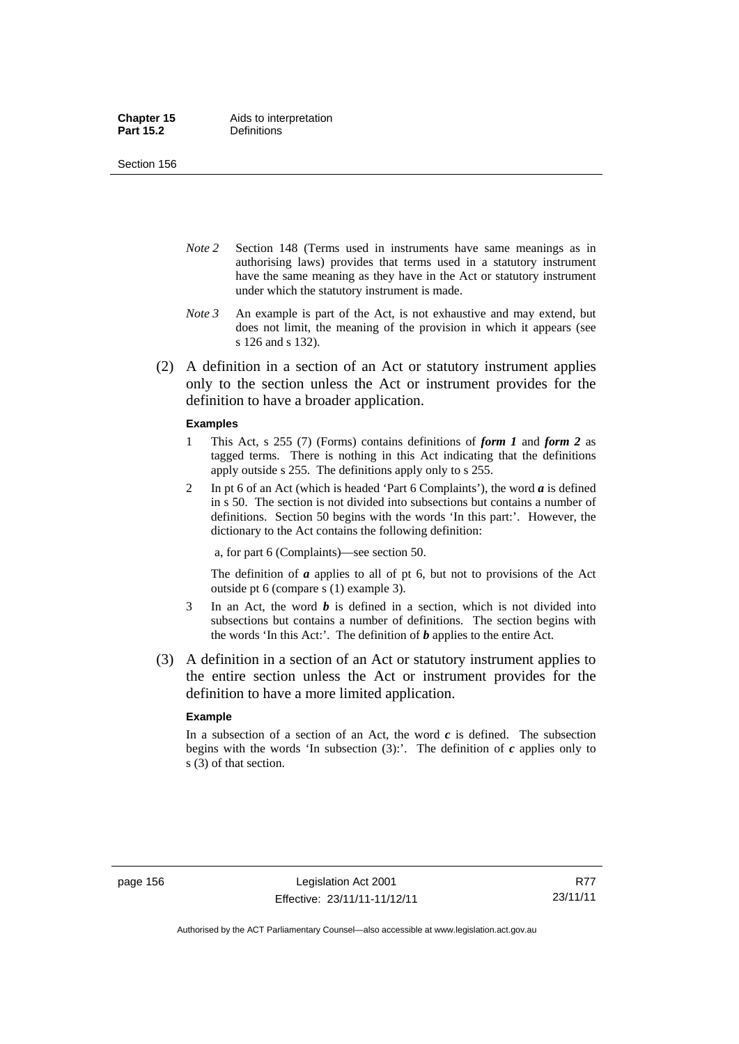*Note 2* Section 148 (Terms used in instruments have same meanings as in authorising laws) provides that terms used in a statutory instrument have the same meaning as they have in the Act or statutory instrument under which the statutory instrument is made.

*Note 3* An example is part of the Act, is not exhaustive and may extend, but does not limit, the meaning of the provision in which it appears (see s 126 and s 132).

(2) A definition in a section of an Act or statutory instrument applies only to the section unless the Act or instrument provides for the definition to have a broader application.

**Examples**

1 This Act, s 255 (7) (Forms) contains definitions of ***form 1*** and ***form 2*** as tagged terms. There is nothing in this Act indicating that the definitions apply outside s 255. The definitions apply only to s 255.

2 In pt 6 of an Act (which is headed 'Part 6 Complaints'), the word ***a*** is defined in s 50. The section is not divided into subsections but contains a number of definitions. Section 50 begins with the words 'In this part:'. However, the dictionary to the Act contains the following definition:

a, for part 6 (Complaints)—see section 50.

The definition of ***a*** applies to all of pt 6, but not to provisions of the Act outside pt 6 (compare s (1) example 3).

3 In an Act, the word ***b*** is defined in a section, which is not divided into subsections but contains a number of definitions. The section begins with the words 'In this Act:'. The definition of ***b*** applies to the entire Act.

(3) A definition in a section of an Act or statutory instrument applies to the entire section unless the Act or instrument provides for the definition to have a more limited application.

**Example**

In a subsection of a section of an Act, the word ***c*** is defined. The subsection begins with the words 'In subsection (3):'. The definition of ***c*** applies only to s (3) of that section.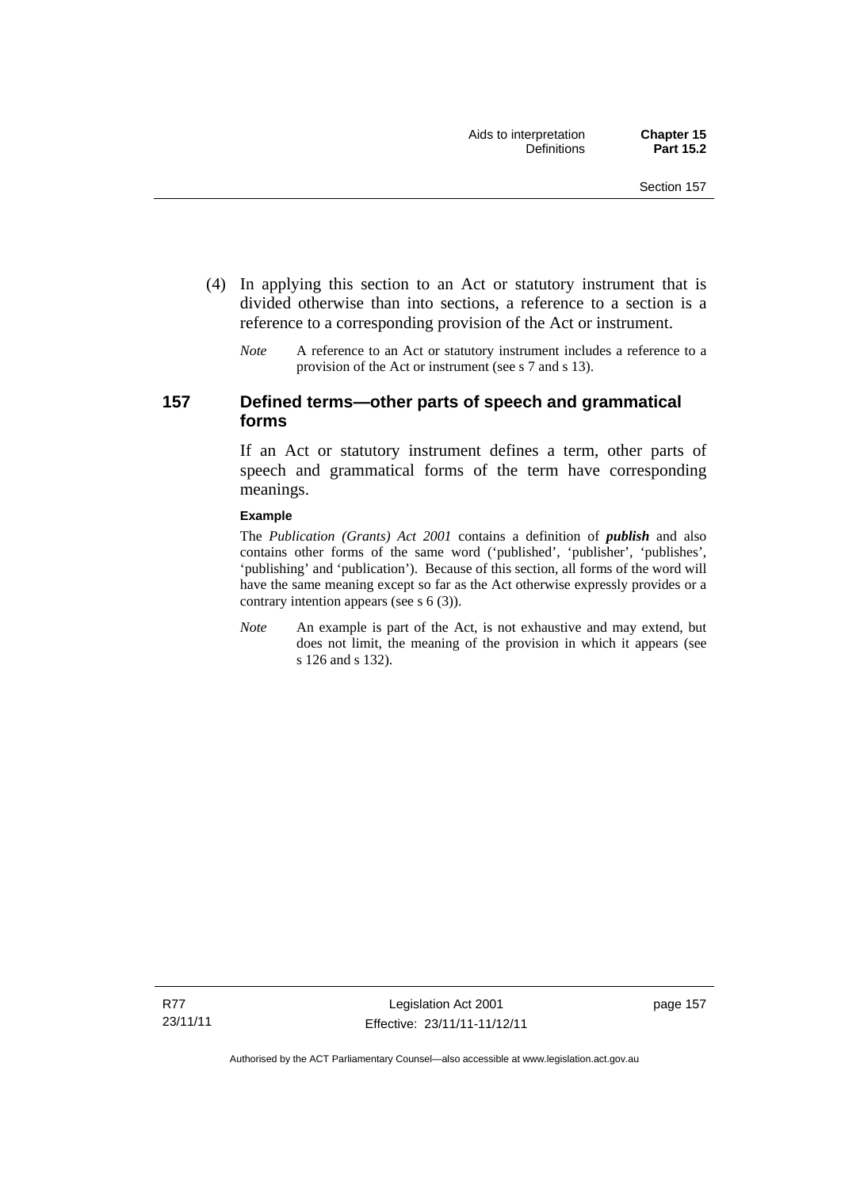(4) In applying this section to an Act or statutory instrument that is divided otherwise than into sections, a reference to a section is a reference to a corresponding provision of the Act or instrument.

*Note* A reference to an Act or statutory instrument includes a reference to a provision of the Act or instrument (see s 7 and s 13).

## 157 Defined terms—other parts of speech and grammatical forms

If an Act or statutory instrument defines a term, other parts of speech and grammatical forms of the term have corresponding meanings.

**Example**

The *Publication (Grants) Act 2001* contains a definition of ***publish*** and also contains other forms of the same word ('published', 'publisher', 'publishes', 'publishing' and 'publication'). Because of this section, all forms of the word will have the same meaning except so far as the Act otherwise expressly provides or a contrary intention appears (see s 6 (3)).

*Note* An example is part of the Act, is not exhaustive and may extend, but does not limit, the meaning of the provision in which it appears (see s 126 and s 132).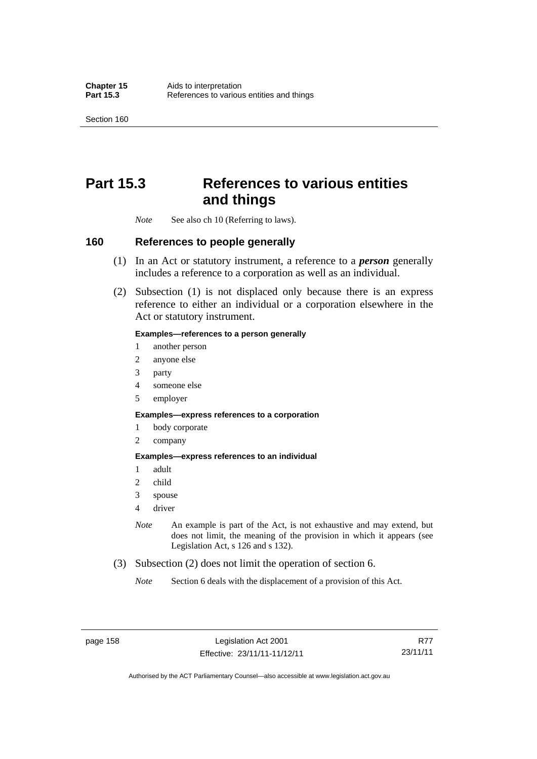# Part 15.3 References to various entities and things

*Note* See also ch 10 (Referring to laws).

## 160 References to people generally

(1) In an Act or statutory instrument, a reference to a ***person*** generally includes a reference to a corporation as well as an individual.

(2) Subsection (1) is not displaced only because there is an express reference to either an individual or a corporation elsewhere in the Act or statutory instrument.

**Examples—references to a person generally**

1 another person
2 anyone else
3 party
4 someone else
5 employer

**Examples—express references to a corporation**

1 body corporate
2 company

**Examples—express references to an individual**

1 adult
2 child
3 spouse
4 driver

*Note* An example is part of the Act, is not exhaustive and may extend, but does not limit, the meaning of the provision in which it appears (see Legislation Act, s 126 and s 132).

(3) Subsection (2) does not limit the operation of section 6.

*Note* Section 6 deals with the displacement of a provision of this Act.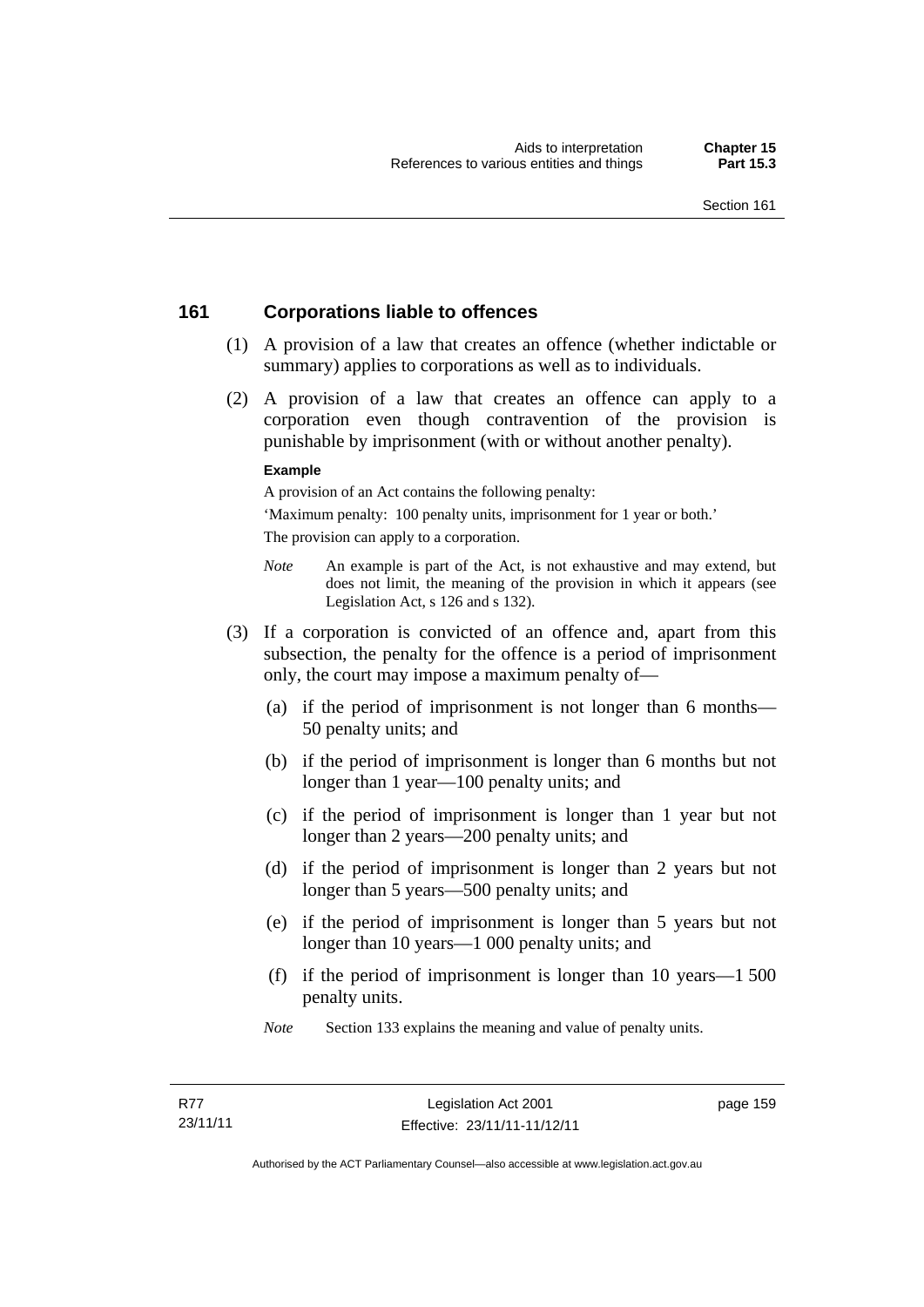## 161 Corporations liable to offences

(1) A provision of a law that creates an offence (whether indictable or summary) applies to corporations as well as to individuals.

(2) A provision of a law that creates an offence can apply to a corporation even though contravention of the provision is punishable by imprisonment (with or without another penalty).

**Example**

A provision of an Act contains the following penalty:

'Maximum penalty: 100 penalty units, imprisonment for 1 year or both.'

The provision can apply to a corporation.

*Note* An example is part of the Act, is not exhaustive and may extend, but does not limit, the meaning of the provision in which it appears (see Legislation Act, s 126 and s 132).

(3) If a corporation is convicted of an offence and, apart from this subsection, the penalty for the offence is a period of imprisonment only, the court may impose a maximum penalty of—

(a) if the period of imprisonment is not longer than 6 months—50 penalty units; and

(b) if the period of imprisonment is longer than 6 months but not longer than 1 year—100 penalty units; and

(c) if the period of imprisonment is longer than 1 year but not longer than 2 years—200 penalty units; and

(d) if the period of imprisonment is longer than 2 years but not longer than 5 years—500 penalty units; and

(e) if the period of imprisonment is longer than 5 years but not longer than 10 years—1 000 penalty units; and

(f) if the period of imprisonment is longer than 10 years—1 500 penalty units.

*Note* Section 133 explains the meaning and value of penalty units.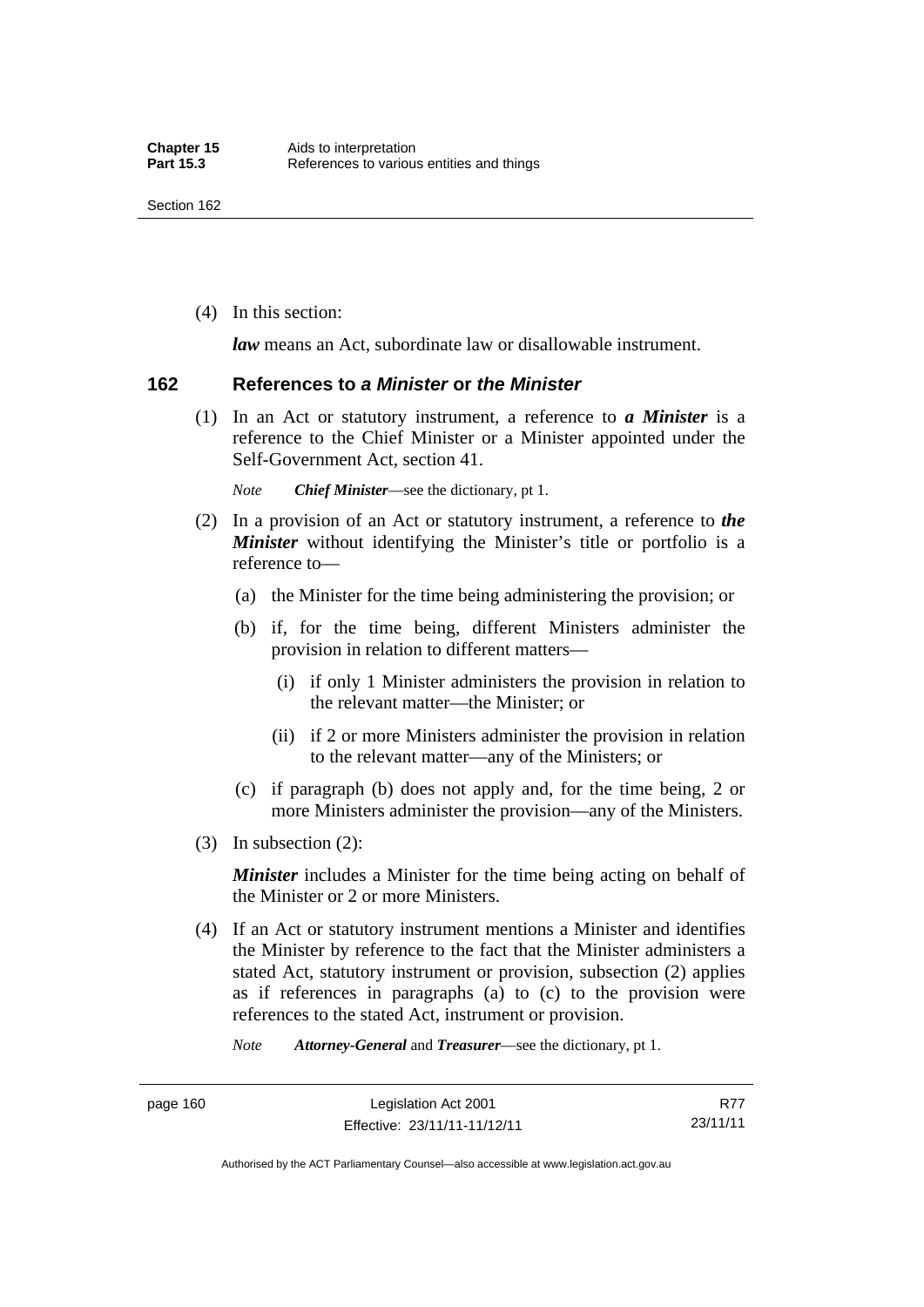(4) In this section:

***law*** means an Act, subordinate law or disallowable instrument.

## 162 References to *a Minister* or *the Minister*

(1) In an Act or statutory instrument, a reference to ***a Minister*** is a reference to the Chief Minister or a Minister appointed under the Self-Government Act, section 41.

*Note* ***Chief Minister***—see the dictionary, pt 1.

(2) In a provision of an Act or statutory instrument, a reference to ***the Minister*** without identifying the Minister's title or portfolio is a reference to—

(a) the Minister for the time being administering the provision; or

(b) if, for the time being, different Ministers administer the provision in relation to different matters—

(i) if only 1 Minister administers the provision in relation to the relevant matter—the Minister; or

(ii) if 2 or more Ministers administer the provision in relation to the relevant matter—any of the Ministers; or

(c) if paragraph (b) does not apply and, for the time being, 2 or more Ministers administer the provision—any of the Ministers.

(3) In subsection (2):

***Minister*** includes a Minister for the time being acting on behalf of the Minister or 2 or more Ministers.

(4) If an Act or statutory instrument mentions a Minister and identifies the Minister by reference to the fact that the Minister administers a stated Act, statutory instrument or provision, subsection (2) applies as if references in paragraphs (a) to (c) to the provision were references to the stated Act, instrument or provision.

*Note* ***Attorney-General*** and ***Treasurer***—see the dictionary, pt 1.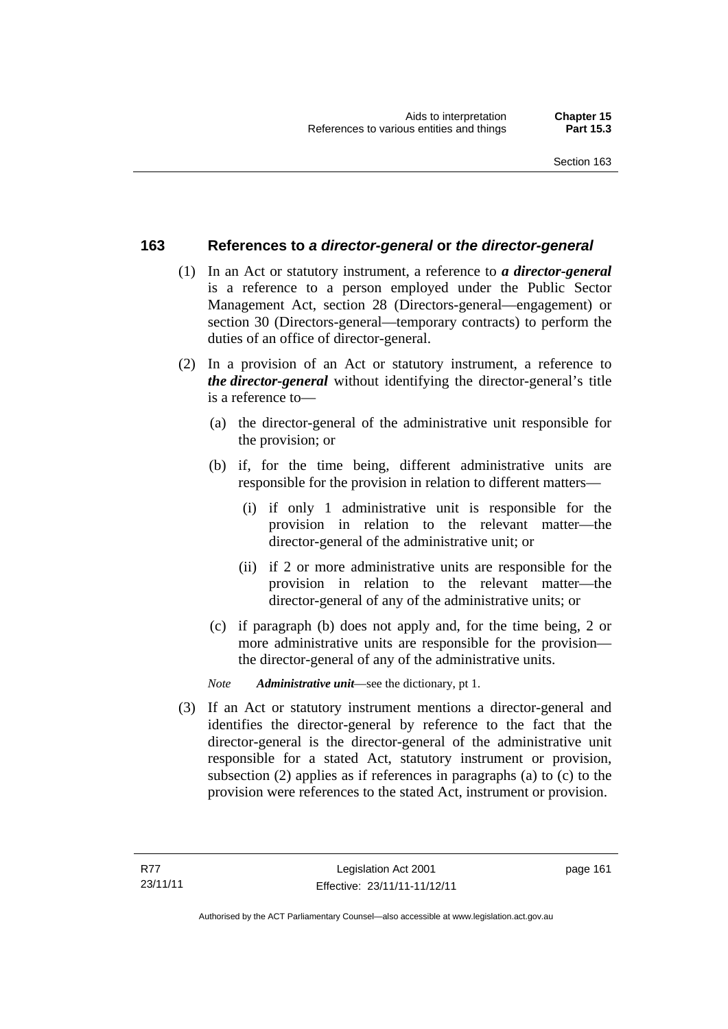## 163 References to *a director-general* or *the director-general*

(1) In an Act or statutory instrument, a reference to ***a director-general*** is a reference to a person employed under the Public Sector Management Act, section 28 (Directors-general—engagement) or section 30 (Directors-general—temporary contracts) to perform the duties of an office of director-general.

(2) In a provision of an Act or statutory instrument, a reference to ***the director-general*** without identifying the director-general's title is a reference to—

(a) the director-general of the administrative unit responsible for the provision; or

(b) if, for the time being, different administrative units are responsible for the provision in relation to different matters—

(i) if only 1 administrative unit is responsible for the provision in relation to the relevant matter—the director-general of the administrative unit; or

(ii) if 2 or more administrative units are responsible for the provision in relation to the relevant matter—the director-general of any of the administrative units; or

(c) if paragraph (b) does not apply and, for the time being, 2 or more administrative units are responsible for the provision—the director-general of any of the administrative units.

*Note* ***Administrative unit***—see the dictionary, pt 1.

(3) If an Act or statutory instrument mentions a director-general and identifies the director-general by reference to the fact that the director-general is the director-general of the administrative unit responsible for a stated Act, statutory instrument or provision, subsection (2) applies as if references in paragraphs (a) to (c) to the provision were references to the stated Act, instrument or provision.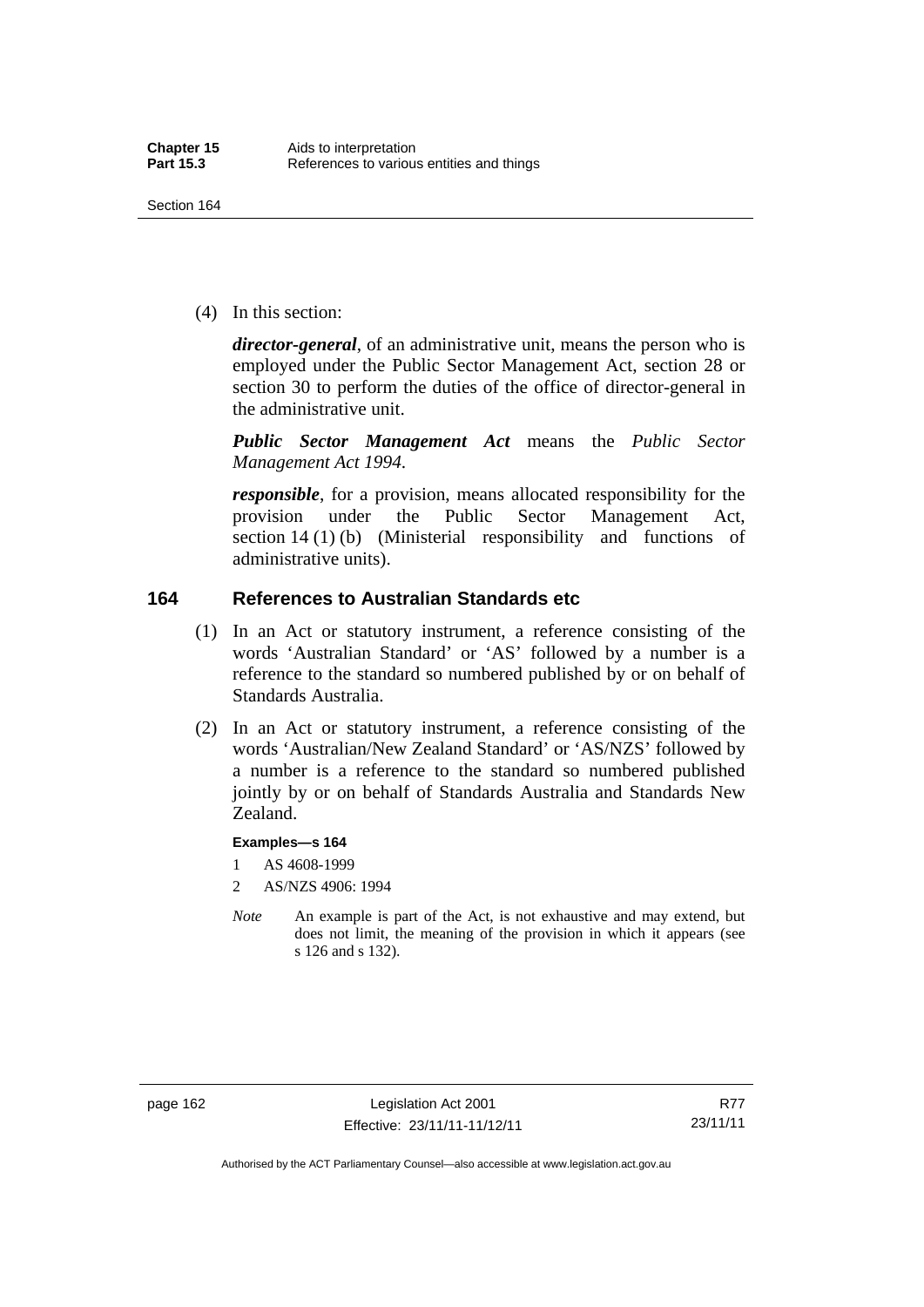(4) In this section:

***director-general***, of an administrative unit, means the person who is employed under the Public Sector Management Act, section 28 or section 30 to perform the duties of the office of director-general in the administrative unit.

***Public Sector Management Act*** means the *Public Sector Management Act 1994*.

***responsible***, for a provision, means allocated responsibility for the provision under the Public Sector Management Act, section 14 (1) (b) (Ministerial responsibility and functions of administrative units).

## 164 References to Australian Standards etc

(1) In an Act or statutory instrument, a reference consisting of the words 'Australian Standard' or 'AS' followed by a number is a reference to the standard so numbered published by or on behalf of Standards Australia.

(2) In an Act or statutory instrument, a reference consisting of the words 'Australian/New Zealand Standard' or 'AS/NZS' followed by a number is a reference to the standard so numbered published jointly by or on behalf of Standards Australia and Standards New Zealand.

**Examples—s 164**

1 AS 4608-1999

2 AS/NZS 4906: 1994

*Note* An example is part of the Act, is not exhaustive and may extend, but does not limit, the meaning of the provision in which it appears (see s 126 and s 132).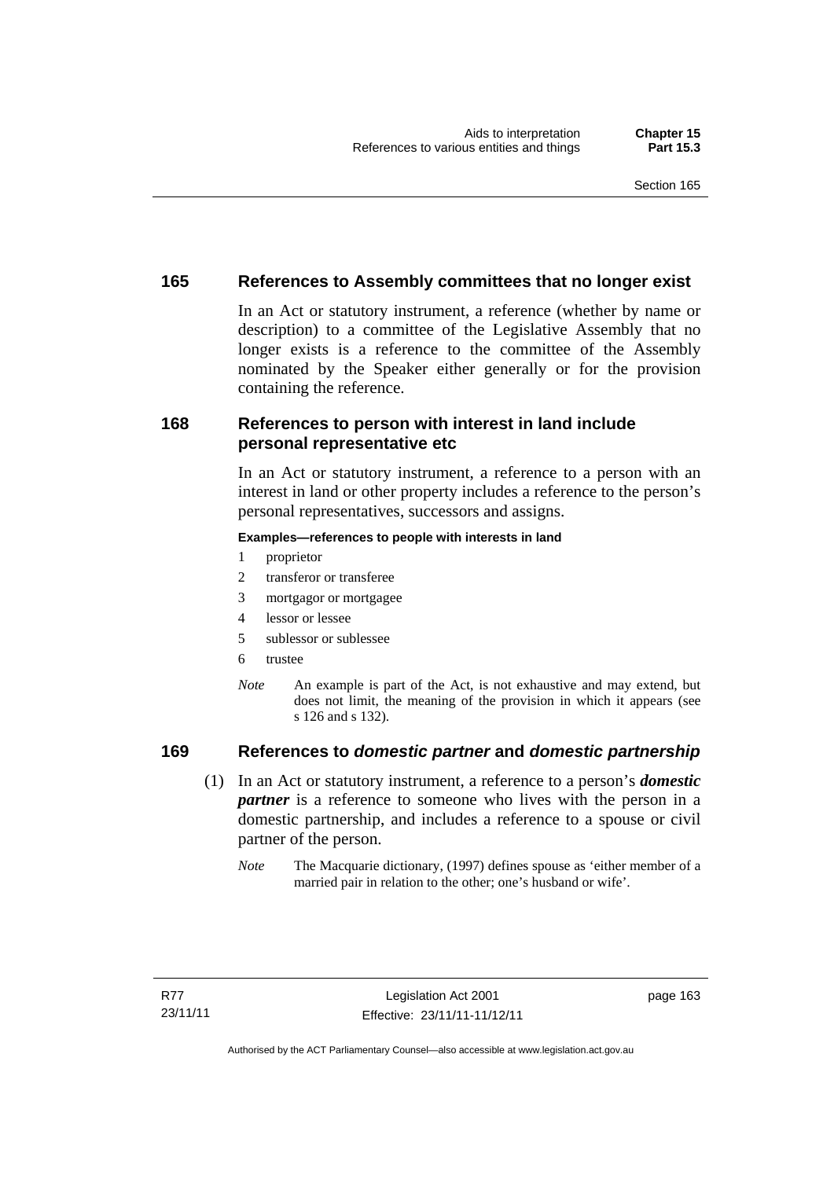## 165 References to Assembly committees that no longer exist

In an Act or statutory instrument, a reference (whether by name or description) to a committee of the Legislative Assembly that no longer exists is a reference to the committee of the Assembly nominated by the Speaker either generally or for the provision containing the reference.

## 168 References to person with interest in land include personal representative etc

In an Act or statutory instrument, a reference to a person with an interest in land or other property includes a reference to the person's personal representatives, successors and assigns.

**Examples—references to people with interests in land**

1 proprietor
2 transferor or transferee
3 mortgagor or mortgagee
4 lessor or lessee
5 sublessor or sublessee
6 trustee

*Note* An example is part of the Act, is not exhaustive and may extend, but does not limit, the meaning of the provision in which it appears (see s 126 and s 132).

## 169 References to *domestic partner* and *domestic partnership*

(1) In an Act or statutory instrument, a reference to a person's ***domestic partner*** is a reference to someone who lives with the person in a domestic partnership, and includes a reference to a spouse or civil partner of the person.

*Note* The Macquarie dictionary, (1997) defines spouse as 'either member of a married pair in relation to the other; one's husband or wife'.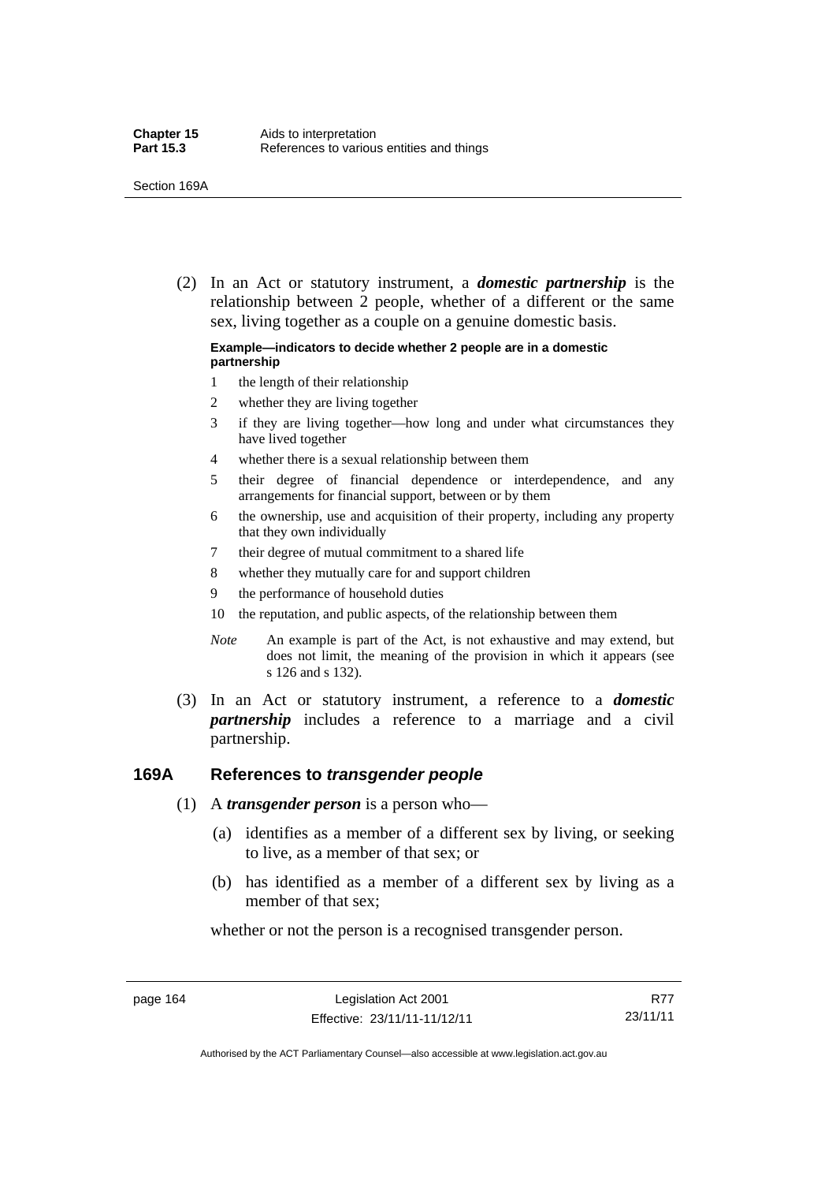(2) In an Act or statutory instrument, a ***domestic partnership*** is the relationship between 2 people, whether of a different or the same sex, living together as a couple on a genuine domestic basis.

**Example—indicators to decide whether 2 people are in a domestic partnership**

1. the length of their relationship
2. whether they are living together
3. if they are living together—how long and under what circumstances they have lived together
4. whether there is a sexual relationship between them
5. their degree of financial dependence or interdependence, and any arrangements for financial support, between or by them
6. the ownership, use and acquisition of their property, including any property that they own individually
7. their degree of mutual commitment to a shared life
8. whether they mutually care for and support children
9. the performance of household duties
10. the reputation, and public aspects, of the relationship between them

*Note* An example is part of the Act, is not exhaustive and may extend, but does not limit, the meaning of the provision in which it appears (see s 126 and s 132).

(3) In an Act or statutory instrument, a reference to a ***domestic partnership*** includes a reference to a marriage and a civil partnership.

## 169A References to *transgender people*

(1) A ***transgender person*** is a person who—

(a) identifies as a member of a different sex by living, or seeking to live, as a member of that sex; or

(b) has identified as a member of a different sex by living as a member of that sex;

whether or not the person is a recognised transgender person.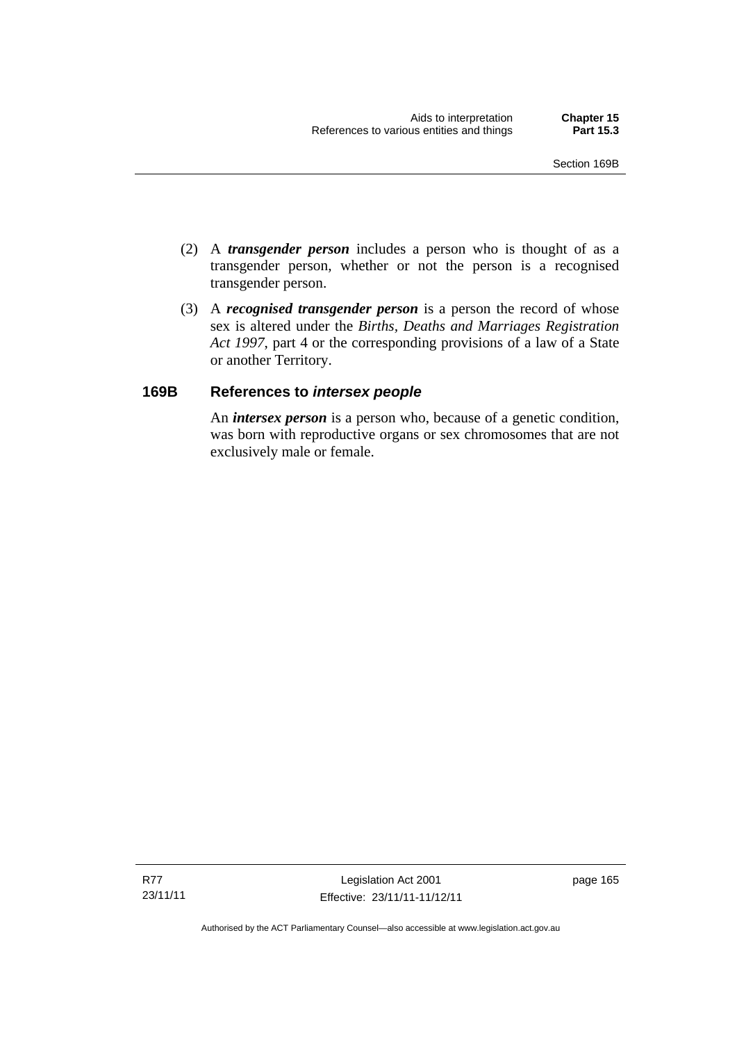(2) A ***transgender person*** includes a person who is thought of as a transgender person, whether or not the person is a recognised transgender person.

(3) A ***recognised transgender person*** is a person the record of whose sex is altered under the *Births, Deaths and Marriages Registration Act 1997*, part 4 or the corresponding provisions of a law of a State or another Territory.

### 169B References to *intersex people*

An ***intersex person*** is a person who, because of a genetic condition, was born with reproductive organs or sex chromosomes that are not exclusively male or female.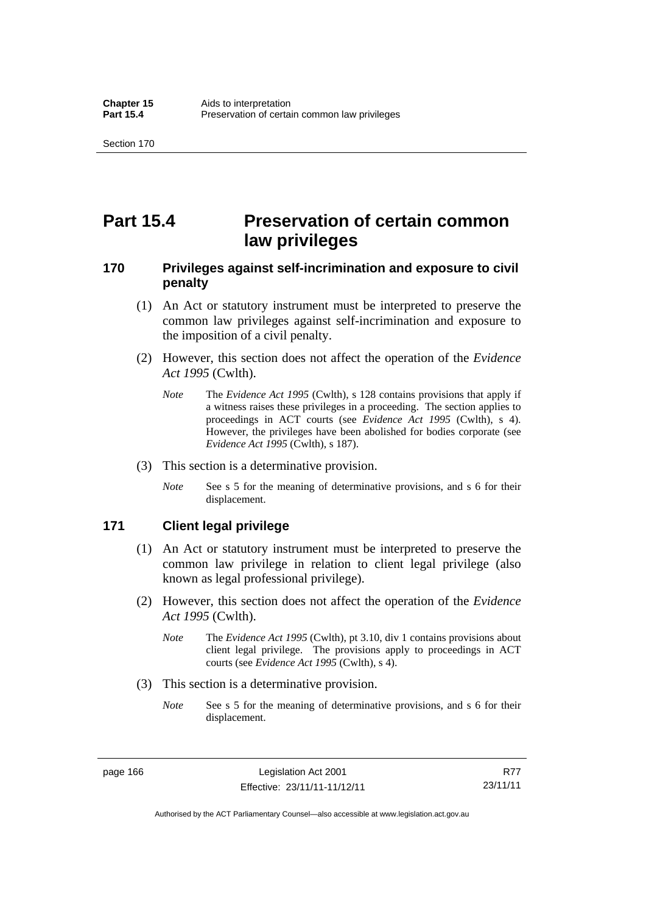# Part 15.4 Preservation of certain common law privileges

## 170 Privileges against self-incrimination and exposure to civil penalty

(1) An Act or statutory instrument must be interpreted to preserve the common law privileges against self-incrimination and exposure to the imposition of a civil penalty.

(2) However, this section does not affect the operation of the *Evidence Act 1995* (Cwlth).

*Note* The *Evidence Act 1995* (Cwlth), s 128 contains provisions that apply if a witness raises these privileges in a proceeding. The section applies to proceedings in ACT courts (see *Evidence Act 1995* (Cwlth), s 4). However, the privileges have been abolished for bodies corporate (see *Evidence Act 1995* (Cwlth), s 187).

(3) This section is a determinative provision.

*Note* See s 5 for the meaning of determinative provisions, and s 6 for their displacement.

## 171 Client legal privilege

(1) An Act or statutory instrument must be interpreted to preserve the common law privilege in relation to client legal privilege (also known as legal professional privilege).

(2) However, this section does not affect the operation of the *Evidence Act 1995* (Cwlth).

*Note* The *Evidence Act 1995* (Cwlth), pt 3.10, div 1 contains provisions about client legal privilege. The provisions apply to proceedings in ACT courts (see *Evidence Act 1995* (Cwlth), s 4).

(3) This section is a determinative provision.

*Note* See s 5 for the meaning of determinative provisions, and s 6 for their displacement.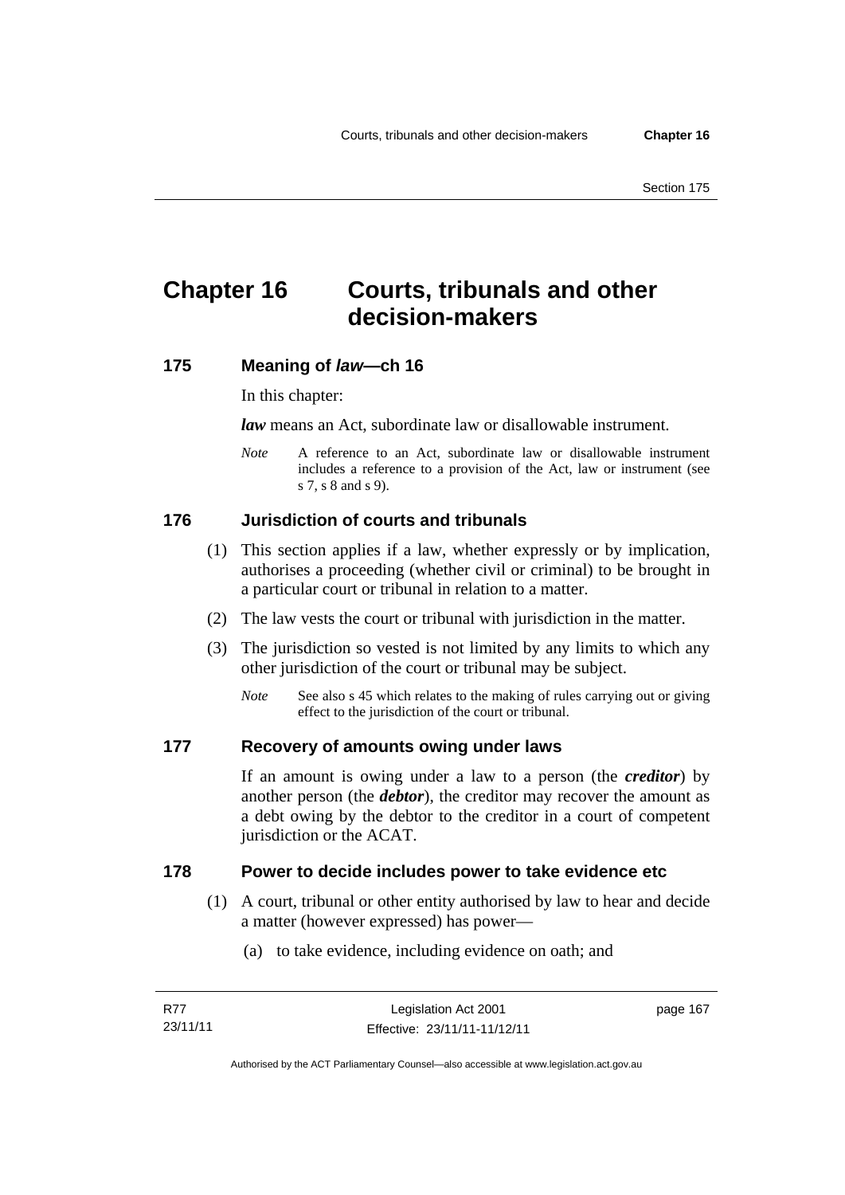# Chapter 16 Courts, tribunals and other decision-makers

## 175 Meaning of *law*—ch 16

In this chapter:

***law*** means an Act, subordinate law or disallowable instrument.

*Note* A reference to an Act, subordinate law or disallowable instrument includes a reference to a provision of the Act, law or instrument (see s 7, s 8 and s 9).

## 176 Jurisdiction of courts and tribunals

(1) This section applies if a law, whether expressly or by implication, authorises a proceeding (whether civil or criminal) to be brought in a particular court or tribunal in relation to a matter.

(2) The law vests the court or tribunal with jurisdiction in the matter.

(3) The jurisdiction so vested is not limited by any limits to which any other jurisdiction of the court or tribunal may be subject.

*Note* See also s 45 which relates to the making of rules carrying out or giving effect to the jurisdiction of the court or tribunal.

## 177 Recovery of amounts owing under laws

If an amount is owing under a law to a person (the ***creditor***) by another person (the ***debtor***), the creditor may recover the amount as a debt owing by the debtor to the creditor in a court of competent jurisdiction or the ACAT.

## 178 Power to decide includes power to take evidence etc

(1) A court, tribunal or other entity authorised by law to hear and decide a matter (however expressed) has power—

(a) to take evidence, including evidence on oath; and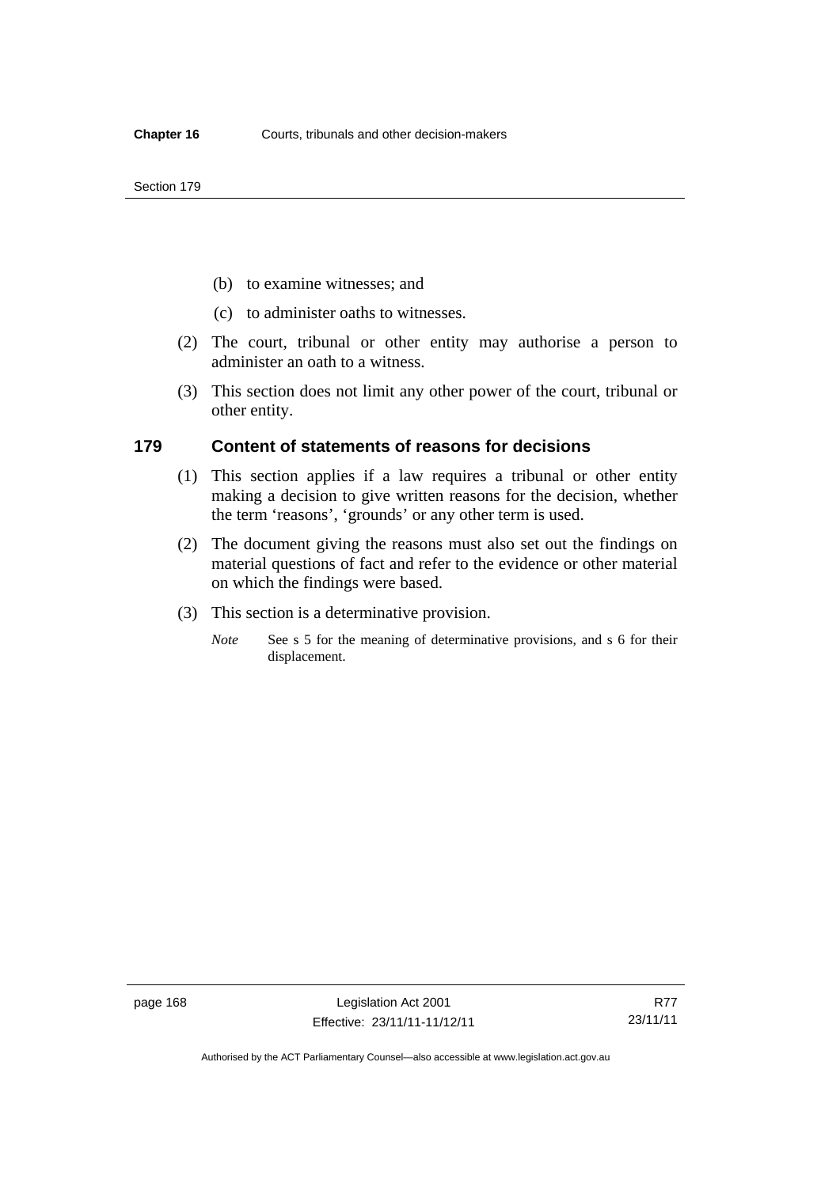(b) to examine witnesses; and

(c) to administer oaths to witnesses.

(2) The court, tribunal or other entity may authorise a person to administer an oath to a witness.

(3) This section does not limit any other power of the court, tribunal or other entity.

## 179 Content of statements of reasons for decisions

(1) This section applies if a law requires a tribunal or other entity making a decision to give written reasons for the decision, whether the term 'reasons', 'grounds' or any other term is used.

(2) The document giving the reasons must also set out the findings on material questions of fact and refer to the evidence or other material on which the findings were based.

(3) This section is a determinative provision.

*Note* See s 5 for the meaning of determinative provisions, and s 6 for their displacement.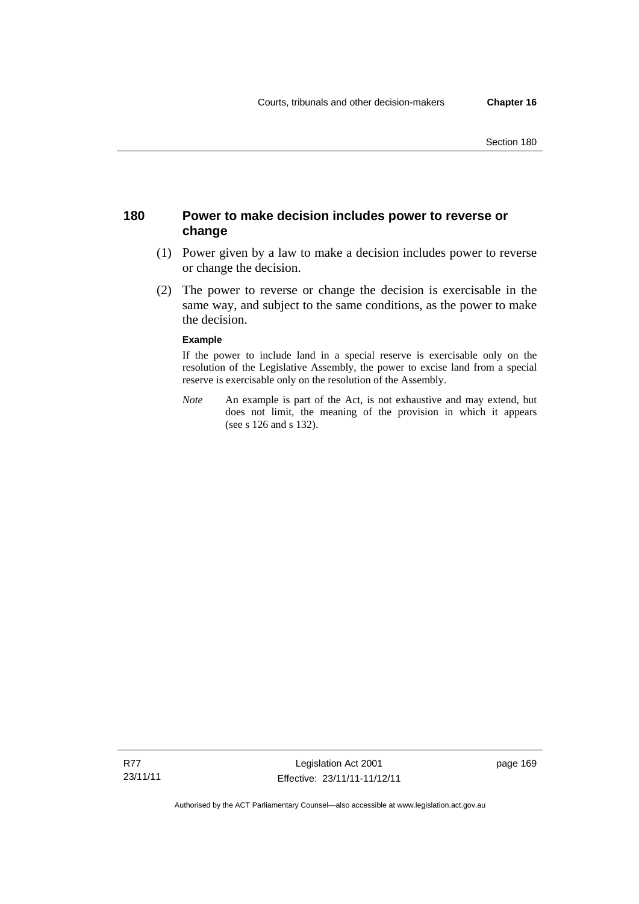## 180 Power to make decision includes power to reverse or change

(1) Power given by a law to make a decision includes power to reverse or change the decision.

(2) The power to reverse or change the decision is exercisable in the same way, and subject to the same conditions, as the power to make the decision.

**Example**

If the power to include land in a special reserve is exercisable only on the resolution of the Legislative Assembly, the power to excise land from a special reserve is exercisable only on the resolution of the Assembly.

*Note* An example is part of the Act, is not exhaustive and may extend, but does not limit, the meaning of the provision in which it appears (see s 126 and s 132).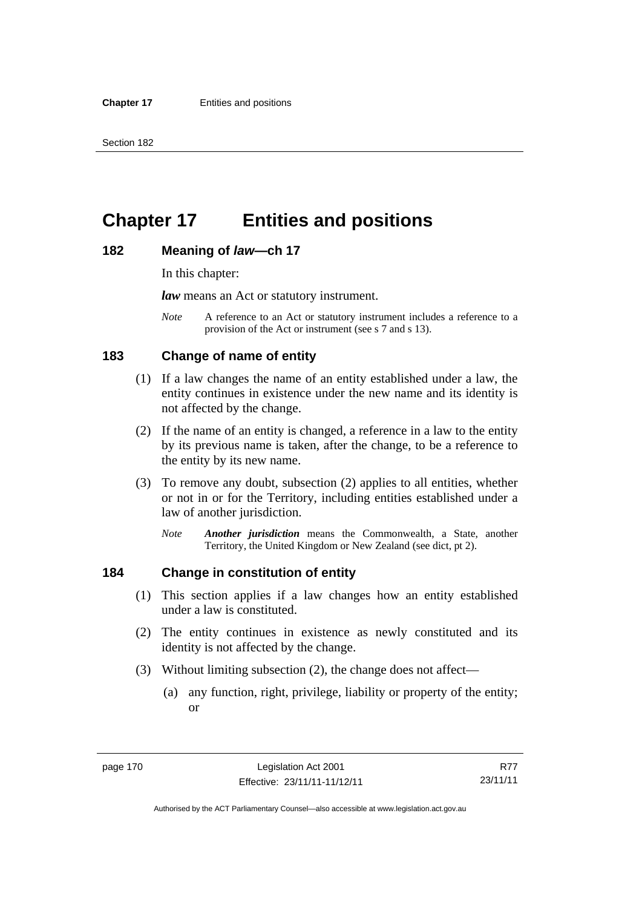# Chapter 17 Entities and positions

## 182 Meaning of *law*—ch 17

In this chapter:

***law*** means an Act or statutory instrument.

*Note* A reference to an Act or statutory instrument includes a reference to a provision of the Act or instrument (see s 7 and s 13).

## 183 Change of name of entity

(1) If a law changes the name of an entity established under a law, the entity continues in existence under the new name and its identity is not affected by the change.

(2) If the name of an entity is changed, a reference in a law to the entity by its previous name is taken, after the change, to be a reference to the entity by its new name.

(3) To remove any doubt, subsection (2) applies to all entities, whether or not in or for the Territory, including entities established under a law of another jurisdiction.

*Note* ***Another jurisdiction*** means the Commonwealth, a State, another Territory, the United Kingdom or New Zealand (see dict, pt 2).

## 184 Change in constitution of entity

(1) This section applies if a law changes how an entity established under a law is constituted.

(2) The entity continues in existence as newly constituted and its identity is not affected by the change.

(3) Without limiting subsection (2), the change does not affect—

(a) any function, right, privilege, liability or property of the entity; or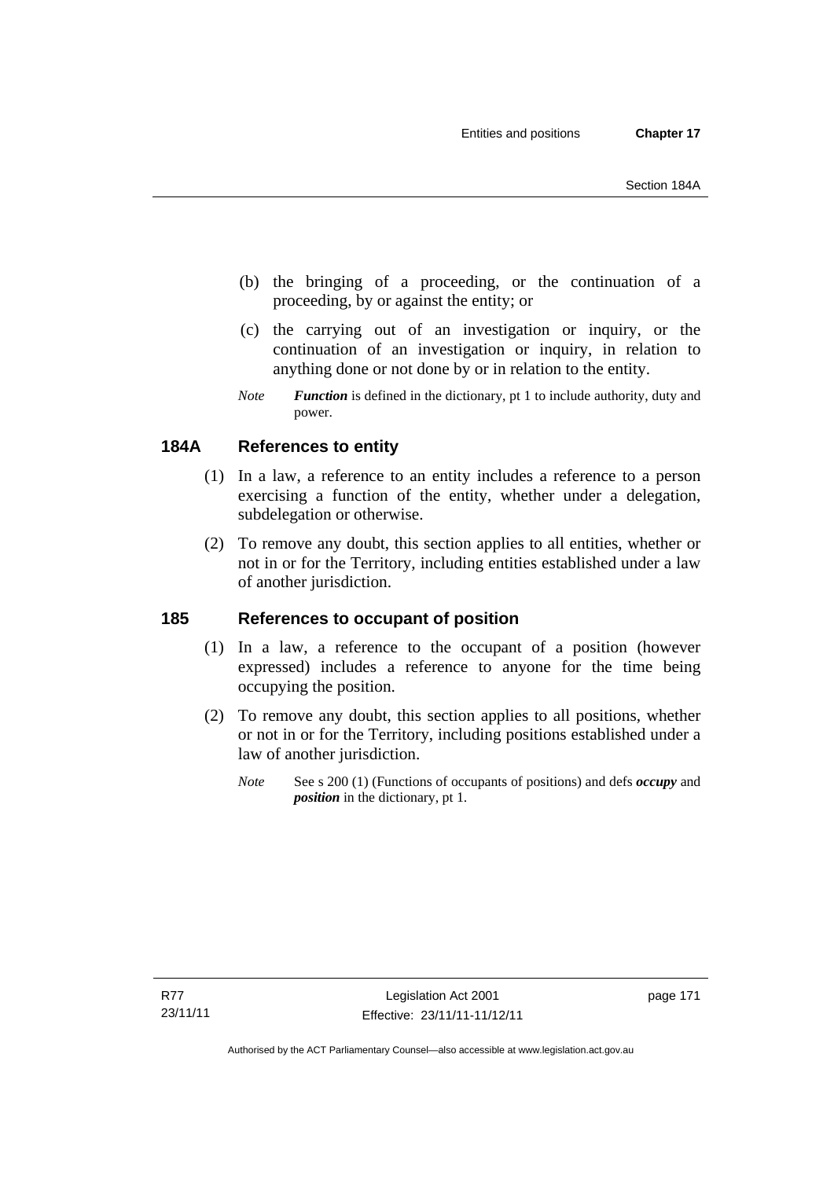(b) the bringing of a proceeding, or the continuation of a proceeding, by or against the entity; or

(c) the carrying out of an investigation or inquiry, or the continuation of an investigation or inquiry, in relation to anything done or not done by or in relation to the entity.

*Note* ***Function*** is defined in the dictionary, pt 1 to include authority, duty and power.

## 184A References to entity

(1) In a law, a reference to an entity includes a reference to a person exercising a function of the entity, whether under a delegation, subdelegation or otherwise.

(2) To remove any doubt, this section applies to all entities, whether or not in or for the Territory, including entities established under a law of another jurisdiction.

## 185 References to occupant of position

(1) In a law, a reference to the occupant of a position (however expressed) includes a reference to anyone for the time being occupying the position.

(2) To remove any doubt, this section applies to all positions, whether or not in or for the Territory, including positions established under a law of another jurisdiction.

*Note* See s 200 (1) (Functions of occupants of positions) and defs ***occupy*** and ***position*** in the dictionary, pt 1.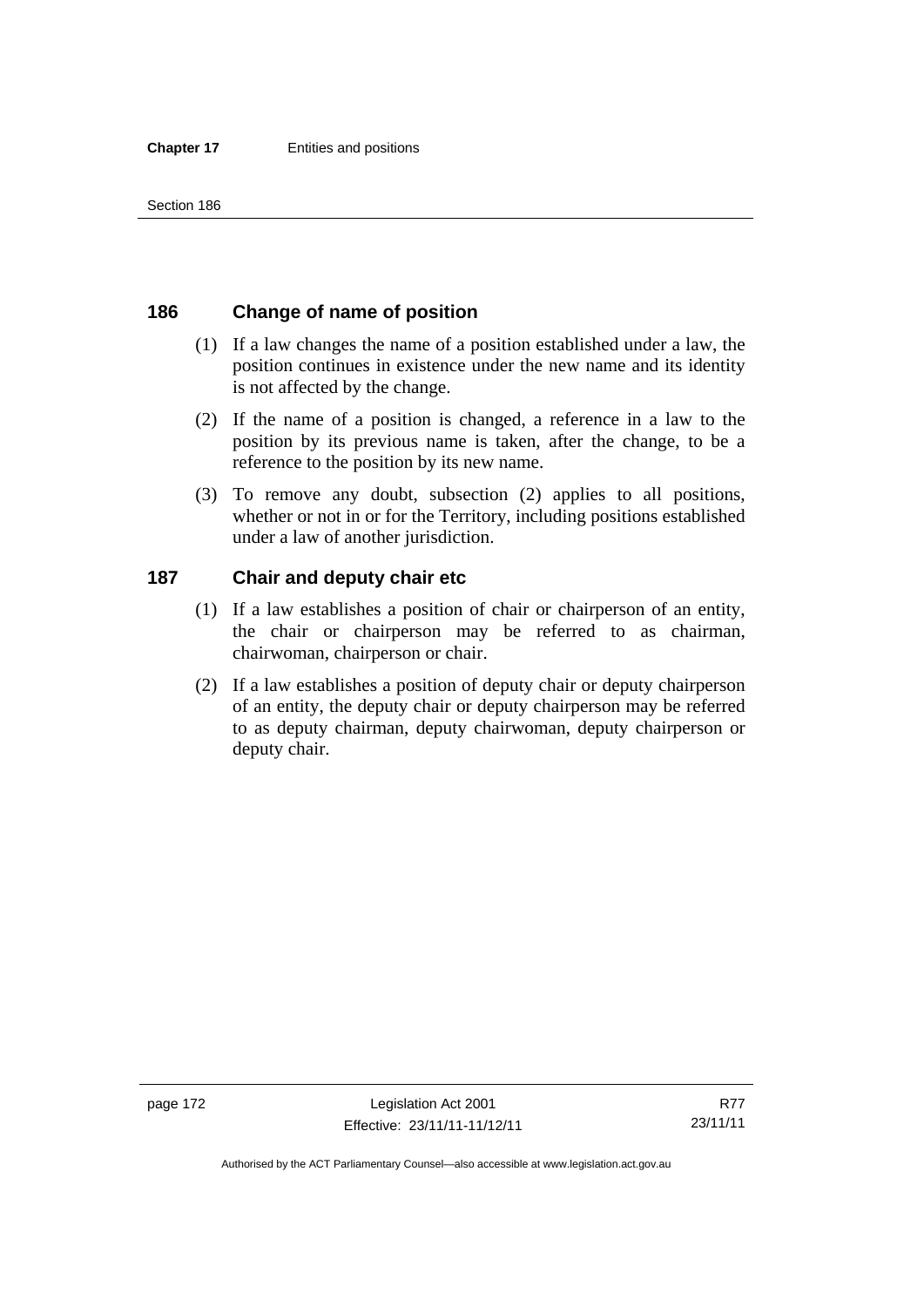## 186 Change of name of position

(1) If a law changes the name of a position established under a law, the position continues in existence under the new name and its identity is not affected by the change.

(2) If the name of a position is changed, a reference in a law to the position by its previous name is taken, after the change, to be a reference to the position by its new name.

(3) To remove any doubt, subsection (2) applies to all positions, whether or not in or for the Territory, including positions established under a law of another jurisdiction.

## 187 Chair and deputy chair etc

(1) If a law establishes a position of chair or chairperson of an entity, the chair or chairperson may be referred to as chairman, chairwoman, chairperson or chair.

(2) If a law establishes a position of deputy chair or deputy chairperson of an entity, the deputy chair or deputy chairperson may be referred to as deputy chairman, deputy chairwoman, deputy chairperson or deputy chair.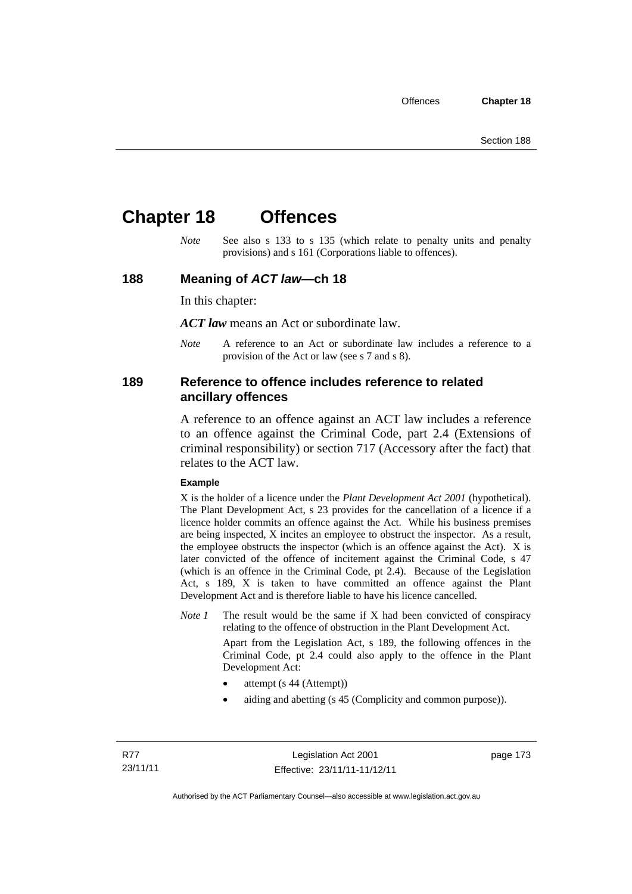# Chapter 18 Offences

*Note* See also s 133 to s 135 (which relate to penalty units and penalty provisions) and s 161 (Corporations liable to offences).

## 188 Meaning of *ACT law*—ch 18

In this chapter:

***ACT law*** means an Act or subordinate law.

*Note* A reference to an Act or subordinate law includes a reference to a provision of the Act or law (see s 7 and s 8).

## 189 Reference to offence includes reference to related ancillary offences

A reference to an offence against an ACT law includes a reference to an offence against the Criminal Code, part 2.4 (Extensions of criminal responsibility) or section 717 (Accessory after the fact) that relates to the ACT law.

**Example**

X is the holder of a licence under the *Plant Development Act 2001* (hypothetical). The Plant Development Act, s 23 provides for the cancellation of a licence if a licence holder commits an offence against the Act. While his business premises are being inspected, X incites an employee to obstruct the inspector. As a result, the employee obstructs the inspector (which is an offence against the Act). X is later convicted of the offence of incitement against the Criminal Code, s 47 (which is an offence in the Criminal Code, pt 2.4). Because of the Legislation Act, s 189, X is taken to have committed an offence against the Plant Development Act and is therefore liable to have his licence cancelled.

*Note 1* The result would be the same if X had been convicted of conspiracy relating to the offence of obstruction in the Plant Development Act.

Apart from the Legislation Act, s 189, the following offences in the Criminal Code, pt 2.4 could also apply to the offence in the Plant Development Act:

- attempt (s 44 (Attempt))
- aiding and abetting (s 45 (Complicity and common purpose)).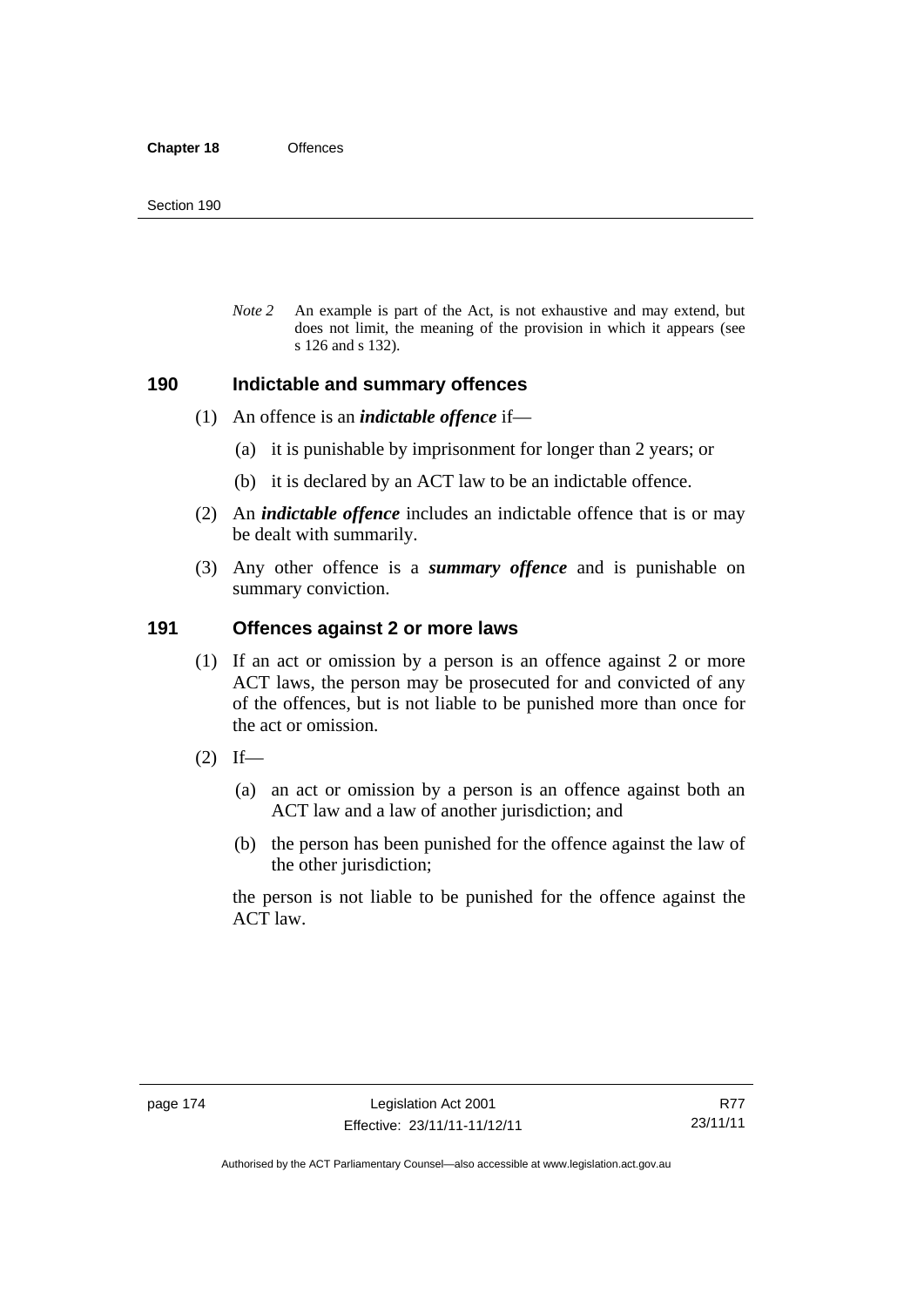*Note 2* An example is part of the Act, is not exhaustive and may extend, but does not limit, the meaning of the provision in which it appears (see s 126 and s 132).

## 190 Indictable and summary offences

(1) An offence is an ***indictable offence*** if—

(a) it is punishable by imprisonment for longer than 2 years; or

(b) it is declared by an ACT law to be an indictable offence.

(2) An ***indictable offence*** includes an indictable offence that is or may be dealt with summarily.

(3) Any other offence is a ***summary offence*** and is punishable on summary conviction.

## 191 Offences against 2 or more laws

(1) If an act or omission by a person is an offence against 2 or more ACT laws, the person may be prosecuted for and convicted of any of the offences, but is not liable to be punished more than once for the act or omission.

(2) If—

(a) an act or omission by a person is an offence against both an ACT law and a law of another jurisdiction; and

(b) the person has been punished for the offence against the law of the other jurisdiction;

the person is not liable to be punished for the offence against the ACT law.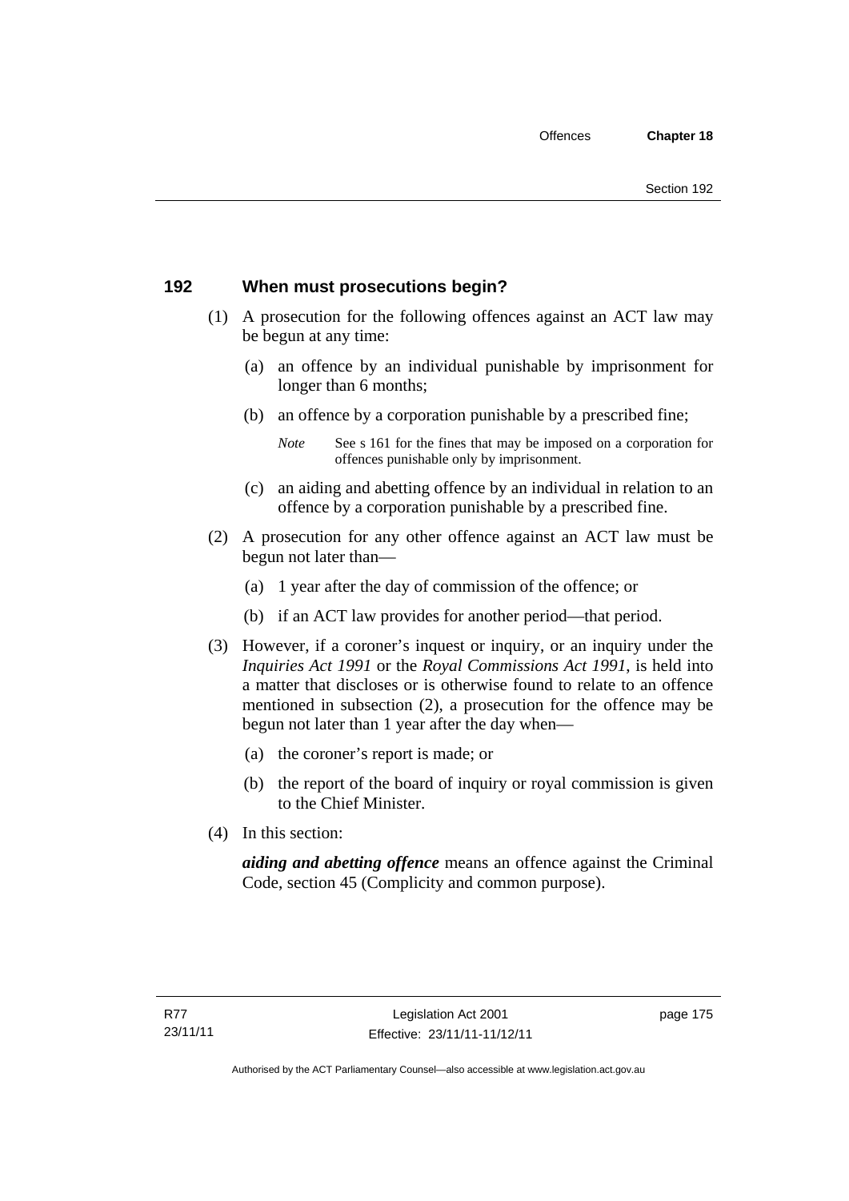## 192 When must prosecutions begin?

(1) A prosecution for the following offences against an ACT law may be begun at any time:

(a) an offence by an individual punishable by imprisonment for longer than 6 months;

(b) an offence by a corporation punishable by a prescribed fine;

*Note* See s 161 for the fines that may be imposed on a corporation for offences punishable only by imprisonment.

(c) an aiding and abetting offence by an individual in relation to an offence by a corporation punishable by a prescribed fine.

(2) A prosecution for any other offence against an ACT law must be begun not later than—

(a) 1 year after the day of commission of the offence; or

(b) if an ACT law provides for another period—that period.

(3) However, if a coroner's inquest or inquiry, or an inquiry under the *Inquiries Act 1991* or the *Royal Commissions Act 1991*, is held into a matter that discloses or is otherwise found to relate to an offence mentioned in subsection (2), a prosecution for the offence may be begun not later than 1 year after the day when—

(a) the coroner's report is made; or

(b) the report of the board of inquiry or royal commission is given to the Chief Minister.

(4) In this section:

***aiding and abetting offence*** means an offence against the Criminal Code, section 45 (Complicity and common purpose).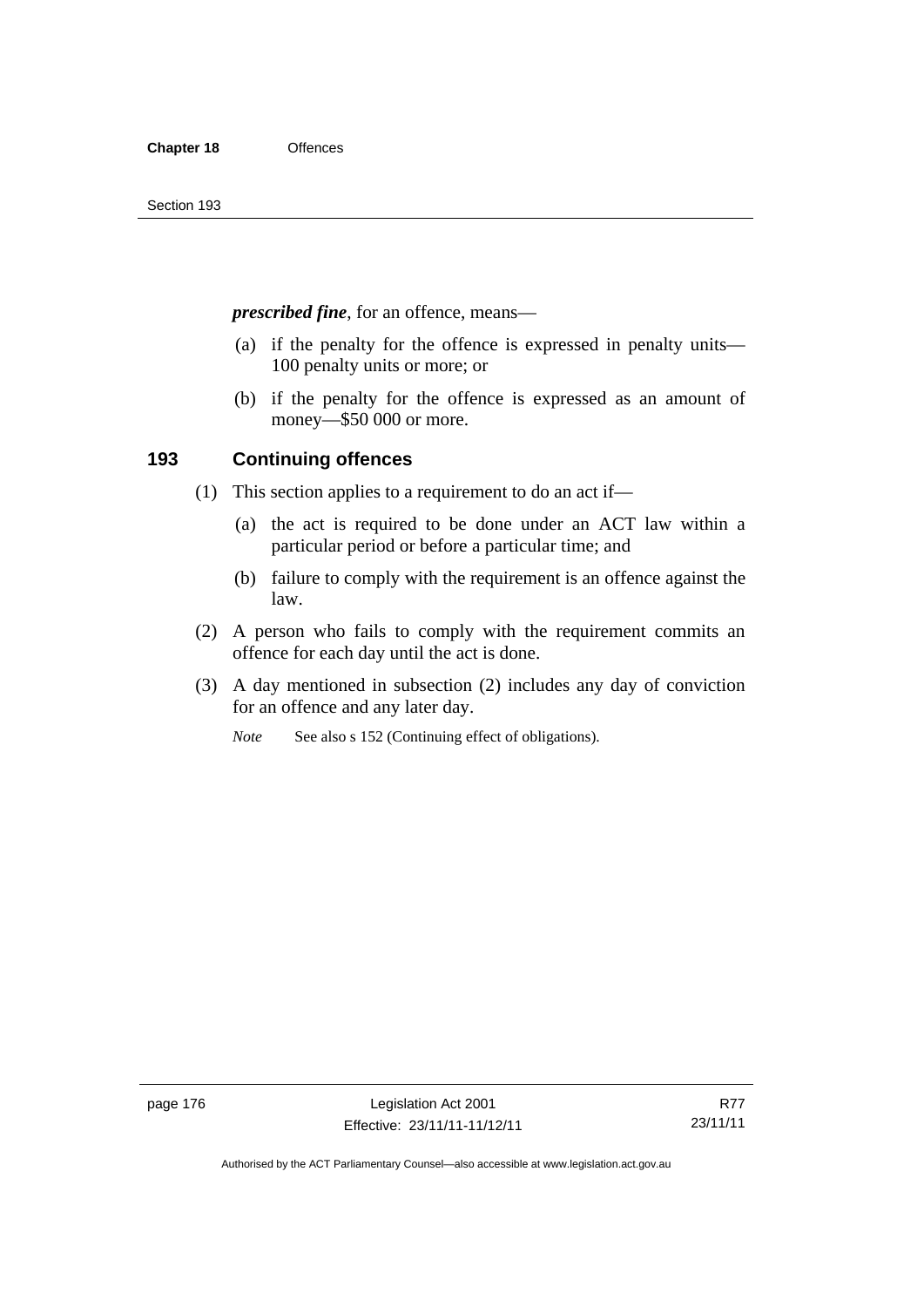***prescribed fine***, for an offence, means—

(a) if the penalty for the offence is expressed in penalty units—100 penalty units or more; or

(b) if the penalty for the offence is expressed as an amount of money—$50 000 or more.

## 193 Continuing offences

(1) This section applies to a requirement to do an act if—

(a) the act is required to be done under an ACT law within a particular period or before a particular time; and

(b) failure to comply with the requirement is an offence against the law.

(2) A person who fails to comply with the requirement commits an offence for each day until the act is done.

(3) A day mentioned in subsection (2) includes any day of conviction for an offence and any later day.

*Note* See also s 152 (Continuing effect of obligations).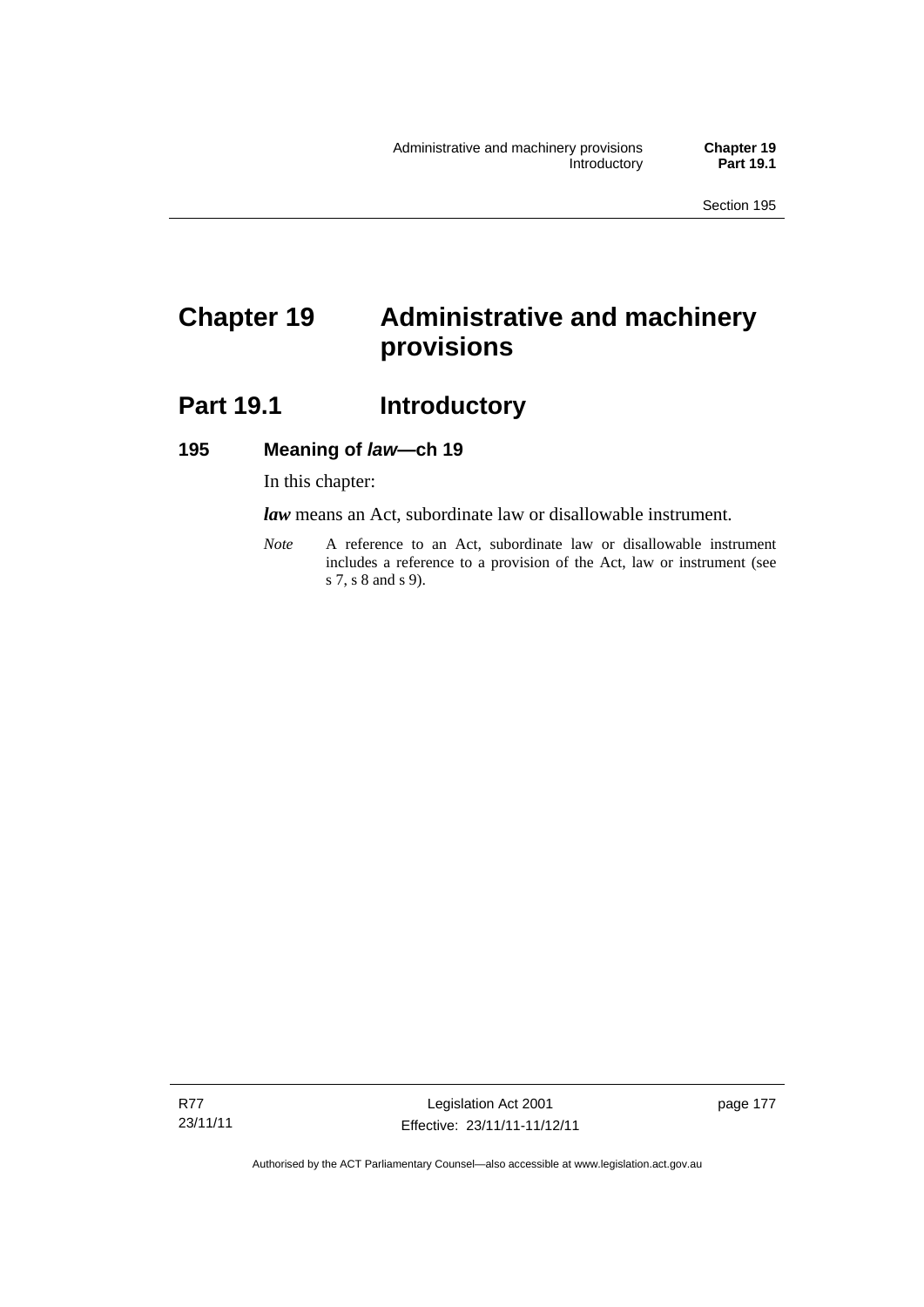# Chapter 19 Administrative and machinery provisions

## Part 19.1 Introductory

### 195 Meaning of *law*—ch 19

In this chapter:

***law*** means an Act, subordinate law or disallowable instrument.

*Note* A reference to an Act, subordinate law or disallowable instrument includes a reference to a provision of the Act, law or instrument (see s 7, s 8 and s 9).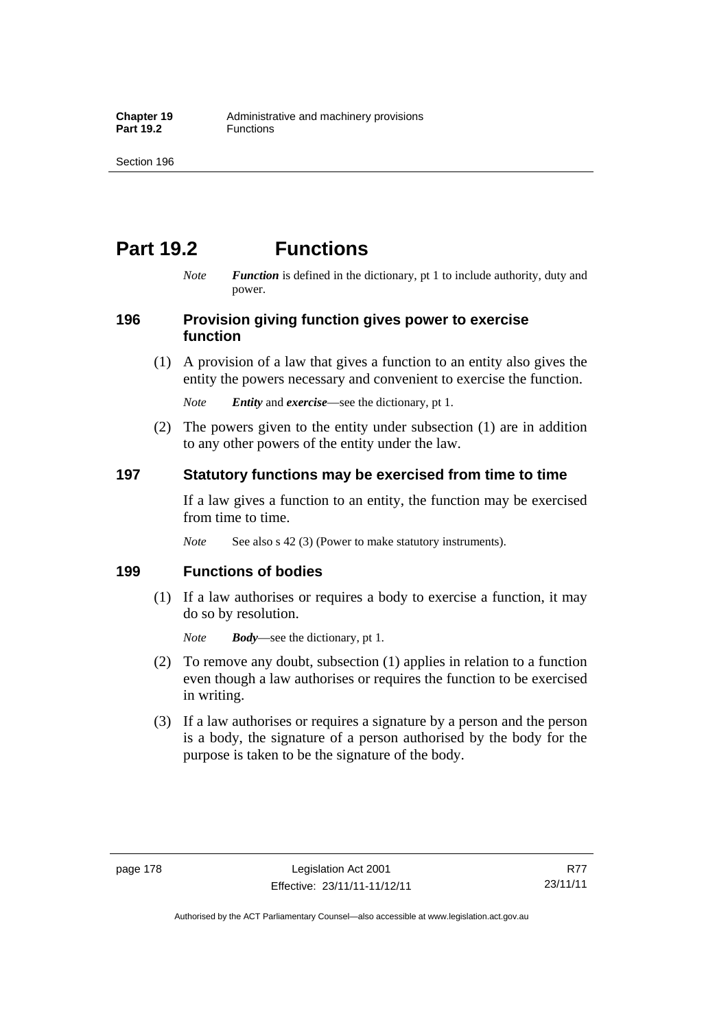# Part 19.2 Functions

*Note* ***Function*** is defined in the dictionary, pt 1 to include authority, duty and power.

## 196 Provision giving function gives power to exercise function

(1) A provision of a law that gives a function to an entity also gives the entity the powers necessary and convenient to exercise the function.

*Note* ***Entity*** and ***exercise***—see the dictionary, pt 1.

(2) The powers given to the entity under subsection (1) are in addition to any other powers of the entity under the law.

## 197 Statutory functions may be exercised from time to time

If a law gives a function to an entity, the function may be exercised from time to time.

*Note* See also s 42 (3) (Power to make statutory instruments).

## 199 Functions of bodies

(1) If a law authorises or requires a body to exercise a function, it may do so by resolution.

*Note* ***Body***—see the dictionary, pt 1.

(2) To remove any doubt, subsection (1) applies in relation to a function even though a law authorises or requires the function to be exercised in writing.

(3) If a law authorises or requires a signature by a person and the person is a body, the signature of a person authorised by the body for the purpose is taken to be the signature of the body.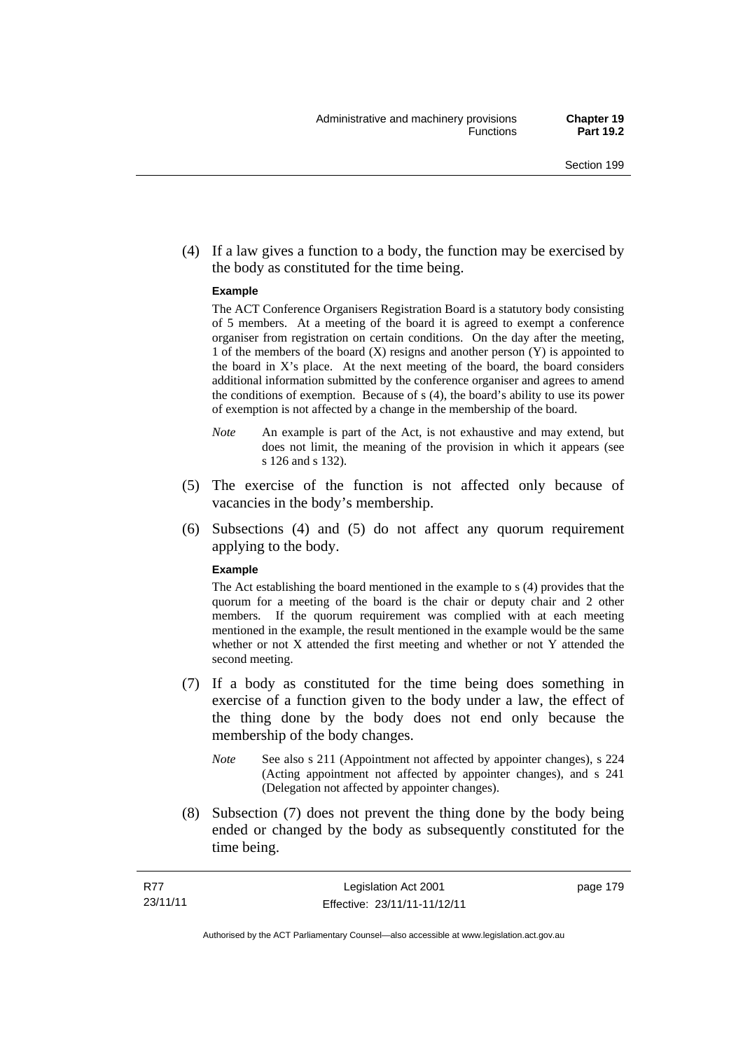(4) If a law gives a function to a body, the function may be exercised by the body as constituted for the time being.

**Example**

The ACT Conference Organisers Registration Board is a statutory body consisting of 5 members. At a meeting of the board it is agreed to exempt a conference organiser from registration on certain conditions. On the day after the meeting, 1 of the members of the board (X) resigns and another person (Y) is appointed to the board in X's place. At the next meeting of the board, the board considers additional information submitted by the conference organiser and agrees to amend the conditions of exemption. Because of s (4), the board's ability to use its power of exemption is not affected by a change in the membership of the board.

*Note* An example is part of the Act, is not exhaustive and may extend, but does not limit, the meaning of the provision in which it appears (see s 126 and s 132).

(5) The exercise of the function is not affected only because of vacancies in the body's membership.

(6) Subsections (4) and (5) do not affect any quorum requirement applying to the body.

**Example**

The Act establishing the board mentioned in the example to s (4) provides that the quorum for a meeting of the board is the chair or deputy chair and 2 other members. If the quorum requirement was complied with at each meeting mentioned in the example, the result mentioned in the example would be the same whether or not X attended the first meeting and whether or not Y attended the second meeting.

(7) If a body as constituted for the time being does something in exercise of a function given to the body under a law, the effect of the thing done by the body does not end only because the membership of the body changes.

*Note* See also s 211 (Appointment not affected by appointer changes), s 224 (Acting appointment not affected by appointer changes), and s 241 (Delegation not affected by appointer changes).

(8) Subsection (7) does not prevent the thing done by the body being ended or changed by the body as subsequently constituted for the time being.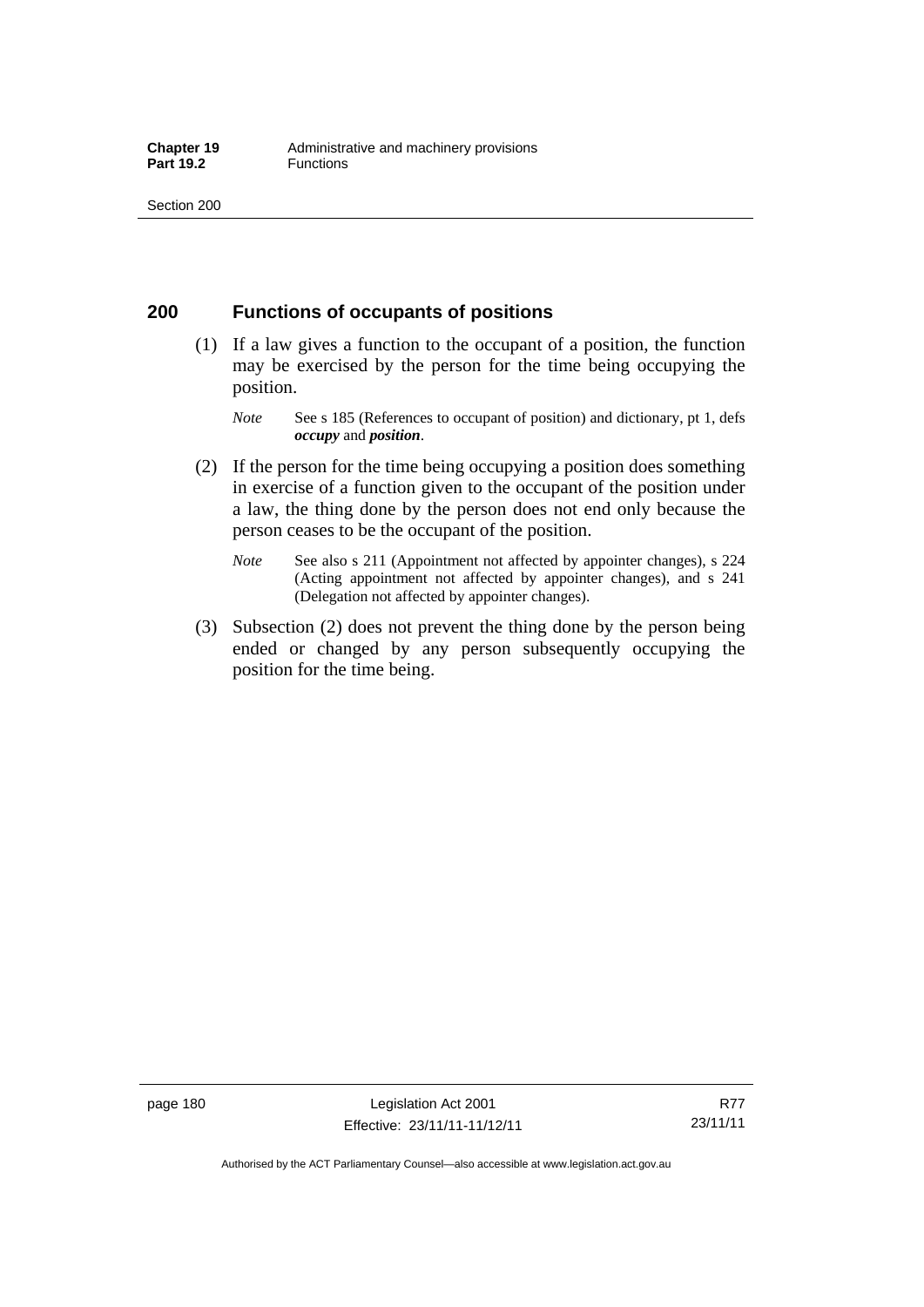## 200 Functions of occupants of positions

(1) If a law gives a function to the occupant of a position, the function may be exercised by the person for the time being occupying the position.

*Note* See s 185 (References to occupant of position) and dictionary, pt 1, defs ***occupy*** and ***position***.

(2) If the person for the time being occupying a position does something in exercise of a function given to the occupant of the position under a law, the thing done by the person does not end only because the person ceases to be the occupant of the position.

*Note* See also s 211 (Appointment not affected by appointer changes), s 224 (Acting appointment not affected by appointer changes), and s 241 (Delegation not affected by appointer changes).

(3) Subsection (2) does not prevent the thing done by the person being ended or changed by any person subsequently occupying the position for the time being.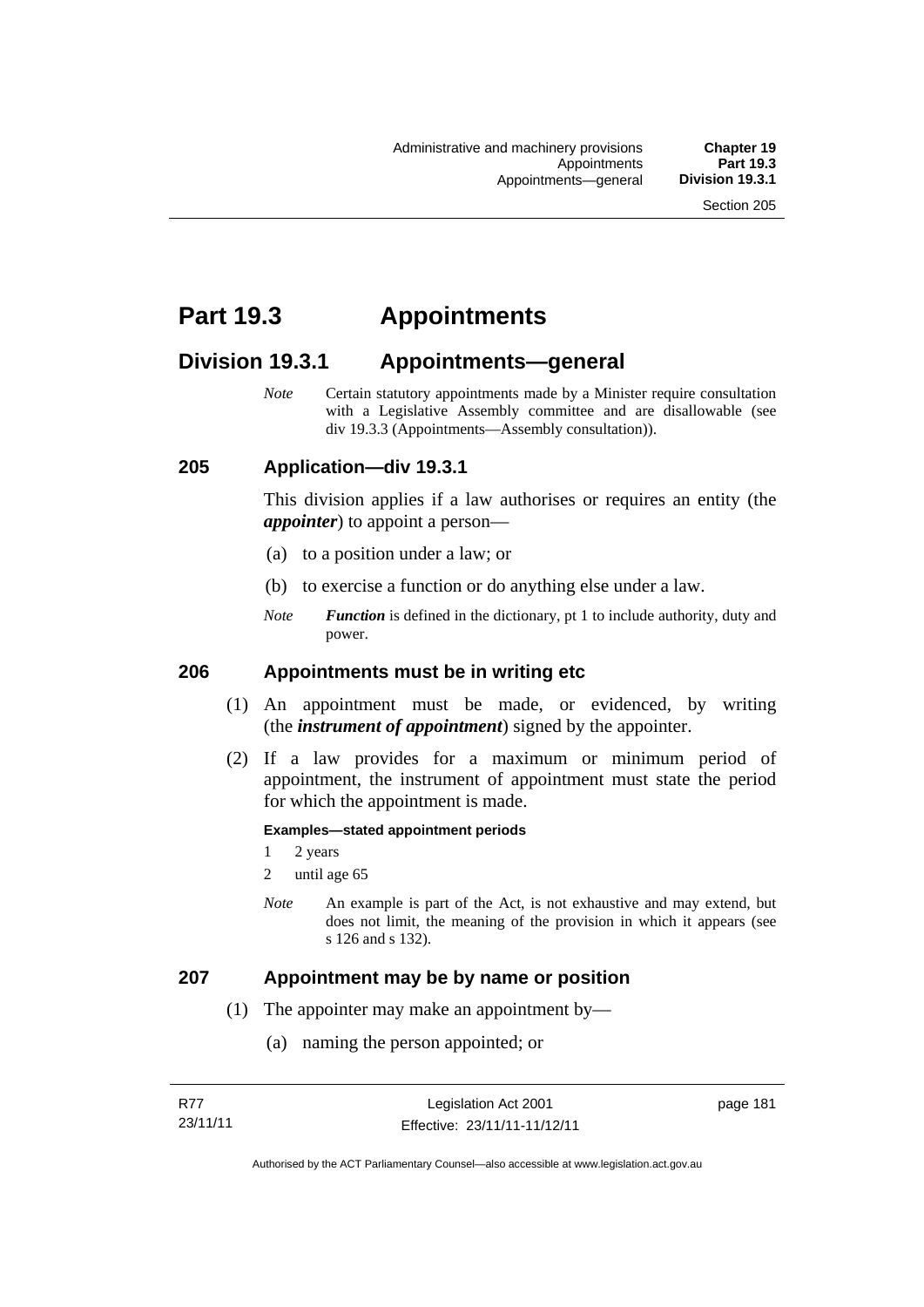# Part 19.3 Appointments

## Division 19.3.1 Appointments—general

*Note* Certain statutory appointments made by a Minister require consultation with a Legislative Assembly committee and are disallowable (see div 19.3.3 (Appointments—Assembly consultation)).

### 205 Application—div 19.3.1

This division applies if a law authorises or requires an entity (the ***appointer***) to appoint a person—

(a) to a position under a law; or

(b) to exercise a function or do anything else under a law.

*Note* ***Function*** is defined in the dictionary, pt 1 to include authority, duty and power.

### 206 Appointments must be in writing etc

(1) An appointment must be made, or evidenced, by writing (the ***instrument of appointment***) signed by the appointer.

(2) If a law provides for a maximum or minimum period of appointment, the instrument of appointment must state the period for which the appointment is made.

**Examples—stated appointment periods**

1 2 years

2 until age 65

*Note* An example is part of the Act, is not exhaustive and may extend, but does not limit, the meaning of the provision in which it appears (see s 126 and s 132).

### 207 Appointment may be by name or position

(1) The appointer may make an appointment by—

(a) naming the person appointed; or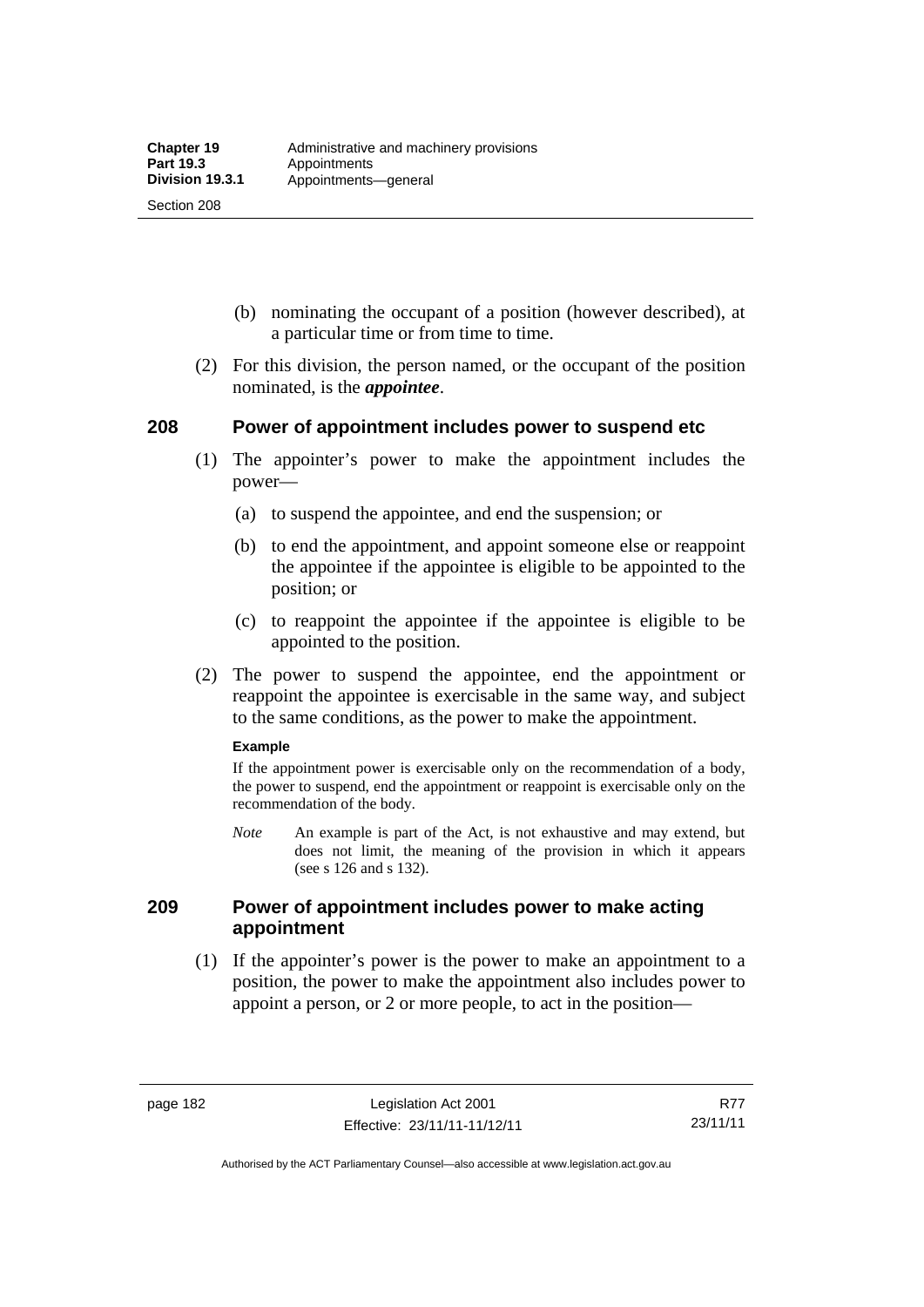(b) nominating the occupant of a position (however described), at a particular time or from time to time.

(2) For this division, the person named, or the occupant of the position nominated, is the ***appointee***.

## 208 Power of appointment includes power to suspend etc

(1) The appointer's power to make the appointment includes the power—

(a) to suspend the appointee, and end the suspension; or

(b) to end the appointment, and appoint someone else or reappoint the appointee if the appointee is eligible to be appointed to the position; or

(c) to reappoint the appointee if the appointee is eligible to be appointed to the position.

(2) The power to suspend the appointee, end the appointment or reappoint the appointee is exercisable in the same way, and subject to the same conditions, as the power to make the appointment.

**Example**

If the appointment power is exercisable only on the recommendation of a body, the power to suspend, end the appointment or reappoint is exercisable only on the recommendation of the body.

*Note* An example is part of the Act, is not exhaustive and may extend, but does not limit, the meaning of the provision in which it appears (see s 126 and s 132).

## 209 Power of appointment includes power to make acting appointment

(1) If the appointer's power is the power to make an appointment to a position, the power to make the appointment also includes power to appoint a person, or 2 or more people, to act in the position—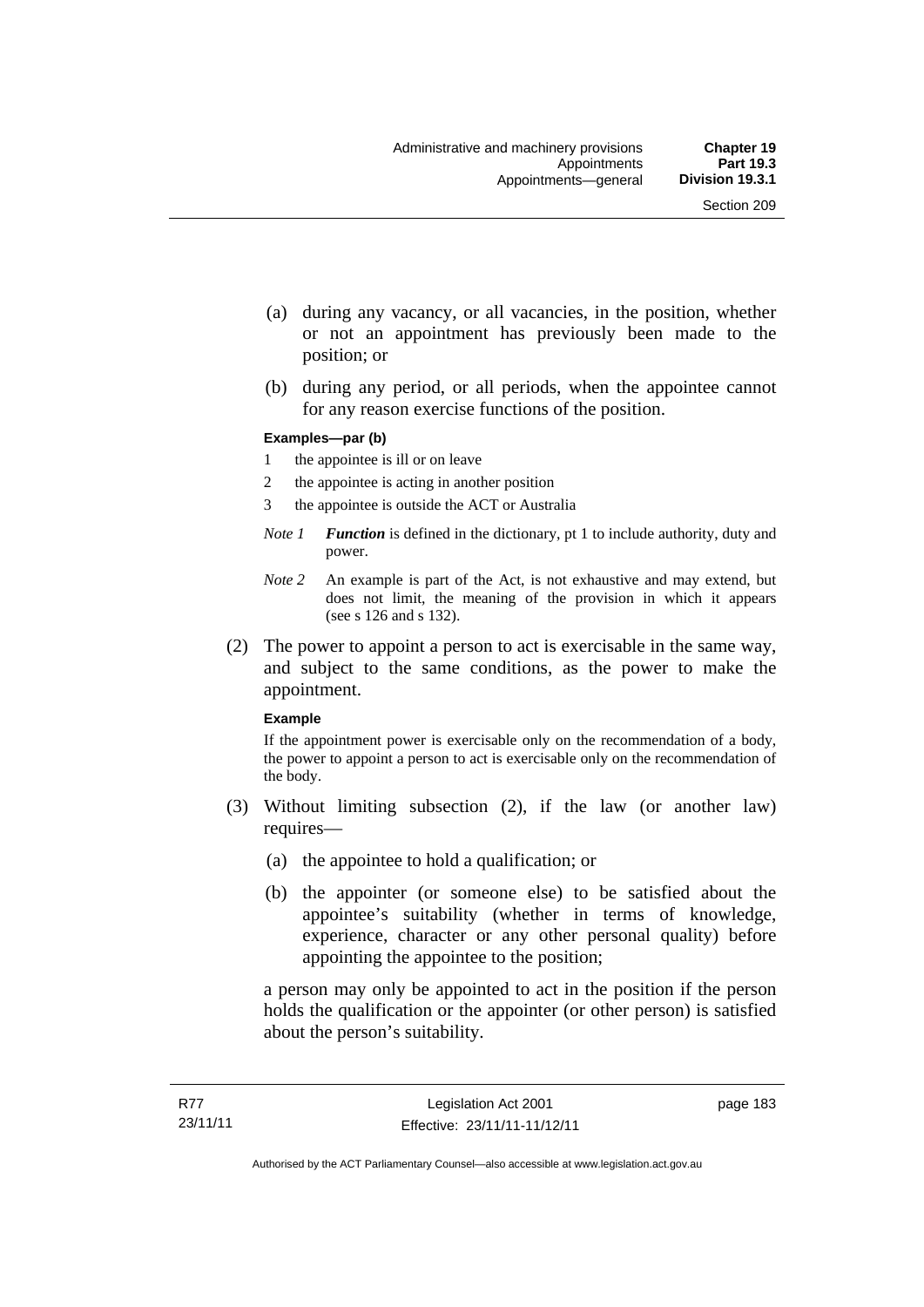(a) during any vacancy, or all vacancies, in the position, whether or not an appointment has previously been made to the position; or

(b) during any period, or all periods, when the appointee cannot for any reason exercise functions of the position.

**Examples—par (b)**

1 the appointee is ill or on leave

2 the appointee is acting in another position

3 the appointee is outside the ACT or Australia

*Note 1* ***Function*** is defined in the dictionary, pt 1 to include authority, duty and power.

*Note 2* An example is part of the Act, is not exhaustive and may extend, but does not limit, the meaning of the provision in which it appears (see s 126 and s 132).

(2) The power to appoint a person to act is exercisable in the same way, and subject to the same conditions, as the power to make the appointment.

**Example**

If the appointment power is exercisable only on the recommendation of a body, the power to appoint a person to act is exercisable only on the recommendation of the body.

(3) Without limiting subsection (2), if the law (or another law) requires—

(a) the appointee to hold a qualification; or

(b) the appointer (or someone else) to be satisfied about the appointee's suitability (whether in terms of knowledge, experience, character or any other personal quality) before appointing the appointee to the position;

a person may only be appointed to act in the position if the person holds the qualification or the appointer (or other person) is satisfied about the person's suitability.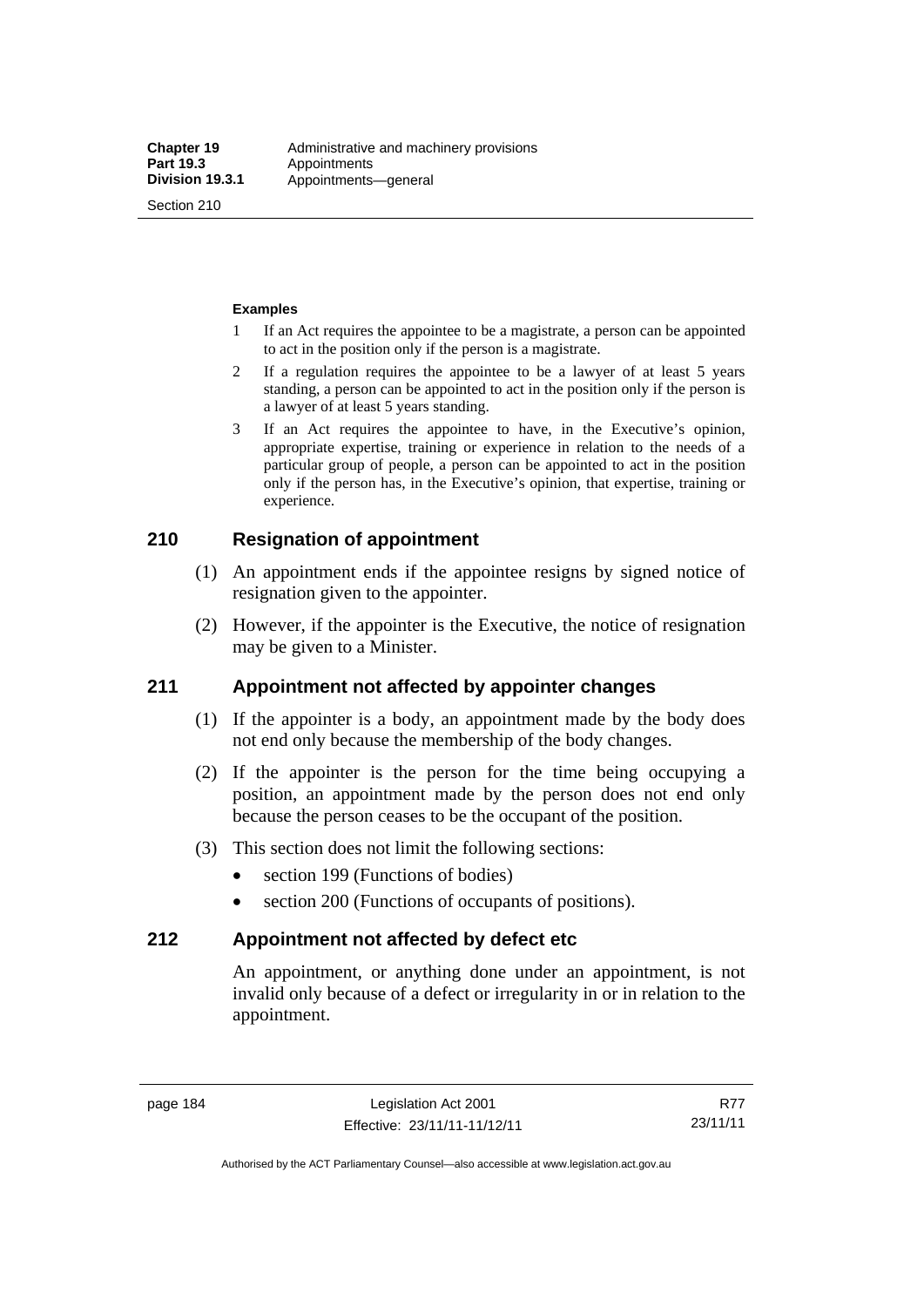**Examples**

1 If an Act requires the appointee to be a magistrate, a person can be appointed to act in the position only if the person is a magistrate.

2 If a regulation requires the appointee to be a lawyer of at least 5 years standing, a person can be appointed to act in the position only if the person is a lawyer of at least 5 years standing.

3 If an Act requires the appointee to have, in the Executive's opinion, appropriate expertise, training or experience in relation to the needs of a particular group of people, a person can be appointed to act in the position only if the person has, in the Executive's opinion, that expertise, training or experience.

## 210 Resignation of appointment

(1) An appointment ends if the appointee resigns by signed notice of resignation given to the appointer.

(2) However, if the appointer is the Executive, the notice of resignation may be given to a Minister.

## 211 Appointment not affected by appointer changes

(1) If the appointer is a body, an appointment made by the body does not end only because the membership of the body changes.

(2) If the appointer is the person for the time being occupying a position, an appointment made by the person does not end only because the person ceases to be the occupant of the position.

(3) This section does not limit the following sections:

- section 199 (Functions of bodies)
- section 200 (Functions of occupants of positions).

## 212 Appointment not affected by defect etc

An appointment, or anything done under an appointment, is not invalid only because of a defect or irregularity in or in relation to the appointment.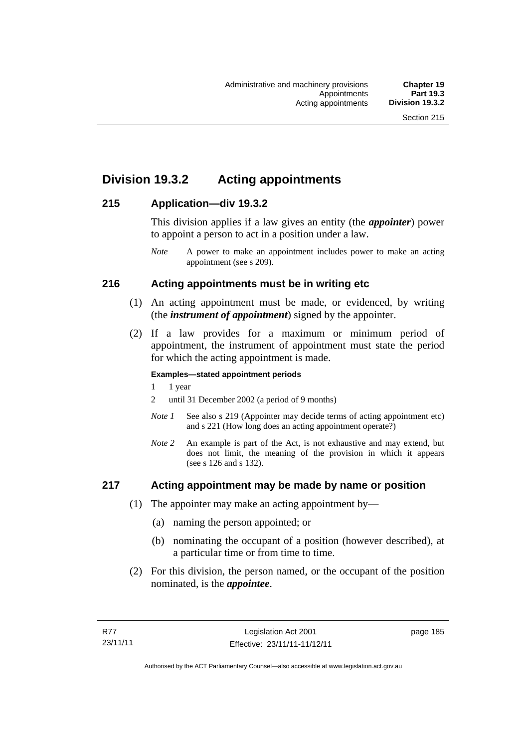# Division 19.3.2 Acting appointments

## 215 Application—div 19.3.2

This division applies if a law gives an entity (the ***appointer***) power to appoint a person to act in a position under a law.

*Note* A power to make an appointment includes power to make an acting appointment (see s 209).

## 216 Acting appointments must be in writing etc

(1) An acting appointment must be made, or evidenced, by writing (the ***instrument of appointment***) signed by the appointer.

(2) If a law provides for a maximum or minimum period of appointment, the instrument of appointment must state the period for which the acting appointment is made.

**Examples—stated appointment periods**

1 1 year

2 until 31 December 2002 (a period of 9 months)

*Note 1* See also s 219 (Appointer may decide terms of acting appointment etc) and s 221 (How long does an acting appointment operate?)

*Note 2* An example is part of the Act, is not exhaustive and may extend, but does not limit, the meaning of the provision in which it appears (see s 126 and s 132).

## 217 Acting appointment may be made by name or position

(1) The appointer may make an acting appointment by—

(a) naming the person appointed; or

(b) nominating the occupant of a position (however described), at a particular time or from time to time.

(2) For this division, the person named, or the occupant of the position nominated, is the ***appointee***.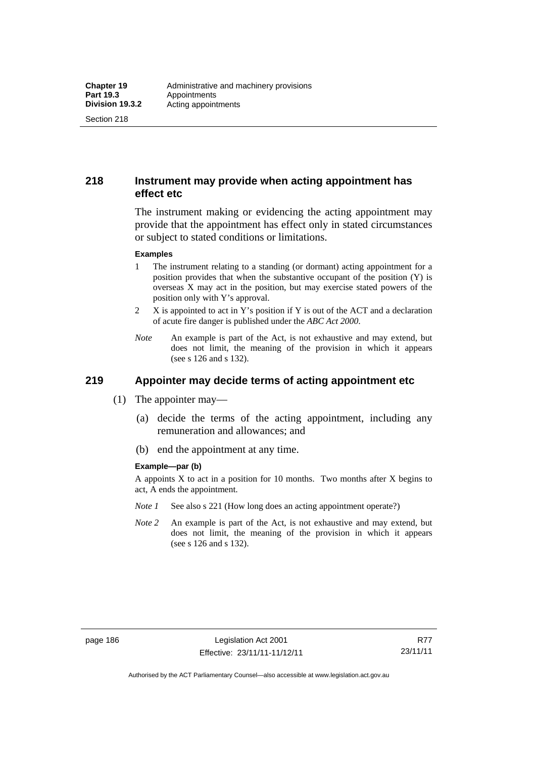## 218 Instrument may provide when acting appointment has effect etc

The instrument making or evidencing the acting appointment may provide that the appointment has effect only in stated circumstances or subject to stated conditions or limitations.

**Examples**

1 The instrument relating to a standing (or dormant) acting appointment for a position provides that when the substantive occupant of the position (Y) is overseas X may act in the position, but may exercise stated powers of the position only with Y's approval.

2 X is appointed to act in Y's position if Y is out of the ACT and a declaration of acute fire danger is published under the *ABC Act 2000*.

*Note* An example is part of the Act, is not exhaustive and may extend, but does not limit, the meaning of the provision in which it appears (see s 126 and s 132).

## 219 Appointer may decide terms of acting appointment etc

(1) The appointer may—

(a) decide the terms of the acting appointment, including any remuneration and allowances; and

(b) end the appointment at any time.

**Example—par (b)**

A appoints X to act in a position for 10 months. Two months after X begins to act, A ends the appointment.

*Note 1* See also s 221 (How long does an acting appointment operate?)

*Note 2* An example is part of the Act, is not exhaustive and may extend, but does not limit, the meaning of the provision in which it appears (see s 126 and s 132).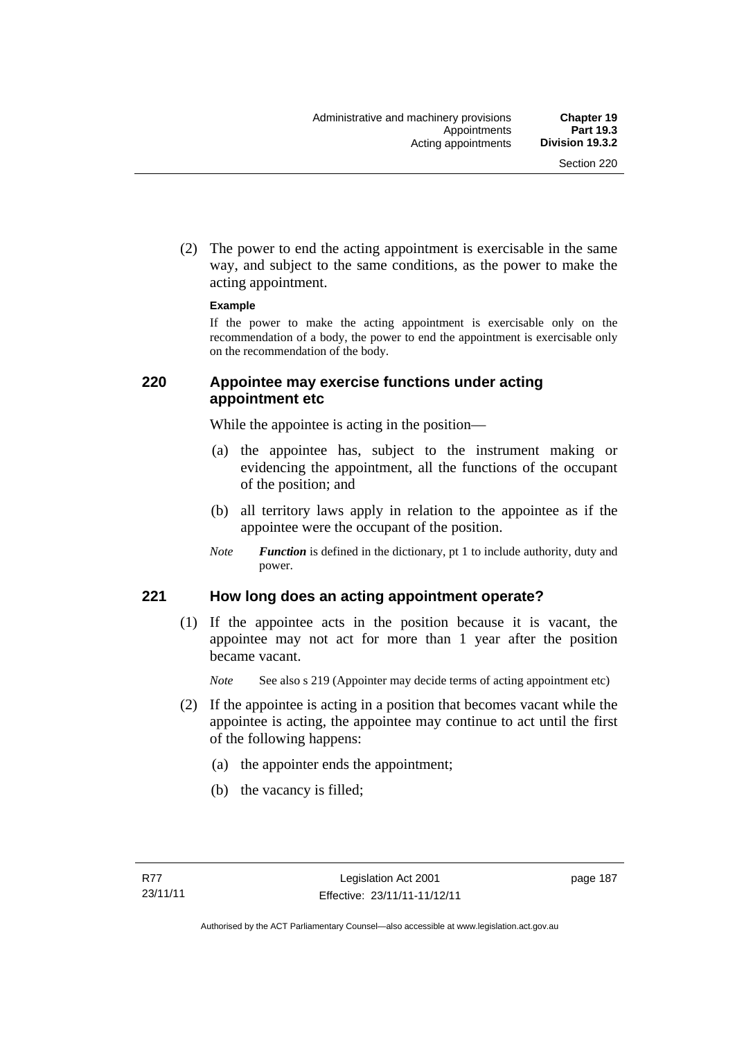(2) The power to end the acting appointment is exercisable in the same way, and subject to the same conditions, as the power to make the acting appointment.

**Example**

If the power to make the acting appointment is exercisable only on the recommendation of a body, the power to end the appointment is exercisable only on the recommendation of the body.

## 220 Appointee may exercise functions under acting appointment etc

While the appointee is acting in the position—

(a) the appointee has, subject to the instrument making or evidencing the appointment, all the functions of the occupant of the position; and

(b) all territory laws apply in relation to the appointee as if the appointee were the occupant of the position.

*Note* ***Function*** is defined in the dictionary, pt 1 to include authority, duty and power.

## 221 How long does an acting appointment operate?

(1) If the appointee acts in the position because it is vacant, the appointee may not act for more than 1 year after the position became vacant.

*Note* See also s 219 (Appointer may decide terms of acting appointment etc)

(2) If the appointee is acting in a position that becomes vacant while the appointee is acting, the appointee may continue to act until the first of the following happens:

(a) the appointer ends the appointment;

(b) the vacancy is filled;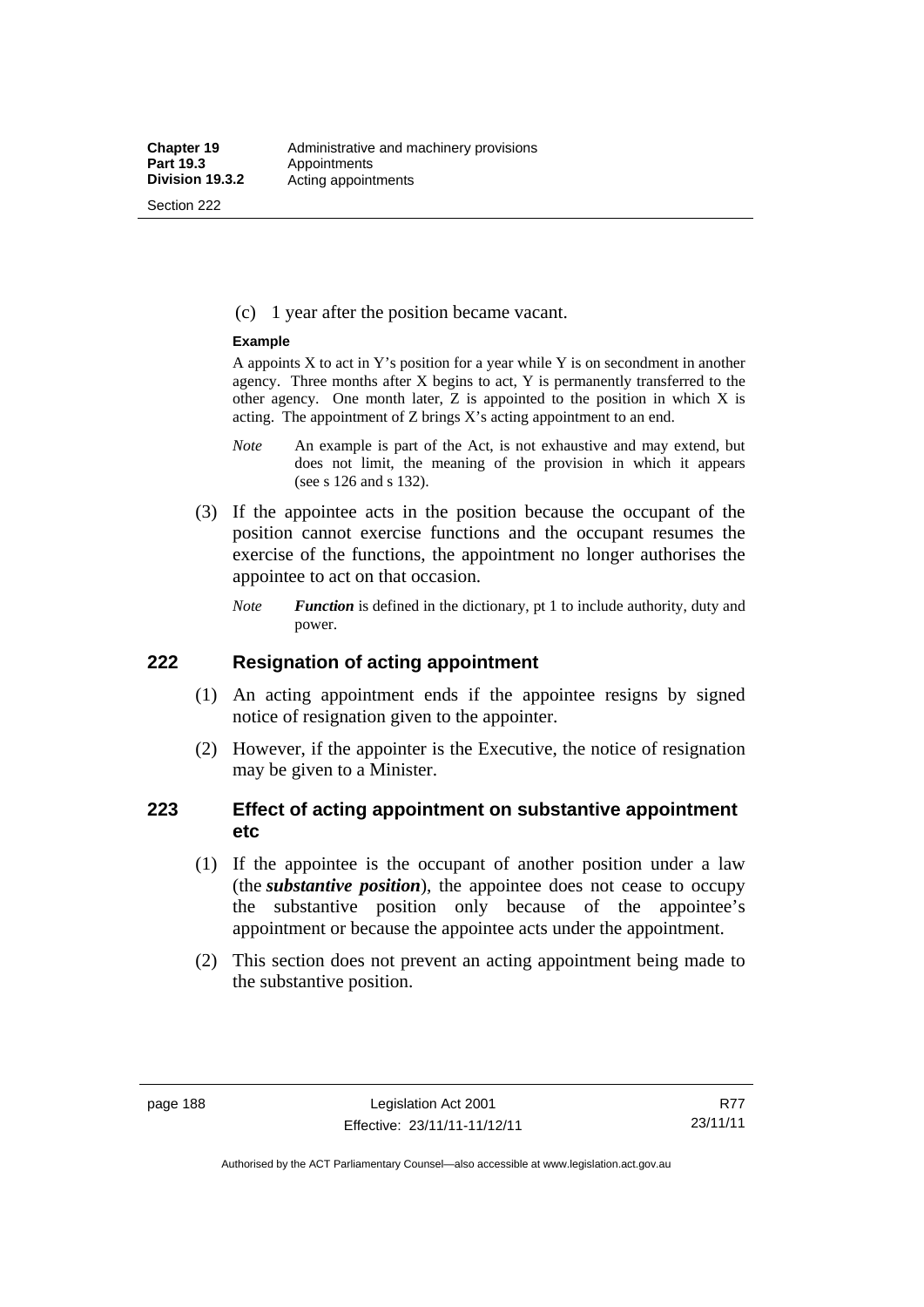(c) 1 year after the position became vacant.

**Example**

A appoints X to act in Y's position for a year while Y is on secondment in another agency. Three months after X begins to act, Y is permanently transferred to the other agency. One month later, Z is appointed to the position in which X is acting. The appointment of Z brings X's acting appointment to an end.

*Note* An example is part of the Act, is not exhaustive and may extend, but does not limit, the meaning of the provision in which it appears (see s 126 and s 132).

(3) If the appointee acts in the position because the occupant of the position cannot exercise functions and the occupant resumes the exercise of the functions, the appointment no longer authorises the appointee to act on that occasion.

*Note* ***Function*** is defined in the dictionary, pt 1 to include authority, duty and power.

## 222 Resignation of acting appointment

(1) An acting appointment ends if the appointee resigns by signed notice of resignation given to the appointer.

(2) However, if the appointer is the Executive, the notice of resignation may be given to a Minister.

## 223 Effect of acting appointment on substantive appointment etc

(1) If the appointee is the occupant of another position under a law (the ***substantive position***), the appointee does not cease to occupy the substantive position only because of the appointee's appointment or because the appointee acts under the appointment.

(2) This section does not prevent an acting appointment being made to the substantive position.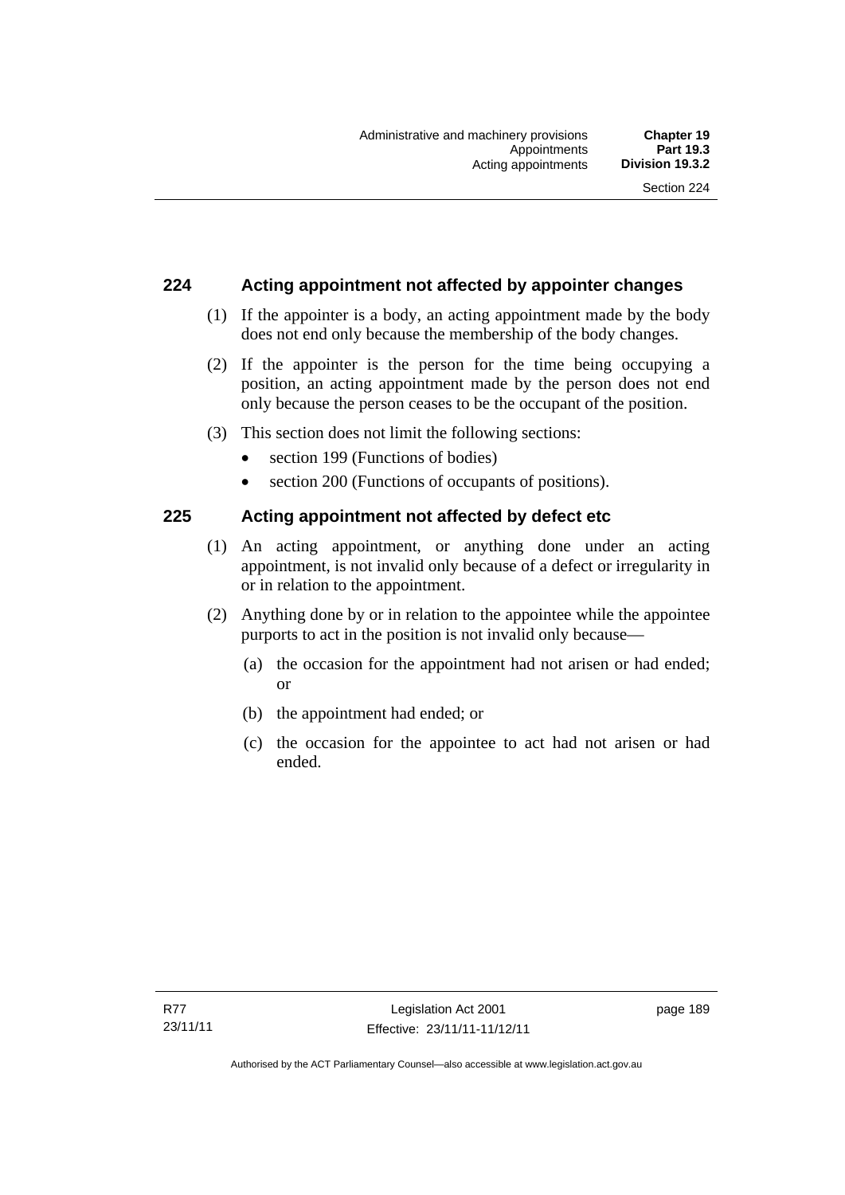## 224 Acting appointment not affected by appointer changes

(1) If the appointer is a body, an acting appointment made by the body does not end only because the membership of the body changes.

(2) If the appointer is the person for the time being occupying a position, an acting appointment made by the person does not end only because the person ceases to be the occupant of the position.

(3) This section does not limit the following sections:

- section 199 (Functions of bodies)
- section 200 (Functions of occupants of positions).

## 225 Acting appointment not affected by defect etc

(1) An acting appointment, or anything done under an acting appointment, is not invalid only because of a defect or irregularity in or in relation to the appointment.

(2) Anything done by or in relation to the appointee while the appointee purports to act in the position is not invalid only because—

(a) the occasion for the appointment had not arisen or had ended; or

(b) the appointment had ended; or

(c) the occasion for the appointee to act had not arisen or had ended.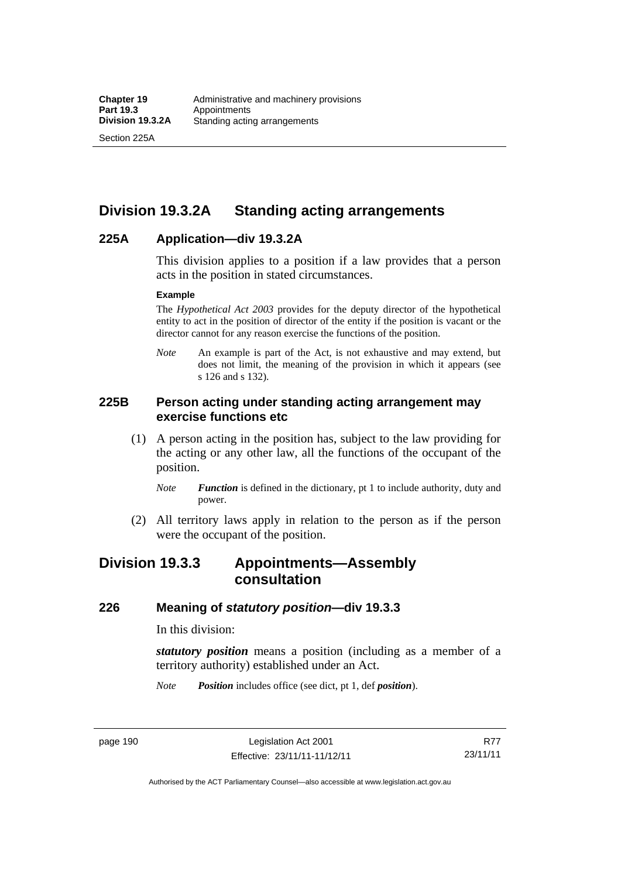## Division 19.3.2A Standing acting arrangements

### 225A Application—div 19.3.2A

This division applies to a position if a law provides that a person acts in the position in stated circumstances.

**Example**

The *Hypothetical Act 2003* provides for the deputy director of the hypothetical entity to act in the position of director of the entity if the position is vacant or the director cannot for any reason exercise the functions of the position.

*Note* An example is part of the Act, is not exhaustive and may extend, but does not limit, the meaning of the provision in which it appears (see s 126 and s 132).

### 225B Person acting under standing acting arrangement may exercise functions etc

(1) A person acting in the position has, subject to the law providing for the acting or any other law, all the functions of the occupant of the position.

*Note* ***Function*** is defined in the dictionary, pt 1 to include authority, duty and power.

(2) All territory laws apply in relation to the person as if the person were the occupant of the position.

## Division 19.3.3 Appointments—Assembly consultation

### 226 Meaning of *statutory position*—div 19.3.3

In this division:

***statutory position*** means a position (including as a member of a territory authority) established under an Act.

*Note* ***Position*** includes office (see dict, pt 1, def ***position***).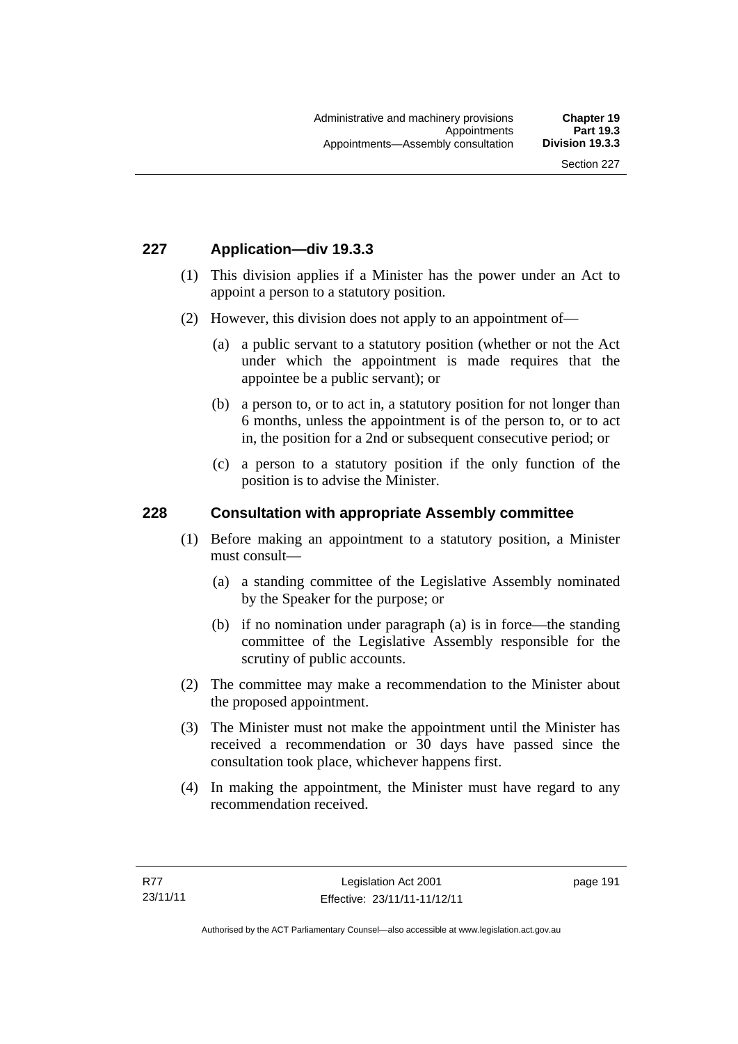## 227 Application—div 19.3.3

(1) This division applies if a Minister has the power under an Act to appoint a person to a statutory position.

(2) However, this division does not apply to an appointment of—

(a) a public servant to a statutory position (whether or not the Act under which the appointment is made requires that the appointee be a public servant); or

(b) a person to, or to act in, a statutory position for not longer than 6 months, unless the appointment is of the person to, or to act in, the position for a 2nd or subsequent consecutive period; or

(c) a person to a statutory position if the only function of the position is to advise the Minister.

## 228 Consultation with appropriate Assembly committee

(1) Before making an appointment to a statutory position, a Minister must consult—

(a) a standing committee of the Legislative Assembly nominated by the Speaker for the purpose; or

(b) if no nomination under paragraph (a) is in force—the standing committee of the Legislative Assembly responsible for the scrutiny of public accounts.

(2) The committee may make a recommendation to the Minister about the proposed appointment.

(3) The Minister must not make the appointment until the Minister has received a recommendation or 30 days have passed since the consultation took place, whichever happens first.

(4) In making the appointment, the Minister must have regard to any recommendation received.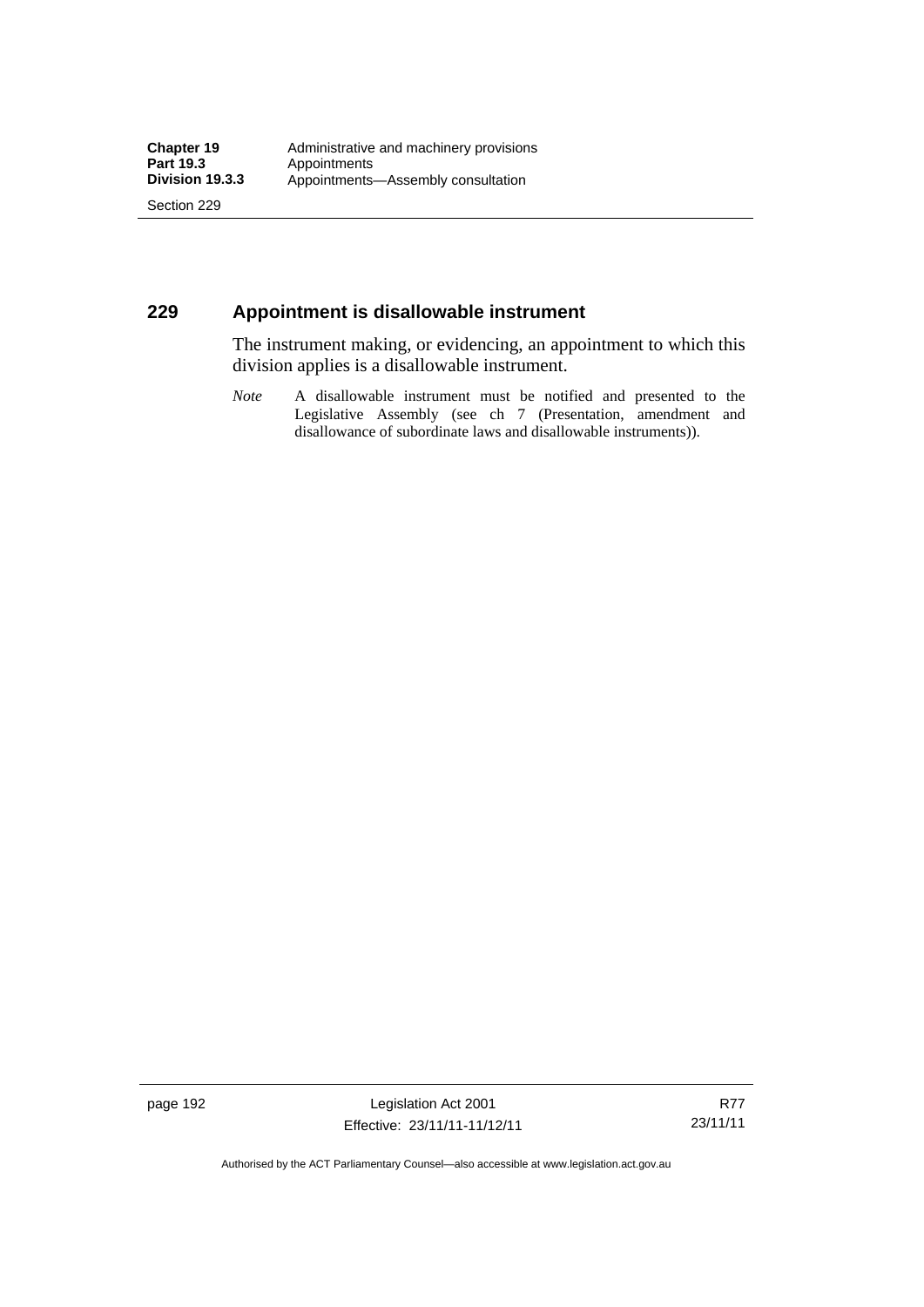## 229 Appointment is disallowable instrument

The instrument making, or evidencing, an appointment to which this division applies is a disallowable instrument.

*Note* A disallowable instrument must be notified and presented to the Legislative Assembly (see ch 7 (Presentation, amendment and disallowance of subordinate laws and disallowable instruments)).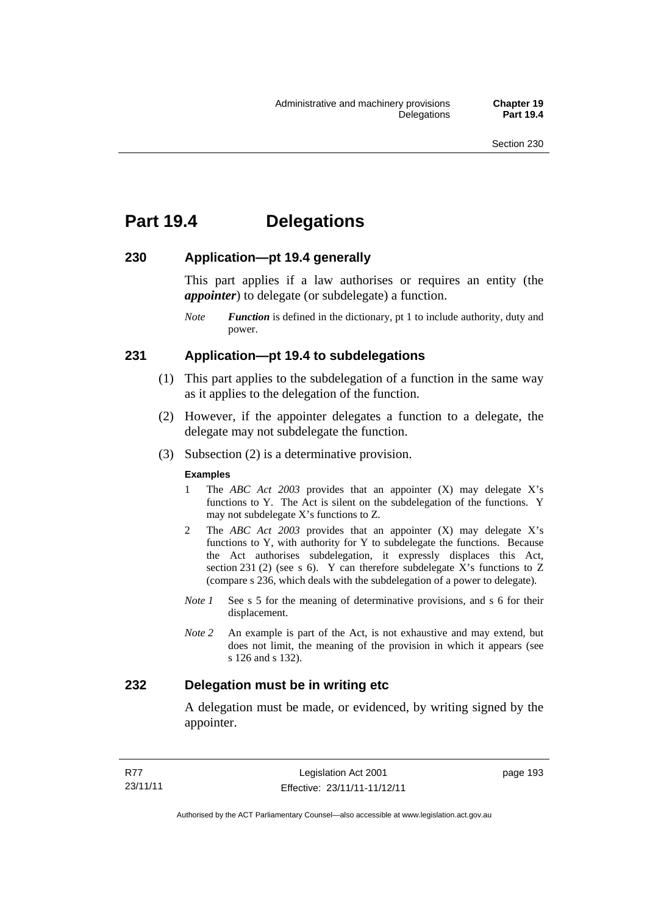# Part 19.4 Delegations

## 230 Application—pt 19.4 generally

This part applies if a law authorises or requires an entity (the ***appointer***) to delegate (or subdelegate) a function.

*Note* ***Function*** is defined in the dictionary, pt 1 to include authority, duty and power.

## 231 Application—pt 19.4 to subdelegations

(1) This part applies to the subdelegation of a function in the same way as it applies to the delegation of the function.

(2) However, if the appointer delegates a function to a delegate, the delegate may not subdelegate the function.

(3) Subsection (2) is a determinative provision.

**Examples**

1 The *ABC Act 2003* provides that an appointer (X) may delegate X's functions to Y. The Act is silent on the subdelegation of the functions. Y may not subdelegate X's functions to Z.

2 The *ABC Act 2003* provides that an appointer (X) may delegate X's functions to Y, with authority for Y to subdelegate the functions. Because the Act authorises subdelegation, it expressly displaces this Act, section 231 (2) (see s 6). Y can therefore subdelegate X's functions to Z (compare s 236, which deals with the subdelegation of a power to delegate).

*Note 1* See s 5 for the meaning of determinative provisions, and s 6 for their displacement.

*Note 2* An example is part of the Act, is not exhaustive and may extend, but does not limit, the meaning of the provision in which it appears (see s 126 and s 132).

## 232 Delegation must be in writing etc

A delegation must be made, or evidenced, by writing signed by the appointer.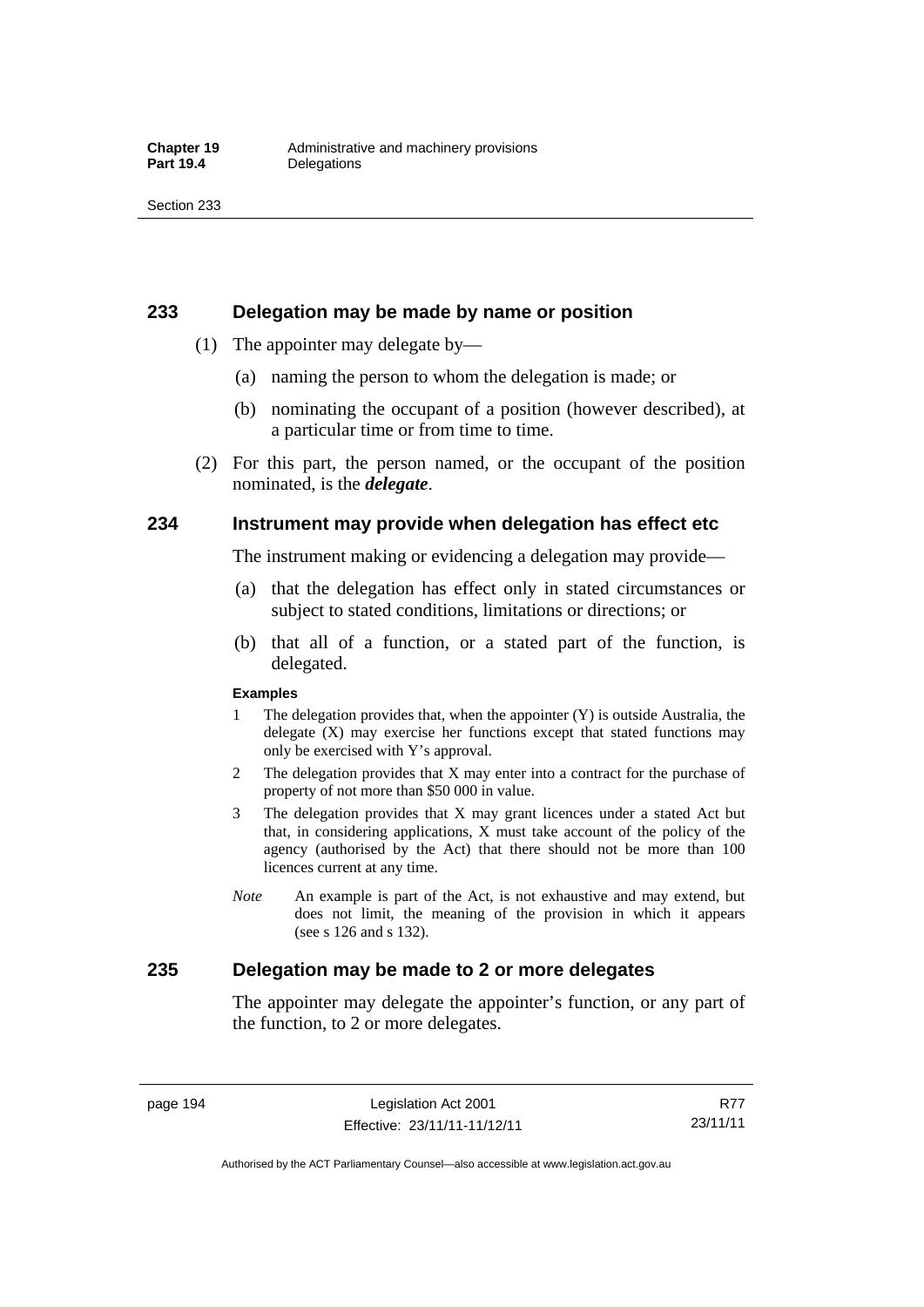### 233 Delegation may be made by name or position

(1) The appointer may delegate by—

(a) naming the person to whom the delegation is made; or

(b) nominating the occupant of a position (however described), at a particular time or from time to time.

(2) For this part, the person named, or the occupant of the position nominated, is the ***delegate***.

### 234 Instrument may provide when delegation has effect etc

The instrument making or evidencing a delegation may provide—

(a) that the delegation has effect only in stated circumstances or subject to stated conditions, limitations or directions; or

(b) that all of a function, or a stated part of the function, is delegated.

**Examples**

1 The delegation provides that, when the appointer (Y) is outside Australia, the delegate (X) may exercise her functions except that stated functions may only be exercised with Y's approval.

2 The delegation provides that X may enter into a contract for the purchase of property of not more than $50 000 in value.

3 The delegation provides that X may grant licences under a stated Act but that, in considering applications, X must take account of the policy of the agency (authorised by the Act) that there should not be more than 100 licences current at any time.

*Note* An example is part of the Act, is not exhaustive and may extend, but does not limit, the meaning of the provision in which it appears (see s 126 and s 132).

### 235 Delegation may be made to 2 or more delegates

The appointer may delegate the appointer's function, or any part of the function, to 2 or more delegates.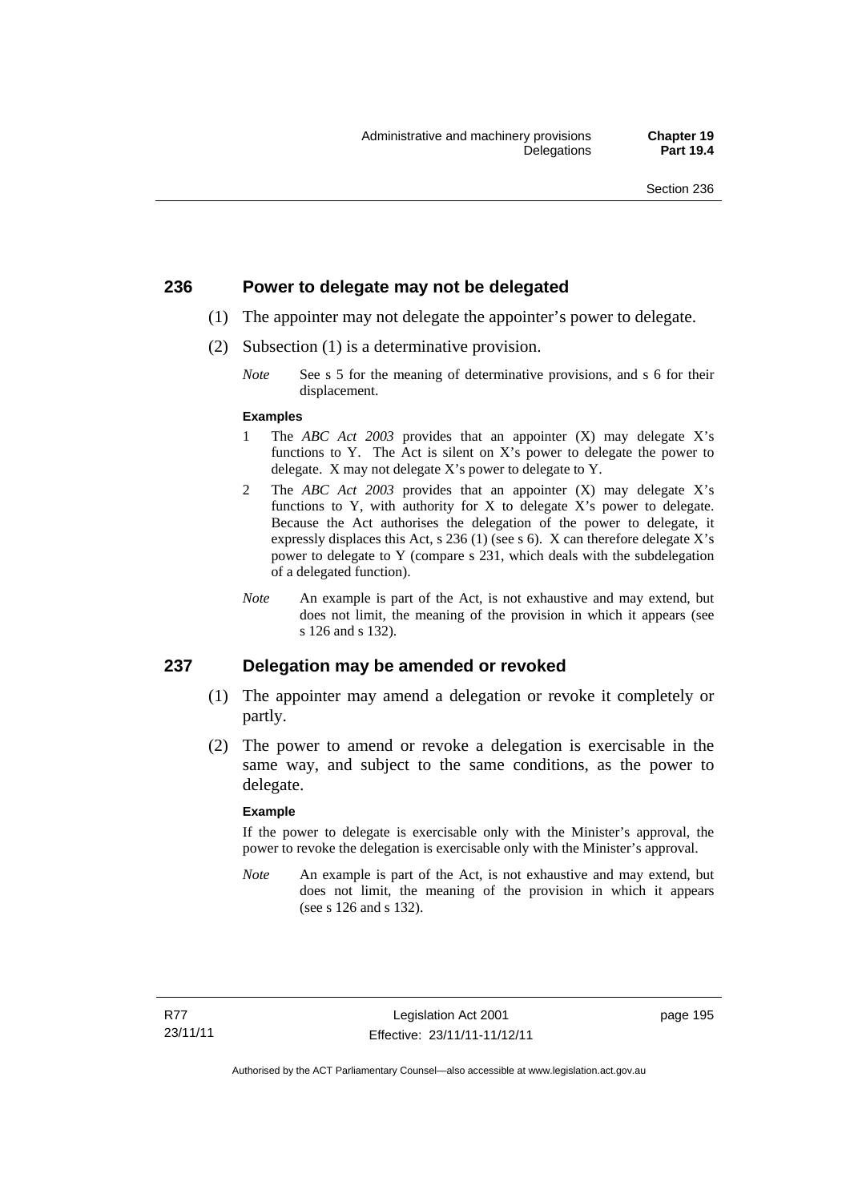## 236 Power to delegate may not be delegated

(1) The appointer may not delegate the appointer's power to delegate.

(2) Subsection (1) is a determinative provision.

*Note* See s 5 for the meaning of determinative provisions, and s 6 for their displacement.

**Examples**

1 The *ABC Act 2003* provides that an appointer (X) may delegate X's functions to Y. The Act is silent on X's power to delegate the power to delegate. X may not delegate X's power to delegate to Y.

2 The *ABC Act 2003* provides that an appointer (X) may delegate X's functions to Y, with authority for X to delegate X's power to delegate. Because the Act authorises the delegation of the power to delegate, it expressly displaces this Act, s 236 (1) (see s 6). X can therefore delegate X's power to delegate to Y (compare s 231, which deals with the subdelegation of a delegated function).

*Note* An example is part of the Act, is not exhaustive and may extend, but does not limit, the meaning of the provision in which it appears (see s 126 and s 132).

## 237 Delegation may be amended or revoked

(1) The appointer may amend a delegation or revoke it completely or partly.

(2) The power to amend or revoke a delegation is exercisable in the same way, and subject to the same conditions, as the power to delegate.

**Example**

If the power to delegate is exercisable only with the Minister's approval, the power to revoke the delegation is exercisable only with the Minister's approval.

*Note* An example is part of the Act, is not exhaustive and may extend, but does not limit, the meaning of the provision in which it appears (see s 126 and s 132).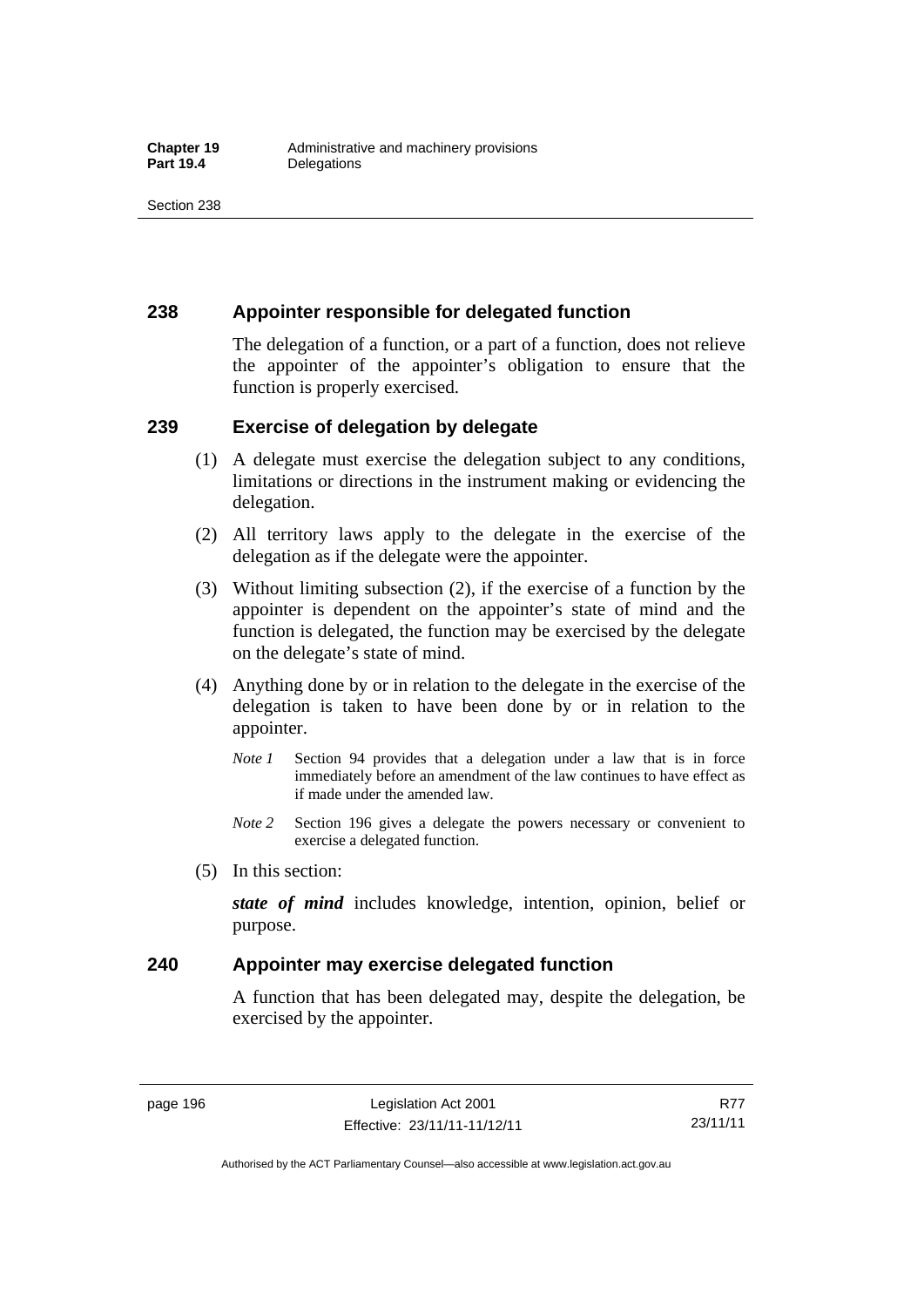## 238 Appointer responsible for delegated function

The delegation of a function, or a part of a function, does not relieve the appointer of the appointer's obligation to ensure that the function is properly exercised.

## 239 Exercise of delegation by delegate

(1) A delegate must exercise the delegation subject to any conditions, limitations or directions in the instrument making or evidencing the delegation.

(2) All territory laws apply to the delegate in the exercise of the delegation as if the delegate were the appointer.

(3) Without limiting subsection (2), if the exercise of a function by the appointer is dependent on the appointer's state of mind and the function is delegated, the function may be exercised by the delegate on the delegate's state of mind.

(4) Anything done by or in relation to the delegate in the exercise of the delegation is taken to have been done by or in relation to the appointer.

*Note 1* Section 94 provides that a delegation under a law that is in force immediately before an amendment of the law continues to have effect as if made under the amended law.

*Note 2* Section 196 gives a delegate the powers necessary or convenient to exercise a delegated function.

(5) In this section:

***state of mind*** includes knowledge, intention, opinion, belief or purpose.

## 240 Appointer may exercise delegated function

A function that has been delegated may, despite the delegation, be exercised by the appointer.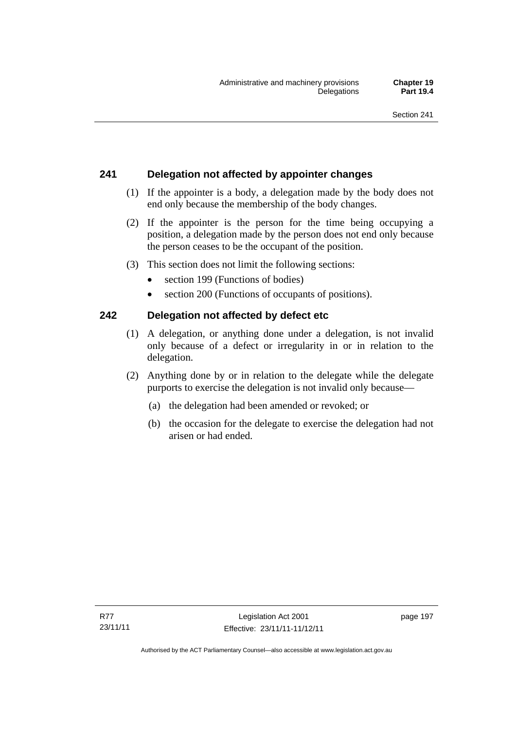## 241 Delegation not affected by appointer changes

(1) If the appointer is a body, a delegation made by the body does not end only because the membership of the body changes.

(2) If the appointer is the person for the time being occupying a position, a delegation made by the person does not end only because the person ceases to be the occupant of the position.

(3) This section does not limit the following sections:

- section 199 (Functions of bodies)
- section 200 (Functions of occupants of positions).

## 242 Delegation not affected by defect etc

(1) A delegation, or anything done under a delegation, is not invalid only because of a defect or irregularity in or in relation to the delegation.

(2) Anything done by or in relation to the delegate while the delegate purports to exercise the delegation is not invalid only because—

(a) the delegation had been amended or revoked; or

(b) the occasion for the delegate to exercise the delegation had not arisen or had ended.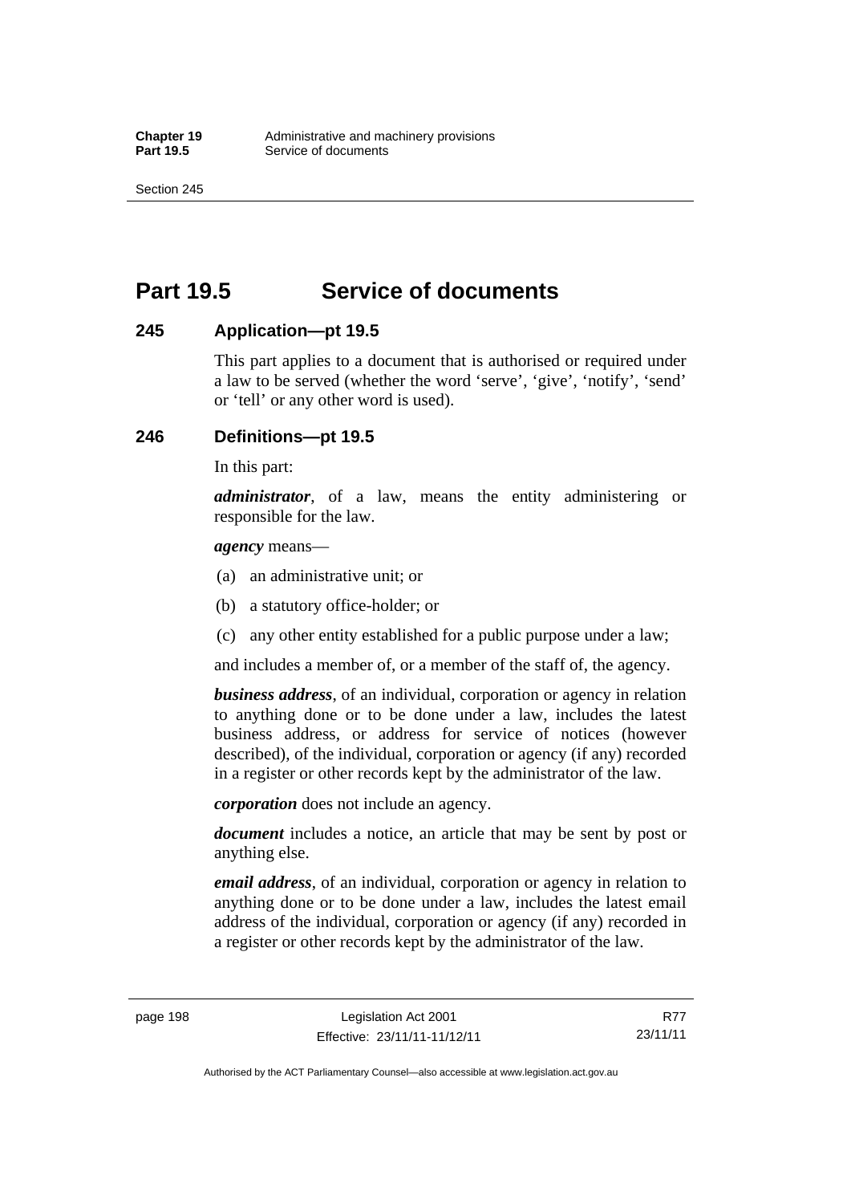# Part 19.5 Service of documents

## 245 Application—pt 19.5

This part applies to a document that is authorised or required under a law to be served (whether the word 'serve', 'give', 'notify', 'send' or 'tell' or any other word is used).

## 246 Definitions—pt 19.5

In this part:

***administrator***, of a law, means the entity administering or responsible for the law.

***agency*** means—

(a) an administrative unit; or

(b) a statutory office-holder; or

(c) any other entity established for a public purpose under a law;

and includes a member of, or a member of the staff of, the agency.

***business address***, of an individual, corporation or agency in relation to anything done or to be done under a law, includes the latest business address, or address for service of notices (however described), of the individual, corporation or agency (if any) recorded in a register or other records kept by the administrator of the law.

***corporation*** does not include an agency.

***document*** includes a notice, an article that may be sent by post or anything else.

***email address***, of an individual, corporation or agency in relation to anything done or to be done under a law, includes the latest email address of the individual, corporation or agency (if any) recorded in a register or other records kept by the administrator of the law.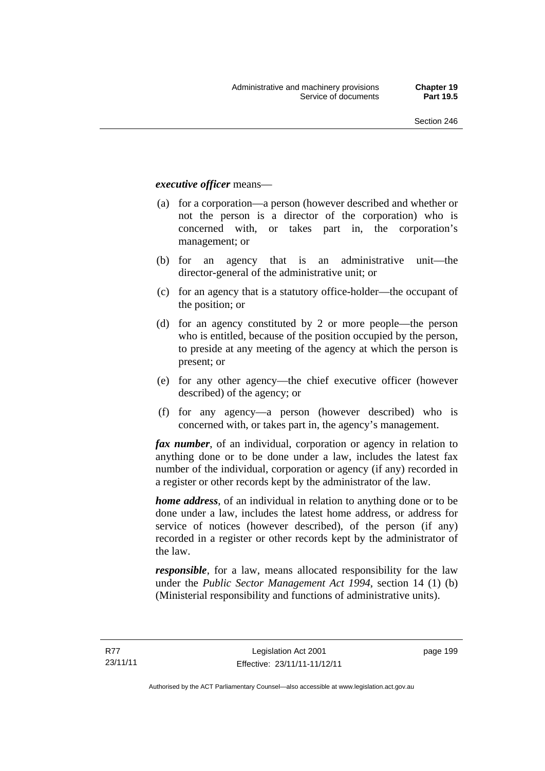***executive officer*** means—

(a) for a corporation—a person (however described and whether or not the person is a director of the corporation) who is concerned with, or takes part in, the corporation's management; or

(b) for an agency that is an administrative unit—the director-general of the administrative unit; or

(c) for an agency that is a statutory office-holder—the occupant of the position; or

(d) for an agency constituted by 2 or more people—the person who is entitled, because of the position occupied by the person, to preside at any meeting of the agency at which the person is present; or

(e) for any other agency—the chief executive officer (however described) of the agency; or

(f) for any agency—a person (however described) who is concerned with, or takes part in, the agency's management.

***fax number***, of an individual, corporation or agency in relation to anything done or to be done under a law, includes the latest fax number of the individual, corporation or agency (if any) recorded in a register or other records kept by the administrator of the law.

***home address***, of an individual in relation to anything done or to be done under a law, includes the latest home address, or address for service of notices (however described), of the person (if any) recorded in a register or other records kept by the administrator of the law.

***responsible***, for a law, means allocated responsibility for the law under the *Public Sector Management Act 1994*, section 14 (1) (b) (Ministerial responsibility and functions of administrative units).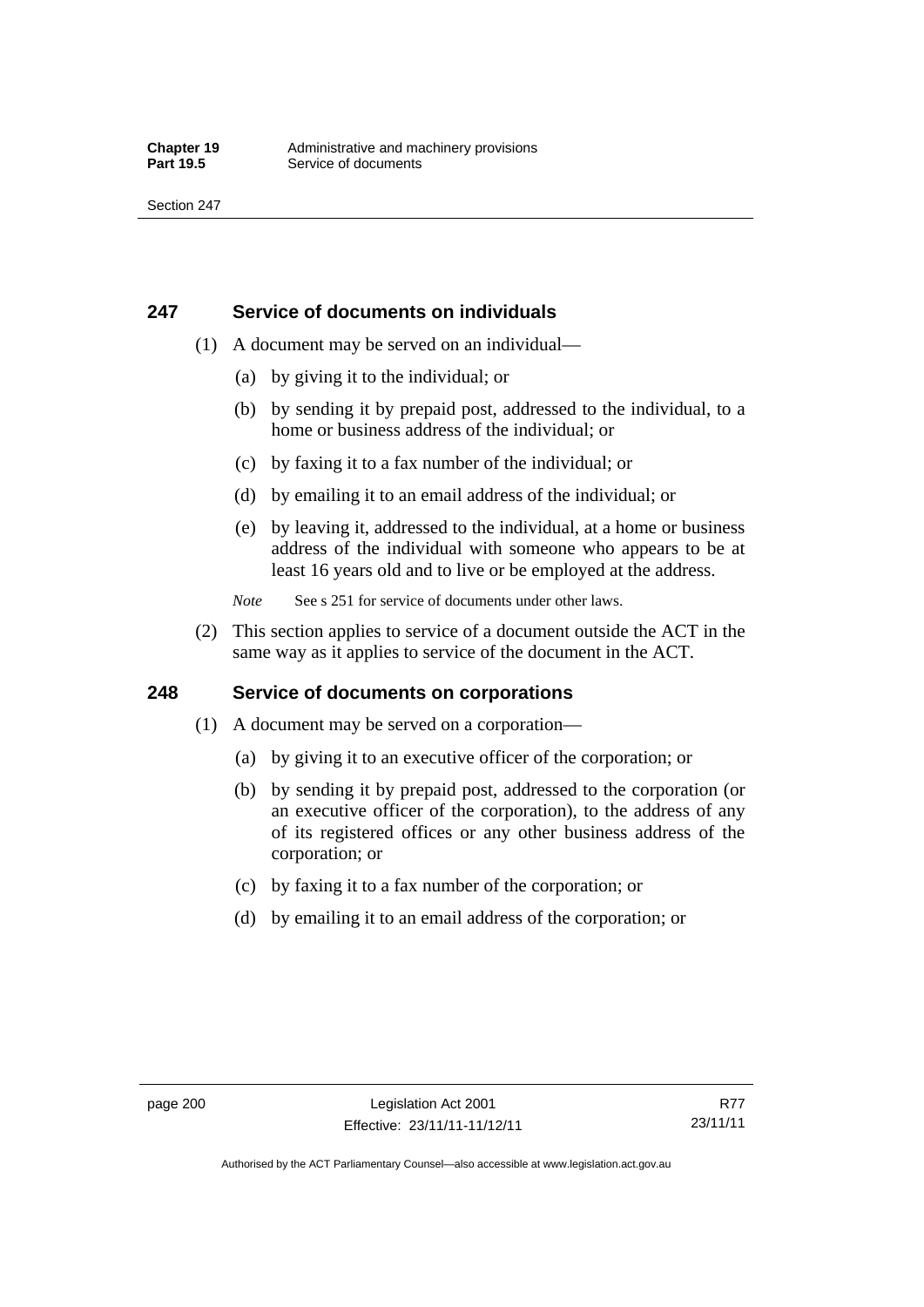## 247 Service of documents on individuals

(1) A document may be served on an individual—

(a) by giving it to the individual; or

(b) by sending it by prepaid post, addressed to the individual, to a home or business address of the individual; or

(c) by faxing it to a fax number of the individual; or

(d) by emailing it to an email address of the individual; or

(e) by leaving it, addressed to the individual, at a home or business address of the individual with someone who appears to be at least 16 years old and to live or be employed at the address.

*Note* See s 251 for service of documents under other laws.

(2) This section applies to service of a document outside the ACT in the same way as it applies to service of the document in the ACT.

## 248 Service of documents on corporations

(1) A document may be served on a corporation—

(a) by giving it to an executive officer of the corporation; or

(b) by sending it by prepaid post, addressed to the corporation (or an executive officer of the corporation), to the address of any of its registered offices or any other business address of the corporation; or

(c) by faxing it to a fax number of the corporation; or

(d) by emailing it to an email address of the corporation; or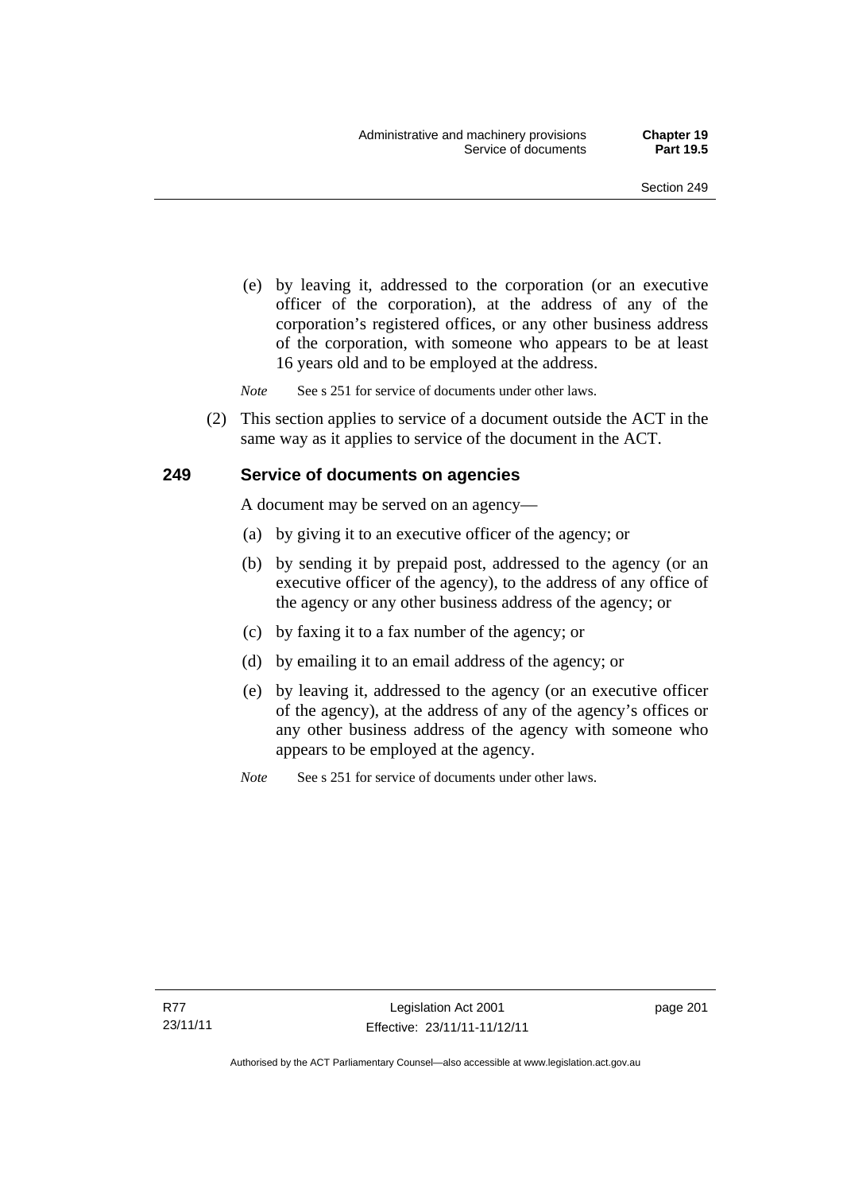(e) by leaving it, addressed to the corporation (or an executive officer of the corporation), at the address of any of the corporation's registered offices, or any other business address of the corporation, with someone who appears to be at least 16 years old and to be employed at the address.

*Note* See s 251 for service of documents under other laws.

(2) This section applies to service of a document outside the ACT in the same way as it applies to service of the document in the ACT.

### 249 Service of documents on agencies

A document may be served on an agency—

(a) by giving it to an executive officer of the agency; or

(b) by sending it by prepaid post, addressed to the agency (or an executive officer of the agency), to the address of any office of the agency or any other business address of the agency; or

(c) by faxing it to a fax number of the agency; or

(d) by emailing it to an email address of the agency; or

(e) by leaving it, addressed to the agency (or an executive officer of the agency), at the address of any of the agency's offices or any other business address of the agency with someone who appears to be employed at the agency.

*Note* See s 251 for service of documents under other laws.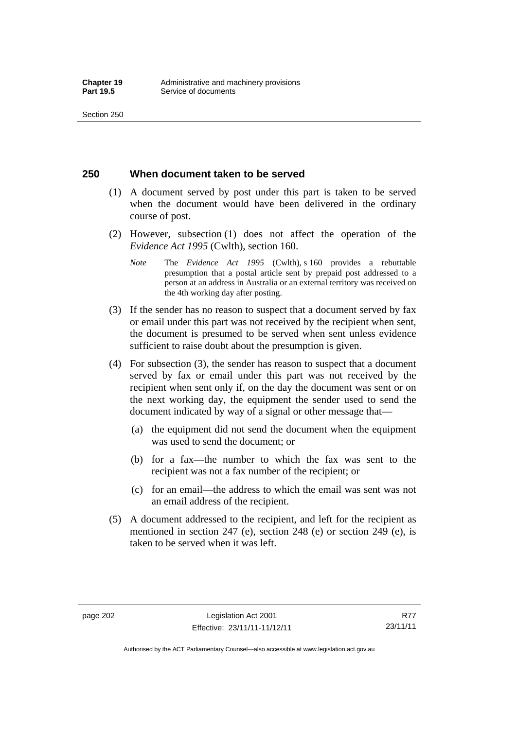## 250 When document taken to be served

(1) A document served by post under this part is taken to be served when the document would have been delivered in the ordinary course of post.

(2) However, subsection (1) does not affect the operation of the *Evidence Act 1995* (Cwlth), section 160.

*Note* The *Evidence Act 1995* (Cwlth), s 160 provides a rebuttable presumption that a postal article sent by prepaid post addressed to a person at an address in Australia or an external territory was received on the 4th working day after posting.

(3) If the sender has no reason to suspect that a document served by fax or email under this part was not received by the recipient when sent, the document is presumed to be served when sent unless evidence sufficient to raise doubt about the presumption is given.

(4) For subsection (3), the sender has reason to suspect that a document served by fax or email under this part was not received by the recipient when sent only if, on the day the document was sent or on the next working day, the equipment the sender used to send the document indicated by way of a signal or other message that—

(a) the equipment did not send the document when the equipment was used to send the document; or

(b) for a fax—the number to which the fax was sent to the recipient was not a fax number of the recipient; or

(c) for an email—the address to which the email was sent was not an email address of the recipient.

(5) A document addressed to the recipient, and left for the recipient as mentioned in section 247 (e), section 248 (e) or section 249 (e), is taken to be served when it was left.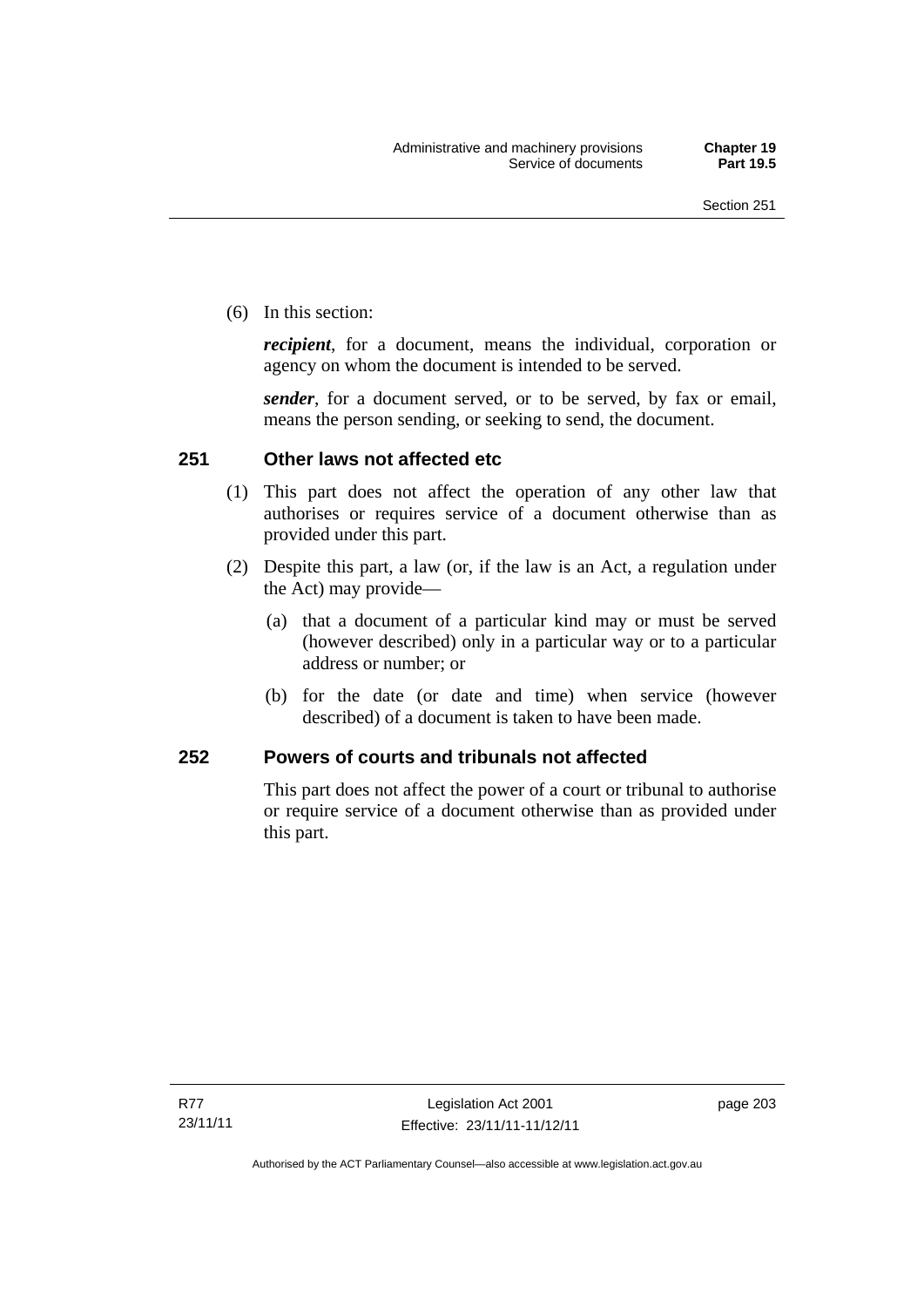(6) In this section:

***recipient***, for a document, means the individual, corporation or agency on whom the document is intended to be served.

***sender***, for a document served, or to be served, by fax or email, means the person sending, or seeking to send, the document.

## 251 Other laws not affected etc

(1) This part does not affect the operation of any other law that authorises or requires service of a document otherwise than as provided under this part.

(2) Despite this part, a law (or, if the law is an Act, a regulation under the Act) may provide—

(a) that a document of a particular kind may or must be served (however described) only in a particular way or to a particular address or number; or

(b) for the date (or date and time) when service (however described) of a document is taken to have been made.

## 252 Powers of courts and tribunals not affected

This part does not affect the power of a court or tribunal to authorise or require service of a document otherwise than as provided under this part.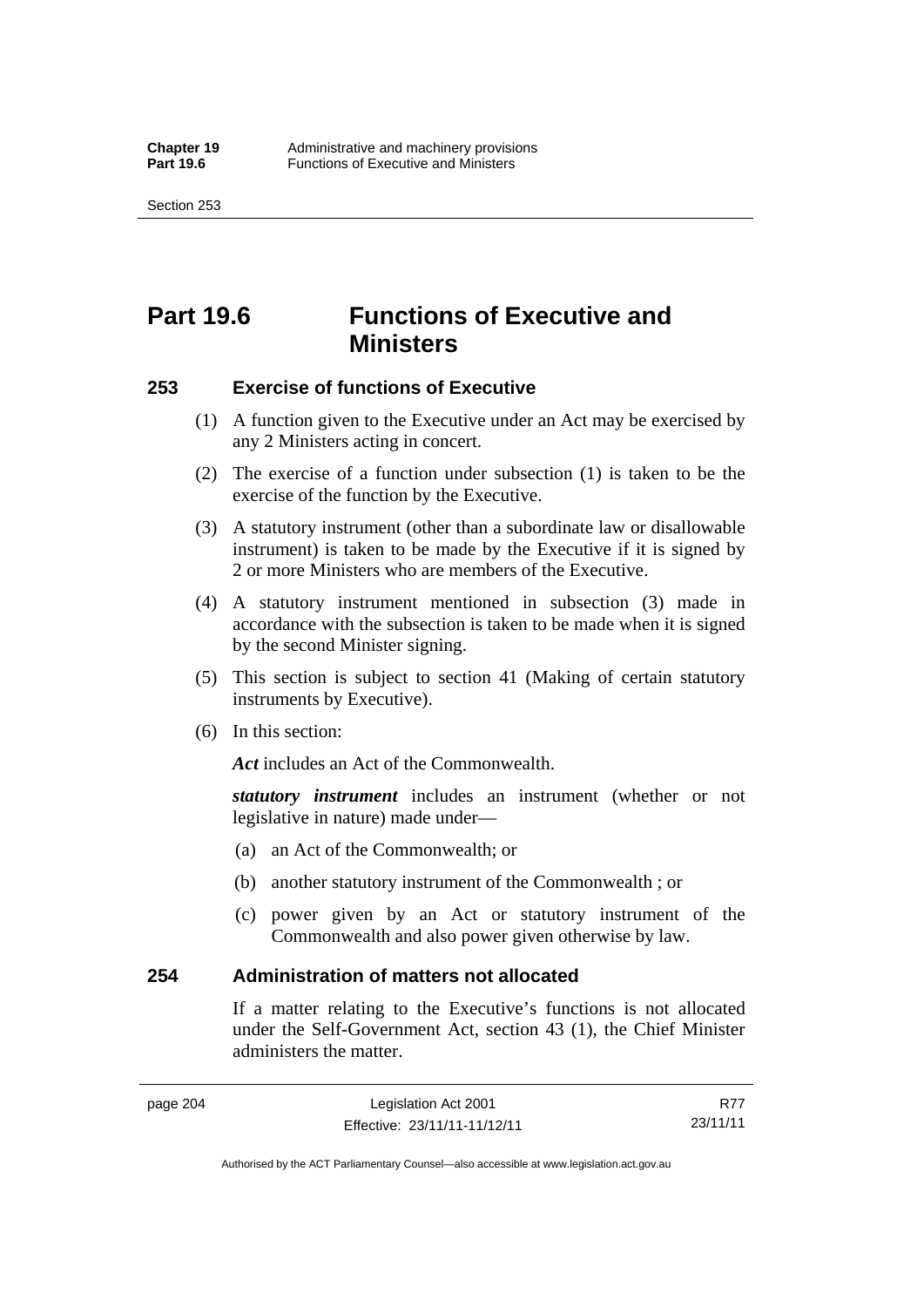# Part 19.6 Functions of Executive and Ministers

## 253 Exercise of functions of Executive

(1) A function given to the Executive under an Act may be exercised by any 2 Ministers acting in concert.

(2) The exercise of a function under subsection (1) is taken to be the exercise of the function by the Executive.

(3) A statutory instrument (other than a subordinate law or disallowable instrument) is taken to be made by the Executive if it is signed by 2 or more Ministers who are members of the Executive.

(4) A statutory instrument mentioned in subsection (3) made in accordance with the subsection is taken to be made when it is signed by the second Minister signing.

(5) This section is subject to section 41 (Making of certain statutory instruments by Executive).

(6) In this section:

***Act*** includes an Act of the Commonwealth.

***statutory instrument*** includes an instrument (whether or not legislative in nature) made under—

(a) an Act of the Commonwealth; or

(b) another statutory instrument of the Commonwealth ; or

(c) power given by an Act or statutory instrument of the Commonwealth and also power given otherwise by law.

## 254 Administration of matters not allocated

If a matter relating to the Executive's functions is not allocated under the Self-Government Act, section 43 (1), the Chief Minister administers the matter.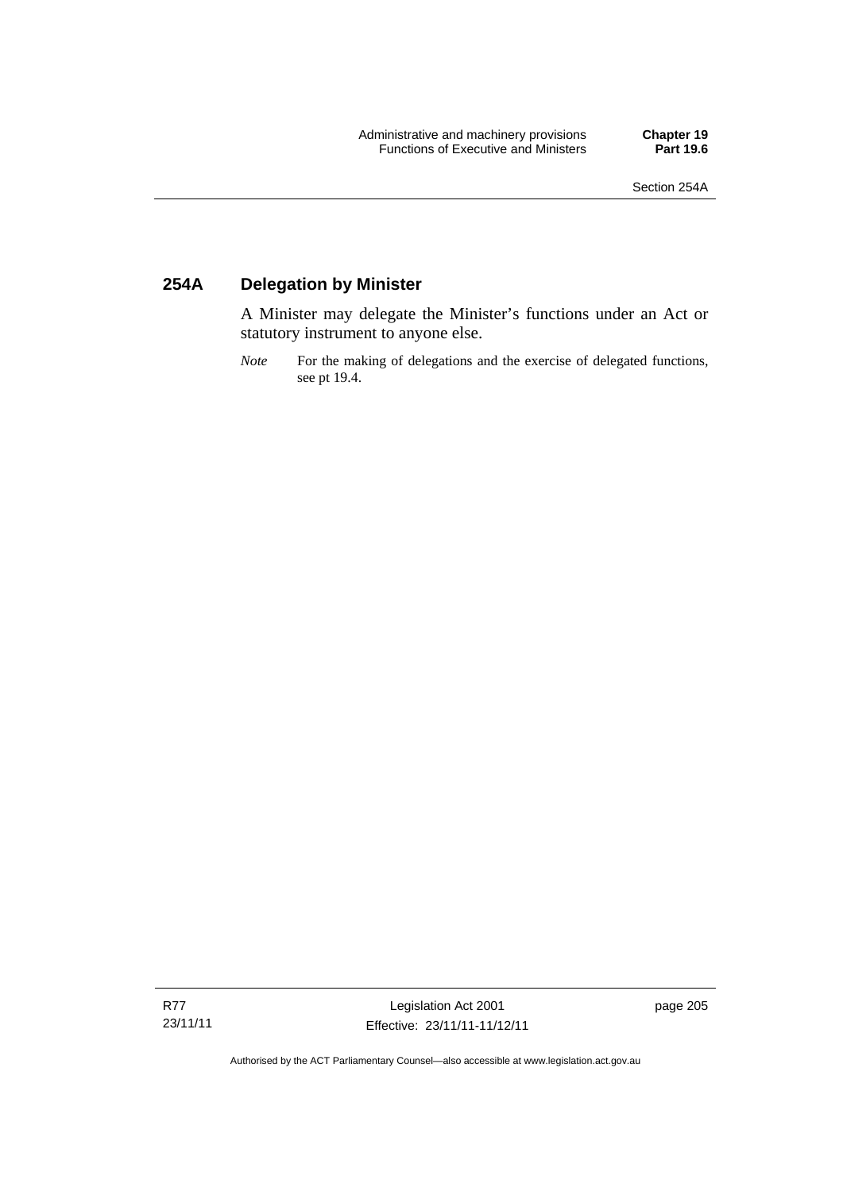## 254A Delegation by Minister

A Minister may delegate the Minister's functions under an Act or statutory instrument to anyone else.

*Note* For the making of delegations and the exercise of delegated functions, see pt 19.4.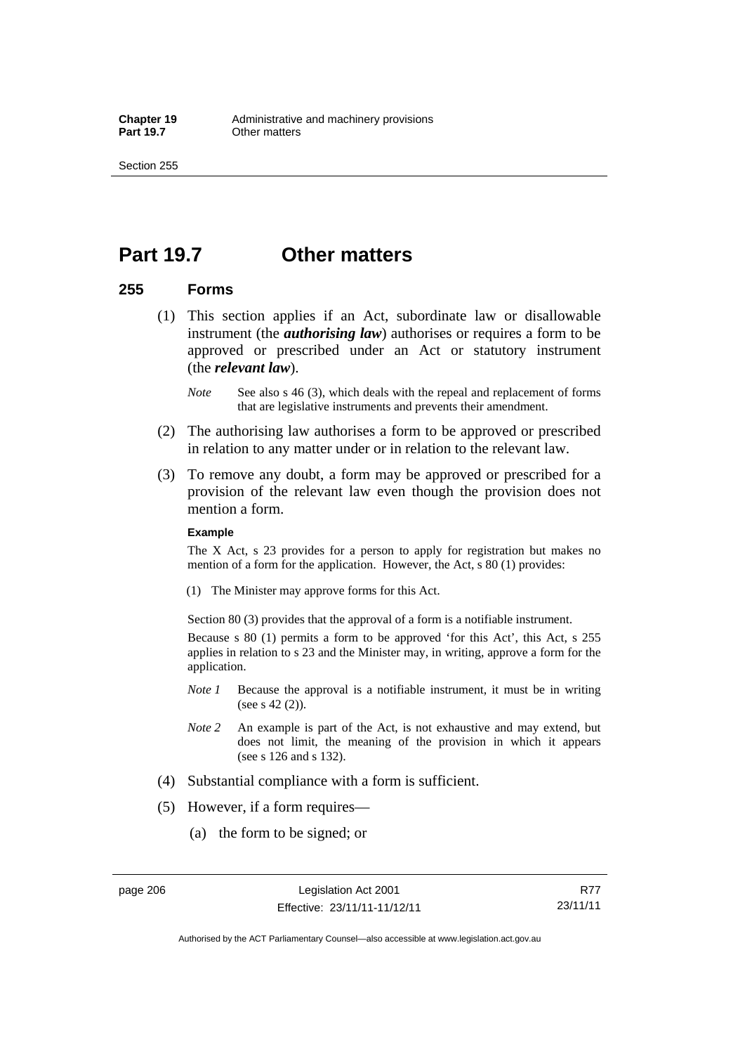# Part 19.7 Other matters

## 255 Forms

(1) This section applies if an Act, subordinate law or disallowable instrument (the ***authorising law***) authorises or requires a form to be approved or prescribed under an Act or statutory instrument (the ***relevant law***).

*Note* See also s 46 (3), which deals with the repeal and replacement of forms that are legislative instruments and prevents their amendment.

(2) The authorising law authorises a form to be approved or prescribed in relation to any matter under or in relation to the relevant law.

(3) To remove any doubt, a form may be approved or prescribed for a provision of the relevant law even though the provision does not mention a form.

**Example**

The X Act, s 23 provides for a person to apply for registration but makes no mention of a form for the application. However, the Act, s 80 (1) provides:

(1) The Minister may approve forms for this Act.

Section 80 (3) provides that the approval of a form is a notifiable instrument.

Because s 80 (1) permits a form to be approved 'for this Act', this Act, s 255 applies in relation to s 23 and the Minister may, in writing, approve a form for the application.

*Note 1* Because the approval is a notifiable instrument, it must be in writing (see s 42 (2)).

*Note 2* An example is part of the Act, is not exhaustive and may extend, but does not limit, the meaning of the provision in which it appears (see s 126 and s 132).

(4) Substantial compliance with a form is sufficient.

(5) However, if a form requires—

(a) the form to be signed; or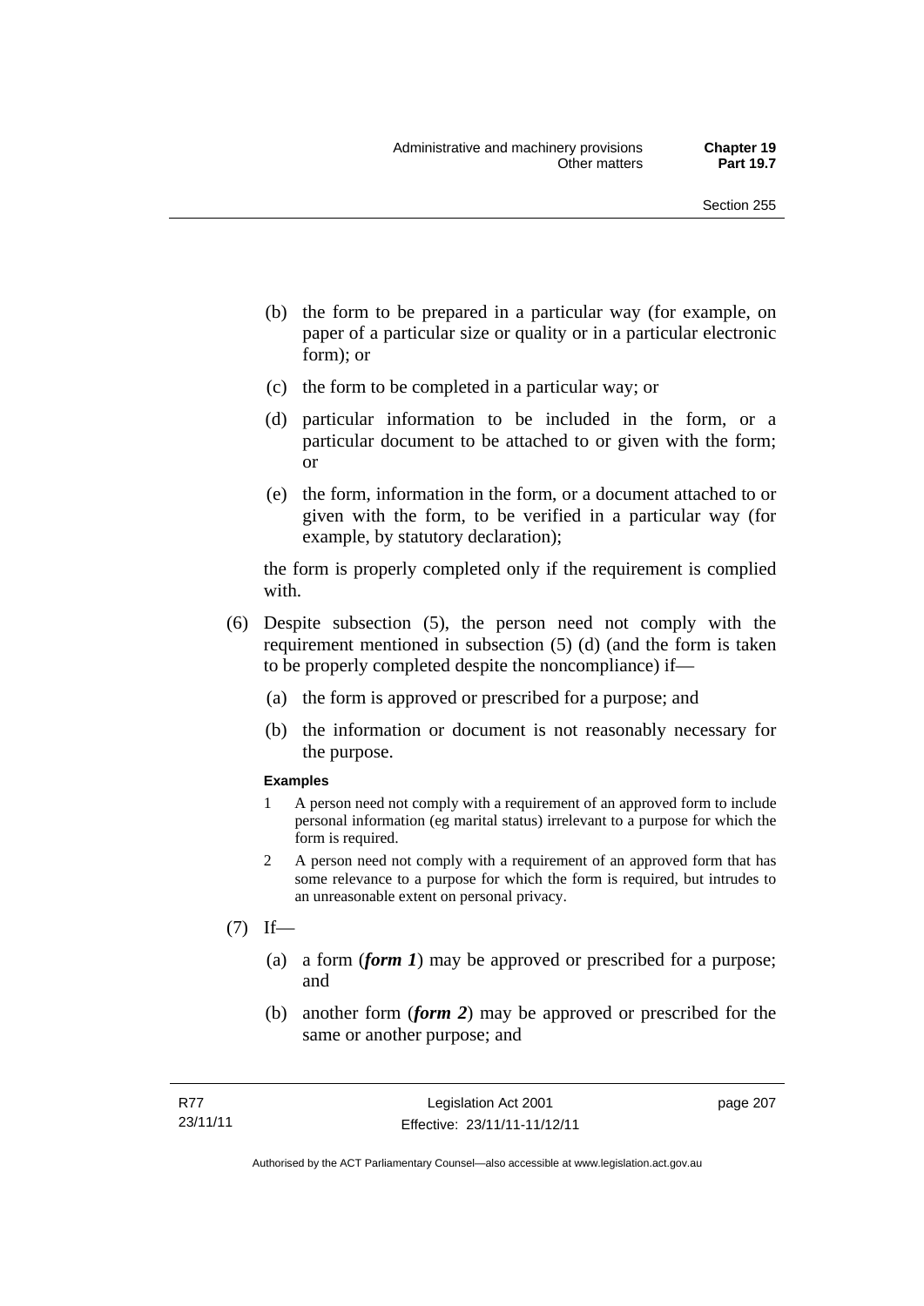- (b) the form to be prepared in a particular way (for example, on paper of a particular size or quality or in a particular electronic form); or
- (c) the form to be completed in a particular way; or
- (d) particular information to be included in the form, or a particular document to be attached to or given with the form; or
- (e) the form, information in the form, or a document attached to or given with the form, to be verified in a particular way (for example, by statutory declaration);

the form is properly completed only if the requirement is complied with.

(6) Despite subsection (5), the person need not comply with the requirement mentioned in subsection (5) (d) (and the form is taken to be properly completed despite the noncompliance) if—

- (a) the form is approved or prescribed for a purpose; and
- (b) the information or document is not reasonably necessary for the purpose.

**Examples**

1 A person need not comply with a requirement of an approved form to include personal information (eg marital status) irrelevant to a purpose for which the form is required.

2 A person need not comply with a requirement of an approved form that has some relevance to a purpose for which the form is required, but intrudes to an unreasonable extent on personal privacy.

(7) If—

- (a) a form (***form 1***) may be approved or prescribed for a purpose; and
- (b) another form (***form 2***) may be approved or prescribed for the same or another purpose; and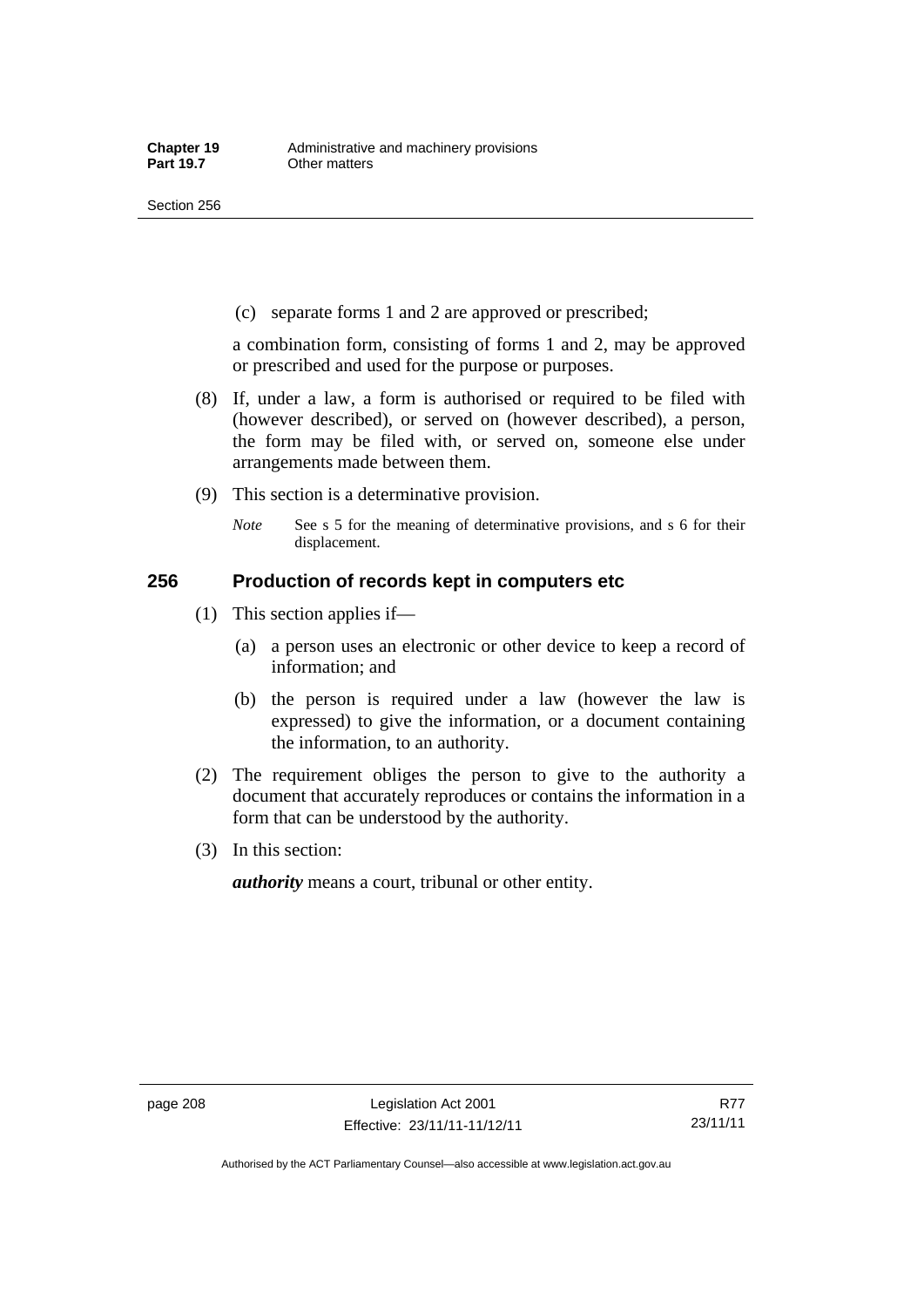(c) separate forms 1 and 2 are approved or prescribed;

a combination form, consisting of forms 1 and 2, may be approved or prescribed and used for the purpose or purposes.

(8) If, under a law, a form is authorised or required to be filed with (however described), or served on (however described), a person, the form may be filed with, or served on, someone else under arrangements made between them.

(9) This section is a determinative provision.

*Note* See s 5 for the meaning of determinative provisions, and s 6 for their displacement.

## 256 Production of records kept in computers etc

(1) This section applies if—

(a) a person uses an electronic or other device to keep a record of information; and

(b) the person is required under a law (however the law is expressed) to give the information, or a document containing the information, to an authority.

(2) The requirement obliges the person to give to the authority a document that accurately reproduces or contains the information in a form that can be understood by the authority.

(3) In this section:

***authority*** means a court, tribunal or other entity.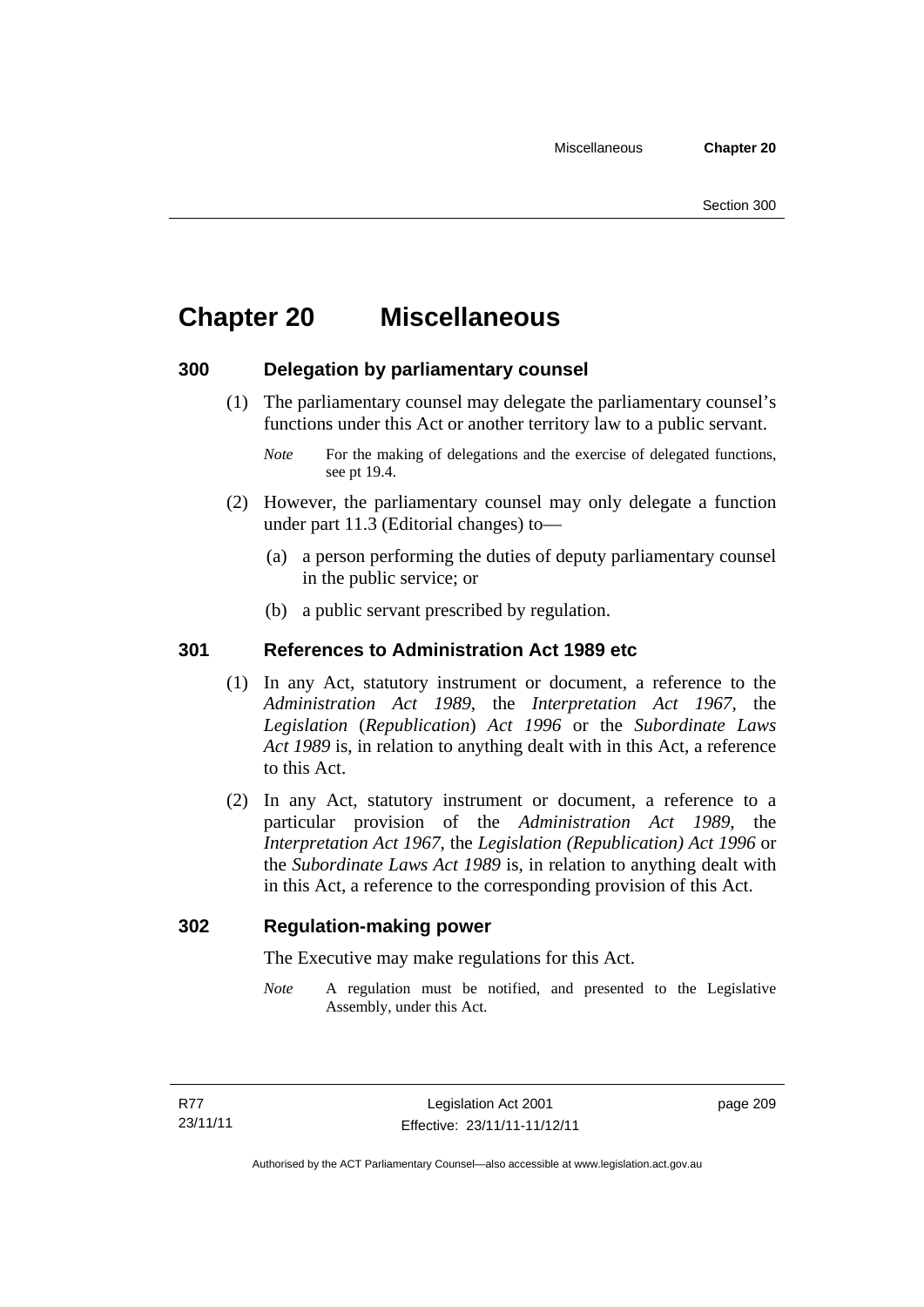# Chapter 20 Miscellaneous

## 300 Delegation by parliamentary counsel

(1) The parliamentary counsel may delegate the parliamentary counsel's functions under this Act or another territory law to a public servant.

*Note* For the making of delegations and the exercise of delegated functions, see pt 19.4.

(2) However, the parliamentary counsel may only delegate a function under part 11.3 (Editorial changes) to—

(a) a person performing the duties of deputy parliamentary counsel in the public service; or

(b) a public servant prescribed by regulation.

## 301 References to Administration Act 1989 etc

(1) In any Act, statutory instrument or document, a reference to the *Administration Act 1989*, the *Interpretation Act 1967*, the *Legislation* (*Republication*) *Act 1996* or the *Subordinate Laws Act 1989* is, in relation to anything dealt with in this Act, a reference to this Act.

(2) In any Act, statutory instrument or document, a reference to a particular provision of the *Administration Act 1989*, the *Interpretation Act 1967*, the *Legislation (Republication) Act 1996* or the *Subordinate Laws Act 1989* is, in relation to anything dealt with in this Act, a reference to the corresponding provision of this Act.

## 302 Regulation-making power

The Executive may make regulations for this Act.

*Note* A regulation must be notified, and presented to the Legislative Assembly, under this Act.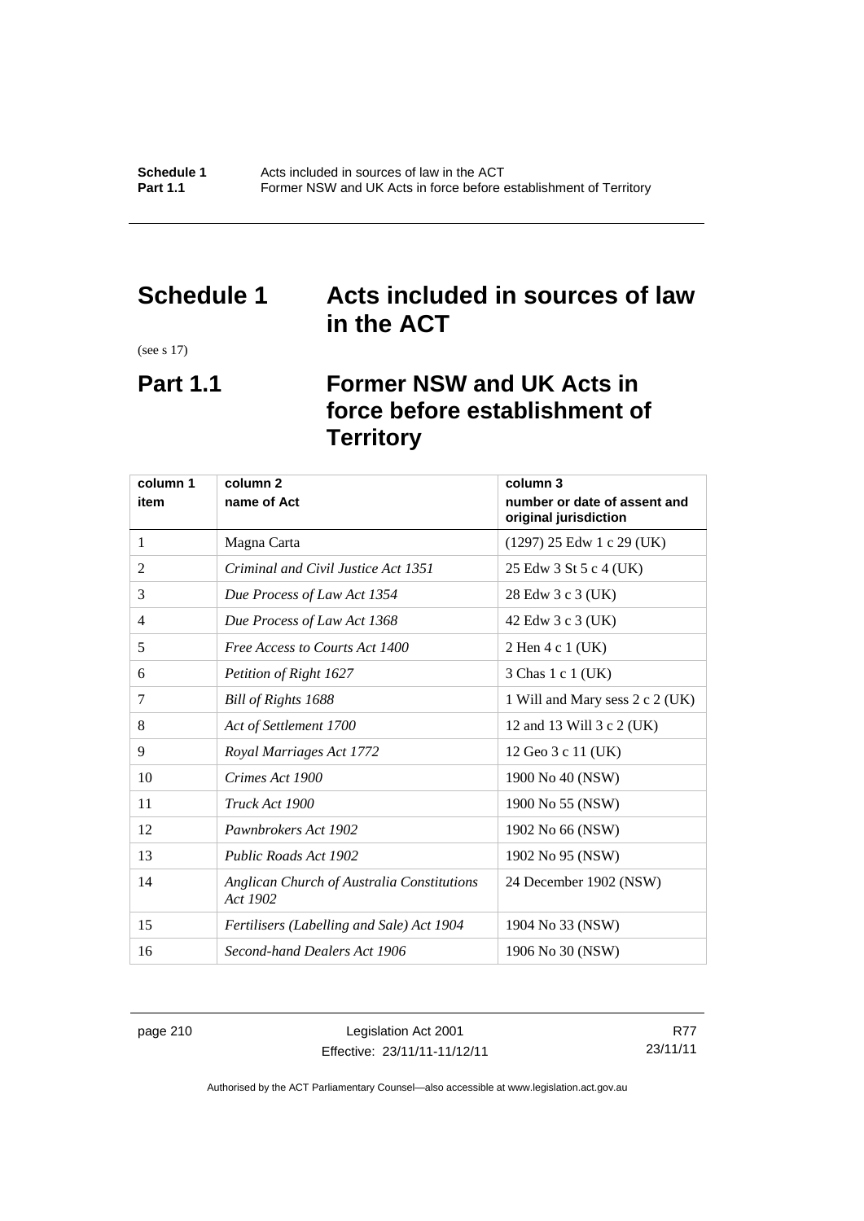# Schedule 1 Acts included in sources of law in the ACT

(see s 17)

## Part 1.1 Former NSW and UK Acts in force before establishment of Territory

| column 1<br>item | column 2<br>name of Act | column 3<br>number or date of assent and original jurisdiction |
|---|---|---|
| 1 | Magna Carta | (1297) 25 Edw 1 c 29 (UK) |
| 2 | *Criminal and Civil Justice Act 1351* | 25 Edw 3 St 5 c 4 (UK) |
| 3 | *Due Process of Law Act 1354* | 28 Edw 3 c 3 (UK) |
| 4 | *Due Process of Law Act 1368* | 42 Edw 3 c 3 (UK) |
| 5 | *Free Access to Courts Act 1400* | 2 Hen 4 c 1 (UK) |
| 6 | *Petition of Right 1627* | 3 Chas 1 c 1 (UK) |
| 7 | *Bill of Rights 1688* | 1 Will and Mary sess 2 c 2 (UK) |
| 8 | *Act of Settlement 1700* | 12 and 13 Will 3 c 2 (UK) |
| 9 | *Royal Marriages Act 1772* | 12 Geo 3 c 11 (UK) |
| 10 | *Crimes Act 1900* | 1900 No 40 (NSW) |
| 11 | *Truck Act 1900* | 1900 No 55 (NSW) |
| 12 | *Pawnbrokers Act 1902* | 1902 No 66 (NSW) |
| 13 | *Public Roads Act 1902* | 1902 No 95 (NSW) |
| 14 | *Anglican Church of Australia Constitutions Act 1902* | 24 December 1902 (NSW) |
| 15 | *Fertilisers (Labelling and Sale) Act 1904* | 1904 No 33 (NSW) |
| 16 | *Second-hand Dealers Act 1906* | 1906 No 30 (NSW) |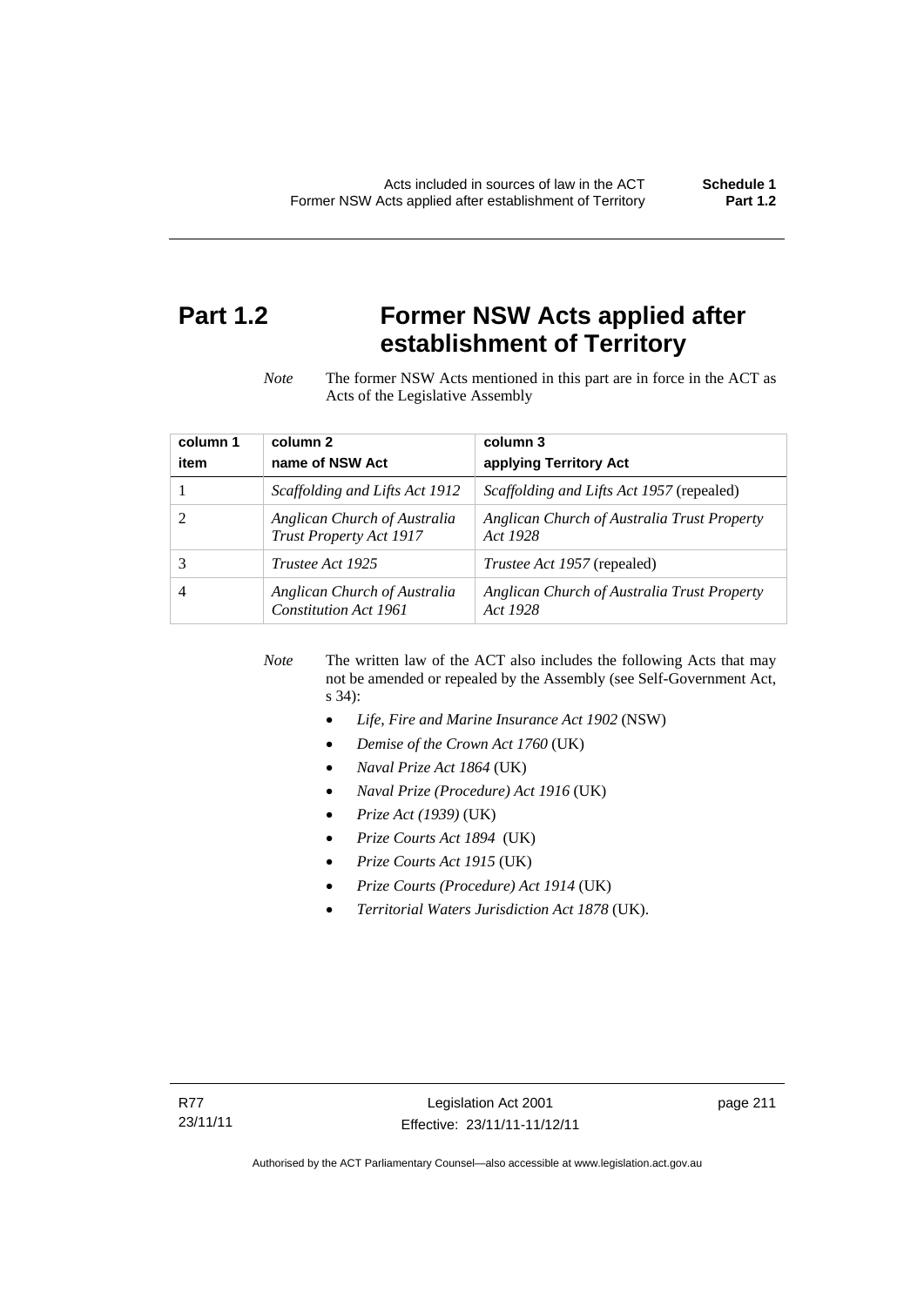# Part 1.2 Former NSW Acts applied after establishment of Territory

*Note* The former NSW Acts mentioned in this part are in force in the ACT as Acts of the Legislative Assembly

| column 1 item | column 2 name of NSW Act | column 3 applying Territory Act |
|---|---|---|
| 1 | *Scaffolding and Lifts Act 1912* | *Scaffolding and Lifts Act 1957* (repealed) |
| 2 | *Anglican Church of Australia Trust Property Act 1917* | *Anglican Church of Australia Trust Property Act 1928* |
| 3 | *Trustee Act 1925* | *Trustee Act 1957* (repealed) |
| 4 | *Anglican Church of Australia Constitution Act 1961* | *Anglican Church of Australia Trust Property Act 1928* |

*Note* The written law of the ACT also includes the following Acts that may not be amended or repealed by the Assembly (see Self-Government Act, s 34):

- *Life, Fire and Marine Insurance Act 1902* (NSW)
- *Demise of the Crown Act 1760* (UK)
- *Naval Prize Act 1864* (UK)
- *Naval Prize (Procedure) Act 1916* (UK)
- *Prize Act (1939)* (UK)
- *Prize Courts Act 1894* (UK)
- *Prize Courts Act 1915* (UK)
- *Prize Courts (Procedure) Act 1914* (UK)
- *Territorial Waters Jurisdiction Act 1878* (UK).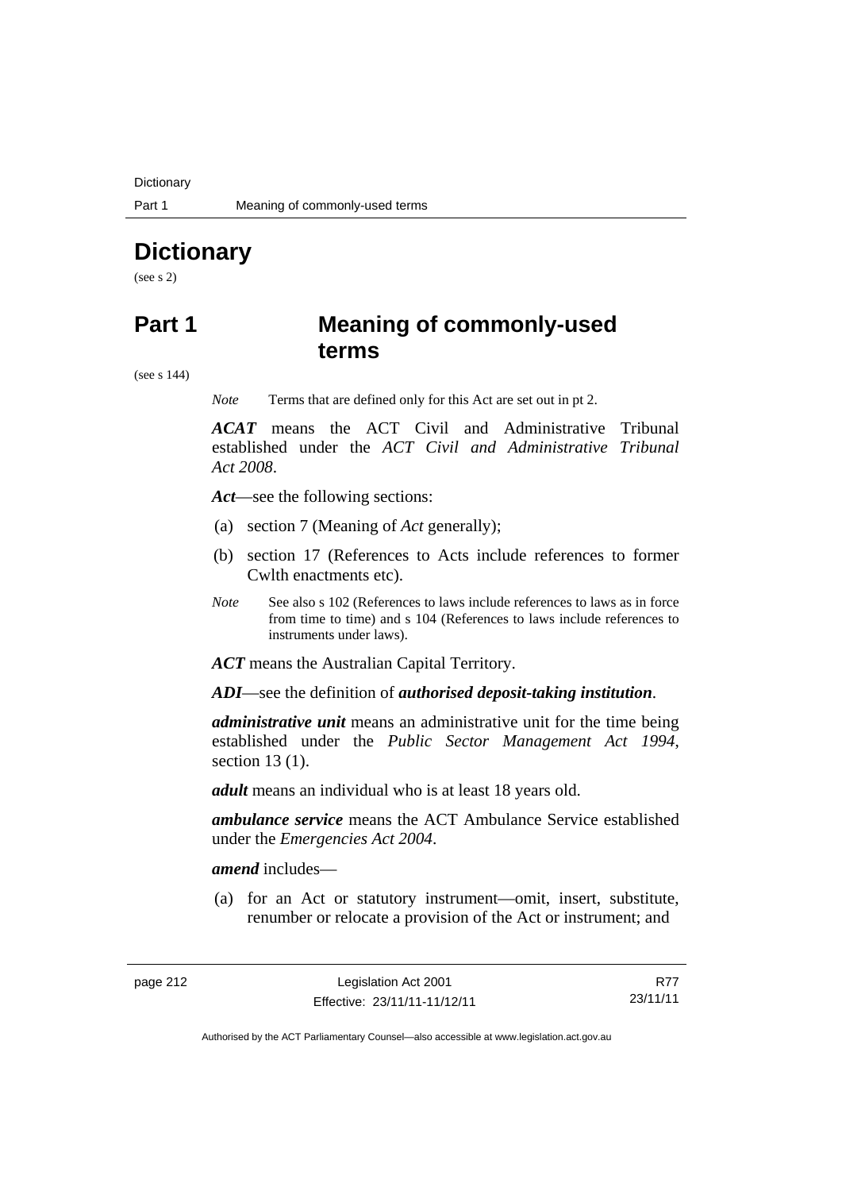# Dictionary

(see s 2)

# Part 1 Meaning of commonly-used terms

(see s 144)

*Note* Terms that are defined only for this Act are set out in pt 2.

***ACAT*** means the ACT Civil and Administrative Tribunal established under the *ACT Civil and Administrative Tribunal Act 2008*.

***Act***—see the following sections:

(a) section 7 (Meaning of *Act* generally);

(b) section 17 (References to Acts include references to former Cwlth enactments etc).

*Note* See also s 102 (References to laws include references to laws as in force from time to time) and s 104 (References to laws include references to instruments under laws).

***ACT*** means the Australian Capital Territory.

***ADI***—see the definition of ***authorised deposit-taking institution***.

***administrative unit*** means an administrative unit for the time being established under the *Public Sector Management Act 1994*, section 13 (1).

***adult*** means an individual who is at least 18 years old.

***ambulance service*** means the ACT Ambulance Service established under the *Emergencies Act 2004*.

***amend*** includes—

(a) for an Act or statutory instrument—omit, insert, substitute, renumber or relocate a provision of the Act or instrument; and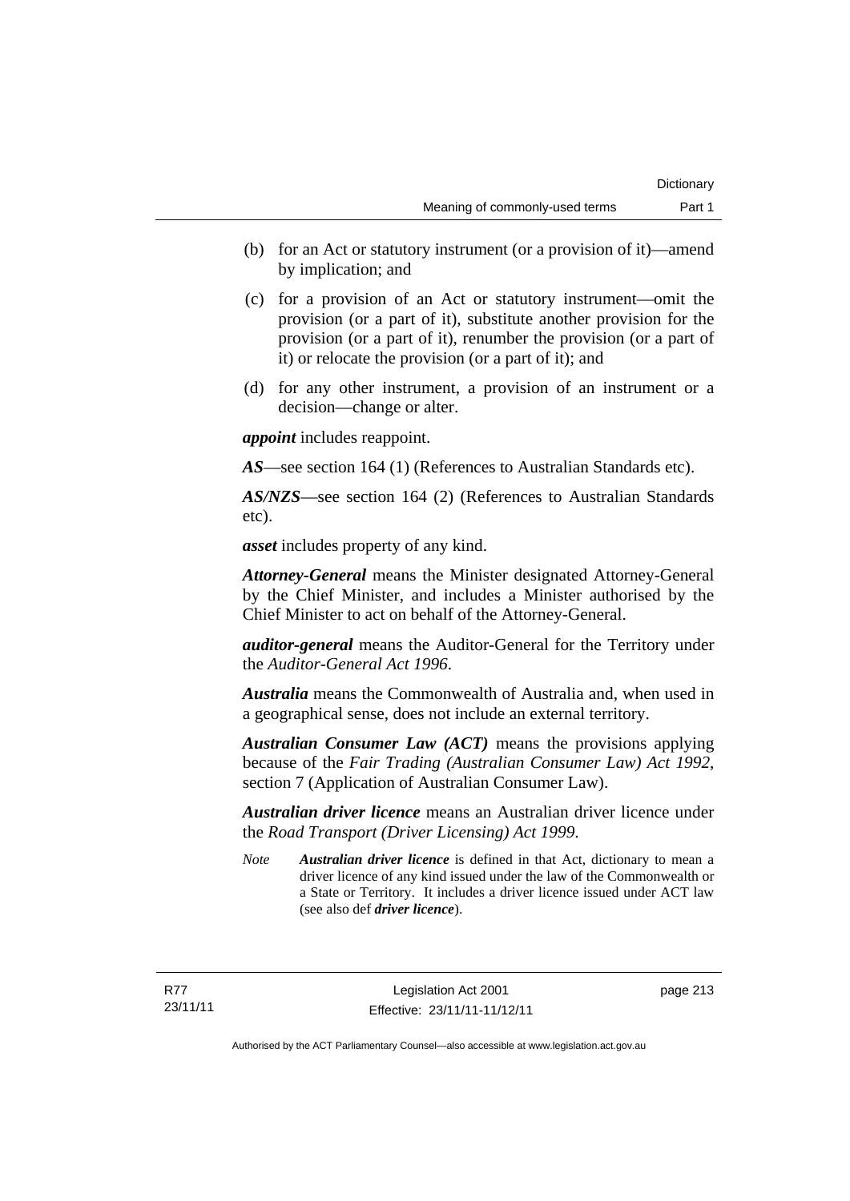(b) for an Act or statutory instrument (or a provision of it)—amend by implication; and

(c) for a provision of an Act or statutory instrument—omit the provision (or a part of it), substitute another provision for the provision (or a part of it), renumber the provision (or a part of it) or relocate the provision (or a part of it); and

(d) for any other instrument, a provision of an instrument or a decision—change or alter.

***appoint*** includes reappoint.

***AS***—see section 164 (1) (References to Australian Standards etc).

***AS/NZS***—see section 164 (2) (References to Australian Standards etc).

***asset*** includes property of any kind.

***Attorney-General*** means the Minister designated Attorney-General by the Chief Minister, and includes a Minister authorised by the Chief Minister to act on behalf of the Attorney-General.

***auditor-general*** means the Auditor-General for the Territory under the *Auditor-General Act 1996*.

***Australia*** means the Commonwealth of Australia and, when used in a geographical sense, does not include an external territory.

***Australian Consumer Law (ACT)*** means the provisions applying because of the *Fair Trading (Australian Consumer Law) Act 1992*, section 7 (Application of Australian Consumer Law).

***Australian driver licence*** means an Australian driver licence under the *Road Transport (Driver Licensing) Act 1999*.

*Note* ***Australian driver licence*** is defined in that Act, dictionary to mean a driver licence of any kind issued under the law of the Commonwealth or a State or Territory. It includes a driver licence issued under ACT law (see also def ***driver licence***).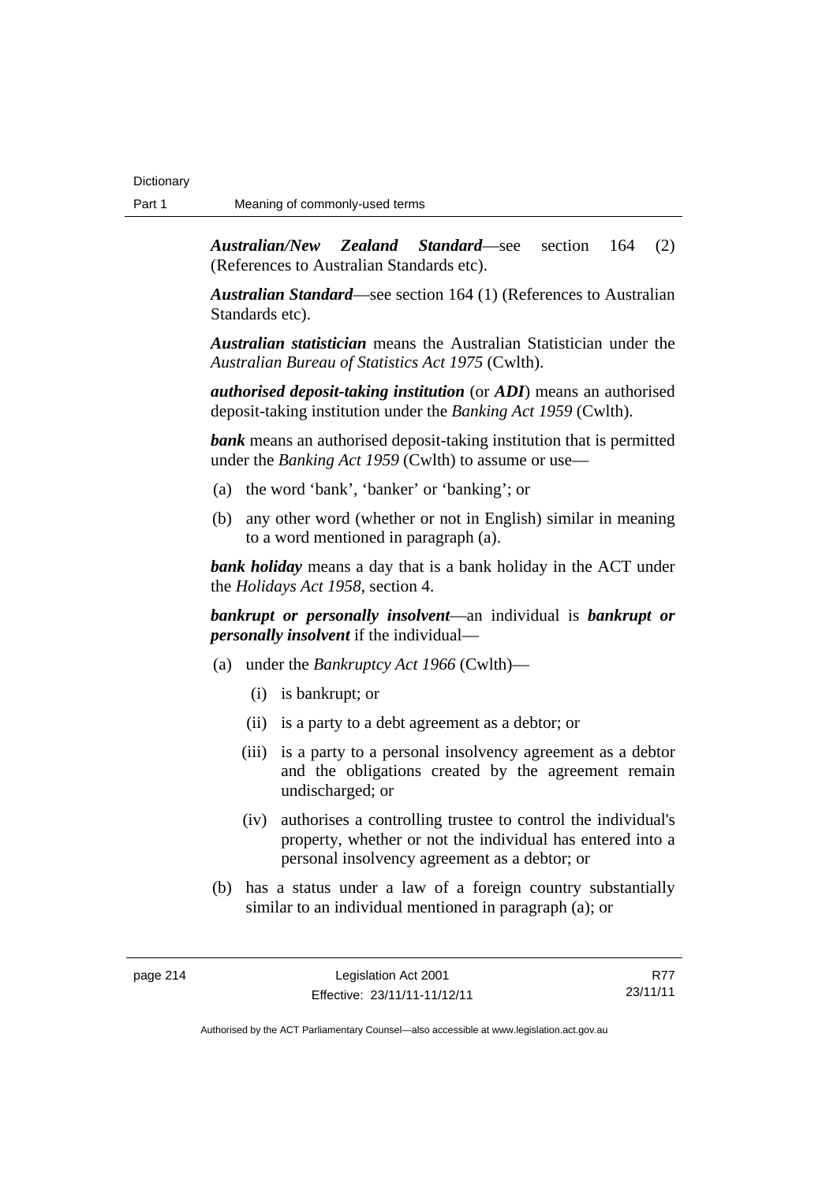***Australian/New Zealand Standard***—see section 164 (2) (References to Australian Standards etc).

***Australian Standard***—see section 164 (1) (References to Australian Standards etc).

***Australian statistician*** means the Australian Statistician under the *Australian Bureau of Statistics Act 1975* (Cwlth).

***authorised deposit-taking institution*** (or ***ADI***) means an authorised deposit-taking institution under the *Banking Act 1959* (Cwlth).

***bank*** means an authorised deposit-taking institution that is permitted under the *Banking Act 1959* (Cwlth) to assume or use—

(a) the word 'bank', 'banker' or 'banking'; or

(b) any other word (whether or not in English) similar in meaning to a word mentioned in paragraph (a).

***bank holiday*** means a day that is a bank holiday in the ACT under the *Holidays Act 1958*, section 4.

***bankrupt or personally insolvent***—an individual is ***bankrupt or personally insolvent*** if the individual—

(a) under the *Bankruptcy Act 1966* (Cwlth)—

  (i) is bankrupt; or

  (ii) is a party to a debt agreement as a debtor; or

  (iii) is a party to a personal insolvency agreement as a debtor and the obligations created by the agreement remain undischarged; or

  (iv) authorises a controlling trustee to control the individual's property, whether or not the individual has entered into a personal insolvency agreement as a debtor; or

(b) has a status under a law of a foreign country substantially similar to an individual mentioned in paragraph (a); or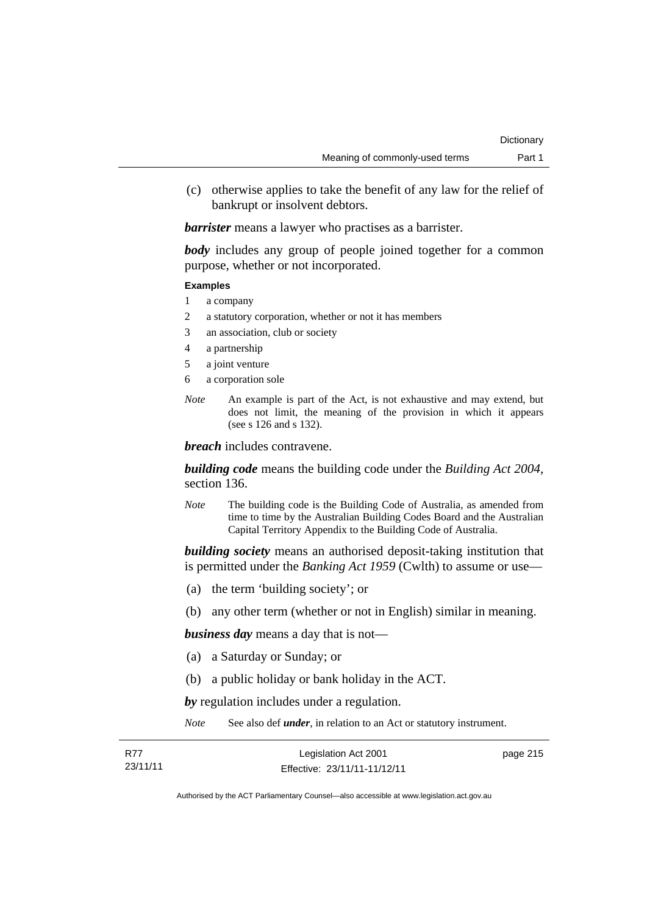(c) otherwise applies to take the benefit of any law for the relief of bankrupt or insolvent debtors.

***barrister*** means a lawyer who practises as a barrister.

***body*** includes any group of people joined together for a common purpose, whether or not incorporated.

**Examples**

1 a company

2 a statutory corporation, whether or not it has members

3 an association, club or society

4 a partnership

5 a joint venture

6 a corporation sole

*Note* An example is part of the Act, is not exhaustive and may extend, but does not limit, the meaning of the provision in which it appears (see s 126 and s 132).

***breach*** includes contravene.

***building code*** means the building code under the *Building Act 2004*, section 136.

*Note* The building code is the Building Code of Australia, as amended from time to time by the Australian Building Codes Board and the Australian Capital Territory Appendix to the Building Code of Australia.

***building society*** means an authorised deposit-taking institution that is permitted under the *Banking Act 1959* (Cwlth) to assume or use—

(a) the term 'building society'; or

(b) any other term (whether or not in English) similar in meaning.

***business day*** means a day that is not—

(a) a Saturday or Sunday; or

(b) a public holiday or bank holiday in the ACT.

***by*** regulation includes under a regulation.

*Note* See also def ***under***, in relation to an Act or statutory instrument.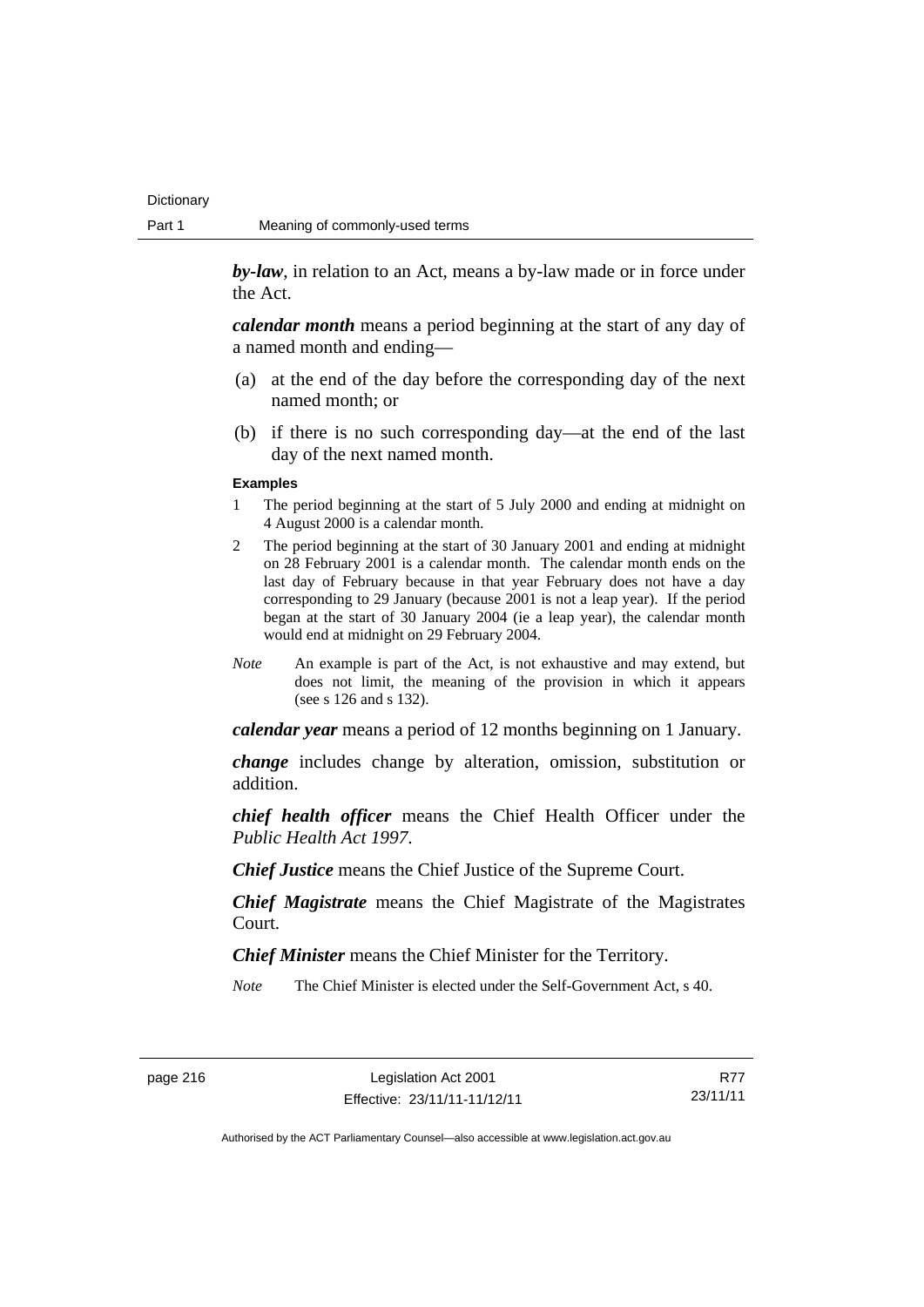***by-law***, in relation to an Act, means a by-law made or in force under the Act.

***calendar month*** means a period beginning at the start of any day of a named month and ending—

(a) at the end of the day before the corresponding day of the next named month; or

(b) if there is no such corresponding day—at the end of the last day of the next named month.

**Examples**

1 The period beginning at the start of 5 July 2000 and ending at midnight on 4 August 2000 is a calendar month.

2 The period beginning at the start of 30 January 2001 and ending at midnight on 28 February 2001 is a calendar month. The calendar month ends on the last day of February because in that year February does not have a day corresponding to 29 January (because 2001 is not a leap year). If the period began at the start of 30 January 2004 (ie a leap year), the calendar month would end at midnight on 29 February 2004.

*Note* An example is part of the Act, is not exhaustive and may extend, but does not limit, the meaning of the provision in which it appears (see s 126 and s 132).

***calendar year*** means a period of 12 months beginning on 1 January.

***change*** includes change by alteration, omission, substitution or addition.

***chief health officer*** means the Chief Health Officer under the *Public Health Act 1997*.

***Chief Justice*** means the Chief Justice of the Supreme Court.

***Chief Magistrate*** means the Chief Magistrate of the Magistrates Court.

***Chief Minister*** means the Chief Minister for the Territory.

*Note* The Chief Minister is elected under the Self-Government Act, s 40.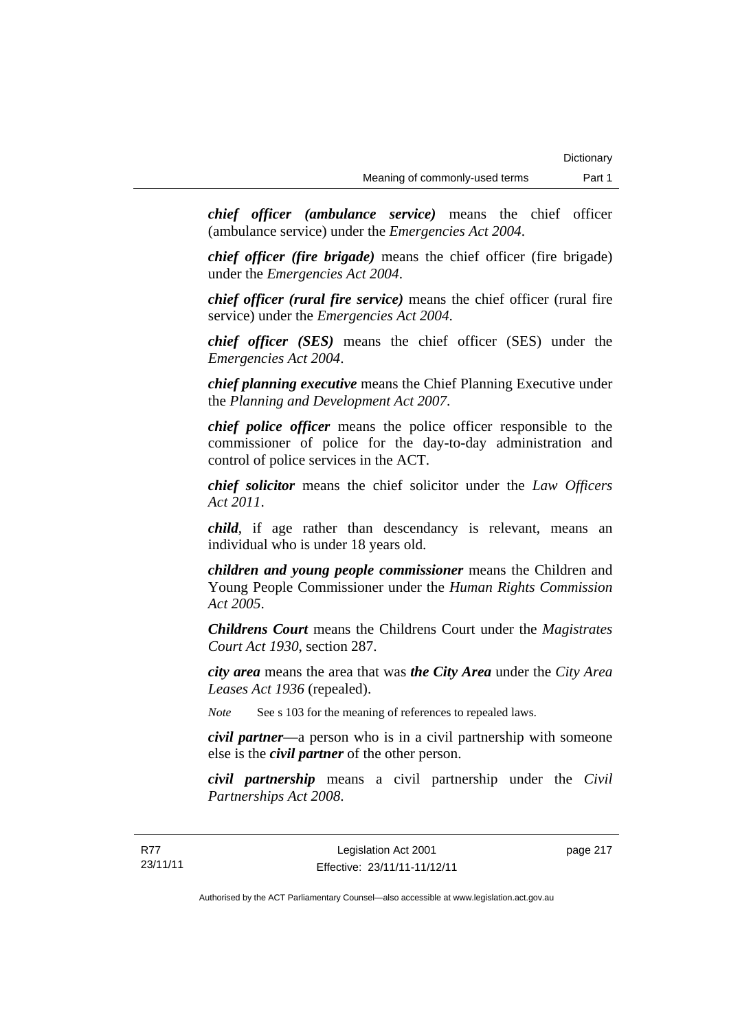***chief officer (ambulance service)*** means the chief officer (ambulance service) under the *Emergencies Act 2004*.

***chief officer (fire brigade)*** means the chief officer (fire brigade) under the *Emergencies Act 2004*.

***chief officer (rural fire service)*** means the chief officer (rural fire service) under the *Emergencies Act 2004*.

***chief officer (SES)*** means the chief officer (SES) under the *Emergencies Act 2004*.

***chief planning executive*** means the Chief Planning Executive under the *Planning and Development Act 2007*.

***chief police officer*** means the police officer responsible to the commissioner of police for the day-to-day administration and control of police services in the ACT.

***chief solicitor*** means the chief solicitor under the *Law Officers Act 2011*.

***child***, if age rather than descendancy is relevant, means an individual who is under 18 years old.

***children and young people commissioner*** means the Children and Young People Commissioner under the *Human Rights Commission Act 2005*.

***Childrens Court*** means the Childrens Court under the *Magistrates Court Act 1930*, section 287.

***city area*** means the area that was ***the City Area*** under the *City Area Leases Act 1936* (repealed).

*Note* See s 103 for the meaning of references to repealed laws.

***civil partner***—a person who is in a civil partnership with someone else is the ***civil partner*** of the other person.

***civil partnership*** means a civil partnership under the *Civil Partnerships Act 2008*.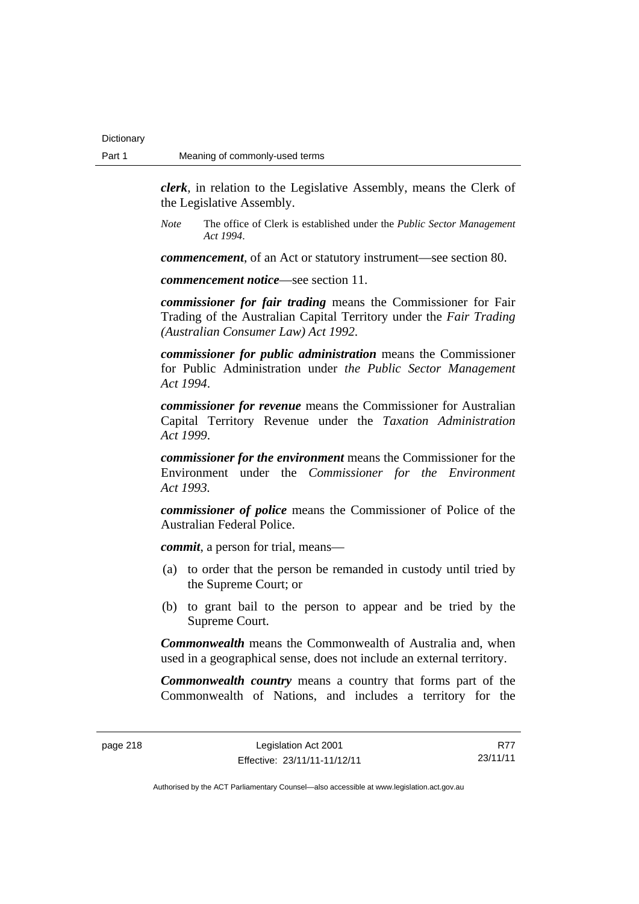***clerk***, in relation to the Legislative Assembly, means the Clerk of the Legislative Assembly.

*Note* The office of Clerk is established under the *Public Sector Management Act 1994*.

***commencement***, of an Act or statutory instrument—see section 80.

***commencement notice***—see section 11.

***commissioner for fair trading*** means the Commissioner for Fair Trading of the Australian Capital Territory under the *Fair Trading (Australian Consumer Law) Act 1992*.

***commissioner for public administration*** means the Commissioner for Public Administration under *the Public Sector Management Act 1994*.

***commissioner for revenue*** means the Commissioner for Australian Capital Territory Revenue under the *Taxation Administration Act 1999*.

***commissioner for the environment*** means the Commissioner for the Environment under the *Commissioner for the Environment Act 1993.*

***commissioner of police*** means the Commissioner of Police of the Australian Federal Police.

***commit***, a person for trial, means—

(a) to order that the person be remanded in custody until tried by the Supreme Court; or

(b) to grant bail to the person to appear and be tried by the Supreme Court.

***Commonwealth*** means the Commonwealth of Australia and, when used in a geographical sense, does not include an external territory.

***Commonwealth country*** means a country that forms part of the Commonwealth of Nations, and includes a territory for the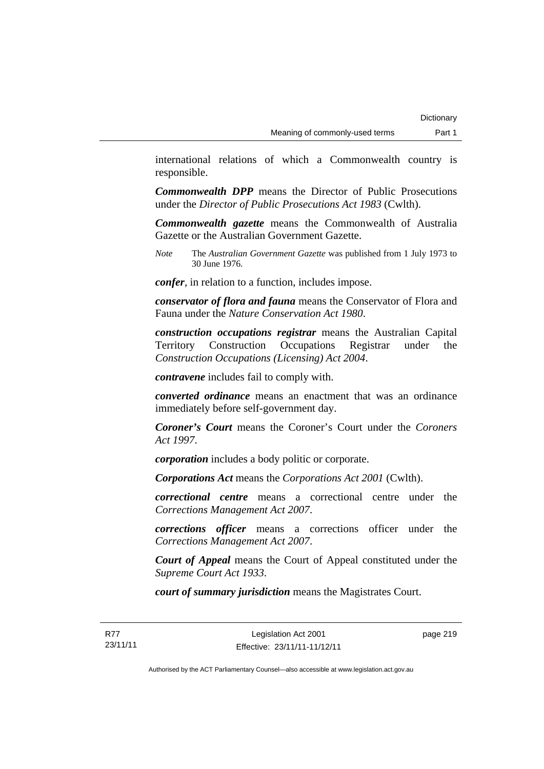international relations of which a Commonwealth country is responsible.

***Commonwealth DPP*** means the Director of Public Prosecutions under the *Director of Public Prosecutions Act 1983* (Cwlth).

***Commonwealth gazette*** means the Commonwealth of Australia Gazette or the Australian Government Gazette.

*Note* The *Australian Government Gazette* was published from 1 July 1973 to 30 June 1976.

***confer***, in relation to a function, includes impose.

***conservator of flora and fauna*** means the Conservator of Flora and Fauna under the *Nature Conservation Act 1980*.

***construction occupations registrar*** means the Australian Capital Territory Construction Occupations Registrar under the *Construction Occupations (Licensing) Act 2004*.

***contravene*** includes fail to comply with.

***converted ordinance*** means an enactment that was an ordinance immediately before self-government day.

***Coroner's Court*** means the Coroner's Court under the *Coroners Act 1997*.

***corporation*** includes a body politic or corporate.

***Corporations Act*** means the *Corporations Act 2001* (Cwlth).

***correctional centre*** means a correctional centre under the *Corrections Management Act 2007*.

***corrections officer*** means a corrections officer under the *Corrections Management Act 2007*.

***Court of Appeal*** means the Court of Appeal constituted under the *Supreme Court Act 1933*.

***court of summary jurisdiction*** means the Magistrates Court.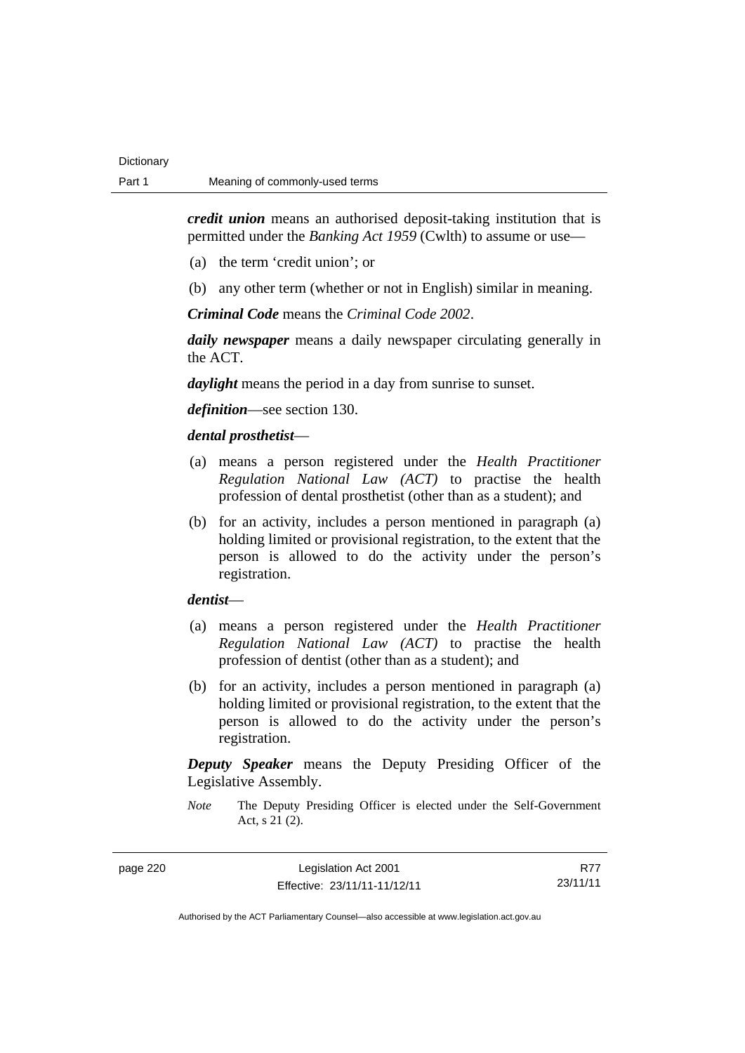***credit union*** means an authorised deposit-taking institution that is permitted under the *Banking Act 1959* (Cwlth) to assume or use—

(a) the term 'credit union'; or

(b) any other term (whether or not in English) similar in meaning.

***Criminal Code*** means the *Criminal Code 2002*.

***daily newspaper*** means a daily newspaper circulating generally in the ACT.

***daylight*** means the period in a day from sunrise to sunset.

***definition***—see section 130.

***dental prosthetist***—

(a) means a person registered under the *Health Practitioner Regulation National Law (ACT)* to practise the health profession of dental prosthetist (other than as a student); and

(b) for an activity, includes a person mentioned in paragraph (a) holding limited or provisional registration, to the extent that the person is allowed to do the activity under the person's registration.

***dentist***—

(a) means a person registered under the *Health Practitioner Regulation National Law (ACT)* to practise the health profession of dentist (other than as a student); and

(b) for an activity, includes a person mentioned in paragraph (a) holding limited or provisional registration, to the extent that the person is allowed to do the activity under the person's registration.

***Deputy Speaker*** means the Deputy Presiding Officer of the Legislative Assembly.

*Note* The Deputy Presiding Officer is elected under the Self-Government Act, s 21 (2).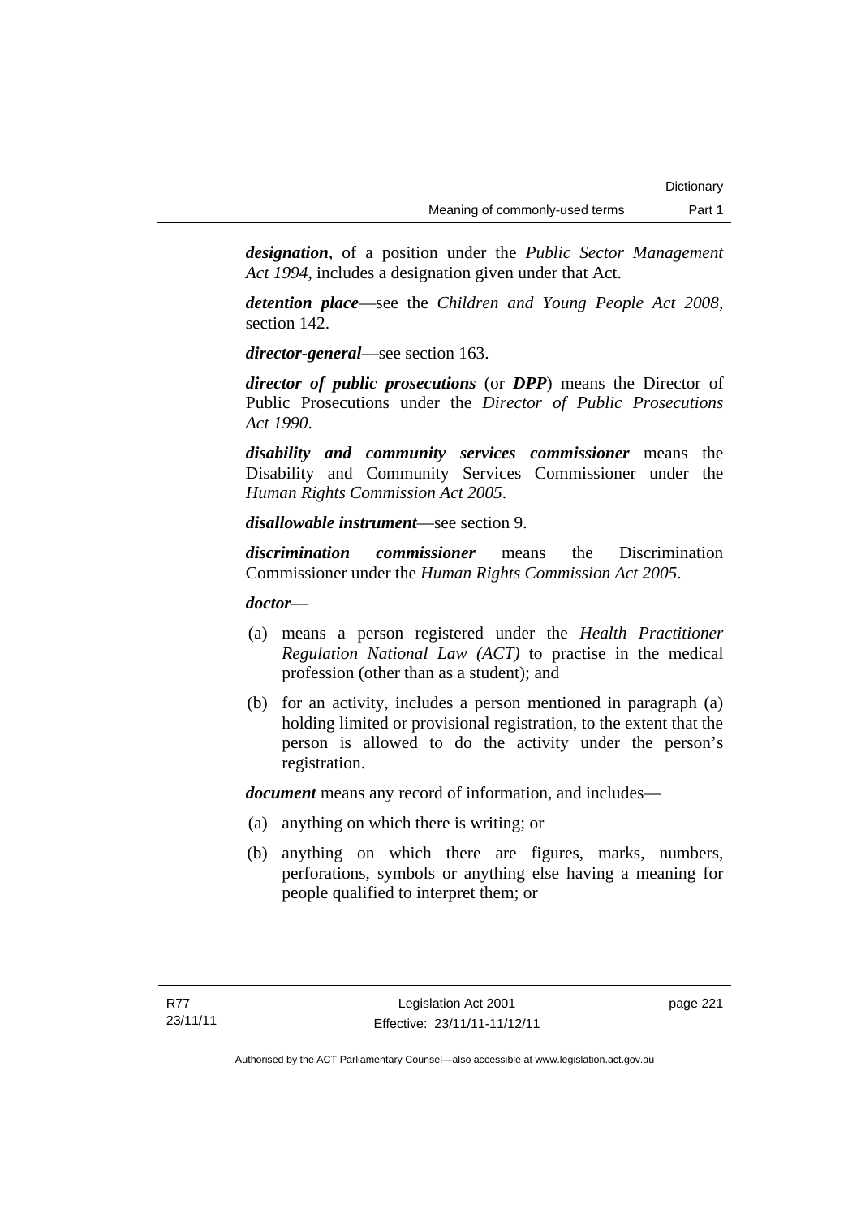***designation***, of a position under the *Public Sector Management Act 1994*, includes a designation given under that Act.

***detention place***—see the *Children and Young People Act 2008*, section 142.

***director-general***—see section 163.

***director of public prosecutions*** (or ***DPP***) means the Director of Public Prosecutions under the *Director of Public Prosecutions Act 1990*.

***disability and community services commissioner*** means the Disability and Community Services Commissioner under the *Human Rights Commission Act 2005*.

***disallowable instrument***—see section 9.

***discrimination commissioner*** means the Discrimination Commissioner under the *Human Rights Commission Act 2005*.

***doctor***—

(a) means a person registered under the *Health Practitioner Regulation National Law (ACT)* to practise in the medical profession (other than as a student); and

(b) for an activity, includes a person mentioned in paragraph (a) holding limited or provisional registration, to the extent that the person is allowed to do the activity under the person's registration.

***document*** means any record of information, and includes—

(a) anything on which there is writing; or

(b) anything on which there are figures, marks, numbers, perforations, symbols or anything else having a meaning for people qualified to interpret them; or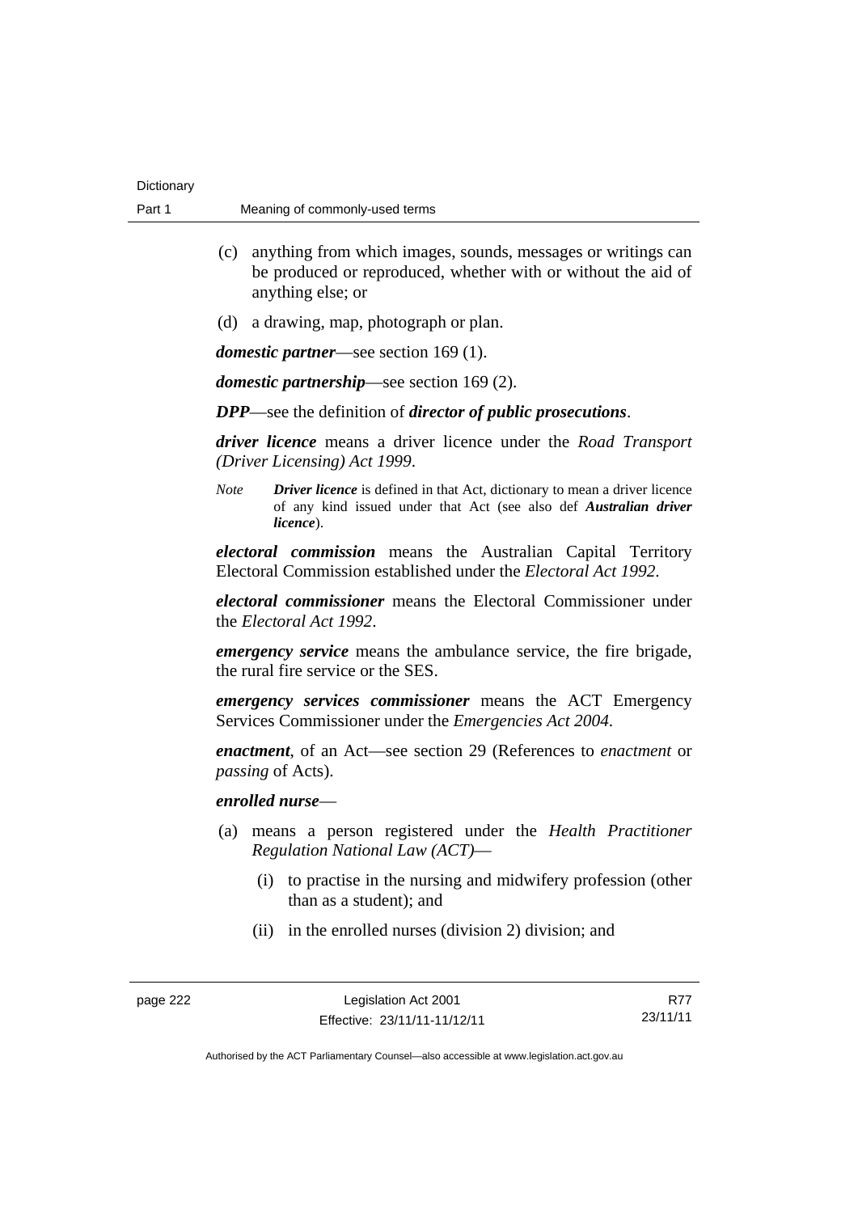(c) anything from which images, sounds, messages or writings can be produced or reproduced, whether with or without the aid of anything else; or

(d) a drawing, map, photograph or plan.

***domestic partner***—see section 169 (1).

***domestic partnership***—see section 169 (2).

***DPP***—see the definition of ***director of public prosecutions***.

***driver licence*** means a driver licence under the *Road Transport (Driver Licensing) Act 1999*.

*Note* ***Driver licence*** is defined in that Act, dictionary to mean a driver licence of any kind issued under that Act (see also def ***Australian driver licence***).

***electoral commission*** means the Australian Capital Territory Electoral Commission established under the *Electoral Act 1992*.

***electoral commissioner*** means the Electoral Commissioner under the *Electoral Act 1992*.

***emergency service*** means the ambulance service, the fire brigade, the rural fire service or the SES.

***emergency services commissioner*** means the ACT Emergency Services Commissioner under the *Emergencies Act 2004*.

***enactment***, of an Act—see section 29 (References to *enactment* or *passing* of Acts).

***enrolled nurse***—

(a) means a person registered under the *Health Practitioner Regulation National Law (ACT)*—

(i) to practise in the nursing and midwifery profession (other than as a student); and

(ii) in the enrolled nurses (division 2) division; and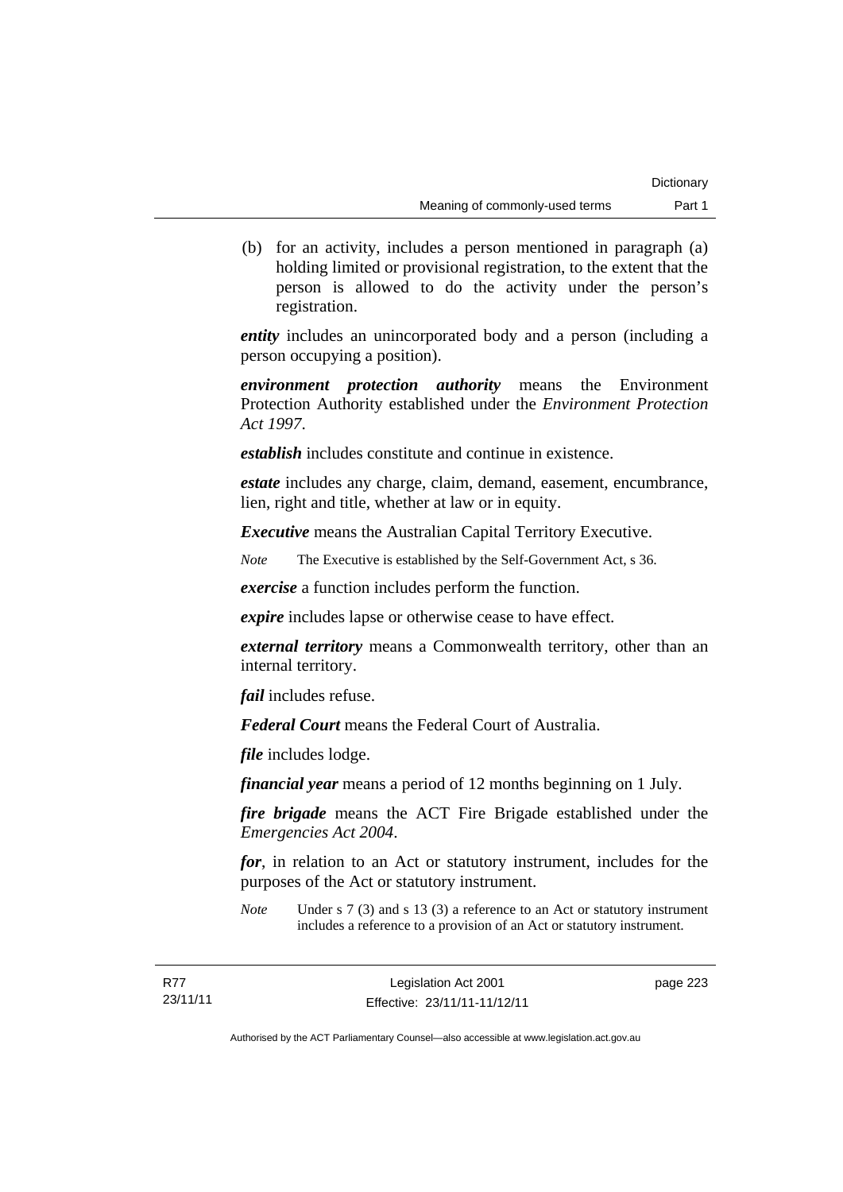(b) for an activity, includes a person mentioned in paragraph (a) holding limited or provisional registration, to the extent that the person is allowed to do the activity under the person's registration.

***entity*** includes an unincorporated body and a person (including a person occupying a position).

***environment protection authority*** means the Environment Protection Authority established under the *Environment Protection Act 1997*.

***establish*** includes constitute and continue in existence.

***estate*** includes any charge, claim, demand, easement, encumbrance, lien, right and title, whether at law or in equity.

***Executive*** means the Australian Capital Territory Executive.

*Note* The Executive is established by the Self-Government Act, s 36.

***exercise*** a function includes perform the function.

***expire*** includes lapse or otherwise cease to have effect.

***external territory*** means a Commonwealth territory, other than an internal territory.

***fail*** includes refuse.

***Federal Court*** means the Federal Court of Australia.

***file*** includes lodge.

***financial year*** means a period of 12 months beginning on 1 July.

***fire brigade*** means the ACT Fire Brigade established under the *Emergencies Act 2004*.

***for***, in relation to an Act or statutory instrument, includes for the purposes of the Act or statutory instrument.

*Note* Under s 7 (3) and s 13 (3) a reference to an Act or statutory instrument includes a reference to a provision of an Act or statutory instrument.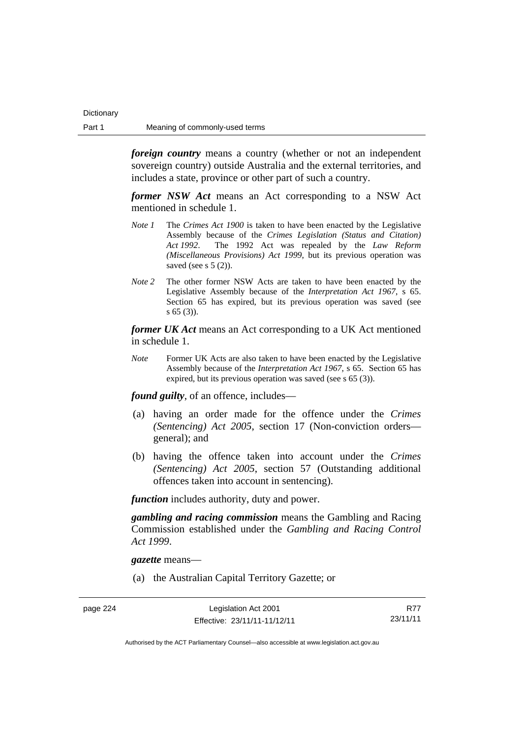***foreign country*** means a country (whether or not an independent sovereign country) outside Australia and the external territories, and includes a state, province or other part of such a country.

***former NSW Act*** means an Act corresponding to a NSW Act mentioned in schedule 1.

*Note 1* The *Crimes Act 1900* is taken to have been enacted by the Legislative Assembly because of the *Crimes Legislation (Status and Citation) Act 1992*. The 1992 Act was repealed by the *Law Reform (Miscellaneous Provisions) Act 1999*, but its previous operation was saved (see s 5 (2)).

*Note 2* The other former NSW Acts are taken to have been enacted by the Legislative Assembly because of the *Interpretation Act 1967*, s 65. Section 65 has expired, but its previous operation was saved (see s 65 (3)).

***former UK Act*** means an Act corresponding to a UK Act mentioned in schedule 1.

*Note* Former UK Acts are also taken to have been enacted by the Legislative Assembly because of the *Interpretation Act 1967*, s 65. Section 65 has expired, but its previous operation was saved (see s 65 (3)).

***found guilty***, of an offence, includes—

(a) having an order made for the offence under the *Crimes (Sentencing) Act 2005*, section 17 (Non-conviction orders—general); and

(b) having the offence taken into account under the *Crimes (Sentencing) Act 2005*, section 57 (Outstanding additional offences taken into account in sentencing).

***function*** includes authority, duty and power.

***gambling and racing commission*** means the Gambling and Racing Commission established under the *Gambling and Racing Control Act 1999*.

***gazette*** means—

(a) the Australian Capital Territory Gazette; or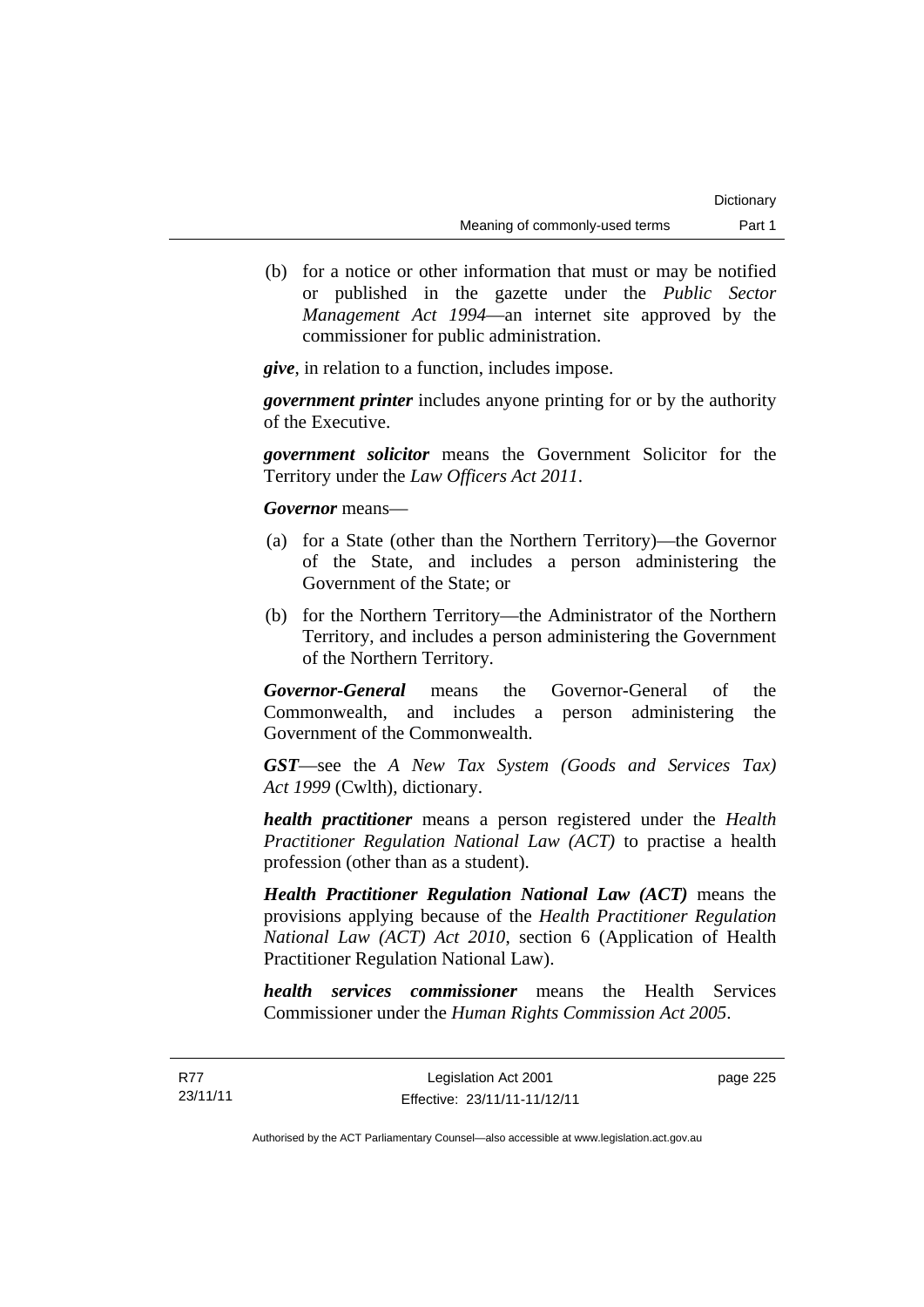(b) for a notice or other information that must or may be notified or published in the gazette under the *Public Sector Management Act 1994*—an internet site approved by the commissioner for public administration.

***give***, in relation to a function, includes impose.

***government printer*** includes anyone printing for or by the authority of the Executive.

***government solicitor*** means the Government Solicitor for the Territory under the *Law Officers Act 2011*.

***Governor*** means—

(a) for a State (other than the Northern Territory)—the Governor of the State, and includes a person administering the Government of the State; or

(b) for the Northern Territory—the Administrator of the Northern Territory, and includes a person administering the Government of the Northern Territory.

***Governor-General*** means the Governor-General of the Commonwealth, and includes a person administering the Government of the Commonwealth.

***GST***—see the *A New Tax System (Goods and Services Tax) Act 1999* (Cwlth), dictionary.

***health practitioner*** means a person registered under the *Health Practitioner Regulation National Law (ACT)* to practise a health profession (other than as a student).

***Health Practitioner Regulation National Law (ACT)*** means the provisions applying because of the *Health Practitioner Regulation National Law (ACT) Act 2010*, section 6 (Application of Health Practitioner Regulation National Law).

***health services commissioner*** means the Health Services Commissioner under the *Human Rights Commission Act 2005*.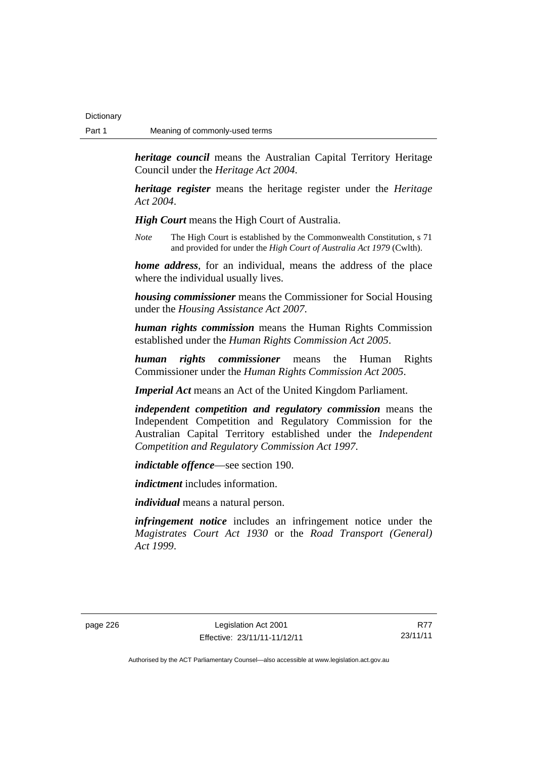***heritage council*** means the Australian Capital Territory Heritage Council under the *Heritage Act 2004*.

***heritage register*** means the heritage register under the *Heritage Act 2004*.

***High Court*** means the High Court of Australia.

*Note* The High Court is established by the Commonwealth Constitution, s 71 and provided for under the *High Court of Australia Act 1979* (Cwlth).

***home address***, for an individual, means the address of the place where the individual usually lives.

***housing commissioner*** means the Commissioner for Social Housing under the *Housing Assistance Act 2007*.

***human rights commission*** means the Human Rights Commission established under the *Human Rights Commission Act 2005*.

***human rights commissioner*** means the Human Rights Commissioner under the *Human Rights Commission Act 2005*.

***Imperial Act*** means an Act of the United Kingdom Parliament.

***independent competition and regulatory commission*** means the Independent Competition and Regulatory Commission for the Australian Capital Territory established under the *Independent Competition and Regulatory Commission Act 1997*.

***indictable offence***—see section 190.

***indictment*** includes information.

***individual*** means a natural person.

***infringement notice*** includes an infringement notice under the *Magistrates Court Act 1930* or the *Road Transport (General) Act 1999*.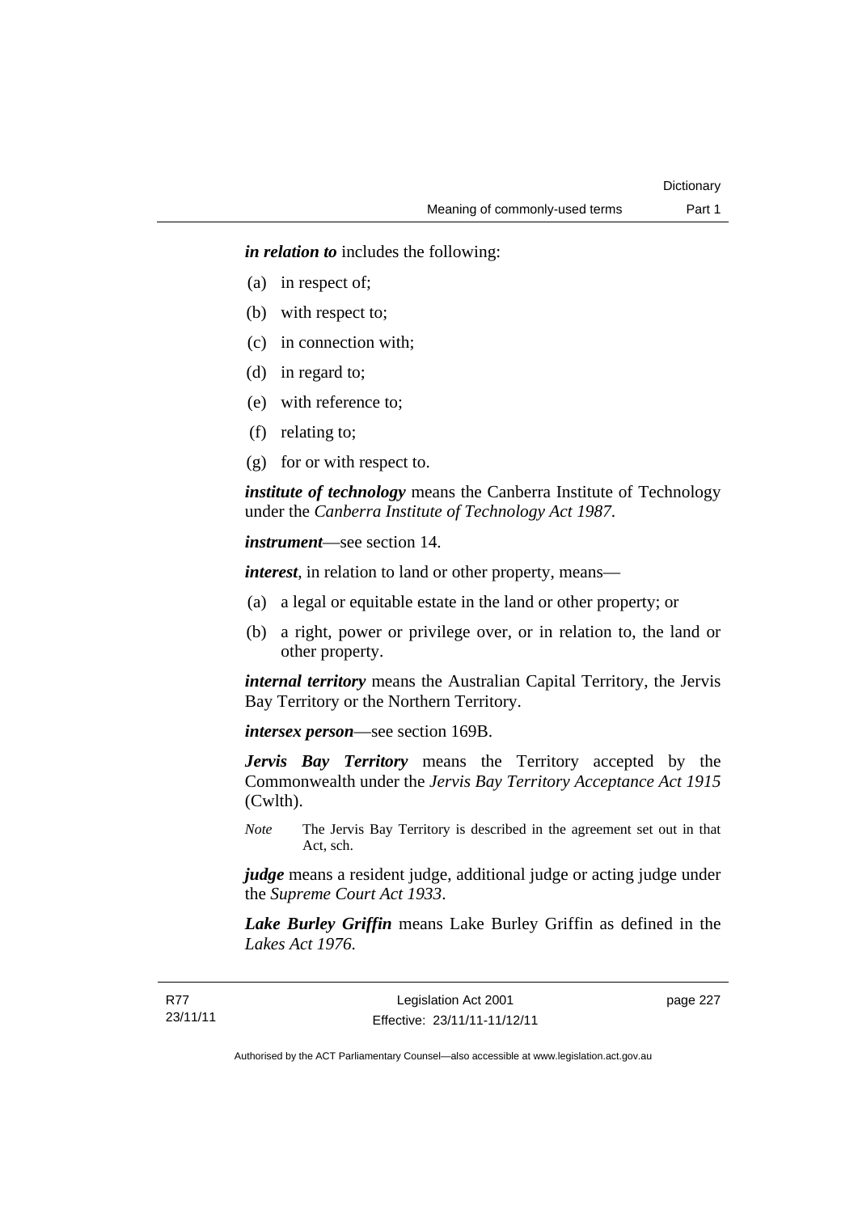***in relation to*** includes the following:

(a) in respect of;

(b) with respect to;

(c) in connection with;

(d) in regard to;

(e) with reference to;

(f) relating to;

(g) for or with respect to.

***institute of technology*** means the Canberra Institute of Technology under the *Canberra Institute of Technology Act 1987*.

***instrument***—see section 14.

***interest***, in relation to land or other property, means—

(a) a legal or equitable estate in the land or other property; or

(b) a right, power or privilege over, or in relation to, the land or other property.

***internal territory*** means the Australian Capital Territory, the Jervis Bay Territory or the Northern Territory.

***intersex person***—see section 169B.

***Jervis Bay Territory*** means the Territory accepted by the Commonwealth under the *Jervis Bay Territory Acceptance Act 1915* (Cwlth).

*Note* The Jervis Bay Territory is described in the agreement set out in that Act, sch.

***judge*** means a resident judge, additional judge or acting judge under the *Supreme Court Act 1933*.

***Lake Burley Griffin*** means Lake Burley Griffin as defined in the *Lakes Act 1976*.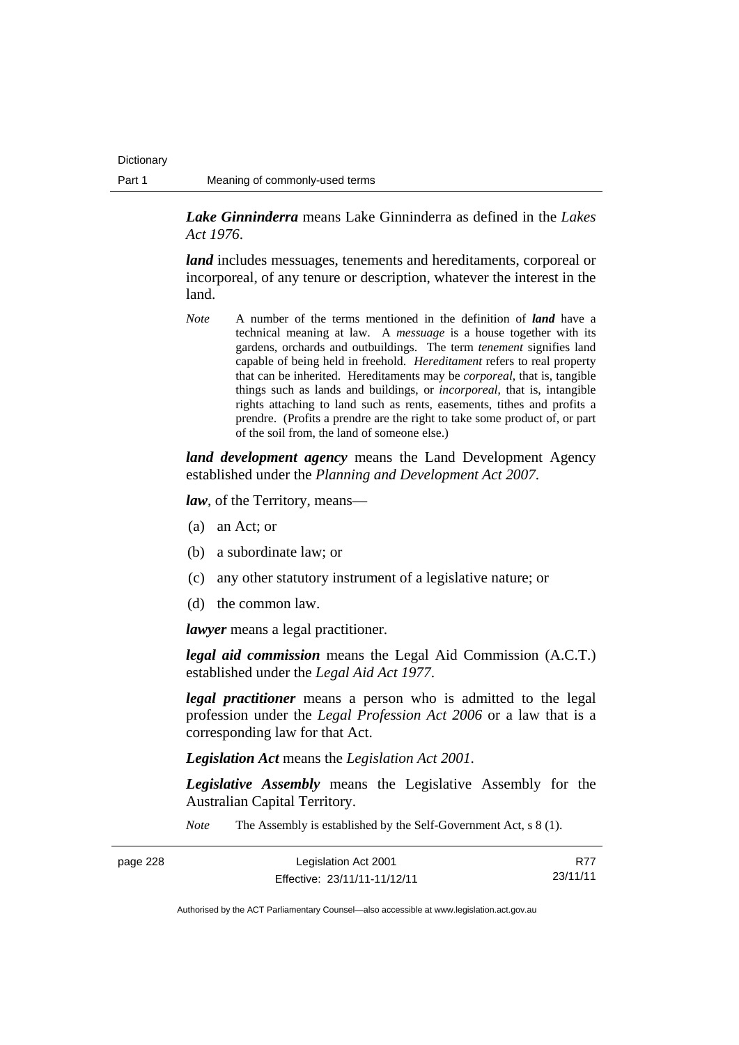***Lake Ginninderra*** means Lake Ginninderra as defined in the *Lakes Act 1976*.

***land*** includes messuages, tenements and hereditaments, corporeal or incorporeal, of any tenure or description, whatever the interest in the land.

*Note* A number of the terms mentioned in the definition of ***land*** have a technical meaning at law. A *messuage* is a house together with its gardens, orchards and outbuildings. The term *tenement* signifies land capable of being held in freehold. *Hereditament* refers to real property that can be inherited. Hereditaments may be *corporeal*, that is, tangible things such as lands and buildings, or *incorporeal*, that is, intangible rights attaching to land such as rents, easements, tithes and profits a prendre. (Profits a prendre are the right to take some product of, or part of the soil from, the land of someone else.)

***land development agency*** means the Land Development Agency established under the *Planning and Development Act 2007*.

***law***, of the Territory, means—

(a) an Act; or

(b) a subordinate law; or

(c) any other statutory instrument of a legislative nature; or

(d) the common law.

***lawyer*** means a legal practitioner.

***legal aid commission*** means the Legal Aid Commission (A.C.T.) established under the *Legal Aid Act 1977*.

***legal practitioner*** means a person who is admitted to the legal profession under the *Legal Profession Act 2006* or a law that is a corresponding law for that Act.

***Legislation Act*** means the *Legislation Act 2001*.

***Legislative Assembly*** means the Legislative Assembly for the Australian Capital Territory.

*Note* The Assembly is established by the Self-Government Act, s 8 (1).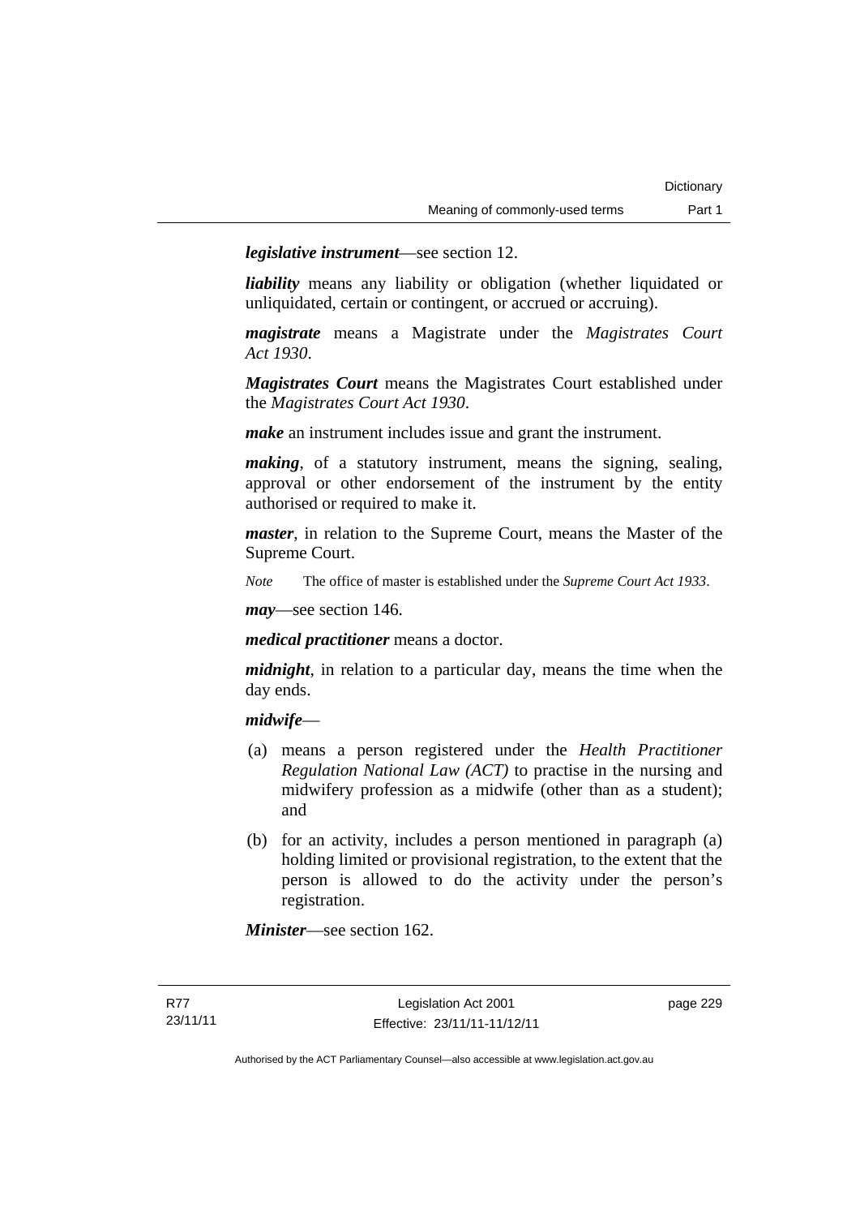***legislative instrument***—see section 12.

***liability*** means any liability or obligation (whether liquidated or unliquidated, certain or contingent, or accrued or accruing).

***magistrate*** means a Magistrate under the *Magistrates Court Act 1930*.

***Magistrates Court*** means the Magistrates Court established under the *Magistrates Court Act 1930*.

***make*** an instrument includes issue and grant the instrument.

***making***, of a statutory instrument, means the signing, sealing, approval or other endorsement of the instrument by the entity authorised or required to make it.

***master***, in relation to the Supreme Court, means the Master of the Supreme Court.

*Note* The office of master is established under the *Supreme Court Act 1933*.

***may***—see section 146.

***medical practitioner*** means a doctor.

***midnight***, in relation to a particular day, means the time when the day ends.

***midwife***—

(a) means a person registered under the *Health Practitioner Regulation National Law (ACT)* to practise in the nursing and midwifery profession as a midwife (other than as a student); and

(b) for an activity, includes a person mentioned in paragraph (a) holding limited or provisional registration, to the extent that the person is allowed to do the activity under the person's registration.

***Minister***—see section 162.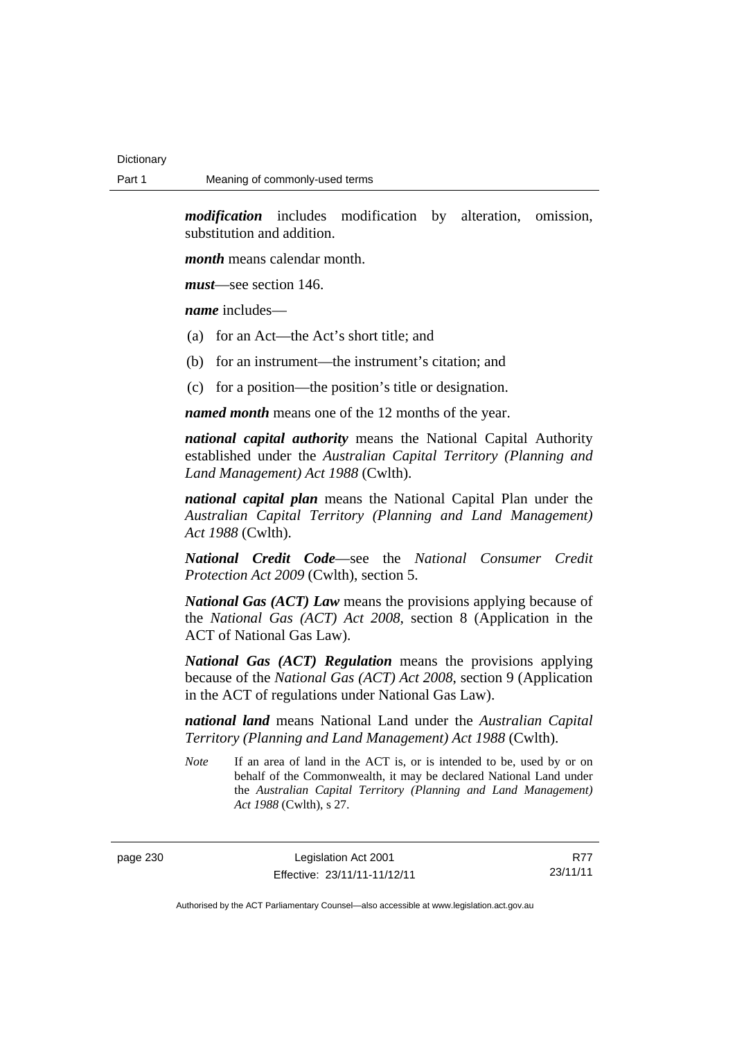***modification*** includes modification by alteration, omission, substitution and addition.

***month*** means calendar month.

***must***—see section 146.

***name*** includes—

(a) for an Act—the Act's short title; and

(b) for an instrument—the instrument's citation; and

(c) for a position—the position's title or designation.

***named month*** means one of the 12 months of the year.

***national capital authority*** means the National Capital Authority established under the *Australian Capital Territory (Planning and Land Management) Act 1988* (Cwlth).

***national capital plan*** means the National Capital Plan under the *Australian Capital Territory (Planning and Land Management) Act 1988* (Cwlth).

***National Credit Code***—see the *National Consumer Credit Protection Act 2009* (Cwlth), section 5.

***National Gas (ACT) Law*** means the provisions applying because of the *National Gas (ACT) Act 2008*, section 8 (Application in the ACT of National Gas Law).

***National Gas (ACT) Regulation*** means the provisions applying because of the *National Gas (ACT) Act 2008*, section 9 (Application in the ACT of regulations under National Gas Law).

***national land*** means National Land under the *Australian Capital Territory (Planning and Land Management) Act 1988* (Cwlth).

*Note* If an area of land in the ACT is, or is intended to be, used by or on behalf of the Commonwealth, it may be declared National Land under the *Australian Capital Territory (Planning and Land Management) Act 1988* (Cwlth), s 27.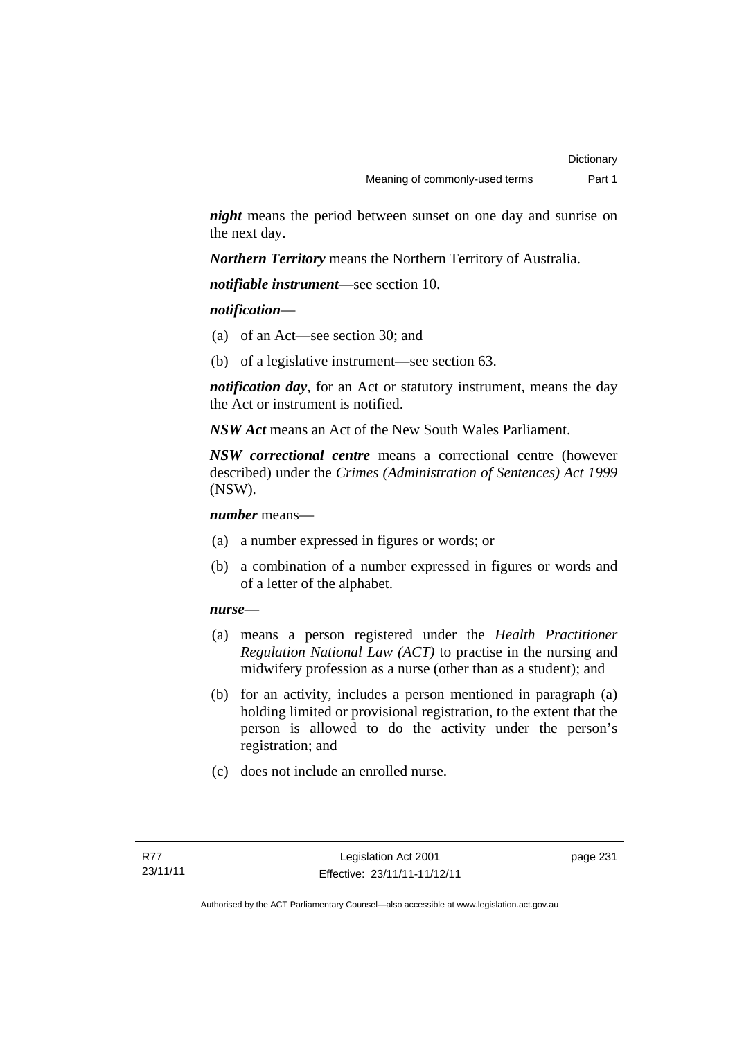***night*** means the period between sunset on one day and sunrise on the next day.

***Northern Territory*** means the Northern Territory of Australia.

***notifiable instrument***—see section 10.

***notification***—

(a) of an Act—see section 30; and

(b) of a legislative instrument—see section 63.

***notification day***, for an Act or statutory instrument, means the day the Act or instrument is notified.

***NSW Act*** means an Act of the New South Wales Parliament.

***NSW correctional centre*** means a correctional centre (however described) under the *Crimes (Administration of Sentences) Act 1999* (NSW).

***number*** means—

(a) a number expressed in figures or words; or

(b) a combination of a number expressed in figures or words and of a letter of the alphabet.

***nurse***—

(a) means a person registered under the *Health Practitioner Regulation National Law (ACT)* to practise in the nursing and midwifery profession as a nurse (other than as a student); and

(b) for an activity, includes a person mentioned in paragraph (a) holding limited or provisional registration, to the extent that the person is allowed to do the activity under the person's registration; and

(c) does not include an enrolled nurse.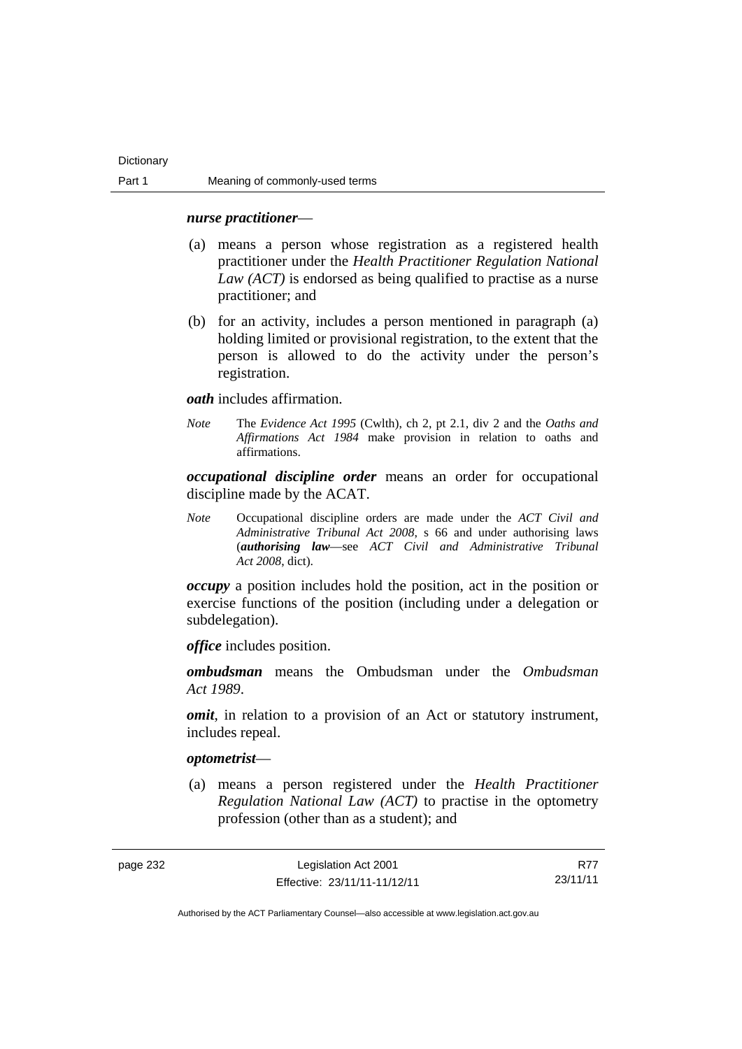***nurse practitioner***—

(a) means a person whose registration as a registered health practitioner under the *Health Practitioner Regulation National Law (ACT)* is endorsed as being qualified to practise as a nurse practitioner; and

(b) for an activity, includes a person mentioned in paragraph (a) holding limited or provisional registration, to the extent that the person is allowed to do the activity under the person's registration.

***oath*** includes affirmation.

*Note* The *Evidence Act 1995* (Cwlth), ch 2, pt 2.1, div 2 and the *Oaths and Affirmations Act 1984* make provision in relation to oaths and affirmations.

***occupational discipline order*** means an order for occupational discipline made by the ACAT.

*Note* Occupational discipline orders are made under the *ACT Civil and Administrative Tribunal Act 2008*, s 66 and under authorising laws (***authorising law***—see *ACT Civil and Administrative Tribunal Act 2008*, dict).

***occupy*** a position includes hold the position, act in the position or exercise functions of the position (including under a delegation or subdelegation).

***office*** includes position.

***ombudsman*** means the Ombudsman under the *Ombudsman Act 1989*.

***omit***, in relation to a provision of an Act or statutory instrument, includes repeal.

***optometrist***—

(a) means a person registered under the *Health Practitioner Regulation National Law (ACT)* to practise in the optometry profession (other than as a student); and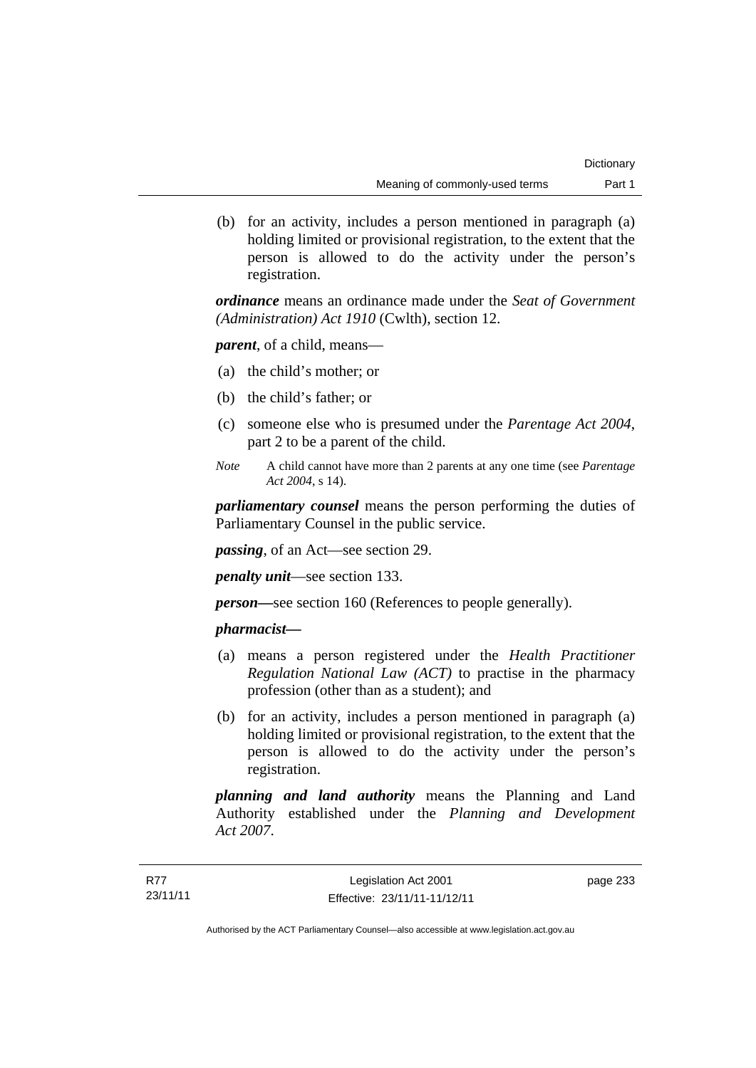(b) for an activity, includes a person mentioned in paragraph (a) holding limited or provisional registration, to the extent that the person is allowed to do the activity under the person's registration.

***ordinance*** means an ordinance made under the *Seat of Government (Administration) Act 1910* (Cwlth), section 12.

***parent***, of a child, means—

(a) the child's mother; or

(b) the child's father; or

(c) someone else who is presumed under the *Parentage Act 2004*, part 2 to be a parent of the child.

*Note* A child cannot have more than 2 parents at any one time (see *Parentage Act 2004*, s 14).

***parliamentary counsel*** means the person performing the duties of Parliamentary Counsel in the public service.

***passing***, of an Act—see section 29.

***penalty unit***—see section 133.

***person—***see section 160 (References to people generally).

***pharmacist—***

(a) means a person registered under the *Health Practitioner Regulation National Law (ACT)* to practise in the pharmacy profession (other than as a student); and

(b) for an activity, includes a person mentioned in paragraph (a) holding limited or provisional registration, to the extent that the person is allowed to do the activity under the person's registration.

***planning and land authority*** means the Planning and Land Authority established under the *Planning and Development Act 2007*.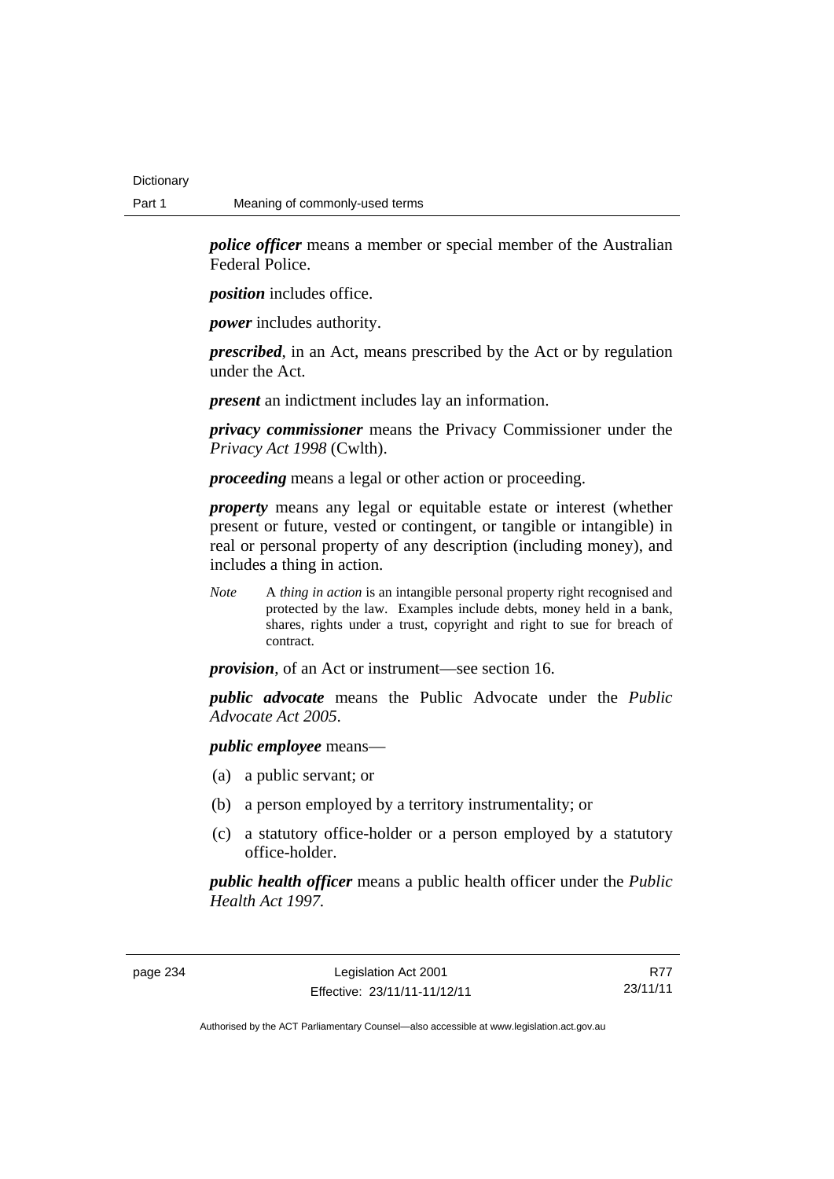***police officer*** means a member or special member of the Australian Federal Police.

***position*** includes office.

***power*** includes authority.

***prescribed***, in an Act, means prescribed by the Act or by regulation under the Act.

***present*** an indictment includes lay an information.

***privacy commissioner*** means the Privacy Commissioner under the *Privacy Act 1998* (Cwlth).

***proceeding*** means a legal or other action or proceeding.

***property*** means any legal or equitable estate or interest (whether present or future, vested or contingent, or tangible or intangible) in real or personal property of any description (including money), and includes a thing in action.

*Note* A *thing in action* is an intangible personal property right recognised and protected by the law. Examples include debts, money held in a bank, shares, rights under a trust, copyright and right to sue for breach of contract.

***provision***, of an Act or instrument—see section 16.

***public advocate*** means the Public Advocate under the *Public Advocate Act 2005*.

***public employee*** means—

(a) a public servant; or

(b) a person employed by a territory instrumentality; or

(c) a statutory office-holder or a person employed by a statutory office-holder.

***public health officer*** means a public health officer under the *Public Health Act 1997*.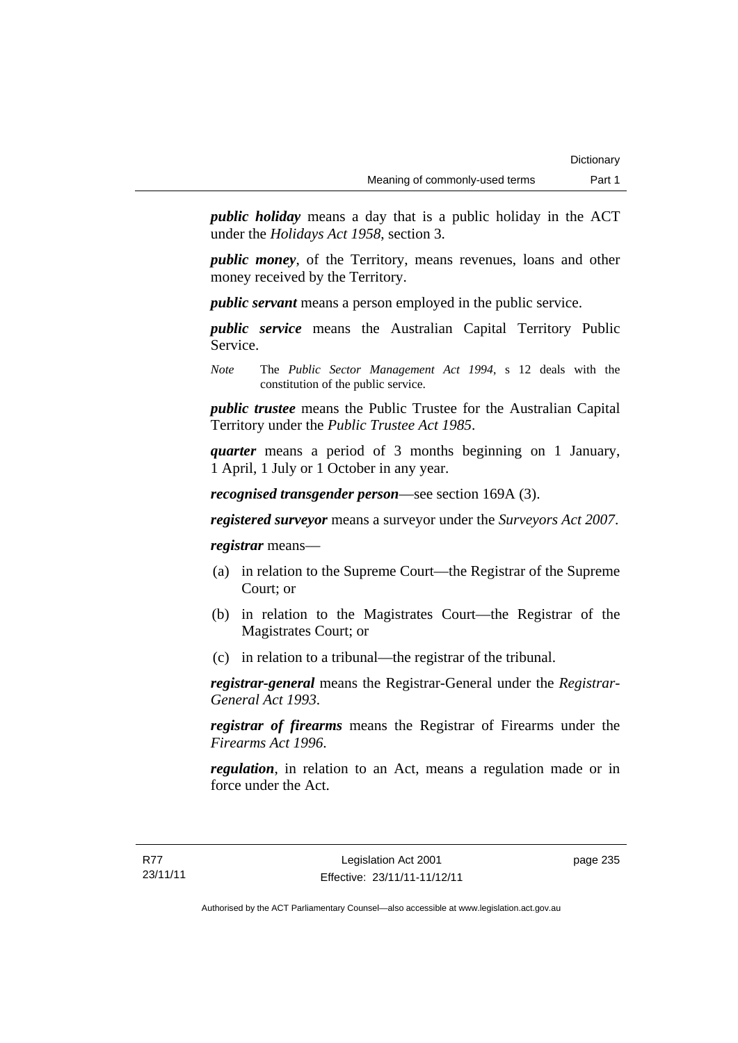***public holiday*** means a day that is a public holiday in the ACT under the *Holidays Act 1958*, section 3.

***public money***, of the Territory, means revenues, loans and other money received by the Territory.

***public servant*** means a person employed in the public service.

***public service*** means the Australian Capital Territory Public Service.

*Note* The *Public Sector Management Act 1994*, s 12 deals with the constitution of the public service.

***public trustee*** means the Public Trustee for the Australian Capital Territory under the *Public Trustee Act 1985*.

***quarter*** means a period of 3 months beginning on 1 January, 1 April, 1 July or 1 October in any year.

***recognised transgender person***—see section 169A (3).

***registered surveyor*** means a surveyor under the *Surveyors Act 2007*.

***registrar*** means—

(a) in relation to the Supreme Court—the Registrar of the Supreme Court; or

(b) in relation to the Magistrates Court—the Registrar of the Magistrates Court; or

(c) in relation to a tribunal—the registrar of the tribunal.

***registrar-general*** means the Registrar-General under the *Registrar-General Act 1993*.

***registrar of firearms*** means the Registrar of Firearms under the *Firearms Act 1996*.

***regulation***, in relation to an Act, means a regulation made or in force under the Act.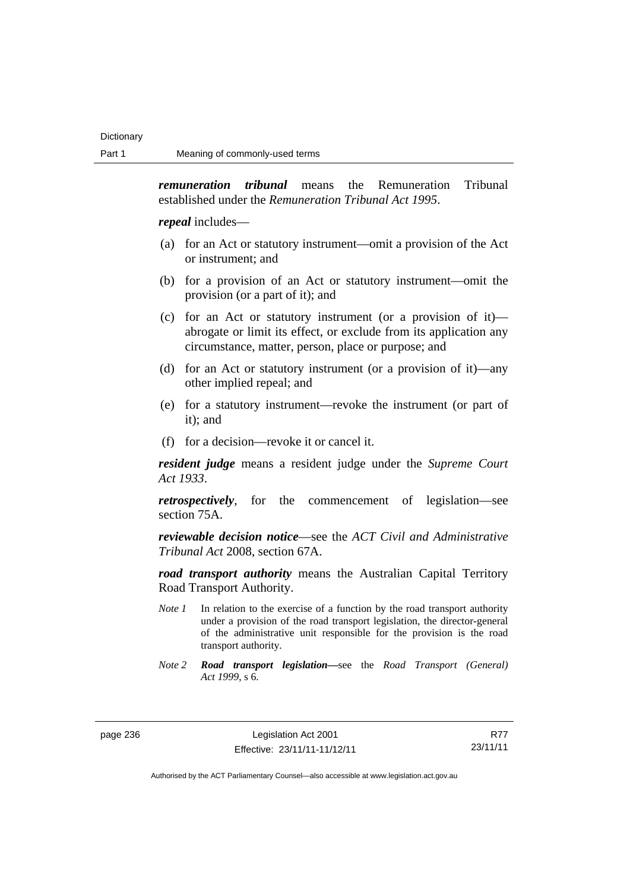***remuneration tribunal*** means the Remuneration Tribunal established under the *Remuneration Tribunal Act 1995*.

***repeal*** includes—

(a) for an Act or statutory instrument—omit a provision of the Act or instrument; and

(b) for a provision of an Act or statutory instrument—omit the provision (or a part of it); and

(c) for an Act or statutory instrument (or a provision of it)—abrogate or limit its effect, or exclude from its application any circumstance, matter, person, place or purpose; and

(d) for an Act or statutory instrument (or a provision of it)—any other implied repeal; and

(e) for a statutory instrument—revoke the instrument (or part of it); and

(f) for a decision—revoke it or cancel it.

***resident judge*** means a resident judge under the *Supreme Court Act 1933*.

***retrospectively***, for the commencement of legislation—see section 75A.

***reviewable decision notice***—see the *ACT Civil and Administrative Tribunal Act* 2008, section 67A.

***road transport authority*** means the Australian Capital Territory Road Transport Authority.

*Note 1* In relation to the exercise of a function by the road transport authority under a provision of the road transport legislation, the director-general of the administrative unit responsible for the provision is the road transport authority.

*Note 2* ***Road transport legislation***—see the *Road Transport (General) Act 1999*, s 6.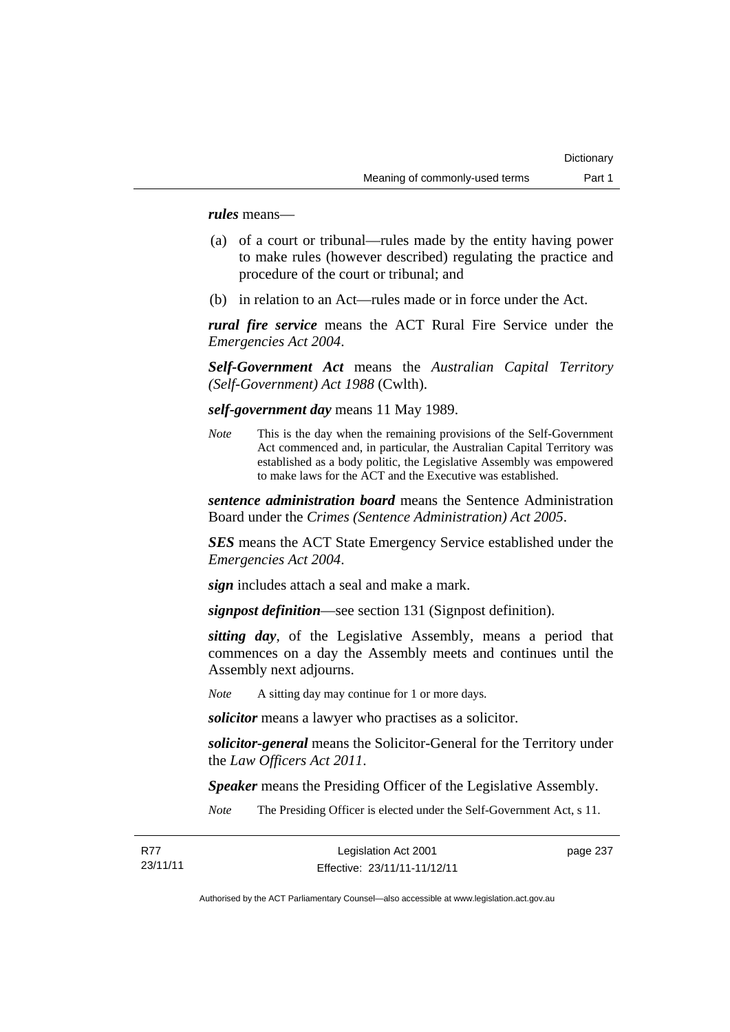***rules*** means—

(a) of a court or tribunal—rules made by the entity having power to make rules (however described) regulating the practice and procedure of the court or tribunal; and

(b) in relation to an Act—rules made or in force under the Act.

***rural fire service*** means the ACT Rural Fire Service under the *Emergencies Act 2004*.

***Self-Government Act*** means the *Australian Capital Territory (Self-Government) Act 1988* (Cwlth).

***self-government day*** means 11 May 1989.

*Note* This is the day when the remaining provisions of the Self-Government Act commenced and, in particular, the Australian Capital Territory was established as a body politic, the Legislative Assembly was empowered to make laws for the ACT and the Executive was established.

***sentence administration board*** means the Sentence Administration Board under the *Crimes (Sentence Administration) Act 2005*.

***SES*** means the ACT State Emergency Service established under the *Emergencies Act 2004*.

***sign*** includes attach a seal and make a mark.

***signpost definition***—see section 131 (Signpost definition).

***sitting day***, of the Legislative Assembly, means a period that commences on a day the Assembly meets and continues until the Assembly next adjourns.

*Note* A sitting day may continue for 1 or more days.

***solicitor*** means a lawyer who practises as a solicitor.

***solicitor-general*** means the Solicitor-General for the Territory under the *Law Officers Act 2011*.

***Speaker*** means the Presiding Officer of the Legislative Assembly.

*Note* The Presiding Officer is elected under the Self-Government Act, s 11.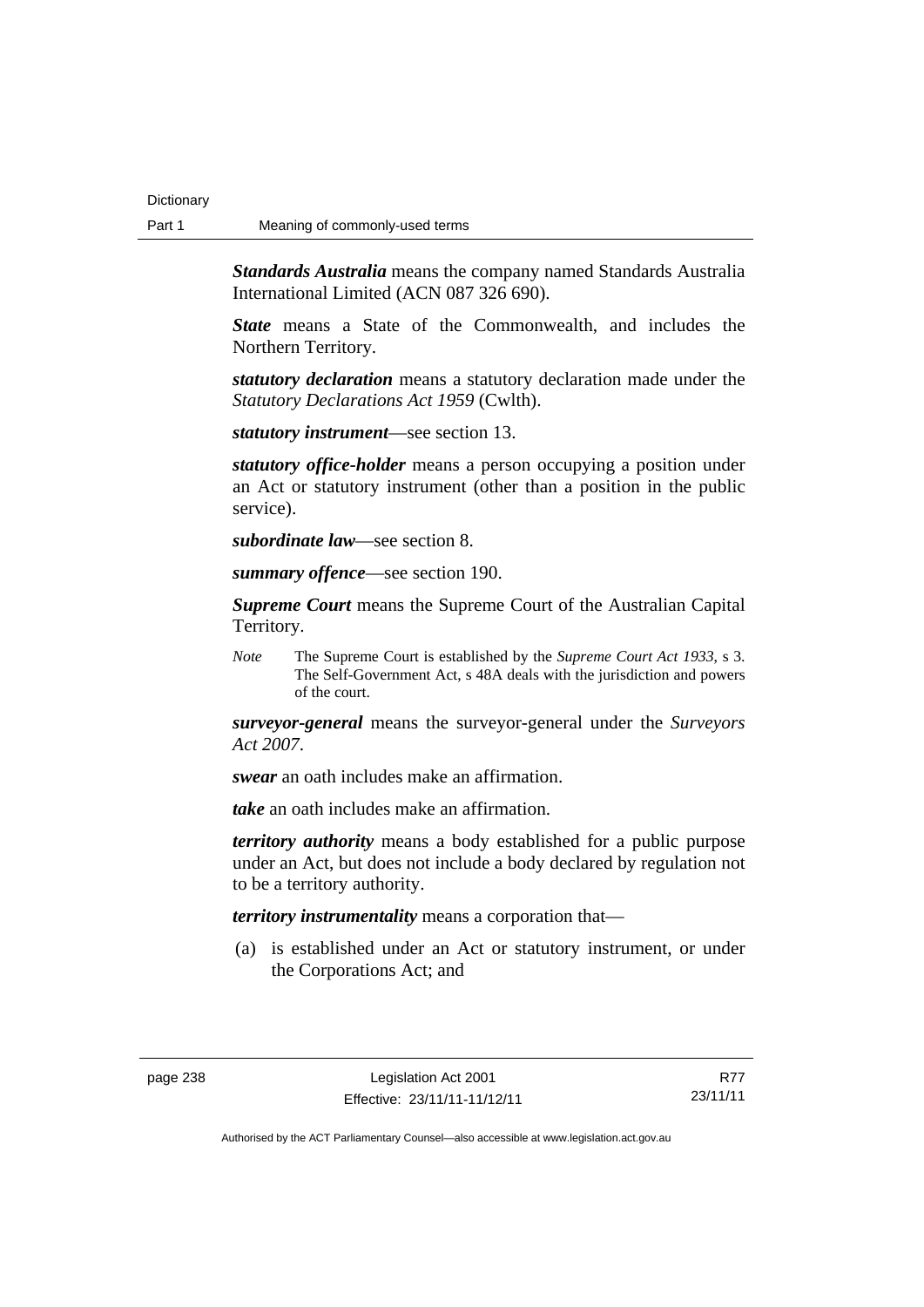***Standards Australia*** means the company named Standards Australia International Limited (ACN 087 326 690).

***State*** means a State of the Commonwealth, and includes the Northern Territory.

***statutory declaration*** means a statutory declaration made under the *Statutory Declarations Act 1959* (Cwlth).

***statutory instrument***—see section 13.

***statutory office-holder*** means a person occupying a position under an Act or statutory instrument (other than a position in the public service).

***subordinate law***—see section 8.

***summary offence***—see section 190.

***Supreme Court*** means the Supreme Court of the Australian Capital Territory.

*Note* The Supreme Court is established by the *Supreme Court Act 1933*, s 3. The Self-Government Act, s 48A deals with the jurisdiction and powers of the court.

***surveyor-general*** means the surveyor-general under the *Surveyors Act 2007*.

***swear*** an oath includes make an affirmation.

***take*** an oath includes make an affirmation.

***territory authority*** means a body established for a public purpose under an Act, but does not include a body declared by regulation not to be a territory authority.

***territory instrumentality*** means a corporation that—

(a) is established under an Act or statutory instrument, or under the Corporations Act; and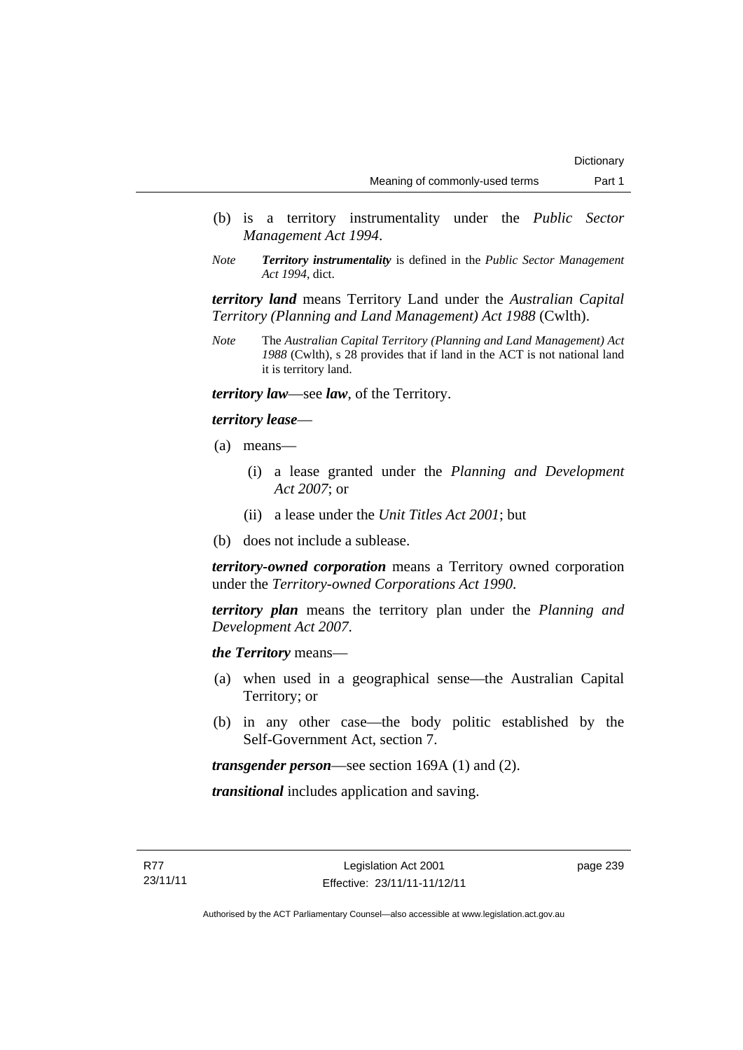(b) is a territory instrumentality under the *Public Sector Management Act 1994*.

*Note* ***Territory instrumentality*** is defined in the *Public Sector Management Act 1994*, dict.

***territory land*** means Territory Land under the *Australian Capital Territory (Planning and Land Management) Act 1988* (Cwlth).

*Note* The *Australian Capital Territory (Planning and Land Management) Act 1988* (Cwlth), s 28 provides that if land in the ACT is not national land it is territory land.

***territory law***—see ***law***, of the Territory.

***territory lease***—

(a) means—

  (i) a lease granted under the *Planning and Development Act 2007*; or

  (ii) a lease under the *Unit Titles Act 2001*; but

(b) does not include a sublease.

***territory-owned corporation*** means a Territory owned corporation under the *Territory-owned Corporations Act 1990*.

***territory plan*** means the territory plan under the *Planning and Development Act 2007*.

***the Territory*** means—

(a) when used in a geographical sense—the Australian Capital Territory; or

(b) in any other case—the body politic established by the Self-Government Act, section 7.

***transgender person***—see section 169A (1) and (2).

***transitional*** includes application and saving.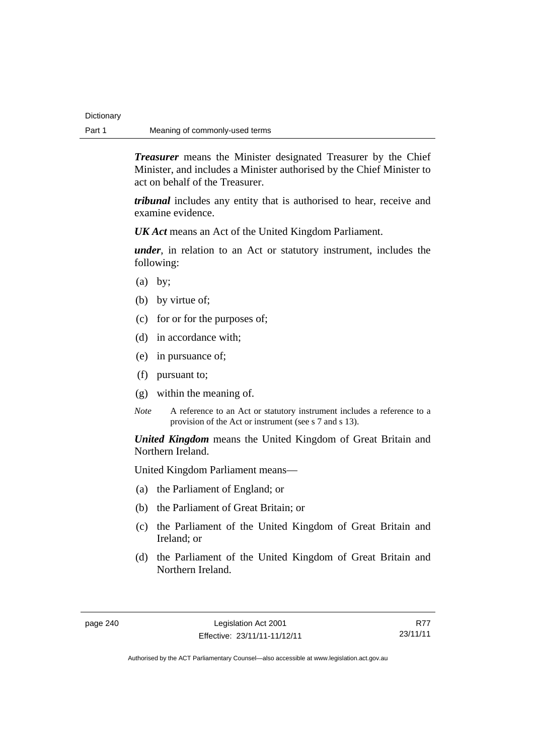***Treasurer*** means the Minister designated Treasurer by the Chief Minister, and includes a Minister authorised by the Chief Minister to act on behalf of the Treasurer.

***tribunal*** includes any entity that is authorised to hear, receive and examine evidence.

***UK Act*** means an Act of the United Kingdom Parliament.

***under***, in relation to an Act or statutory instrument, includes the following:

(a) by;

(b) by virtue of;

(c) for or for the purposes of;

(d) in accordance with;

(e) in pursuance of;

(f) pursuant to;

(g) within the meaning of.

*Note* A reference to an Act or statutory instrument includes a reference to a provision of the Act or instrument (see s 7 and s 13).

***United Kingdom*** means the United Kingdom of Great Britain and Northern Ireland.

United Kingdom Parliament means—

(a) the Parliament of England; or

(b) the Parliament of Great Britain; or

(c) the Parliament of the United Kingdom of Great Britain and Ireland; or

(d) the Parliament of the United Kingdom of Great Britain and Northern Ireland.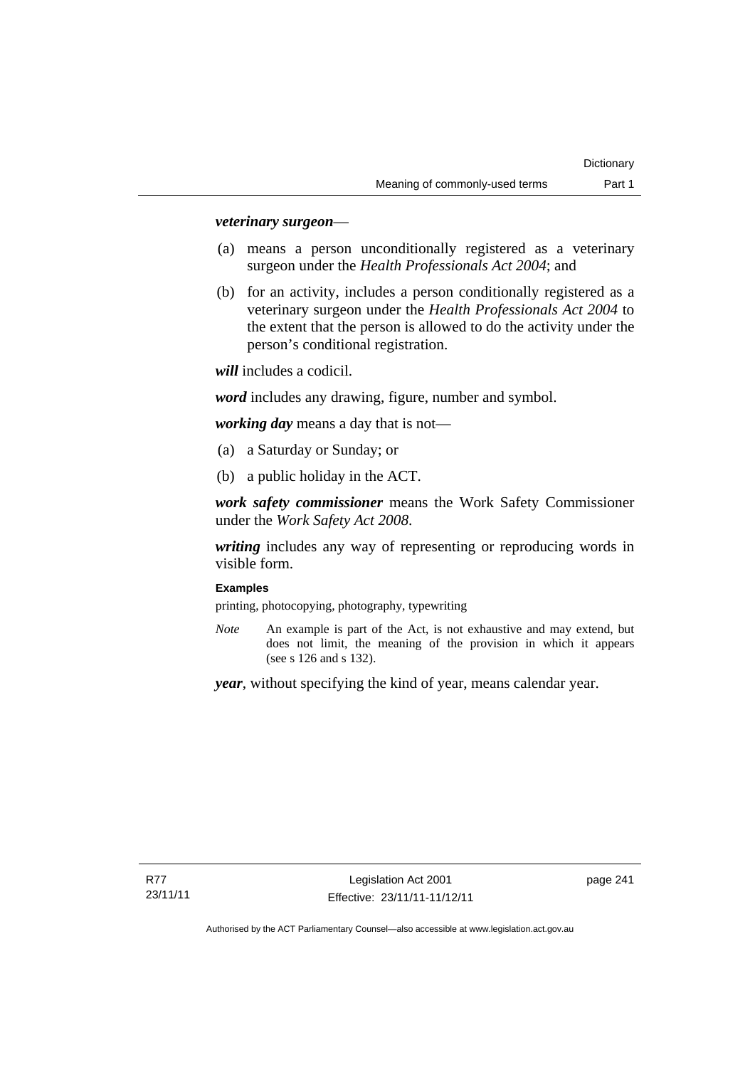***veterinary surgeon***—

(a) means a person unconditionally registered as a veterinary surgeon under the *Health Professionals Act 2004*; and

(b) for an activity, includes a person conditionally registered as a veterinary surgeon under the *Health Professionals Act 2004* to the extent that the person is allowed to do the activity under the person's conditional registration.

***will*** includes a codicil.

***word*** includes any drawing, figure, number and symbol.

***working day*** means a day that is not—

(a) a Saturday or Sunday; or

(b) a public holiday in the ACT.

***work safety commissioner*** means the Work Safety Commissioner under the *Work Safety Act 2008*.

***writing*** includes any way of representing or reproducing words in visible form.

**Examples**

printing, photocopying, photography, typewriting

*Note* An example is part of the Act, is not exhaustive and may extend, but does not limit, the meaning of the provision in which it appears (see s 126 and s 132).

***year***, without specifying the kind of year, means calendar year.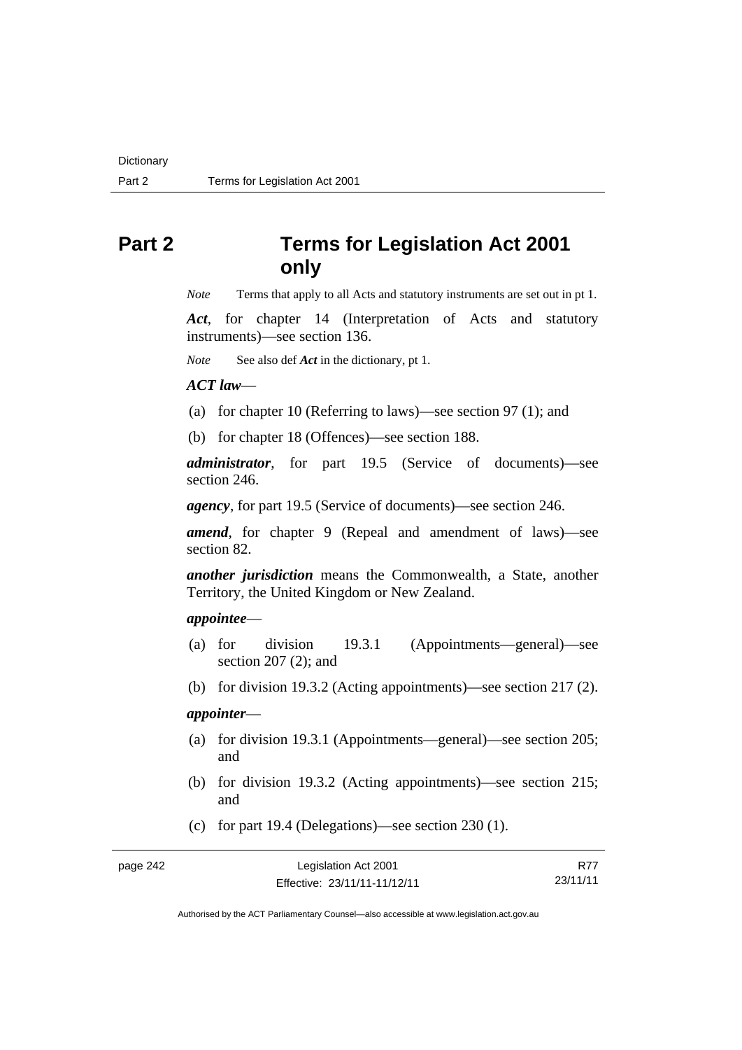# Part 2 Terms for Legislation Act 2001 only

*Note* Terms that apply to all Acts and statutory instruments are set out in pt 1.

***Act***, for chapter 14 (Interpretation of Acts and statutory instruments)—see section 136.

*Note* See also def ***Act*** in the dictionary, pt 1.

***ACT law***—

(a) for chapter 10 (Referring to laws)—see section 97 (1); and

(b) for chapter 18 (Offences)—see section 188.

***administrator***, for part 19.5 (Service of documents)—see section 246.

***agency***, for part 19.5 (Service of documents)—see section 246.

***amend***, for chapter 9 (Repeal and amendment of laws)—see section 82.

***another jurisdiction*** means the Commonwealth, a State, another Territory, the United Kingdom or New Zealand.

***appointee***—

(a) for division 19.3.1 (Appointments—general)—see section 207 (2); and

(b) for division 19.3.2 (Acting appointments)—see section 217 (2).

***appointer***—

(a) for division 19.3.1 (Appointments—general)—see section 205; and

(b) for division 19.3.2 (Acting appointments)—see section 215; and

(c) for part 19.4 (Delegations)—see section 230 (1).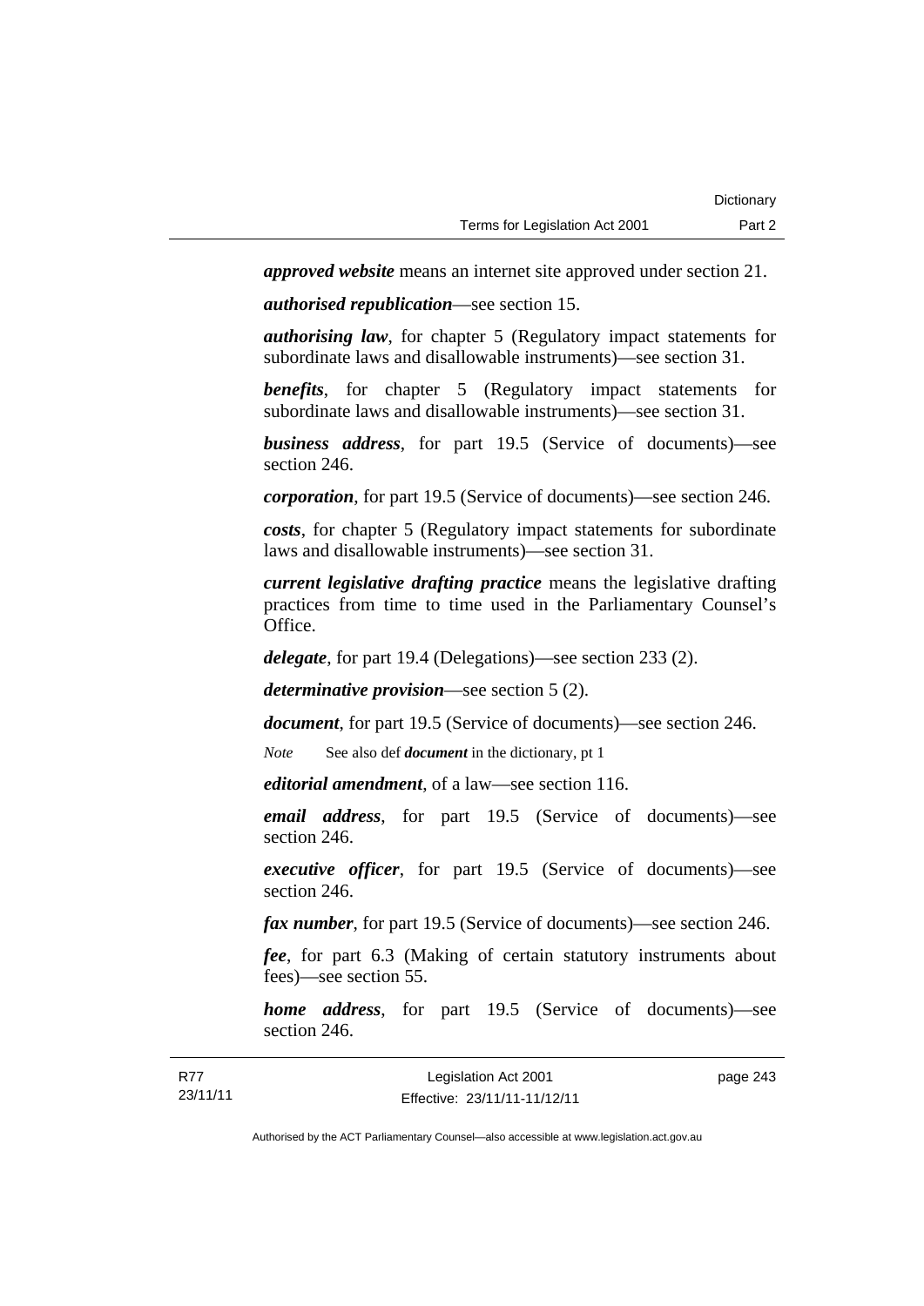***approved website*** means an internet site approved under section 21.

***authorised republication***—see section 15.

***authorising law***, for chapter 5 (Regulatory impact statements for subordinate laws and disallowable instruments)—see section 31.

***benefits***, for chapter 5 (Regulatory impact statements for subordinate laws and disallowable instruments)—see section 31.

***business address***, for part 19.5 (Service of documents)—see section 246.

***corporation***, for part 19.5 (Service of documents)—see section 246.

***costs***, for chapter 5 (Regulatory impact statements for subordinate laws and disallowable instruments)—see section 31.

***current legislative drafting practice*** means the legislative drafting practices from time to time used in the Parliamentary Counsel's Office.

***delegate***, for part 19.4 (Delegations)—see section 233 (2).

***determinative provision***—see section 5 (2).

***document***, for part 19.5 (Service of documents)—see section 246.

*Note* See also def ***document*** in the dictionary, pt 1

***editorial amendment***, of a law—see section 116.

***email address***, for part 19.5 (Service of documents)—see section 246.

***executive officer***, for part 19.5 (Service of documents)—see section 246.

***fax number***, for part 19.5 (Service of documents)—see section 246.

***fee***, for part 6.3 (Making of certain statutory instruments about fees)—see section 55.

***home address***, for part 19.5 (Service of documents)—see section 246.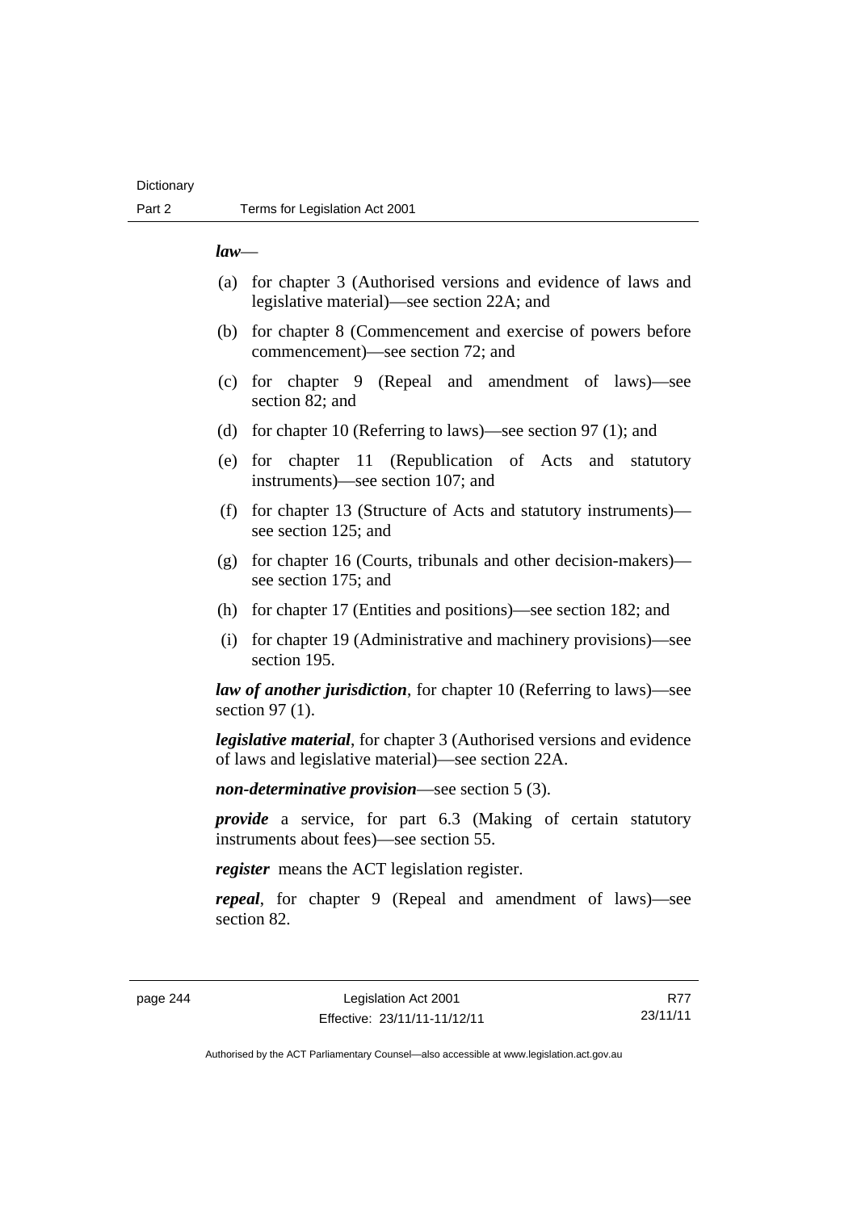***law***—

(a) for chapter 3 (Authorised versions and evidence of laws and legislative material)—see section 22A; and

(b) for chapter 8 (Commencement and exercise of powers before commencement)—see section 72; and

(c) for chapter 9 (Repeal and amendment of laws)—see section 82; and

(d) for chapter 10 (Referring to laws)—see section 97 (1); and

(e) for chapter 11 (Republication of Acts and statutory instruments)—see section 107; and

(f) for chapter 13 (Structure of Acts and statutory instruments)—see section 125; and

(g) for chapter 16 (Courts, tribunals and other decision-makers)—see section 175; and

(h) for chapter 17 (Entities and positions)—see section 182; and

(i) for chapter 19 (Administrative and machinery provisions)—see section 195.

***law of another jurisdiction***, for chapter 10 (Referring to laws)—see section 97 (1).

***legislative material***, for chapter 3 (Authorised versions and evidence of laws and legislative material)—see section 22A.

***non-determinative provision***—see section 5 (3).

***provide*** a service, for part 6.3 (Making of certain statutory instruments about fees)—see section 55.

***register*** means the ACT legislation register.

***repeal***, for chapter 9 (Repeal and amendment of laws)—see section 82.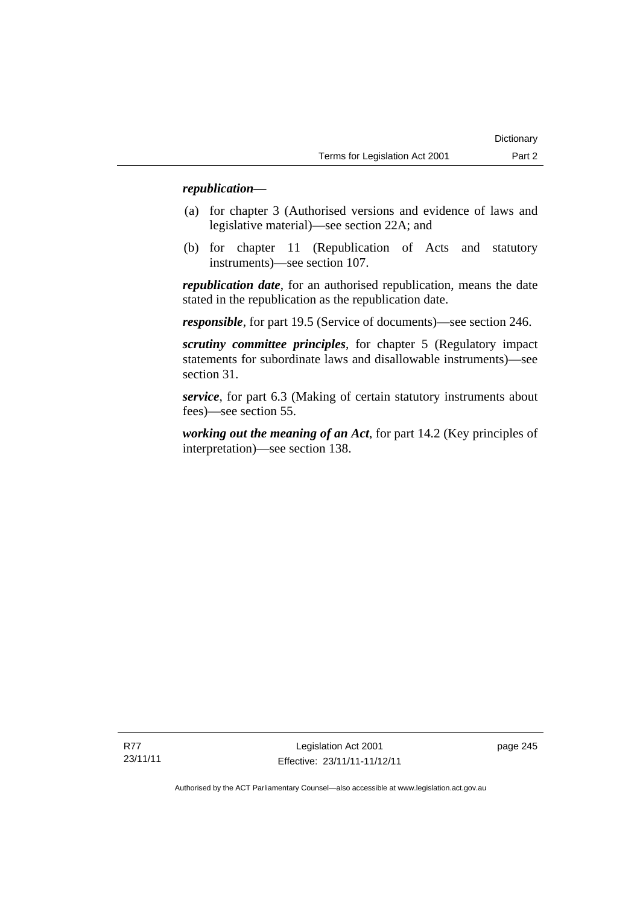***republication***—

(a) for chapter 3 (Authorised versions and evidence of laws and legislative material)—see section 22A; and

(b) for chapter 11 (Republication of Acts and statutory instruments)—see section 107.

***republication date***, for an authorised republication, means the date stated in the republication as the republication date.

***responsible***, for part 19.5 (Service of documents)—see section 246.

***scrutiny committee principles***, for chapter 5 (Regulatory impact statements for subordinate laws and disallowable instruments)—see section 31.

***service***, for part 6.3 (Making of certain statutory instruments about fees)—see section 55.

***working out the meaning of an Act***, for part 14.2 (Key principles of interpretation)—see section 138.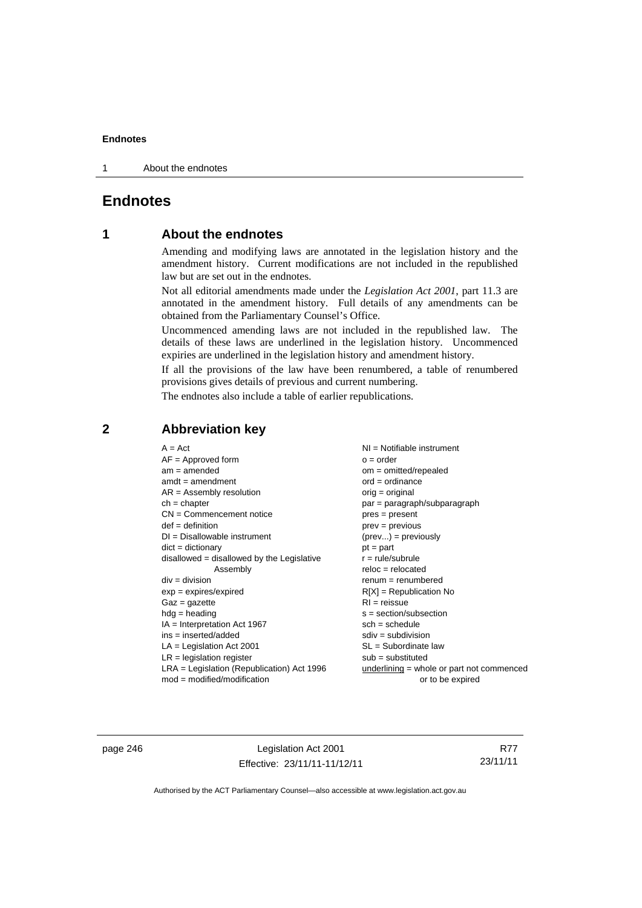# Endnotes

## 1 About the endnotes

Amending and modifying laws are annotated in the legislation history and the amendment history. Current modifications are not included in the republished law but are set out in the endnotes.

Not all editorial amendments made under the *Legislation Act 2001*, part 11.3 are annotated in the amendment history. Full details of any amendments can be obtained from the Parliamentary Counsel's Office.

Uncommenced amending laws are not included in the republished law. The details of these laws are underlined in the legislation history. Uncommenced expiries are underlined in the legislation history and amendment history.

If all the provisions of the law have been renumbered, a table of renumbered provisions gives details of previous and current numbering.

The endnotes also include a table of earlier republications.

## 2 Abbreviation key

A = Act
AF = Approved form
am = amended
amdt = amendment
AR = Assembly resolution
ch = chapter
CN = Commencement notice
def = definition
DI = Disallowable instrument
dict = dictionary
disallowed = disallowed by the Legislative Assembly
div = division
exp = expires/expired
Gaz = gazette
hdg = heading
IA = Interpretation Act 1967
ins = inserted/added
LA = Legislation Act 2001
LR = legislation register
LRA = Legislation (Republication) Act 1996
mod = modified/modification
NI = Notifiable instrument
o = order
om = omitted/repealed
ord = ordinance
orig = original
par = paragraph/subparagraph
pres = present
prev = previous
(prev...) = previously
pt = part
r = rule/subrule
reloc = relocated
renum = renumbered
R[X] = Republication No
RI = reissue
s = section/subsection
sch = schedule
sdiv = subdivision
SL = Subordinate law
sub = substituted
underlining = whole or part not commenced or to be expired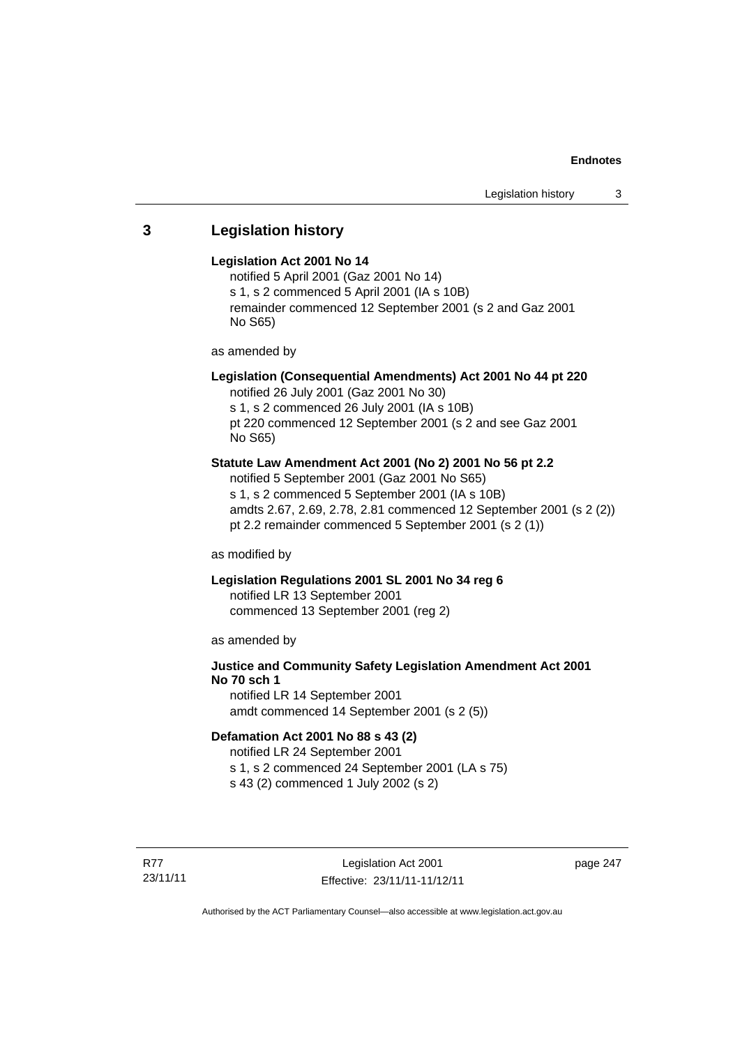## 3 Legislation history

**Legislation Act 2001 No 14**

notified 5 April 2001 (Gaz 2001 No 14)
s 1, s 2 commenced 5 April 2001 (IA s 10B)
remainder commenced 12 September 2001 (s 2 and Gaz 2001 No S65)

as amended by

**Legislation (Consequential Amendments) Act 2001 No 44 pt 220**

notified 26 July 2001 (Gaz 2001 No 30)
s 1, s 2 commenced 26 July 2001 (IA s 10B)
pt 220 commenced 12 September 2001 (s 2 and see Gaz 2001 No S65)

**Statute Law Amendment Act 2001 (No 2) 2001 No 56 pt 2.2**

notified 5 September 2001 (Gaz 2001 No S65)
s 1, s 2 commenced 5 September 2001 (IA s 10B)
amdts 2.67, 2.69, 2.78, 2.81 commenced 12 September 2001 (s 2 (2))
pt 2.2 remainder commenced 5 September 2001 (s 2 (1))

as modified by

**Legislation Regulations 2001 SL 2001 No 34 reg 6**

notified LR 13 September 2001
commenced 13 September 2001 (reg 2)

as amended by

**Justice and Community Safety Legislation Amendment Act 2001 No 70 sch 1**

notified LR 14 September 2001
amdt commenced 14 September 2001 (s 2 (5))

**Defamation Act 2001 No 88 s 43 (2)**

notified LR 24 September 2001
s 1, s 2 commenced 24 September 2001 (LA s 75)
s 43 (2) commenced 1 July 2002 (s 2)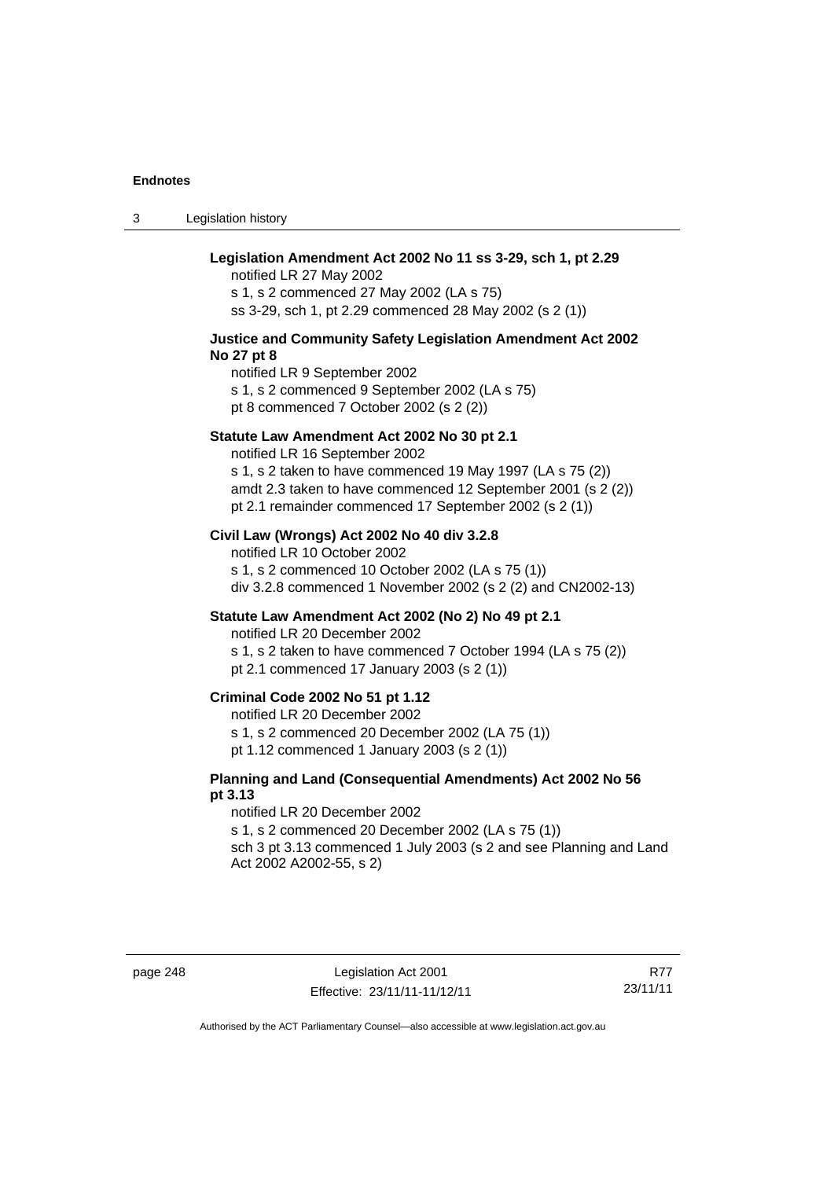**Legislation Amendment Act 2002 No 11 ss 3-29, sch 1, pt 2.29**

notified LR 27 May 2002
s 1, s 2 commenced 27 May 2002 (LA s 75)
ss 3-29, sch 1, pt 2.29 commenced 28 May 2002 (s 2 (1))

**Justice and Community Safety Legislation Amendment Act 2002 No 27 pt 8**

notified LR 9 September 2002
s 1, s 2 commenced 9 September 2002 (LA s 75)
pt 8 commenced 7 October 2002 (s 2 (2))

**Statute Law Amendment Act 2002 No 30 pt 2.1**

notified LR 16 September 2002
s 1, s 2 taken to have commenced 19 May 1997 (LA s 75 (2))
amdt 2.3 taken to have commenced 12 September 2001 (s 2 (2))
pt 2.1 remainder commenced 17 September 2002 (s 2 (1))

**Civil Law (Wrongs) Act 2002 No 40 div 3.2.8**

notified LR 10 October 2002
s 1, s 2 commenced 10 October 2002 (LA s 75 (1))
div 3.2.8 commenced 1 November 2002 (s 2 (2) and CN2002-13)

**Statute Law Amendment Act 2002 (No 2) No 49 pt 2.1**

notified LR 20 December 2002
s 1, s 2 taken to have commenced 7 October 1994 (LA s 75 (2))
pt 2.1 commenced 17 January 2003 (s 2 (1))

**Criminal Code 2002 No 51 pt 1.12**

notified LR 20 December 2002
s 1, s 2 commenced 20 December 2002 (LA 75 (1))
pt 1.12 commenced 1 January 2003 (s 2 (1))

**Planning and Land (Consequential Amendments) Act 2002 No 56 pt 3.13**

notified LR 20 December 2002
s 1, s 2 commenced 20 December 2002 (LA s 75 (1))
sch 3 pt 3.13 commenced 1 July 2003 (s 2 and see Planning and Land Act 2002 A2002-55, s 2)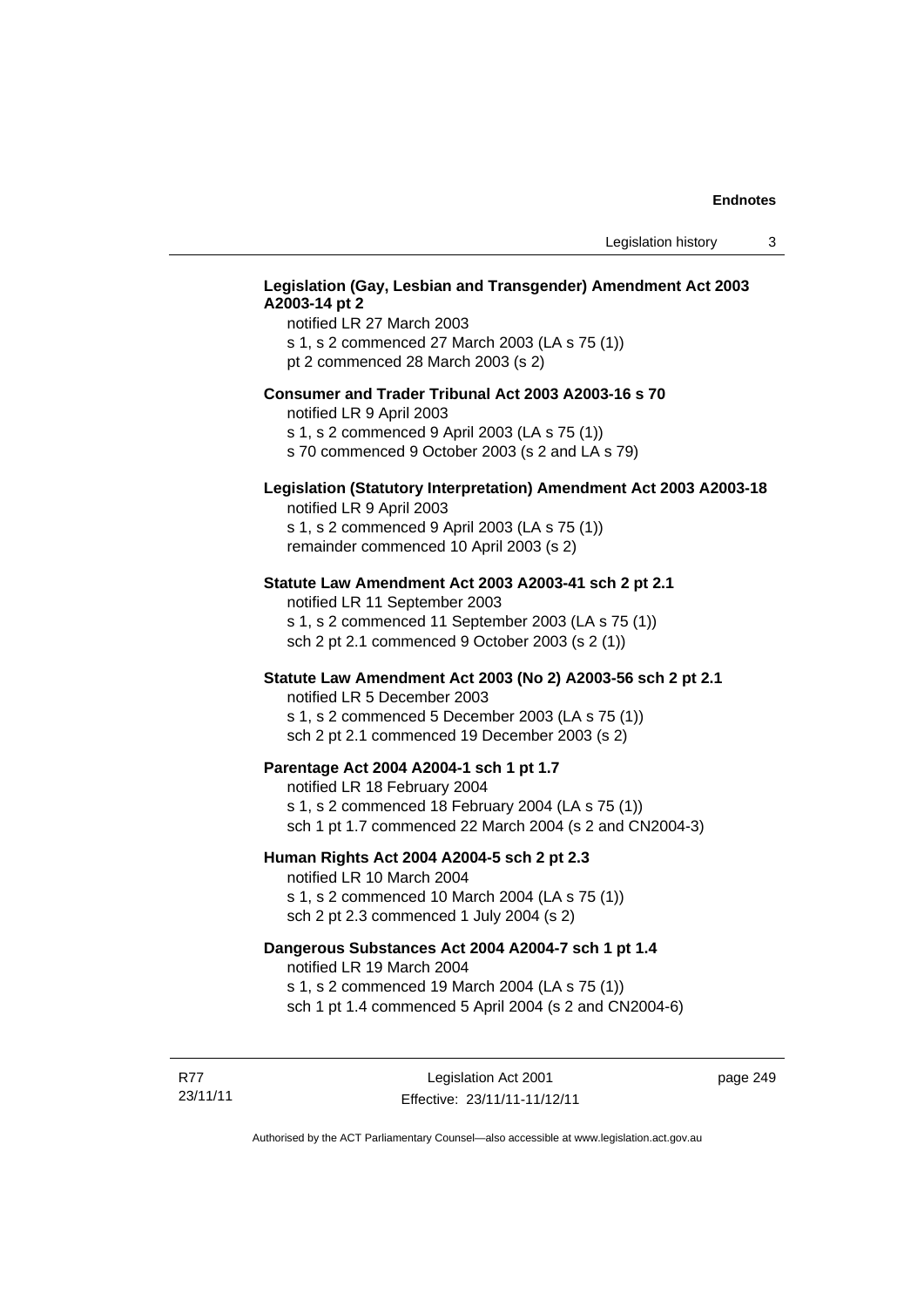**Legislation (Gay, Lesbian and Transgender) Amendment Act 2003 A2003-14 pt 2**

notified LR 27 March 2003
s 1, s 2 commenced 27 March 2003 (LA s 75 (1))
pt 2 commenced 28 March 2003 (s 2)

**Consumer and Trader Tribunal Act 2003 A2003-16 s 70**

notified LR 9 April 2003
s 1, s 2 commenced 9 April 2003 (LA s 75 (1))
s 70 commenced 9 October 2003 (s 2 and LA s 79)

**Legislation (Statutory Interpretation) Amendment Act 2003 A2003-18**

notified LR 9 April 2003
s 1, s 2 commenced 9 April 2003 (LA s 75 (1))
remainder commenced 10 April 2003 (s 2)

**Statute Law Amendment Act 2003 A2003-41 sch 2 pt 2.1**

notified LR 11 September 2003
s 1, s 2 commenced 11 September 2003 (LA s 75 (1))
sch 2 pt 2.1 commenced 9 October 2003 (s 2 (1))

**Statute Law Amendment Act 2003 (No 2) A2003-56 sch 2 pt 2.1**

notified LR 5 December 2003
s 1, s 2 commenced 5 December 2003 (LA s 75 (1))
sch 2 pt 2.1 commenced 19 December 2003 (s 2)

**Parentage Act 2004 A2004-1 sch 1 pt 1.7**

notified LR 18 February 2004
s 1, s 2 commenced 18 February 2004 (LA s 75 (1))
sch 1 pt 1.7 commenced 22 March 2004 (s 2 and CN2004-3)

**Human Rights Act 2004 A2004-5 sch 2 pt 2.3**

notified LR 10 March 2004
s 1, s 2 commenced 10 March 2004 (LA s 75 (1))
sch 2 pt 2.3 commenced 1 July 2004 (s 2)

**Dangerous Substances Act 2004 A2004-7 sch 1 pt 1.4**

notified LR 19 March 2004
s 1, s 2 commenced 19 March 2004 (LA s 75 (1))
sch 1 pt 1.4 commenced 5 April 2004 (s 2 and CN2004-6)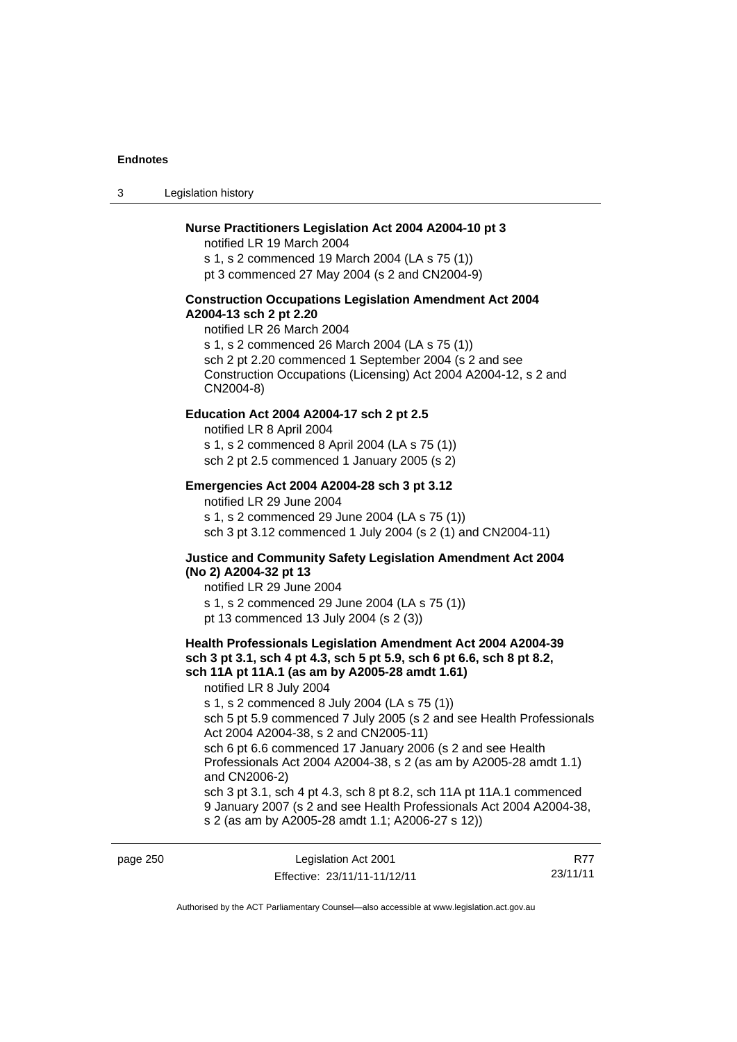**Nurse Practitioners Legislation Act 2004 A2004-10 pt 3**

notified LR 19 March 2004

s 1, s 2 commenced 19 March 2004 (LA s 75 (1))

pt 3 commenced 27 May 2004 (s 2 and CN2004-9)

**Construction Occupations Legislation Amendment Act 2004 A2004-13 sch 2 pt 2.20**

notified LR 26 March 2004

s 1, s 2 commenced 26 March 2004 (LA s 75 (1))

sch 2 pt 2.20 commenced 1 September 2004 (s 2 and see Construction Occupations (Licensing) Act 2004 A2004-12, s 2 and CN2004-8)

**Education Act 2004 A2004-17 sch 2 pt 2.5**

notified LR 8 April 2004

s 1, s 2 commenced 8 April 2004 (LA s 75 (1))

sch 2 pt 2.5 commenced 1 January 2005 (s 2)

**Emergencies Act 2004 A2004-28 sch 3 pt 3.12**

notified LR 29 June 2004

s 1, s 2 commenced 29 June 2004 (LA s 75 (1))

sch 3 pt 3.12 commenced 1 July 2004 (s 2 (1) and CN2004-11)

**Justice and Community Safety Legislation Amendment Act 2004 (No 2) A2004-32 pt 13**

notified LR 29 June 2004

s 1, s 2 commenced 29 June 2004 (LA s 75 (1))

pt 13 commenced 13 July 2004 (s 2 (3))

**Health Professionals Legislation Amendment Act 2004 A2004-39 sch 3 pt 3.1, sch 4 pt 4.3, sch 5 pt 5.9, sch 6 pt 6.6, sch 8 pt 8.2, sch 11A pt 11A.1 (as am by A2005-28 amdt 1.61)**

notified LR 8 July 2004

s 1, s 2 commenced 8 July 2004 (LA s 75 (1))

sch 5 pt 5.9 commenced 7 July 2005 (s 2 and see Health Professionals Act 2004 A2004-38, s 2 and CN2005-11)

sch 6 pt 6.6 commenced 17 January 2006 (s 2 and see Health Professionals Act 2004 A2004-38, s 2 (as am by A2005-28 amdt 1.1) and CN2006-2)

sch 3 pt 3.1, sch 4 pt 4.3, sch 8 pt 8.2, sch 11A pt 11A.1 commenced 9 January 2007 (s 2 and see Health Professionals Act 2004 A2004-38, s 2 (as am by A2005-28 amdt 1.1; A2006-27 s 12))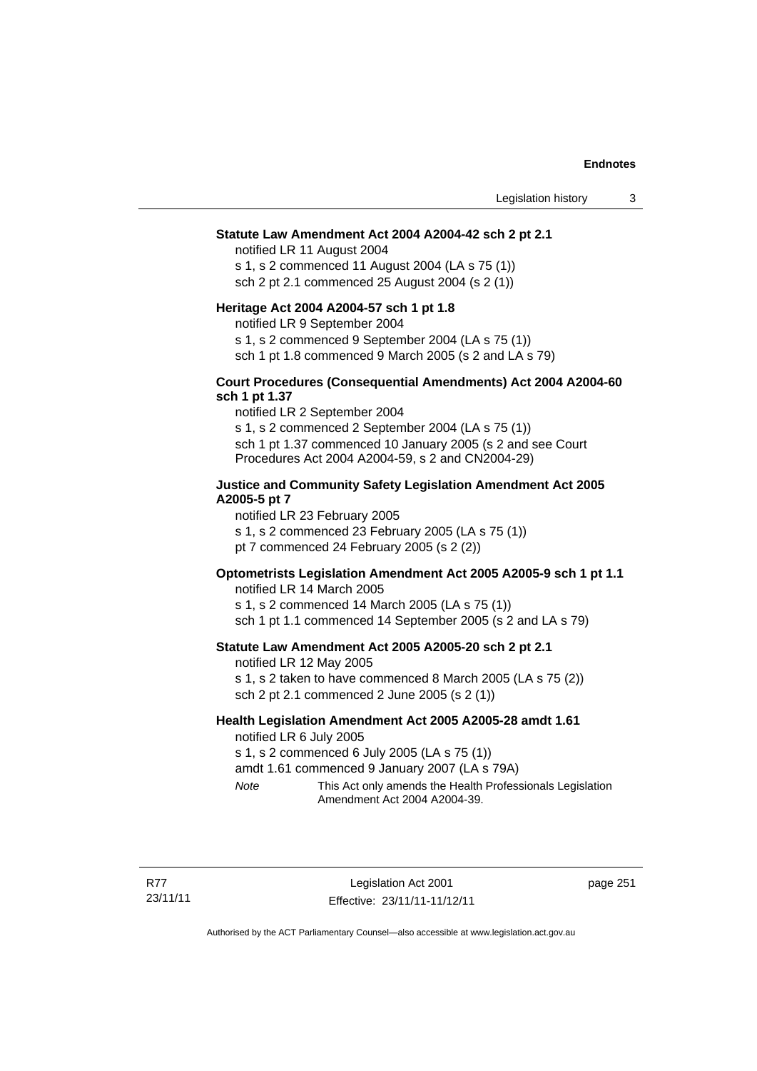**Statute Law Amendment Act 2004 A2004-42 sch 2 pt 2.1**

notified LR 11 August 2004

s 1, s 2 commenced 11 August 2004 (LA s 75 (1))

sch 2 pt 2.1 commenced 25 August 2004 (s 2 (1))

**Heritage Act 2004 A2004-57 sch 1 pt 1.8**

notified LR 9 September 2004

s 1, s 2 commenced 9 September 2004 (LA s 75 (1))

sch 1 pt 1.8 commenced 9 March 2005 (s 2 and LA s 79)

**Court Procedures (Consequential Amendments) Act 2004 A2004-60 sch 1 pt 1.37**

notified LR 2 September 2004

s 1, s 2 commenced 2 September 2004 (LA s 75 (1))

sch 1 pt 1.37 commenced 10 January 2005 (s 2 and see Court Procedures Act 2004 A2004-59, s 2 and CN2004-29)

**Justice and Community Safety Legislation Amendment Act 2005 A2005-5 pt 7**

notified LR 23 February 2005

s 1, s 2 commenced 23 February 2005 (LA s 75 (1))

pt 7 commenced 24 February 2005 (s 2 (2))

**Optometrists Legislation Amendment Act 2005 A2005-9 sch 1 pt 1.1**

notified LR 14 March 2005

s 1, s 2 commenced 14 March 2005 (LA s 75 (1))

sch 1 pt 1.1 commenced 14 September 2005 (s 2 and LA s 79)

**Statute Law Amendment Act 2005 A2005-20 sch 2 pt 2.1**

notified LR 12 May 2005

s 1, s 2 taken to have commenced 8 March 2005 (LA s 75 (2))

sch 2 pt 2.1 commenced 2 June 2005 (s 2 (1))

**Health Legislation Amendment Act 2005 A2005-28 amdt 1.61**

notified LR 6 July 2005

s 1, s 2 commenced 6 July 2005 (LA s 75 (1))

amdt 1.61 commenced 9 January 2007 (LA s 79A)

*Note* This Act only amends the Health Professionals Legislation Amendment Act 2004 A2004-39.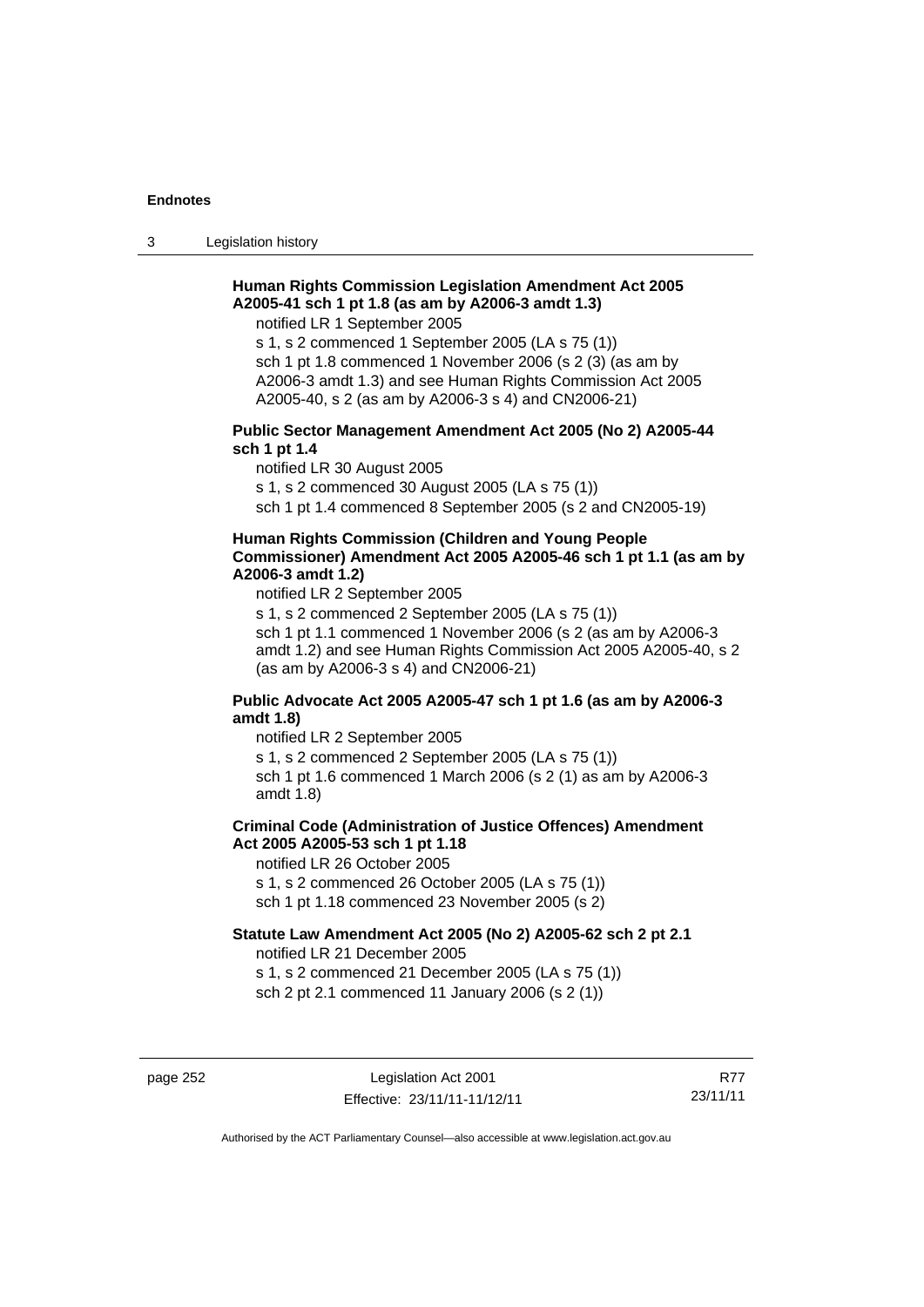**Human Rights Commission Legislation Amendment Act 2005 A2005-41 sch 1 pt 1.8 (as am by A2006-3 amdt 1.3)**

notified LR 1 September 2005

s 1, s 2 commenced 1 September 2005 (LA s 75 (1))

sch 1 pt 1.8 commenced 1 November 2006 (s 2 (3) (as am by A2006-3 amdt 1.3) and see Human Rights Commission Act 2005 A2005-40, s 2 (as am by A2006-3 s 4) and CN2006-21)

**Public Sector Management Amendment Act 2005 (No 2) A2005-44 sch 1 pt 1.4**

notified LR 30 August 2005

s 1, s 2 commenced 30 August 2005 (LA s 75 (1))

sch 1 pt 1.4 commenced 8 September 2005 (s 2 and CN2005-19)

**Human Rights Commission (Children and Young People Commissioner) Amendment Act 2005 A2005-46 sch 1 pt 1.1 (as am by A2006-3 amdt 1.2)**

notified LR 2 September 2005

s 1, s 2 commenced 2 September 2005 (LA s 75 (1))

sch 1 pt 1.1 commenced 1 November 2006 (s 2 (as am by A2006-3 amdt 1.2) and see Human Rights Commission Act 2005 A2005-40, s 2 (as am by A2006-3 s 4) and CN2006-21)

**Public Advocate Act 2005 A2005-47 sch 1 pt 1.6 (as am by A2006-3 amdt 1.8)**

notified LR 2 September 2005

s 1, s 2 commenced 2 September 2005 (LA s 75 (1))

sch 1 pt 1.6 commenced 1 March 2006 (s 2 (1) as am by A2006-3 amdt 1.8)

**Criminal Code (Administration of Justice Offences) Amendment Act 2005 A2005-53 sch 1 pt 1.18**

notified LR 26 October 2005

s 1, s 2 commenced 26 October 2005 (LA s 75 (1))

sch 1 pt 1.18 commenced 23 November 2005 (s 2)

**Statute Law Amendment Act 2005 (No 2) A2005-62 sch 2 pt 2.1**

notified LR 21 December 2005

s 1, s 2 commenced 21 December 2005 (LA s 75 (1))

sch 2 pt 2.1 commenced 11 January 2006 (s 2 (1))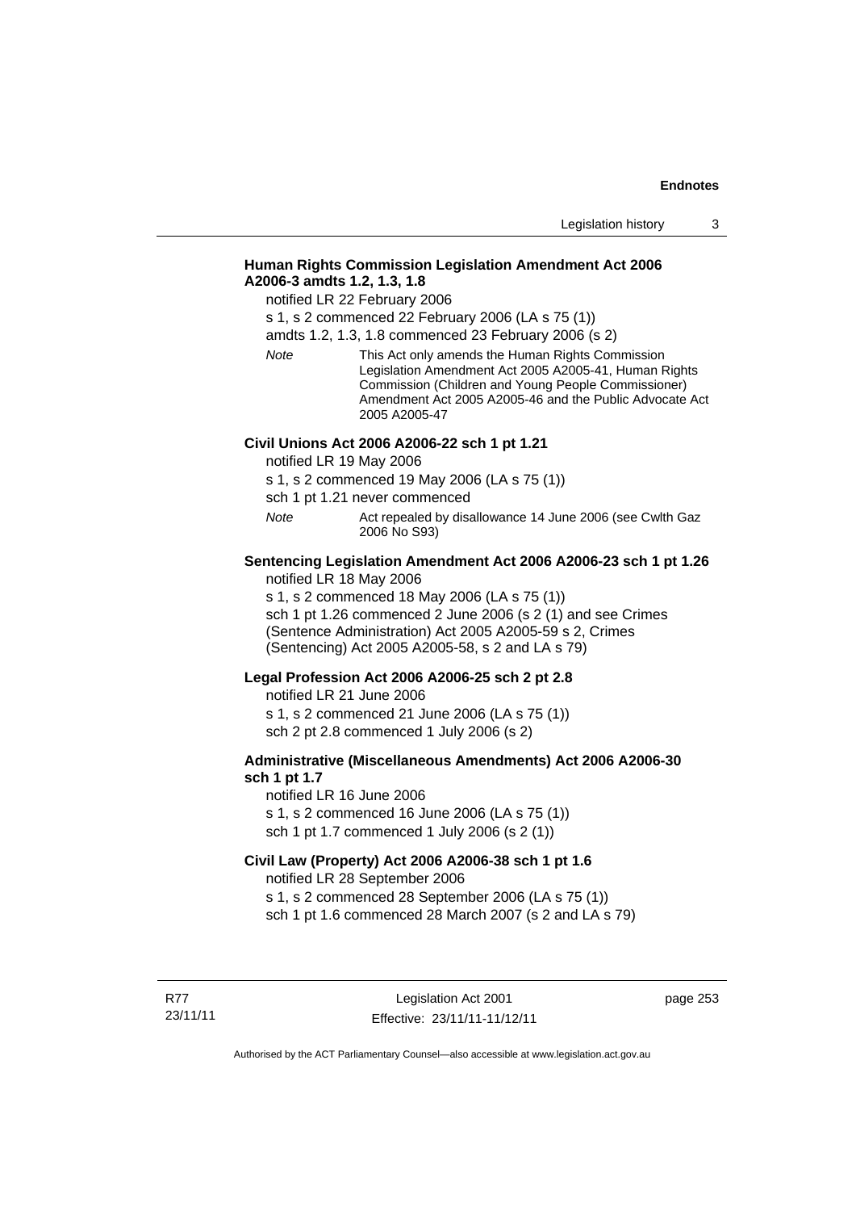**Human Rights Commission Legislation Amendment Act 2006 A2006-3 amdts 1.2, 1.3, 1.8**

notified LR 22 February 2006

s 1, s 2 commenced 22 February 2006 (LA s 75 (1))

amdts 1.2, 1.3, 1.8 commenced 23 February 2006 (s 2)

*Note* This Act only amends the Human Rights Commission Legislation Amendment Act 2005 A2005-41, Human Rights Commission (Children and Young People Commissioner) Amendment Act 2005 A2005-46 and the Public Advocate Act 2005 A2005-47

**Civil Unions Act 2006 A2006-22 sch 1 pt 1.21**

notified LR 19 May 2006

s 1, s 2 commenced 19 May 2006 (LA s 75 (1))

sch 1 pt 1.21 never commenced

*Note* Act repealed by disallowance 14 June 2006 (see Cwlth Gaz 2006 No S93)

**Sentencing Legislation Amendment Act 2006 A2006-23 sch 1 pt 1.26**

notified LR 18 May 2006

s 1, s 2 commenced 18 May 2006 (LA s 75 (1))

sch 1 pt 1.26 commenced 2 June 2006 (s 2 (1) and see Crimes (Sentence Administration) Act 2005 A2005-59 s 2, Crimes (Sentencing) Act 2005 A2005-58, s 2 and LA s 79)

**Legal Profession Act 2006 A2006-25 sch 2 pt 2.8**

notified LR 21 June 2006

s 1, s 2 commenced 21 June 2006 (LA s 75 (1))

sch 2 pt 2.8 commenced 1 July 2006 (s 2)

**Administrative (Miscellaneous Amendments) Act 2006 A2006-30 sch 1 pt 1.7**

notified LR 16 June 2006

s 1, s 2 commenced 16 June 2006 (LA s 75 (1))

sch 1 pt 1.7 commenced 1 July 2006 (s 2 (1))

**Civil Law (Property) Act 2006 A2006-38 sch 1 pt 1.6**

notified LR 28 September 2006

s 1, s 2 commenced 28 September 2006 (LA s 75 (1))

sch 1 pt 1.6 commenced 28 March 2007 (s 2 and LA s 79)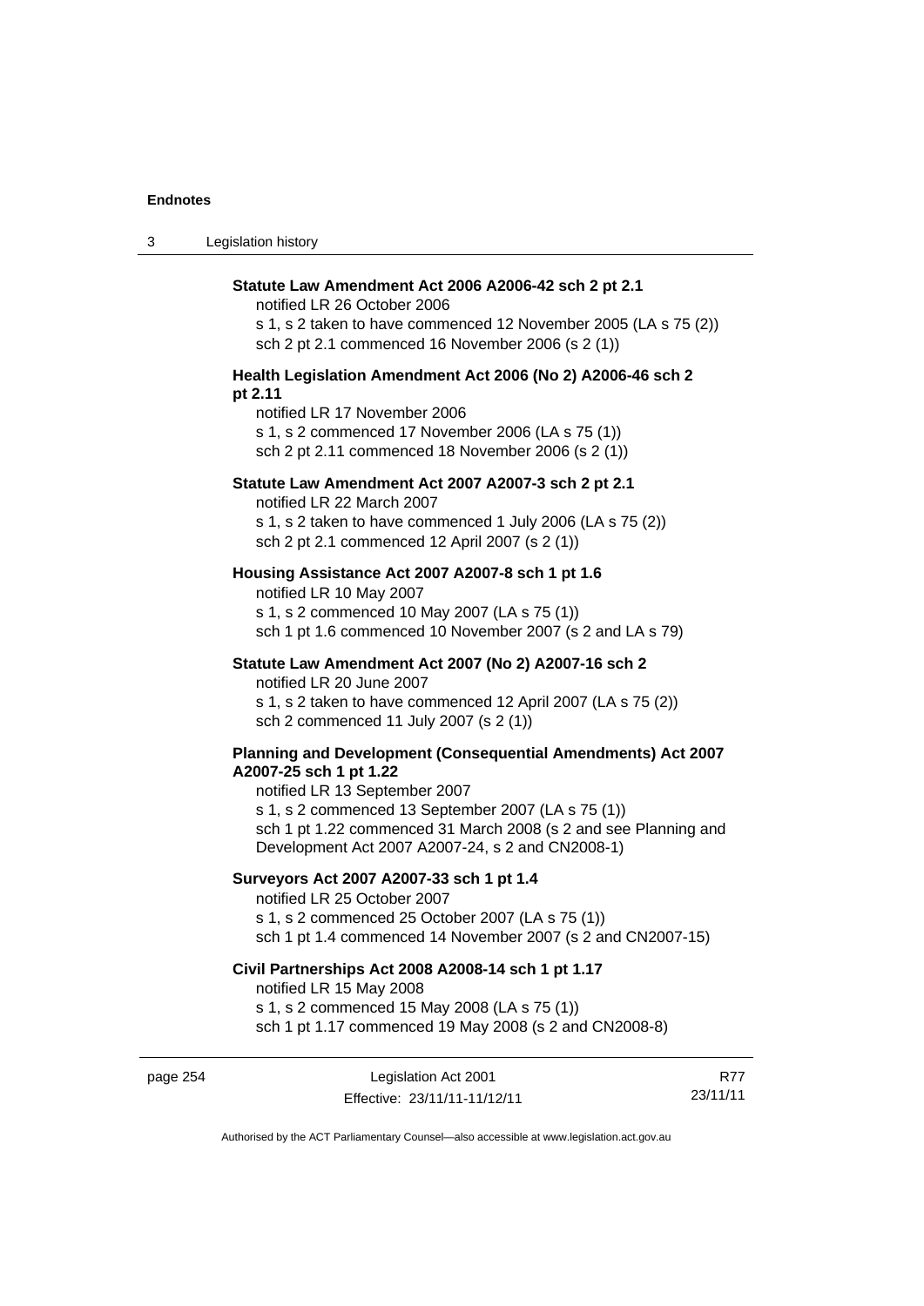**Statute Law Amendment Act 2006 A2006-42 sch 2 pt 2.1**

notified LR 26 October 2006

s 1, s 2 taken to have commenced 12 November 2005 (LA s 75 (2))

sch 2 pt 2.1 commenced 16 November 2006 (s 2 (1))

**Health Legislation Amendment Act 2006 (No 2) A2006-46 sch 2 pt 2.11**

notified LR 17 November 2006

s 1, s 2 commenced 17 November 2006 (LA s 75 (1))

sch 2 pt 2.11 commenced 18 November 2006 (s 2 (1))

**Statute Law Amendment Act 2007 A2007-3 sch 2 pt 2.1**

notified LR 22 March 2007

s 1, s 2 taken to have commenced 1 July 2006 (LA s 75 (2))

sch 2 pt 2.1 commenced 12 April 2007 (s 2 (1))

**Housing Assistance Act 2007 A2007-8 sch 1 pt 1.6**

notified LR 10 May 2007

s 1, s 2 commenced 10 May 2007 (LA s 75 (1))

sch 1 pt 1.6 commenced 10 November 2007 (s 2 and LA s 79)

**Statute Law Amendment Act 2007 (No 2) A2007-16 sch 2**

notified LR 20 June 2007

s 1, s 2 taken to have commenced 12 April 2007 (LA s 75 (2))

sch 2 commenced 11 July 2007 (s 2 (1))

**Planning and Development (Consequential Amendments) Act 2007 A2007-25 sch 1 pt 1.22**

notified LR 13 September 2007

s 1, s 2 commenced 13 September 2007 (LA s 75 (1))

sch 1 pt 1.22 commenced 31 March 2008 (s 2 and see Planning and Development Act 2007 A2007-24, s 2 and CN2008-1)

**Surveyors Act 2007 A2007-33 sch 1 pt 1.4**

notified LR 25 October 2007

s 1, s 2 commenced 25 October 2007 (LA s 75 (1))

sch 1 pt 1.4 commenced 14 November 2007 (s 2 and CN2007-15)

**Civil Partnerships Act 2008 A2008-14 sch 1 pt 1.17**

notified LR 15 May 2008

s 1, s 2 commenced 15 May 2008 (LA s 75 (1))

sch 1 pt 1.17 commenced 19 May 2008 (s 2 and CN2008-8)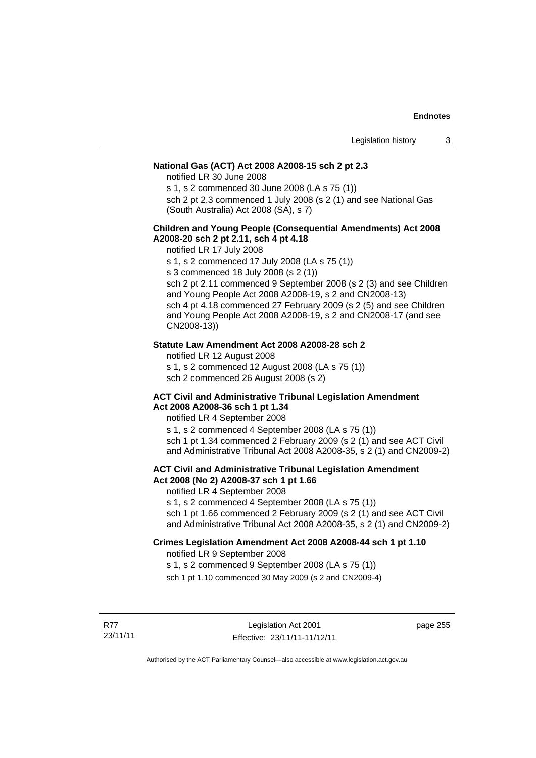**National Gas (ACT) Act 2008 A2008-15 sch 2 pt 2.3**

notified LR 30 June 2008

s 1, s 2 commenced 30 June 2008 (LA s 75 (1))

sch 2 pt 2.3 commenced 1 July 2008 (s 2 (1) and see National Gas (South Australia) Act 2008 (SA), s 7)

**Children and Young People (Consequential Amendments) Act 2008 A2008-20 sch 2 pt 2.11, sch 4 pt 4.18**

notified LR 17 July 2008

s 1, s 2 commenced 17 July 2008 (LA s 75 (1))

s 3 commenced 18 July 2008 (s 2 (1))

sch 2 pt 2.11 commenced 9 September 2008 (s 2 (3) and see Children and Young People Act 2008 A2008-19, s 2 and CN2008-13)

sch 4 pt 4.18 commenced 27 February 2009 (s 2 (5) and see Children and Young People Act 2008 A2008-19, s 2 and CN2008-17 (and see CN2008-13))

**Statute Law Amendment Act 2008 A2008-28 sch 2**

notified LR 12 August 2008

s 1, s 2 commenced 12 August 2008 (LA s 75 (1))

sch 2 commenced 26 August 2008 (s 2)

**ACT Civil and Administrative Tribunal Legislation Amendment Act 2008 A2008-36 sch 1 pt 1.34**

notified LR 4 September 2008

s 1, s 2 commenced 4 September 2008 (LA s 75 (1))

sch 1 pt 1.34 commenced 2 February 2009 (s 2 (1) and see ACT Civil and Administrative Tribunal Act 2008 A2008-35, s 2 (1) and CN2009-2)

**ACT Civil and Administrative Tribunal Legislation Amendment Act 2008 (No 2) A2008-37 sch 1 pt 1.66**

notified LR 4 September 2008

s 1, s 2 commenced 4 September 2008 (LA s 75 (1))

sch 1 pt 1.66 commenced 2 February 2009 (s 2 (1) and see ACT Civil and Administrative Tribunal Act 2008 A2008-35, s 2 (1) and CN2009-2)

**Crimes Legislation Amendment Act 2008 A2008-44 sch 1 pt 1.10**

notified LR 9 September 2008

s 1, s 2 commenced 9 September 2008 (LA s 75 (1))

sch 1 pt 1.10 commenced 30 May 2009 (s 2 and CN2009-4)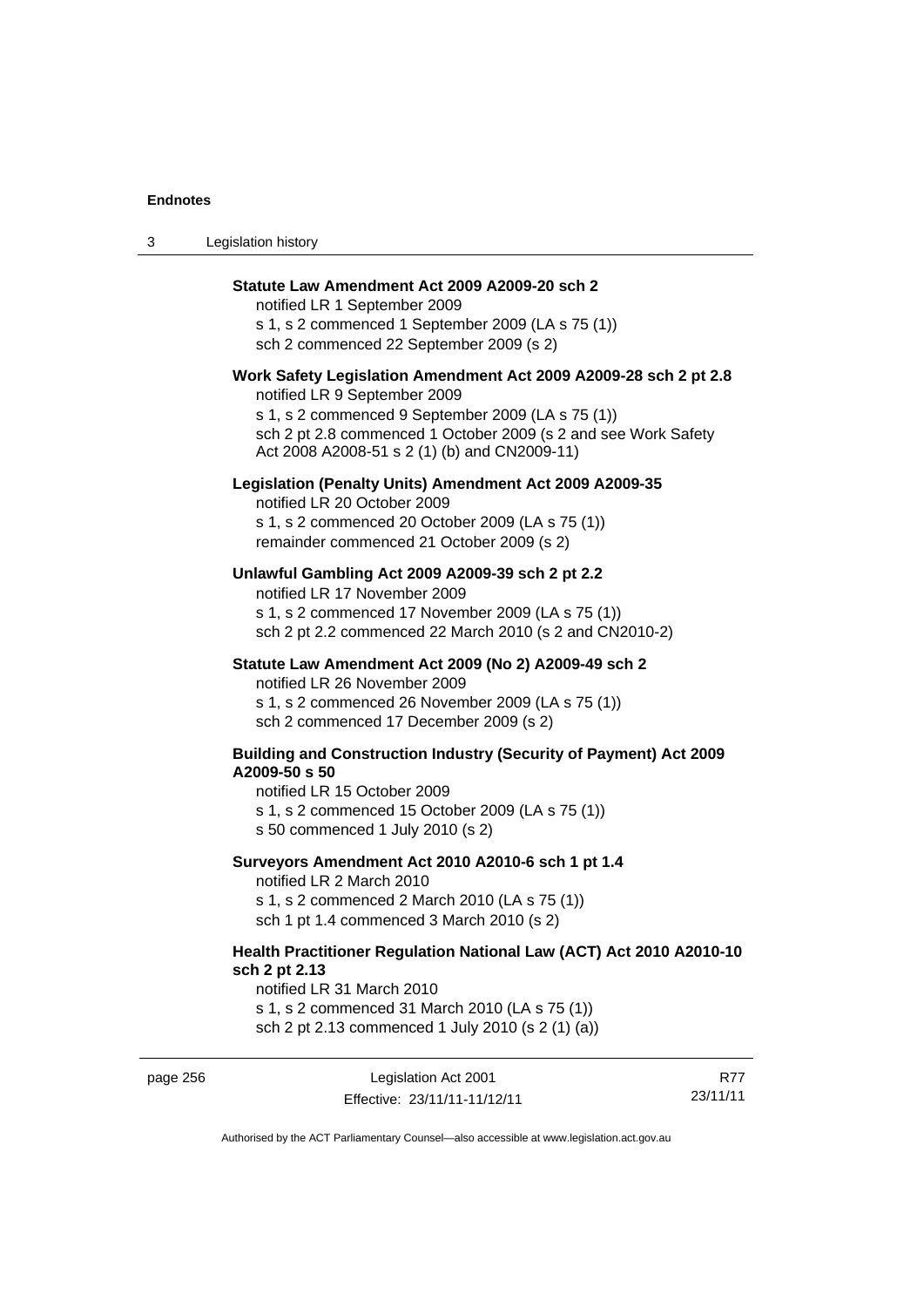**Statute Law Amendment Act 2009 A2009-20 sch 2**
notified LR 1 September 2009
s 1, s 2 commenced 1 September 2009 (LA s 75 (1))
sch 2 commenced 22 September 2009 (s 2)

**Work Safety Legislation Amendment Act 2009 A2009-28 sch 2 pt 2.8**
notified LR 9 September 2009
s 1, s 2 commenced 9 September 2009 (LA s 75 (1))
sch 2 pt 2.8 commenced 1 October 2009 (s 2 and see Work Safety Act 2008 A2008-51 s 2 (1) (b) and CN2009-11)

**Legislation (Penalty Units) Amendment Act 2009 A2009-35**
notified LR 20 October 2009
s 1, s 2 commenced 20 October 2009 (LA s 75 (1))
remainder commenced 21 October 2009 (s 2)

**Unlawful Gambling Act 2009 A2009-39 sch 2 pt 2.2**
notified LR 17 November 2009
s 1, s 2 commenced 17 November 2009 (LA s 75 (1))
sch 2 pt 2.2 commenced 22 March 2010 (s 2 and CN2010-2)

**Statute Law Amendment Act 2009 (No 2) A2009-49 sch 2**
notified LR 26 November 2009
s 1, s 2 commenced 26 November 2009 (LA s 75 (1))
sch 2 commenced 17 December 2009 (s 2)

**Building and Construction Industry (Security of Payment) Act 2009 A2009-50 s 50**
notified LR 15 October 2009
s 1, s 2 commenced 15 October 2009 (LA s 75 (1))
s 50 commenced 1 July 2010 (s 2)

**Surveyors Amendment Act 2010 A2010-6 sch 1 pt 1.4**
notified LR 2 March 2010
s 1, s 2 commenced 2 March 2010 (LA s 75 (1))
sch 1 pt 1.4 commenced 3 March 2010 (s 2)

**Health Practitioner Regulation National Law (ACT) Act 2010 A2010-10 sch 2 pt 2.13**
notified LR 31 March 2010
s 1, s 2 commenced 31 March 2010 (LA s 75 (1))
sch 2 pt 2.13 commenced 1 July 2010 (s 2 (1) (a))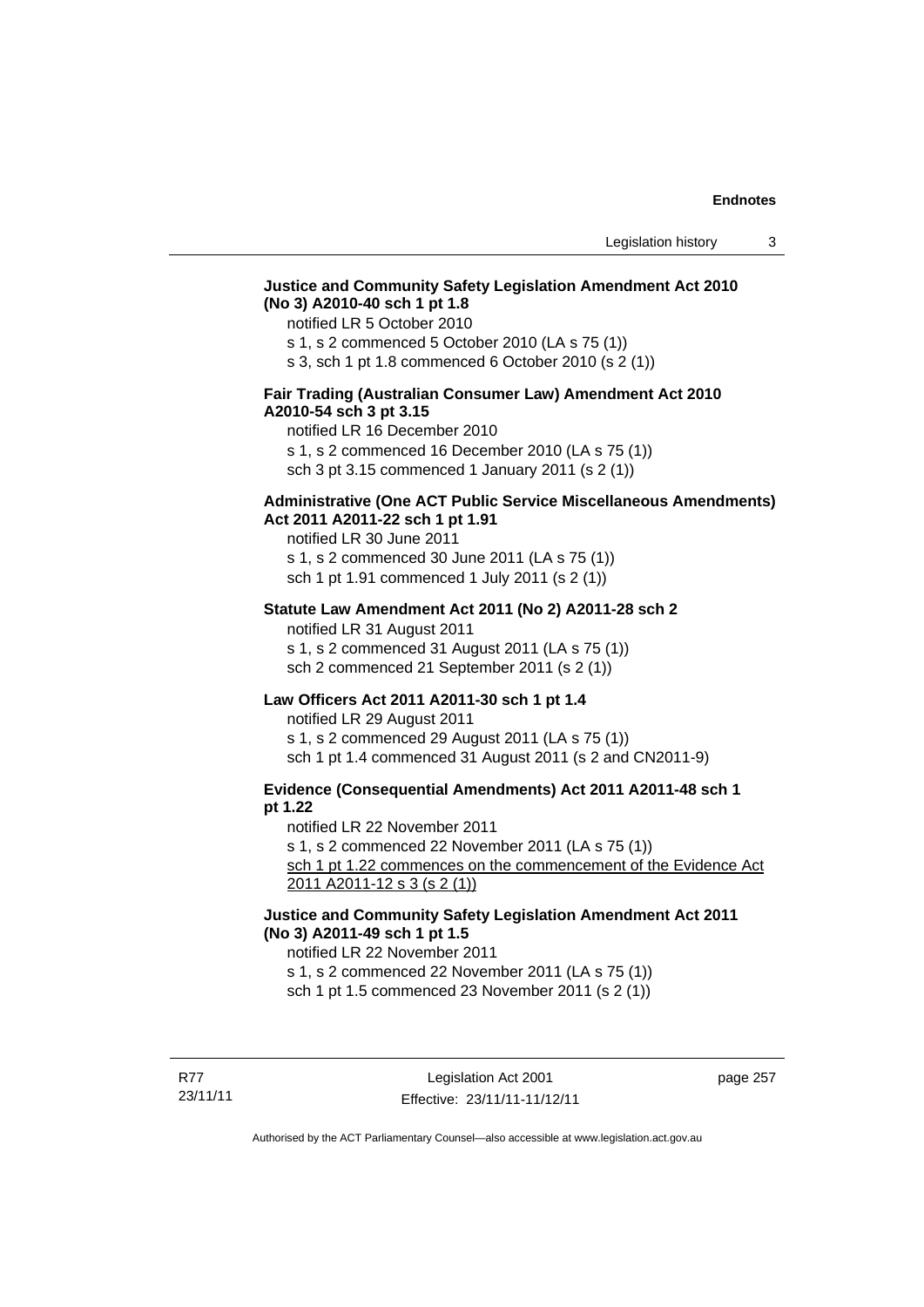**Justice and Community Safety Legislation Amendment Act 2010 (No 3) A2010-40 sch 1 pt 1.8**

notified LR 5 October 2010

s 1, s 2 commenced 5 October 2010 (LA s 75 (1))

s 3, sch 1 pt 1.8 commenced 6 October 2010 (s 2 (1))

**Fair Trading (Australian Consumer Law) Amendment Act 2010 A2010-54 sch 3 pt 3.15**

notified LR 16 December 2010

s 1, s 2 commenced 16 December 2010 (LA s 75 (1))

sch 3 pt 3.15 commenced 1 January 2011 (s 2 (1))

**Administrative (One ACT Public Service Miscellaneous Amendments) Act 2011 A2011-22 sch 1 pt 1.91**

notified LR 30 June 2011

s 1, s 2 commenced 30 June 2011 (LA s 75 (1))

sch 1 pt 1.91 commenced 1 July 2011 (s 2 (1))

**Statute Law Amendment Act 2011 (No 2) A2011-28 sch 2**

notified LR 31 August 2011

s 1, s 2 commenced 31 August 2011 (LA s 75 (1))

sch 2 commenced 21 September 2011 (s 2 (1))

**Law Officers Act 2011 A2011-30 sch 1 pt 1.4**

notified LR 29 August 2011

s 1, s 2 commenced 29 August 2011 (LA s 75 (1))

sch 1 pt 1.4 commenced 31 August 2011 (s 2 and CN2011-9)

**Evidence (Consequential Amendments) Act 2011 A2011-48 sch 1 pt 1.22**

notified LR 22 November 2011

s 1, s 2 commenced 22 November 2011 (LA s 75 (1))

<u>sch 1 pt 1.22 commences on the commencement of the Evidence Act 2011 A2011-12 s 3 (s 2 (1))</u>

**Justice and Community Safety Legislation Amendment Act 2011 (No 3) A2011-49 sch 1 pt 1.5**

notified LR 22 November 2011

s 1, s 2 commenced 22 November 2011 (LA s 75 (1))

sch 1 pt 1.5 commenced 23 November 2011 (s 2 (1))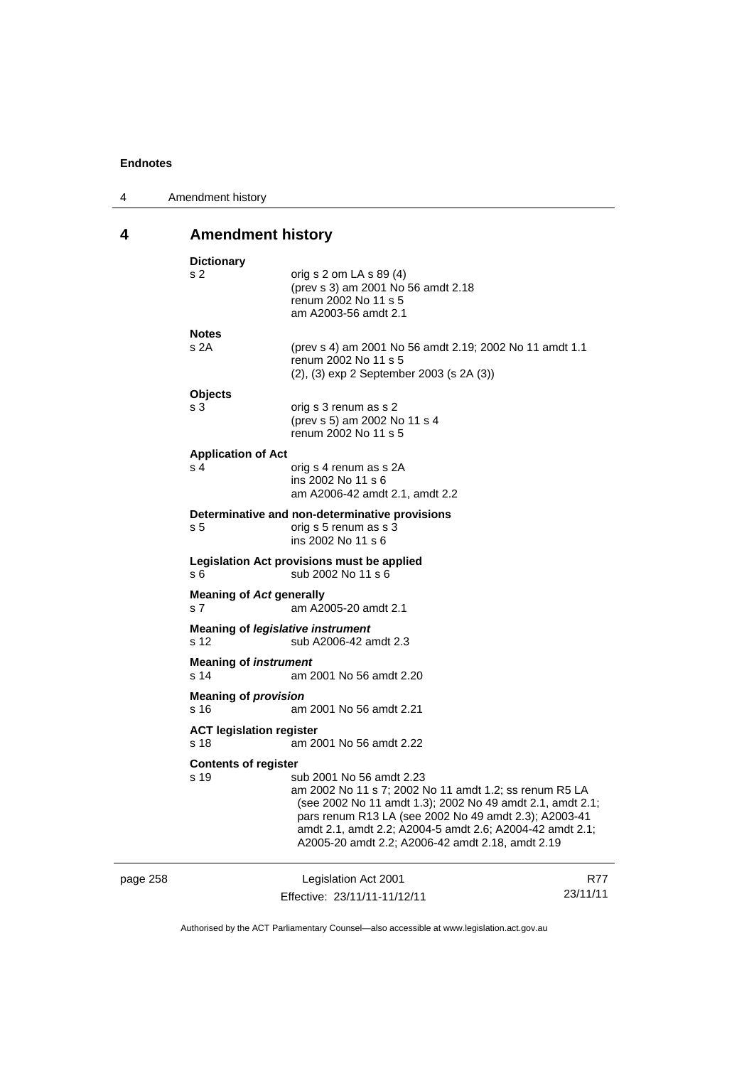## 4 Amendment history

**Dictionary**

| | |
|---|---|
| s 2 | orig s 2 om LA s 89 (4)<br>(prev s 3) am 2001 No 56 amdt 2.18<br>renum 2002 No 11 s 5<br>am A2003-56 amdt 2.1 |

**Notes**

| | |
|---|---|
| s 2A | (prev s 4) am 2001 No 56 amdt 2.19; 2002 No 11 amdt 1.1<br>renum 2002 No 11 s 5<br>(2), (3) exp 2 September 2003 (s 2A (3)) |

**Objects**

| | |
|---|---|
| s 3 | orig s 3 renum as s 2<br>(prev s 5) am 2002 No 11 s 4<br>renum 2002 No 11 s 5 |

**Application of Act**

| | |
|---|---|
| s 4 | orig s 4 renum as s 2A<br>ins 2002 No 11 s 6<br>am A2006-42 amdt 2.1, amdt 2.2 |

**Determinative and non-determinative provisions**

| | |
|---|---|
| s 5 | orig s 5 renum as s 3<br>ins 2002 No 11 s 6 |

**Legislation Act provisions must be applied**

| | |
|---|---|
| s 6 | sub 2002 No 11 s 6 |

**Meaning of *Act* generally**

| | |
|---|---|
| s 7 | am A2005-20 amdt 2.1 |

**Meaning of *legislative instrument***

| | |
|---|---|
| s 12 | sub A2006-42 amdt 2.3 |

**Meaning of *instrument***

| | |
|---|---|
| s 14 | am 2001 No 56 amdt 2.20 |

**Meaning of *provision***

| | |
|---|---|
| s 16 | am 2001 No 56 amdt 2.21 |

**ACT legislation register**

| | |
|---|---|
| s 18 | am 2001 No 56 amdt 2.22 |

**Contents of register**

| | |
|---|---|
| s 19 | sub 2001 No 56 amdt 2.23<br>am 2002 No 11 s 7; 2002 No 11 amdt 1.2; ss renum R5 LA (see 2002 No 11 amdt 1.3); 2002 No 49 amdt 2.1, amdt 2.1; pars renum R13 LA (see 2002 No 49 amdt 2.3); A2003-41 amdt 2.1, amdt 2.2; A2004-5 amdt 2.6; A2004-42 amdt 2.1; A2005-20 amdt 2.2; A2006-42 amdt 2.18, amdt 2.19 |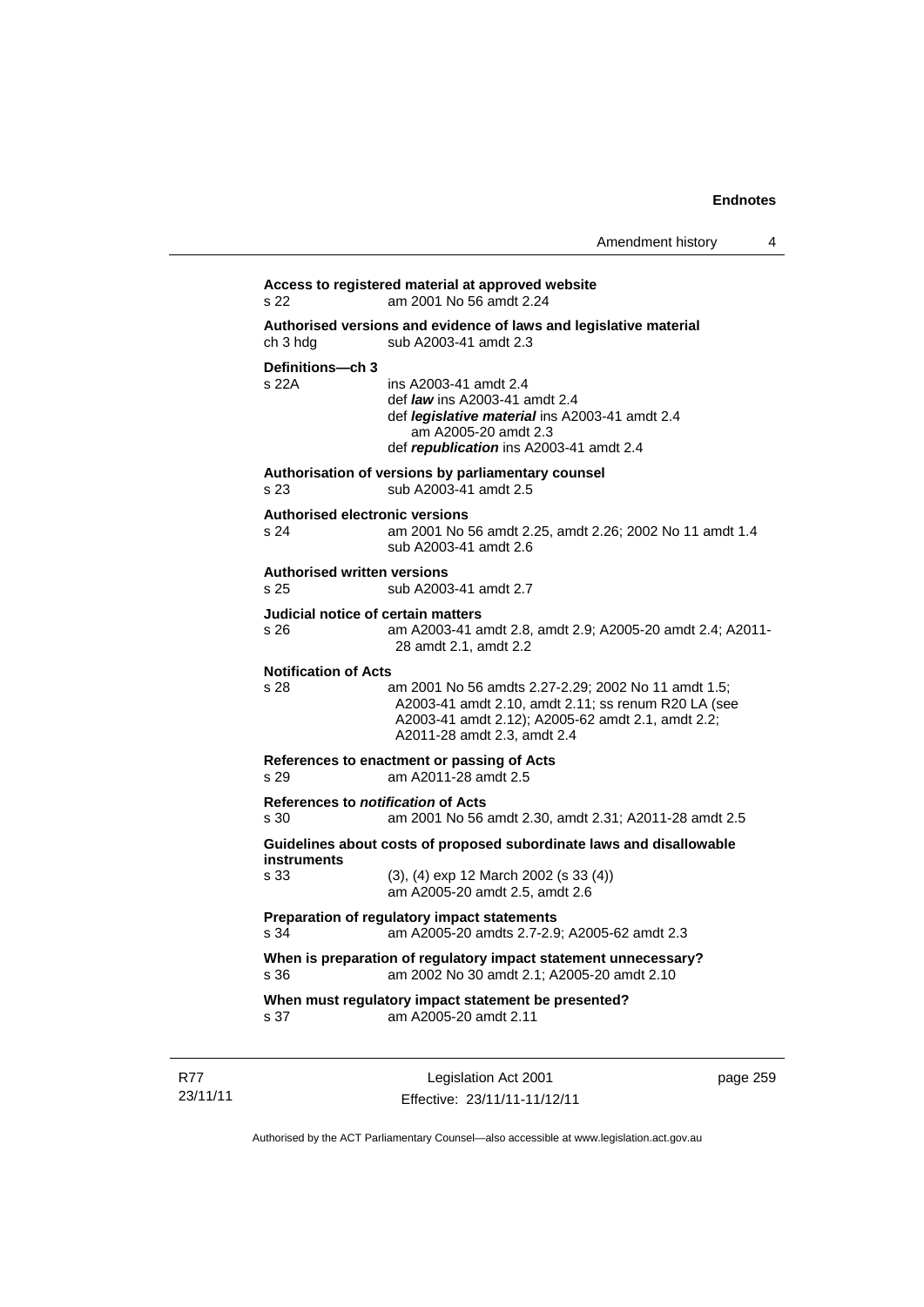**Access to registered material at approved website**

s 22 am 2001 No 56 amdt 2.24

**Authorised versions and evidence of laws and legislative material**

ch 3 hdg sub A2003-41 amdt 2.3

**Definitions—ch 3**

s 22A ins A2003-41 amdt 2.4
def ***law*** ins A2003-41 amdt 2.4
def ***legislative material*** ins A2003-41 amdt 2.4
am A2005-20 amdt 2.3
def ***republication*** ins A2003-41 amdt 2.4

**Authorisation of versions by parliamentary counsel**

s 23 sub A2003-41 amdt 2.5

**Authorised electronic versions**

s 24 am 2001 No 56 amdt 2.25, amdt 2.26; 2002 No 11 amdt 1.4
sub A2003-41 amdt 2.6

**Authorised written versions**

s 25 sub A2003-41 amdt 2.7

**Judicial notice of certain matters**

s 26 am A2003-41 amdt 2.8, amdt 2.9; A2005-20 amdt 2.4; A2011-28 amdt 2.1, amdt 2.2

**Notification of Acts**

s 28 am 2001 No 56 amdts 2.27-2.29; 2002 No 11 amdt 1.5; A2003-41 amdt 2.10, amdt 2.11; ss renum R20 LA (see A2003-41 amdt 2.12); A2005-62 amdt 2.1, amdt 2.2; A2011-28 amdt 2.3, amdt 2.4

**References to enactment or passing of Acts**

s 29 am A2011-28 amdt 2.5

**References to *notification* of Acts**

s 30 am 2001 No 56 amdt 2.30, amdt 2.31; A2011-28 amdt 2.5

**Guidelines about costs of proposed subordinate laws and disallowable instruments**

s 33 (3), (4) exp 12 March 2002 (s 33 (4))
am A2005-20 amdt 2.5, amdt 2.6

**Preparation of regulatory impact statements**

s 34 am A2005-20 amdts 2.7-2.9; A2005-62 amdt 2.3

**When is preparation of regulatory impact statement unnecessary?**

s 36 am 2002 No 30 amdt 2.1; A2005-20 amdt 2.10

**When must regulatory impact statement be presented?**

s 37 am A2005-20 amdt 2.11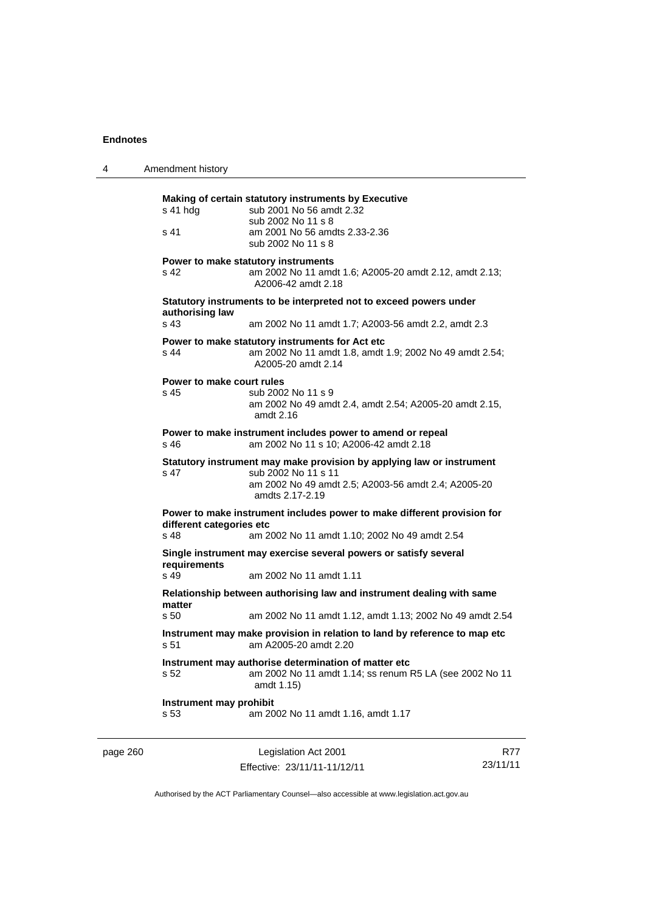**Making of certain statutory instruments by Executive**

s 41 hdg sub 2001 No 56 amdt 2.32
sub 2002 No 11 s 8

s 41 am 2001 No 56 amdts 2.33-2.36
sub 2002 No 11 s 8

**Power to make statutory instruments**

s 42 am 2002 No 11 amdt 1.6; A2005-20 amdt 2.12, amdt 2.13; A2006-42 amdt 2.18

**Statutory instruments to be interpreted not to exceed powers under authorising law**

s 43 am 2002 No 11 amdt 1.7; A2003-56 amdt 2.2, amdt 2.3

**Power to make statutory instruments for Act etc**

s 44 am 2002 No 11 amdt 1.8, amdt 1.9; 2002 No 49 amdt 2.54; A2005-20 amdt 2.14

**Power to make court rules**

s 45 sub 2002 No 11 s 9
am 2002 No 49 amdt 2.4, amdt 2.54; A2005-20 amdt 2.15, amdt 2.16

**Power to make instrument includes power to amend or repeal**

s 46 am 2002 No 11 s 10; A2006-42 amdt 2.18

**Statutory instrument may make provision by applying law or instrument**

s 47 sub 2002 No 11 s 11
am 2002 No 49 amdt 2.5; A2003-56 amdt 2.4; A2005-20 amdts 2.17-2.19

**Power to make instrument includes power to make different provision for different categories etc**

s 48 am 2002 No 11 amdt 1.10; 2002 No 49 amdt 2.54

**Single instrument may exercise several powers or satisfy several requirements**

s 49 am 2002 No 11 amdt 1.11

**Relationship between authorising law and instrument dealing with same matter**

s 50 am 2002 No 11 amdt 1.12, amdt 1.13; 2002 No 49 amdt 2.54

**Instrument may make provision in relation to land by reference to map etc**

s 51 am A2005-20 amdt 2.20

**Instrument may authorise determination of matter etc**

s 52 am 2002 No 11 amdt 1.14; ss renum R5 LA (see 2002 No 11 amdt 1.15)

**Instrument may prohibit**

s 53 am 2002 No 11 amdt 1.16, amdt 1.17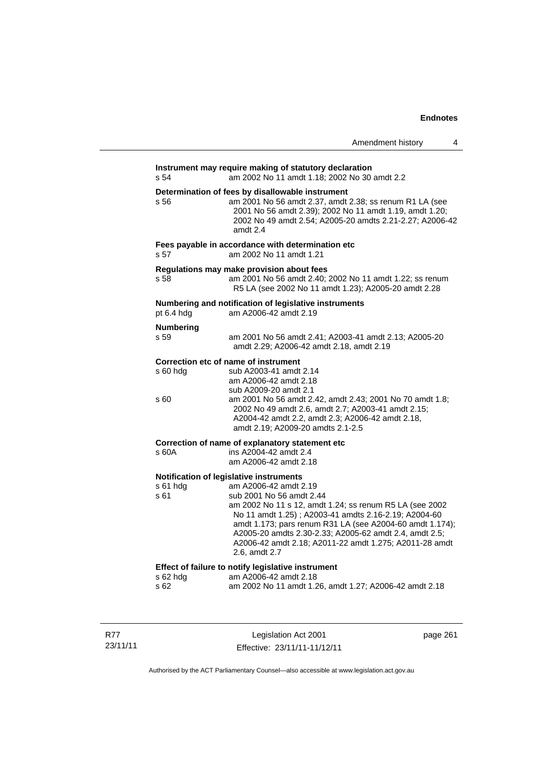**Instrument may require making of statutory declaration**

s 54 — am 2002 No 11 amdt 1.18; 2002 No 30 amdt 2.2

**Determination of fees by disallowable instrument**

s 56 — am 2001 No 56 amdt 2.37, amdt 2.38; ss renum R1 LA (see 2001 No 56 amdt 2.39); 2002 No 11 amdt 1.19, amdt 1.20; 2002 No 49 amdt 2.54; A2005-20 amdts 2.21-2.27; A2006-42 amdt 2.4

**Fees payable in accordance with determination etc**

s 57 — am 2002 No 11 amdt 1.21

**Regulations may make provision about fees**

s 58 — am 2001 No 56 amdt 2.40; 2002 No 11 amdt 1.22; ss renum R5 LA (see 2002 No 11 amdt 1.23); A2005-20 amdt 2.28

**Numbering and notification of legislative instruments**

pt 6.4 hdg — am A2006-42 amdt 2.19

**Numbering**

s 59 — am 2001 No 56 amdt 2.41; A2003-41 amdt 2.13; A2005-20 amdt 2.29; A2006-42 amdt 2.18, amdt 2.19

**Correction etc of name of instrument**

s 60 hdg — sub A2003-41 amdt 2.14
am A2006-42 amdt 2.18
sub A2009-20 amdt 2.1

s 60 — am 2001 No 56 amdt 2.42, amdt 2.43; 2001 No 70 amdt 1.8; 2002 No 49 amdt 2.6, amdt 2.7; A2003-41 amdt 2.15; A2004-42 amdt 2.2, amdt 2.3; A2006-42 amdt 2.18, amdt 2.19; A2009-20 amdts 2.1-2.5

**Correction of name of explanatory statement etc**

s 60A — ins A2004-42 amdt 2.4
am A2006-42 amdt 2.18

**Notification of legislative instruments**

s 61 hdg — am A2006-42 amdt 2.19

s 61 — sub 2001 No 56 amdt 2.44
am 2002 No 11 s 12, amdt 1.24; ss renum R5 LA (see 2002 No 11 amdt 1.25) ; A2003-41 amdts 2.16-2.19; A2004-60 amdt 1.173; pars renum R31 LA (see A2004-60 amdt 1.174); A2005-20 amdts 2.30-2.33; A2005-62 amdt 2.4, amdt 2.5; A2006-42 amdt 2.18; A2011-22 amdt 1.275; A2011-28 amdt 2.6, amdt 2.7

**Effect of failure to notify legislative instrument**

s 62 hdg — am A2006-42 amdt 2.18

s 62 — am 2002 No 11 amdt 1.26, amdt 1.27; A2006-42 amdt 2.18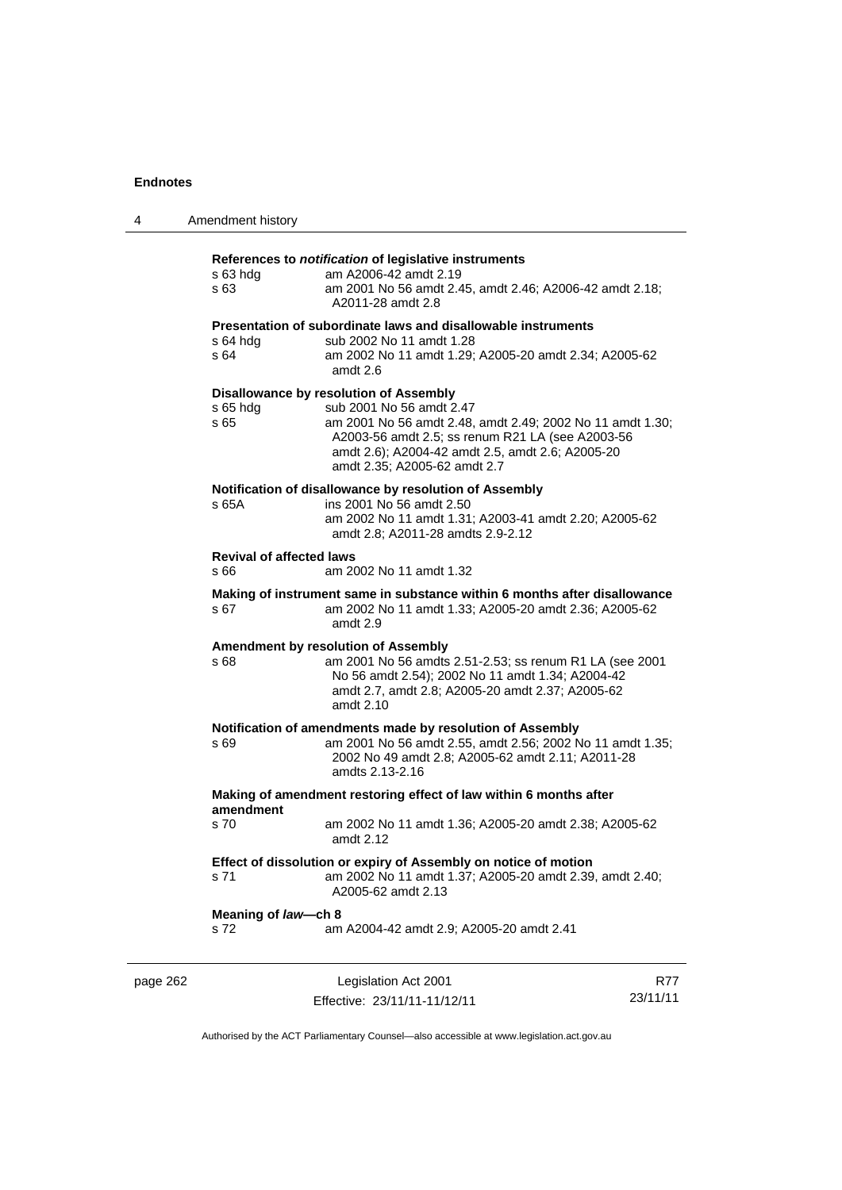**References to *notification* of legislative instruments**

s 63 hdg am A2006-42 amdt 2.19

s 63 am 2001 No 56 amdt 2.45, amdt 2.46; A2006-42 amdt 2.18; A2011-28 amdt 2.8

**Presentation of subordinate laws and disallowable instruments**

s 64 hdg sub 2002 No 11 amdt 1.28

s 64 am 2002 No 11 amdt 1.29; A2005-20 amdt 2.34; A2005-62 amdt 2.6

**Disallowance by resolution of Assembly**

s 65 hdg sub 2001 No 56 amdt 2.47

s 65 am 2001 No 56 amdt 2.48, amdt 2.49; 2002 No 11 amdt 1.30; A2003-56 amdt 2.5; ss renum R21 LA (see A2003-56 amdt 2.6); A2004-42 amdt 2.5, amdt 2.6; A2005-20 amdt 2.35; A2005-62 amdt 2.7

**Notification of disallowance by resolution of Assembly**

s 65A ins 2001 No 56 amdt 2.50
am 2002 No 11 amdt 1.31; A2003-41 amdt 2.20; A2005-62 amdt 2.8; A2011-28 amdts 2.9-2.12

**Revival of affected laws**

s 66 am 2002 No 11 amdt 1.32

**Making of instrument same in substance within 6 months after disallowance**

s 67 am 2002 No 11 amdt 1.33; A2005-20 amdt 2.36; A2005-62 amdt 2.9

**Amendment by resolution of Assembly**

s 68 am 2001 No 56 amdts 2.51-2.53; ss renum R1 LA (see 2001 No 56 amdt 2.54); 2002 No 11 amdt 1.34; A2004-42 amdt 2.7, amdt 2.8; A2005-20 amdt 2.37; A2005-62 amdt 2.10

**Notification of amendments made by resolution of Assembly**

s 69 am 2001 No 56 amdt 2.55, amdt 2.56; 2002 No 11 amdt 1.35; 2002 No 49 amdt 2.8; A2005-62 amdt 2.11; A2011-28 amdts 2.13-2.16

**Making of amendment restoring effect of law within 6 months after amendment**

s 70 am 2002 No 11 amdt 1.36; A2005-20 amdt 2.38; A2005-62 amdt 2.12

**Effect of dissolution or expiry of Assembly on notice of motion**

s 71 am 2002 No 11 amdt 1.37; A2005-20 amdt 2.39, amdt 2.40; A2005-62 amdt 2.13

**Meaning of *law*—ch 8**

s 72 am A2004-42 amdt 2.9; A2005-20 amdt 2.41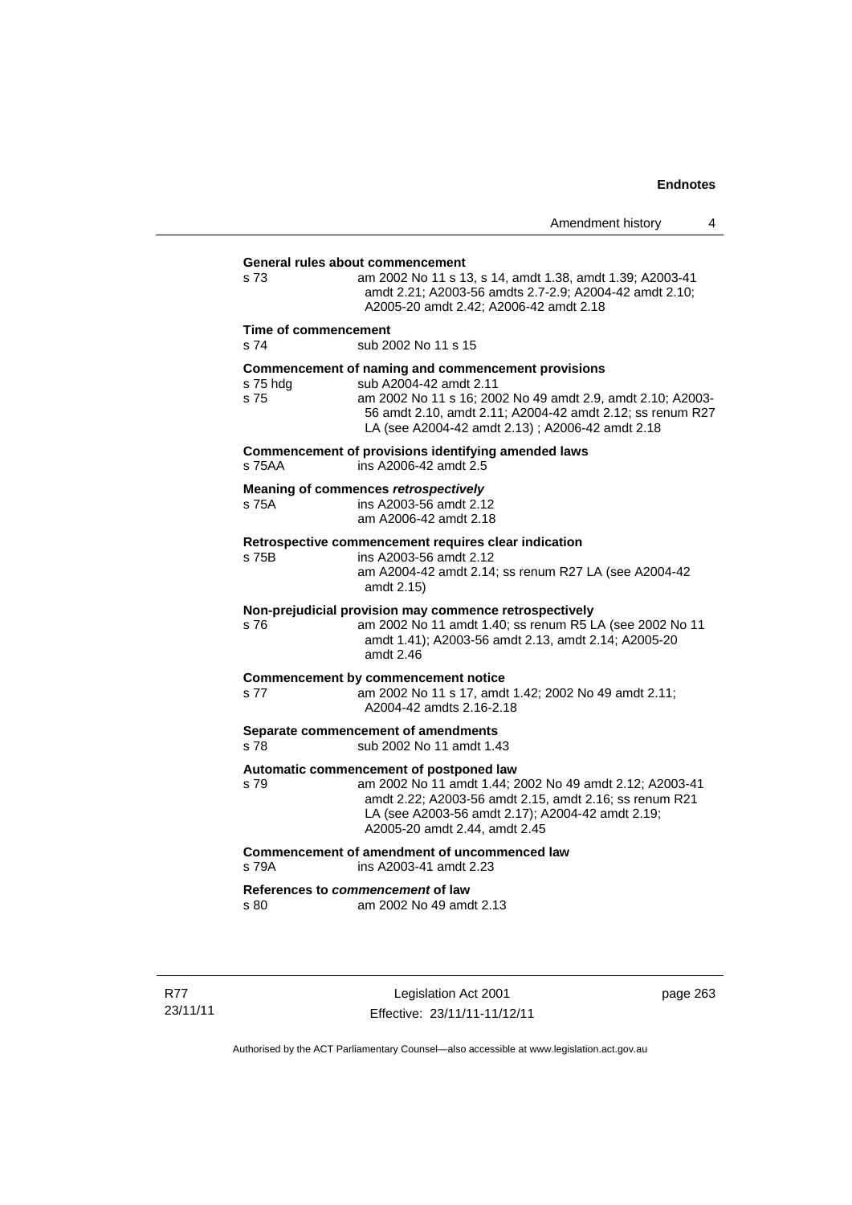**General rules about commencement**

s 73 am 2002 No 11 s 13, s 14, amdt 1.38, amdt 1.39; A2003-41 amdt 2.21; A2003-56 amdts 2.7-2.9; A2004-42 amdt 2.10; A2005-20 amdt 2.42; A2006-42 amdt 2.18

**Time of commencement**

s 74 sub 2002 No 11 s 15

**Commencement of naming and commencement provisions**

s 75 hdg sub A2004-42 amdt 2.11

s 75 am 2002 No 11 s 16; 2002 No 49 amdt 2.9, amdt 2.10; A2003-56 amdt 2.10, amdt 2.11; A2004-42 amdt 2.12; ss renum R27 LA (see A2004-42 amdt 2.13) ; A2006-42 amdt 2.18

**Commencement of provisions identifying amended laws**

s 75AA ins A2006-42 amdt 2.5

**Meaning of commences *retrospectively***

s 75A ins A2003-56 amdt 2.12
am A2006-42 amdt 2.18

**Retrospective commencement requires clear indication**

s 75B ins A2003-56 amdt 2.12
am A2004-42 amdt 2.14; ss renum R27 LA (see A2004-42 amdt 2.15)

**Non-prejudicial provision may commence retrospectively**

s 76 am 2002 No 11 amdt 1.40; ss renum R5 LA (see 2002 No 11 amdt 1.41); A2003-56 amdt 2.13, amdt 2.14; A2005-20 amdt 2.46

**Commencement by commencement notice**

s 77 am 2002 No 11 s 17, amdt 1.42; 2002 No 49 amdt 2.11; A2004-42 amdts 2.16-2.18

**Separate commencement of amendments**

s 78 sub 2002 No 11 amdt 1.43

**Automatic commencement of postponed law**

s 79 am 2002 No 11 amdt 1.44; 2002 No 49 amdt 2.12; A2003-41 amdt 2.22; A2003-56 amdt 2.15, amdt 2.16; ss renum R21 LA (see A2003-56 amdt 2.17); A2004-42 amdt 2.19; A2005-20 amdt 2.44, amdt 2.45

**Commencement of amendment of uncommenced law**

s 79A ins A2003-41 amdt 2.23

**References to *commencement* of law**

s 80 am 2002 No 49 amdt 2.13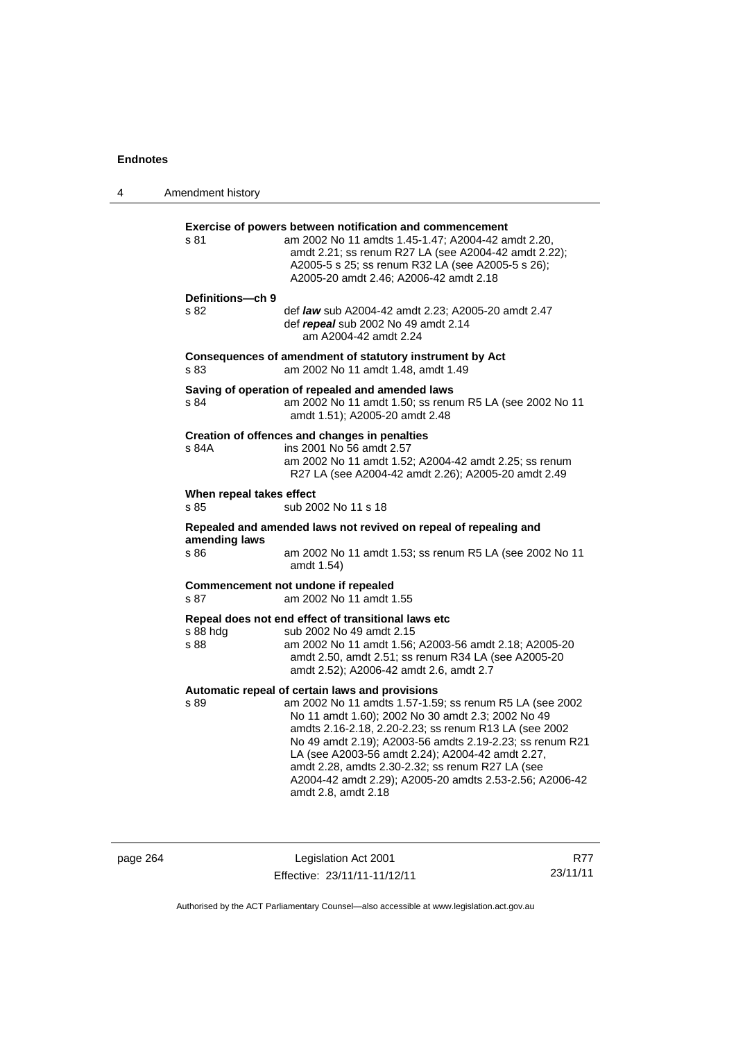**Exercise of powers between notification and commencement**

s 81 am 2002 No 11 amdts 1.45-1.47; A2004-42 amdt 2.20, amdt 2.21; ss renum R27 LA (see A2004-42 amdt 2.22); A2005-5 s 25; ss renum R32 LA (see A2005-5 s 26); A2005-20 amdt 2.46; A2006-42 amdt 2.18

**Definitions—ch 9**

s 82 def ***law*** sub A2004-42 amdt 2.23; A2005-20 amdt 2.47
def ***repeal*** sub 2002 No 49 amdt 2.14
am A2004-42 amdt 2.24

**Consequences of amendment of statutory instrument by Act**

s 83 am 2002 No 11 amdt 1.48, amdt 1.49

**Saving of operation of repealed and amended laws**

s 84 am 2002 No 11 amdt 1.50; ss renum R5 LA (see 2002 No 11 amdt 1.51); A2005-20 amdt 2.48

**Creation of offences and changes in penalties**

s 84A ins 2001 No 56 amdt 2.57
am 2002 No 11 amdt 1.52; A2004-42 amdt 2.25; ss renum R27 LA (see A2004-42 amdt 2.26); A2005-20 amdt 2.49

**When repeal takes effect**

s 85 sub 2002 No 11 s 18

**Repealed and amended laws not revived on repeal of repealing and amending laws**

s 86 am 2002 No 11 amdt 1.53; ss renum R5 LA (see 2002 No 11 amdt 1.54)

**Commencement not undone if repealed**

s 87 am 2002 No 11 amdt 1.55

**Repeal does not end effect of transitional laws etc**

s 88 hdg sub 2002 No 49 amdt 2.15
s 88 am 2002 No 11 amdt 1.56; A2003-56 amdt 2.18; A2005-20 amdt 2.50, amdt 2.51; ss renum R34 LA (see A2005-20 amdt 2.52); A2006-42 amdt 2.6, amdt 2.7

**Automatic repeal of certain laws and provisions**

s 89 am 2002 No 11 amdts 1.57-1.59; ss renum R5 LA (see 2002 No 11 amdt 1.60); 2002 No 30 amdt 2.3; 2002 No 49 amdts 2.16-2.18, 2.20-2.23; ss renum R13 LA (see 2002 No 49 amdt 2.19); A2003-56 amdts 2.19-2.23; ss renum R21 LA (see A2003-56 amdt 2.24); A2004-42 amdt 2.27, amdt 2.28, amdts 2.30-2.32; ss renum R27 LA (see A2004-42 amdt 2.29); A2005-20 amdts 2.53-2.56; A2006-42 amdt 2.8, amdt 2.18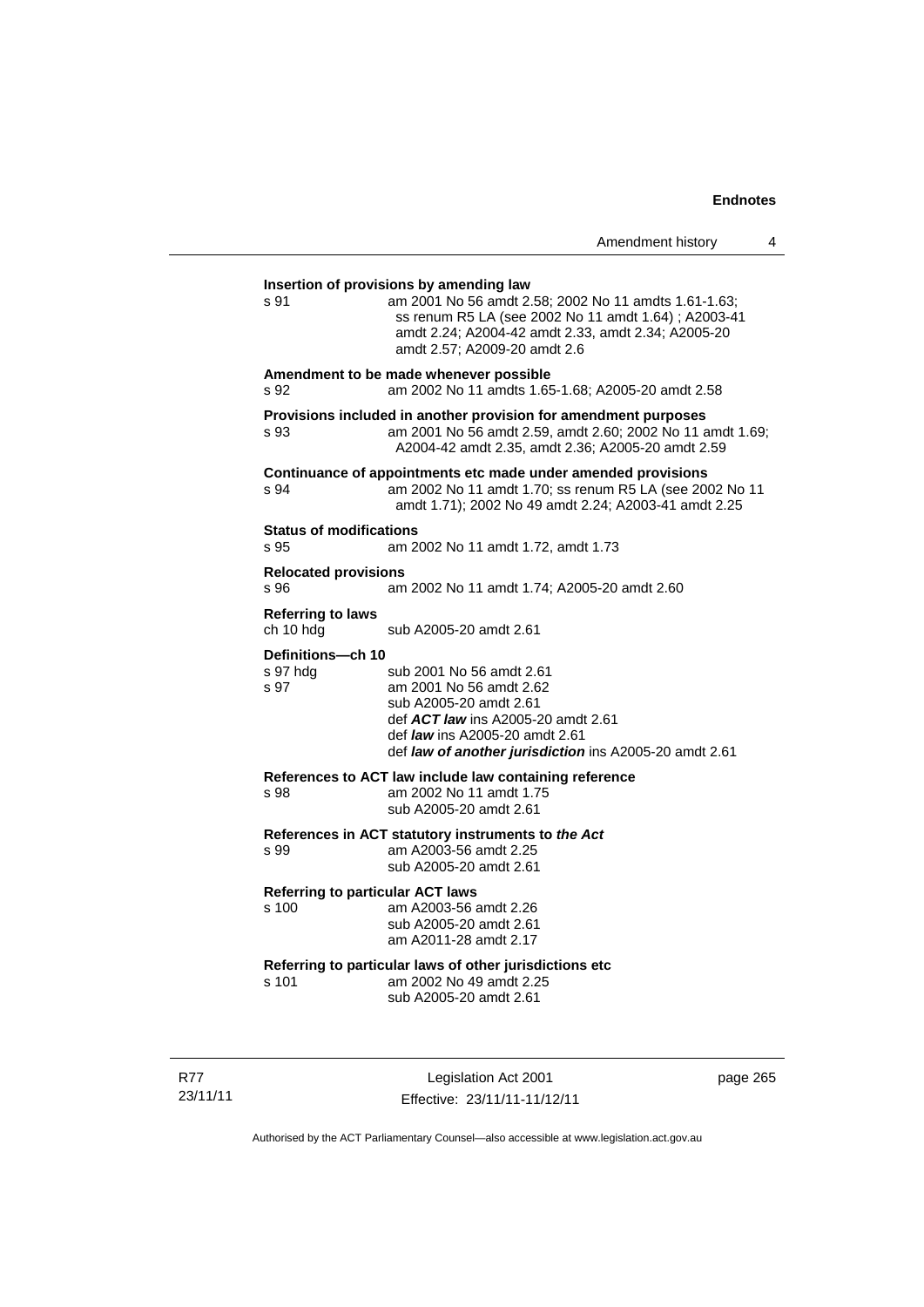**Insertion of provisions by amending law**

s 91 am 2001 No 56 amdt 2.58; 2002 No 11 amdts 1.61-1.63; ss renum R5 LA (see 2002 No 11 amdt 1.64) ; A2003-41 amdt 2.24; A2004-42 amdt 2.33, amdt 2.34; A2005-20 amdt 2.57; A2009-20 amdt 2.6

**Amendment to be made whenever possible**

s 92 am 2002 No 11 amdts 1.65-1.68; A2005-20 amdt 2.58

**Provisions included in another provision for amendment purposes**

s 93 am 2001 No 56 amdt 2.59, amdt 2.60; 2002 No 11 amdt 1.69; A2004-42 amdt 2.35, amdt 2.36; A2005-20 amdt 2.59

**Continuance of appointments etc made under amended provisions**

s 94 am 2002 No 11 amdt 1.70; ss renum R5 LA (see 2002 No 11 amdt 1.71); 2002 No 49 amdt 2.24; A2003-41 amdt 2.25

**Status of modifications**

s 95 am 2002 No 11 amdt 1.72, amdt 1.73

**Relocated provisions**

s 96 am 2002 No 11 amdt 1.74; A2005-20 amdt 2.60

**Referring to laws**

ch 10 hdg sub A2005-20 amdt 2.61

**Definitions—ch 10**

s 97 hdg sub 2001 No 56 amdt 2.61

s 97 am 2001 No 56 amdt 2.62
sub A2005-20 amdt 2.61
def ***ACT law*** ins A2005-20 amdt 2.61
def ***law*** ins A2005-20 amdt 2.61
def ***law of another jurisdiction*** ins A2005-20 amdt 2.61

**References to ACT law include law containing reference**

s 98 am 2002 No 11 amdt 1.75
sub A2005-20 amdt 2.61

**References in ACT statutory instruments to *the Act***

s 99 am A2003-56 amdt 2.25
sub A2005-20 amdt 2.61

**Referring to particular ACT laws**

s 100 am A2003-56 amdt 2.26
sub A2005-20 amdt 2.61
am A2011-28 amdt 2.17

**Referring to particular laws of other jurisdictions etc**

s 101 am 2002 No 49 amdt 2.25
sub A2005-20 amdt 2.61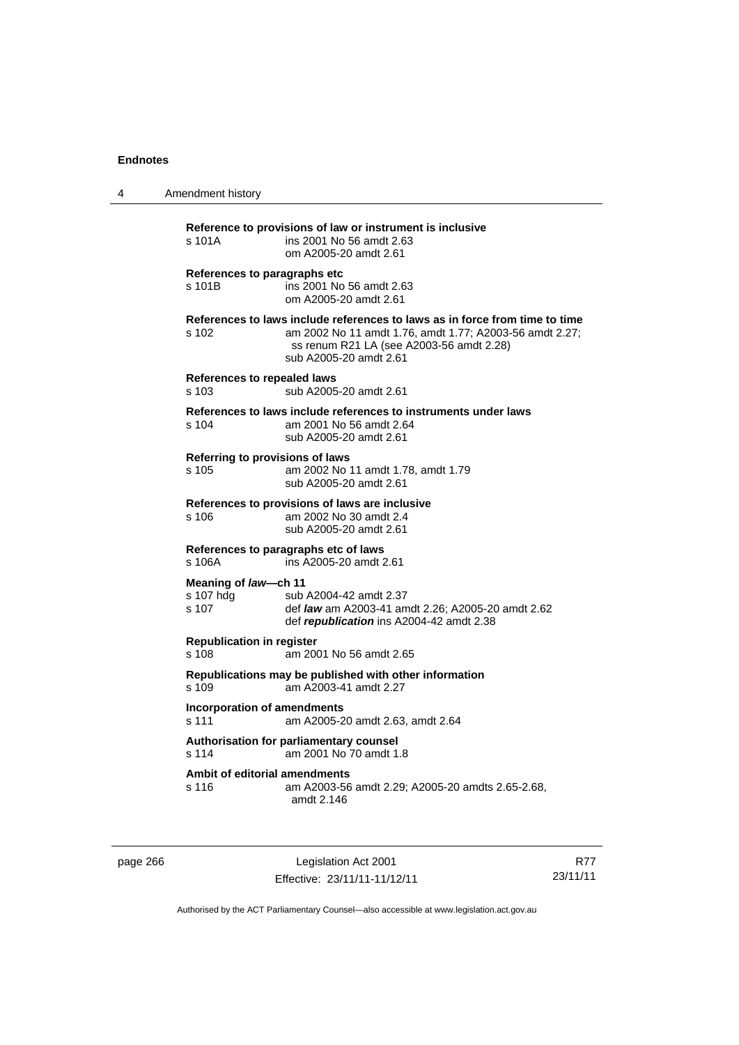**Reference to provisions of law or instrument is inclusive**

s 101A ins 2001 No 56 amdt 2.63
om A2005-20 amdt 2.61

**References to paragraphs etc**

s 101B ins 2001 No 56 amdt 2.63
om A2005-20 amdt 2.61

**References to laws include references to laws as in force from time to time**

s 102 am 2002 No 11 amdt 1.76, amdt 1.77; A2003-56 amdt 2.27; ss renum R21 LA (see A2003-56 amdt 2.28)
sub A2005-20 amdt 2.61

**References to repealed laws**

s 103 sub A2005-20 amdt 2.61

**References to laws include references to instruments under laws**

s 104 am 2001 No 56 amdt 2.64
sub A2005-20 amdt 2.61

**Referring to provisions of laws**

s 105 am 2002 No 11 amdt 1.78, amdt 1.79
sub A2005-20 amdt 2.61

**References to provisions of laws are inclusive**

s 106 am 2002 No 30 amdt 2.4
sub A2005-20 amdt 2.61

**References to paragraphs etc of laws**

s 106A ins A2005-20 amdt 2.61

**Meaning of *law*—ch 11**

s 107 hdg sub A2004-42 amdt 2.37
s 107 def ***law*** am A2003-41 amdt 2.26; A2005-20 amdt 2.62
def ***republication*** ins A2004-42 amdt 2.38

**Republication in register**

s 108 am 2001 No 56 amdt 2.65

**Republications may be published with other information**

s 109 am A2003-41 amdt 2.27

**Incorporation of amendments**

s 111 am A2005-20 amdt 2.63, amdt 2.64

**Authorisation for parliamentary counsel**

s 114 am 2001 No 70 amdt 1.8

**Ambit of editorial amendments**

s 116 am A2003-56 amdt 2.29; A2005-20 amdts 2.65-2.68, amdt 2.146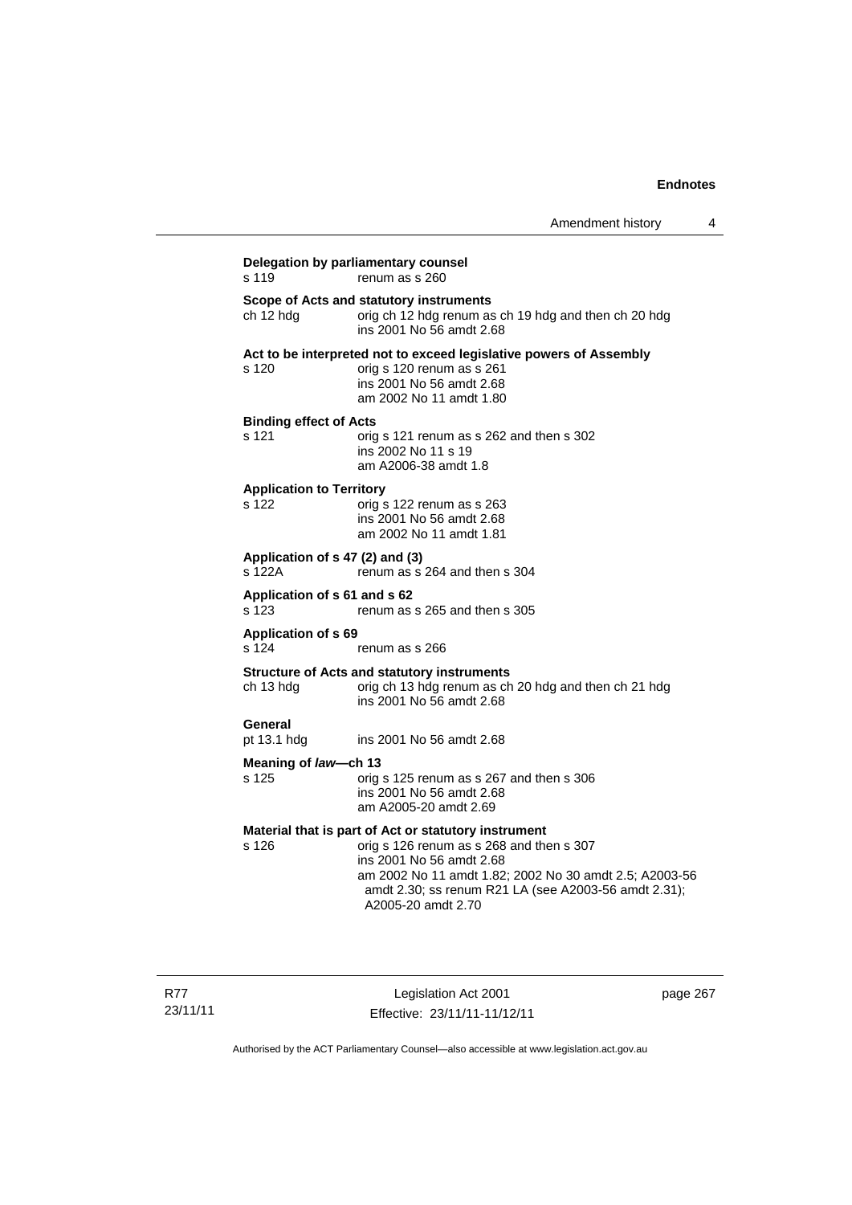**Delegation by parliamentary counsel**
s 119 renum as s 260

**Scope of Acts and statutory instruments**
ch 12 hdg orig ch 12 hdg renum as ch 19 hdg and then ch 20 hdg
ins 2001 No 56 amdt 2.68

**Act to be interpreted not to exceed legislative powers of Assembly**
s 120 orig s 120 renum as s 261
ins 2001 No 56 amdt 2.68
am 2002 No 11 amdt 1.80

**Binding effect of Acts**
s 121 orig s 121 renum as s 262 and then s 302
ins 2002 No 11 s 19
am A2006-38 amdt 1.8

**Application to Territory**
s 122 orig s 122 renum as s 263
ins 2001 No 56 amdt 2.68
am 2002 No 11 amdt 1.81

**Application of s 47 (2) and (3)**
s 122A renum as s 264 and then s 304

**Application of s 61 and s 62**
s 123 renum as s 265 and then s 305

**Application of s 69**
s 124 renum as s 266

**Structure of Acts and statutory instruments**
ch 13 hdg orig ch 13 hdg renum as ch 20 hdg and then ch 21 hdg
ins 2001 No 56 amdt 2.68

**General**
pt 13.1 hdg ins 2001 No 56 amdt 2.68

**Meaning of *law*—ch 13**
s 125 orig s 125 renum as s 267 and then s 306
ins 2001 No 56 amdt 2.68
am A2005-20 amdt 2.69

**Material that is part of Act or statutory instrument**
s 126 orig s 126 renum as s 268 and then s 307
ins 2001 No 56 amdt 2.68
am 2002 No 11 amdt 1.82; 2002 No 30 amdt 2.5; A2003-56 amdt 2.30; ss renum R21 LA (see A2003-56 amdt 2.31); A2005-20 amdt 2.70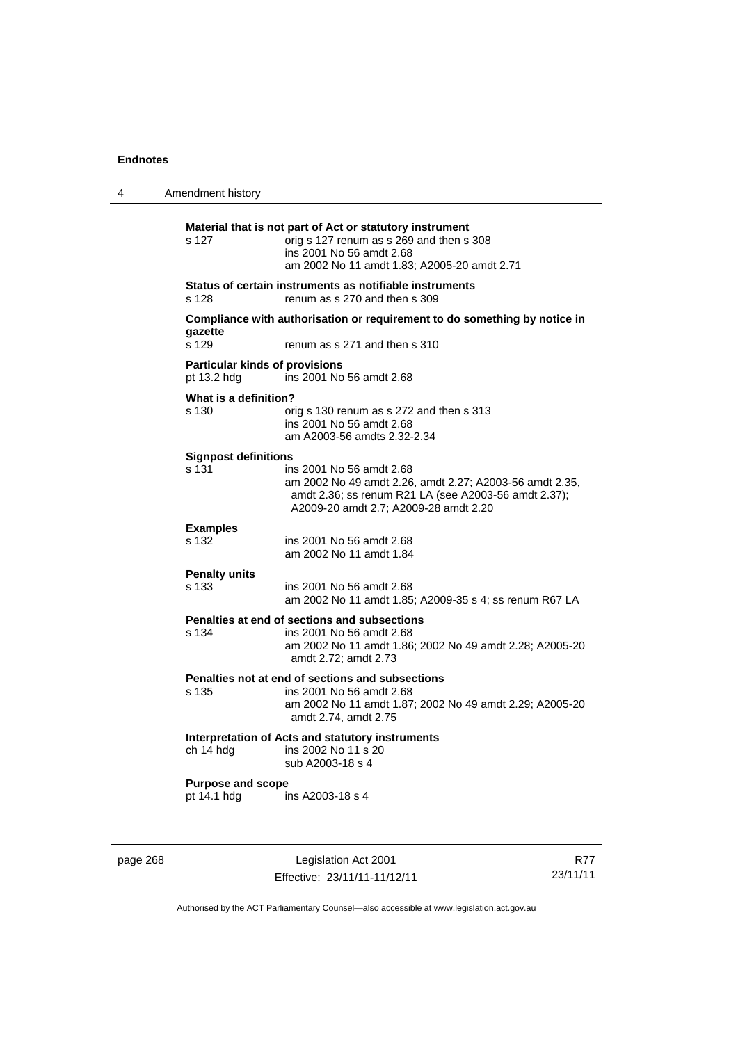**Material that is not part of Act or statutory instrument**

| | |
|---|---|
| s 127 | orig s 127 renum as s 269 and then s 308<br>ins 2001 No 56 amdt 2.68<br>am 2002 No 11 amdt 1.83; A2005-20 amdt 2.71 |

**Status of certain instruments as notifiable instruments**

| | |
|---|---|
| s 128 | renum as s 270 and then s 309 |

**Compliance with authorisation or requirement to do something by notice in gazette**

| | |
|---|---|
| s 129 | renum as s 271 and then s 310 |

**Particular kinds of provisions**

| | |
|---|---|
| pt 13.2 hdg | ins 2001 No 56 amdt 2.68 |

**What is a definition?**

| | |
|---|---|
| s 130 | orig s 130 renum as s 272 and then s 313<br>ins 2001 No 56 amdt 2.68<br>am A2003-56 amdts 2.32-2.34 |

**Signpost definitions**

| | |
|---|---|
| s 131 | ins 2001 No 56 amdt 2.68<br>am 2002 No 49 amdt 2.26, amdt 2.27; A2003-56 amdt 2.35, amdt 2.36; ss renum R21 LA (see A2003-56 amdt 2.37); A2009-20 amdt 2.7; A2009-28 amdt 2.20 |

**Examples**

| | |
|---|---|
| s 132 | ins 2001 No 56 amdt 2.68<br>am 2002 No 11 amdt 1.84 |

**Penalty units**

| | |
|---|---|
| s 133 | ins 2001 No 56 amdt 2.68<br>am 2002 No 11 amdt 1.85; A2009-35 s 4; ss renum R67 LA |

**Penalties at end of sections and subsections**

| | |
|---|---|
| s 134 | ins 2001 No 56 amdt 2.68<br>am 2002 No 11 amdt 1.86; 2002 No 49 amdt 2.28; A2005-20 amdt 2.72; amdt 2.73 |

**Penalties not at end of sections and subsections**

| | |
|---|---|
| s 135 | ins 2001 No 56 amdt 2.68<br>am 2002 No 11 amdt 1.87; 2002 No 49 amdt 2.29; A2005-20 amdt 2.74, amdt 2.75 |

**Interpretation of Acts and statutory instruments**

| | |
|---|---|
| ch 14 hdg | ins 2002 No 11 s 20<br>sub A2003-18 s 4 |

**Purpose and scope**

| | |
|---|---|
| pt 14.1 hdg | ins A2003-18 s 4 |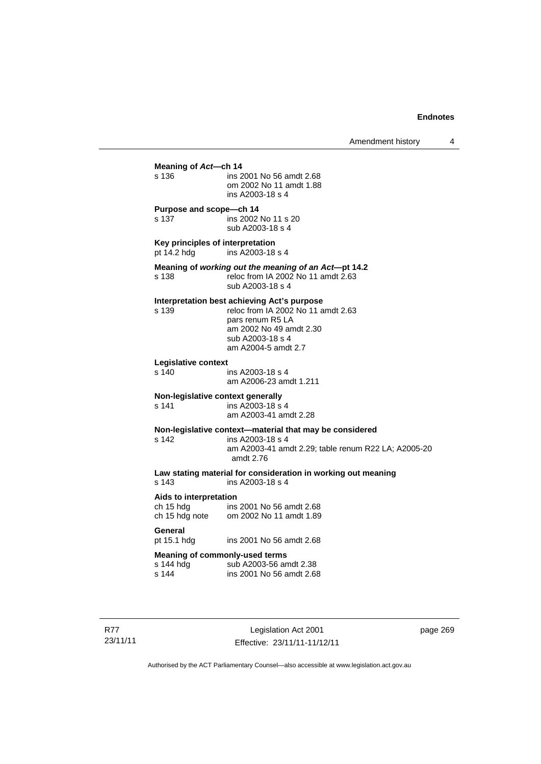**Meaning of *Act*—ch 14**

s 136 ins 2001 No 56 amdt 2.68
om 2002 No 11 amdt 1.88
ins A2003-18 s 4

**Purpose and scope—ch 14**

s 137 ins 2002 No 11 s 20
sub A2003-18 s 4

**Key principles of interpretation**

pt 14.2 hdg ins A2003-18 s 4

**Meaning of *working out the meaning of an Act*—pt 14.2**

s 138 reloc from IA 2002 No 11 amdt 2.63
sub A2003-18 s 4

**Interpretation best achieving Act's purpose**

s 139 reloc from IA 2002 No 11 amdt 2.63
pars renum R5 LA
am 2002 No 49 amdt 2.30
sub A2003-18 s 4
am A2004-5 amdt 2.7

**Legislative context**

s 140 ins A2003-18 s 4
am A2006-23 amdt 1.211

**Non-legislative context generally**

s 141 ins A2003-18 s 4
am A2003-41 amdt 2.28

**Non-legislative context—material that may be considered**

s 142 ins A2003-18 s 4
am A2003-41 amdt 2.29; table renum R22 LA; A2005-20 amdt 2.76

**Law stating material for consideration in working out meaning**

s 143 ins A2003-18 s 4

**Aids to interpretation**

ch 15 hdg ins 2001 No 56 amdt 2.68
ch 15 hdg note om 2002 No 11 amdt 1.89

**General**

pt 15.1 hdg ins 2001 No 56 amdt 2.68

**Meaning of commonly-used terms**

s 144 hdg sub A2003-56 amdt 2.38
s 144 ins 2001 No 56 amdt 2.68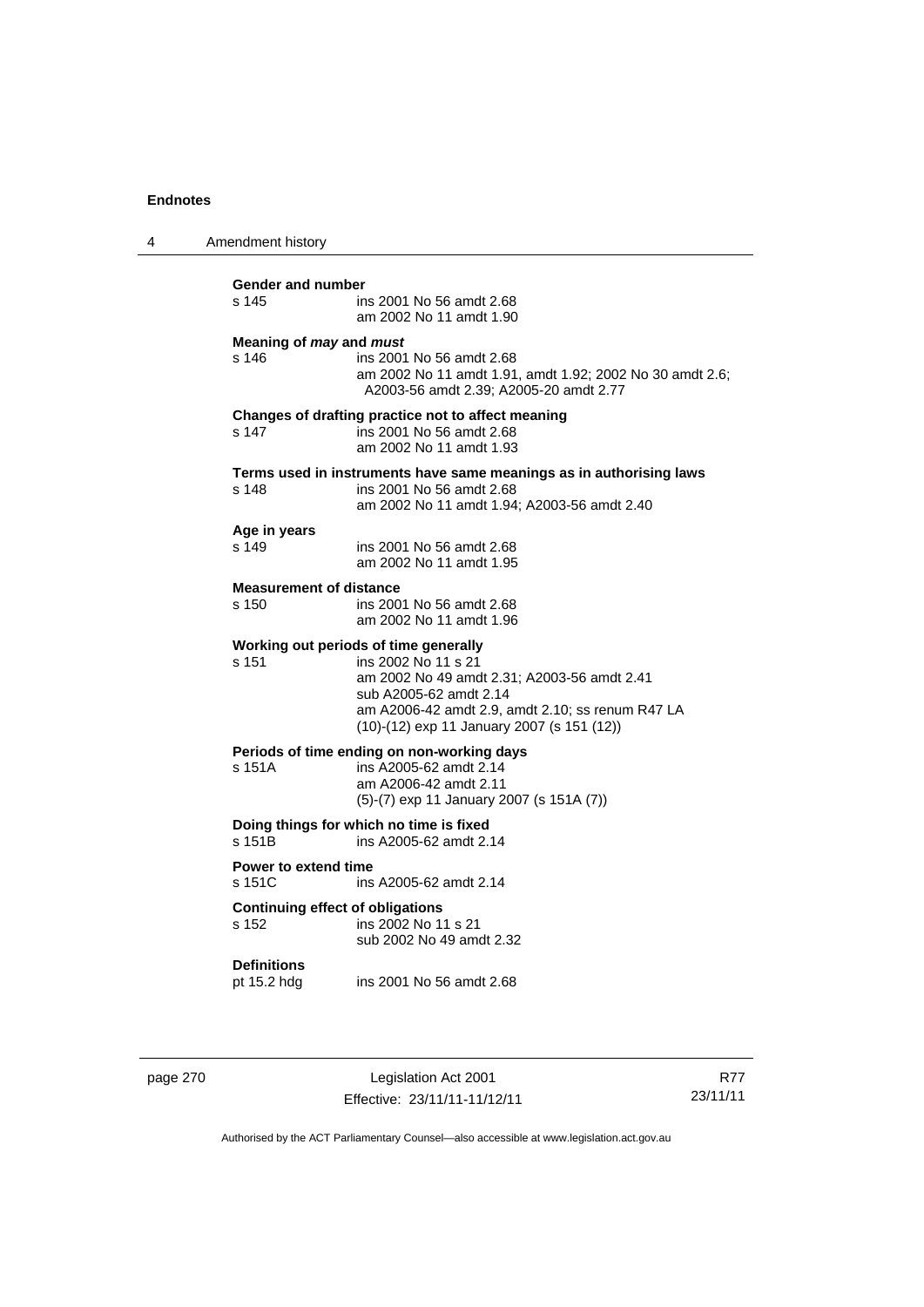**Gender and number**

s 145 ins 2001 No 56 amdt 2.68
am 2002 No 11 amdt 1.90

**Meaning of *may* and *must***

s 146 ins 2001 No 56 amdt 2.68
am 2002 No 11 amdt 1.91, amdt 1.92; 2002 No 30 amdt 2.6; A2003-56 amdt 2.39; A2005-20 amdt 2.77

**Changes of drafting practice not to affect meaning**

s 147 ins 2001 No 56 amdt 2.68
am 2002 No 11 amdt 1.93

**Terms used in instruments have same meanings as in authorising laws**

s 148 ins 2001 No 56 amdt 2.68
am 2002 No 11 amdt 1.94; A2003-56 amdt 2.40

**Age in years**

s 149 ins 2001 No 56 amdt 2.68
am 2002 No 11 amdt 1.95

**Measurement of distance**

s 150 ins 2001 No 56 amdt 2.68
am 2002 No 11 amdt 1.96

**Working out periods of time generally**

s 151 ins 2002 No 11 s 21
am 2002 No 49 amdt 2.31; A2003-56 amdt 2.41
sub A2005-62 amdt 2.14
am A2006-42 amdt 2.9, amdt 2.10; ss renum R47 LA
(10)-(12) exp 11 January 2007 (s 151 (12))

**Periods of time ending on non-working days**

s 151A ins A2005-62 amdt 2.14
am A2006-42 amdt 2.11
(5)-(7) exp 11 January 2007 (s 151A (7))

**Doing things for which no time is fixed**

s 151B ins A2005-62 amdt 2.14

**Power to extend time**

s 151C ins A2005-62 amdt 2.14

**Continuing effect of obligations**

s 152 ins 2002 No 11 s 21
sub 2002 No 49 amdt 2.32

**Definitions**

pt 15.2 hdg ins 2001 No 56 amdt 2.68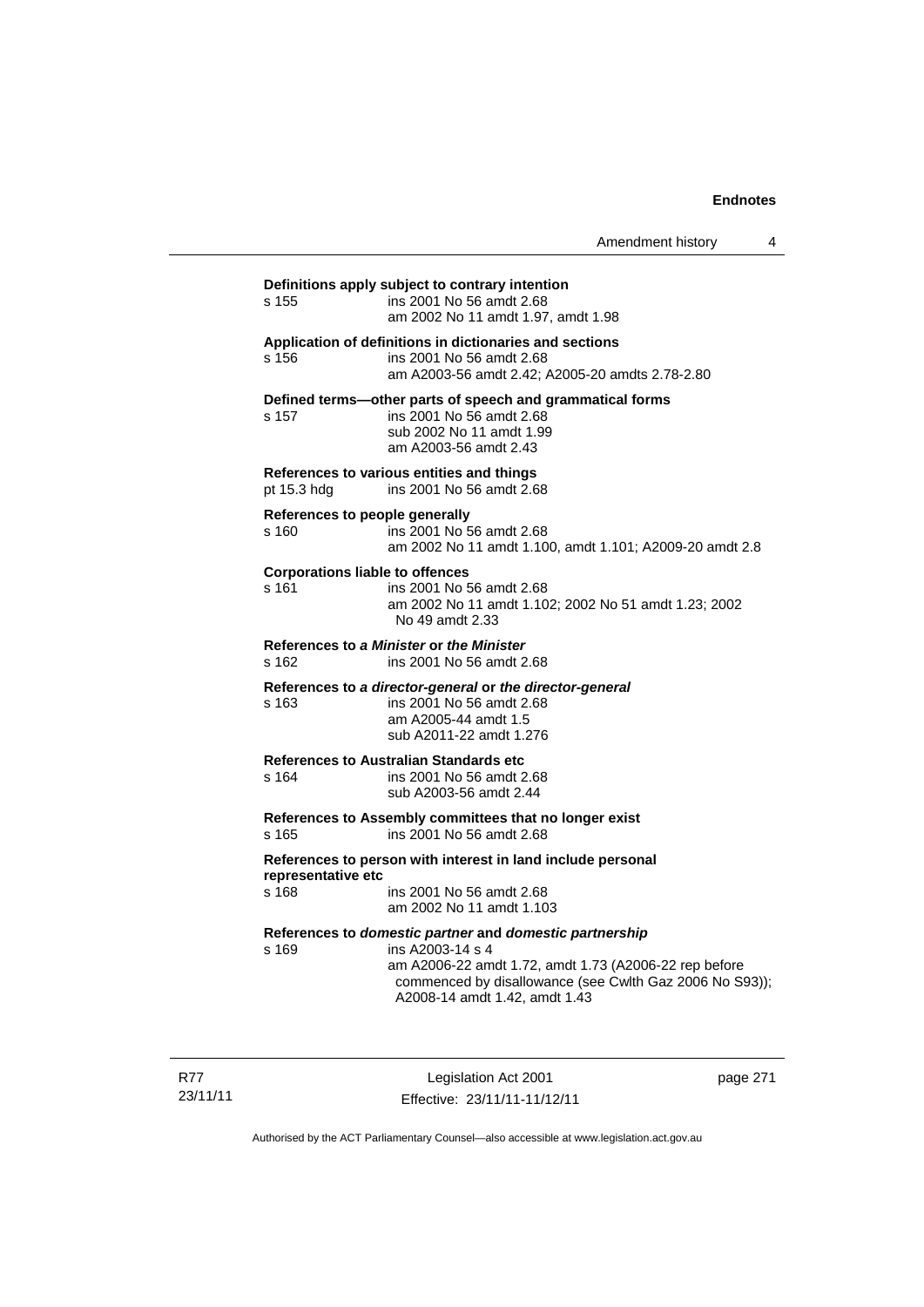**Definitions apply subject to contrary intention**

s 155 — ins 2001 No 56 amdt 2.68
am 2002 No 11 amdt 1.97, amdt 1.98

**Application of definitions in dictionaries and sections**

s 156 — ins 2001 No 56 amdt 2.68
am A2003-56 amdt 2.42; A2005-20 amdts 2.78-2.80

**Defined terms—other parts of speech and grammatical forms**

s 157 — ins 2001 No 56 amdt 2.68
sub 2002 No 11 amdt 1.99
am A2003-56 amdt 2.43

**References to various entities and things**

pt 15.3 hdg — ins 2001 No 56 amdt 2.68

**References to people generally**

s 160 — ins 2001 No 56 amdt 2.68
am 2002 No 11 amdt 1.100, amdt 1.101; A2009-20 amdt 2.8

**Corporations liable to offences**

s 161 — ins 2001 No 56 amdt 2.68
am 2002 No 11 amdt 1.102; 2002 No 51 amdt 1.23; 2002 No 49 amdt 2.33

**References to *a Minister* or *the Minister***

s 162 — ins 2001 No 56 amdt 2.68

**References to *a director-general* or *the director-general***

s 163 — ins 2001 No 56 amdt 2.68
am A2005-44 amdt 1.5
sub A2011-22 amdt 1.276

**References to Australian Standards etc**

s 164 — ins 2001 No 56 amdt 2.68
sub A2003-56 amdt 2.44

**References to Assembly committees that no longer exist**

s 165 — ins 2001 No 56 amdt 2.68

**References to person with interest in land include personal representative etc**

s 168 — ins 2001 No 56 amdt 2.68
am 2002 No 11 amdt 1.103

**References to *domestic partner* and *domestic partnership***

s 169 — ins A2003-14 s 4
am A2006-22 amdt 1.72, amdt 1.73 (A2006-22 rep before commenced by disallowance (see Cwlth Gaz 2006 No S93)); A2008-14 amdt 1.42, amdt 1.43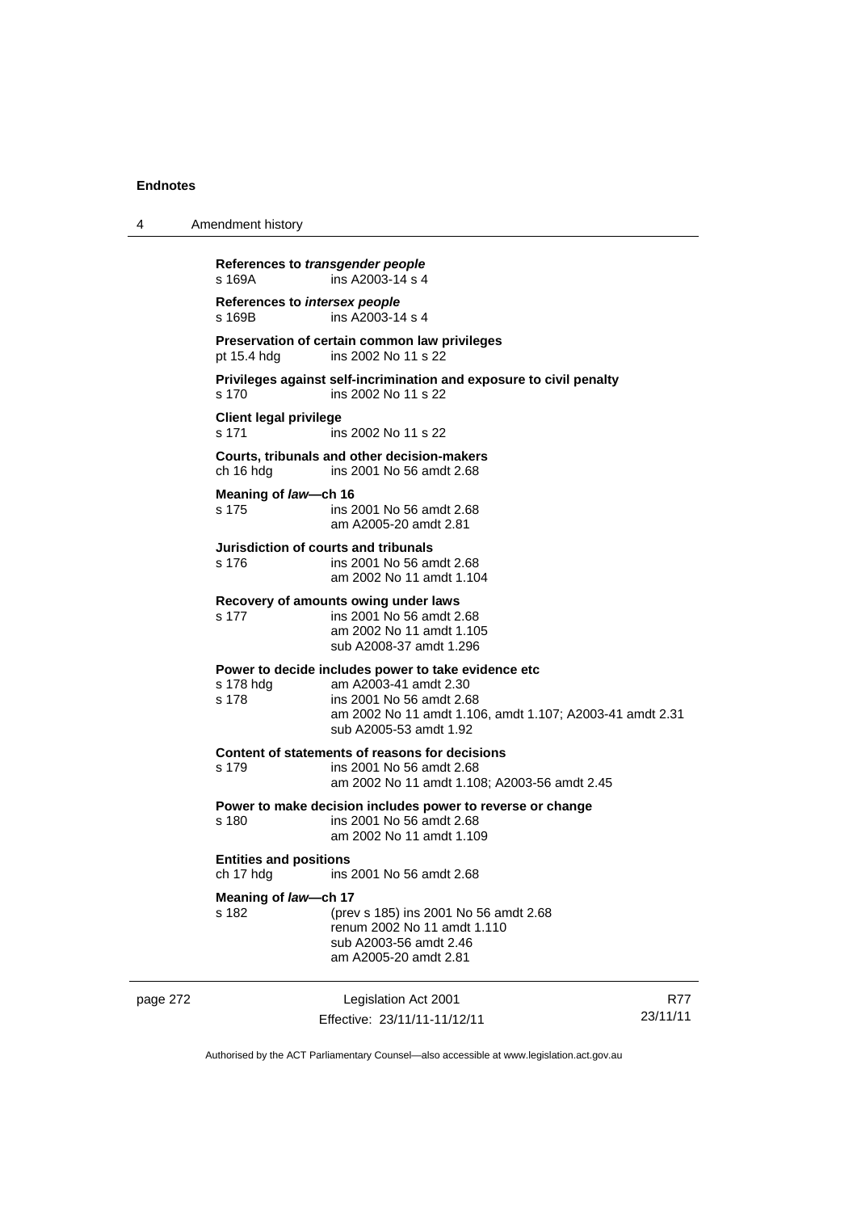**References to *transgender people***
s 169A ins A2003-14 s 4

**References to *intersex people***
s 169B ins A2003-14 s 4

**Preservation of certain common law privileges**
pt 15.4 hdg ins 2002 No 11 s 22

**Privileges against self-incrimination and exposure to civil penalty**
s 170 ins 2002 No 11 s 22

**Client legal privilege**
s 171 ins 2002 No 11 s 22

**Courts, tribunals and other decision-makers**
ch 16 hdg ins 2001 No 56 amdt 2.68

**Meaning of *law*—ch 16**
s 175 ins 2001 No 56 amdt 2.68
am A2005-20 amdt 2.81

**Jurisdiction of courts and tribunals**
s 176 ins 2001 No 56 amdt 2.68
am 2002 No 11 amdt 1.104

**Recovery of amounts owing under laws**
s 177 ins 2001 No 56 amdt 2.68
am 2002 No 11 amdt 1.105
sub A2008-37 amdt 1.296

**Power to decide includes power to take evidence etc**
s 178 hdg am A2003-41 amdt 2.30
s 178 ins 2001 No 56 amdt 2.68
am 2002 No 11 amdt 1.106, amdt 1.107; A2003-41 amdt 2.31
sub A2005-53 amdt 1.92

**Content of statements of reasons for decisions**
s 179 ins 2001 No 56 amdt 2.68
am 2002 No 11 amdt 1.108; A2003-56 amdt 2.45

**Power to make decision includes power to reverse or change**
s 180 ins 2001 No 56 amdt 2.68
am 2002 No 11 amdt 1.109

**Entities and positions**
ch 17 hdg ins 2001 No 56 amdt 2.68

**Meaning of *law*—ch 17**
s 182 (prev s 185) ins 2001 No 56 amdt 2.68
renum 2002 No 11 amdt 1.110
sub A2003-56 amdt 2.46
am A2005-20 amdt 2.81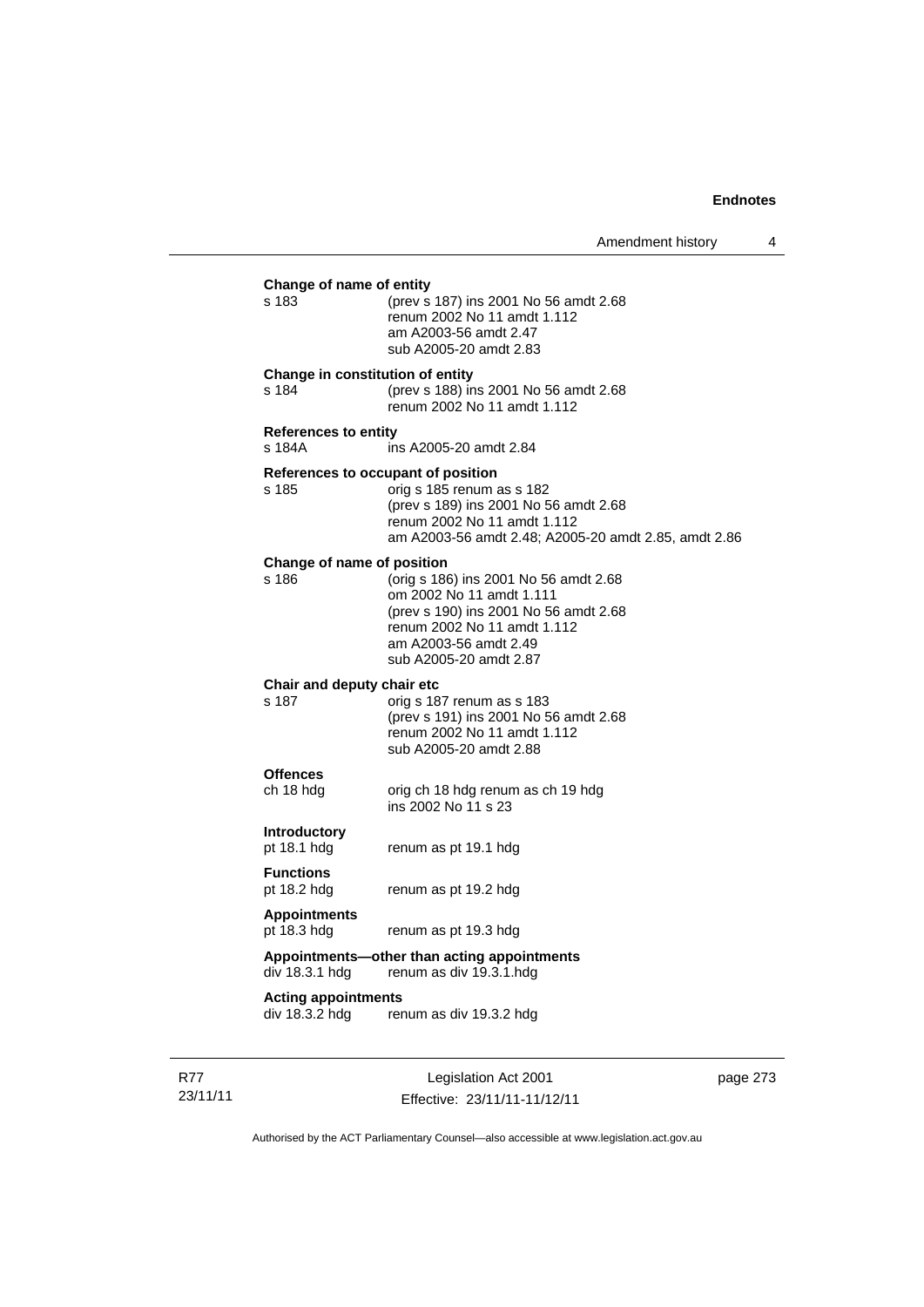**Change of name of entity**

s 183 (prev s 187) ins 2001 No 56 amdt 2.68
renum 2002 No 11 amdt 1.112
am A2003-56 amdt 2.47
sub A2005-20 amdt 2.83

**Change in constitution of entity**

s 184 (prev s 188) ins 2001 No 56 amdt 2.68
renum 2002 No 11 amdt 1.112

**References to entity**

s 184A ins A2005-20 amdt 2.84

**References to occupant of position**

s 185 orig s 185 renum as s 182
(prev s 189) ins 2001 No 56 amdt 2.68
renum 2002 No 11 amdt 1.112
am A2003-56 amdt 2.48; A2005-20 amdt 2.85, amdt 2.86

**Change of name of position**

s 186 (orig s 186) ins 2001 No 56 amdt 2.68
om 2002 No 11 amdt 1.111
(prev s 190) ins 2001 No 56 amdt 2.68
renum 2002 No 11 amdt 1.112
am A2003-56 amdt 2.49
sub A2005-20 amdt 2.87

**Chair and deputy chair etc**

s 187 orig s 187 renum as s 183
(prev s 191) ins 2001 No 56 amdt 2.68
renum 2002 No 11 amdt 1.112
sub A2005-20 amdt 2.88

**Offences**

ch 18 hdg orig ch 18 hdg renum as ch 19 hdg
ins 2002 No 11 s 23

**Introductory**

pt 18.1 hdg renum as pt 19.1 hdg

**Functions**

pt 18.2 hdg renum as pt 19.2 hdg

**Appointments**

pt 18.3 hdg renum as pt 19.3 hdg

**Appointments—other than acting appointments**

div 18.3.1 hdg renum as div 19.3.1.hdg

**Acting appointments**

div 18.3.2 hdg renum as div 19.3.2 hdg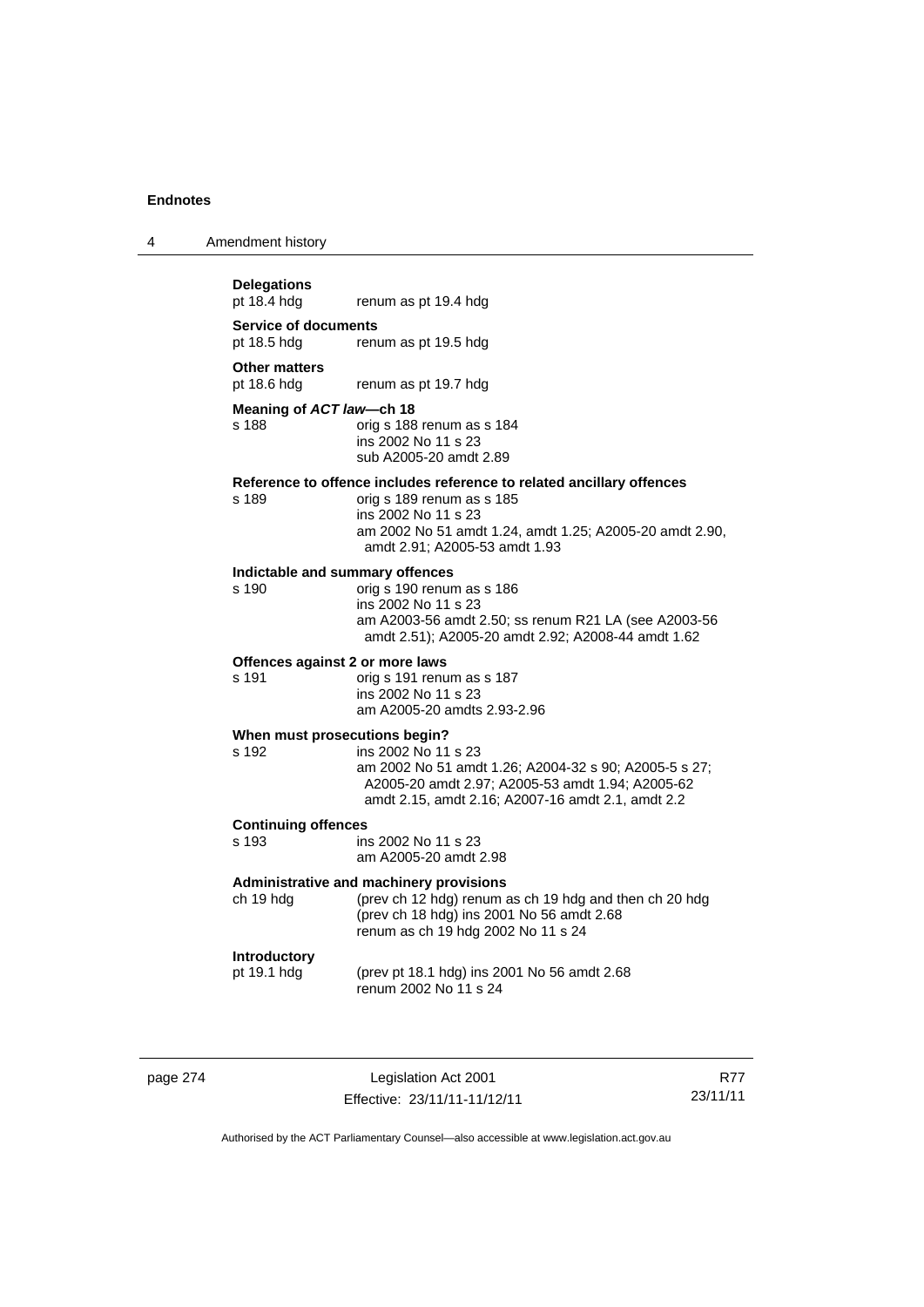**Delegations**
pt 18.4 hdg renum as pt 19.4 hdg

**Service of documents**
pt 18.5 hdg renum as pt 19.5 hdg

**Other matters**
pt 18.6 hdg renum as pt 19.7 hdg

**Meaning of *ACT law*—ch 18**
s 188 orig s 188 renum as s 184
ins 2002 No 11 s 23
sub A2005-20 amdt 2.89

**Reference to offence includes reference to related ancillary offences**
s 189 orig s 189 renum as s 185
ins 2002 No 11 s 23
am 2002 No 51 amdt 1.24, amdt 1.25; A2005-20 amdt 2.90, amdt 2.91; A2005-53 amdt 1.93

**Indictable and summary offences**
s 190 orig s 190 renum as s 186
ins 2002 No 11 s 23
am A2003-56 amdt 2.50; ss renum R21 LA (see A2003-56 amdt 2.51); A2005-20 amdt 2.92; A2008-44 amdt 1.62

**Offences against 2 or more laws**
s 191 orig s 191 renum as s 187
ins 2002 No 11 s 23
am A2005-20 amdts 2.93-2.96

**When must prosecutions begin?**
s 192 ins 2002 No 11 s 23
am 2002 No 51 amdt 1.26; A2004-32 s 90; A2005-5 s 27; A2005-20 amdt 2.97; A2005-53 amdt 1.94; A2005-62 amdt 2.15, amdt 2.16; A2007-16 amdt 2.1, amdt 2.2

**Continuing offences**
s 193 ins 2002 No 11 s 23
am A2005-20 amdt 2.98

**Administrative and machinery provisions**
ch 19 hdg (prev ch 12 hdg) renum as ch 19 hdg and then ch 20 hdg
(prev ch 18 hdg) ins 2001 No 56 amdt 2.68
renum as ch 19 hdg 2002 No 11 s 24

**Introductory**
pt 19.1 hdg (prev pt 18.1 hdg) ins 2001 No 56 amdt 2.68
renum 2002 No 11 s 24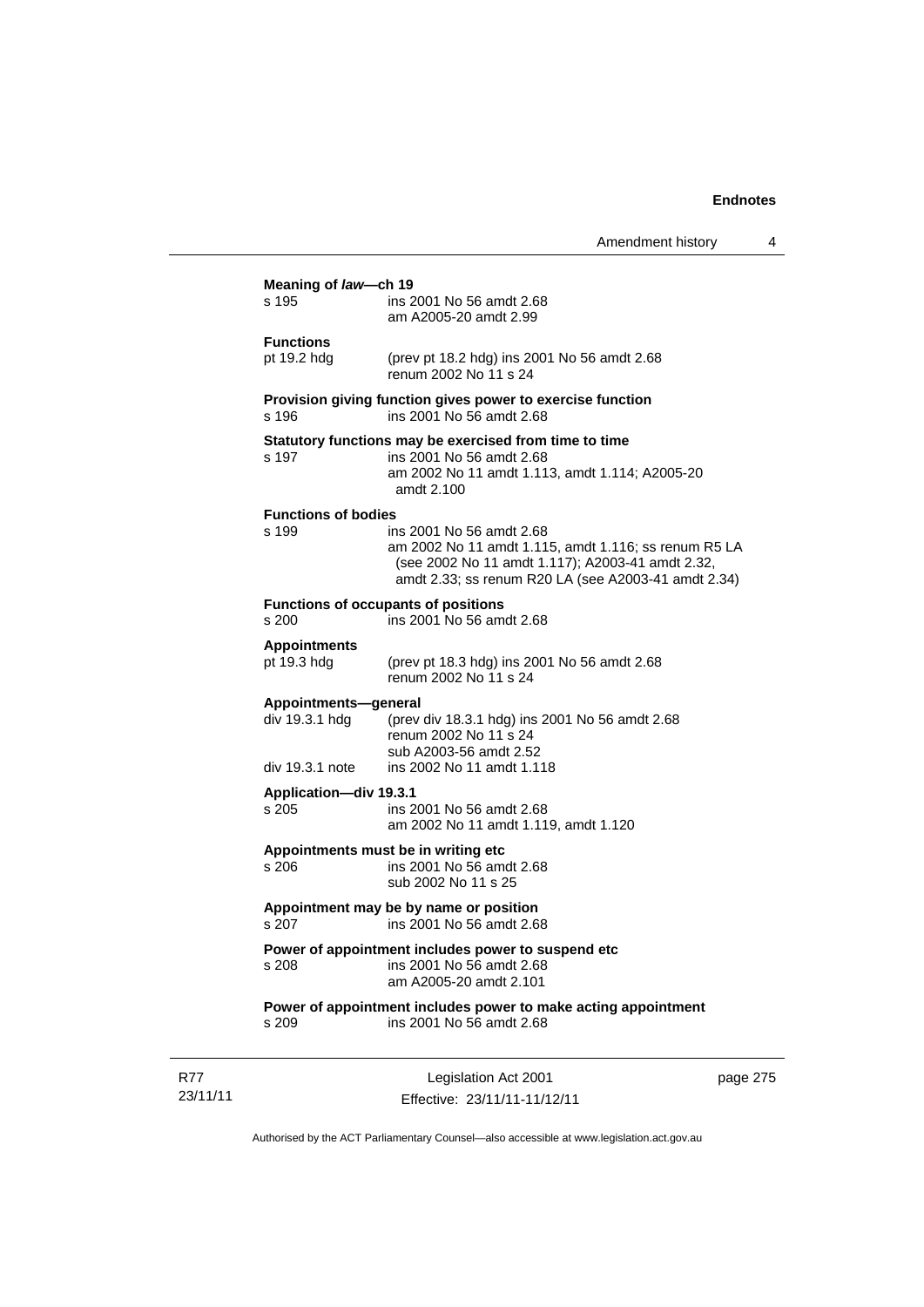**Meaning of *law*—ch 19**

s 195 ins 2001 No 56 amdt 2.68
am A2005-20 amdt 2.99

**Functions**

pt 19.2 hdg (prev pt 18.2 hdg) ins 2001 No 56 amdt 2.68
renum 2002 No 11 s 24

**Provision giving function gives power to exercise function**

s 196 ins 2001 No 56 amdt 2.68

**Statutory functions may be exercised from time to time**

s 197 ins 2001 No 56 amdt 2.68
am 2002 No 11 amdt 1.113, amdt 1.114; A2005-20 amdt 2.100

**Functions of bodies**

s 199 ins 2001 No 56 amdt 2.68
am 2002 No 11 amdt 1.115, amdt 1.116; ss renum R5 LA (see 2002 No 11 amdt 1.117); A2003-41 amdt 2.32, amdt 2.33; ss renum R20 LA (see A2003-41 amdt 2.34)

**Functions of occupants of positions**

s 200 ins 2001 No 56 amdt 2.68

**Appointments**

pt 19.3 hdg (prev pt 18.3 hdg) ins 2001 No 56 amdt 2.68
renum 2002 No 11 s 24

**Appointments—general**

div 19.3.1 hdg (prev div 18.3.1 hdg) ins 2001 No 56 amdt 2.68
renum 2002 No 11 s 24
sub A2003-56 amdt 2.52
div 19.3.1 note ins 2002 No 11 amdt 1.118

**Application—div 19.3.1**

s 205 ins 2001 No 56 amdt 2.68
am 2002 No 11 amdt 1.119, amdt 1.120

**Appointments must be in writing etc**

s 206 ins 2001 No 56 amdt 2.68
sub 2002 No 11 s 25

**Appointment may be by name or position**

s 207 ins 2001 No 56 amdt 2.68

**Power of appointment includes power to suspend etc**

s 208 ins 2001 No 56 amdt 2.68
am A2005-20 amdt 2.101

**Power of appointment includes power to make acting appointment**

s 209 ins 2001 No 56 amdt 2.68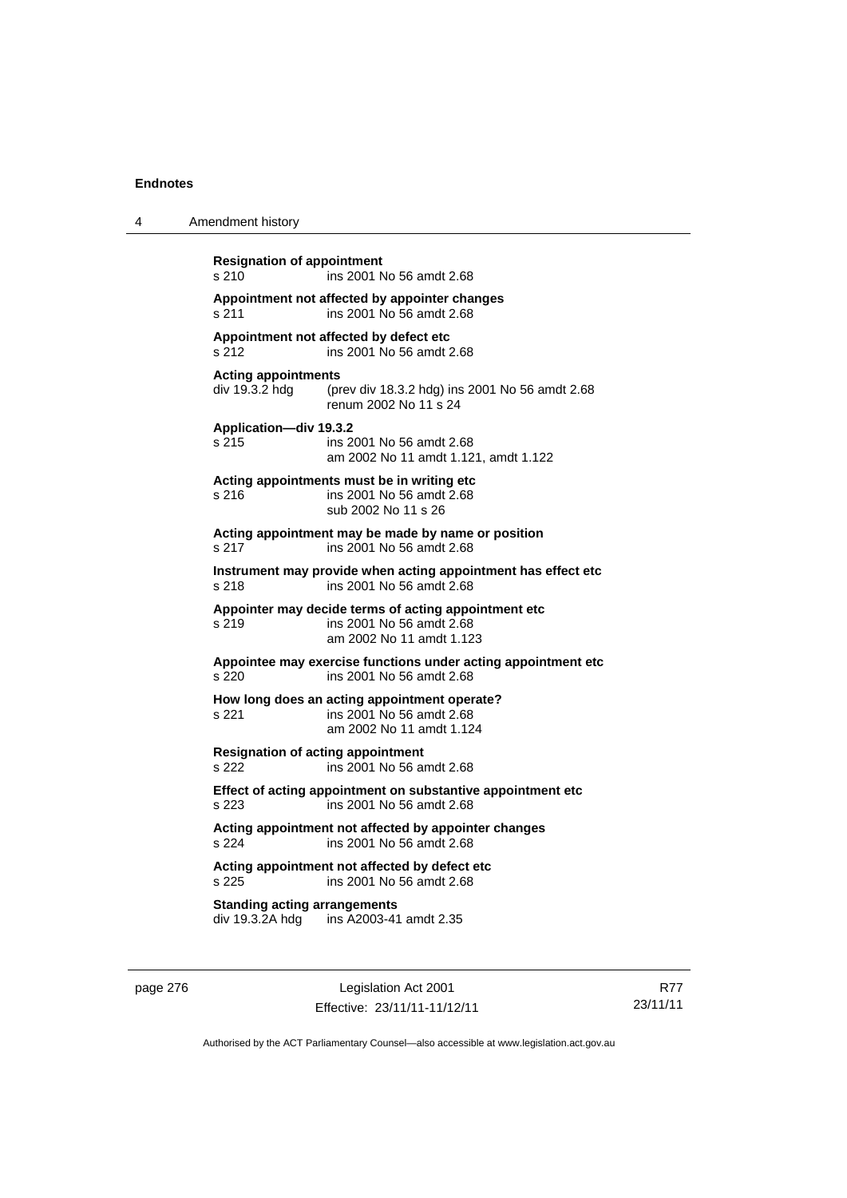**Resignation of appointment**
s 210 ins 2001 No 56 amdt 2.68

**Appointment not affected by appointer changes**
s 211 ins 2001 No 56 amdt 2.68

**Appointment not affected by defect etc**
s 212 ins 2001 No 56 amdt 2.68

**Acting appointments**
div 19.3.2 hdg (prev div 18.3.2 hdg) ins 2001 No 56 amdt 2.68
renum 2002 No 11 s 24

**Application—div 19.3.2**
s 215 ins 2001 No 56 amdt 2.68
am 2002 No 11 amdt 1.121, amdt 1.122

**Acting appointments must be in writing etc**
s 216 ins 2001 No 56 amdt 2.68
sub 2002 No 11 s 26

**Acting appointment may be made by name or position**
s 217 ins 2001 No 56 amdt 2.68

**Instrument may provide when acting appointment has effect etc**
s 218 ins 2001 No 56 amdt 2.68

**Appointer may decide terms of acting appointment etc**
s 219 ins 2001 No 56 amdt 2.68
am 2002 No 11 amdt 1.123

**Appointee may exercise functions under acting appointment etc**
s 220 ins 2001 No 56 amdt 2.68

**How long does an acting appointment operate?**
s 221 ins 2001 No 56 amdt 2.68
am 2002 No 11 amdt 1.124

**Resignation of acting appointment**
s 222 ins 2001 No 56 amdt 2.68

**Effect of acting appointment on substantive appointment etc**
s 223 ins 2001 No 56 amdt 2.68

**Acting appointment not affected by appointer changes**
s 224 ins 2001 No 56 amdt 2.68

**Acting appointment not affected by defect etc**
s 225 ins 2001 No 56 amdt 2.68

**Standing acting arrangements**
div 19.3.2A hdg ins A2003-41 amdt 2.35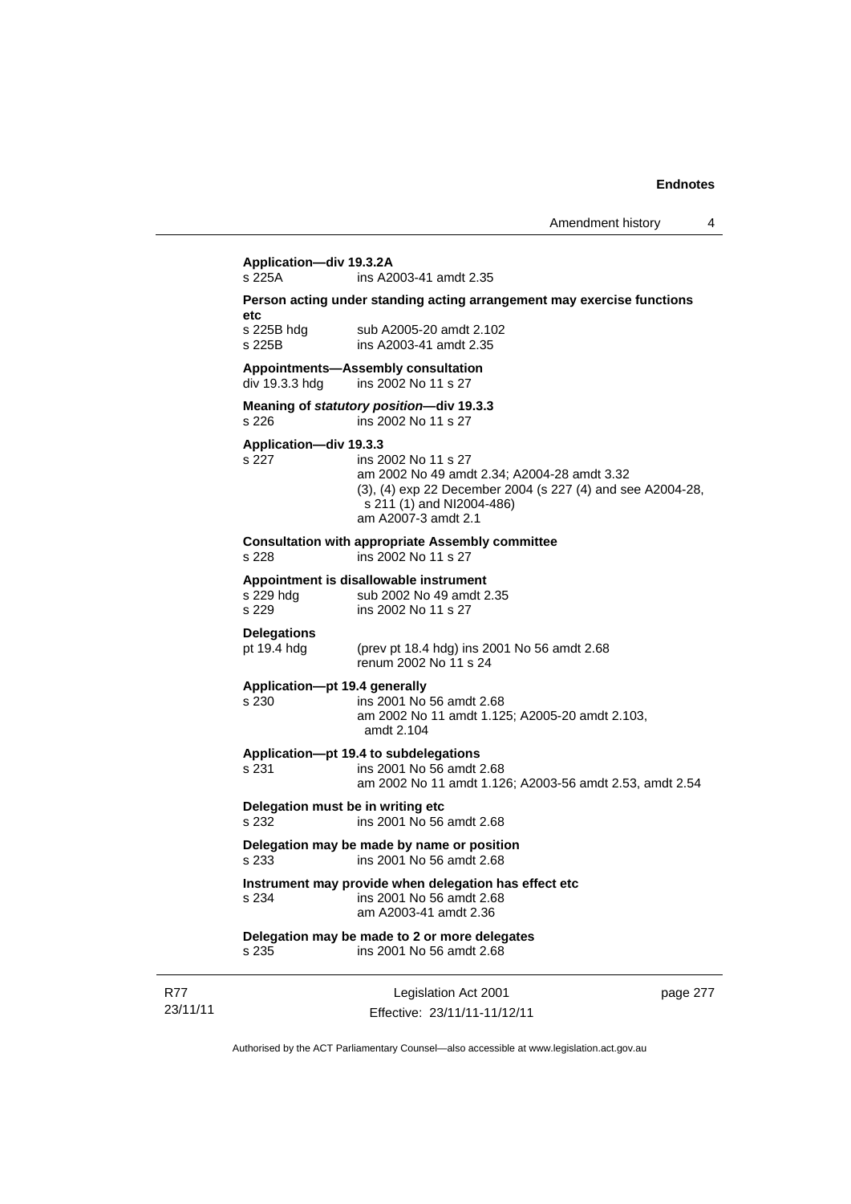**Application—div 19.3.2A**

s 225A ins A2003-41 amdt 2.35

**Person acting under standing acting arrangement may exercise functions etc**

s 225B hdg sub A2005-20 amdt 2.102
s 225B ins A2003-41 amdt 2.35

**Appointments—Assembly consultation**

div 19.3.3 hdg ins 2002 No 11 s 27

**Meaning of *statutory position*—div 19.3.3**

s 226 ins 2002 No 11 s 27

**Application—div 19.3.3**

s 227 ins 2002 No 11 s 27
am 2002 No 49 amdt 2.34; A2004-28 amdt 3.32
(3), (4) exp 22 December 2004 (s 227 (4) and see A2004-28, s 211 (1) and NI2004-486)
am A2007-3 amdt 2.1

**Consultation with appropriate Assembly committee**

s 228 ins 2002 No 11 s 27

**Appointment is disallowable instrument**

s 229 hdg sub 2002 No 49 amdt 2.35
s 229 ins 2002 No 11 s 27

**Delegations**

pt 19.4 hdg (prev pt 18.4 hdg) ins 2001 No 56 amdt 2.68
renum 2002 No 11 s 24

**Application—pt 19.4 generally**

s 230 ins 2001 No 56 amdt 2.68
am 2002 No 11 amdt 1.125; A2005-20 amdt 2.103, amdt 2.104

**Application—pt 19.4 to subdelegations**

s 231 ins 2001 No 56 amdt 2.68
am 2002 No 11 amdt 1.126; A2003-56 amdt 2.53, amdt 2.54

**Delegation must be in writing etc**

s 232 ins 2001 No 56 amdt 2.68

**Delegation may be made by name or position**

s 233 ins 2001 No 56 amdt 2.68

**Instrument may provide when delegation has effect etc**

s 234 ins 2001 No 56 amdt 2.68
am A2003-41 amdt 2.36

**Delegation may be made to 2 or more delegates**

s 235 ins 2001 No 56 amdt 2.68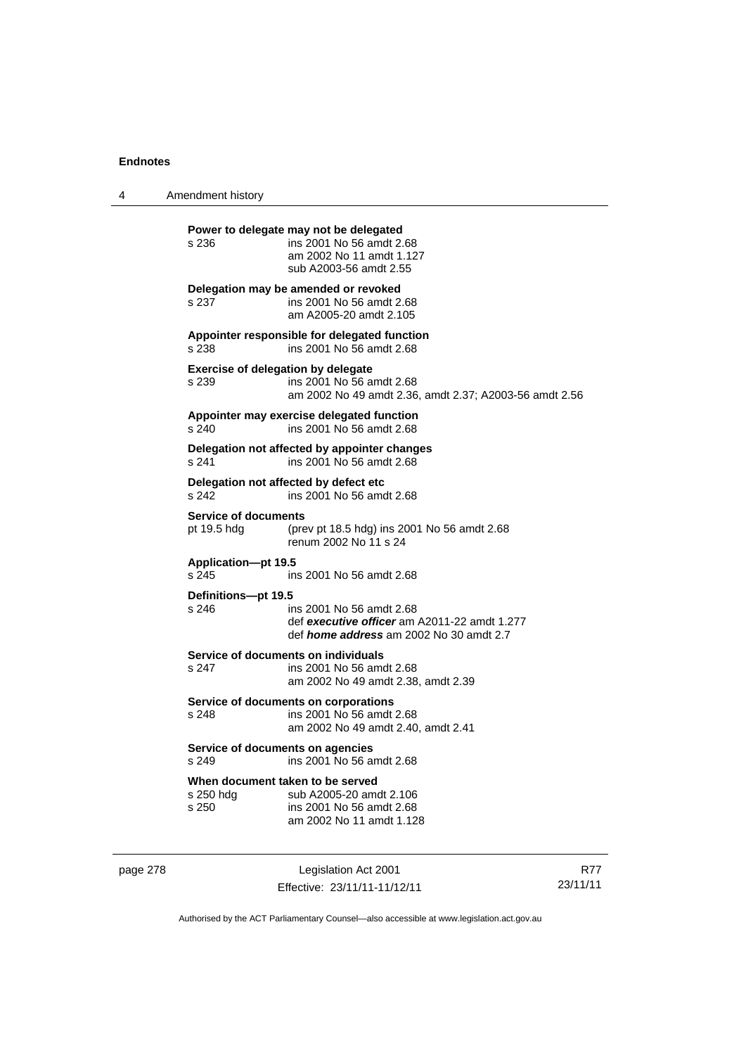**Power to delegate may not be delegated**
s 236 ins 2001 No 56 amdt 2.68
am 2002 No 11 amdt 1.127
sub A2003-56 amdt 2.55

**Delegation may be amended or revoked**
s 237 ins 2001 No 56 amdt 2.68
am A2005-20 amdt 2.105

**Appointer responsible for delegated function**
s 238 ins 2001 No 56 amdt 2.68

**Exercise of delegation by delegate**
s 239 ins 2001 No 56 amdt 2.68
am 2002 No 49 amdt 2.36, amdt 2.37; A2003-56 amdt 2.56

**Appointer may exercise delegated function**
s 240 ins 2001 No 56 amdt 2.68

**Delegation not affected by appointer changes**
s 241 ins 2001 No 56 amdt 2.68

**Delegation not affected by defect etc**
s 242 ins 2001 No 56 amdt 2.68

**Service of documents**
pt 19.5 hdg (prev pt 18.5 hdg) ins 2001 No 56 amdt 2.68
renum 2002 No 11 s 24

**Application—pt 19.5**
s 245 ins 2001 No 56 amdt 2.68

**Definitions—pt 19.5**
s 246 ins 2001 No 56 amdt 2.68
def ***executive officer*** am A2011-22 amdt 1.277
def ***home address*** am 2002 No 30 amdt 2.7

**Service of documents on individuals**
s 247 ins 2001 No 56 amdt 2.68
am 2002 No 49 amdt 2.38, amdt 2.39

**Service of documents on corporations**
s 248 ins 2001 No 56 amdt 2.68
am 2002 No 49 amdt 2.40, amdt 2.41

**Service of documents on agencies**
s 249 ins 2001 No 56 amdt 2.68

**When document taken to be served**
s 250 hdg sub A2005-20 amdt 2.106
s 250 ins 2001 No 56 amdt 2.68
am 2002 No 11 amdt 1.128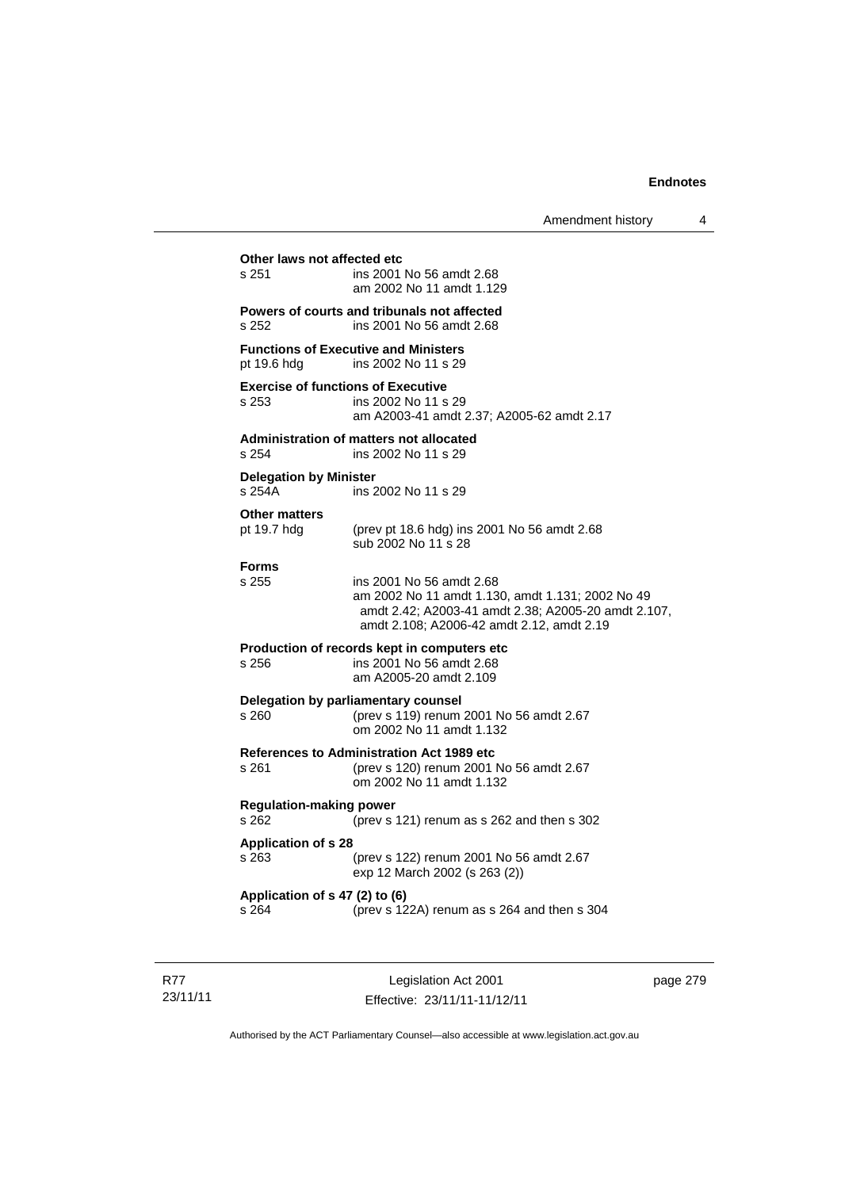**Other laws not affected etc**

s 251 ins 2001 No 56 amdt 2.68
am 2002 No 11 amdt 1.129

**Powers of courts and tribunals not affected**

s 252 ins 2001 No 56 amdt 2.68

**Functions of Executive and Ministers**

pt 19.6 hdg ins 2002 No 11 s 29

**Exercise of functions of Executive**

s 253 ins 2002 No 11 s 29
am A2003-41 amdt 2.37; A2005-62 amdt 2.17

**Administration of matters not allocated**

s 254 ins 2002 No 11 s 29

**Delegation by Minister**

s 254A ins 2002 No 11 s 29

**Other matters**

pt 19.7 hdg (prev pt 18.6 hdg) ins 2001 No 56 amdt 2.68
sub 2002 No 11 s 28

**Forms**

s 255 ins 2001 No 56 amdt 2.68
am 2002 No 11 amdt 1.130, amdt 1.131; 2002 No 49 amdt 2.42; A2003-41 amdt 2.38; A2005-20 amdt 2.107, amdt 2.108; A2006-42 amdt 2.12, amdt 2.19

**Production of records kept in computers etc**

s 256 ins 2001 No 56 amdt 2.68
am A2005-20 amdt 2.109

**Delegation by parliamentary counsel**

s 260 (prev s 119) renum 2001 No 56 amdt 2.67
om 2002 No 11 amdt 1.132

**References to Administration Act 1989 etc**

s 261 (prev s 120) renum 2001 No 56 amdt 2.67
om 2002 No 11 amdt 1.132

**Regulation-making power**

s 262 (prev s 121) renum as s 262 and then s 302

**Application of s 28**

s 263 (prev s 122) renum 2001 No 56 amdt 2.67
exp 12 March 2002 (s 263 (2))

**Application of s 47 (2) to (6)**

s 264 (prev s 122A) renum as s 264 and then s 304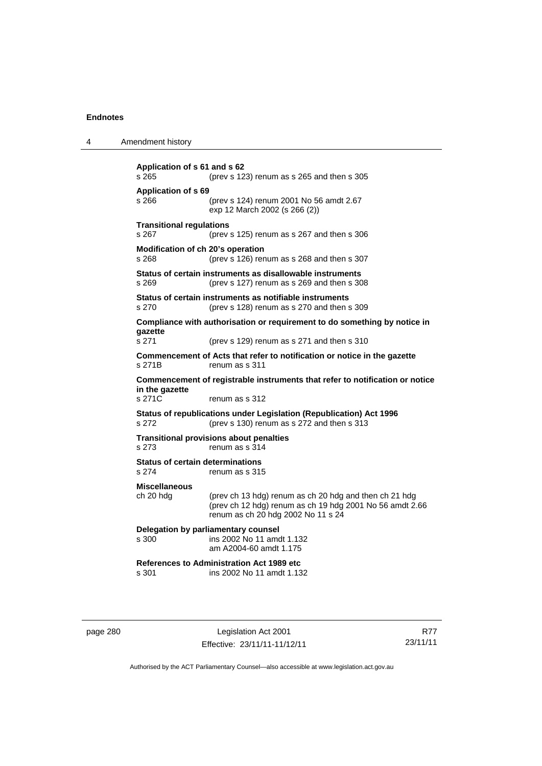**Application of s 61 and s 62**
s 265 (prev s 123) renum as s 265 and then s 305

**Application of s 69**
s 266 (prev s 124) renum 2001 No 56 amdt 2.67
exp 12 March 2002 (s 266 (2))

**Transitional regulations**
s 267 (prev s 125) renum as s 267 and then s 306

**Modification of ch 20's operation**
s 268 (prev s 126) renum as s 268 and then s 307

**Status of certain instruments as disallowable instruments**
s 269 (prev s 127) renum as s 269 and then s 308

**Status of certain instruments as notifiable instruments**
s 270 (prev s 128) renum as s 270 and then s 309

**Compliance with authorisation or requirement to do something by notice in gazette**
s 271 (prev s 129) renum as s 271 and then s 310

**Commencement of Acts that refer to notification or notice in the gazette**
s 271B renum as s 311

**Commencement of registrable instruments that refer to notification or notice in the gazette**
s 271C renum as s 312

**Status of republications under Legislation (Republication) Act 1996**
s 272 (prev s 130) renum as s 272 and then s 313

**Transitional provisions about penalties**
s 273 renum as s 314

**Status of certain determinations**
s 274 renum as s 315

**Miscellaneous**
ch 20 hdg (prev ch 13 hdg) renum as ch 20 hdg and then ch 21 hdg
(prev ch 12 hdg) renum as ch 19 hdg 2001 No 56 amdt 2.66
renum as ch 20 hdg 2002 No 11 s 24

**Delegation by parliamentary counsel**
s 300 ins 2002 No 11 amdt 1.132
am A2004-60 amdt 1.175

**References to Administration Act 1989 etc**
s 301 ins 2002 No 11 amdt 1.132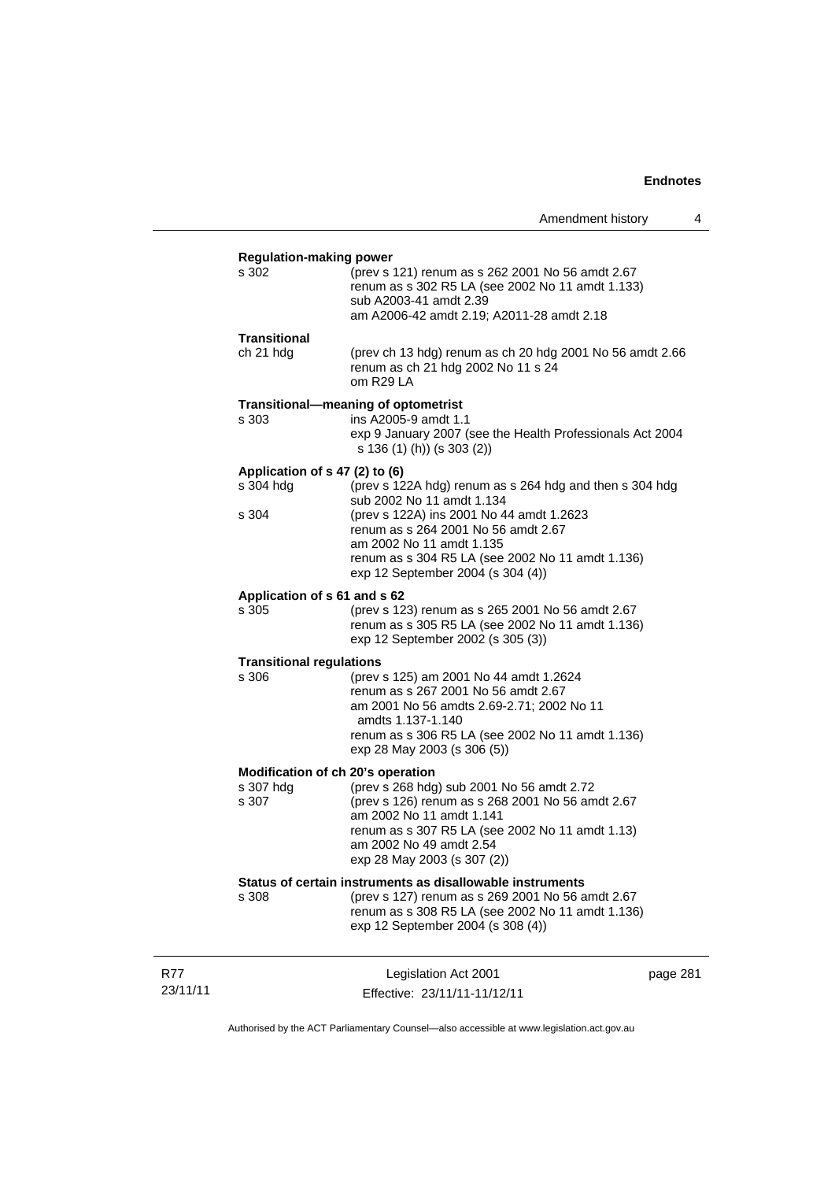**Regulation-making power**

| | |
|---|---|
| s 302 | (prev s 121) renum as s 262 2001 No 56 amdt 2.67<br>renum as s 302 R5 LA (see 2002 No 11 amdt 1.133)<br>sub A2003-41 amdt 2.39<br>am A2006-42 amdt 2.19; A2011-28 amdt 2.18 |

**Transitional**

| | |
|---|---|
| ch 21 hdg | (prev ch 13 hdg) renum as ch 20 hdg 2001 No 56 amdt 2.66<br>renum as ch 21 hdg 2002 No 11 s 24<br>om R29 LA |

**Transitional—meaning of optometrist**

| | |
|---|---|
| s 303 | ins A2005-9 amdt 1.1<br>exp 9 January 2007 (see the Health Professionals Act 2004 s 136 (1) (h)) (s 303 (2)) |

**Application of s 47 (2) to (6)**

| | |
|---|---|
| s 304 hdg | (prev s 122A hdg) renum as s 264 hdg and then s 304 hdg<br>sub 2002 No 11 amdt 1.134 |
| s 304 | (prev s 122A) ins 2001 No 44 amdt 1.2623<br>renum as s 264 2001 No 56 amdt 2.67<br>am 2002 No 11 amdt 1.135<br>renum as s 304 R5 LA (see 2002 No 11 amdt 1.136)<br>exp 12 September 2004 (s 304 (4)) |

**Application of s 61 and s 62**

| | |
|---|---|
| s 305 | (prev s 123) renum as s 265 2001 No 56 amdt 2.67<br>renum as s 305 R5 LA (see 2002 No 11 amdt 1.136)<br>exp 12 September 2002 (s 305 (3)) |

**Transitional regulations**

| | |
|---|---|
| s 306 | (prev s 125) am 2001 No 44 amdt 1.2624<br>renum as s 267 2001 No 56 amdt 2.67<br>am 2001 No 56 amdts 2.69-2.71; 2002 No 11 amdts 1.137-1.140<br>renum as s 306 R5 LA (see 2002 No 11 amdt 1.136)<br>exp 28 May 2003 (s 306 (5)) |

**Modification of ch 20's operation**

| | |
|---|---|
| s 307 hdg | (prev s 268 hdg) sub 2001 No 56 amdt 2.72 |
| s 307 | (prev s 126) renum as s 268 2001 No 56 amdt 2.67<br>am 2002 No 11 amdt 1.141<br>renum as s 307 R5 LA (see 2002 No 11 amdt 1.13)<br>am 2002 No 49 amdt 2.54<br>exp 28 May 2003 (s 307 (2)) |

**Status of certain instruments as disallowable instruments**

| | |
|---|---|
| s 308 | (prev s 127) renum as s 269 2001 No 56 amdt 2.67<br>renum as s 308 R5 LA (see 2002 No 11 amdt 1.136)<br>exp 12 September 2004 (s 308 (4)) |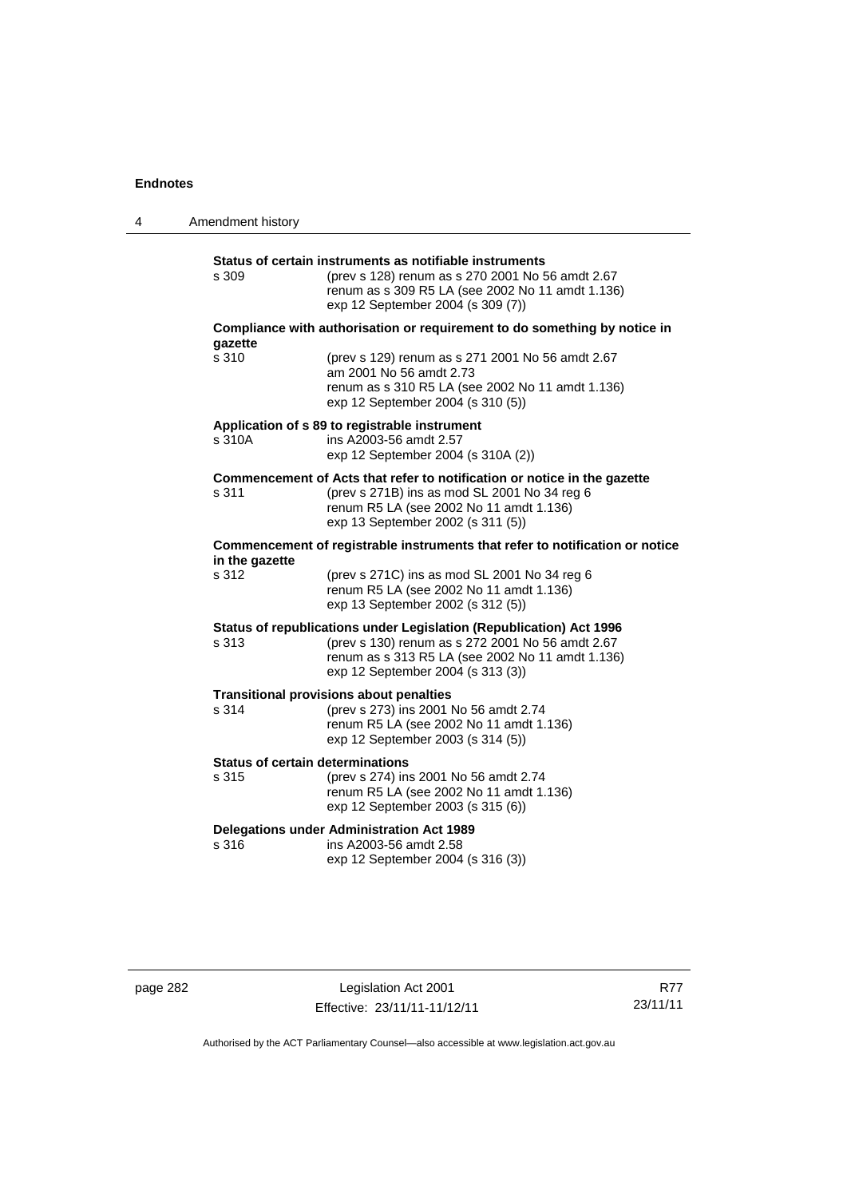**Status of certain instruments as notifiable instruments**

s 309 (prev s 128) renum as s 270 2001 No 56 amdt 2.67
renum as s 309 R5 LA (see 2002 No 11 amdt 1.136)
exp 12 September 2004 (s 309 (7))

**Compliance with authorisation or requirement to do something by notice in gazette**

s 310 (prev s 129) renum as s 271 2001 No 56 amdt 2.67
am 2001 No 56 amdt 2.73
renum as s 310 R5 LA (see 2002 No 11 amdt 1.136)
exp 12 September 2004 (s 310 (5))

**Application of s 89 to registrable instrument**

s 310A ins A2003-56 amdt 2.57
exp 12 September 2004 (s 310A (2))

**Commencement of Acts that refer to notification or notice in the gazette**

s 311 (prev s 271B) ins as mod SL 2001 No 34 reg 6
renum R5 LA (see 2002 No 11 amdt 1.136)
exp 13 September 2002 (s 311 (5))

**Commencement of registrable instruments that refer to notification or notice in the gazette**

s 312 (prev s 271C) ins as mod SL 2001 No 34 reg 6
renum R5 LA (see 2002 No 11 amdt 1.136)
exp 13 September 2002 (s 312 (5))

**Status of republications under Legislation (Republication) Act 1996**

s 313 (prev s 130) renum as s 272 2001 No 56 amdt 2.67
renum as s 313 R5 LA (see 2002 No 11 amdt 1.136)
exp 12 September 2004 (s 313 (3))

**Transitional provisions about penalties**

s 314 (prev s 273) ins 2001 No 56 amdt 2.74
renum R5 LA (see 2002 No 11 amdt 1.136)
exp 12 September 2003 (s 314 (5))

**Status of certain determinations**

s 315 (prev s 274) ins 2001 No 56 amdt 2.74
renum R5 LA (see 2002 No 11 amdt 1.136)
exp 12 September 2003 (s 315 (6))

**Delegations under Administration Act 1989**

s 316 ins A2003-56 amdt 2.58
exp 12 September 2004 (s 316 (3))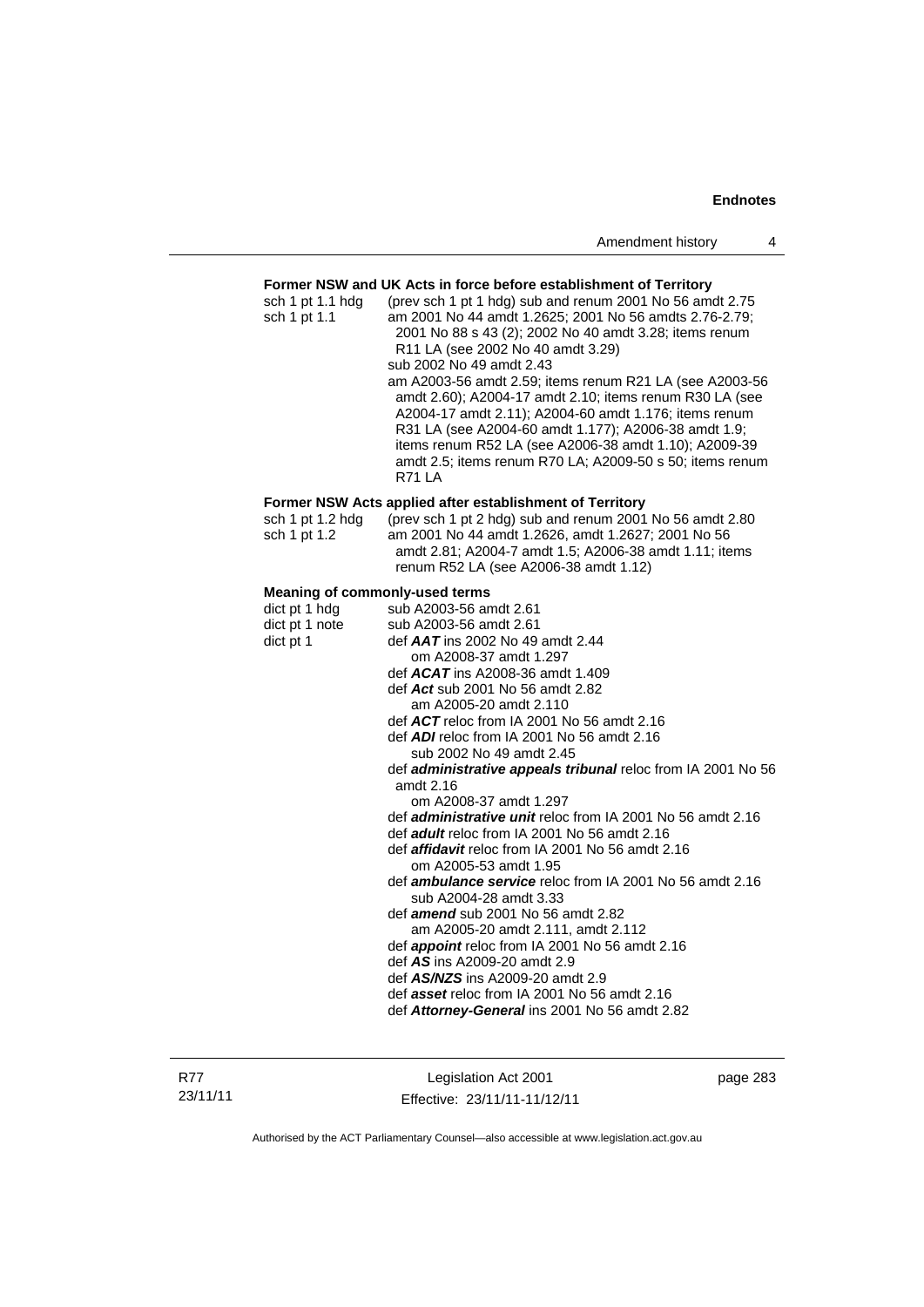**Former NSW and UK Acts in force before establishment of Territory**

sch 1 pt 1.1 hdg (prev sch 1 pt 1 hdg) sub and renum 2001 No 56 amdt 2.75

sch 1 pt 1.1 am 2001 No 44 amdt 1.2625; 2001 No 56 amdts 2.76-2.79; 2001 No 88 s 43 (2); 2002 No 40 amdt 3.28; items renum R11 LA (see 2002 No 40 amdt 3.29)
sub 2002 No 49 amdt 2.43
am A2003-56 amdt 2.59; items renum R21 LA (see A2003-56 amdt 2.60); A2004-17 amdt 2.10; items renum R30 LA (see A2004-17 amdt 2.11); A2004-60 amdt 1.176; items renum R31 LA (see A2004-60 amdt 1.177); A2006-38 amdt 1.9; items renum R52 LA (see A2006-38 amdt 1.10); A2009-39 amdt 2.5; items renum R70 LA; A2009-50 s 50; items renum R71 LA

**Former NSW Acts applied after establishment of Territory**

sch 1 pt 1.2 hdg (prev sch 1 pt 2 hdg) sub and renum 2001 No 56 amdt 2.80

sch 1 pt 1.2 am 2001 No 44 amdt 1.2626, amdt 1.2627; 2001 No 56 amdt 2.81; A2004-7 amdt 1.5; A2006-38 amdt 1.11; items renum R52 LA (see A2006-38 amdt 1.12)

**Meaning of commonly-used terms**

dict pt 1 hdg sub A2003-56 amdt 2.61

dict pt 1 note sub A2003-56 amdt 2.61

dict pt 1 def ***AAT*** ins 2002 No 49 amdt 2.44
om A2008-37 amdt 1.297
def ***ACAT*** ins A2008-36 amdt 1.409
def ***Act*** sub 2001 No 56 amdt 2.82
am A2005-20 amdt 2.110
def ***ACT*** reloc from IA 2001 No 56 amdt 2.16
def ***ADI*** reloc from IA 2001 No 56 amdt 2.16
sub 2002 No 49 amdt 2.45
def ***administrative appeals tribunal*** reloc from IA 2001 No 56 amdt 2.16
om A2008-37 amdt 1.297
def ***administrative unit*** reloc from IA 2001 No 56 amdt 2.16
def ***adult*** reloc from IA 2001 No 56 amdt 2.16
def ***affidavit*** reloc from IA 2001 No 56 amdt 2.16
om A2005-53 amdt 1.95
def ***ambulance service*** reloc from IA 2001 No 56 amdt 2.16
sub A2004-28 amdt 3.33
def ***amend*** sub 2001 No 56 amdt 2.82
am A2005-20 amdt 2.111, amdt 2.112
def ***appoint*** reloc from IA 2001 No 56 amdt 2.16
def ***AS*** ins A2009-20 amdt 2.9
def ***AS/NZS*** ins A2009-20 amdt 2.9
def ***asset*** reloc from IA 2001 No 56 amdt 2.16
def ***Attorney-General*** ins 2001 No 56 amdt 2.82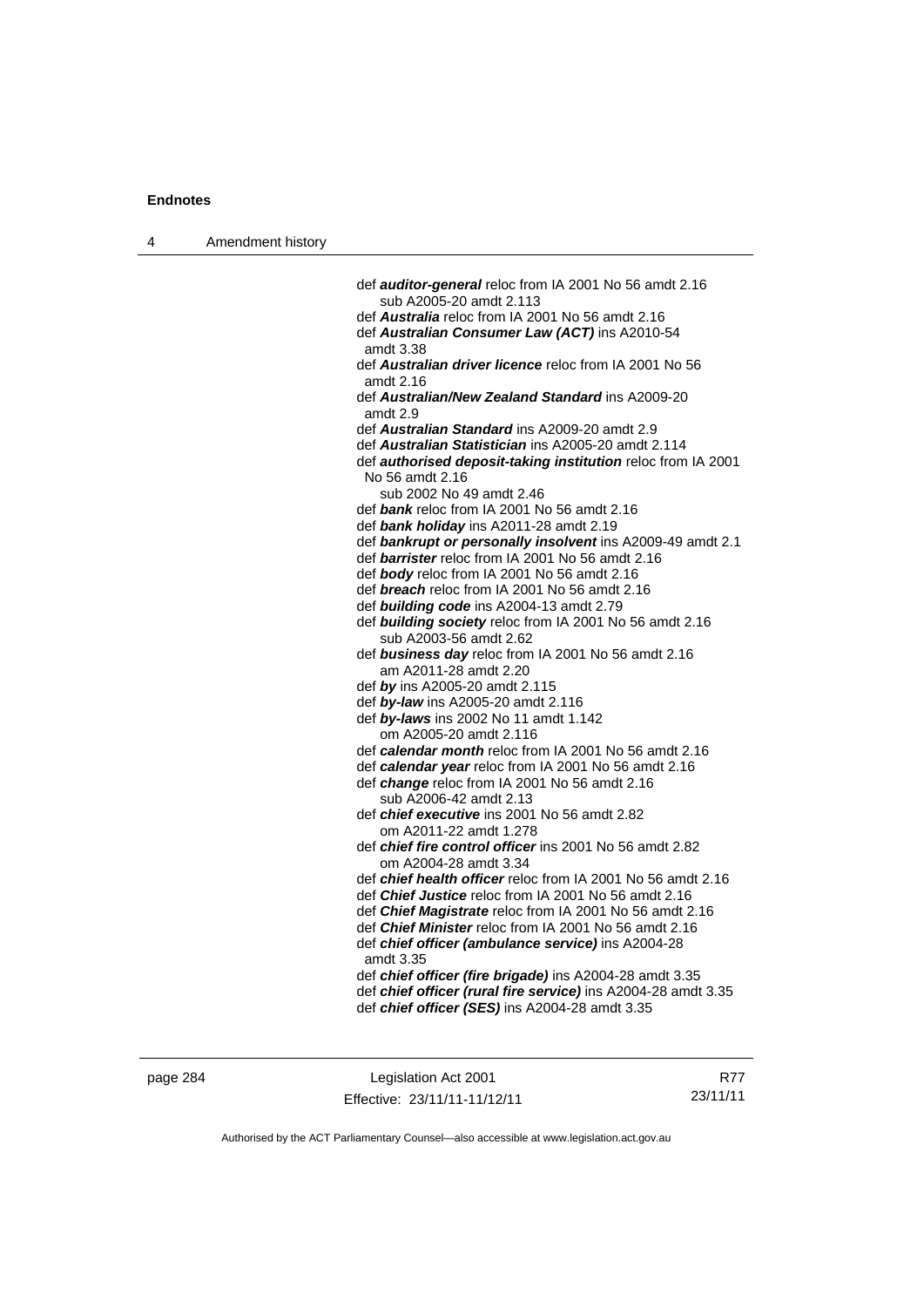def ***auditor-general*** reloc from IA 2001 No 56 amdt 2.16
    sub A2005-20 amdt 2.113
def ***Australia*** reloc from IA 2001 No 56 amdt 2.16
def ***Australian Consumer Law (ACT)*** ins A2010-54
  amdt 3.38
def ***Australian driver licence*** reloc from IA 2001 No 56
  amdt 2.16
def ***Australian/New Zealand Standard*** ins A2009-20
  amdt 2.9
def ***Australian Standard*** ins A2009-20 amdt 2.9
def ***Australian Statistician*** ins A2005-20 amdt 2.114
def ***authorised deposit-taking institution*** reloc from IA 2001
  No 56 amdt 2.16
    sub 2002 No 49 amdt 2.46
def ***bank*** reloc from IA 2001 No 56 amdt 2.16
def ***bank holiday*** ins A2011-28 amdt 2.19
def ***bankrupt or personally insolvent*** ins A2009-49 amdt 2.1
def ***barrister*** reloc from IA 2001 No 56 amdt 2.16
def ***body*** reloc from IA 2001 No 56 amdt 2.16
def ***breach*** reloc from IA 2001 No 56 amdt 2.16
def ***building code*** ins A2004-13 amdt 2.79
def ***building society*** reloc from IA 2001 No 56 amdt 2.16
    sub A2003-56 amdt 2.62
def ***business day*** reloc from IA 2001 No 56 amdt 2.16
    am A2011-28 amdt 2.20
def ***by*** ins A2005-20 amdt 2.115
def ***by-law*** ins A2005-20 amdt 2.116
def ***by-laws*** ins 2002 No 11 amdt 1.142
    om A2005-20 amdt 2.116
def ***calendar month*** reloc from IA 2001 No 56 amdt 2.16
def ***calendar year*** reloc from IA 2001 No 56 amdt 2.16
def ***change*** reloc from IA 2001 No 56 amdt 2.16
    sub A2006-42 amdt 2.13
def ***chief executive*** ins 2001 No 56 amdt 2.82
    om A2011-22 amdt 1.278
def ***chief fire control officer*** ins 2001 No 56 amdt 2.82
    om A2004-28 amdt 3.34
def ***chief health officer*** reloc from IA 2001 No 56 amdt 2.16
def ***Chief Justice*** reloc from IA 2001 No 56 amdt 2.16
def ***Chief Magistrate*** reloc from IA 2001 No 56 amdt 2.16
def ***Chief Minister*** reloc from IA 2001 No 56 amdt 2.16
def ***chief officer (ambulance service)*** ins A2004-28
  amdt 3.35
def ***chief officer (fire brigade)*** ins A2004-28 amdt 3.35
def ***chief officer (rural fire service)*** ins A2004-28 amdt 3.35
def ***chief officer (SES)*** ins A2004-28 amdt 3.35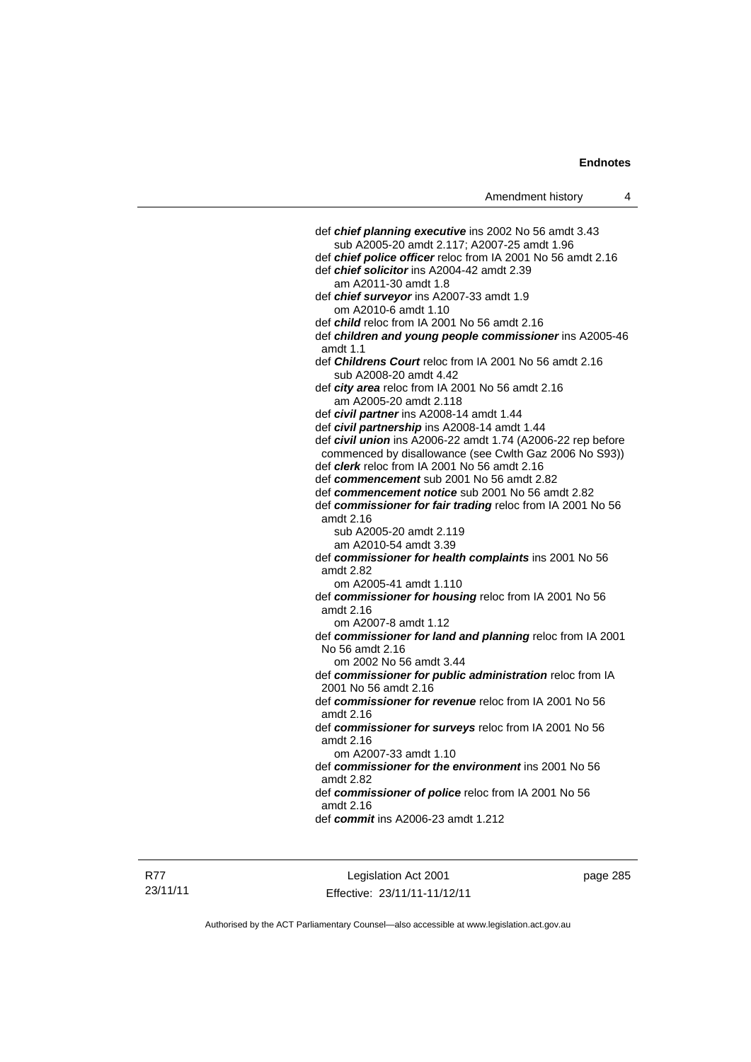def ***chief planning executive*** ins 2002 No 56 amdt 3.43
sub A2005-20 amdt 2.117; A2007-25 amdt 1.96

def ***chief police officer*** reloc from IA 2001 No 56 amdt 2.16

def ***chief solicitor*** ins A2004-42 amdt 2.39
am A2011-30 amdt 1.8

def ***chief surveyor*** ins A2007-33 amdt 1.9
om A2010-6 amdt 1.10

def ***child*** reloc from IA 2001 No 56 amdt 2.16

def ***children and young people commissioner*** ins A2005-46 amdt 1.1

def ***Childrens Court*** reloc from IA 2001 No 56 amdt 2.16
sub A2008-20 amdt 4.42

def ***city area*** reloc from IA 2001 No 56 amdt 2.16
am A2005-20 amdt 2.118

def ***civil partner*** ins A2008-14 amdt 1.44

def ***civil partnership*** ins A2008-14 amdt 1.44

def ***civil union*** ins A2006-22 amdt 1.74 (A2006-22 rep before commenced by disallowance (see Cwlth Gaz 2006 No S93))

def ***clerk*** reloc from IA 2001 No 56 amdt 2.16

def ***commencement*** sub 2001 No 56 amdt 2.82

def ***commencement notice*** sub 2001 No 56 amdt 2.82

def ***commissioner for fair trading*** reloc from IA 2001 No 56 amdt 2.16
sub A2005-20 amdt 2.119
am A2010-54 amdt 3.39

def ***commissioner for health complaints*** ins 2001 No 56 amdt 2.82
om A2005-41 amdt 1.110

def ***commissioner for housing*** reloc from IA 2001 No 56 amdt 2.16
om A2007-8 amdt 1.12

def ***commissioner for land and planning*** reloc from IA 2001 No 56 amdt 2.16
om 2002 No 56 amdt 3.44

def ***commissioner for public administration*** reloc from IA 2001 No 56 amdt 2.16

def ***commissioner for revenue*** reloc from IA 2001 No 56 amdt 2.16

def ***commissioner for surveys*** reloc from IA 2001 No 56 amdt 2.16
om A2007-33 amdt 1.10

def ***commissioner for the environment*** ins 2001 No 56 amdt 2.82

def ***commissioner of police*** reloc from IA 2001 No 56 amdt 2.16

def ***commit*** ins A2006-23 amdt 1.212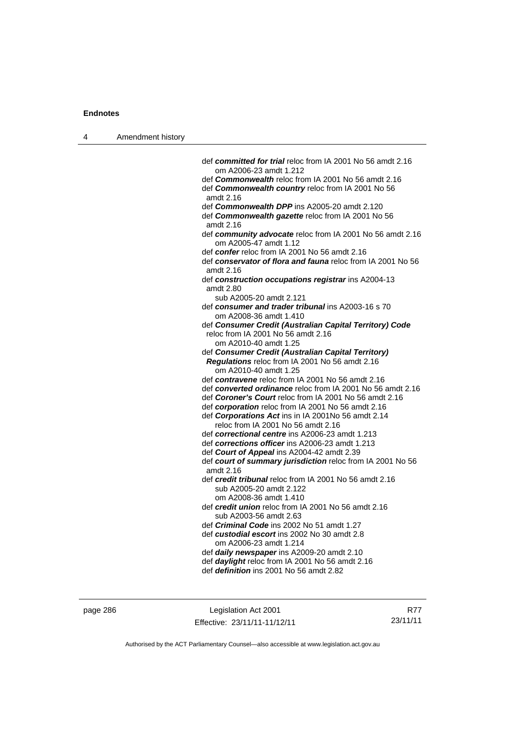def ***committed for trial*** reloc from IA 2001 No 56 amdt 2.16
om A2006-23 amdt 1.212

def ***Commonwealth*** reloc from IA 2001 No 56 amdt 2.16

def ***Commonwealth country*** reloc from IA 2001 No 56 amdt 2.16

def ***Commonwealth DPP*** ins A2005-20 amdt 2.120

def ***Commonwealth gazette*** reloc from IA 2001 No 56 amdt 2.16

def ***community advocate*** reloc from IA 2001 No 56 amdt 2.16
om A2005-47 amdt 1.12

def ***confer*** reloc from IA 2001 No 56 amdt 2.16

def ***conservator of flora and fauna*** reloc from IA 2001 No 56 amdt 2.16

def ***construction occupations registrar*** ins A2004-13 amdt 2.80
sub A2005-20 amdt 2.121

def ***consumer and trader tribunal*** ins A2003-16 s 70
om A2008-36 amdt 1.410

def ***Consumer Credit (Australian Capital Territory) Code*** reloc from IA 2001 No 56 amdt 2.16
om A2010-40 amdt 1.25

def ***Consumer Credit (Australian Capital Territory) Regulations*** reloc from IA 2001 No 56 amdt 2.16
om A2010-40 amdt 1.25

def ***contravene*** reloc from IA 2001 No 56 amdt 2.16

def ***converted ordinance*** reloc from IA 2001 No 56 amdt 2.16

def ***Coroner's Court*** reloc from IA 2001 No 56 amdt 2.16

def ***corporation*** reloc from IA 2001 No 56 amdt 2.16

def ***Corporations Act*** ins in IA 2001No 56 amdt 2.14
reloc from IA 2001 No 56 amdt 2.16

def ***correctional centre*** ins A2006-23 amdt 1.213

def ***corrections officer*** ins A2006-23 amdt 1.213

def ***Court of Appeal*** ins A2004-42 amdt 2.39

def ***court of summary jurisdiction*** reloc from IA 2001 No 56 amdt 2.16

def ***credit tribunal*** reloc from IA 2001 No 56 amdt 2.16
sub A2005-20 amdt 2.122
om A2008-36 amdt 1.410

def ***credit union*** reloc from IA 2001 No 56 amdt 2.16
sub A2003-56 amdt 2.63

def ***Criminal Code*** ins 2002 No 51 amdt 1.27

def ***custodial escort*** ins 2002 No 30 amdt 2.8
om A2006-23 amdt 1.214

def ***daily newspaper*** ins A2009-20 amdt 2.10

def ***daylight*** reloc from IA 2001 No 56 amdt 2.16

def ***definition*** ins 2001 No 56 amdt 2.82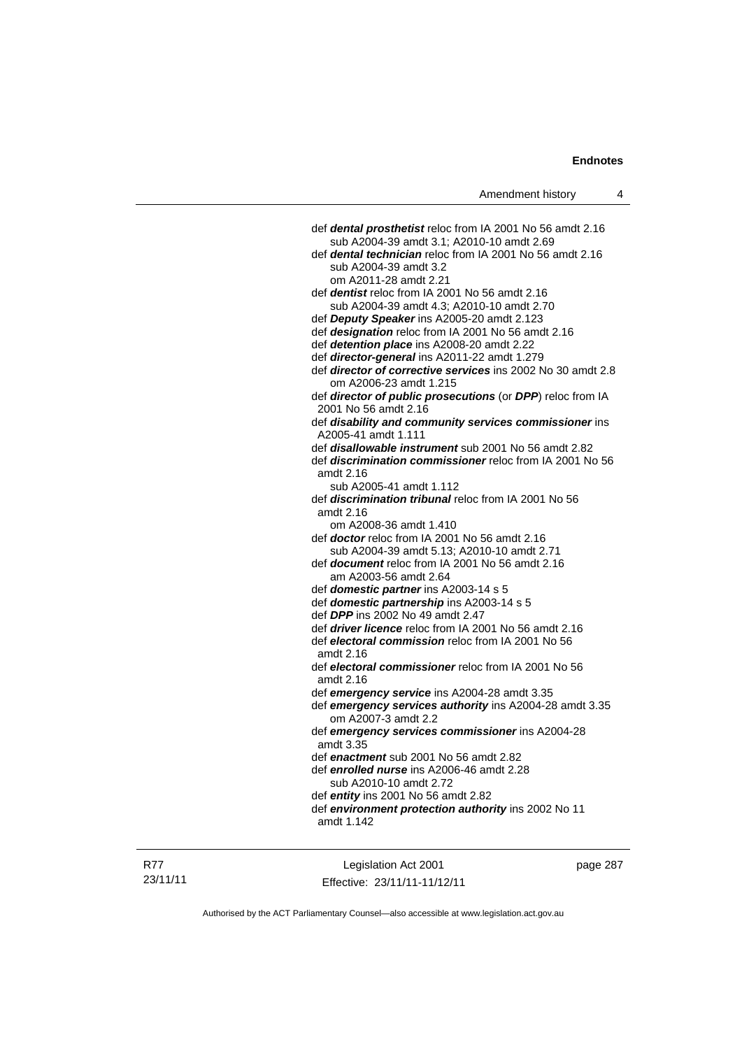def ***dental prosthetist*** reloc from IA 2001 No 56 amdt 2.16
sub A2004-39 amdt 3.1; A2010-10 amdt 2.69

def ***dental technician*** reloc from IA 2001 No 56 amdt 2.16
sub A2004-39 amdt 3.2
om A2011-28 amdt 2.21

def ***dentist*** reloc from IA 2001 No 56 amdt 2.16
sub A2004-39 amdt 4.3; A2010-10 amdt 2.70

def ***Deputy Speaker*** ins A2005-20 amdt 2.123

def ***designation*** reloc from IA 2001 No 56 amdt 2.16

def ***detention place*** ins A2008-20 amdt 2.22

def ***director-general*** ins A2011-22 amdt 1.279

def ***director of corrective services*** ins 2002 No 30 amdt 2.8
om A2006-23 amdt 1.215

def ***director of public prosecutions*** (or ***DPP***) reloc from IA 2001 No 56 amdt 2.16

def ***disability and community services commissioner*** ins A2005-41 amdt 1.111

def ***disallowable instrument*** sub 2001 No 56 amdt 2.82

def ***discrimination commissioner*** reloc from IA 2001 No 56 amdt 2.16
sub A2005-41 amdt 1.112

def ***discrimination tribunal*** reloc from IA 2001 No 56 amdt 2.16
om A2008-36 amdt 1.410

def ***doctor*** reloc from IA 2001 No 56 amdt 2.16
sub A2004-39 amdt 5.13; A2010-10 amdt 2.71

def ***document*** reloc from IA 2001 No 56 amdt 2.16
am A2003-56 amdt 2.64

def ***domestic partner*** ins A2003-14 s 5

def ***domestic partnership*** ins A2003-14 s 5

def ***DPP*** ins 2002 No 49 amdt 2.47

def ***driver licence*** reloc from IA 2001 No 56 amdt 2.16

def ***electoral commission*** reloc from IA 2001 No 56 amdt 2.16

def ***electoral commissioner*** reloc from IA 2001 No 56 amdt 2.16

def ***emergency service*** ins A2004-28 amdt 3.35

def ***emergency services authority*** ins A2004-28 amdt 3.35
om A2007-3 amdt 2.2

def ***emergency services commissioner*** ins A2004-28 amdt 3.35

def ***enactment*** sub 2001 No 56 amdt 2.82

def ***enrolled nurse*** ins A2006-46 amdt 2.28
sub A2010-10 amdt 2.72

def ***entity*** ins 2001 No 56 amdt 2.82

def ***environment protection authority*** ins 2002 No 11 amdt 1.142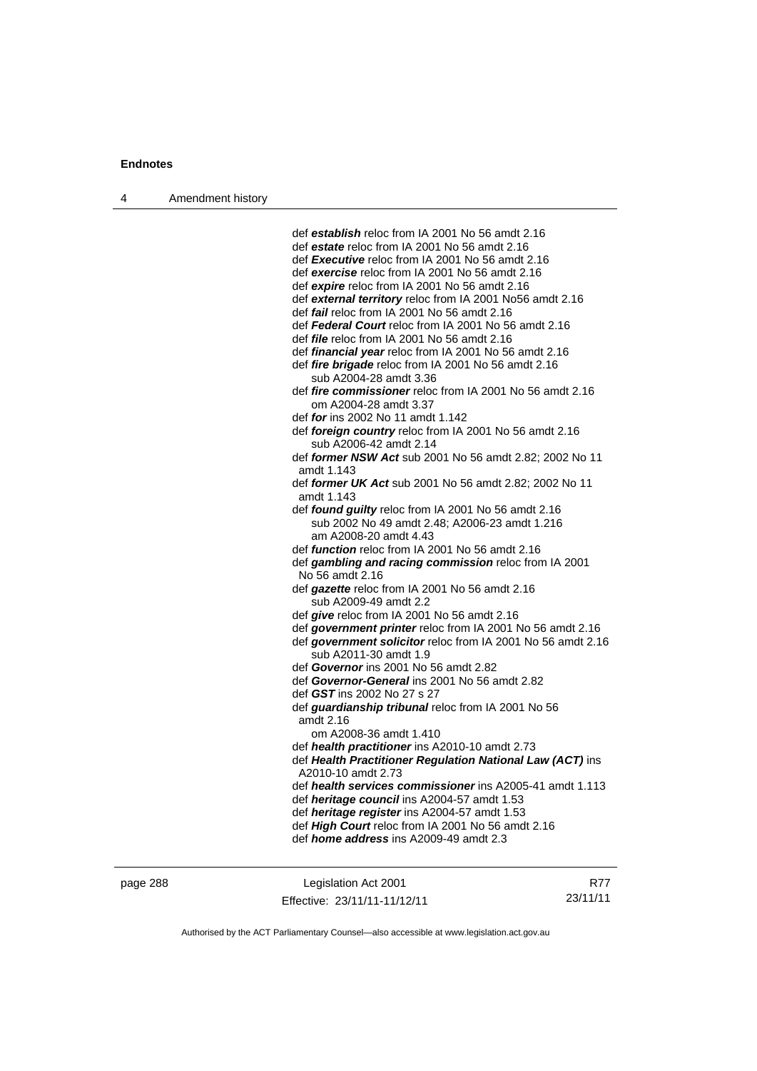def ***establish*** reloc from IA 2001 No 56 amdt 2.16
def ***estate*** reloc from IA 2001 No 56 amdt 2.16
def ***Executive*** reloc from IA 2001 No 56 amdt 2.16
def ***exercise*** reloc from IA 2001 No 56 amdt 2.16
def ***expire*** reloc from IA 2001 No 56 amdt 2.16
def ***external territory*** reloc from IA 2001 No56 amdt 2.16
def ***fail*** reloc from IA 2001 No 56 amdt 2.16
def ***Federal Court*** reloc from IA 2001 No 56 amdt 2.16
def ***file*** reloc from IA 2001 No 56 amdt 2.16
def ***financial year*** reloc from IA 2001 No 56 amdt 2.16
def ***fire brigade*** reloc from IA 2001 No 56 amdt 2.16
  sub A2004-28 amdt 3.36
def ***fire commissioner*** reloc from IA 2001 No 56 amdt 2.16
  om A2004-28 amdt 3.37
def ***for*** ins 2002 No 11 amdt 1.142
def ***foreign country*** reloc from IA 2001 No 56 amdt 2.16
  sub A2006-42 amdt 2.14
def ***former NSW Act*** sub 2001 No 56 amdt 2.82; 2002 No 11 amdt 1.143
def ***former UK Act*** sub 2001 No 56 amdt 2.82; 2002 No 11 amdt 1.143
def ***found guilty*** reloc from IA 2001 No 56 amdt 2.16
  sub 2002 No 49 amdt 2.48; A2006-23 amdt 1.216
  am A2008-20 amdt 4.43
def ***function*** reloc from IA 2001 No 56 amdt 2.16
def ***gambling and racing commission*** reloc from IA 2001 No 56 amdt 2.16
def ***gazette*** reloc from IA 2001 No 56 amdt 2.16
  sub A2009-49 amdt 2.2
def ***give*** reloc from IA 2001 No 56 amdt 2.16
def ***government printer*** reloc from IA 2001 No 56 amdt 2.16
def ***government solicitor*** reloc from IA 2001 No 56 amdt 2.16
  sub A2011-30 amdt 1.9
def ***Governor*** ins 2001 No 56 amdt 2.82
def ***Governor-General*** ins 2001 No 56 amdt 2.82
def ***GST*** ins 2002 No 27 s 27
def ***guardianship tribunal*** reloc from IA 2001 No 56 amdt 2.16
  om A2008-36 amdt 1.410
def ***health practitioner*** ins A2010-10 amdt 2.73
def ***Health Practitioner Regulation National Law (ACT)*** ins A2010-10 amdt 2.73
def ***health services commissioner*** ins A2005-41 amdt 1.113
def ***heritage council*** ins A2004-57 amdt 1.53
def ***heritage register*** ins A2004-57 amdt 1.53
def ***High Court*** reloc from IA 2001 No 56 amdt 2.16
def ***home address*** ins A2009-49 amdt 2.3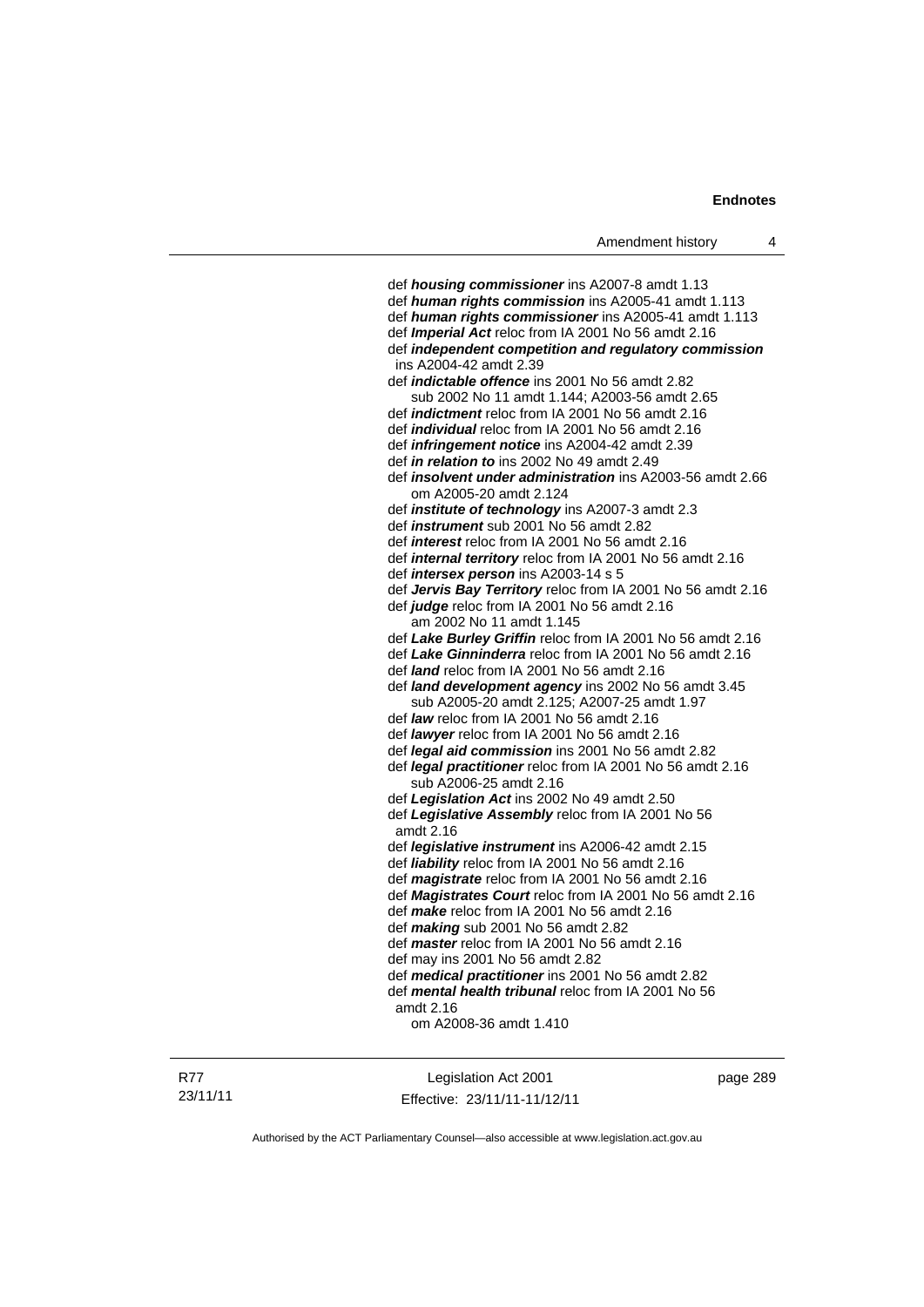def ***housing commissioner*** ins A2007-8 amdt 1.13
def ***human rights commission*** ins A2005-41 amdt 1.113
def ***human rights commissioner*** ins A2005-41 amdt 1.113
def ***Imperial Act*** reloc from IA 2001 No 56 amdt 2.16
def ***independent competition and regulatory commission*** ins A2004-42 amdt 2.39
def ***indictable offence*** ins 2001 No 56 amdt 2.82
sub 2002 No 11 amdt 1.144; A2003-56 amdt 2.65
def ***indictment*** reloc from IA 2001 No 56 amdt 2.16
def ***individual*** reloc from IA 2001 No 56 amdt 2.16
def ***infringement notice*** ins A2004-42 amdt 2.39
def ***in relation to*** ins 2002 No 49 amdt 2.49
def ***insolvent under administration*** ins A2003-56 amdt 2.66
om A2005-20 amdt 2.124
def ***institute of technology*** ins A2007-3 amdt 2.3
def ***instrument*** sub 2001 No 56 amdt 2.82
def ***interest*** reloc from IA 2001 No 56 amdt 2.16
def ***internal territory*** reloc from IA 2001 No 56 amdt 2.16
def ***intersex person*** ins A2003-14 s 5
def ***Jervis Bay Territory*** reloc from IA 2001 No 56 amdt 2.16
def ***judge*** reloc from IA 2001 No 56 amdt 2.16
am 2002 No 11 amdt 1.145
def ***Lake Burley Griffin*** reloc from IA 2001 No 56 amdt 2.16
def ***Lake Ginninderra*** reloc from IA 2001 No 56 amdt 2.16
def ***land*** reloc from IA 2001 No 56 amdt 2.16
def ***land development agency*** ins 2002 No 56 amdt 3.45
sub A2005-20 amdt 2.125; A2007-25 amdt 1.97
def ***law*** reloc from IA 2001 No 56 amdt 2.16
def ***lawyer*** reloc from IA 2001 No 56 amdt 2.16
def ***legal aid commission*** ins 2001 No 56 amdt 2.82
def ***legal practitioner*** reloc from IA 2001 No 56 amdt 2.16
sub A2006-25 amdt 2.16
def ***Legislation Act*** ins 2002 No 49 amdt 2.50
def ***Legislative Assembly*** reloc from IA 2001 No 56 amdt 2.16
def ***legislative instrument*** ins A2006-42 amdt 2.15
def ***liability*** reloc from IA 2001 No 56 amdt 2.16
def ***magistrate*** reloc from IA 2001 No 56 amdt 2.16
def ***Magistrates Court*** reloc from IA 2001 No 56 amdt 2.16
def ***make*** reloc from IA 2001 No 56 amdt 2.16
def ***making*** sub 2001 No 56 amdt 2.82
def ***master*** reloc from IA 2001 No 56 amdt 2.16
def may ins 2001 No 56 amdt 2.82
def ***medical practitioner*** ins 2001 No 56 amdt 2.82
def ***mental health tribunal*** reloc from IA 2001 No 56 amdt 2.16
om A2008-36 amdt 1.410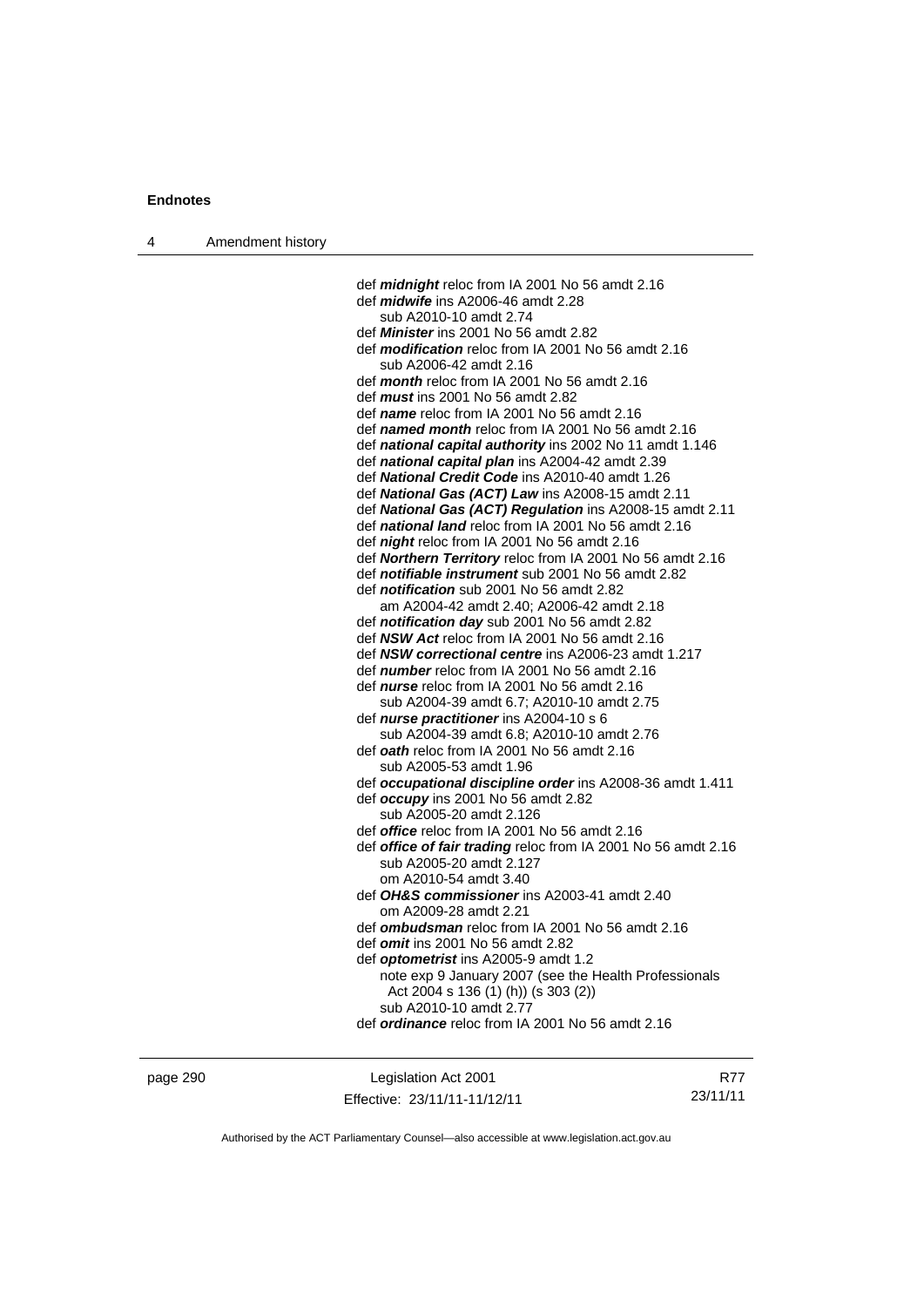def ***midnight*** reloc from IA 2001 No 56 amdt 2.16
def ***midwife*** ins A2006-46 amdt 2.28
  sub A2010-10 amdt 2.74
def ***Minister*** ins 2001 No 56 amdt 2.82
def ***modification*** reloc from IA 2001 No 56 amdt 2.16
  sub A2006-42 amdt 2.16
def ***month*** reloc from IA 2001 No 56 amdt 2.16
def ***must*** ins 2001 No 56 amdt 2.82
def ***name*** reloc from IA 2001 No 56 amdt 2.16
def ***named month*** reloc from IA 2001 No 56 amdt 2.16
def ***national capital authority*** ins 2002 No 11 amdt 1.146
def ***national capital plan*** ins A2004-42 amdt 2.39
def ***National Credit Code*** ins A2010-40 amdt 1.26
def ***National Gas (ACT) Law*** ins A2008-15 amdt 2.11
def ***National Gas (ACT) Regulation*** ins A2008-15 amdt 2.11
def ***national land*** reloc from IA 2001 No 56 amdt 2.16
def ***night*** reloc from IA 2001 No 56 amdt 2.16
def ***Northern Territory*** reloc from IA 2001 No 56 amdt 2.16
def ***notifiable instrument*** sub 2001 No 56 amdt 2.82
def ***notification*** sub 2001 No 56 amdt 2.82
  am A2004-42 amdt 2.40; A2006-42 amdt 2.18
def ***notification day*** sub 2001 No 56 amdt 2.82
def ***NSW Act*** reloc from IA 2001 No 56 amdt 2.16
def ***NSW correctional centre*** ins A2006-23 amdt 1.217
def ***number*** reloc from IA 2001 No 56 amdt 2.16
def ***nurse*** reloc from IA 2001 No 56 amdt 2.16
  sub A2004-39 amdt 6.7; A2010-10 amdt 2.75
def ***nurse practitioner*** ins A2004-10 s 6
  sub A2004-39 amdt 6.8; A2010-10 amdt 2.76
def ***oath*** reloc from IA 2001 No 56 amdt 2.16
  sub A2005-53 amdt 1.96
def ***occupational discipline order*** ins A2008-36 amdt 1.411
def ***occupy*** ins 2001 No 56 amdt 2.82
  sub A2005-20 amdt 2.126
def ***office*** reloc from IA 2001 No 56 amdt 2.16
def ***office of fair trading*** reloc from IA 2001 No 56 amdt 2.16
  sub A2005-20 amdt 2.127
  om A2010-54 amdt 3.40
def ***OH&S commissioner*** ins A2003-41 amdt 2.40
  om A2009-28 amdt 2.21
def ***ombudsman*** reloc from IA 2001 No 56 amdt 2.16
def ***omit*** ins 2001 No 56 amdt 2.82
def ***optometrist*** ins A2005-9 amdt 1.2
  note exp 9 January 2007 (see the Health Professionals Act 2004 s 136 (1) (h)) (s 303 (2))
  sub A2010-10 amdt 2.77
def ***ordinance*** reloc from IA 2001 No 56 amdt 2.16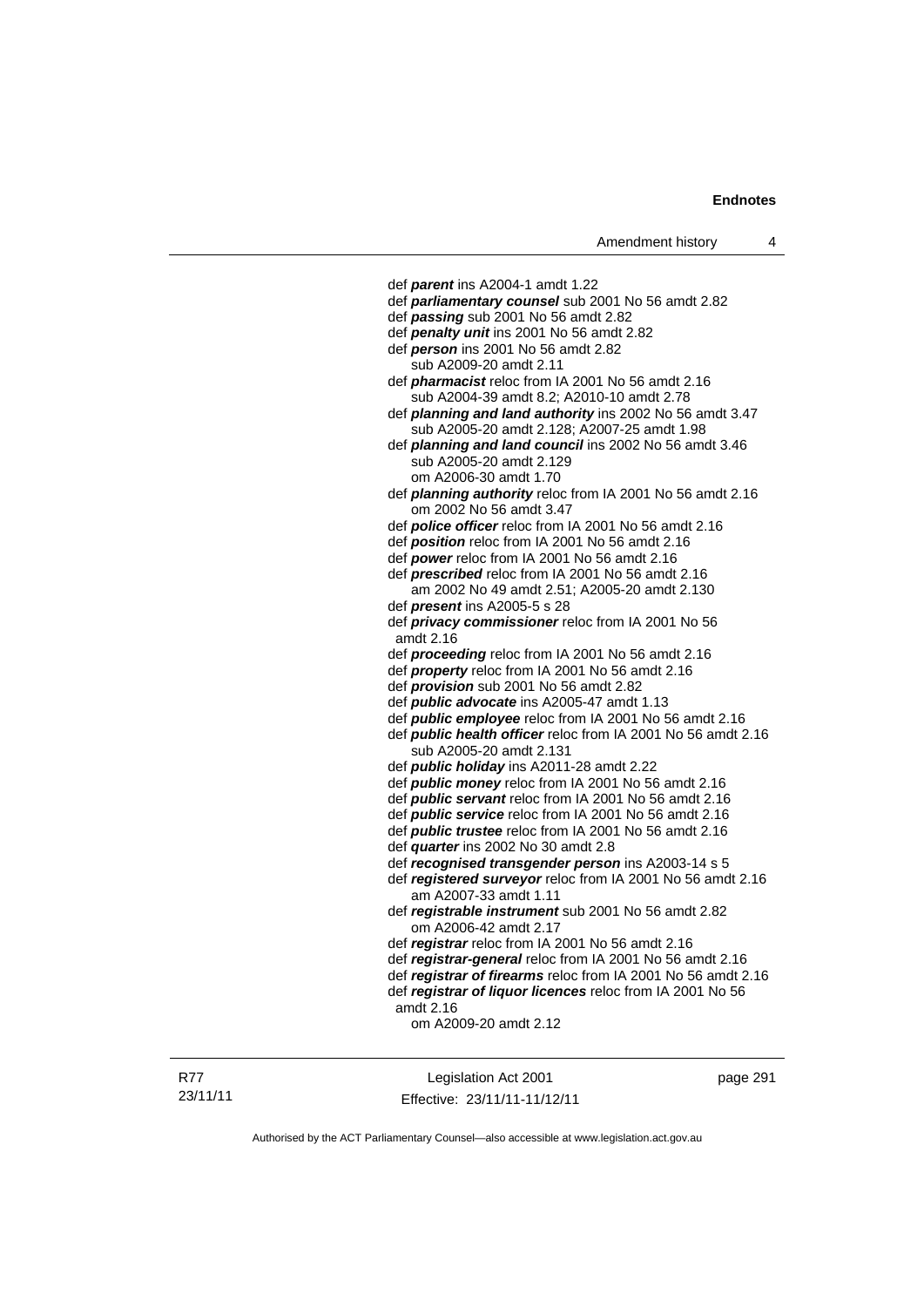def ***parent*** ins A2004-1 amdt 1.22

def ***parliamentary counsel*** sub 2001 No 56 amdt 2.82

def ***passing*** sub 2001 No 56 amdt 2.82

def ***penalty unit*** ins 2001 No 56 amdt 2.82

def ***person*** ins 2001 No 56 amdt 2.82
    sub A2009-20 amdt 2.11

def ***pharmacist*** reloc from IA 2001 No 56 amdt 2.16
    sub A2004-39 amdt 8.2; A2010-10 amdt 2.78

def ***planning and land authority*** ins 2002 No 56 amdt 3.47
    sub A2005-20 amdt 2.128; A2007-25 amdt 1.98

def ***planning and land council*** ins 2002 No 56 amdt 3.46
    sub A2005-20 amdt 2.129
    om A2006-30 amdt 1.70

def ***planning authority*** reloc from IA 2001 No 56 amdt 2.16
    om 2002 No 56 amdt 3.47

def ***police officer*** reloc from IA 2001 No 56 amdt 2.16

def ***position*** reloc from IA 2001 No 56 amdt 2.16

def ***power*** reloc from IA 2001 No 56 amdt 2.16

def ***prescribed*** reloc from IA 2001 No 56 amdt 2.16
    am 2002 No 49 amdt 2.51; A2005-20 amdt 2.130

def ***present*** ins A2005-5 s 28

def ***privacy commissioner*** reloc from IA 2001 No 56 amdt 2.16

def ***proceeding*** reloc from IA 2001 No 56 amdt 2.16

def ***property*** reloc from IA 2001 No 56 amdt 2.16

def ***provision*** sub 2001 No 56 amdt 2.82

def ***public advocate*** ins A2005-47 amdt 1.13

def ***public employee*** reloc from IA 2001 No 56 amdt 2.16

def ***public health officer*** reloc from IA 2001 No 56 amdt 2.16
    sub A2005-20 amdt 2.131

def ***public holiday*** ins A2011-28 amdt 2.22

def ***public money*** reloc from IA 2001 No 56 amdt 2.16

def ***public servant*** reloc from IA 2001 No 56 amdt 2.16

def ***public service*** reloc from IA 2001 No 56 amdt 2.16

def ***public trustee*** reloc from IA 2001 No 56 amdt 2.16

def ***quarter*** ins 2002 No 30 amdt 2.8

def ***recognised transgender person*** ins A2003-14 s 5

def ***registered surveyor*** reloc from IA 2001 No 56 amdt 2.16
    am A2007-33 amdt 1.11

def ***registrable instrument*** sub 2001 No 56 amdt 2.82
    om A2006-42 amdt 2.17

def ***registrar*** reloc from IA 2001 No 56 amdt 2.16

def ***registrar-general*** reloc from IA 2001 No 56 amdt 2.16

def ***registrar of firearms*** reloc from IA 2001 No 56 amdt 2.16

def ***registrar of liquor licences*** reloc from IA 2001 No 56 amdt 2.16
    om A2009-20 amdt 2.12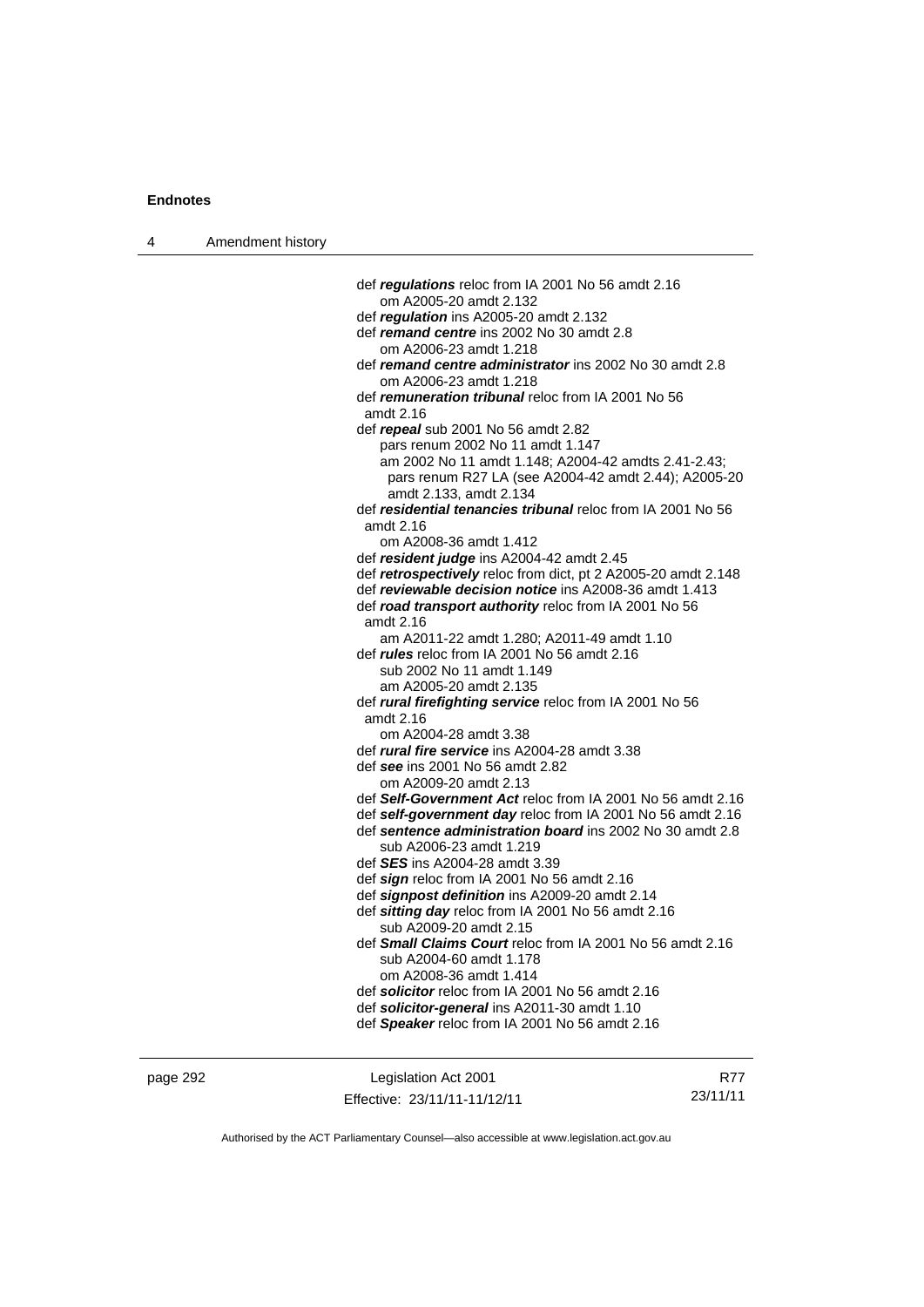def ***regulations*** reloc from IA 2001 No 56 amdt 2.16
om A2005-20 amdt 2.132

def ***regulation*** ins A2005-20 amdt 2.132

def ***remand centre*** ins 2002 No 30 amdt 2.8
om A2006-23 amdt 1.218

def ***remand centre administrator*** ins 2002 No 30 amdt 2.8
om A2006-23 amdt 1.218

def ***remuneration tribunal*** reloc from IA 2001 No 56 amdt 2.16

def ***repeal*** sub 2001 No 56 amdt 2.82
pars renum 2002 No 11 amdt 1.147
am 2002 No 11 amdt 1.148; A2004-42 amdts 2.41-2.43; pars renum R27 LA (see A2004-42 amdt 2.44); A2005-20 amdt 2.133, amdt 2.134

def ***residential tenancies tribunal*** reloc from IA 2001 No 56 amdt 2.16
om A2008-36 amdt 1.412

def ***resident judge*** ins A2004-42 amdt 2.45

def ***retrospectively*** reloc from dict, pt 2 A2005-20 amdt 2.148

def ***reviewable decision notice*** ins A2008-36 amdt 1.413

def ***road transport authority*** reloc from IA 2001 No 56 amdt 2.16
am A2011-22 amdt 1.280; A2011-49 amdt 1.10

def ***rules*** reloc from IA 2001 No 56 amdt 2.16
sub 2002 No 11 amdt 1.149
am A2005-20 amdt 2.135

def ***rural firefighting service*** reloc from IA 2001 No 56 amdt 2.16
om A2004-28 amdt 3.38

def ***rural fire service*** ins A2004-28 amdt 3.38

def ***see*** ins 2001 No 56 amdt 2.82
om A2009-20 amdt 2.13

def ***Self-Government Act*** reloc from IA 2001 No 56 amdt 2.16

def ***self-government day*** reloc from IA 2001 No 56 amdt 2.16

def ***sentence administration board*** ins 2002 No 30 amdt 2.8
sub A2006-23 amdt 1.219

def ***SES*** ins A2004-28 amdt 3.39

def ***sign*** reloc from IA 2001 No 56 amdt 2.16

def ***signpost definition*** ins A2009-20 amdt 2.14

def ***sitting day*** reloc from IA 2001 No 56 amdt 2.16
sub A2009-20 amdt 2.15

def ***Small Claims Court*** reloc from IA 2001 No 56 amdt 2.16
sub A2004-60 amdt 1.178
om A2008-36 amdt 1.414

def ***solicitor*** reloc from IA 2001 No 56 amdt 2.16

def ***solicitor-general*** ins A2011-30 amdt 1.10

def ***Speaker*** reloc from IA 2001 No 56 amdt 2.16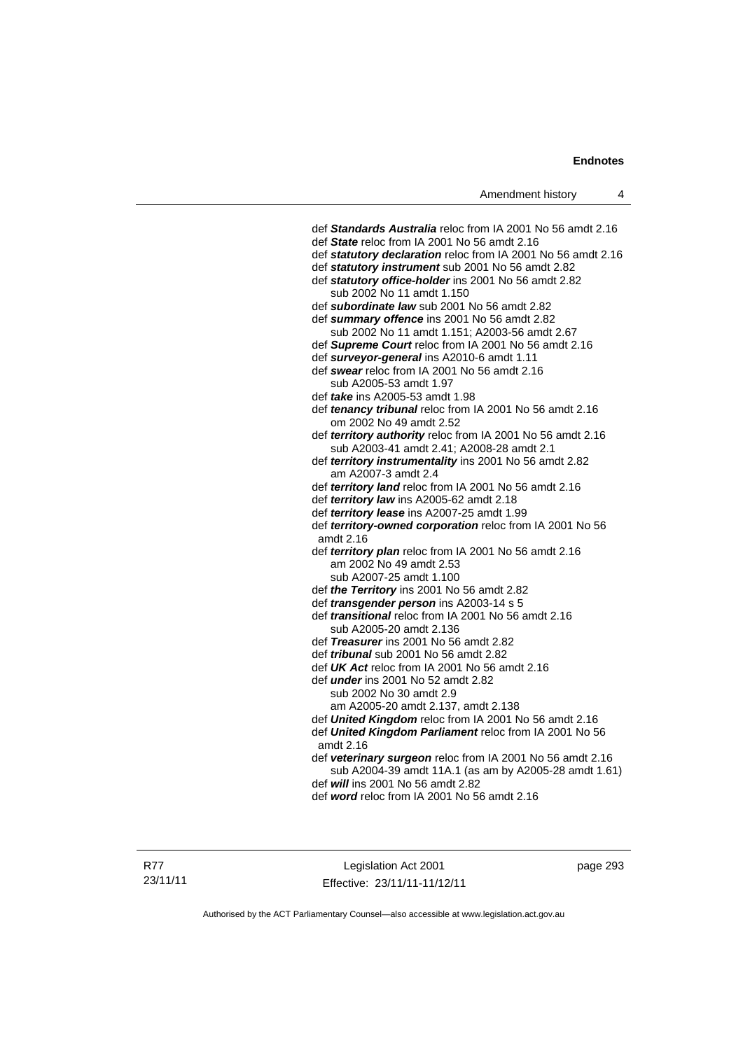def ***Standards Australia*** reloc from IA 2001 No 56 amdt 2.16
def ***State*** reloc from IA 2001 No 56 amdt 2.16
def ***statutory declaration*** reloc from IA 2001 No 56 amdt 2.16
def ***statutory instrument*** sub 2001 No 56 amdt 2.82
def ***statutory office-holder*** ins 2001 No 56 amdt 2.82
 sub 2002 No 11 amdt 1.150
def ***subordinate law*** sub 2001 No 56 amdt 2.82
def ***summary offence*** ins 2001 No 56 amdt 2.82
 sub 2002 No 11 amdt 1.151; A2003-56 amdt 2.67
def ***Supreme Court*** reloc from IA 2001 No 56 amdt 2.16
def ***surveyor-general*** ins A2010-6 amdt 1.11
def ***swear*** reloc from IA 2001 No 56 amdt 2.16
 sub A2005-53 amdt 1.97
def ***take*** ins A2005-53 amdt 1.98
def ***tenancy tribunal*** reloc from IA 2001 No 56 amdt 2.16
 om 2002 No 49 amdt 2.52
def ***territory authority*** reloc from IA 2001 No 56 amdt 2.16
 sub A2003-41 amdt 2.41; A2008-28 amdt 2.1
def ***territory instrumentality*** ins 2001 No 56 amdt 2.82
 am A2007-3 amdt 2.4
def ***territory land*** reloc from IA 2001 No 56 amdt 2.16
def ***territory law*** ins A2005-62 amdt 2.18
def ***territory lease*** ins A2007-25 amdt 1.99
def ***territory-owned corporation*** reloc from IA 2001 No 56 amdt 2.16
def ***territory plan*** reloc from IA 2001 No 56 amdt 2.16
 am 2002 No 49 amdt 2.53
 sub A2007-25 amdt 1.100
def ***the Territory*** ins 2001 No 56 amdt 2.82
def ***transgender person*** ins A2003-14 s 5
def ***transitional*** reloc from IA 2001 No 56 amdt 2.16
 sub A2005-20 amdt 2.136
def ***Treasurer*** ins 2001 No 56 amdt 2.82
def ***tribunal*** sub 2001 No 56 amdt 2.82
def ***UK Act*** reloc from IA 2001 No 56 amdt 2.16
def ***under*** ins 2001 No 52 amdt 2.82
 sub 2002 No 30 amdt 2.9
 am A2005-20 amdt 2.137, amdt 2.138
def ***United Kingdom*** reloc from IA 2001 No 56 amdt 2.16
def ***United Kingdom Parliament*** reloc from IA 2001 No 56 amdt 2.16
def ***veterinary surgeon*** reloc from IA 2001 No 56 amdt 2.16
 sub A2004-39 amdt 11A.1 (as am by A2005-28 amdt 1.61)
def ***will*** ins 2001 No 56 amdt 2.82
def ***word*** reloc from IA 2001 No 56 amdt 2.16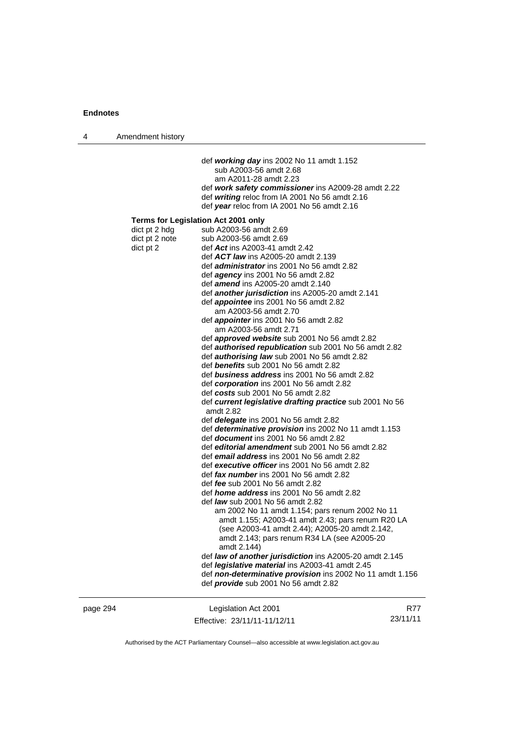def ***working day*** ins 2002 No 11 amdt 1.152
sub A2003-56 amdt 2.68
am A2011-28 amdt 2.23
def ***work safety commissioner*** ins A2009-28 amdt 2.22
def ***writing*** reloc from IA 2001 No 56 amdt 2.16
def ***year*** reloc from IA 2001 No 56 amdt 2.16

**Terms for Legislation Act 2001 only**

dict pt 2 hdg sub A2003-56 amdt 2.69
dict pt 2 note sub A2003-56 amdt 2.69
dict pt 2 def ***Act*** ins A2003-41 amdt 2.42
def ***ACT law*** ins A2005-20 amdt 2.139
def ***administrator*** ins 2001 No 56 amdt 2.82
def ***agency*** ins 2001 No 56 amdt 2.82
def ***amend*** ins A2005-20 amdt 2.140
def ***another jurisdiction*** ins A2005-20 amdt 2.141
def ***appointee*** ins 2001 No 56 amdt 2.82
am A2003-56 amdt 2.70
def ***appointer*** ins 2001 No 56 amdt 2.82
am A2003-56 amdt 2.71
def ***approved website*** sub 2001 No 56 amdt 2.82
def ***authorised republication*** sub 2001 No 56 amdt 2.82
def ***authorising law*** sub 2001 No 56 amdt 2.82
def ***benefits*** sub 2001 No 56 amdt 2.82
def ***business address*** ins 2001 No 56 amdt 2.82
def ***corporation*** ins 2001 No 56 amdt 2.82
def ***costs*** sub 2001 No 56 amdt 2.82
def ***current legislative drafting practice*** sub 2001 No 56 amdt 2.82
def ***delegate*** ins 2001 No 56 amdt 2.82
def ***determinative provision*** ins 2002 No 11 amdt 1.153
def ***document*** ins 2001 No 56 amdt 2.82
def ***editorial amendment*** sub 2001 No 56 amdt 2.82
def ***email address*** ins 2001 No 56 amdt 2.82
def ***executive officer*** ins 2001 No 56 amdt 2.82
def ***fax number*** ins 2001 No 56 amdt 2.82
def ***fee*** sub 2001 No 56 amdt 2.82
def ***home address*** ins 2001 No 56 amdt 2.82
def ***law*** sub 2001 No 56 amdt 2.82
am 2002 No 11 amdt 1.154; pars renum 2002 No 11 amdt 1.155; A2003-41 amdt 2.43; pars renum R20 LA (see A2003-41 amdt 2.44); A2005-20 amdt 2.142, amdt 2.143; pars renum R34 LA (see A2005-20 amdt 2.144)
def ***law of another jurisdiction*** ins A2005-20 amdt 2.145
def ***legislative material*** ins A2003-41 amdt 2.45
def ***non-determinative provision*** ins 2002 No 11 amdt 1.156
def ***provide*** sub 2001 No 56 amdt 2.82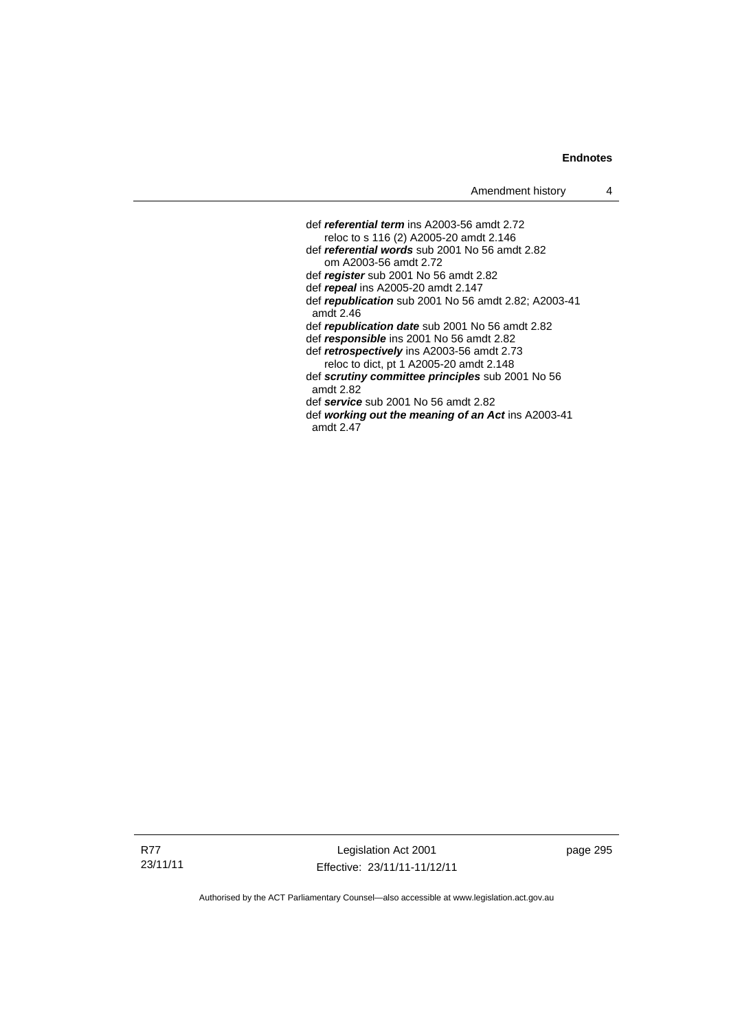def ***referential term*** ins A2003-56 amdt 2.72
reloc to s 116 (2) A2005-20 amdt 2.146

def ***referential words*** sub 2001 No 56 amdt 2.82
om A2003-56 amdt 2.72

def ***register*** sub 2001 No 56 amdt 2.82

def ***repeal*** ins A2005-20 amdt 2.147

def ***republication*** sub 2001 No 56 amdt 2.82; A2003-41 amdt 2.46

def ***republication date*** sub 2001 No 56 amdt 2.82

def ***responsible*** ins 2001 No 56 amdt 2.82

def ***retrospectively*** ins A2003-56 amdt 2.73
reloc to dict, pt 1 A2005-20 amdt 2.148

def ***scrutiny committee principles*** sub 2001 No 56 amdt 2.82

def ***service*** sub 2001 No 56 amdt 2.82

def ***working out the meaning of an Act*** ins A2003-41 amdt 2.47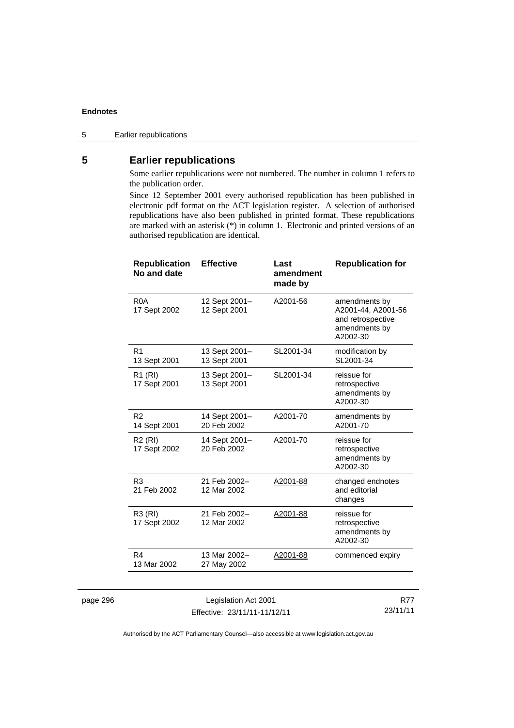## 5 Earlier republications

Some earlier republications were not numbered. The number in column 1 refers to the publication order.

Since 12 September 2001 every authorised republication has been published in electronic pdf format on the ACT legislation register. A selection of authorised republications have also been published in printed format. These republications are marked with an asterisk (*) in column 1. Electronic and printed versions of an authorised republication are identical.

| Republication No and date | Effective | Last amendment made by | Republication for |
|---|---|---|---|
| R0A<br>17 Sept 2002 | 12 Sept 2001–<br>12 Sept 2001 | A2001-56 | amendments by A2001-44, A2001-56 and retrospective amendments by A2002-30 |
| R1<br>13 Sept 2001 | 13 Sept 2001–<br>13 Sept 2001 | SL2001-34 | modification by SL2001-34 |
| R1 (RI)<br>17 Sept 2001 | 13 Sept 2001–<br>13 Sept 2001 | SL2001-34 | reissue for retrospective amendments by A2002-30 |
| R2<br>14 Sept 2001 | 14 Sept 2001–<br>20 Feb 2002 | A2001-70 | amendments by A2001-70 |
| R2 (RI)<br>17 Sept 2002 | 14 Sept 2001–<br>20 Feb 2002 | A2001-70 | reissue for retrospective amendments by A2002-30 |
| R3<br>21 Feb 2002 | 21 Feb 2002–<br>12 Mar 2002 | A2001-88 | changed endnotes and editorial changes |
| R3 (RI)<br>17 Sept 2002 | 21 Feb 2002–<br>12 Mar 2002 | A2001-88 | reissue for retrospective amendments by A2002-30 |
| R4<br>13 Mar 2002 | 13 Mar 2002–<br>27 May 2002 | A2001-88 | commenced expiry |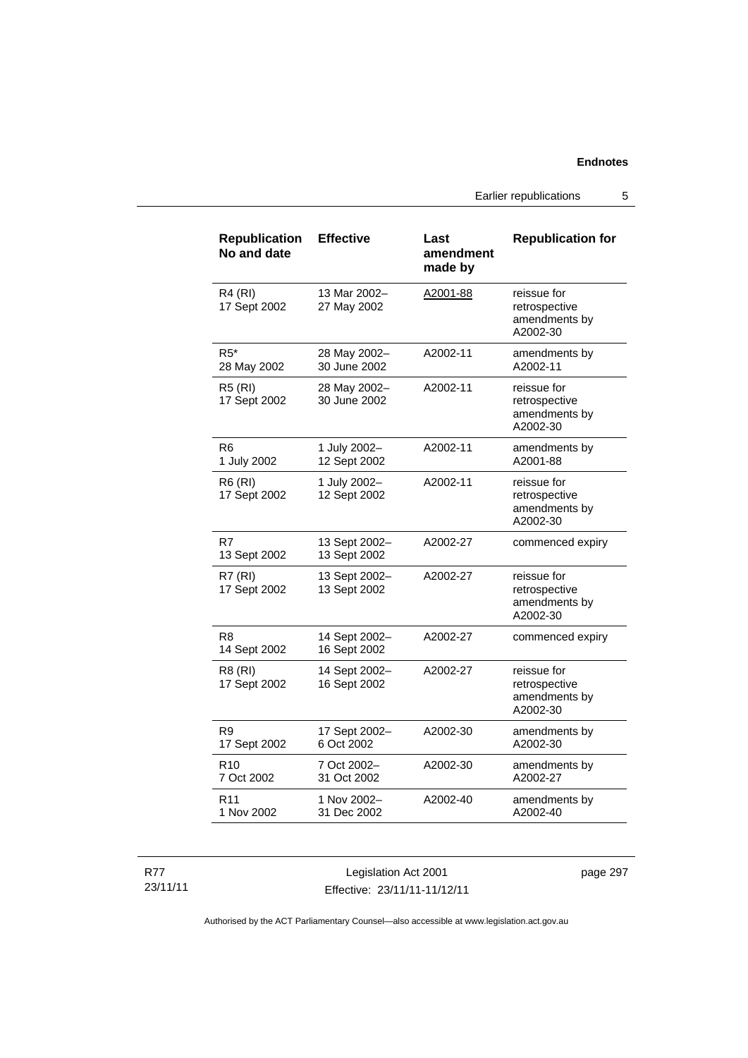| Republication No and date | Effective | Last amendment made by | Republication for |
|---|---|---|---|
| R4 (RI) 17 Sept 2002 | 13 Mar 2002– 27 May 2002 | A2001-88 | reissue for retrospective amendments by A2002-30 |
| R5* 28 May 2002 | 28 May 2002– 30 June 2002 | A2002-11 | amendments by A2002-11 |
| R5 (RI) 17 Sept 2002 | 28 May 2002– 30 June 2002 | A2002-11 | reissue for retrospective amendments by A2002-30 |
| R6 1 July 2002 | 1 July 2002– 12 Sept 2002 | A2002-11 | amendments by A2001-88 |
| R6 (RI) 17 Sept 2002 | 1 July 2002– 12 Sept 2002 | A2002-11 | reissue for retrospective amendments by A2002-30 |
| R7 13 Sept 2002 | 13 Sept 2002– 13 Sept 2002 | A2002-27 | commenced expiry |
| R7 (RI) 17 Sept 2002 | 13 Sept 2002– 13 Sept 2002 | A2002-27 | reissue for retrospective amendments by A2002-30 |
| R8 14 Sept 2002 | 14 Sept 2002– 16 Sept 2002 | A2002-27 | commenced expiry |
| R8 (RI) 17 Sept 2002 | 14 Sept 2002– 16 Sept 2002 | A2002-27 | reissue for retrospective amendments by A2002-30 |
| R9 17 Sept 2002 | 17 Sept 2002– 6 Oct 2002 | A2002-30 | amendments by A2002-30 |
| R10 7 Oct 2002 | 7 Oct 2002– 31 Oct 2002 | A2002-30 | amendments by A2002-27 |
| R11 1 Nov 2002 | 1 Nov 2002– 31 Dec 2002 | A2002-40 | amendments by A2002-40 |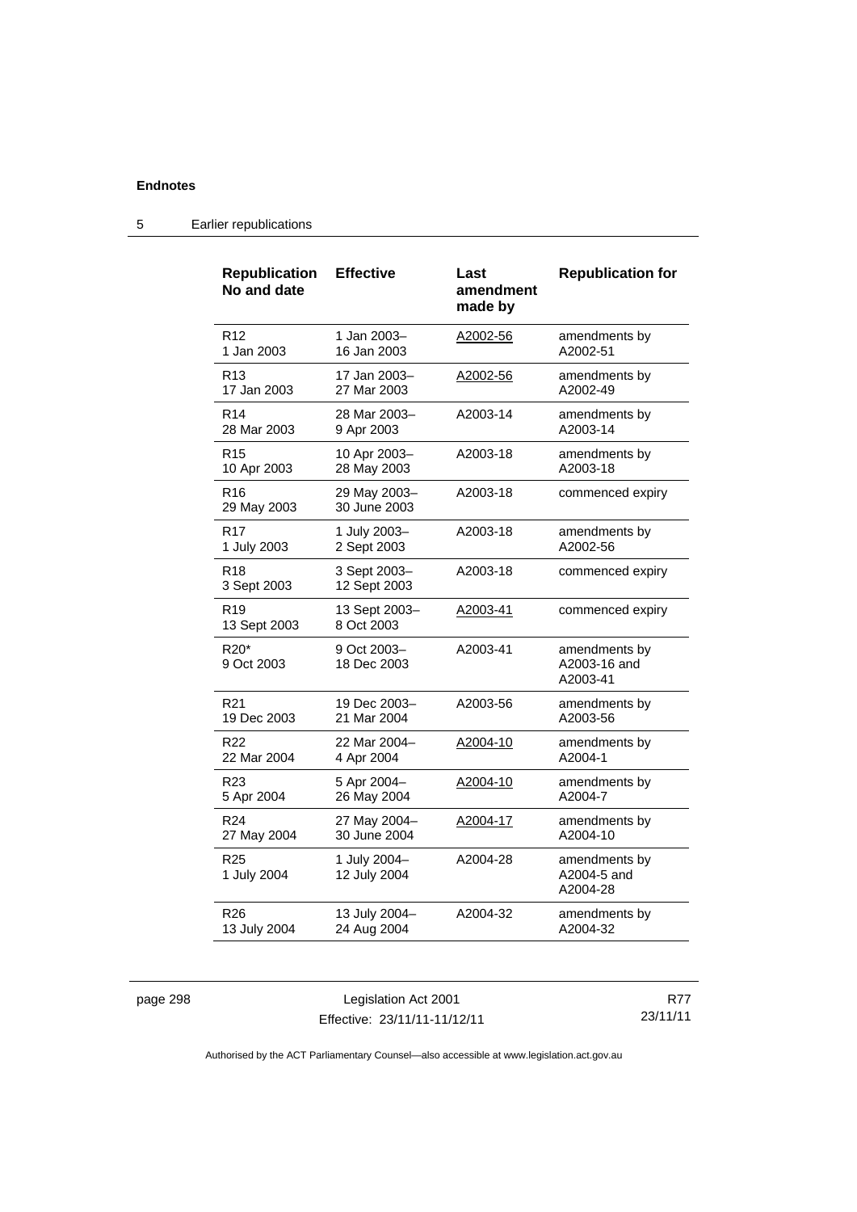| Republication No and date | Effective | Last amendment made by | Republication for |
|---|---|---|---|
| R12<br>1 Jan 2003 | 1 Jan 2003–<br>16 Jan 2003 | A2002-56 | amendments by A2002-51 |
| R13<br>17 Jan 2003 | 17 Jan 2003–<br>27 Mar 2003 | A2002-56 | amendments by A2002-49 |
| R14<br>28 Mar 2003 | 28 Mar 2003–<br>9 Apr 2003 | A2003-14 | amendments by A2003-14 |
| R15<br>10 Apr 2003 | 10 Apr 2003–<br>28 May 2003 | A2003-18 | amendments by A2003-18 |
| R16<br>29 May 2003 | 29 May 2003–<br>30 June 2003 | A2003-18 | commenced expiry |
| R17<br>1 July 2003 | 1 July 2003–<br>2 Sept 2003 | A2003-18 | amendments by A2002-56 |
| R18<br>3 Sept 2003 | 3 Sept 2003–<br>12 Sept 2003 | A2003-18 | commenced expiry |
| R19<br>13 Sept 2003 | 13 Sept 2003–<br>8 Oct 2003 | A2003-41 | commenced expiry |
| R20*<br>9 Oct 2003 | 9 Oct 2003–<br>18 Dec 2003 | A2003-41 | amendments by A2003-16 and A2003-41 |
| R21<br>19 Dec 2003 | 19 Dec 2003–<br>21 Mar 2004 | A2003-56 | amendments by A2003-56 |
| R22<br>22 Mar 2004 | 22 Mar 2004–<br>4 Apr 2004 | A2004-10 | amendments by A2004-1 |
| R23<br>5 Apr 2004 | 5 Apr 2004–<br>26 May 2004 | A2004-10 | amendments by A2004-7 |
| R24<br>27 May 2004 | 27 May 2004–<br>30 June 2004 | A2004-17 | amendments by A2004-10 |
| R25<br>1 July 2004 | 1 July 2004–<br>12 July 2004 | A2004-28 | amendments by A2004-5 and A2004-28 |
| R26<br>13 July 2004 | 13 July 2004–<br>24 Aug 2004 | A2004-32 | amendments by A2004-32 |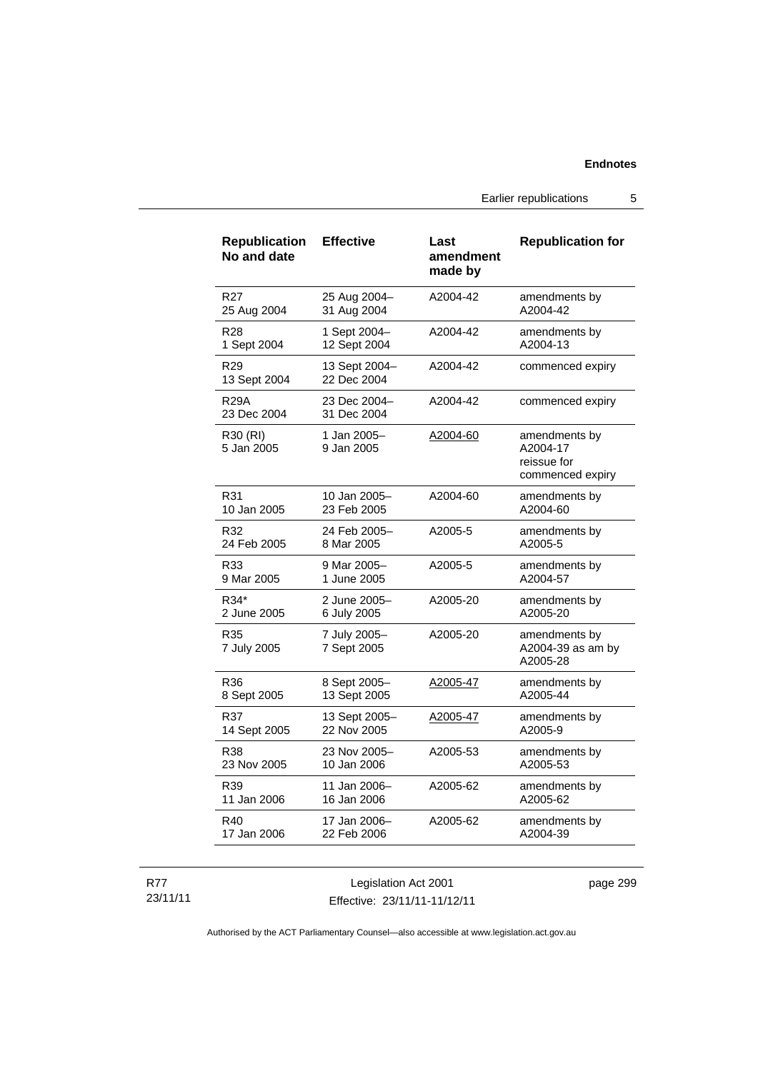| Republication No and date | Effective | Last amendment made by | Republication for |
|---|---|---|---|
| R27 25 Aug 2004 | 25 Aug 2004– 31 Aug 2004 | A2004-42 | amendments by A2004-42 |
| R28 1 Sept 2004 | 1 Sept 2004– 12 Sept 2004 | A2004-42 | amendments by A2004-13 |
| R29 13 Sept 2004 | 13 Sept 2004– 22 Dec 2004 | A2004-42 | commenced expiry |
| R29A 23 Dec 2004 | 23 Dec 2004– 31 Dec 2004 | A2004-42 | commenced expiry |
| R30 (RI) 5 Jan 2005 | 1 Jan 2005– 9 Jan 2005 | A2004-60 | amendments by A2004-17 reissue for commenced expiry |
| R31 10 Jan 2005 | 10 Jan 2005– 23 Feb 2005 | A2004-60 | amendments by A2004-60 |
| R32 24 Feb 2005 | 24 Feb 2005– 8 Mar 2005 | A2005-5 | amendments by A2005-5 |
| R33 9 Mar 2005 | 9 Mar 2005– 1 June 2005 | A2005-5 | amendments by A2004-57 |
| R34* 2 June 2005 | 2 June 2005– 6 July 2005 | A2005-20 | amendments by A2005-20 |
| R35 7 July 2005 | 7 July 2005– 7 Sept 2005 | A2005-20 | amendments by A2004-39 as am by A2005-28 |
| R36 8 Sept 2005 | 8 Sept 2005– 13 Sept 2005 | A2005-47 | amendments by A2005-44 |
| R37 14 Sept 2005 | 13 Sept 2005– 22 Nov 2005 | A2005-47 | amendments by A2005-9 |
| R38 23 Nov 2005 | 23 Nov 2005– 10 Jan 2006 | A2005-53 | amendments by A2005-53 |
| R39 11 Jan 2006 | 11 Jan 2006– 16 Jan 2006 | A2005-62 | amendments by A2005-62 |
| R40 17 Jan 2006 | 17 Jan 2006– 22 Feb 2006 | A2005-62 | amendments by A2004-39 |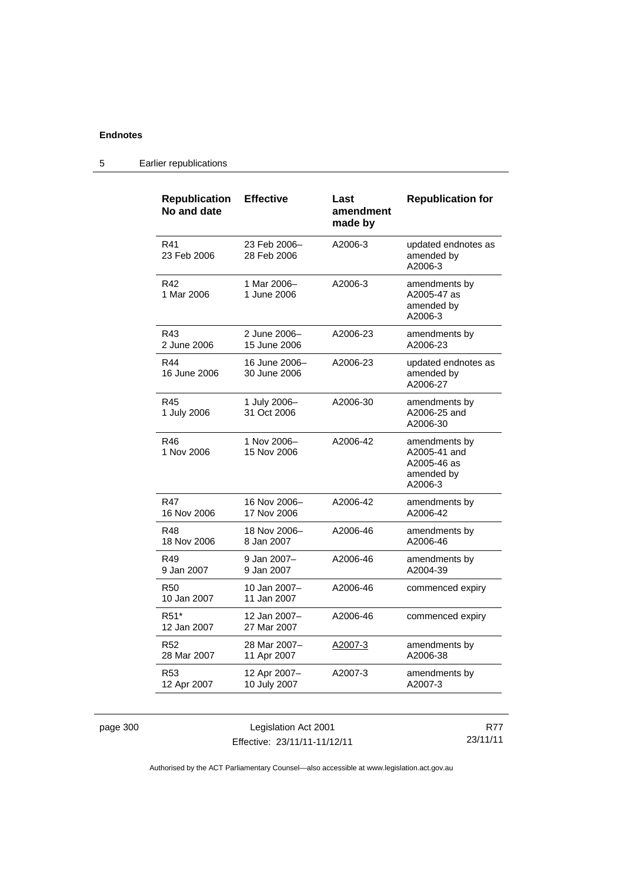| Republication No and date | Effective | Last amendment made by | Republication for |
|---|---|---|---|
| R41 23 Feb 2006 | 23 Feb 2006– 28 Feb 2006 | A2006-3 | updated endnotes as amended by A2006-3 |
| R42 1 Mar 2006 | 1 Mar 2006– 1 June 2006 | A2006-3 | amendments by A2005-47 as amended by A2006-3 |
| R43 2 June 2006 | 2 June 2006– 15 June 2006 | A2006-23 | amendments by A2006-23 |
| R44 16 June 2006 | 16 June 2006– 30 June 2006 | A2006-23 | updated endnotes as amended by A2006-27 |
| R45 1 July 2006 | 1 July 2006– 31 Oct 2006 | A2006-30 | amendments by A2006-25 and A2006-30 |
| R46 1 Nov 2006 | 1 Nov 2006– 15 Nov 2006 | A2006-42 | amendments by A2005-41 and A2005-46 as amended by A2006-3 |
| R47 16 Nov 2006 | 16 Nov 2006– 17 Nov 2006 | A2006-42 | amendments by A2006-42 |
| R48 18 Nov 2006 | 18 Nov 2006– 8 Jan 2007 | A2006-46 | amendments by A2006-46 |
| R49 9 Jan 2007 | 9 Jan 2007– 9 Jan 2007 | A2006-46 | amendments by A2004-39 |
| R50 10 Jan 2007 | 10 Jan 2007– 11 Jan 2007 | A2006-46 | commenced expiry |
| R51* 12 Jan 2007 | 12 Jan 2007– 27 Mar 2007 | A2006-46 | commenced expiry |
| R52 28 Mar 2007 | 28 Mar 2007– 11 Apr 2007 | A2007-3 | amendments by A2006-38 |
| R53 12 Apr 2007 | 12 Apr 2007– 10 July 2007 | A2007-3 | amendments by A2007-3 |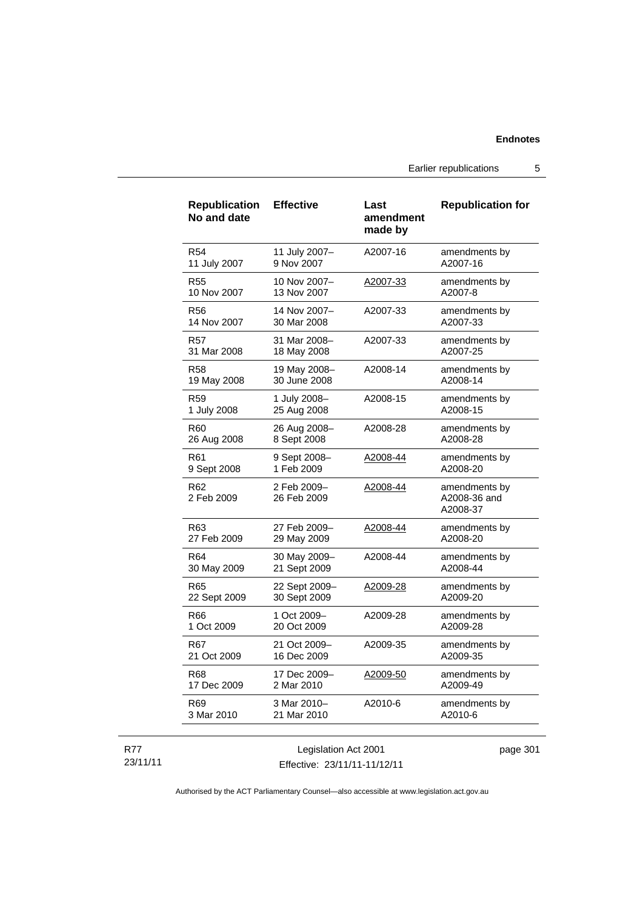| Republication No and date | Effective | Last amendment made by | Republication for |
| --- | --- | --- | --- |
| R54<br>11 July 2007 | 11 July 2007–<br>9 Nov 2007 | A2007-16 | amendments by<br>A2007-16 |
| R55<br>10 Nov 2007 | 10 Nov 2007–<br>13 Nov 2007 | A2007-33 | amendments by<br>A2007-8 |
| R56<br>14 Nov 2007 | 14 Nov 2007–<br>30 Mar 2008 | A2007-33 | amendments by<br>A2007-33 |
| R57<br>31 Mar 2008 | 31 Mar 2008–<br>18 May 2008 | A2007-33 | amendments by<br>A2007-25 |
| R58<br>19 May 2008 | 19 May 2008–<br>30 June 2008 | A2008-14 | amendments by<br>A2008-14 |
| R59<br>1 July 2008 | 1 July 2008–<br>25 Aug 2008 | A2008-15 | amendments by<br>A2008-15 |
| R60<br>26 Aug 2008 | 26 Aug 2008–<br>8 Sept 2008 | A2008-28 | amendments by<br>A2008-28 |
| R61<br>9 Sept 2008 | 9 Sept 2008–<br>1 Feb 2009 | A2008-44 | amendments by<br>A2008-20 |
| R62<br>2 Feb 2009 | 2 Feb 2009–<br>26 Feb 2009 | A2008-44 | amendments by<br>A2008-36 and<br>A2008-37 |
| R63<br>27 Feb 2009 | 27 Feb 2009–<br>29 May 2009 | A2008-44 | amendments by<br>A2008-20 |
| R64<br>30 May 2009 | 30 May 2009–<br>21 Sept 2009 | A2008-44 | amendments by<br>A2008-44 |
| R65<br>22 Sept 2009 | 22 Sept 2009–<br>30 Sept 2009 | A2009-28 | amendments by<br>A2009-20 |
| R66<br>1 Oct 2009 | 1 Oct 2009–<br>20 Oct 2009 | A2009-28 | amendments by<br>A2009-28 |
| R67<br>21 Oct 2009 | 21 Oct 2009–<br>16 Dec 2009 | A2009-35 | amendments by<br>A2009-35 |
| R68<br>17 Dec 2009 | 17 Dec 2009–<br>2 Mar 2010 | A2009-50 | amendments by<br>A2009-49 |
| R69<br>3 Mar 2010 | 3 Mar 2010–<br>21 Mar 2010 | A2010-6 | amendments by<br>A2010-6 |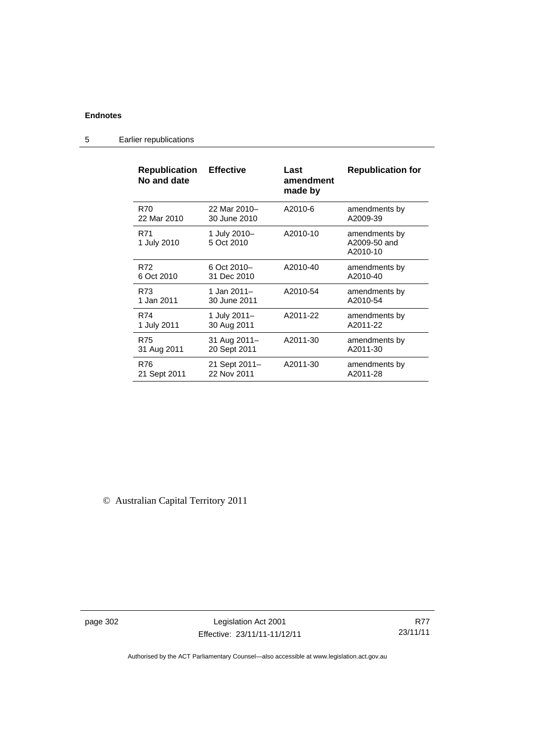| Republication No and date | Effective | Last amendment made by | Republication for |
|---|---|---|---|
| R70 22 Mar 2010 | 22 Mar 2010– 30 June 2010 | A2010-6 | amendments by A2009-39 |
| R71 1 July 2010 | 1 July 2010– 5 Oct 2010 | A2010-10 | amendments by A2009-50 and A2010-10 |
| R72 6 Oct 2010 | 6 Oct 2010– 31 Dec 2010 | A2010-40 | amendments by A2010-40 |
| R73 1 Jan 2011 | 1 Jan 2011– 30 June 2011 | A2010-54 | amendments by A2010-54 |
| R74 1 July 2011 | 1 July 2011– 30 Aug 2011 | A2011-22 | amendments by A2011-22 |
| R75 31 Aug 2011 | 31 Aug 2011– 20 Sept 2011 | A2011-30 | amendments by A2011-30 |
| R76 21 Sept 2011 | 21 Sept 2011– 22 Nov 2011 | A2011-30 | amendments by A2011-28 |

© Australian Capital Territory 2011